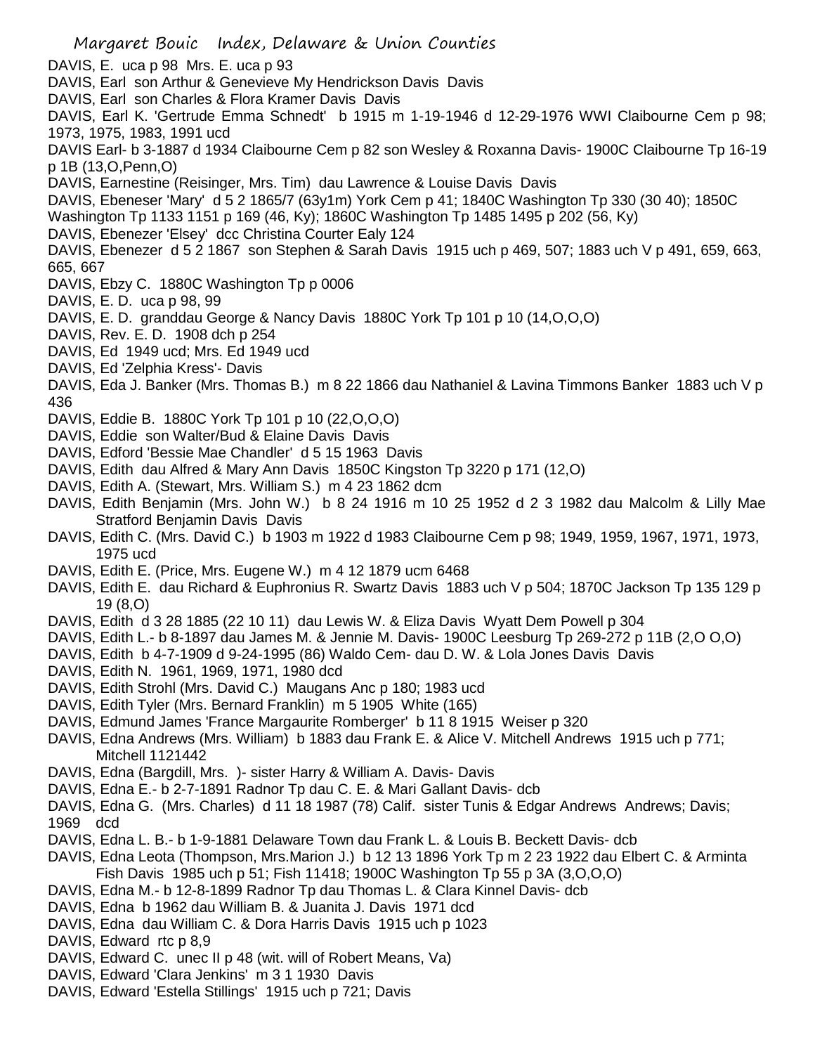DAVIS, E. uca p 98 Mrs. E. uca p 93

DAVIS, Earl son Arthur & Genevieve My Hendrickson Davis Davis

DAVIS, Earl son Charles & Flora Kramer Davis Davis

DAVIS, Earl K. 'Gertrude Emma Schnedt' b 1915 m 1-19-1946 d 12-29-1976 WWI Claibourne Cem p 98; 1973, 1975, 1983, 1991 ucd

DAVIS Earl- b 3-1887 d 1934 Claibourne Cem p 82 son Wesley & Roxanna Davis- 1900C Claibourne Tp 16-19 p 1B (13,O,Penn,O)

DAVIS, Earnestine (Reisinger, Mrs. Tim) dau Lawrence & Louise Davis Davis

DAVIS, Ebeneser 'Mary' d 5 2 1865/7 (63y1m) York Cem p 41; 1840C Washington Tp 330 (30 40); 1850C Washington Tp 1133 1151 p 169 (46, Ky); 1860C Washington Tp 1485 1495 p 202 (56, Ky)

DAVIS, Ebenezer 'Elsey' dcc Christina Courter Ealy 124

DAVIS, Ebenezer d 5 2 1867 son Stephen & Sarah Davis 1915 uch p 469, 507; 1883 uch V p 491, 659, 663, 665, 667

DAVIS, Ebzy C. 1880C Washington Tp p 0006

DAVIS, E. D. uca p 98, 99

DAVIS, E. D. granddau George & Nancy Davis 1880C York Tp 101 p 10 (14,O,O,O)

DAVIS, Rev. E. D. 1908 dch p 254

DAVIS, Ed 1949 ucd; Mrs. Ed 1949 ucd

DAVIS, Ed 'Zelphia Kress'- Davis

DAVIS, Eda J. Banker (Mrs. Thomas B.) m 8 22 1866 dau Nathaniel & Lavina Timmons Banker 1883 uch V p 436

DAVIS, Eddie B. 1880C York Tp 101 p 10 (22,O,O,O)

DAVIS, Eddie son Walter/Bud & Elaine Davis Davis

DAVIS, Edford 'Bessie Mae Chandler' d 5 15 1963 Davis

DAVIS, Edith dau Alfred & Mary Ann Davis 1850C Kingston Tp 3220 p 171 (12,O)

DAVIS, Edith A. (Stewart, Mrs. William S.) m 4 23 1862 dcm

DAVIS, Edith Benjamin (Mrs. John W.) b 8 24 1916 m 10 25 1952 d 2 3 1982 dau Malcolm & Lilly Mae Stratford Benjamin Davis Davis

DAVIS, Edith C. (Mrs. David C.) b 1903 m 1922 d 1983 Claibourne Cem p 98; 1949, 1959, 1967, 1971, 1973, 1975 ucd

DAVIS, Edith E. (Price, Mrs. Eugene W.) m 4 12 1879 ucm 6468

DAVIS, Edith E. dau Richard & Euphronius R. Swartz Davis 1883 uch V p 504; 1870C Jackson Tp 135 129 p 19 (8,O)

DAVIS, Edith d 3 28 1885 (22 10 11) dau Lewis W. & Eliza Davis Wyatt Dem Powell p 304

DAVIS, Edith L.- b 8-1897 dau James M. & Jennie M. Davis- 1900C Leesburg Tp 269-272 p 11B (2,O O,O)

DAVIS, Edith b 4-7-1909 d 9-24-1995 (86) Waldo Cem- dau D. W. & Lola Jones Davis Davis

DAVIS, Edith N. 1961, 1969, 1971, 1980 dcd

DAVIS, Edith Strohl (Mrs. David C.) Maugans Anc p 180; 1983 ucd

DAVIS, Edith Tyler (Mrs. Bernard Franklin) m 5 1905 White (165)

DAVIS, Edmund James 'France Margaurite Romberger' b 11 8 1915 Weiser p 320

DAVIS, Edna Andrews (Mrs. William) b 1883 dau Frank E. & Alice V. Mitchell Andrews 1915 uch p 771; Mitchell 1121442

DAVIS, Edna (Bargdill, Mrs. )- sister Harry & William A. Davis- Davis

DAVIS, Edna E.- b 2-7-1891 Radnor Tp dau C. E. & Mari Gallant Davis- dcb

DAVIS, Edna G. (Mrs. Charles) d 11 18 1987 (78) Calif. sister Tunis & Edgar Andrews Andrews; Davis; 1969 dcd

DAVIS, Edna L. B.- b 1-9-1881 Delaware Town dau Frank L. & Louis B. Beckett Davis- dcb

DAVIS, Edna Leota (Thompson, Mrs.Marion J.) b 12 13 1896 York Tp m 2 23 1922 dau Elbert C. & Armінta Fish Davis 1985 uch p 51; Fish 11418; 1900C Washington Tp 55 p 3A (3,O,O,O)

DAVIS, Edna M.- b 12-8-1899 Radnor Tp dau Thomas L. & Clara Kinnel Davis- dcb

DAVIS, Edna b 1962 dau William B. & Juanita J. Davis 1971 dcd

DAVIS, Edna dau William C. & Dora Harris Davis 1915 uch p 1023

DAVIS, Edward rtc p 8,9

DAVIS, Edward C. unec II p 48 (wit. will of Robert Means, Va)

DAVIS, Edward 'Clara Jenkins' m 3 1 1930 Davis

DAVIS, Edward 'Estella Stillings' 1915 uch p 721; Davis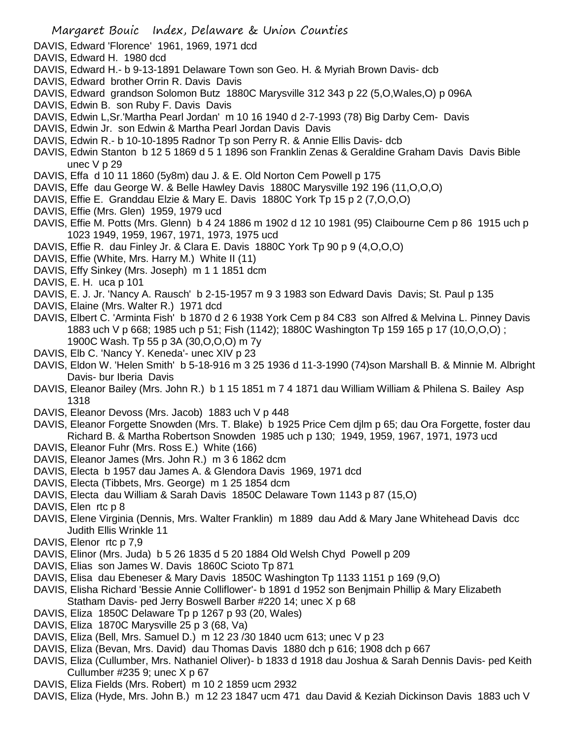DAVIS, Edward 'Florence' 1961, 1969, 1971 dcd
DAVIS, Edward H. 1980 dcd
DAVIS, Edward H.- b 9-13-1891 Delaware Town son Geo. H. & Myriah Brown Davis- dcb
DAVIS, Edward brother Orrin R. Davis Davis
DAVIS, Edward grandson Solomon Butz 1880C Marysville 312 343 p 22 (5,O,Wales,O) p 096A
DAVIS, Edwin B. son Ruby F. Davis Davis
DAVIS, Edwin L,Sr.'Martha Pearl Jordan' m 10 16 1940 d 2-7-1993 (78) Big Darby Cem- Davis
DAVIS, Edwin Jr. son Edwin & Martha Pearl Jordan Davis Davis
DAVIS, Edwin R.- b 10-10-1895 Radnor Tp son Perry R. & Annie Ellis Davis- dcb
DAVIS, Edwin Stanton b 12 5 1869 d 5 1 1896 son Franklin Zenas & Geraldine Graham Davis Davis Bible unec V p 29
DAVIS, Effa d 10 11 1860 (5y8m) dau J. & E. Old Norton Cem Powell p 175
DAVIS, Effe dau George W. & Belle Hawley Davis 1880C Marysville 192 196 (11,O,O,O)
DAVIS, Effie E. Granddau Elzie & Mary E. Davis 1880C York Tp 15 p 2 (7,O,O,O)
DAVIS, Effie (Mrs. Glenn) 1959, 1979 ucd
DAVIS, Effie M. Potts (Mrs. Glenn) b 4 24 1886 m 1902 d 12 10 1981 (95) Claibourne Cem p 86 1915 uch p 1023 1949, 1959, 1967, 1971, 1973, 1975 ucd
DAVIS, Effie R. dau Finley Jr. & Clara E. Davis 1880C York Tp 90 p 9 (4,O,O,O)
DAVIS, Effie (White, Mrs. Harry M.) White II (11)
DAVIS, Effy Sinkey (Mrs. Joseph) m 1 1 1851 dcm
DAVIS, E. H. uca p 101
DAVIS, E. J. Jr. 'Nancy A. Rausch' b 2-15-1957 m 9 3 1983 son Edward Davis Davis; St. Paul p 135
DAVIS, Elaine (Mrs. Walter R.) 1971 dcd
DAVIS, Elbert C. 'Arminta Fish' b 1870 d 2 6 1938 York Cem p 84 C83 son Alfred & Melvina L. Pinney Davis 1883 uch V p 668; 1985 uch p 51; Fish (1142); 1880C Washington Tp 159 165 p 17 (10,O,O,O) ; 1900C Wash. Tp 55 p 3A (30,O,O,O) m 7y
DAVIS, Elb C. 'Nancy Y. Keneda'- unec XIV p 23
DAVIS, Eldon W. 'Helen Smith' b 5-18-916 m 3 25 1936 d 11-3-1990 (74)son Marshall B. & Minnie M. Albright Davis- bur Iberia Davis
DAVIS, Eleanor Bailey (Mrs. John R.) b 1 15 1851 m 7 4 1871 dau William William & Philena S. Bailey Asp 1318
DAVIS, Eleanor Devoss (Mrs. Jacob) 1883 uch V p 448
DAVIS, Eleanor Forgette Snowden (Mrs. T. Blake) b 1925 Price Cem djlm p 65; dau Ora Forgette, foster dau Richard B. & Martha Robertson Snowden 1985 uch p 130; 1949, 1959, 1967, 1971, 1973 ucd
DAVIS, Eleanor Fuhr (Mrs. Ross E.) White (166)
DAVIS, Eleanor James (Mrs. John R.) m 3 6 1862 dcm
DAVIS, Electa b 1957 dau James A. & Glendora Davis 1969, 1971 dcd
DAVIS, Electa (Tibbets, Mrs. George) m 1 25 1854 dcm
DAVIS, Electa dau William & Sarah Davis 1850C Delaware Town 1143 p 87 (15,O)
DAVIS, Elen rtc p 8
DAVIS, Elene Virginia (Dennis, Mrs. Walter Franklin) m 1889 dau Add & Mary Jane Whitehead Davis dcc Judith Ellis Wrinkle 11
DAVIS, Elenor rtc p 7,9
DAVIS, Elinor (Mrs. Juda) b 5 26 1835 d 5 20 1884 Old Welsh Chyd Powell p 209
DAVIS, Elias son James W. Davis 1860C Scioto Tp 871
DAVIS, Elisa dau Ebeneser & Mary Davis 1850C Washington Tp 1133 1151 p 169 (9,O)
DAVIS, Elisha Richard 'Bessie Annie Colliflower'- b 1891 d 1952 son Benjmain Phillip & Mary Elizabeth Statham Davis- ped Jerry Boswell Barber #220 14; unec X p 68
DAVIS, Eliza 1850C Delaware Tp p 1267 p 93 (20, Wales)
DAVIS, Eliza 1870C Marysville 25 p 3 (68, Va)
DAVIS, Eliza (Bell, Mrs. Samuel D.) m 12 23 /30 1840 ucm 613; unec V p 23
DAVIS, Eliza (Bevan, Mrs. David) dau Thomas Davis 1880 dch p 616; 1908 dch p 667
DAVIS, Eliza (Cullumber, Mrs. Nathaniel Oliver)- b 1833 d 1918 dau Joshua & Sarah Dennis Davis- ped Keith Cullumber #235 9; unec X p 67
DAVIS, Eliza Fields (Mrs. Robert) m 10 2 1859 ucm 2932
DAVIS, Eliza (Hyde, Mrs. John B.) m 12 23 1847 ucm 471 dau David & Keziah Dickinson Davis 1883 uch V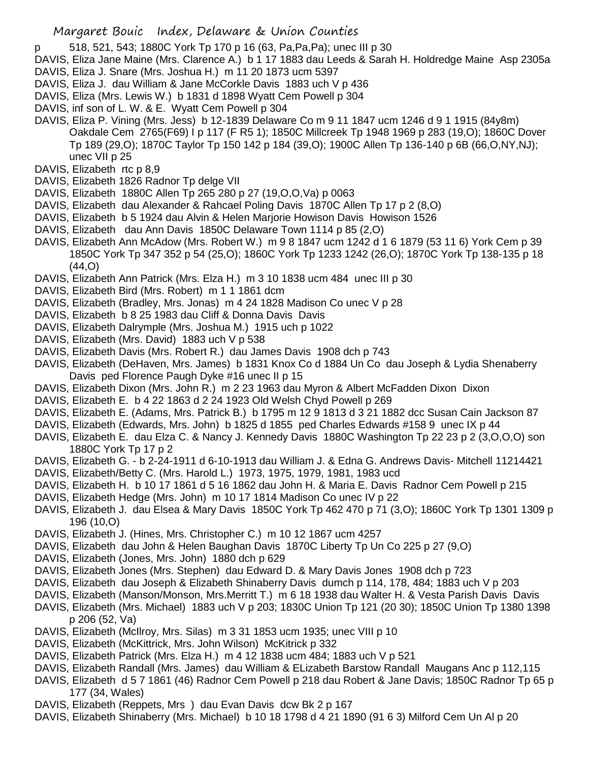p 518, 521, 543; 1880C York Tp 170 p 16 (63, Pa,Pa,Pa); unec III p 30

DAVIS, Eliza Jane Maine (Mrs. Clarence A.) b 1 17 1883 dau Leeds & Sarah H. Holdredge Maine Asp 2305a

DAVIS, Eliza J. Snare (Mrs. Joshua H.) m 11 20 1873 ucm 5397

DAVIS, Eliza J. dau William & Jane McCorkle Davis 1883 uch V p 436

DAVIS, Eliza (Mrs. Lewis W.) b 1831 d 1898 Wyatt Cem Powell p 304

DAVIS, inf son of L. W. & E. Wyatt Cem Powell p 304

DAVIS, Eliza P. Vining (Mrs. Jess) b 12-1839 Delaware Co m 9 11 1847 ucm 1246 d 9 1 1915 (84y8m) Oakdale Cem 2765(F69) I p 117 (F R5 1); 1850C Millcreek Tp 1948 1969 p 283 (19,O); 1860C Dover Tp 189 (29,O); 1870C Taylor Tp 150 142 p 184 (39,O); 1900C Allen Tp 136-140 p 6B (66,O,NY,NJ); unec VII p 25

DAVIS, Elizabeth rtc p 8,9

DAVIS, Elizabeth 1826 Radnor Tp delge VII

DAVIS, Elizabeth 1880C Allen Tp 265 280 p 27 (19,O,O,Va) p 0063

DAVIS, Elizabeth dau Alexander & Rahcael Poling Davis 1870C Allen Tp 17 p 2 (8,O)

DAVIS, Elizabeth b 5 1924 dau Alvin & Helen Marjorie Howison Davis Howison 1526

DAVIS, Elizabeth dau Ann Davis 1850C Delaware Town 1114 p 85 (2,O)

DAVIS, Elizabeth Ann McAdow (Mrs. Robert W.) m 9 8 1847 ucm 1242 d 1 6 1879 (53 11 6) York Cem p 39 1850C York Tp 347 352 p 54 (25,O); 1860C York Tp 1233 1242 (26,O); 1870C York Tp 138-135 p 18 (44,O)

DAVIS, Elizabeth Ann Patrick (Mrs. Elza H.) m 3 10 1838 ucm 484 unec III p 30

DAVIS, Elizabeth Bird (Mrs. Robert) m 1 1 1861 dcm

DAVIS, Elizabeth (Bradley, Mrs. Jonas) m 4 24 1828 Madison Co unec V p 28

DAVIS, Elizabeth b 8 25 1983 dau Cliff & Donna Davis Davis

DAVIS, Elizabeth Dalrymple (Mrs. Joshua M.) 1915 uch p 1022

DAVIS, Elizabeth (Mrs. David) 1883 uch V p 538

DAVIS, Elizabeth Davis (Mrs. Robert R.) dau James Davis 1908 dch p 743

DAVIS, Elizabeth (DeHaven, Mrs. James) b 1831 Knox Co d 1884 Un Co dau Joseph & Lydia Shenaberry Davis ped Florence Paugh Dyke #16 unec II p 15

DAVIS, Elizabeth Dixon (Mrs. John R.) m 2 23 1963 dau Myron & Albert McFadden Dixon Dixon

DAVIS, Elizabeth E. b 4 22 1863 d 2 24 1923 Old Welsh Chyd Powell p 269

DAVIS, Elizabeth E. (Adams, Mrs. Patrick B.) b 1795 m 12 9 1813 d 3 21 1882 dcc Susan Cain Jackson 87

DAVIS, Elizabeth (Edwards, Mrs. John) b 1825 d 1855 ped Charles Edwards #158 9 unec IX p 44

DAVIS, Elizabeth E. dau Elza C. & Nancy J. Kennedy Davis 1880C Washington Tp 22 23 p 2 (3,O,O,O) son 1880C York Tp 17 p 2

DAVIS, Elizabeth G. - b 2-24-1911 d 6-10-1913 dau William J. & Edna G. Andrews Davis- Mitchell 11214421

DAVIS, Elizabeth/Betty C. (Mrs. Harold L.) 1973, 1975, 1979, 1981, 1983 ucd

DAVIS, Elizabeth H. b 10 17 1861 d 5 16 1862 dau John H. & Maria E. Davis Radnor Cem Powell p 215

DAVIS, Elizabeth Hedge (Mrs. John) m 10 17 1814 Madison Co unec IV p 22

DAVIS, Elizabeth J. dau Elsea & Mary Davis 1850C York Tp 462 470 p 71 (3,O); 1860C York Tp 1301 1309 p 196 (10,O)

DAVIS, Elizabeth J. (Hines, Mrs. Christopher C.) m 10 12 1867 ucm 4257

DAVIS, Elizabeth dau John & Helen Baughan Davis 1870C Liberty Tp Un Co 225 p 27 (9,O)

DAVIS, Elizabeth (Jones, Mrs. John) 1880 dch p 629

DAVIS, Elizabeth Jones (Mrs. Stephen) dau Edward D. & Mary Davis Jones 1908 dch p 723

DAVIS, Elizabeth dau Joseph & Elizabeth Shinaberry Davis dumch p 114, 178, 484; 1883 uch V p 203

DAVIS, Elizabeth (Manson/Monson, Mrs.Merritt T.) m 6 18 1938 dau Walter H. & Vesta Parish Davis Davis

DAVIS, Elizabeth (Mrs. Michael) 1883 uch V p 203; 1830C Union Tp 121 (20 30); 1850C Union Tp 1380 1398 p 206 (52, Va)

DAVIS, Elizabeth (McIlroy, Mrs. Silas) m 3 31 1853 ucm 1935; unec VIII p 10

DAVIS, Elizabeth (McKittrick, Mrs. John Wilson) McKitrick p 332

DAVIS, Elizabeth Patrick (Mrs. Elza H.) m 4 12 1838 ucm 484; 1883 uch V p 521

DAVIS, Elizabeth Randall (Mrs. James) dau William & ELizabeth Barstow Randall Maugans Anc p 112,115

DAVIS, Elizabeth d 5 7 1861 (46) Radnor Cem Powell p 218 dau Robert & Jane Davis; 1850C Radnor Tp 65 p 177 (34, Wales)

DAVIS, Elizabeth (Reppets, Mrs ) dau Evan Davis dcw Bk 2 p 167

DAVIS, Elizabeth Shinaberry (Mrs. Michael) b 10 18 1798 d 4 21 1890 (91 6 3) Milford Cem Un Al p 20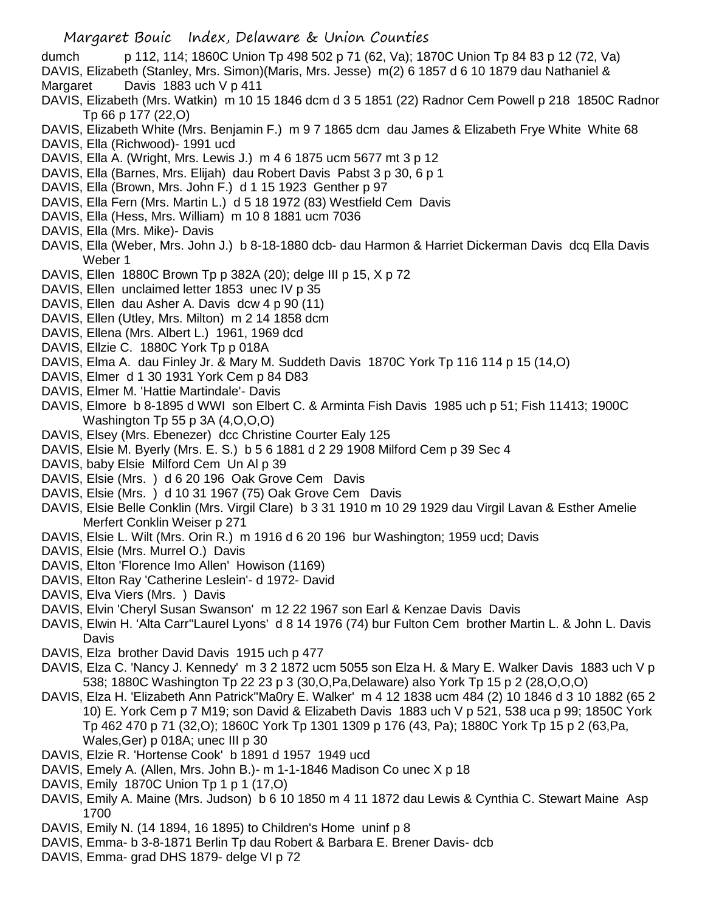dumch p 112, 114; 1860C Union Tp 498 502 p 71 (62, Va); 1870C Union Tp 84 83 p 12 (72, Va)

DAVIS, Elizabeth (Stanley, Mrs. Simon)(Maris, Mrs. Jesse) m(2) 6 1857 d 6 10 1879 dau Nathaniel & Margaret Davis 1883 uch V p 411

DAVIS, Elizabeth (Mrs. Watkin) m 10 15 1846 dcm d 3 5 1851 (22) Radnor Cem Powell p 218 1850C Radnor Tp 66 p 177 (22,O)

DAVIS, Elizabeth White (Mrs. Benjamin F.) m 9 7 1865 dcm dau James & Elizabeth Frye White White 68

DAVIS, Ella (Richwood)- 1991 ucd

DAVIS, Ella A. (Wright, Mrs. Lewis J.) m 4 6 1875 ucm 5677 mt 3 p 12

DAVIS, Ella (Barnes, Mrs. Elijah) dau Robert Davis Pabst 3 p 30, 6 p 1

DAVIS, Ella (Brown, Mrs. John F.) d 1 15 1923 Genther p 97

DAVIS, Ella Fern (Mrs. Martin L.) d 5 18 1972 (83) Westfield Cem Davis

DAVIS, Ella (Hess, Mrs. William) m 10 8 1881 ucm 7036

DAVIS, Ella (Mrs. Mike)- Davis

DAVIS, Ella (Weber, Mrs. John J.) b 8-18-1880 dcb- dau Harmon & Harriet Dickerman Davis dcq Ella Davis Weber 1

DAVIS, Ellen 1880C Brown Tp p 382A (20); delge III p 15, X p 72

DAVIS, Ellen unclaimed letter 1853 unec IV p 35

DAVIS, Ellen dau Asher A. Davis dcw 4 p 90 (11)

DAVIS, Ellen (Utley, Mrs. Milton) m 2 14 1858 dcm

DAVIS, Ellena (Mrs. Albert L.) 1961, 1969 dcd

DAVIS, Ellzie C. 1880C York Tp p 018A

DAVIS, Elma A. dau Finley Jr. & Mary M. Suddeth Davis 1870C York Tp 116 114 p 15 (14,O)

DAVIS, Elmer d 1 30 1931 York Cem p 84 D83

DAVIS, Elmer M. 'Hattie Martindale'- Davis

DAVIS, Elmore b 8-1895 d WWI son Elbert C. & Arminta Fish Davis 1985 uch p 51; Fish 11413; 1900C Washington Tp 55 p 3A (4,O,O,O)

DAVIS, Elsey (Mrs. Ebenezer) dcc Christine Courter Ealy 125

DAVIS, Elsie M. Byerly (Mrs. E. S.) b 5 6 1881 d 2 29 1908 Milford Cem p 39 Sec 4

DAVIS, baby Elsie Milford Cem Un Al p 39

DAVIS, Elsie (Mrs. ) d 6 20 196 Oak Grove Cem Davis

DAVIS, Elsie (Mrs. ) d 10 31 1967 (75) Oak Grove Cem Davis

DAVIS, Elsie Belle Conklin (Mrs. Virgil Clare) b 3 31 1910 m 10 29 1929 dau Virgil Lavan & Esther Amelie Merfert Conklin Weiser p 271

DAVIS, Elsie L. Wilt (Mrs. Orin R.) m 1916 d 6 20 196 bur Washington; 1959 ucd; Davis

DAVIS, Elsie (Mrs. Murrel O.) Davis

DAVIS, Elton 'Florence Imo Allen' Howison (1169)

DAVIS, Elton Ray 'Catherine Leslein'- d 1972- David

DAVIS, Elva Viers (Mrs. ) Davis

DAVIS, Elvin 'Cheryl Susan Swanson' m 12 22 1967 son Earl & Kenzae Davis Davis

DAVIS, Elwin H. 'Alta Carr''Laurel Lyons' d 8 14 1976 (74) bur Fulton Cem brother Martin L. & John L. Davis Davis

DAVIS, Elza brother David Davis 1915 uch p 477

DAVIS, Elza C. 'Nancy J. Kennedy' m 3 2 1872 ucm 5055 son Elza H. & Mary E. Walker Davis 1883 uch V p 538; 1880C Washington Tp 22 23 p 3 (30,O,Pa,Delaware) also York Tp 15 p 2 (28,O,O,O)

DAVIS, Elza H. 'Elizabeth Ann Patrick''Ma0ry E. Walker' m 4 12 1838 ucm 484 (2) 10 1846 d 3 10 1882 (65 2 10) E. York Cem p 7 M19; son David & Elizabeth Davis 1883 uch V p 521, 538 uca p 99; 1850C York Tp 462 470 p 71 (32,O); 1860C York Tp 1301 1309 p 176 (43, Pa); 1880C York Tp 15 p 2 (63,Pa, Wales,Ger) p 018A; unec III p 30

DAVIS, Elzie R. 'Hortense Cook' b 1891 d 1957 1949 ucd

DAVIS, Emely A. (Allen, Mrs. John B.)- m 1-1-1846 Madison Co unec X p 18

DAVIS, Emily 1870C Union Tp 1 p 1 (17,O)

DAVIS, Emily A. Maine (Mrs. Judson) b 6 10 1850 m 4 11 1872 dau Lewis & Cynthia C. Stewart Maine Asp 1700

DAVIS, Emily N. (14 1894, 16 1895) to Children's Home uninf p 8

DAVIS, Emma- b 3-8-1871 Berlin Tp dau Robert & Barbara E. Brener Davis- dcb

DAVIS, Emma- grad DHS 1879- delge VI p 72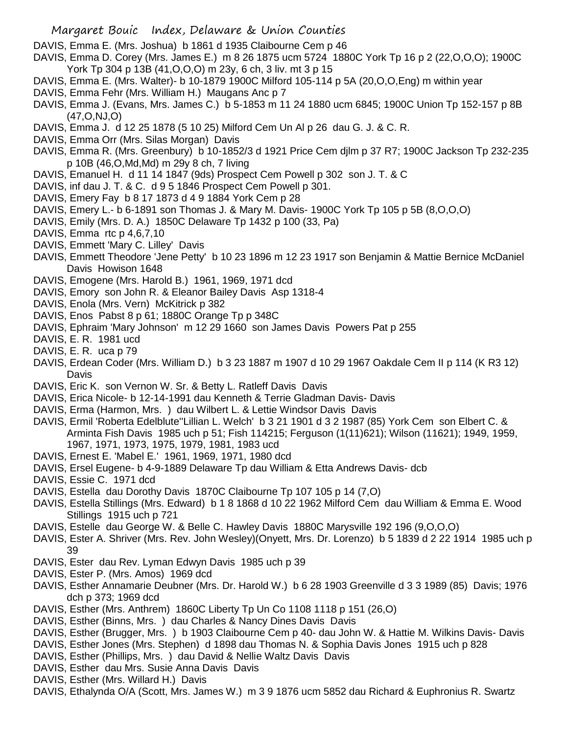DAVIS, Emma E. (Mrs. Joshua) b 1861 d 1935 Claibourne Cem p 46

DAVIS, Emma D. Corey (Mrs. James E.) m 8 26 1875 ucm 5724 1880C York Tp 16 p 2 (22,O,O,O); 1900C York Tp 304 p 13B (41,O,O,O) m 23y, 6 ch, 3 liv. mt 3 p 15

DAVIS, Emma E. (Mrs. Walter)- b 10-1879 1900C Milford 105-114 p 5A (20,O,O,Eng) m within year

DAVIS, Emma Fehr (Mrs. William H.) Maugans Anc p 7

DAVIS, Emma J. (Evans, Mrs. James C.) b 5-1853 m 11 24 1880 ucm 6845; 1900C Union Tp 152-157 p 8B (47,O,NJ,O)

DAVIS, Emma J. d 12 25 1878 (5 10 25) Milford Cem Un Al p 26 dau G. J. & C. R.

DAVIS, Emma Orr (Mrs. Silas Morgan) Davis

DAVIS, Emma R. (Mrs. Greenbury) b 10-1852/3 d 1921 Price Cem djlm p 37 R7; 1900C Jackson Tp 232-235 p 10B (46,O,Md,Md) m 29y 8 ch, 7 living

DAVIS, Emanuel H. d 11 14 1847 (9ds) Prospect Cem Powell p 302 son J. T. & C

DAVIS, inf dau J. T. & C. d 9 5 1846 Prospect Cem Powell p 301.

DAVIS, Emery Fay b 8 17 1873 d 4 9 1884 York Cem p 28

DAVIS, Emery L.- b 6-1891 son Thomas J. & Mary M. Davis- 1900C York Tp 105 p 5B (8,O,O,O)

DAVIS, Emily (Mrs. D. A.) 1850C Delaware Tp 1432 p 100 (33, Pa)

DAVIS, Emma rtc p 4,6,7,10

DAVIS, Emmett 'Mary C. Lilley' Davis

DAVIS, Emmett Theodore 'Jene Petty' b 10 23 1896 m 12 23 1917 son Benjamin & Mattie Bernice McDaniel Davis Howison 1648

DAVIS, Emogene (Mrs. Harold B.) 1961, 1969, 1971 dcd

DAVIS, Emory son John R. & Eleanor Bailey Davis Asp 1318-4

DAVIS, Enola (Mrs. Vern) McKitrick p 382

DAVIS, Enos Pabst 8 p 61; 1880C Orange Tp p 348C

DAVIS, Ephraim 'Mary Johnson' m 12 29 1660 son James Davis Powers Pat p 255

DAVIS, E. R. 1981 ucd

DAVIS, E. R. uca p 79

DAVIS, Erdean Coder (Mrs. William D.) b 3 23 1887 m 1907 d 10 29 1967 Oakdale Cem II p 114 (K R3 12) Davis

DAVIS, Eric K. son Vernon W. Sr. & Betty L. Ratleff Davis Davis

DAVIS, Erica Nicole- b 12-14-1991 dau Kenneth & Terrie Gladman Davis- Davis

DAVIS, Erma (Harmon, Mrs. ) dau Wilbert L. & Lettie Windsor Davis Davis

DAVIS, Ermil 'Roberta Edelblute''Lillian L. Welch' b 3 21 1901 d 3 2 1987 (85) York Cem son Elbert C. & Arminta Fish Davis 1985 uch p 51; Fish 114215; Ferguson (1(11)621); Wilson (11621); 1949, 1959, 1967, 1971, 1973, 1975, 1979, 1981, 1983 ucd

DAVIS, Ernest E. 'Mabel E.' 1961, 1969, 1971, 1980 dcd

DAVIS, Ersel Eugene- b 4-9-1889 Delaware Tp dau William & Etta Andrews Davis- dcb

DAVIS, Essie C. 1971 dcd

DAVIS, Estella dau Dorothy Davis 1870C Claibourne Tp 107 105 p 14 (7,O)

DAVIS, Estella Stillings (Mrs. Edward) b 1 8 1868 d 10 22 1962 Milford Cem dau William & Emma E. Wood Stillings 1915 uch p 721

DAVIS, Estelle dau George W. & Belle C. Hawley Davis 1880C Marysville 192 196 (9,O,O,O)

DAVIS, Ester A. Shriver (Mrs. Rev. John Wesley)(Onyett, Mrs. Dr. Lorenzo) b 5 1839 d 2 22 1914 1985 uch p 39

DAVIS, Ester dau Rev. Lyman Edwyn Davis 1985 uch p 39

DAVIS, Ester P. (Mrs. Amos) 1969 dcd

DAVIS, Esther Annamarie Deubner (Mrs. Dr. Harold W.) b 6 28 1903 Greenville d 3 3 1989 (85) Davis; 1976 dch p 373; 1969 dcd

DAVIS, Esther (Mrs. Anthrem) 1860C Liberty Tp Un Co 1108 1118 p 151 (26,O)

DAVIS, Esther (Binns, Mrs. ) dau Charles & Nancy Dines Davis Davis

DAVIS, Esther (Brugger, Mrs. ) b 1903 Claibourne Cem p 40- dau John W. & Hattie M. Wilkins Davis- Davis

DAVIS, Esther Jones (Mrs. Stephen) d 1898 dau Thomas N. & Sophia Davis Jones 1915 uch p 828

DAVIS, Esther (Phillips, Mrs. ) dau David & Nellie Waltz Davis Davis

DAVIS, Esther dau Mrs. Susie Anna Davis Davis

DAVIS, Esther (Mrs. Willard H.) Davis

DAVIS, Ethalynda O/A (Scott, Mrs. James W.) m 3 9 1876 ucm 5852 dau Richard & Euphronius R. Swartz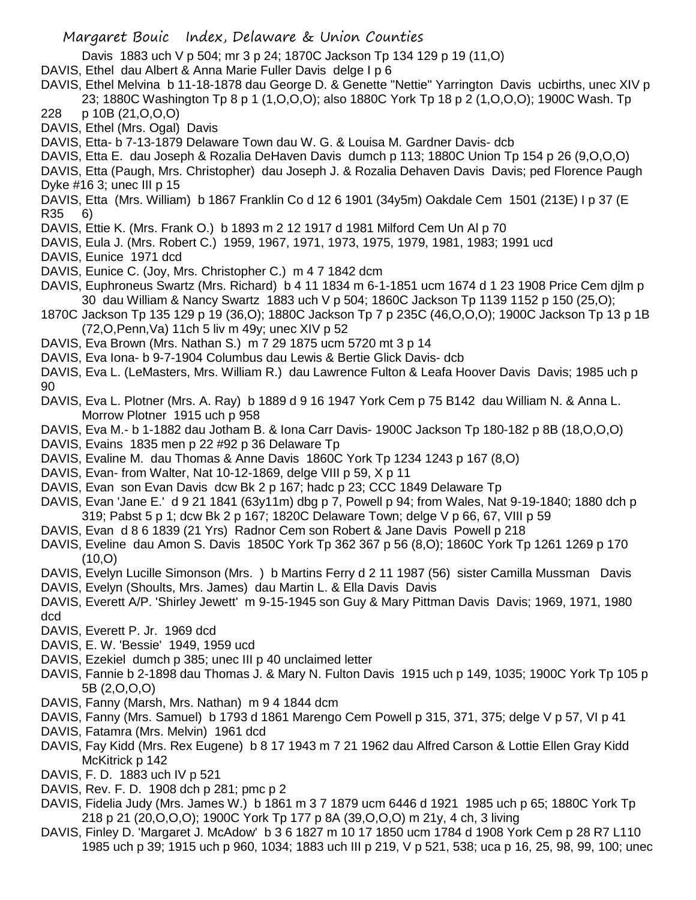Davis 1883 uch V p 504; mr 3 p 24; 1870C Jackson Tp 134 129 p 19 (11,O)

DAVIS, Ethel dau Albert & Anna Marie Fuller Davis delge I p 6

DAVIS, Ethel Melvina b 11-18-1878 dau George D. & Genette "Nettie" Yarrington Davis ucbirths, unec XIV p 23; 1880C Washington Tp 8 p 1 (1,O,O,O); also 1880C York Tp 18 p 2 (1,O,O,O); 1900C Wash. Tp 228 p 10B (21,O,O,O)

DAVIS, Ethel (Mrs. Ogal) Davis

DAVIS, Etta- b 7-13-1879 Delaware Town dau W. G. & Louisa M. Gardner Davis- dcb

DAVIS, Etta E. dau Joseph & Rozalia DeHaven Davis dumch p 113; 1880C Union Tp 154 p 26 (9,O,O,O)

DAVIS, Etta (Paugh, Mrs. Christopher) dau Joseph J. & Rozalia Dehaven Davis Davis; ped Florence Paugh Dyke #16 3; unec III p 15

DAVIS, Etta (Mrs. William) b 1867 Franklin Co d 12 6 1901 (34y5m) Oakdale Cem 1501 (213E) I p 37 (E R35 6)

DAVIS, Ettie K. (Mrs. Frank O.) b 1893 m 2 12 1917 d 1981 Milford Cem Un Al p 70

DAVIS, Eula J. (Mrs. Robert C.) 1959, 1967, 1971, 1973, 1975, 1979, 1981, 1983; 1991 ucd

DAVIS, Eunice 1971 dcd

DAVIS, Eunice C. (Joy, Mrs. Christopher C.) m 4 7 1842 dcm

DAVIS, Euphroneus Swartz (Mrs. Richard) b 4 11 1834 m 6-1-1851 ucm 1674 d 1 23 1908 Price Cem djlm p 30 dau William & Nancy Swartz 1883 uch V p 504; 1860C Jackson Tp 1139 1152 p 150 (25,O); 1870C Jackson Tp 135 129 p 19 (36,O); 1880C Jackson Tp 7 p 235C (46,O,O,O); 1900C Jackson Tp 13 p 1B (72,O,Penn,Va) 11ch 5 liv m 49y; unec XIV p 52

DAVIS, Eva Brown (Mrs. Nathan S.) m 7 29 1875 ucm 5720 mt 3 p 14

DAVIS, Eva Iona- b 9-7-1904 Columbus dau Lewis & Bertie Glick Davis- dcb

DAVIS, Eva L. (LeMasters, Mrs. William R.) dau Lawrence Fulton & Leafa Hoover Davis Davis; 1985 uch p 90

DAVIS, Eva L. Plotner (Mrs. A. Ray) b 1889 d 9 16 1947 York Cem p 75 B142 dau William N. & Anna L. Morrow Plotner 1915 uch p 958

DAVIS, Eva M.- b 1-1882 dau Jotham B. & Iona Carr Davis- 1900C Jackson Tp 180-182 p 8B (18,O,O,O)

DAVIS, Evains 1835 men p 22 #92 p 36 Delaware Tp

DAVIS, Evaline M. dau Thomas & Anne Davis 1860C York Tp 1234 1243 p 167 (8,O)

DAVIS, Evan- from Walter, Nat 10-12-1869, delge VIII p 59, X p 11

DAVIS, Evan son Evan Davis dcw Bk 2 p 167; hadc p 23; CCC 1849 Delaware Tp

DAVIS, Evan 'Jane E.' d 9 21 1841 (63y11m) dbg p 7, Powell p 94; from Wales, Nat 9-19-1840; 1880 dch p 319; Pabst 5 p 1; dcw Bk 2 p 167; 1820C Delaware Town; delge V p 66, 67, VIII p 59

DAVIS, Evan d 8 6 1839 (21 Yrs) Radnor Cem son Robert & Jane Davis Powell p 218

DAVIS, Eveline dau Amon S. Davis 1850C York Tp 362 367 p 56 (8,O); 1860C York Tp 1261 1269 p 170 (10,O)

DAVIS, Evelyn Lucille Simonson (Mrs. ) b Martins Ferry d 2 11 1987 (56) sister Camilla Mussman Davis

DAVIS, Evelyn (Shoults, Mrs. James) dau Martin L. & Ella Davis Davis

DAVIS, Everett A/P. 'Shirley Jewett' m 9-15-1945 son Guy & Mary Pittman Davis Davis; 1969, 1971, 1980 dcd

DAVIS, Everett P. Jr. 1969 dcd

DAVIS, E. W. 'Bessie' 1949, 1959 ucd

DAVIS, Ezekiel dumch p 385; unec III p 40 unclaimed letter

DAVIS, Fannie b 2-1898 dau Thomas J. & Mary N. Fulton Davis 1915 uch p 149, 1035; 1900C York Tp 105 p 5B (2,O,O,O)

DAVIS, Fanny (Marsh, Mrs. Nathan) m 9 4 1844 dcm

DAVIS, Fanny (Mrs. Samuel) b 1793 d 1861 Marengo Cem Powell p 315, 371, 375; delge V p 57, VI p 41

DAVIS, Fatamra (Mrs. Melvin) 1961 dcd

DAVIS, Fay Kidd (Mrs. Rex Eugene) b 8 17 1943 m 7 21 1962 dau Alfred Carson & Lottie Ellen Gray Kidd McKitrick p 142

DAVIS, F. D. 1883 uch IV p 521

DAVIS, Rev. F. D. 1908 dch p 281; pmc p 2

DAVIS, Fidelia Judy (Mrs. James W.) b 1861 m 3 7 1879 ucm 6446 d 1921 1985 uch p 65; 1880C York Tp 218 p 21 (20,O,O,O); 1900C York Tp 177 p 8A (39,O,O,O) m 21y, 4 ch, 3 living

DAVIS, Finley D. 'Margaret J. McAdow' b 3 6 1827 m 10 17 1850 ucm 1784 d 1908 York Cem p 28 R7 L110 1985 uch p 39; 1915 uch p 960, 1034; 1883 uch III p 219, V p 521, 538; uca p 16, 25, 98, 99, 100; unec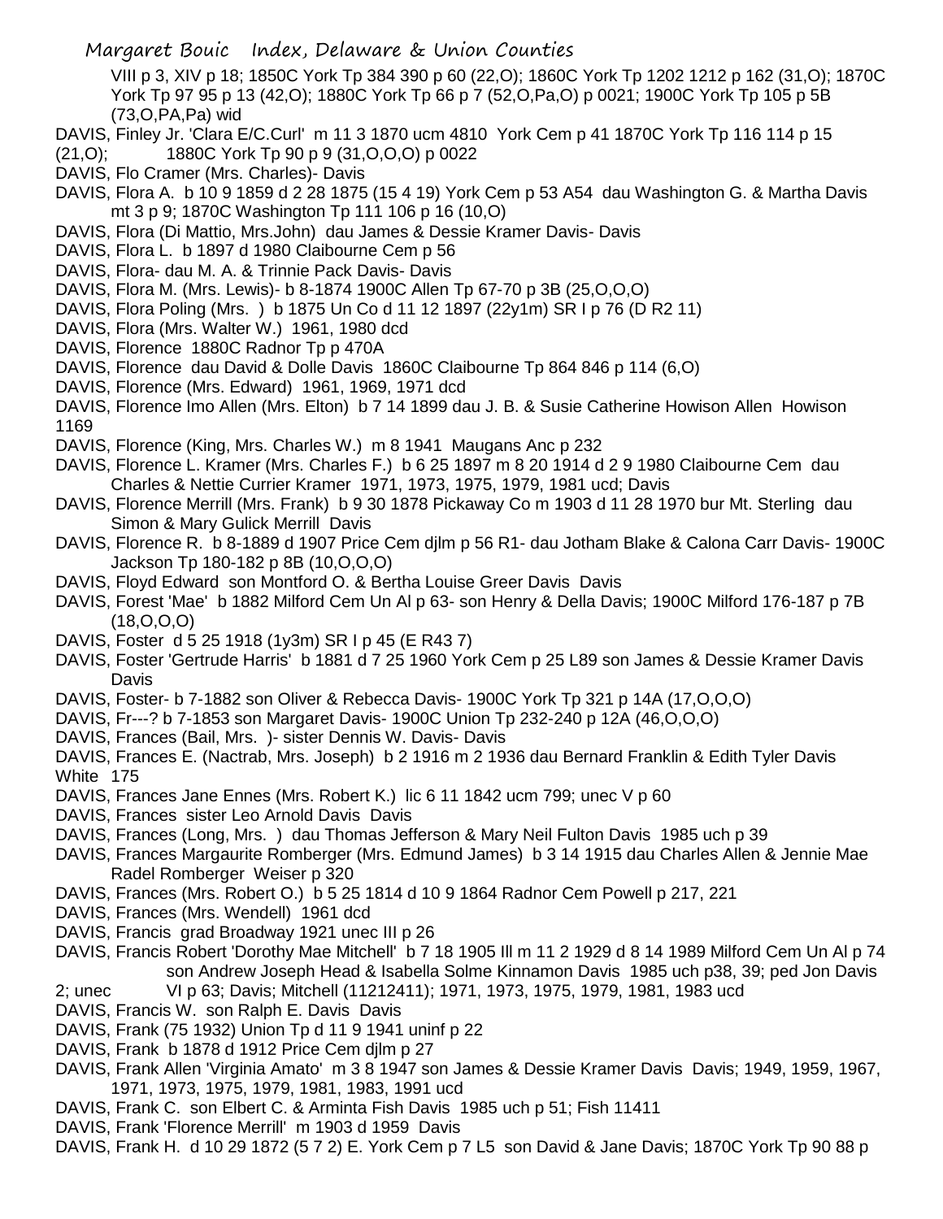VIII p 3, XIV p 18; 1850C York Tp 384 390 p 60 (22,O); 1860C York Tp 1202 1212 p 162 (31,O); 1870C York Tp 97 95 p 13 (42,O); 1880C York Tp 66 p 7 (52,O,Pa,O) p 0021; 1900C York Tp 105 p 5B (73,O,PA,Pa) wid

DAVIS, Finley Jr. 'Clara E/C.Curl' m 11 3 1870 ucm 4810 York Cem p 41 1870C York Tp 116 114 p 15 (21,O); 1880C York Tp 90 p 9 (31,O,O,O) p 0022

DAVIS, Flo Cramer (Mrs. Charles)- Davis

DAVIS, Flora A. b 10 9 1859 d 2 28 1875 (15 4 19) York Cem p 53 A54 dau Washington G. & Martha Davis mt 3 p 9; 1870C Washington Tp 111 106 p 16 (10,O)

DAVIS, Flora (Di Mattio, Mrs.John) dau James & Dessie Kramer Davis- Davis

DAVIS, Flora L. b 1897 d 1980 Claibourne Cem p 56

DAVIS, Flora- dau M. A. & Trinnie Pack Davis- Davis

DAVIS, Flora M. (Mrs. Lewis)- b 8-1874 1900C Allen Tp 67-70 p 3B (25,O,O,O)

DAVIS, Flora Poling (Mrs. ) b 1875 Un Co d 11 12 1897 (22y1m) SR I p 76 (D R2 11)

DAVIS, Flora (Mrs. Walter W.) 1961, 1980 dcd

DAVIS, Florence 1880C Radnor Tp p 470A

DAVIS, Florence dau David & Dolle Davis 1860C Claibourne Tp 864 846 p 114 (6,O)

DAVIS, Florence (Mrs. Edward) 1961, 1969, 1971 dcd

DAVIS, Florence Imo Allen (Mrs. Elton) b 7 14 1899 dau J. B. & Susie Catherine Howison Allen Howison 1169

DAVIS, Florence (King, Mrs. Charles W.) m 8 1941 Maugans Anc p 232

DAVIS, Florence L. Kramer (Mrs. Charles F.) b 6 25 1897 m 8 20 1914 d 2 9 1980 Claibourne Cem dau Charles & Nettie Currier Kramer 1971, 1973, 1975, 1979, 1981 ucd; Davis

DAVIS, Florence Merrill (Mrs. Frank) b 9 30 1878 Pickaway Co m 1903 d 11 28 1970 bur Mt. Sterling dau Simon & Mary Gulick Merrill Davis

DAVIS, Florence R. b 8-1889 d 1907 Price Cem djlm p 56 R1- dau Jotham Blake & Calona Carr Davis- 1900C Jackson Tp 180-182 p 8B (10,O,O,O)

DAVIS, Floyd Edward son Montford O. & Bertha Louise Greer Davis Davis

DAVIS, Forest 'Mae' b 1882 Milford Cem Un Al p 63- son Henry & Della Davis; 1900C Milford 176-187 p 7B (18,O,O,O)

DAVIS, Foster d 5 25 1918 (1y3m) SR I p 45 (E R43 7)

DAVIS, Foster 'Gertrude Harris' b 1881 d 7 25 1960 York Cem p 25 L89 son James & Dessie Kramer Davis Davis

DAVIS, Foster- b 7-1882 son Oliver & Rebecca Davis- 1900C York Tp 321 p 14A (17,O,O,O)

DAVIS, Fr---? b 7-1853 son Margaret Davis- 1900C Union Tp 232-240 p 12A (46,O,O,O)

DAVIS, Frances (Bail, Mrs. )- sister Dennis W. Davis- Davis

DAVIS, Frances E. (Nactrab, Mrs. Joseph) b 2 1916 m 2 1936 dau Bernard Franklin & Edith Tyler Davis White 175

DAVIS, Frances Jane Ennes (Mrs. Robert K.) lic 6 11 1842 ucm 799; unec V p 60

DAVIS, Frances sister Leo Arnold Davis Davis

DAVIS, Frances (Long, Mrs. ) dau Thomas Jefferson & Mary Neil Fulton Davis 1985 uch p 39

DAVIS, Frances Margaurite Romberger (Mrs. Edmund James) b 3 14 1915 dau Charles Allen & Jennie Mae Radel Romberger Weiser p 320

DAVIS, Frances (Mrs. Robert O.) b 5 25 1814 d 10 9 1864 Radnor Cem Powell p 217, 221

DAVIS, Frances (Mrs. Wendell) 1961 dcd

DAVIS, Francis grad Broadway 1921 unec III p 26

DAVIS, Francis Robert 'Dorothy Mae Mitchell' b 7 18 1905 Ill m 11 2 1929 d 8 14 1989 Milford Cem Un Al p 74 son Andrew Joseph Head & Isabella Solme Kinnamon Davis 1985 uch p38, 39; ped Jon Davis 2; unec VI p 63; Davis; Mitchell (11212411); 1971, 1973, 1975, 1979, 1981, 1983 ucd

DAVIS, Francis W. son Ralph E. Davis Davis

DAVIS, Frank (75 1932) Union Tp d 11 9 1941 uninf p 22

DAVIS, Frank b 1878 d 1912 Price Cem djlm p 27

DAVIS, Frank Allen 'Virginia Amato' m 3 8 1947 son James & Dessie Kramer Davis Davis; 1949, 1959, 1967, 1971, 1973, 1975, 1979, 1981, 1983, 1991 ucd

DAVIS, Frank C. son Elbert C. & Arminta Fish Davis 1985 uch p 51; Fish 11411

DAVIS, Frank 'Florence Merrill' m 1903 d 1959 Davis

DAVIS, Frank H. d 10 29 1872 (5 7 2) E. York Cem p 7 L5 son David & Jane Davis; 1870C York Tp 90 88 p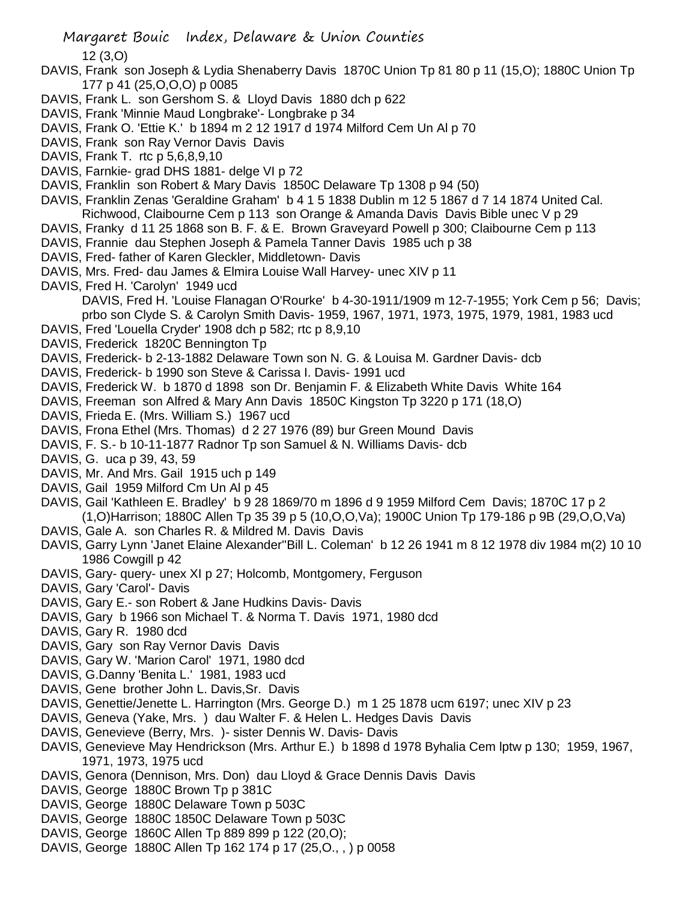12 (3,O)

DAVIS, Frank son Joseph & Lydia Shenaberry Davis 1870C Union Tp 81 80 p 11 (15,O); 1880C Union Tp 177 p 41 (25,O,O,O) p 0085

DAVIS, Frank L. son Gershom S. & Lloyd Davis 1880 dch p 622

DAVIS, Frank 'Minnie Maud Longbrake'- Longbrake p 34

DAVIS, Frank O. 'Ettie K.' b 1894 m 2 12 1917 d 1974 Milford Cem Un Al p 70

DAVIS, Frank son Ray Vernor Davis Davis

DAVIS, Frank T. rtc p 5,6,8,9,10

DAVIS, Farnkie- grad DHS 1881- delge VI p 72

DAVIS, Franklin son Robert & Mary Davis 1850C Delaware Tp 1308 p 94 (50)

DAVIS, Franklin Zenas 'Geraldine Graham' b 4 1 5 1838 Dublin m 12 5 1867 d 7 14 1874 United Cal. Richwood, Claibourne Cem p 113 son Orange & Amanda Davis Davis Bible unec V p 29

DAVIS, Franky d 11 25 1868 son B. F. & E. Brown Graveyard Powell p 300; Claibourne Cem p 113

DAVIS, Frannie dau Stephen Joseph & Pamela Tanner Davis 1985 uch p 38

DAVIS, Fred- father of Karen Gleckler, Middletown- Davis

DAVIS, Mrs. Fred- dau James & Elmira Louise Wall Harvey- unec XIV p 11

DAVIS, Fred H. 'Carolyn' 1949 ucd

DAVIS, Fred H. 'Louise Flanagan O'Rourke' b 4-30-1911/1909 m 12-7-1955; York Cem p 56; Davis; prbo son Clyde S. & Carolyn Smith Davis- 1959, 1967, 1971, 1973, 1975, 1979, 1981, 1983 ucd

DAVIS, Fred 'Louella Cryder' 1908 dch p 582; rtc p 8,9,10

DAVIS, Frederick 1820C Bennington Tp

DAVIS, Frederick- b 2-13-1882 Delaware Town son N. G. & Louisa M. Gardner Davis- dcb

DAVIS, Frederick- b 1990 son Steve & Carissa I. Davis- 1991 ucd

DAVIS, Frederick W. b 1870 d 1898 son Dr. Benjamin F. & Elizabeth White Davis White 164

DAVIS, Freeman son Alfred & Mary Ann Davis 1850C Kingston Tp 3220 p 171 (18,O)

DAVIS, Frieda E. (Mrs. William S.) 1967 ucd

DAVIS, Frona Ethel (Mrs. Thomas) d 2 27 1976 (89) bur Green Mound Davis

DAVIS, F. S.- b 10-11-1877 Radnor Tp son Samuel & N. Williams Davis- dcb

DAVIS, G. uca p 39, 43, 59

DAVIS, Mr. And Mrs. Gail 1915 uch p 149

DAVIS, Gail 1959 Milford Cm Un Al p 45

DAVIS, Gail 'Kathleen E. Bradley' b 9 28 1869/70 m 1896 d 9 1959 Milford Cem Davis; 1870C 17 p 2 (1,O)Harrison; 1880C Allen Tp 35 39 p 5 (10,O,O,Va); 1900C Union Tp 179-186 p 9B (29,O,O,Va)

DAVIS, Gale A. son Charles R. & Mildred M. Davis Davis

DAVIS, Garry Lynn 'Janet Elaine Alexander''Bill L. Coleman' b 12 26 1941 m 8 12 1978 div 1984 m(2) 10 10 1986 Cowgill p 42

DAVIS, Gary- query- unex XI p 27; Holcomb, Montgomery, Ferguson

DAVIS, Gary 'Carol'- Davis

DAVIS, Gary E.- son Robert & Jane Hudkins Davis- Davis

DAVIS, Gary b 1966 son Michael T. & Norma T. Davis 1971, 1980 dcd

DAVIS, Gary R. 1980 dcd

DAVIS, Gary son Ray Vernor Davis Davis

DAVIS, Gary W. 'Marion Carol' 1971, 1980 dcd

DAVIS, G.Danny 'Benita L.' 1981, 1983 ucd

DAVIS, Gene brother John L. Davis,Sr. Davis

DAVIS, Genettie/Jenette L. Harrington (Mrs. George D.) m 1 25 1878 ucm 6197; unec XIV p 23

DAVIS, Geneva (Yake, Mrs. ) dau Walter F. & Helen L. Hedges Davis Davis

DAVIS, Genevieve (Berry, Mrs. )- sister Dennis W. Davis- Davis

DAVIS, Genevieve May Hendrickson (Mrs. Arthur E.) b 1898 d 1978 Byhalia Cem lptw p 130; 1959, 1967, 1971, 1973, 1975 ucd

DAVIS, Genora (Dennison, Mrs. Don) dau Lloyd & Grace Dennis Davis Davis

DAVIS, George 1880C Brown Tp p 381C

DAVIS, George 1880C Delaware Town p 503C

DAVIS, George 1880C 1850C Delaware Town p 503C

DAVIS, George 1860C Allen Tp 889 899 p 122 (20,O);

DAVIS, George 1880C Allen Tp 162 174 p 17 (25,O., , ) p 0058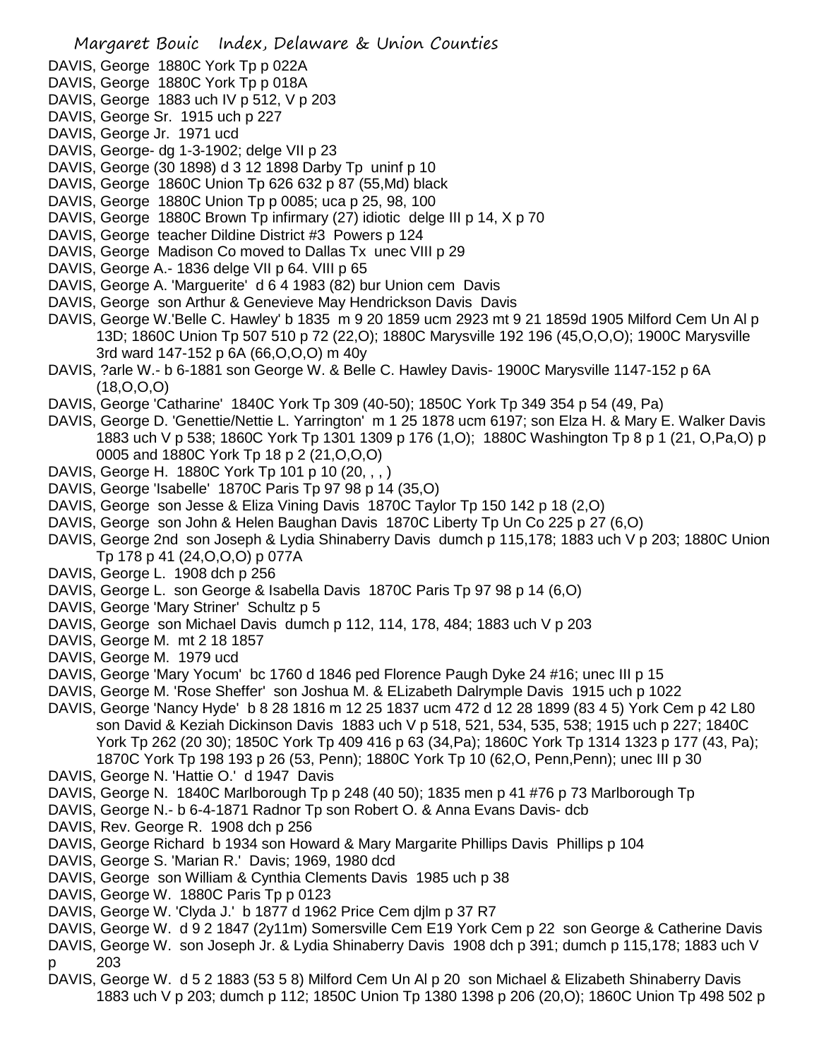DAVIS, George 1880C York Tp p 022A
DAVIS, George 1880C York Tp p 018A
DAVIS, George 1883 uch IV p 512, V p 203
DAVIS, George Sr. 1915 uch p 227
DAVIS, George Jr. 1971 ucd
DAVIS, George- dg 1-3-1902; delge VII p 23
DAVIS, George (30 1898) d 3 12 1898 Darby Tp uninf p 10
DAVIS, George 1860C Union Tp 626 632 p 87 (55,Md) black
DAVIS, George 1880C Union Tp p 0085; uca p 25, 98, 100
DAVIS, George 1880C Brown Tp infirmary (27) idiotic delge III p 14, X p 70
DAVIS, George teacher Dildine District #3 Powers p 124
DAVIS, George Madison Co moved to Dallas Tx unec VIII p 29
DAVIS, George A.- 1836 delge VII p 64. VIII p 65
DAVIS, George A. 'Marguerite' d 6 4 1983 (82) bur Union cem Davis
DAVIS, George son Arthur & Genevieve May Hendrickson Davis Davis
DAVIS, George W.'Belle C. Hawley' b 1835 m 9 20 1859 ucm 2923 mt 9 21 1859d 1905 Milford Cem Un Al p 13D; 1860C Union Tp 507 510 p 72 (22,O); 1880C Marysville 192 196 (45,O,O,O); 1900C Marysville 3rd ward 147-152 p 6A (66,O,O,O) m 40y
DAVIS, ?arle W.- b 6-1881 son George W. & Belle C. Hawley Davis- 1900C Marysville 1147-152 p 6A (18,O,O,O)
DAVIS, George 'Catharine' 1840C York Tp 309 (40-50); 1850C York Tp 349 354 p 54 (49, Pa)
DAVIS, George D. 'Genettie/Nettie L. Yarrington' m 1 25 1878 ucm 6197; son Elza H. & Mary E. Walker Davis 1883 uch V p 538; 1860C York Tp 1301 1309 p 176 (1,O); 1880C Washington Tp 8 p 1 (21, O,Pa,O) p 0005 and 1880C York Tp 18 p 2 (21,O,O,O)
DAVIS, George H. 1880C York Tp 101 p 10 (20, , , )
DAVIS, George 'Isabelle' 1870C Paris Tp 97 98 p 14 (35,O)
DAVIS, George son Jesse & Eliza Vining Davis 1870C Taylor Tp 150 142 p 18 (2,O)
DAVIS, George son John & Helen Baughan Davis 1870C Liberty Tp Un Co 225 p 27 (6,O)
DAVIS, George 2nd son Joseph & Lydia Shinaberry Davis dumch p 115,178; 1883 uch V p 203; 1880C Union Tp 178 p 41 (24,O,O,O) p 077A
DAVIS, George L. 1908 dch p 256
DAVIS, George L. son George & Isabella Davis 1870C Paris Tp 97 98 p 14 (6,O)
DAVIS, George 'Mary Striner' Schultz p 5
DAVIS, George son Michael Davis dumch p 112, 114, 178, 484; 1883 uch V p 203
DAVIS, George M. mt 2 18 1857
DAVIS, George M. 1979 ucd
DAVIS, George 'Mary Yocum' bc 1760 d 1846 ped Florence Paugh Dyke 24 #16; unec III p 15
DAVIS, George M. 'Rose Sheffer' son Joshua M. & ELizabeth Dalrymple Davis 1915 uch p 1022
DAVIS, George 'Nancy Hyde' b 8 28 1816 m 12 25 1837 ucm 472 d 12 28 1899 (83 4 5) York Cem p 42 L80 son David & Keziah Dickinson Davis 1883 uch V p 518, 521, 534, 535, 538; 1915 uch p 227; 1840C York Tp 262 (20 30); 1850C York Tp 409 416 p 63 (34,Pa); 1860C York Tp 1314 1323 p 177 (43, Pa); 1870C York Tp 198 193 p 26 (53, Penn); 1880C York Tp 10 (62,O, Penn,Penn); unec III p 30
DAVIS, George N. 'Hattie O.' d 1947 Davis
DAVIS, George N. 1840C Marlborough Tp p 248 (40 50); 1835 men p 41 #76 p 73 Marlborough Tp
DAVIS, George N.- b 6-4-1871 Radnor Tp son Robert O. & Anna Evans Davis- dcb
DAVIS, Rev. George R. 1908 dch p 256
DAVIS, George Richard b 1934 son Howard & Mary Margarite Phillips Davis Phillips p 104
DAVIS, George S. 'Marian R.' Davis; 1969, 1980 dcd
DAVIS, George son William & Cynthia Clements Davis 1985 uch p 38
DAVIS, George W. 1880C Paris Tp p 0123
DAVIS, George W. 'Clyda J.' b 1877 d 1962 Price Cem djlm p 37 R7
DAVIS, George W. d 9 2 1847 (2y11m) Somersville Cem E19 York Cem p 22 son George & Catherine Davis
DAVIS, George W. son Joseph Jr. & Lydia Shinaberry Davis 1908 dch p 391; dumch p 115,178; 1883 uch V p 203
DAVIS, George W. d 5 2 1883 (53 5 8) Milford Cem Un Al p 20 son Michael & Elizabeth Shinaberry Davis 1883 uch V p 203; dumch p 112; 1850C Union Tp 1380 1398 p 206 (20,O); 1860C Union Tp 498 502 p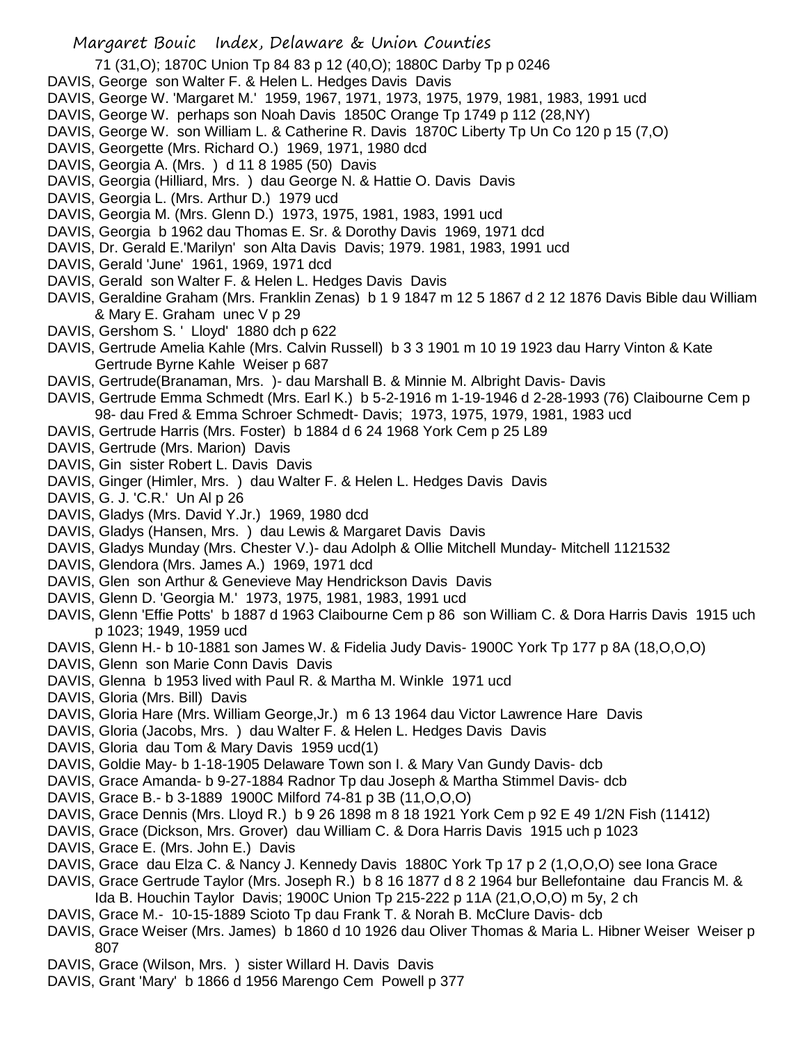71 (31,O); 1870C Union Tp 84 83 p 12 (40,O); 1880C Darby Tp p 0246

DAVIS, George son Walter F. & Helen L. Hedges Davis Davis

DAVIS, George W. 'Margaret M.' 1959, 1967, 1971, 1973, 1975, 1979, 1981, 1983, 1991 ucd

DAVIS, George W. perhaps son Noah Davis 1850C Orange Tp 1749 p 112 (28,NY)

DAVIS, George W. son William L. & Catherine R. Davis 1870C Liberty Tp Un Co 120 p 15 (7,O)

DAVIS, Georgette (Mrs. Richard O.) 1969, 1971, 1980 dcd

DAVIS, Georgia A. (Mrs. ) d 11 8 1985 (50) Davis

DAVIS, Georgia (Hilliard, Mrs. ) dau George N. & Hattie O. Davis Davis

DAVIS, Georgia L. (Mrs. Arthur D.) 1979 ucd

DAVIS, Georgia M. (Mrs. Glenn D.) 1973, 1975, 1981, 1983, 1991 ucd

DAVIS, Georgia b 1962 dau Thomas E. Sr. & Dorothy Davis 1969, 1971 dcd

DAVIS, Dr. Gerald E.'Marilyn' son Alta Davis Davis; 1979. 1981, 1983, 1991 ucd

DAVIS, Gerald 'June' 1961, 1969, 1971 dcd

DAVIS, Gerald son Walter F. & Helen L. Hedges Davis Davis

DAVIS, Geraldine Graham (Mrs. Franklin Zenas) b 1 9 1847 m 12 5 1867 d 2 12 1876 Davis Bible dau William & Mary E. Graham unec V p 29

DAVIS, Gershom S. ' Lloyd' 1880 dch p 622

DAVIS, Gertrude Amelia Kahle (Mrs. Calvin Russell) b 3 3 1901 m 10 19 1923 dau Harry Vinton & Kate Gertrude Byrne Kahle Weiser p 687

DAVIS, Gertrude(Branaman, Mrs. )- dau Marshall B. & Minnie M. Albright Davis- Davis

DAVIS, Gertrude Emma Schmedt (Mrs. Earl K.) b 5-2-1916 m 1-19-1946 d 2-28-1993 (76) Claibourne Cem p 98- dau Fred & Emma Schroer Schmedt- Davis; 1973, 1975, 1979, 1981, 1983 ucd

DAVIS, Gertrude Harris (Mrs. Foster) b 1884 d 6 24 1968 York Cem p 25 L89

DAVIS, Gertrude (Mrs. Marion) Davis

DAVIS, Gin sister Robert L. Davis Davis

DAVIS, Ginger (Himler, Mrs. ) dau Walter F. & Helen L. Hedges Davis Davis

DAVIS, G. J. 'C.R.' Un Al p 26

DAVIS, Gladys (Mrs. David Y.Jr.) 1969, 1980 dcd

DAVIS, Gladys (Hansen, Mrs. ) dau Lewis & Margaret Davis Davis

DAVIS, Gladys Munday (Mrs. Chester V.)- dau Adolph & Ollie Mitchell Munday- Mitchell 1121532

DAVIS, Glendora (Mrs. James A.) 1969, 1971 dcd

DAVIS, Glen son Arthur & Genevieve May Hendrickson Davis Davis

DAVIS, Glenn D. 'Georgia M.' 1973, 1975, 1981, 1983, 1991 ucd

DAVIS, Glenn 'Effie Potts' b 1887 d 1963 Claibourne Cem p 86 son William C. & Dora Harris Davis 1915 uch p 1023; 1949, 1959 ucd

DAVIS, Glenn H.- b 10-1881 son James W. & Fidelia Judy Davis- 1900C York Tp 177 p 8A (18,O,O,O)

DAVIS, Glenn son Marie Conn Davis Davis

DAVIS, Glenna b 1953 lived with Paul R. & Martha M. Winkle 1971 ucd

DAVIS, Gloria (Mrs. Bill) Davis

DAVIS, Gloria Hare (Mrs. William George,Jr.) m 6 13 1964 dau Victor Lawrence Hare Davis

DAVIS, Gloria (Jacobs, Mrs. ) dau Walter F. & Helen L. Hedges Davis Davis

DAVIS, Gloria dau Tom & Mary Davis 1959 ucd(1)

DAVIS, Goldie May- b 1-18-1905 Delaware Town son I. & Mary Van Gundy Davis- dcb

DAVIS, Grace Amanda- b 9-27-1884 Radnor Tp dau Joseph & Martha Stimmel Davis- dcb

DAVIS, Grace B.- b 3-1889 1900C Milford 74-81 p 3B (11,O,O,O)

DAVIS, Grace Dennis (Mrs. Lloyd R.) b 9 26 1898 m 8 18 1921 York Cem p 92 E 49 1/2N Fish (11412)

DAVIS, Grace (Dickson, Mrs. Grover) dau William C. & Dora Harris Davis 1915 uch p 1023

DAVIS, Grace E. (Mrs. John E.) Davis

DAVIS, Grace dau Elza C. & Nancy J. Kennedy Davis 1880C York Tp 17 p 2 (1,O,O,O) see Iona Grace

DAVIS, Grace Gertrude Taylor (Mrs. Joseph R.) b 8 16 1877 d 8 2 1964 bur Bellefontaine dau Francis M. & Ida B. Houchin Taylor Davis; 1900C Union Tp 215-222 p 11A (21,O,O,O) m 5y, 2 ch

DAVIS, Grace M.- 10-15-1889 Scioto Tp dau Frank T. & Norah B. McClure Davis- dcb

DAVIS, Grace Weiser (Mrs. James) b 1860 d 10 1926 dau Oliver Thomas & Maria L. Hibner Weiser Weiser p 807

DAVIS, Grace (Wilson, Mrs. ) sister Willard H. Davis Davis

DAVIS, Grant 'Mary' b 1866 d 1956 Marengo Cem Powell p 377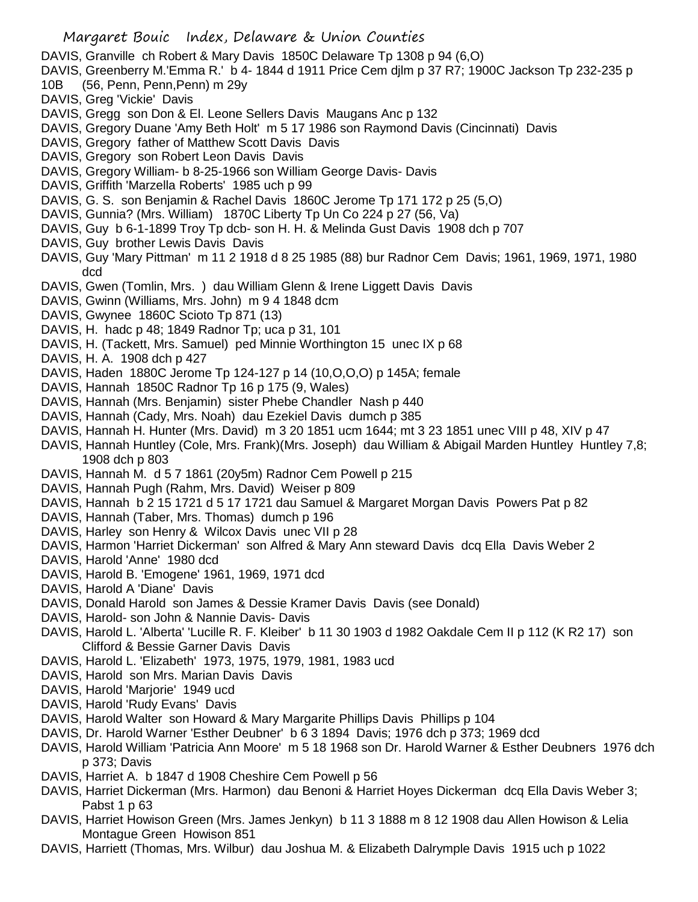DAVIS, Granville ch Robert & Mary Davis 1850C Delaware Tp 1308 p 94 (6,O)
DAVIS, Greenberry M.'Emma R.' b 4- 1844 d 1911 Price Cem djlm p 37 R7; 1900C Jackson Tp 232-235 p 10B (56, Penn, Penn,Penn) m 29y
DAVIS, Greg 'Vickie' Davis
DAVIS, Gregg son Don & El. Leone Sellers Davis Maugans Anc p 132
DAVIS, Gregory Duane 'Amy Beth Holt' m 5 17 1986 son Raymond Davis (Cincinnati) Davis
DAVIS, Gregory father of Matthew Scott Davis Davis
DAVIS, Gregory son Robert Leon Davis Davis
DAVIS, Gregory William- b 8-25-1966 son William George Davis- Davis
DAVIS, Griffith 'Marzella Roberts' 1985 uch p 99
DAVIS, G. S. son Benjamin & Rachel Davis 1860C Jerome Tp 171 172 p 25 (5,O)
DAVIS, Gunnia? (Mrs. William) 1870C Liberty Tp Un Co 224 p 27 (56, Va)
DAVIS, Guy b 6-1-1899 Troy Tp dcb- son H. H. & Melinda Gust Davis 1908 dch p 707
DAVIS, Guy brother Lewis Davis Davis
DAVIS, Guy 'Mary Pittman' m 11 2 1918 d 8 25 1985 (88) bur Radnor Cem Davis; 1961, 1969, 1971, 1980 dcd
DAVIS, Gwen (Tomlin, Mrs. ) dau William Glenn & Irene Liggett Davis Davis
DAVIS, Gwinn (Williams, Mrs. John) m 9 4 1848 dcm
DAVIS, Gwynee 1860C Scioto Tp 871 (13)
DAVIS, H. hadc p 48; 1849 Radnor Tp; uca p 31, 101
DAVIS, H. (Tackett, Mrs. Samuel) ped Minnie Worthington 15 unec IX p 68
DAVIS, H. A. 1908 dch p 427
DAVIS, Haden 1880C Jerome Tp 124-127 p 14 (10,O,O,O) p 145A; female
DAVIS, Hannah 1850C Radnor Tp 16 p 175 (9, Wales)
DAVIS, Hannah (Mrs. Benjamin) sister Phebe Chandler Nash p 440
DAVIS, Hannah (Cady, Mrs. Noah) dau Ezekiel Davis dumch p 385
DAVIS, Hannah H. Hunter (Mrs. David) m 3 20 1851 ucm 1644; mt 3 23 1851 unec VIII p 48, XIV p 47
DAVIS, Hannah Huntley (Cole, Mrs. Frank)(Mrs. Joseph) dau William & Abigail Marden Huntley Huntley 7,8; 1908 dch p 803
DAVIS, Hannah M. d 5 7 1861 (20y5m) Radnor Cem Powell p 215
DAVIS, Hannah Pugh (Rahm, Mrs. David) Weiser p 809
DAVIS, Hannah b 2 15 1721 d 5 17 1721 dau Samuel & Margaret Morgan Davis Powers Pat p 82
DAVIS, Hannah (Taber, Mrs. Thomas) dumch p 196
DAVIS, Harley son Henry & Wilcox Davis unec VII p 28
DAVIS, Harmon 'Harriet Dickerman' son Alfred & Mary Ann steward Davis dcq Ella Davis Weber 2
DAVIS, Harold 'Anne' 1980 dcd
DAVIS, Harold B. 'Emogene' 1961, 1969, 1971 dcd
DAVIS, Harold A 'Diane' Davis
DAVIS, Donald Harold son James & Dessie Kramer Davis Davis (see Donald)
DAVIS, Harold- son John & Nannie Davis- Davis
DAVIS, Harold L. 'Alberta' 'Lucille R. F. Kleiber' b 11 30 1903 d 1982 Oakdale Cem II p 112 (K R2 17) son Clifford & Bessie Garner Davis Davis
DAVIS, Harold L. 'Elizabeth' 1973, 1975, 1979, 1981, 1983 ucd
DAVIS, Harold son Mrs. Marian Davis Davis
DAVIS, Harold 'Marjorie' 1949 ucd
DAVIS, Harold 'Rudy Evans' Davis
DAVIS, Harold Walter son Howard & Mary Margarite Phillips Davis Phillips p 104
DAVIS, Dr. Harold Warner 'Esther Deubner' b 6 3 1894 Davis; 1976 dch p 373; 1969 dcd
DAVIS, Harold William 'Patricia Ann Moore' m 5 18 1968 son Dr. Harold Warner & Esther Deubners 1976 dch p 373; Davis
DAVIS, Harriet A. b 1847 d 1908 Cheshire Cem Powell p 56
DAVIS, Harriet Dickerman (Mrs. Harmon) dau Benoni & Harriet Hoyes Dickerman dcq Ella Davis Weber 3; Pabst 1 p 63
DAVIS, Harriet Howison Green (Mrs. James Jenkyn) b 11 3 1888 m 8 12 1908 dau Allen Howison & Lelia Montague Green Howison 851
DAVIS, Harriett (Thomas, Mrs. Wilbur) dau Joshua M. & Elizabeth Dalrymple Davis 1915 uch p 1022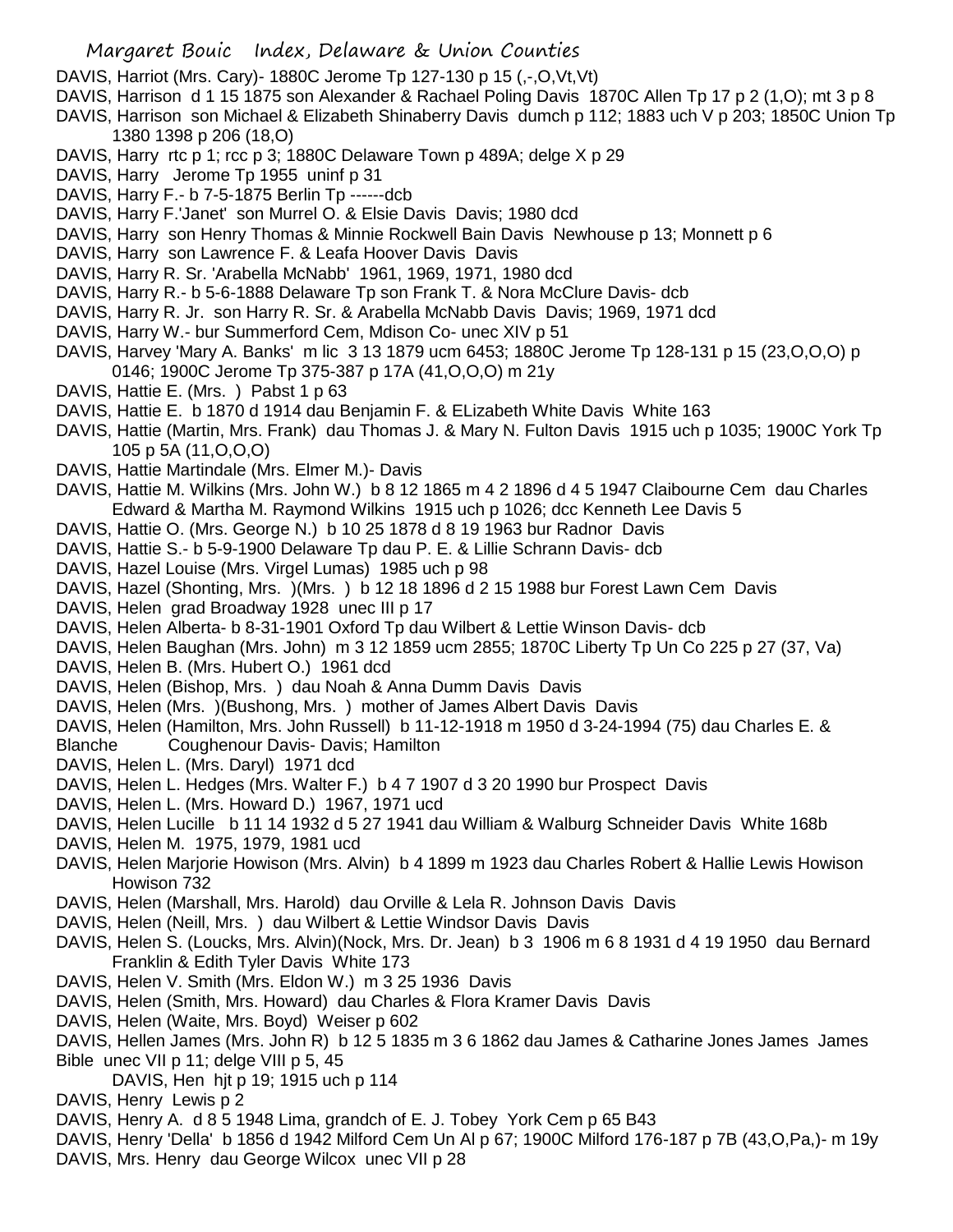DAVIS, Harriot (Mrs. Cary)- 1880C Jerome Tp 127-130 p 15 (,-,O,Vt,Vt)

DAVIS, Harrison d 1 15 1875 son Alexander & Rachael Poling Davis 1870C Allen Tp 17 p 2 (1,O); mt 3 p 8

DAVIS, Harrison son Michael & Elizabeth Shinaberry Davis dumch p 112; 1883 uch V p 203; 1850C Union Tp 1380 1398 p 206 (18,O)

DAVIS, Harry rtc p 1; rcc p 3; 1880C Delaware Town p 489A; delge X p 29

DAVIS, Harry Jerome Tp 1955 uninf p 31

DAVIS, Harry F.- b 7-5-1875 Berlin Tp ------dcb

DAVIS, Harry F.'Janet' son Murrel O. & Elsie Davis Davis; 1980 dcd

DAVIS, Harry son Henry Thomas & Minnie Rockwell Bain Davis Newhouse p 13; Monnett p 6

DAVIS, Harry son Lawrence F. & Leafa Hoover Davis Davis

DAVIS, Harry R. Sr. 'Arabella McNabb' 1961, 1969, 1971, 1980 dcd

DAVIS, Harry R.- b 5-6-1888 Delaware Tp son Frank T. & Nora McClure Davis- dcb

DAVIS, Harry R. Jr. son Harry R. Sr. & Arabella McNabb Davis Davis; 1969, 1971 dcd

DAVIS, Harry W.- bur Summerford Cem, Mdison Co- unec XIV p 51

DAVIS, Harvey 'Mary A. Banks' m lic 3 13 1879 ucm 6453; 1880C Jerome Tp 128-131 p 15 (23,O,O,O) p 0146; 1900C Jerome Tp 375-387 p 17A (41,O,O,O) m 21y

DAVIS, Hattie E. (Mrs. ) Pabst 1 p 63

DAVIS, Hattie E. b 1870 d 1914 dau Benjamin F. & ELizabeth White Davis White 163

DAVIS, Hattie (Martin, Mrs. Frank) dau Thomas J. & Mary N. Fulton Davis 1915 uch p 1035; 1900C York Tp 105 p 5A (11,O,O,O)

DAVIS, Hattie Martindale (Mrs. Elmer M.)- Davis

DAVIS, Hattie M. Wilkins (Mrs. John W.) b 8 12 1865 m 4 2 1896 d 4 5 1947 Claibourne Cem dau Charles Edward & Martha M. Raymond Wilkins 1915 uch p 1026; dcc Kenneth Lee Davis 5

DAVIS, Hattie O. (Mrs. George N.) b 10 25 1878 d 8 19 1963 bur Radnor Davis

DAVIS, Hattie S.- b 5-9-1900 Delaware Tp dau P. E. & Lillie Schrann Davis- dcb

DAVIS, Hazel Louise (Mrs. Virgel Lumas) 1985 uch p 98

DAVIS, Hazel (Shonting, Mrs. )(Mrs. ) b 12 18 1896 d 2 15 1988 bur Forest Lawn Cem Davis

DAVIS, Helen grad Broadway 1928 unec III p 17

DAVIS, Helen Alberta- b 8-31-1901 Oxford Tp dau Wilbert & Lettie Winson Davis- dcb

DAVIS, Helen Baughan (Mrs. John) m 3 12 1859 ucm 2855; 1870C Liberty Tp Un Co 225 p 27 (37, Va)

DAVIS, Helen B. (Mrs. Hubert O.) 1961 dcd

DAVIS, Helen (Bishop, Mrs. ) dau Noah & Anna Dumm Davis Davis

DAVIS, Helen (Mrs. )(Bushong, Mrs. ) mother of James Albert Davis Davis

DAVIS, Helen (Hamilton, Mrs. John Russell) b 11-12-1918 m 1950 d 3-24-1994 (75) dau Charles E. & Blanche Coughenour Davis- Davis; Hamilton

DAVIS, Helen L. (Mrs. Daryl) 1971 dcd

DAVIS, Helen L. Hedges (Mrs. Walter F.) b 4 7 1907 d 3 20 1990 bur Prospect Davis

DAVIS, Helen L. (Mrs. Howard D.) 1967, 1971 ucd

DAVIS, Helen Lucille b 11 14 1932 d 5 27 1941 dau William & Walburg Schneider Davis White 168b

DAVIS, Helen M. 1975, 1979, 1981 ucd

DAVIS, Helen Marjorie Howison (Mrs. Alvin) b 4 1899 m 1923 dau Charles Robert & Hallie Lewis Howison Howison 732

DAVIS, Helen (Marshall, Mrs. Harold) dau Orville & Lela R. Johnson Davis Davis

DAVIS, Helen (Neill, Mrs. ) dau Wilbert & Lettie Windsor Davis Davis

DAVIS, Helen S. (Loucks, Mrs. Alvin)(Nock, Mrs. Dr. Jean) b 3 1906 m 6 8 1931 d 4 19 1950 dau Bernard Franklin & Edith Tyler Davis White 173

DAVIS, Helen V. Smith (Mrs. Eldon W.) m 3 25 1936 Davis

DAVIS, Helen (Smith, Mrs. Howard) dau Charles & Flora Kramer Davis Davis

DAVIS, Helen (Waite, Mrs. Boyd) Weiser p 602

DAVIS, Hellen James (Mrs. John R) b 12 5 1835 m 3 6 1862 dau James & Catharine Jones James James Bible unec VII p 11; delge VIII p 5, 45

DAVIS, Hen hjt p 19; 1915 uch p 114

DAVIS, Henry Lewis p 2

DAVIS, Henry A. d 8 5 1948 Lima, grandch of E. J. Tobey York Cem p 65 B43

DAVIS, Henry 'Della' b 1856 d 1942 Milford Cem Un Al p 67; 1900C Milford 176-187 p 7B (43,O,Pa,)- m 19y

DAVIS, Mrs. Henry dau George Wilcox unec VII p 28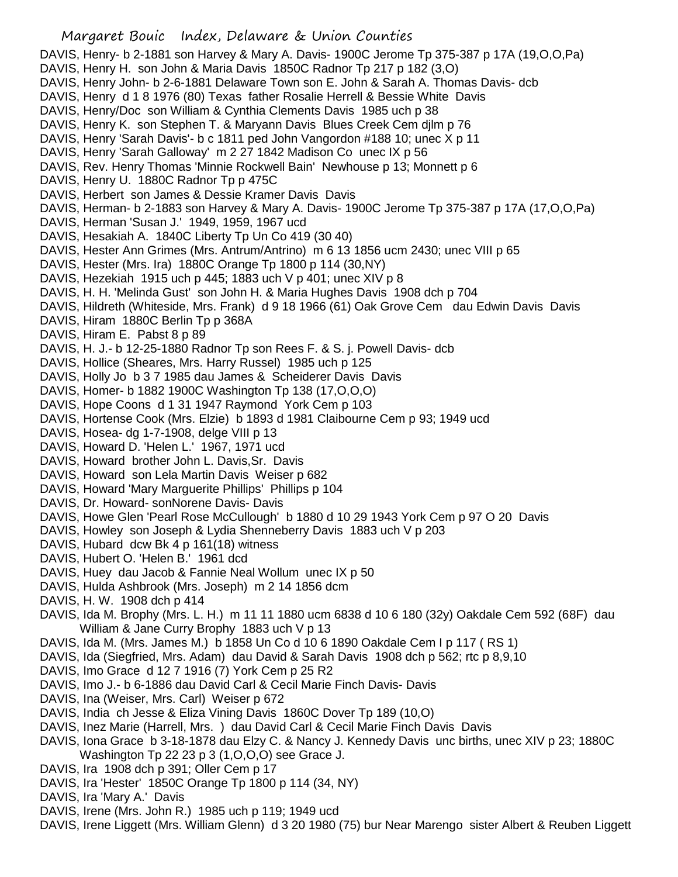DAVIS, Henry- b 2-1881 son Harvey & Mary A. Davis- 1900C Jerome Tp 375-387 p 17A (19,O,O,Pa)
DAVIS, Henry H. son John & Maria Davis 1850C Radnor Tp 217 p 182 (3,O)
DAVIS, Henry John- b 2-6-1881 Delaware Town son E. John & Sarah A. Thomas Davis- dcb
DAVIS, Henry d 1 8 1976 (80) Texas father Rosalie Herrell & Bessie White Davis
DAVIS, Henry/Doc son William & Cynthia Clements Davis 1985 uch p 38
DAVIS, Henry K. son Stephen T. & Maryann Davis Blues Creek Cem djlm p 76
DAVIS, Henry 'Sarah Davis'- b c 1811 ped John Vangordon #188 10; unec X p 11
DAVIS, Henry 'Sarah Galloway' m 2 27 1842 Madison Co unec IX p 56
DAVIS, Rev. Henry Thomas 'Minnie Rockwell Bain' Newhouse p 13; Monnett p 6
DAVIS, Henry U. 1880C Radnor Tp p 475C
DAVIS, Herbert son James & Dessie Kramer Davis Davis
DAVIS, Herman- b 2-1883 son Harvey & Mary A. Davis- 1900C Jerome Tp 375-387 p 17A (17,O,O,Pa)
DAVIS, Herman 'Susan J.' 1949, 1959, 1967 ucd
DAVIS, Hesakiah A. 1840C Liberty Tp Un Co 419 (30 40)
DAVIS, Hester Ann Grimes (Mrs. Antrum/Antrino) m 6 13 1856 ucm 2430; unec VIII p 65
DAVIS, Hester (Mrs. Ira) 1880C Orange Tp 1800 p 114 (30,NY)
DAVIS, Hezekiah 1915 uch p 445; 1883 uch V p 401; unec XIV p 8
DAVIS, H. H. 'Melinda Gust' son John H. & Maria Hughes Davis 1908 dch p 704
DAVIS, Hildreth (Whiteside, Mrs. Frank) d 9 18 1966 (61) Oak Grove Cem dau Edwin Davis Davis
DAVIS, Hiram 1880C Berlin Tp p 368A
DAVIS, Hiram E. Pabst 8 p 89
DAVIS, H. J.- b 12-25-1880 Radnor Tp son Rees F. & S. j. Powell Davis- dcb
DAVIS, Hollice (Sheares, Mrs. Harry Russel) 1985 uch p 125
DAVIS, Holly Jo b 3 7 1985 dau James & Scheiderer Davis Davis
DAVIS, Homer- b 1882 1900C Washington Tp 138 (17,O,O,O)
DAVIS, Hope Coons d 1 31 1947 Raymond York Cem p 103
DAVIS, Hortense Cook (Mrs. Elzie) b 1893 d 1981 Claibourne Cem p 93; 1949 ucd
DAVIS, Hosea- dg 1-7-1908, delge VIII p 13
DAVIS, Howard D. 'Helen L.' 1967, 1971 ucd
DAVIS, Howard brother John L. Davis,Sr. Davis
DAVIS, Howard son Lela Martin Davis Weiser p 682
DAVIS, Howard 'Mary Marguerite Phillips' Phillips p 104
DAVIS, Dr. Howard- sonNorene Davis- Davis
DAVIS, Howe Glen 'Pearl Rose McCullough' b 1880 d 10 29 1943 York Cem p 97 O 20 Davis
DAVIS, Howley son Joseph & Lydia Shenneberry Davis 1883 uch V p 203
DAVIS, Hubard dcw Bk 4 p 161(18) witness
DAVIS, Hubert O. 'Helen B.' 1961 dcd
DAVIS, Huey dau Jacob & Fannie Neal Wollum unec IX p 50
DAVIS, Hulda Ashbrook (Mrs. Joseph) m 2 14 1856 dcm
DAVIS, H. W. 1908 dch p 414
DAVIS, Ida M. Brophy (Mrs. L. H.) m 11 11 1880 ucm 6838 d 10 6 180 (32y) Oakdale Cem 592 (68F) dau William & Jane Curry Brophy 1883 uch V p 13
DAVIS, Ida M. (Mrs. James M.) b 1858 Un Co d 10 6 1890 Oakdale Cem I p 117 ( RS 1)
DAVIS, Ida (Siegfried, Mrs. Adam) dau David & Sarah Davis 1908 dch p 562; rtc p 8,9,10
DAVIS, Imo Grace d 12 7 1916 (7) York Cem p 25 R2
DAVIS, Imo J.- b 6-1886 dau David Carl & Cecil Marie Finch Davis- Davis
DAVIS, Ina (Weiser, Mrs. Carl) Weiser p 672
DAVIS, India ch Jesse & Eliza Vining Davis 1860C Dover Tp 189 (10,O)
DAVIS, Inez Marie (Harrell, Mrs. ) dau David Carl & Cecil Marie Finch Davis Davis
DAVIS, Iona Grace b 3-18-1878 dau Elzy C. & Nancy J. Kennedy Davis unc births, unec XIV p 23; 1880C Washington Tp 22 23 p 3 (1,O,O,O) see Grace J.
DAVIS, Ira 1908 dch p 391; Oller Cem p 17
DAVIS, Ira 'Hester' 1850C Orange Tp 1800 p 114 (34, NY)
DAVIS, Ira 'Mary A.' Davis
DAVIS, Irene (Mrs. John R.) 1985 uch p 119; 1949 ucd
DAVIS, Irene Liggett (Mrs. William Glenn) d 3 20 1980 (75) bur Near Marengo sister Albert & Reuben Liggett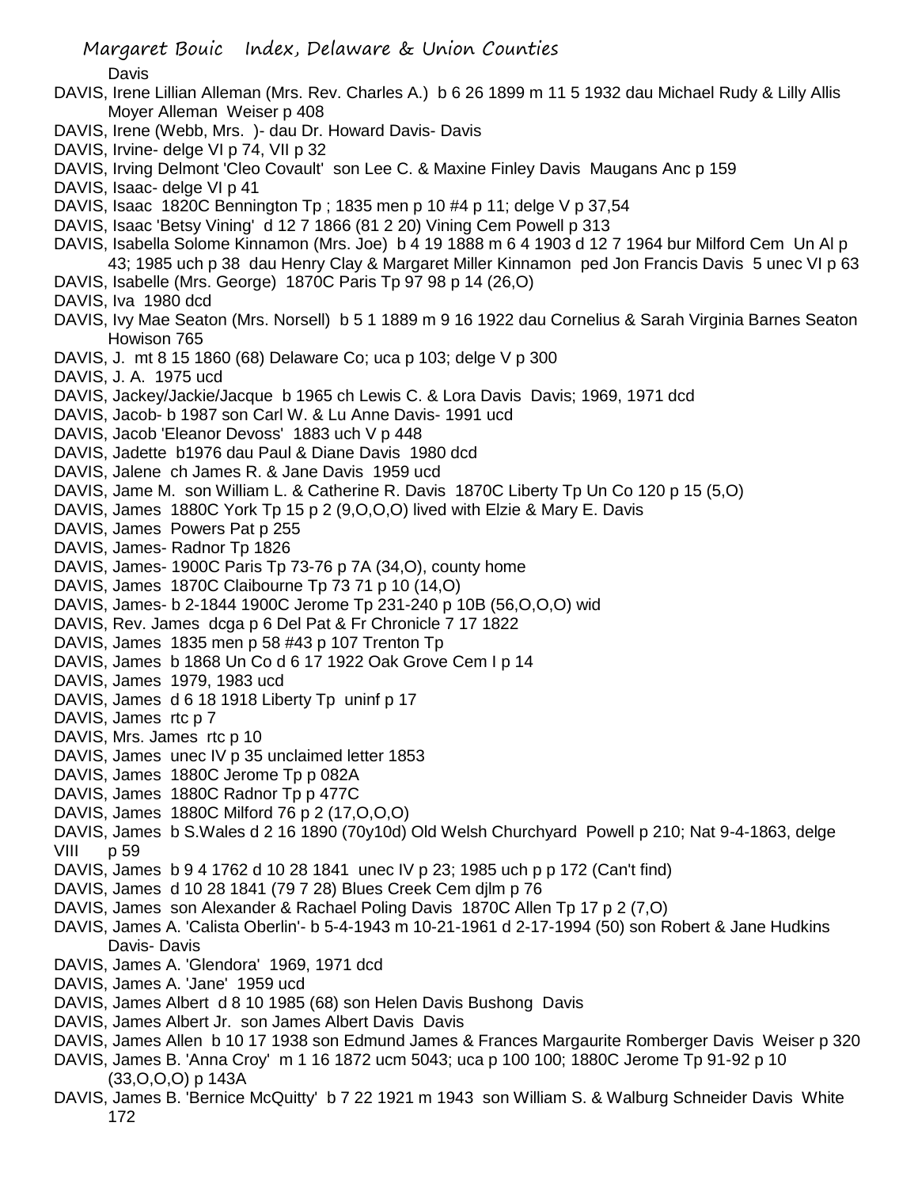Davis

DAVIS, Irene Lillian Alleman (Mrs. Rev. Charles A.) b 6 26 1899 m 11 5 1932 dau Michael Rudy & Lilly Allis Moyer Alleman Weiser p 408

DAVIS, Irene (Webb, Mrs. )- dau Dr. Howard Davis- Davis

DAVIS, Irvine- delge VI p 74, VII p 32

DAVIS, Irving Delmont 'Cleo Covault' son Lee C. & Maxine Finley Davis Maugans Anc p 159

DAVIS, Isaac- delge VI p 41

DAVIS, Isaac 1820C Bennington Tp ; 1835 men p 10 #4 p 11; delge V p 37,54

DAVIS, Isaac 'Betsy Vining' d 12 7 1866 (81 2 20) Vining Cem Powell p 313

DAVIS, Isabella Solome Kinnamon (Mrs. Joe) b 4 19 1888 m 6 4 1903 d 12 7 1964 bur Milford Cem Un Al p 43; 1985 uch p 38 dau Henry Clay & Margaret Miller Kinnamon ped Jon Francis Davis 5 unec VI p 63

DAVIS, Isabelle (Mrs. George) 1870C Paris Tp 97 98 p 14 (26,O)

DAVIS, Iva 1980 dcd

DAVIS, Ivy Mae Seaton (Mrs. Norsell) b 5 1 1889 m 9 16 1922 dau Cornelius & Sarah Virginia Barnes Seaton Howison 765

DAVIS, J. mt 8 15 1860 (68) Delaware Co; uca p 103; delge V p 300

DAVIS, J. A. 1975 ucd

DAVIS, Jackey/Jackie/Jacque b 1965 ch Lewis C. & Lora Davis Davis; 1969, 1971 dcd

DAVIS, Jacob- b 1987 son Carl W. & Lu Anne Davis- 1991 ucd

DAVIS, Jacob 'Eleanor Devoss' 1883 uch V p 448

DAVIS, Jadette b1976 dau Paul & Diane Davis 1980 dcd

DAVIS, Jalene ch James R. & Jane Davis 1959 ucd

DAVIS, Jame M. son William L. & Catherine R. Davis 1870C Liberty Tp Un Co 120 p 15 (5,O)

DAVIS, James 1880C York Tp 15 p 2 (9,O,O,O) lived with Elzie & Mary E. Davis

DAVIS, James Powers Pat p 255

DAVIS, James- Radnor Tp 1826

DAVIS, James- 1900C Paris Tp 73-76 p 7A (34,O), county home

DAVIS, James 1870C Claibourne Tp 73 71 p 10 (14,O)

DAVIS, James- b 2-1844 1900C Jerome Tp 231-240 p 10B (56,O,O,O) wid

DAVIS, Rev. James dcga p 6 Del Pat & Fr Chronicle 7 17 1822

DAVIS, James 1835 men p 58 #43 p 107 Trenton Tp

DAVIS, James b 1868 Un Co d 6 17 1922 Oak Grove Cem I p 14

DAVIS, James 1979, 1983 ucd

DAVIS, James d 6 18 1918 Liberty Tp uninf p 17

DAVIS, James rtc p 7

DAVIS, Mrs. James rtc p 10

DAVIS, James unec IV p 35 unclaimed letter 1853

DAVIS, James 1880C Jerome Tp p 082A

DAVIS, James 1880C Radnor Tp p 477C

DAVIS, James 1880C Milford 76 p 2 (17,O,O,O)

DAVIS, James b S.Wales d 2 16 1890 (70y10d) Old Welsh Churchyard Powell p 210; Nat 9-4-1863, delge VIII p 59

DAVIS, James b 9 4 1762 d 10 28 1841 unec IV p 23; 1985 uch p p 172 (Can't find)

DAVIS, James d 10 28 1841 (79 7 28) Blues Creek Cem djlm p 76

DAVIS, James son Alexander & Rachael Poling Davis 1870C Allen Tp 17 p 2 (7,O)

DAVIS, James A. 'Calista Oberlin'- b 5-4-1943 m 10-21-1961 d 2-17-1994 (50) son Robert & Jane Hudkins Davis- Davis

DAVIS, James A. 'Glendora' 1969, 1971 dcd

DAVIS, James A. 'Jane' 1959 ucd

DAVIS, James Albert d 8 10 1985 (68) son Helen Davis Bushong Davis

DAVIS, James Albert Jr. son James Albert Davis Davis

DAVIS, James Allen b 10 17 1938 son Edmund James & Frances Margaurite Romberger Davis Weiser p 320

DAVIS, James B. 'Anna Croy' m 1 16 1872 ucm 5043; uca p 100 100; 1880C Jerome Tp 91-92 p 10 (33,O,O,O) p 143A

DAVIS, James B. 'Bernice McQuitty' b 7 22 1921 m 1943 son William S. & Walburg Schneider Davis White 172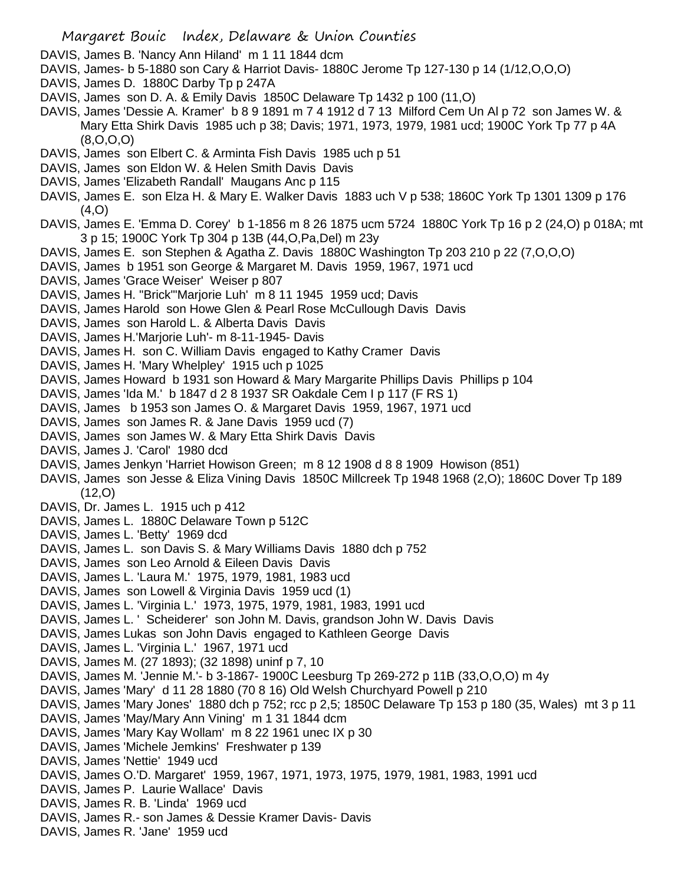DAVIS, James B. 'Nancy Ann Hiland' m 1 11 1844 dcm

DAVIS, James- b 5-1880 son Cary & Harriot Davis- 1880C Jerome Tp 127-130 p 14 (1/12,O,O,O)

DAVIS, James D. 1880C Darby Tp p 247A

DAVIS, James son D. A. & Emily Davis 1850C Delaware Tp 1432 p 100 (11,O)

DAVIS, James 'Dessie A. Kramer' b 8 9 1891 m 7 4 1912 d 7 13 Milford Cem Un Al p 72 son James W. & Mary Etta Shirk Davis 1985 uch p 38; Davis; 1971, 1973, 1979, 1981 ucd; 1900C York Tp 77 p 4A (8,O,O,O)

DAVIS, James son Elbert C. & Arminta Fish Davis 1985 uch p 51

DAVIS, James son Eldon W. & Helen Smith Davis Davis

DAVIS, James 'Elizabeth Randall' Maugans Anc p 115

DAVIS, James E. son Elza H. & Mary E. Walker Davis 1883 uch V p 538; 1860C York Tp 1301 1309 p 176 (4,O)

DAVIS, James E. 'Emma D. Corey' b 1-1856 m 8 26 1875 ucm 5724 1880C York Tp 16 p 2 (24,O) p 018A; mt 3 p 15; 1900C York Tp 304 p 13B (44,O,Pa,Del) m 23y

DAVIS, James E. son Stephen & Agatha Z. Davis 1880C Washington Tp 203 210 p 22 (7,O,O,O)

DAVIS, James b 1951 son George & Margaret M. Davis 1959, 1967, 1971 ucd

DAVIS, James 'Grace Weiser' Weiser p 807

DAVIS, James H. "Brick"'Marjorie Luh' m 8 11 1945 1959 ucd; Davis

DAVIS, James Harold son Howe Glen & Pearl Rose McCullough Davis Davis

DAVIS, James son Harold L. & Alberta Davis Davis

DAVIS, James H.'Marjorie Luh'- m 8-11-1945- Davis

DAVIS, James H. son C. William Davis engaged to Kathy Cramer Davis

DAVIS, James H. 'Mary Whelpley' 1915 uch p 1025

DAVIS, James Howard b 1931 son Howard & Mary Margarite Phillips Davis Phillips p 104

DAVIS, James 'Ida M.' b 1847 d 2 8 1937 SR Oakdale Cem I p 117 (F RS 1)

DAVIS, James b 1953 son James O. & Margaret Davis 1959, 1967, 1971 ucd

DAVIS, James son James R. & Jane Davis 1959 ucd (7)

DAVIS, James son James W. & Mary Etta Shirk Davis Davis

DAVIS, James J. 'Carol' 1980 dcd

DAVIS, James Jenkyn 'Harriet Howison Green; m 8 12 1908 d 8 8 1909 Howison (851)

DAVIS, James son Jesse & Eliza Vining Davis 1850C Millcreek Tp 1948 1968 (2,O); 1860C Dover Tp 189 (12,O)

DAVIS, Dr. James L. 1915 uch p 412

DAVIS, James L. 1880C Delaware Town p 512C

DAVIS, James L. 'Betty' 1969 dcd

DAVIS, James L. son Davis S. & Mary Williams Davis 1880 dch p 752

DAVIS, James son Leo Arnold & Eileen Davis Davis

DAVIS, James L. 'Laura M.' 1975, 1979, 1981, 1983 ucd

DAVIS, James son Lowell & Virginia Davis 1959 ucd (1)

DAVIS, James L. 'Virginia L.' 1973, 1975, 1979, 1981, 1983, 1991 ucd

DAVIS, James L. ' Scheiderer' son John M. Davis, grandson John W. Davis Davis

DAVIS, James Lukas son John Davis engaged to Kathleen George Davis

DAVIS, James L. 'Virginia L.' 1967, 1971 ucd

DAVIS, James M. (27 1893); (32 1898) uninf p 7, 10

DAVIS, James M. 'Jennie M.'- b 3-1867- 1900C Leesburg Tp 269-272 p 11B (33,O,O,O) m 4y

DAVIS, James 'Mary' d 11 28 1880 (70 8 16) Old Welsh Churchyard Powell p 210

DAVIS, James 'Mary Jones' 1880 dch p 752; rcc p 2,5; 1850C Delaware Tp 153 p 180 (35, Wales) mt 3 p 11

DAVIS, James 'May/Mary Ann Vining' m 1 31 1844 dcm

DAVIS, James 'Mary Kay Wollam' m 8 22 1961 unec IX p 30

DAVIS, James 'Michele Jemkins' Freshwater p 139

DAVIS, James 'Nettie' 1949 ucd

DAVIS, James O.'D. Margaret' 1959, 1967, 1971, 1973, 1975, 1979, 1981, 1983, 1991 ucd

DAVIS, James P. Laurie Wallace' Davis

DAVIS, James R. B. 'Linda' 1969 ucd

DAVIS, James R.- son James & Dessie Kramer Davis- Davis

DAVIS, James R. 'Jane' 1959 ucd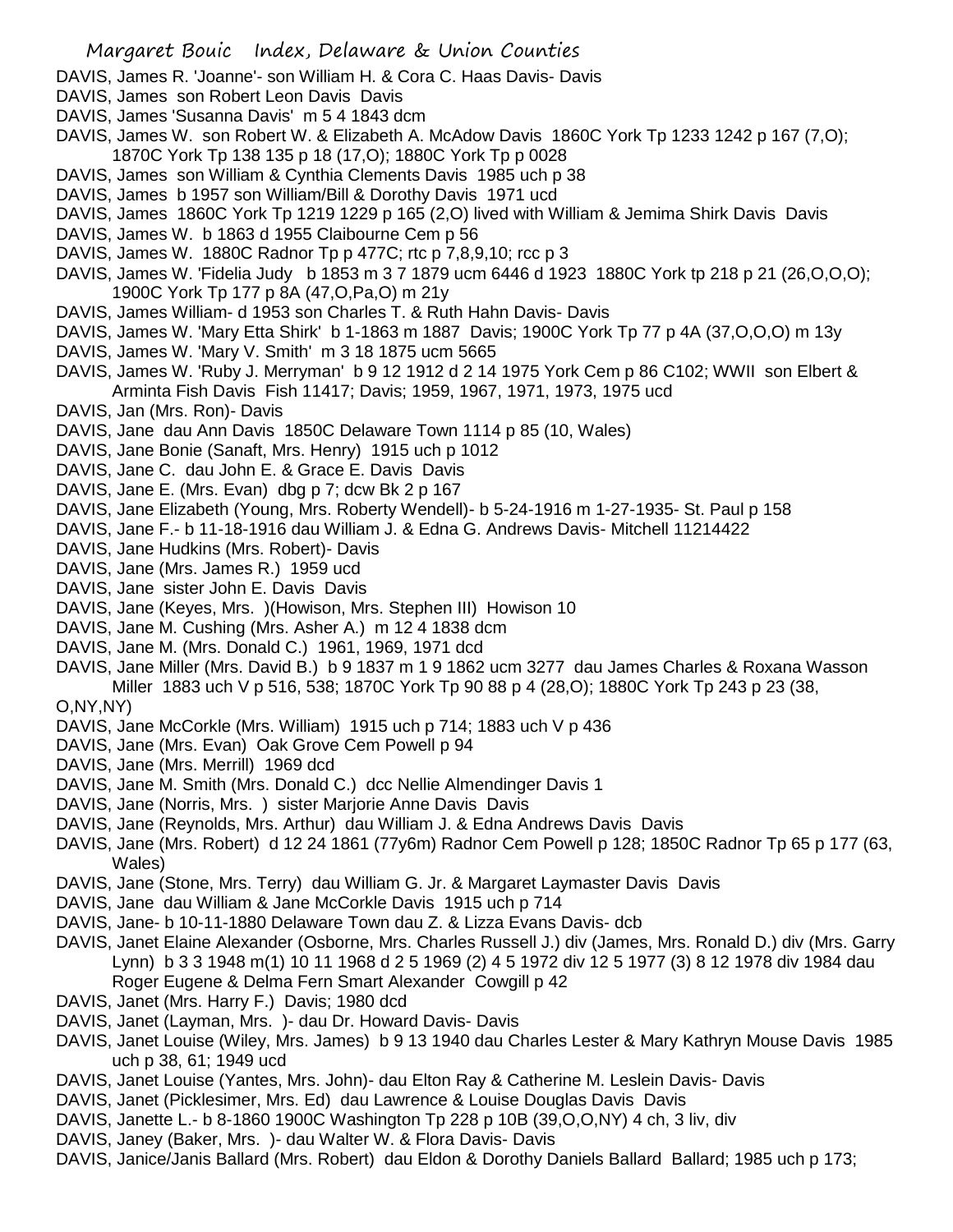DAVIS, James R. 'Joanne'- son William H. & Cora C. Haas Davis- Davis

DAVIS, James son Robert Leon Davis Davis

DAVIS, James 'Susanna Davis' m 5 4 1843 dcm

DAVIS, James W. son Robert W. & Elizabeth A. McAdow Davis 1860C York Tp 1233 1242 p 167 (7,O); 1870C York Tp 138 135 p 18 (17,O); 1880C York Tp p 0028

DAVIS, James son William & Cynthia Clements Davis 1985 uch p 38

DAVIS, James b 1957 son William/Bill & Dorothy Davis 1971 ucd

DAVIS, James 1860C York Tp 1219 1229 p 165 (2,O) lived with William & Jemima Shirk Davis Davis

DAVIS, James W. b 1863 d 1955 Claibourne Cem p 56

DAVIS, James W. 1880C Radnor Tp p 477C; rtc p 7,8,9,10; rcc p 3

DAVIS, James W. 'Fidelia Judy b 1853 m 3 7 1879 ucm 6446 d 1923 1880C York tp 218 p 21 (26,O,O,O); 1900C York Tp 177 p 8A (47,O,Pa,O) m 21y

DAVIS, James William- d 1953 son Charles T. & Ruth Hahn Davis- Davis

DAVIS, James W. 'Mary Etta Shirk' b 1-1863 m 1887 Davis; 1900C York Tp 77 p 4A (37,O,O,O) m 13y

DAVIS, James W. 'Mary V. Smith' m 3 18 1875 ucm 5665

DAVIS, James W. 'Ruby J. Merryman' b 9 12 1912 d 2 14 1975 York Cem p 86 C102; WWII son Elbert & Arminta Fish Davis Fish 11417; Davis; 1959, 1967, 1971, 1973, 1975 ucd

DAVIS, Jan (Mrs. Ron)- Davis

DAVIS, Jane dau Ann Davis 1850C Delaware Town 1114 p 85 (10, Wales)

DAVIS, Jane Bonie (Sanaft, Mrs. Henry) 1915 uch p 1012

DAVIS, Jane C. dau John E. & Grace E. Davis Davis

DAVIS, Jane E. (Mrs. Evan) dbg p 7; dcw Bk 2 p 167

DAVIS, Jane Elizabeth (Young, Mrs. Roberty Wendell)- b 5-24-1916 m 1-27-1935- St. Paul p 158

DAVIS, Jane F.- b 11-18-1916 dau William J. & Edna G. Andrews Davis- Mitchell 11214422

DAVIS, Jane Hudkins (Mrs. Robert)- Davis

DAVIS, Jane (Mrs. James R.) 1959 ucd

DAVIS, Jane sister John E. Davis Davis

DAVIS, Jane (Keyes, Mrs. )(Howison, Mrs. Stephen III) Howison 10

DAVIS, Jane M. Cushing (Mrs. Asher A.) m 12 4 1838 dcm

DAVIS, Jane M. (Mrs. Donald C.) 1961, 1969, 1971 dcd

DAVIS, Jane Miller (Mrs. David B.) b 9 1837 m 1 9 1862 ucm 3277 dau James Charles & Roxana Wasson Miller 1883 uch V p 516, 538; 1870C York Tp 90 88 p 4 (28,O); 1880C York Tp 243 p 23 (38, O,NY,NY)

DAVIS, Jane McCorkle (Mrs. William) 1915 uch p 714; 1883 uch V p 436

DAVIS, Jane (Mrs. Evan) Oak Grove Cem Powell p 94

DAVIS, Jane (Mrs. Merrill) 1969 dcd

DAVIS, Jane M. Smith (Mrs. Donald C.) dcc Nellie Almendinger Davis 1

DAVIS, Jane (Norris, Mrs. ) sister Marjorie Anne Davis Davis

DAVIS, Jane (Reynolds, Mrs. Arthur) dau William J. & Edna Andrews Davis Davis

DAVIS, Jane (Mrs. Robert) d 12 24 1861 (77y6m) Radnor Cem Powell p 128; 1850C Radnor Tp 65 p 177 (63, Wales)

DAVIS, Jane (Stone, Mrs. Terry) dau William G. Jr. & Margaret Laymaster Davis Davis

DAVIS, Jane dau William & Jane McCorkle Davis 1915 uch p 714

DAVIS, Jane- b 10-11-1880 Delaware Town dau Z. & Lizza Evans Davis- dcb

DAVIS, Janet Elaine Alexander (Osborne, Mrs. Charles Russell J.) div (James, Mrs. Ronald D.) div (Mrs. Garry Lynn) b 3 3 1948 m(1) 10 11 1968 d 2 5 1969 (2) 4 5 1972 div 12 5 1977 (3) 8 12 1978 div 1984 dau Roger Eugene & Delma Fern Smart Alexander Cowgill p 42

DAVIS, Janet (Mrs. Harry F.) Davis; 1980 dcd

DAVIS, Janet (Layman, Mrs. )- dau Dr. Howard Davis- Davis

DAVIS, Janet Louise (Wiley, Mrs. James) b 9 13 1940 dau Charles Lester & Mary Kathryn Mouse Davis 1985 uch p 38, 61; 1949 ucd

DAVIS, Janet Louise (Yantes, Mrs. John)- dau Elton Ray & Catherine M. Leslein Davis- Davis

DAVIS, Janet (Picklesimer, Mrs. Ed) dau Lawrence & Louise Douglas Davis Davis

DAVIS, Janette L.- b 8-1860 1900C Washington Tp 228 p 10B (39,O,O,NY) 4 ch, 3 liv, div

DAVIS, Janey (Baker, Mrs. )- dau Walter W. & Flora Davis- Davis

DAVIS, Janice/Janis Ballard (Mrs. Robert) dau Eldon & Dorothy Daniels Ballard Ballard; 1985 uch p 173;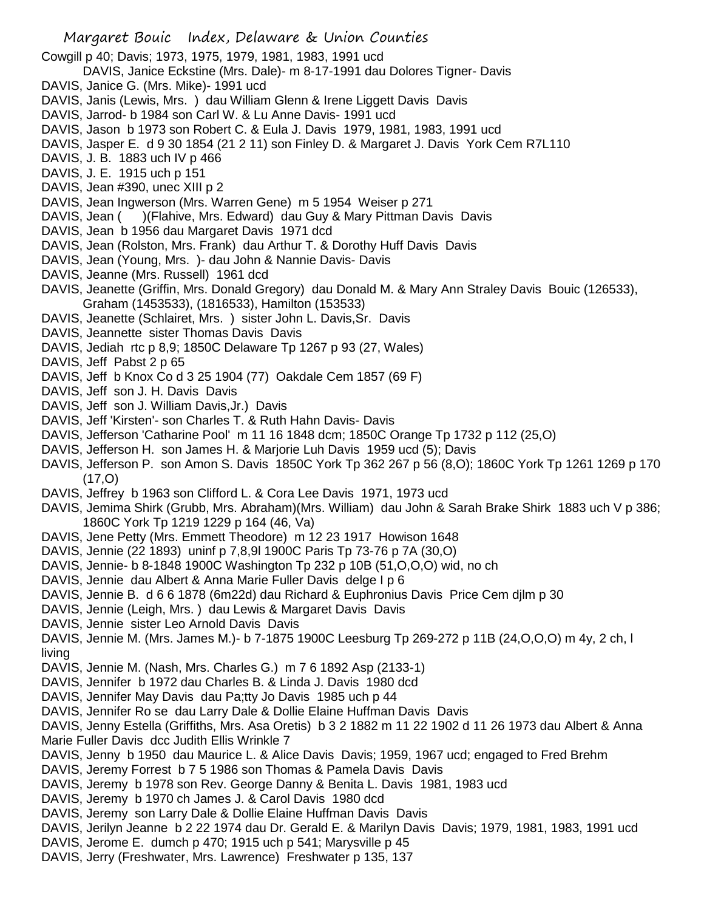Cowgill p 40; Davis; 1973, 1975, 1979, 1981, 1983, 1991 ucd

DAVIS, Janice Eckstine (Mrs. Dale)- m 8-17-1991 dau Dolores Tigner- Davis

DAVIS, Janice G. (Mrs. Mike)- 1991 ucd

DAVIS, Janis (Lewis, Mrs. ) dau William Glenn & Irene Liggett Davis Davis

DAVIS, Jarrod- b 1984 son Carl W. & Lu Anne Davis- 1991 ucd

DAVIS, Jason b 1973 son Robert C. & Eula J. Davis 1979, 1981, 1983, 1991 ucd

DAVIS, Jasper E. d 9 30 1854 (21 2 11) son Finley D. & Margaret J. Davis York Cem R7L110

DAVIS, J. B. 1883 uch IV p 466

DAVIS, J. E. 1915 uch p 151

DAVIS, Jean #390, unec XIII p 2

DAVIS, Jean Ingwerson (Mrs. Warren Gene) m 5 1954 Weiser p 271

DAVIS, Jean ( )(Flahive, Mrs. Edward) dau Guy & Mary Pittman Davis Davis

DAVIS, Jean b 1956 dau Margaret Davis 1971 dcd

DAVIS, Jean (Rolston, Mrs. Frank) dau Arthur T. & Dorothy Huff Davis Davis

DAVIS, Jean (Young, Mrs. )- dau John & Nannie Davis- Davis

DAVIS, Jeanne (Mrs. Russell) 1961 dcd

DAVIS, Jeanette (Griffin, Mrs. Donald Gregory) dau Donald M. & Mary Ann Straley Davis Bouic (126533), Graham (1453533), (1816533), Hamilton (153533)

DAVIS, Jeanette (Schlairet, Mrs. ) sister John L. Davis,Sr. Davis

DAVIS, Jeannette sister Thomas Davis Davis

DAVIS, Jediah rtc p 8,9; 1850C Delaware Tp 1267 p 93 (27, Wales)

DAVIS, Jeff Pabst 2 p 65

DAVIS, Jeff b Knox Co d 3 25 1904 (77) Oakdale Cem 1857 (69 F)

DAVIS, Jeff son J. H. Davis Davis

DAVIS, Jeff son J. William Davis,Jr.) Davis

DAVIS, Jeff 'Kirsten'- son Charles T. & Ruth Hahn Davis- Davis

DAVIS, Jefferson 'Catharine Pool' m 11 16 1848 dcm; 1850C Orange Tp 1732 p 112 (25,O)

DAVIS, Jefferson H. son James H. & Marjorie Luh Davis 1959 ucd (5); Davis

DAVIS, Jefferson P. son Amon S. Davis 1850C York Tp 362 267 p 56 (8,O); 1860C York Tp 1261 1269 p 170 (17,O)

DAVIS, Jeffrey b 1963 son Clifford L. & Cora Lee Davis 1971, 1973 ucd

DAVIS, Jemima Shirk (Grubb, Mrs. Abraham)(Mrs. William) dau John & Sarah Brake Shirk 1883 uch V p 386; 1860C York Tp 1219 1229 p 164 (46, Va)

DAVIS, Jene Petty (Mrs. Emmett Theodore) m 12 23 1917 Howison 1648

DAVIS, Jennie (22 1893) uninf p 7,8,9l 1900C Paris Tp 73-76 p 7A (30,O)

DAVIS, Jennie- b 8-1848 1900C Washington Tp 232 p 10B (51,O,O,O) wid, no ch

DAVIS, Jennie dau Albert & Anna Marie Fuller Davis delge I p 6

DAVIS, Jennie B. d 6 6 1878 (6m22d) dau Richard & Euphronius Davis Price Cem djlm p 30

DAVIS, Jennie (Leigh, Mrs. ) dau Lewis & Margaret Davis Davis

DAVIS, Jennie sister Leo Arnold Davis Davis

DAVIS, Jennie M. (Mrs. James M.)- b 7-1875 1900C Leesburg Tp 269-272 p 11B (24,O,O,O) m 4y, 2 ch, l living

DAVIS, Jennie M. (Nash, Mrs. Charles G.) m 7 6 1892 Asp (2133-1)

DAVIS, Jennifer b 1972 dau Charles B. & Linda J. Davis 1980 dcd

DAVIS, Jennifer May Davis dau Pa;tty Jo Davis 1985 uch p 44

DAVIS, Jennifer Ro se dau Larry Dale & Dollie Elaine Huffman Davis Davis

DAVIS, Jenny Estella (Griffiths, Mrs. Asa Oretis) b 3 2 1882 m 11 22 1902 d 11 26 1973 dau Albert & Anna Marie Fuller Davis dcc Judith Ellis Wrinkle 7

DAVIS, Jenny b 1950 dau Maurice L. & Alice Davis Davis; 1959, 1967 ucd; engaged to Fred Brehm

DAVIS, Jeremy Forrest b 7 5 1986 son Thomas & Pamela Davis Davis

DAVIS, Jeremy b 1978 son Rev. George Danny & Benita L. Davis 1981, 1983 ucd

DAVIS, Jeremy b 1970 ch James J. & Carol Davis 1980 dcd

DAVIS, Jeremy son Larry Dale & Dollie Elaine Huffman Davis Davis

DAVIS, Jerilyn Jeanne b 2 22 1974 dau Dr. Gerald E. & Marilyn Davis Davis; 1979, 1981, 1983, 1991 ucd

DAVIS, Jerome E. dumch p 470; 1915 uch p 541; Marysville p 45

DAVIS, Jerry (Freshwater, Mrs. Lawrence) Freshwater p 135, 137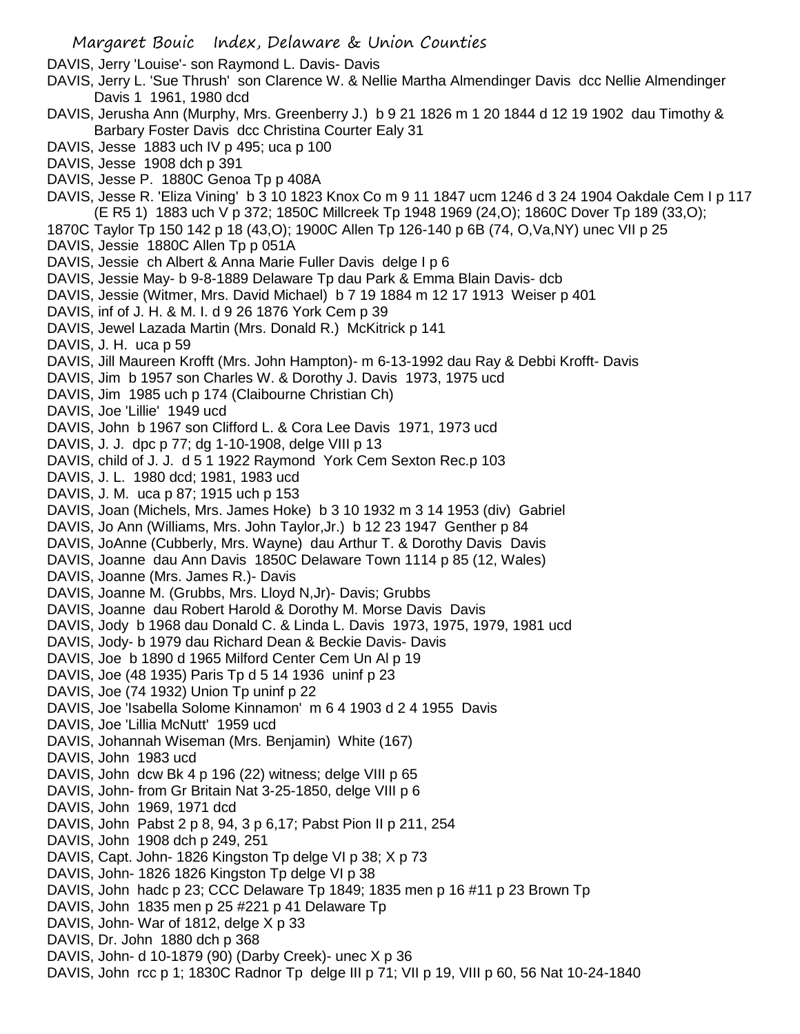DAVIS, Jerry 'Louise'- son Raymond L. Davis- Davis

DAVIS, Jerry L. 'Sue Thrush' son Clarence W. & Nellie Martha Almendinger Davis dcc Nellie Almendinger Davis 1 1961, 1980 dcd

DAVIS, Jerusha Ann (Murphy, Mrs. Greenberry J.) b 9 21 1826 m 1 20 1844 d 12 19 1902 dau Timothy & Barbary Foster Davis dcc Christina Courter Ealy 31

DAVIS, Jesse 1883 uch IV p 495; uca p 100

DAVIS, Jesse 1908 dch p 391

DAVIS, Jesse P. 1880C Genoa Tp p 408A

DAVIS, Jesse R. 'Eliza Vining' b 3 10 1823 Knox Co m 9 11 1847 ucm 1246 d 3 24 1904 Oakdale Cem I p 117 (E R5 1) 1883 uch V p 372; 1850C Millcreek Tp 1948 1969 (24,O); 1860C Dover Tp 189 (33,O); 1870C Taylor Tp 150 142 p 18 (43,O); 1900C Allen Tp 126-140 p 6B (74, O,Va,NY) unec VII p 25

DAVIS, Jessie 1880C Allen Tp p 051A

DAVIS, Jessie ch Albert & Anna Marie Fuller Davis delge I p 6

DAVIS, Jessie May- b 9-8-1889 Delaware Tp dau Park & Emma Blain Davis- dcb

DAVIS, Jessie (Witmer, Mrs. David Michael) b 7 19 1884 m 12 17 1913 Weiser p 401

DAVIS, inf of J. H. & M. I. d 9 26 1876 York Cem p 39

DAVIS, Jewel Lazada Martin (Mrs. Donald R.) McKitrick p 141

DAVIS, J. H. uca p 59

DAVIS, Jill Maureen Krofft (Mrs. John Hampton)- m 6-13-1992 dau Ray & Debbi Krofft- Davis

DAVIS, Jim b 1957 son Charles W. & Dorothy J. Davis 1973, 1975 ucd

DAVIS, Jim 1985 uch p 174 (Claibourne Christian Ch)

DAVIS, Joe 'Lillie' 1949 ucd

DAVIS, John b 1967 son Clifford L. & Cora Lee Davis 1971, 1973 ucd

DAVIS, J. J. dpc p 77; dg 1-10-1908, delge VIII p 13

DAVIS, child of J. J. d 5 1 1922 Raymond York Cem Sexton Rec.p 103

DAVIS, J. L. 1980 dcd; 1981, 1983 ucd

DAVIS, J. M. uca p 87; 1915 uch p 153

DAVIS, Joan (Michels, Mrs. James Hoke) b 3 10 1932 m 3 14 1953 (div) Gabriel

DAVIS, Jo Ann (Williams, Mrs. John Taylor,Jr.) b 12 23 1947 Genther p 84

DAVIS, JoAnne (Cubberly, Mrs. Wayne) dau Arthur T. & Dorothy Davis Davis

DAVIS, Joanne dau Ann Davis 1850C Delaware Town 1114 p 85 (12, Wales)

DAVIS, Joanne (Mrs. James R.)- Davis

DAVIS, Joanne M. (Grubbs, Mrs. Lloyd N,Jr)- Davis; Grubbs

DAVIS, Joanne dau Robert Harold & Dorothy M. Morse Davis Davis

DAVIS, Jody b 1968 dau Donald C. & Linda L. Davis 1973, 1975, 1979, 1981 ucd

DAVIS, Jody- b 1979 dau Richard Dean & Beckie Davis- Davis

DAVIS, Joe b 1890 d 1965 Milford Center Cem Un Al p 19

DAVIS, Joe (48 1935) Paris Tp d 5 14 1936 uninf p 23

DAVIS, Joe (74 1932) Union Tp uninf p 22

DAVIS, Joe 'Isabella Solome Kinnamon' m 6 4 1903 d 2 4 1955 Davis

DAVIS, Joe 'Lillia McNutt' 1959 ucd

DAVIS, Johannah Wiseman (Mrs. Benjamin) White (167)

DAVIS, John 1983 ucd

DAVIS, John dcw Bk 4 p 196 (22) witness; delge VIII p 65

DAVIS, John- from Gr Britain Nat 3-25-1850, delge VIII p 6

DAVIS, John 1969, 1971 dcd

DAVIS, John Pabst 2 p 8, 94, 3 p 6,17; Pabst Pion II p 211, 254

DAVIS, John 1908 dch p 249, 251

DAVIS, Capt. John- 1826 Kingston Tp delge VI p 38; X p 73

DAVIS, John- 1826 1826 Kingston Tp delge VI p 38

DAVIS, John hadc p 23; CCC Delaware Tp 1849; 1835 men p 16 #11 p 23 Brown Tp

DAVIS, John 1835 men p 25 #221 p 41 Delaware Tp

DAVIS, John- War of 1812, delge X p 33

DAVIS, Dr. John 1880 dch p 368

DAVIS, John- d 10-1879 (90) (Darby Creek)- unec X p 36

DAVIS, John rcc p 1; 1830C Radnor Tp delge III p 71; VII p 19, VIII p 60, 56 Nat 10-24-1840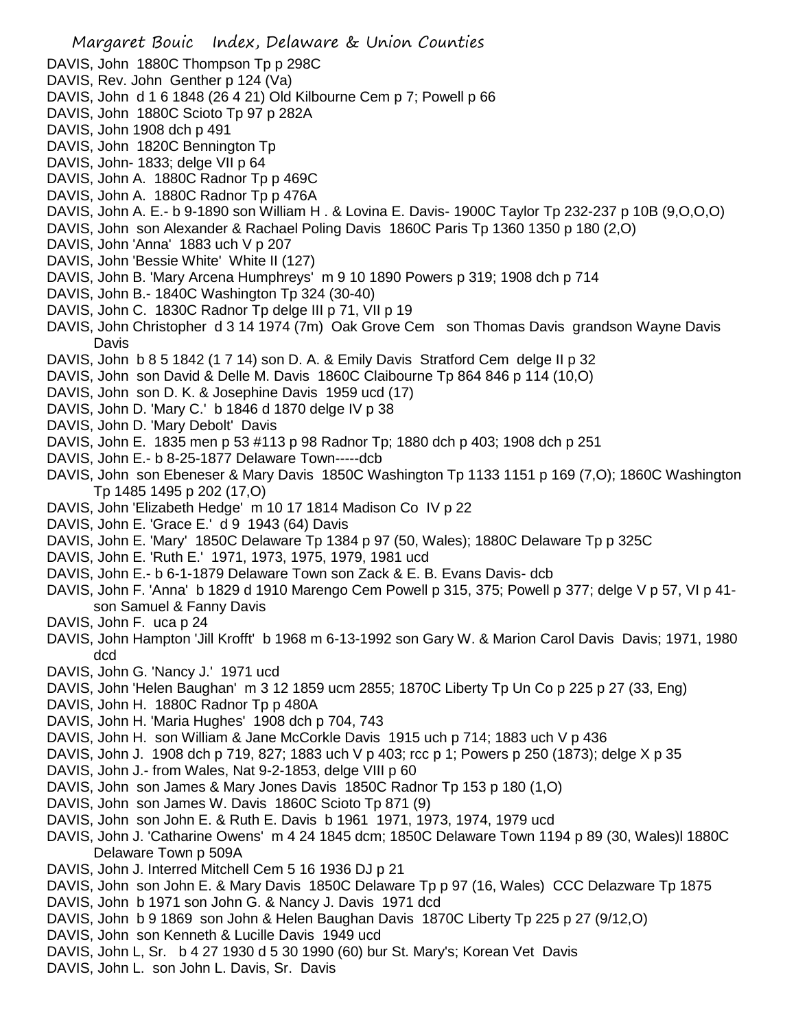DAVIS, John 1880C Thompson Tp p 298C
DAVIS, Rev. John Genther p 124 (Va)
DAVIS, John d 1 6 1848 (26 4 21) Old Kilbourne Cem p 7; Powell p 66
DAVIS, John 1880C Scioto Tp 97 p 282A
DAVIS, John 1908 dch p 491
DAVIS, John 1820C Bennington Tp
DAVIS, John- 1833; delge VII p 64
DAVIS, John A. 1880C Radnor Tp p 469C
DAVIS, John A. 1880C Radnor Tp p 476A
DAVIS, John A. E.- b 9-1890 son William H . & Lovina E. Davis- 1900C Taylor Tp 232-237 p 10B (9,O,O,O)
DAVIS, John son Alexander & Rachael Poling Davis 1860C Paris Tp 1360 1350 p 180 (2,O)
DAVIS, John 'Anna' 1883 uch V p 207
DAVIS, John 'Bessie White' White II (127)
DAVIS, John B. 'Mary Arcena Humphreys' m 9 10 1890 Powers p 319; 1908 dch p 714
DAVIS, John B.- 1840C Washington Tp 324 (30-40)
DAVIS, John C. 1830C Radnor Tp delge III p 71, VII p 19
DAVIS, John Christopher d 3 14 1974 (7m) Oak Grove Cem son Thomas Davis grandson Wayne Davis Davis
DAVIS, John b 8 5 1842 (1 7 14) son D. A. & Emily Davis Stratford Cem delge II p 32
DAVIS, John son David & Delle M. Davis 1860C Claibourne Tp 864 846 p 114 (10,O)
DAVIS, John son D. K. & Josephine Davis 1959 ucd (17)
DAVIS, John D. 'Mary C.' b 1846 d 1870 delge IV p 38
DAVIS, John D. 'Mary Debolt' Davis
DAVIS, John E. 1835 men p 53 #113 p 98 Radnor Tp; 1880 dch p 403; 1908 dch p 251
DAVIS, John E.- b 8-25-1877 Delaware Town-----dcb
DAVIS, John son Ebeneser & Mary Davis 1850C Washington Tp 1133 1151 p 169 (7,O); 1860C Washington Tp 1485 1495 p 202 (17,O)
DAVIS, John 'Elizabeth Hedge' m 10 17 1814 Madison Co IV p 22
DAVIS, John E. 'Grace E.' d 9 1943 (64) Davis
DAVIS, John E. 'Mary' 1850C Delaware Tp 1384 p 97 (50, Wales); 1880C Delaware Tp p 325C
DAVIS, John E. 'Ruth E.' 1971, 1973, 1975, 1979, 1981 ucd
DAVIS, John E.- b 6-1-1879 Delaware Town son Zack & E. B. Evans Davis- dcb
DAVIS, John F. 'Anna' b 1829 d 1910 Marengo Cem Powell p 315, 375; Powell p 377; delge V p 57, VI p 41- son Samuel & Fanny Davis
DAVIS, John F. uca p 24
DAVIS, John Hampton 'Jill Krofft' b 1968 m 6-13-1992 son Gary W. & Marion Carol Davis Davis; 1971, 1980 dcd
DAVIS, John G. 'Nancy J.' 1971 ucd
DAVIS, John 'Helen Baughan' m 3 12 1859 ucm 2855; 1870C Liberty Tp Un Co p 225 p 27 (33, Eng)
DAVIS, John H. 1880C Radnor Tp p 480A
DAVIS, John H. 'Maria Hughes' 1908 dch p 704, 743
DAVIS, John H. son William & Jane McCorkle Davis 1915 uch p 714; 1883 uch V p 436
DAVIS, John J. 1908 dch p 719, 827; 1883 uch V p 403; rcc p 1; Powers p 250 (1873); delge X p 35
DAVIS, John J.- from Wales, Nat 9-2-1853, delge VIII p 60
DAVIS, John son James & Mary Jones Davis 1850C Radnor Tp 153 p 180 (1,O)
DAVIS, John son James W. Davis 1860C Scioto Tp 871 (9)
DAVIS, John son John E. & Ruth E. Davis b 1961 1971, 1973, 1974, 1979 ucd
DAVIS, John J. 'Catharine Owens' m 4 24 1845 dcm; 1850C Delaware Town 1194 p 89 (30, Wales)l 1880C Delaware Town p 509A
DAVIS, John J. Interred Mitchell Cem 5 16 1936 DJ p 21
DAVIS, John son John E. & Mary Davis 1850C Delaware Tp p 97 (16, Wales) CCC Delazware Tp 1875
DAVIS, John b 1971 son John G. & Nancy J. Davis 1971 dcd
DAVIS, John b 9 1869 son John & Helen Baughan Davis 1870C Liberty Tp 225 p 27 (9/12,O)
DAVIS, John son Kenneth & Lucille Davis 1949 ucd
DAVIS, John L, Sr. b 4 27 1930 d 5 30 1990 (60) bur St. Mary's; Korean Vet Davis
DAVIS, John L. son John L. Davis, Sr. Davis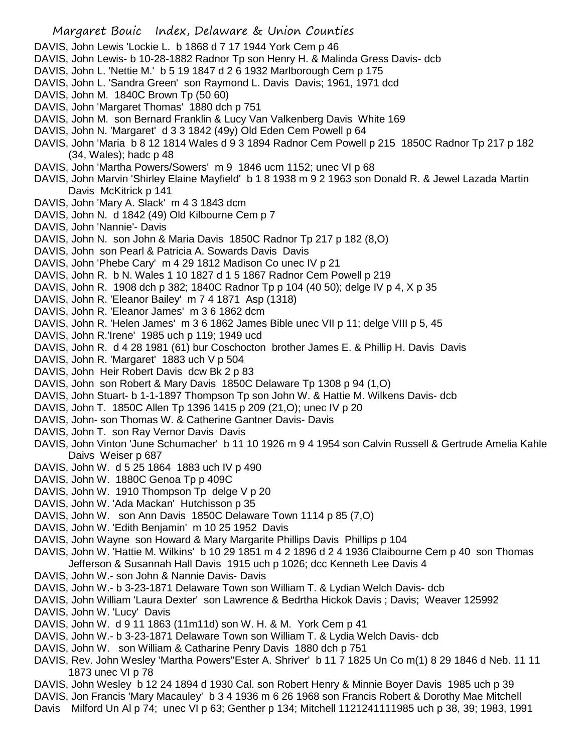DAVIS, John Lewis 'Lockie L. b 1868 d 7 17 1944 York Cem p 46

DAVIS, John Lewis- b 10-28-1882 Radnor Tp son Henry H. & Malinda Gress Davis- dcb

DAVIS, John L. 'Nettie M.' b 5 19 1847 d 2 6 1932 Marlborough Cem p 175

DAVIS, John L. 'Sandra Green' son Raymond L. Davis Davis; 1961, 1971 dcd

DAVIS, John M. 1840C Brown Tp (50 60)

DAVIS, John 'Margaret Thomas' 1880 dch p 751

DAVIS, John M. son Bernard Franklin & Lucy Van Valkenberg Davis White 169

DAVIS, John N. 'Margaret' d 3 3 1842 (49y) Old Eden Cem Powell p 64

DAVIS, John 'Maria b 8 12 1814 Wales d 9 3 1894 Radnor Cem Powell p 215 1850C Radnor Tp 217 p 182 (34, Wales); hadc p 48

DAVIS, John 'Martha Powers/Sowers' m 9 1846 ucm 1152; unec VI p 68

DAVIS, John Marvin 'Shirley Elaine Mayfield' b 1 8 1938 m 9 2 1963 son Donald R. & Jewel Lazada Martin Davis McKitrick p 141

DAVIS, John 'Mary A. Slack' m 4 3 1843 dcm

DAVIS, John N. d 1842 (49) Old Kilbourne Cem p 7

DAVIS, John 'Nannie'- Davis

DAVIS, John N. son John & Maria Davis 1850C Radnor Tp 217 p 182 (8,O)

DAVIS, John son Pearl & Patricia A. Sowards Davis Davis

DAVIS, John 'Phebe Cary' m 4 29 1812 Madison Co unec IV p 21

DAVIS, John R. b N. Wales 1 10 1827 d 1 5 1867 Radnor Cem Powell p 219

DAVIS, John R. 1908 dch p 382; 1840C Radnor Tp p 104 (40 50); delge IV p 4, X p 35

DAVIS, John R. 'Eleanor Bailey' m 7 4 1871 Asp (1318)

DAVIS, John R. 'Eleanor James' m 3 6 1862 dcm

DAVIS, John R. 'Helen James' m 3 6 1862 James Bible unec VII p 11; delge VIII p 5, 45

DAVIS, John R.'Irene' 1985 uch p 119; 1949 ucd

DAVIS, John R. d 4 28 1981 (61) bur Coschocton brother James E. & Phillip H. Davis Davis

DAVIS, John R. 'Margaret' 1883 uch V p 504

DAVIS, John Heir Robert Davis dcw Bk 2 p 83

DAVIS, John son Robert & Mary Davis 1850C Delaware Tp 1308 p 94 (1,O)

DAVIS, John Stuart- b 1-1-1897 Thompson Tp son John W. & Hattie M. Wilkens Davis- dcb

DAVIS, John T. 1850C Allen Tp 1396 1415 p 209 (21,O); unec IV p 20

DAVIS, John- son Thomas W. & Catherine Gantner Davis- Davis

DAVIS, John T. son Ray Vernor Davis Davis

DAVIS, John Vinton 'June Schumacher' b 11 10 1926 m 9 4 1954 son Calvin Russell & Gertrude Amelia Kahle Daivs Weiser p 687

DAVIS, John W. d 5 25 1864 1883 uch IV p 490

DAVIS, John W. 1880C Genoa Tp p 409C

DAVIS, John W. 1910 Thompson Tp delge V p 20

DAVIS, John W. 'Ada Mackan' Hutchisson p 35

DAVIS, John W. son Ann Davis 1850C Delaware Town 1114 p 85 (7,O)

DAVIS, John W. 'Edith Benjamin' m 10 25 1952 Davis

DAVIS, John Wayne son Howard & Mary Margarite Phillips Davis Phillips p 104

DAVIS, John W. 'Hattie M. Wilkins' b 10 29 1851 m 4 2 1896 d 2 4 1936 Claibourne Cem p 40 son Thomas Jefferson & Susannah Hall Davis 1915 uch p 1026; dcc Kenneth Lee Davis 4

DAVIS, John W.- son John & Nannie Davis- Davis

DAVIS, John W.- b 3-23-1871 Delaware Town son William T. & Lydian Welch Davis- dcb

DAVIS, John William 'Laura Dexter' son Lawrence & Bedrtha Hickok Davis ; Davis; Weaver 125992

DAVIS, John W. 'Lucy' Davis

DAVIS, John W. d 9 11 1863 (11m11d) son W. H. & M. York Cem p 41

DAVIS, John W.- b 3-23-1871 Delaware Town son William T. & Lydia Welch Davis- dcb

DAVIS, John W. son William & Catharine Penry Davis 1880 dch p 751

DAVIS, Rev. John Wesley 'Martha Powers''Ester A. Shriver' b 11 7 1825 Un Co m(1) 8 29 1846 d Neb. 11 11 1873 unec VI p 78

DAVIS, John Wesley b 12 24 1894 d 1930 Cal. son Robert Henry & Minnie Boyer Davis 1985 uch p 39

DAVIS, Jon Francis 'Mary Macauley' b 3 4 1936 m 6 26 1968 son Francis Robert & Dorothy Mae Mitchell Davis Milford Un Al p 74; unec VI p 63; Genther p 134; Mitchell 1121241111985 uch p 38, 39; 1983, 1991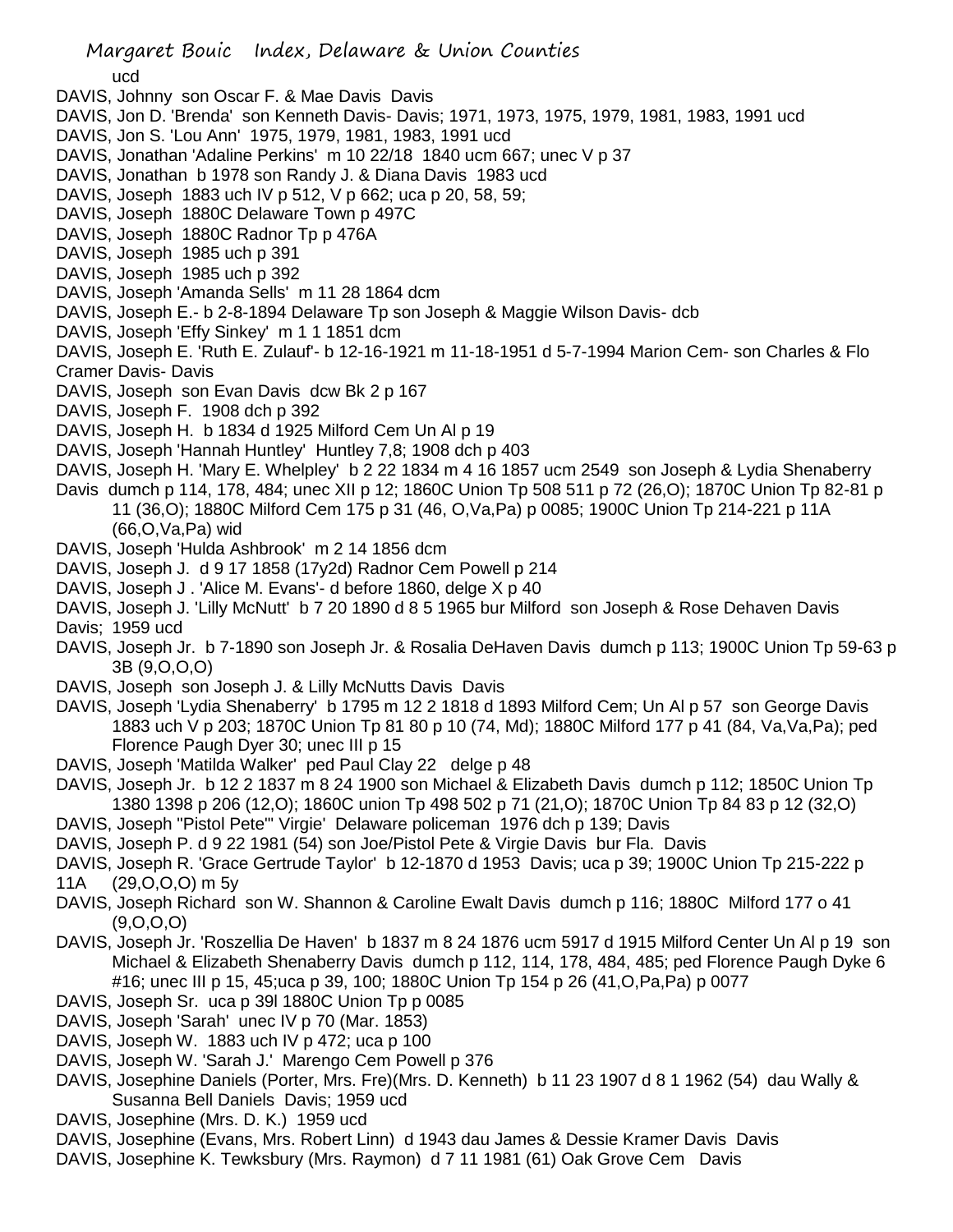ucd

DAVIS, Johnny son Oscar F. & Mae Davis Davis

DAVIS, Jon D. 'Brenda' son Kenneth Davis- Davis; 1971, 1973, 1975, 1979, 1981, 1983, 1991 ucd

DAVIS, Jon S. 'Lou Ann' 1975, 1979, 1981, 1983, 1991 ucd

DAVIS, Jonathan 'Adaline Perkins' m 10 22/18 1840 ucm 667; unec V p 37

DAVIS, Jonathan b 1978 son Randy J. & Diana Davis 1983 ucd

DAVIS, Joseph 1883 uch IV p 512, V p 662; uca p 20, 58, 59;

DAVIS, Joseph 1880C Delaware Town p 497C

DAVIS, Joseph 1880C Radnor Tp p 476A

DAVIS, Joseph 1985 uch p 391

DAVIS, Joseph 1985 uch p 392

DAVIS, Joseph 'Amanda Sells' m 11 28 1864 dcm

DAVIS, Joseph E.- b 2-8-1894 Delaware Tp son Joseph & Maggie Wilson Davis- dcb

DAVIS, Joseph 'Effy Sinkey' m 1 1 1851 dcm

DAVIS, Joseph E. 'Ruth E. Zulauf'- b 12-16-1921 m 11-18-1951 d 5-7-1994 Marion Cem- son Charles & Flo Cramer Davis- Davis

DAVIS, Joseph son Evan Davis dcw Bk 2 p 167

DAVIS, Joseph F. 1908 dch p 392

DAVIS, Joseph H. b 1834 d 1925 Milford Cem Un Al p 19

DAVIS, Joseph 'Hannah Huntley' Huntley 7,8; 1908 dch p 403

DAVIS, Joseph H. 'Mary E. Whelpley' b 2 22 1834 m 4 16 1857 ucm 2549 son Joseph & Lydia Shenaberry Davis dumch p 114, 178, 484; unec XII p 12; 1860C Union Tp 508 511 p 72 (26,O); 1870C Union Tp 82-81 p 11 (36,O); 1880C Milford Cem 175 p 31 (46, O,Va,Pa) p 0085; 1900C Union Tp 214-221 p 11A (66,O,Va,Pa) wid

DAVIS, Joseph 'Hulda Ashbrook' m 2 14 1856 dcm

DAVIS, Joseph J. d 9 17 1858 (17y2d) Radnor Cem Powell p 214

DAVIS, Joseph J . 'Alice M. Evans'- d before 1860, delge X p 40

DAVIS, Joseph J. 'Lilly McNutt' b 7 20 1890 d 8 5 1965 bur Milford son Joseph & Rose Dehaven Davis Davis; 1959 ucd

DAVIS, Joseph Jr. b 7-1890 son Joseph Jr. & Rosalia DeHaven Davis dumch p 113; 1900C Union Tp 59-63 p 3B (9,O,O,O)

DAVIS, Joseph son Joseph J. & Lilly McNutts Davis Davis

DAVIS, Joseph 'Lydia Shenaberry' b 1795 m 12 2 1818 d 1893 Milford Cem; Un Al p 57 son George Davis 1883 uch V p 203; 1870C Union Tp 81 80 p 10 (74, Md); 1880C Milford 177 p 41 (84, Va,Va,Pa); ped Florence Paugh Dyer 30; unec III p 15

DAVIS, Joseph 'Matilda Walker' ped Paul Clay 22 delge p 48

DAVIS, Joseph Jr. b 12 2 1837 m 8 24 1900 son Michael & Elizabeth Davis dumch p 112; 1850C Union Tp 1380 1398 p 206 (12,O); 1860C union Tp 498 502 p 71 (21,O); 1870C Union Tp 84 83 p 12 (32,O)

DAVIS, Joseph "Pistol Pete"' Virgie' Delaware policeman 1976 dch p 139; Davis

DAVIS, Joseph P. d 9 22 1981 (54) son Joe/Pistol Pete & Virgie Davis bur Fla. Davis

DAVIS, Joseph R. 'Grace Gertrude Taylor' b 12-1870 d 1953 Davis; uca p 39; 1900C Union Tp 215-222 p 11A (29,O,O,O) m 5y

DAVIS, Joseph Richard son W. Shannon & Caroline Ewalt Davis dumch p 116; 1880C Milford 177 o 41 (9,O,O,O)

DAVIS, Joseph Jr. 'Roszellia De Haven' b 1837 m 8 24 1876 ucm 5917 d 1915 Milford Center Un Al p 19 son Michael & Elizabeth Shenaberry Davis dumch p 112, 114, 178, 484, 485; ped Florence Paugh Dyke 6 #16; unec III p 15, 45;uca p 39, 100; 1880C Union Tp 154 p 26 (41,O,Pa,Pa) p 0077

DAVIS, Joseph Sr. uca p 39l 1880C Union Tp p 0085

DAVIS, Joseph 'Sarah' unec IV p 70 (Mar. 1853)

DAVIS, Joseph W. 1883 uch IV p 472; uca p 100

DAVIS, Joseph W. 'Sarah J.' Marengo Cem Powell p 376

DAVIS, Josephine Daniels (Porter, Mrs. Fre)(Mrs. D. Kenneth) b 11 23 1907 d 8 1 1962 (54) dau Wally & Susanna Bell Daniels Davis; 1959 ucd

DAVIS, Josephine (Mrs. D. K.) 1959 ucd

DAVIS, Josephine (Evans, Mrs. Robert Linn) d 1943 dau James & Dessie Kramer Davis Davis

DAVIS, Josephine K. Tewksbury (Mrs. Raymon) d 7 11 1981 (61) Oak Grove Cem Davis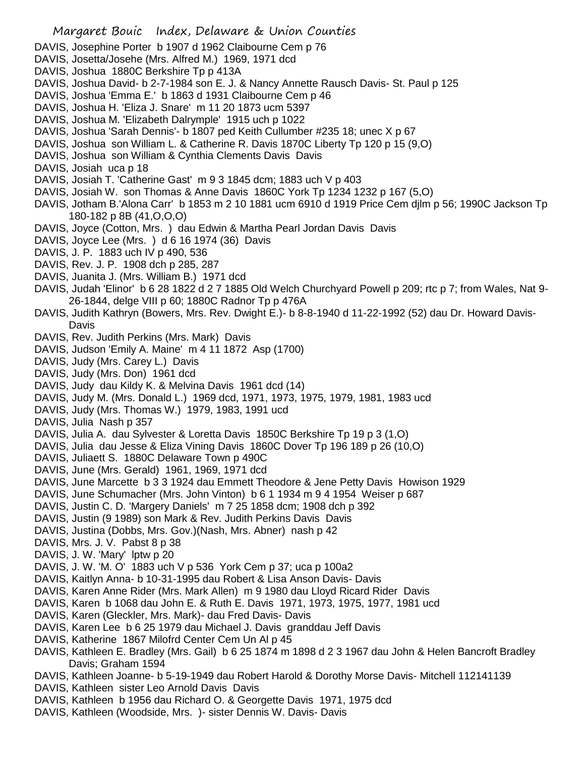DAVIS, Josephine Porter b 1907 d 1962 Claibourne Cem p 76
DAVIS, Josetta/Josehe (Mrs. Alfred M.) 1969, 1971 dcd
DAVIS, Joshua 1880C Berkshire Tp p 413A
DAVIS, Joshua David- b 2-7-1984 son E. J. & Nancy Annette Rausch Davis- St. Paul p 125
DAVIS, Joshua 'Emma E.' b 1863 d 1931 Claibourne Cem p 46
DAVIS, Joshua H. 'Eliza J. Snare' m 11 20 1873 ucm 5397
DAVIS, Joshua M. 'Elizabeth Dalrymple' 1915 uch p 1022
DAVIS, Joshua 'Sarah Dennis'- b 1807 ped Keith Cullumber #235 18; unec X p 67
DAVIS, Joshua son William L. & Catherine R. Davis 1870C Liberty Tp 120 p 15 (9,O)
DAVIS, Joshua son William & Cynthia Clements Davis Davis
DAVIS, Josiah uca p 18
DAVIS, Josiah T. 'Catherine Gast' m 9 3 1845 dcm; 1883 uch V p 403
DAVIS, Josiah W. son Thomas & Anne Davis 1860C York Tp 1234 1232 p 167 (5,O)
DAVIS, Jotham B.'Alona Carr' b 1853 m 2 10 1881 ucm 6910 d 1919 Price Cem djlm p 56; 1990C Jackson Tp 180-182 p 8B (41,O,O,O)
DAVIS, Joyce (Cotton, Mrs. ) dau Edwin & Martha Pearl Jordan Davis Davis
DAVIS, Joyce Lee (Mrs. ) d 6 16 1974 (36) Davis
DAVIS, J. P. 1883 uch IV p 490, 536
DAVIS, Rev. J. P. 1908 dch p 285, 287
DAVIS, Juanita J. (Mrs. William B.) 1971 dcd
DAVIS, Judah 'Elinor' b 6 28 1822 d 2 7 1885 Old Welch Churchyard Powell p 209; rtc p 7; from Wales, Nat 9-26-1844, delge VIII p 60; 1880C Radnor Tp p 476A
DAVIS, Judith Kathryn (Bowers, Mrs. Rev. Dwight E.)- b 8-8-1940 d 11-22-1992 (52) dau Dr. Howard Davis- Davis
DAVIS, Rev. Judith Perkins (Mrs. Mark) Davis
DAVIS, Judson 'Emily A. Maine' m 4 11 1872 Asp (1700)
DAVIS, Judy (Mrs. Carey L.) Davis
DAVIS, Judy (Mrs. Don) 1961 dcd
DAVIS, Judy dau Kildy K. & Melvina Davis 1961 dcd (14)
DAVIS, Judy M. (Mrs. Donald L.) 1969 dcd, 1971, 1973, 1975, 1979, 1981, 1983 ucd
DAVIS, Judy (Mrs. Thomas W.) 1979, 1983, 1991 ucd
DAVIS, Julia Nash p 357
DAVIS, Julia A. dau Sylvester & Loretta Davis 1850C Berkshire Tp 19 p 3 (1,O)
DAVIS, Julia dau Jesse & Eliza Vining Davis 1860C Dover Tp 196 189 p 26 (10,O)
DAVIS, Juliaett S. 1880C Delaware Town p 490C
DAVIS, June (Mrs. Gerald) 1961, 1969, 1971 dcd
DAVIS, June Marcette b 3 3 1924 dau Emmett Theodore & Jene Petty Davis Howison 1929
DAVIS, June Schumacher (Mrs. John Vinton) b 6 1 1934 m 9 4 1954 Weiser p 687
DAVIS, Justin C. D. 'Margery Daniels' m 7 25 1858 dcm; 1908 dch p 392
DAVIS, Justin (9 1989) son Mark & Rev. Judith Perkins Davis Davis
DAVIS, Justina (Dobbs, Mrs. Gov.)(Nash, Mrs. Abner) nash p 42
DAVIS, Mrs. J. V. Pabst 8 p 38
DAVIS, J. W. 'Mary' lptw p 20
DAVIS, J. W. 'M. O' 1883 uch V p 536 York Cem p 37; uca p 100a2
DAVIS, Kaitlyn Anna- b 10-31-1995 dau Robert & Lisa Anson Davis- Davis
DAVIS, Karen Anne Rider (Mrs. Mark Allen) m 9 1980 dau Lloyd Ricard Rider Davis
DAVIS, Karen b 1068 dau John E. & Ruth E. Davis 1971, 1973, 1975, 1977, 1981 ucd
DAVIS, Karen (Gleckler, Mrs. Mark)- dau Fred Davis- Davis
DAVIS, Karen Lee b 6 25 1979 dau Michael J. Davis granddau Jeff Davis
DAVIS, Katherine 1867 Milofrd Center Cem Un Al p 45
DAVIS, Kathleen E. Bradley (Mrs. Gail) b 6 25 1874 m 1898 d 2 3 1967 dau John & Helen Bancroft Bradley Davis; Graham 1594
DAVIS, Kathleen Joanne- b 5-19-1949 dau Robert Harold & Dorothy Morse Davis- Mitchell 112141139
DAVIS, Kathleen sister Leo Arnold Davis Davis
DAVIS, Kathleen b 1956 dau Richard O. & Georgette Davis 1971, 1975 dcd
DAVIS, Kathleen (Woodside, Mrs. )- sister Dennis W. Davis- Davis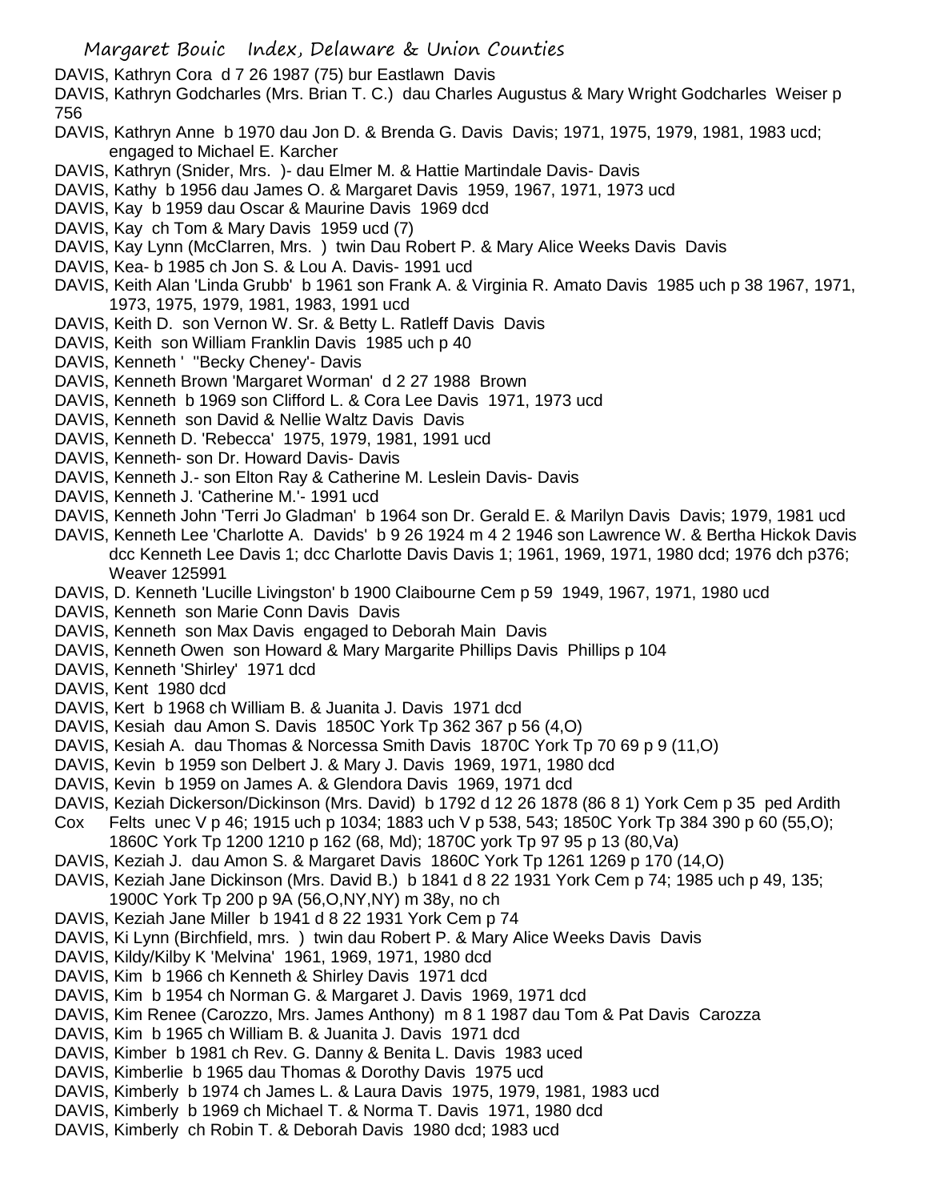DAVIS, Kathryn Cora d 7 26 1987 (75) bur Eastlawn Davis

DAVIS, Kathryn Godcharles (Mrs. Brian T. C.) dau Charles Augustus & Mary Wright Godcharles Weiser p 756

DAVIS, Kathryn Anne b 1970 dau Jon D. & Brenda G. Davis Davis; 1971, 1975, 1979, 1981, 1983 ucd; engaged to Michael E. Karcher

DAVIS, Kathryn (Snider, Mrs. )- dau Elmer M. & Hattie Martindale Davis- Davis

DAVIS, Kathy b 1956 dau James O. & Margaret Davis 1959, 1967, 1971, 1973 ucd

DAVIS, Kay b 1959 dau Oscar & Maurine Davis 1969 dcd

DAVIS, Kay ch Tom & Mary Davis 1959 ucd (7)

DAVIS, Kay Lynn (McClarren, Mrs. ) twin Dau Robert P. & Mary Alice Weeks Davis Davis

DAVIS, Kea- b 1985 ch Jon S. & Lou A. Davis- 1991 ucd

DAVIS, Keith Alan 'Linda Grubb' b 1961 son Frank A. & Virginia R. Amato Davis 1985 uch p 38 1967, 1971, 1973, 1975, 1979, 1981, 1983, 1991 ucd

DAVIS, Keith D. son Vernon W. Sr. & Betty L. Ratleff Davis Davis

DAVIS, Keith son William Franklin Davis 1985 uch p 40

DAVIS, Kenneth ' "Becky Cheney'- Davis

DAVIS, Kenneth Brown 'Margaret Worman' d 2 27 1988 Brown

DAVIS, Kenneth b 1969 son Clifford L. & Cora Lee Davis 1971, 1973 ucd

DAVIS, Kenneth son David & Nellie Waltz Davis Davis

DAVIS, Kenneth D. 'Rebecca' 1975, 1979, 1981, 1991 ucd

DAVIS, Kenneth- son Dr. Howard Davis- Davis

DAVIS, Kenneth J.- son Elton Ray & Catherine M. Leslein Davis- Davis

DAVIS, Kenneth J. 'Catherine M.'- 1991 ucd

DAVIS, Kenneth John 'Terri Jo Gladman' b 1964 son Dr. Gerald E. & Marilyn Davis Davis; 1979, 1981 ucd

DAVIS, Kenneth Lee 'Charlotte A. Davids' b 9 26 1924 m 4 2 1946 son Lawrence W. & Bertha Hickok Davis dcc Kenneth Lee Davis 1; dcc Charlotte Davis Davis 1; 1961, 1969, 1971, 1980 dcd; 1976 dch p376; Weaver 125991

DAVIS, D. Kenneth 'Lucille Livingston' b 1900 Claibourne Cem p 59 1949, 1967, 1971, 1980 ucd

DAVIS, Kenneth son Marie Conn Davis Davis

DAVIS, Kenneth son Max Davis engaged to Deborah Main Davis

DAVIS, Kenneth Owen son Howard & Mary Margarite Phillips Davis Phillips p 104

DAVIS, Kenneth 'Shirley' 1971 dcd

DAVIS, Kent 1980 dcd

DAVIS, Kert b 1968 ch William B. & Juanita J. Davis 1971 dcd

DAVIS, Kesiah dau Amon S. Davis 1850C York Tp 362 367 p 56 (4,O)

DAVIS, Kesiah A. dau Thomas & Norcessa Smith Davis 1870C York Tp 70 69 p 9 (11,O)

DAVIS, Kevin b 1959 son Delbert J. & Mary J. Davis 1969, 1971, 1980 dcd

DAVIS, Kevin b 1959 on James A. & Glendora Davis 1969, 1971 dcd

DAVIS, Keziah Dickerson/Dickinson (Mrs. David) b 1792 d 12 26 1878 (86 8 1) York Cem p 35 ped Ardith Cox Felts unec V p 46; 1915 uch p 1034; 1883 uch V p 538, 543; 1850C York Tp 384 390 p 60 (55,O); 1860C York Tp 1200 1210 p 162 (68, Md); 1870C york Tp 97 95 p 13 (80,Va)

DAVIS, Keziah J. dau Amon S. & Margaret Davis 1860C York Tp 1261 1269 p 170 (14,O)

DAVIS, Keziah Jane Dickinson (Mrs. David B.) b 1841 d 8 22 1931 York Cem p 74; 1985 uch p 49, 135; 1900C York Tp 200 p 9A (56,O,NY,NY) m 38y, no ch

DAVIS, Keziah Jane Miller b 1941 d 8 22 1931 York Cem p 74

DAVIS, Ki Lynn (Birchfield, mrs. ) twin dau Robert P. & Mary Alice Weeks Davis Davis

DAVIS, Kildy/Kilby K 'Melvina' 1961, 1969, 1971, 1980 dcd

DAVIS, Kim b 1966 ch Kenneth & Shirley Davis 1971 dcd

DAVIS, Kim b 1954 ch Norman G. & Margaret J. Davis 1969, 1971 dcd

DAVIS, Kim Renee (Carozzo, Mrs. James Anthony) m 8 1 1987 dau Tom & Pat Davis Carozza

DAVIS, Kim b 1965 ch William B. & Juanita J. Davis 1971 dcd

DAVIS, Kimber b 1981 ch Rev. G. Danny & Benita L. Davis 1983 uced

DAVIS, Kimberlie b 1965 dau Thomas & Dorothy Davis 1975 ucd

DAVIS, Kimberly b 1974 ch James L. & Laura Davis 1975, 1979, 1981, 1983 ucd

DAVIS, Kimberly b 1969 ch Michael T. & Norma T. Davis 1971, 1980 dcd

DAVIS, Kimberly ch Robin T. & Deborah Davis 1980 dcd; 1983 ucd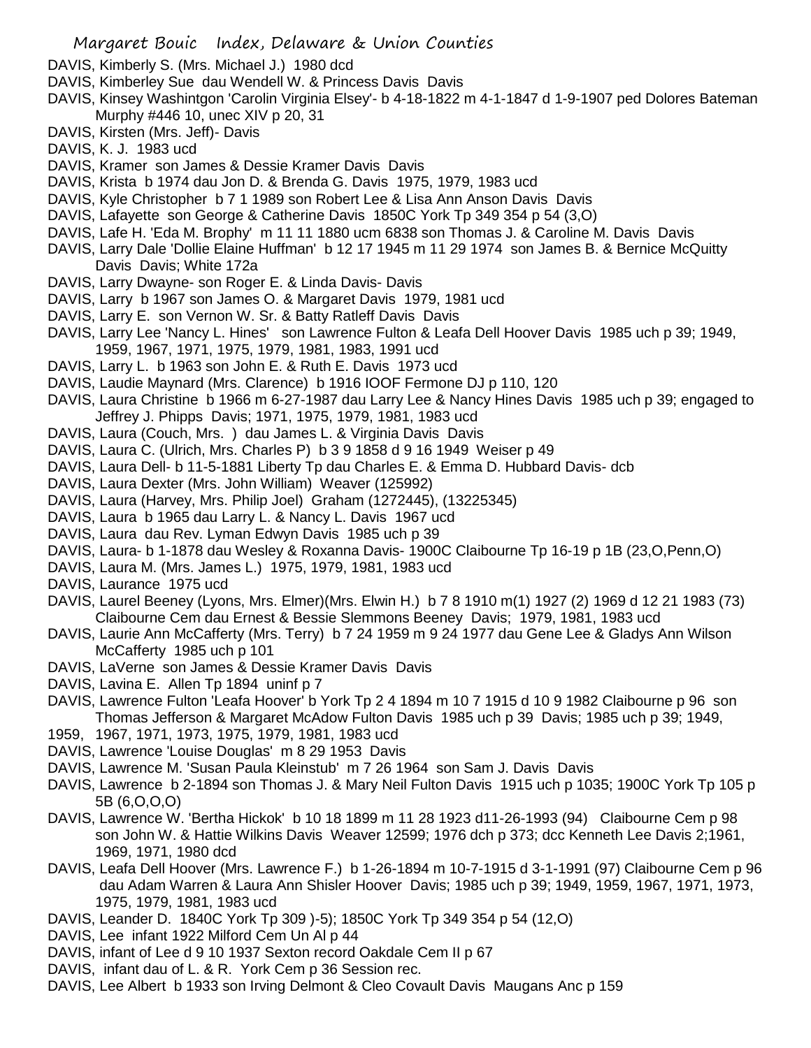DAVIS, Kimberly S. (Mrs. Michael J.) 1980 dcd

DAVIS, Kimberley Sue dau Wendell W. & Princess Davis Davis

DAVIS, Kinsey Washintgon 'Carolin Virginia Elsey'- b 4-18-1822 m 4-1-1847 d 1-9-1907 ped Dolores Bateman Murphy #446 10, unec XIV p 20, 31

DAVIS, Kirsten (Mrs. Jeff)- Davis

DAVIS, K. J. 1983 ucd

DAVIS, Kramer son James & Dessie Kramer Davis Davis

DAVIS, Krista b 1974 dau Jon D. & Brenda G. Davis 1975, 1979, 1983 ucd

DAVIS, Kyle Christopher b 7 1 1989 son Robert Lee & Lisa Ann Anson Davis Davis

DAVIS, Lafayette son George & Catherine Davis 1850C York Tp 349 354 p 54 (3,O)

DAVIS, Lafe H. 'Eda M. Brophy' m 11 11 1880 ucm 6838 son Thomas J. & Caroline M. Davis Davis

DAVIS, Larry Dale 'Dollie Elaine Huffman' b 12 17 1945 m 11 29 1974 son James B. & Bernice McQuitty Davis Davis; White 172a

DAVIS, Larry Dwayne- son Roger E. & Linda Davis- Davis

DAVIS, Larry b 1967 son James O. & Margaret Davis 1979, 1981 ucd

DAVIS, Larry E. son Vernon W. Sr. & Batty Ratleff Davis Davis

DAVIS, Larry Lee 'Nancy L. Hines' son Lawrence Fulton & Leafa Dell Hoover Davis 1985 uch p 39; 1949, 1959, 1967, 1971, 1975, 1979, 1981, 1983, 1991 ucd

DAVIS, Larry L. b 1963 son John E. & Ruth E. Davis 1973 ucd

DAVIS, Laudie Maynard (Mrs. Clarence) b 1916 IOOF Fermone DJ p 110, 120

DAVIS, Laura Christine b 1966 m 6-27-1987 dau Larry Lee & Nancy Hines Davis 1985 uch p 39; engaged to Jeffrey J. Phipps Davis; 1971, 1975, 1979, 1981, 1983 ucd

DAVIS, Laura (Couch, Mrs. ) dau James L. & Virginia Davis Davis

DAVIS, Laura C. (Ulrich, Mrs. Charles P) b 3 9 1858 d 9 16 1949 Weiser p 49

DAVIS, Laura Dell- b 11-5-1881 Liberty Tp dau Charles E. & Emma D. Hubbard Davis- dcb

DAVIS, Laura Dexter (Mrs. John William) Weaver (125992)

DAVIS, Laura (Harvey, Mrs. Philip Joel) Graham (1272445), (13225345)

DAVIS, Laura b 1965 dau Larry L. & Nancy L. Davis 1967 ucd

DAVIS, Laura dau Rev. Lyman Edwyn Davis 1985 uch p 39

DAVIS, Laura- b 1-1878 dau Wesley & Roxanna Davis- 1900C Claibourne Tp 16-19 p 1B (23,O,Penn,O)

DAVIS, Laura M. (Mrs. James L.) 1975, 1979, 1981, 1983 ucd

DAVIS, Laurance 1975 ucd

DAVIS, Laurel Beeney (Lyons, Mrs. Elmer)(Mrs. Elwin H.) b 7 8 1910 m(1) 1927 (2) 1969 d 12 21 1983 (73) Claibourne Cem dau Ernest & Bessie Slemmons Beeney Davis; 1979, 1981, 1983 ucd

DAVIS, Laurie Ann McCafferty (Mrs. Terry) b 7 24 1959 m 9 24 1977 dau Gene Lee & Gladys Ann Wilson McCafferty 1985 uch p 101

DAVIS, LaVerne son James & Dessie Kramer Davis Davis

DAVIS, Lavina E. Allen Tp 1894 uninf p 7

DAVIS, Lawrence Fulton 'Leafa Hoover' b York Tp 2 4 1894 m 10 7 1915 d 10 9 1982 Claibourne p 96 son Thomas Jefferson & Margaret McAdow Fulton Davis 1985 uch p 39 Davis; 1985 uch p 39; 1949, 1959, 1967, 1971, 1973, 1975, 1979, 1981, 1983 ucd

DAVIS, Lawrence 'Louise Douglas' m 8 29 1953 Davis

DAVIS, Lawrence M. 'Susan Paula Kleinstub' m 7 26 1964 son Sam J. Davis Davis

DAVIS, Lawrence b 2-1894 son Thomas J. & Mary Neil Fulton Davis 1915 uch p 1035; 1900C York Tp 105 p 5B (6,O,O,O)

DAVIS, Lawrence W. 'Bertha Hickok' b 10 18 1899 m 11 28 1923 d11-26-1993 (94) Claibourne Cem p 98 son John W. & Hattie Wilkins Davis Weaver 12599; 1976 dch p 373; dcc Kenneth Lee Davis 2;1961, 1969, 1971, 1980 dcd

DAVIS, Leafa Dell Hoover (Mrs. Lawrence F.) b 1-26-1894 m 10-7-1915 d 3-1-1991 (97) Claibourne Cem p 96 dau Adam Warren & Laura Ann Shisler Hoover Davis; 1985 uch p 39; 1949, 1959, 1967, 1971, 1973, 1975, 1979, 1981, 1983 ucd

DAVIS, Leander D. 1840C York Tp 309 )-5); 1850C York Tp 349 354 p 54 (12,O)

DAVIS, Lee infant 1922 Milford Cem Un Al p 44

DAVIS, infant of Lee d 9 10 1937 Sexton record Oakdale Cem II p 67

DAVIS, infant dau of L. & R. York Cem p 36 Session rec.

DAVIS, Lee Albert b 1933 son Irving Delmont & Cleo Covault Davis Maugans Anc p 159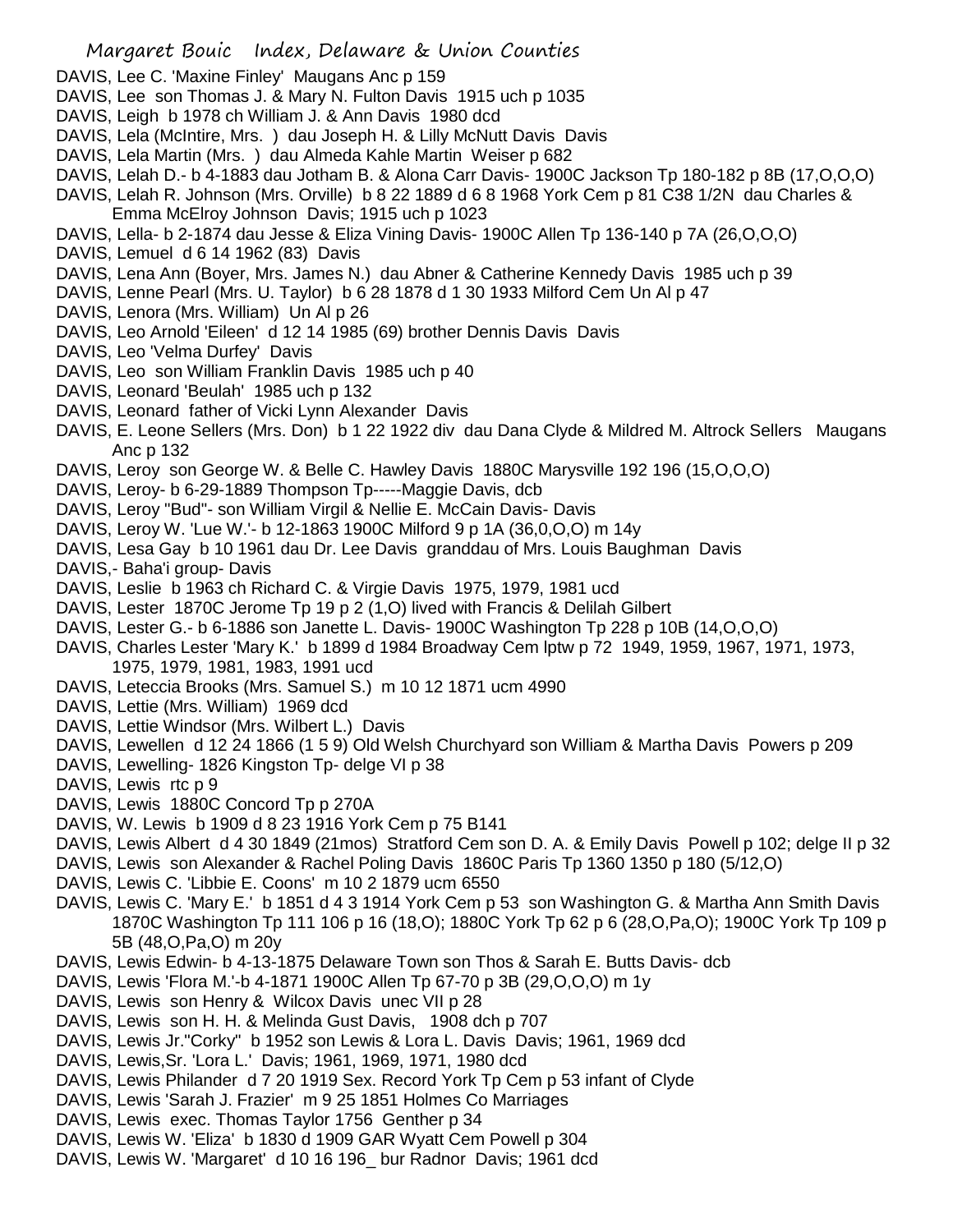DAVIS, Lee C. 'Maxine Finley' Maugans Anc p 159
DAVIS, Lee son Thomas J. & Mary N. Fulton Davis 1915 uch p 1035
DAVIS, Leigh b 1978 ch William J. & Ann Davis 1980 dcd
DAVIS, Lela (McIntire, Mrs. ) dau Joseph H. & Lilly McNutt Davis Davis
DAVIS, Lela Martin (Mrs. ) dau Almeda Kahle Martin Weiser p 682
DAVIS, Lelah D.- b 4-1883 dau Jotham B. & Alona Carr Davis- 1900C Jackson Tp 180-182 p 8B (17,O,O,O)
DAVIS, Lelah R. Johnson (Mrs. Orville) b 8 22 1889 d 6 8 1968 York Cem p 81 C38 1/2N dau Charles & Emma McElroy Johnson Davis; 1915 uch p 1023
DAVIS, Lella- b 2-1874 dau Jesse & Eliza Vining Davis- 1900C Allen Tp 136-140 p 7A (26,O,O,O)
DAVIS, Lemuel d 6 14 1962 (83) Davis
DAVIS, Lena Ann (Boyer, Mrs. James N.) dau Abner & Catherine Kennedy Davis 1985 uch p 39
DAVIS, Lenne Pearl (Mrs. U. Taylor) b 6 28 1878 d 1 30 1933 Milford Cem Un Al p 47
DAVIS, Lenora (Mrs. William) Un Al p 26
DAVIS, Leo Arnold 'Eileen' d 12 14 1985 (69) brother Dennis Davis Davis
DAVIS, Leo 'Velma Durfey' Davis
DAVIS, Leo son William Franklin Davis 1985 uch p 40
DAVIS, Leonard 'Beulah' 1985 uch p 132
DAVIS, Leonard father of Vicki Lynn Alexander Davis
DAVIS, E. Leone Sellers (Mrs. Don) b 1 22 1922 div dau Dana Clyde & Mildred M. Altrock Sellers Maugans Anc p 132
DAVIS, Leroy son George W. & Belle C. Hawley Davis 1880C Marysville 192 196 (15,O,O,O)
DAVIS, Leroy- b 6-29-1889 Thompson Tp-----Maggie Davis, dcb
DAVIS, Leroy "Bud"- son William Virgil & Nellie E. McCain Davis- Davis
DAVIS, Leroy W. 'Lue W.'- b 12-1863 1900C Milford 9 p 1A (36,0,O,O) m 14y
DAVIS, Lesa Gay b 10 1961 dau Dr. Lee Davis granddau of Mrs. Louis Baughman Davis
DAVIS,- Baha'i group- Davis
DAVIS, Leslie b 1963 ch Richard C. & Virgie Davis 1975, 1979, 1981 ucd
DAVIS, Lester 1870C Jerome Tp 19 p 2 (1,O) lived with Francis & Delilah Gilbert
DAVIS, Lester G.- b 6-1886 son Janette L. Davis- 1900C Washington Tp 228 p 10B (14,O,O,O)
DAVIS, Charles Lester 'Mary K.' b 1899 d 1984 Broadway Cem lptw p 72 1949, 1959, 1967, 1971, 1973, 1975, 1979, 1981, 1983, 1991 ucd
DAVIS, Leteccia Brooks (Mrs. Samuel S.) m 10 12 1871 ucm 4990
DAVIS, Lettie (Mrs. William) 1969 dcd
DAVIS, Lettie Windsor (Mrs. Wilbert L.) Davis
DAVIS, Lewellen d 12 24 1866 (1 5 9) Old Welsh Churchyard son William & Martha Davis Powers p 209
DAVIS, Lewelling- 1826 Kingston Tp- delge VI p 38
DAVIS, Lewis rtc p 9
DAVIS, Lewis 1880C Concord Tp p 270A
DAVIS, W. Lewis b 1909 d 8 23 1916 York Cem p 75 B141
DAVIS, Lewis Albert d 4 30 1849 (21mos) Stratford Cem son D. A. & Emily Davis Powell p 102; delge II p 32
DAVIS, Lewis son Alexander & Rachel Poling Davis 1860C Paris Tp 1360 1350 p 180 (5/12,O)
DAVIS, Lewis C. 'Libbie E. Coons' m 10 2 1879 ucm 6550
DAVIS, Lewis C. 'Mary E.' b 1851 d 4 3 1914 York Cem p 53 son Washington G. & Martha Ann Smith Davis 1870C Washington Tp 111 106 p 16 (18,O); 1880C York Tp 62 p 6 (28,O,Pa,O); 1900C York Tp 109 p 5B (48,O,Pa,O) m 20y
DAVIS, Lewis Edwin- b 4-13-1875 Delaware Town son Thos & Sarah E. Butts Davis- dcb
DAVIS, Lewis 'Flora M.'-b 4-1871 1900C Allen Tp 67-70 p 3B (29,O,O,O) m 1y
DAVIS, Lewis son Henry & Wilcox Davis unec VII p 28
DAVIS, Lewis son H. H. & Melinda Gust Davis, 1908 dch p 707
DAVIS, Lewis Jr."Corky" b 1952 son Lewis & Lora L. Davis Davis; 1961, 1969 dcd
DAVIS, Lewis,Sr. 'Lora L.' Davis; 1961, 1969, 1971, 1980 dcd
DAVIS, Lewis Philander d 7 20 1919 Sex. Record York Tp Cem p 53 infant of Clyde
DAVIS, Lewis 'Sarah J. Frazier' m 9 25 1851 Holmes Co Marriages
DAVIS, Lewis exec. Thomas Taylor 1756 Genther p 34
DAVIS, Lewis W. 'Eliza' b 1830 d 1909 GAR Wyatt Cem Powell p 304
DAVIS, Lewis W. 'Margaret' d 10 16 196_ bur Radnor Davis; 1961 dcd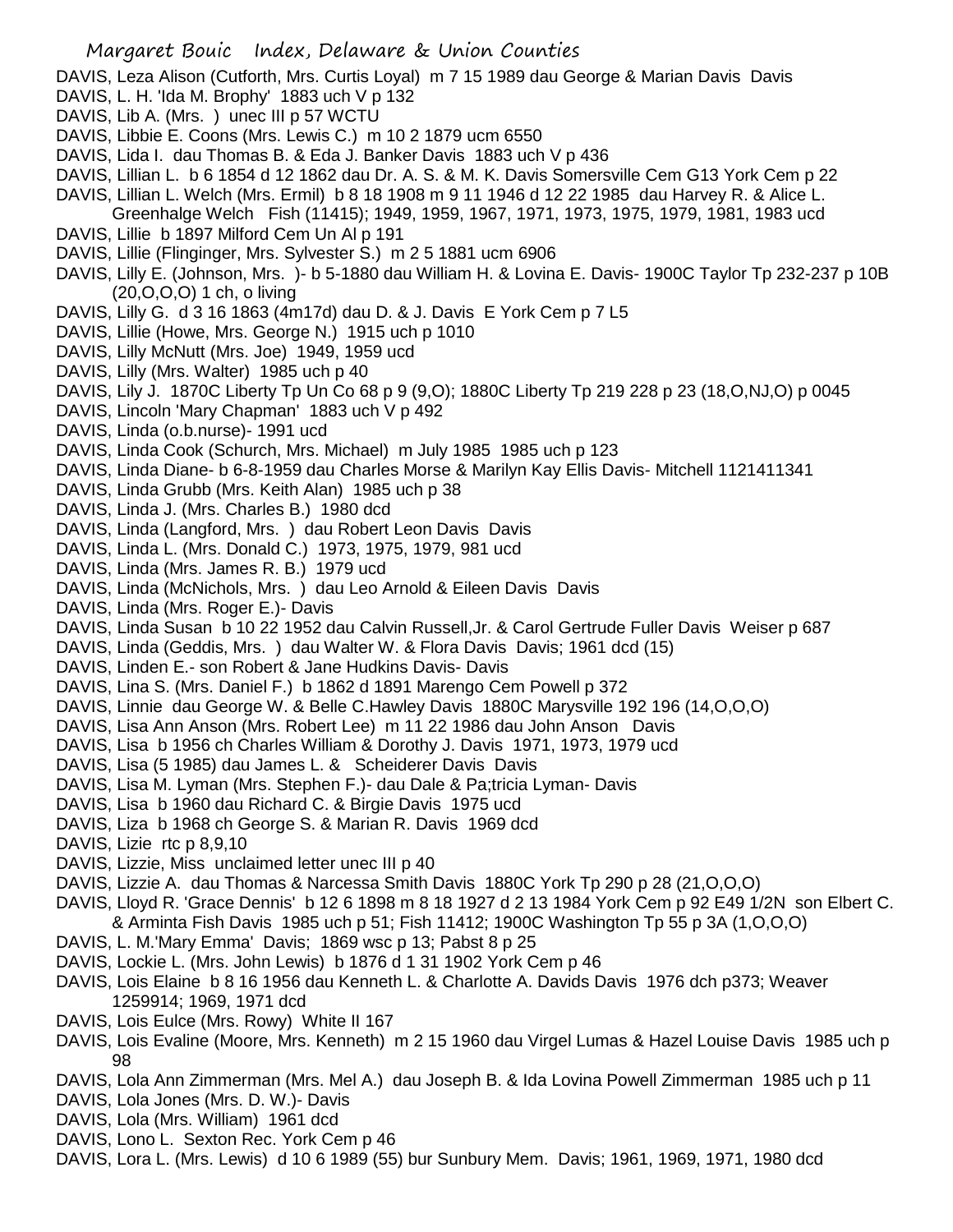DAVIS, Leza Alison (Cutforth, Mrs. Curtis Loyal) m 7 15 1989 dau George & Marian Davis Davis
DAVIS, L. H. 'Ida M. Brophy' 1883 uch V p 132
DAVIS, Lib A. (Mrs. ) unec III p 57 WCTU
DAVIS, Libbie E. Coons (Mrs. Lewis C.) m 10 2 1879 ucm 6550
DAVIS, Lida I. dau Thomas B. & Eda J. Banker Davis 1883 uch V p 436
DAVIS, Lillian L. b 6 6 1854 d 12 1862 dau Dr. A. S. & M. K. Davis Somersville Cem G13 York Cem p 22
DAVIS, Lillian L. Welch (Mrs. Ermil) b 8 18 1908 m 9 11 1946 d 12 22 1985 dau Harvey R. & Alice L. Greenhalge Welch Fish (11415); 1949, 1959, 1967, 1971, 1973, 1975, 1979, 1981, 1983 ucd
DAVIS, Lillie b 1897 Milford Cem Un Al p 191
DAVIS, Lillie (Flinginger, Mrs. Sylvester S.) m 2 5 1881 ucm 6906
DAVIS, Lilly E. (Johnson, Mrs. )- b 5-1880 dau William H. & Lovina E. Davis- 1900C Taylor Tp 232-237 p 10B (20,O,O,O) 1 ch, o living
DAVIS, Lilly G. d 3 16 1863 (4m17d) dau D. & J. Davis E York Cem p 7 L5
DAVIS, Lillie (Howe, Mrs. George N.) 1915 uch p 1010
DAVIS, Lilly McNutt (Mrs. Joe) 1949, 1959 ucd
DAVIS, Lilly (Mrs. Walter) 1985 uch p 40
DAVIS, Lily J. 1870C Liberty Tp Un Co 68 p 9 (9,O); 1880C Liberty Tp 219 228 p 23 (18,O,NJ,O) p 0045
DAVIS, Lincoln 'Mary Chapman' 1883 uch V p 492
DAVIS, Linda (o.b.nurse)- 1991 ucd
DAVIS, Linda Cook (Schurch, Mrs. Michael) m July 1985 1985 uch p 123
DAVIS, Linda Diane- b 6-8-1959 dau Charles Morse & Marilyn Kay Ellis Davis- Mitchell 1121411341
DAVIS, Linda Grubb (Mrs. Keith Alan) 1985 uch p 38
DAVIS, Linda J. (Mrs. Charles B.) 1980 dcd
DAVIS, Linda (Langford, Mrs. ) dau Robert Leon Davis Davis
DAVIS, Linda L. (Mrs. Donald C.) 1973, 1975, 1979, 981 ucd
DAVIS, Linda (Mrs. James R. B.) 1979 ucd
DAVIS, Linda (McNichols, Mrs. ) dau Leo Arnold & Eileen Davis Davis
DAVIS, Linda (Mrs. Roger E.)- Davis
DAVIS, Linda Susan b 10 22 1952 dau Calvin Russell,Jr. & Carol Gertrude Fuller Davis Weiser p 687
DAVIS, Linda (Geddis, Mrs. ) dau Walter W. & Flora Davis Davis; 1961 dcd (15)
DAVIS, Linden E.- son Robert & Jane Hudkins Davis- Davis
DAVIS, Lina S. (Mrs. Daniel F.) b 1862 d 1891 Marengo Cem Powell p 372
DAVIS, Linnie dau George W. & Belle C.Hawley Davis 1880C Marysville 192 196 (14,O,O,O)
DAVIS, Lisa Ann Anson (Mrs. Robert Lee) m 11 22 1986 dau John Anson Davis
DAVIS, Lisa b 1956 ch Charles William & Dorothy J. Davis 1971, 1973, 1979 ucd
DAVIS, Lisa (5 1985) dau James L. & Scheiderer Davis Davis
DAVIS, Lisa M. Lyman (Mrs. Stephen F.)- dau Dale & Pa;tricia Lyman- Davis
DAVIS, Lisa b 1960 dau Richard C. & Birgie Davis 1975 ucd
DAVIS, Liza b 1968 ch George S. & Marian R. Davis 1969 dcd
DAVIS, Lizie rtc p 8,9,10
DAVIS, Lizzie, Miss unclaimed letter unec III p 40
DAVIS, Lizzie A. dau Thomas & Narcessa Smith Davis 1880C York Tp 290 p 28 (21,O,O,O)
DAVIS, Lloyd R. 'Grace Dennis' b 12 6 1898 m 8 18 1927 d 2 13 1984 York Cem p 92 E49 1/2N son Elbert C. & Arminta Fish Davis 1985 uch p 51; Fish 11412; 1900C Washington Tp 55 p 3A (1,O,O,O)
DAVIS, L. M.'Mary Emma' Davis; 1869 wsc p 13; Pabst 8 p 25
DAVIS, Lockie L. (Mrs. John Lewis) b 1876 d 1 31 1902 York Cem p 46
DAVIS, Lois Elaine b 8 16 1956 dau Kenneth L. & Charlotte A. Davids Davis 1976 dch p373; Weaver 1259914; 1969, 1971 dcd
DAVIS, Lois Eulce (Mrs. Rowy) White II 167
DAVIS, Lois Evaline (Moore, Mrs. Kenneth) m 2 15 1960 dau Virgel Lumas & Hazel Louise Davis 1985 uch p 98
DAVIS, Lola Ann Zimmerman (Mrs. Mel A.) dau Joseph B. & Ida Lovina Powell Zimmerman 1985 uch p 11
DAVIS, Lola Jones (Mrs. D. W.)- Davis
DAVIS, Lola (Mrs. William) 1961 dcd
DAVIS, Lono L. Sexton Rec. York Cem p 46
DAVIS, Lora L. (Mrs. Lewis) d 10 6 1989 (55) bur Sunbury Mem. Davis; 1961, 1969, 1971, 1980 dcd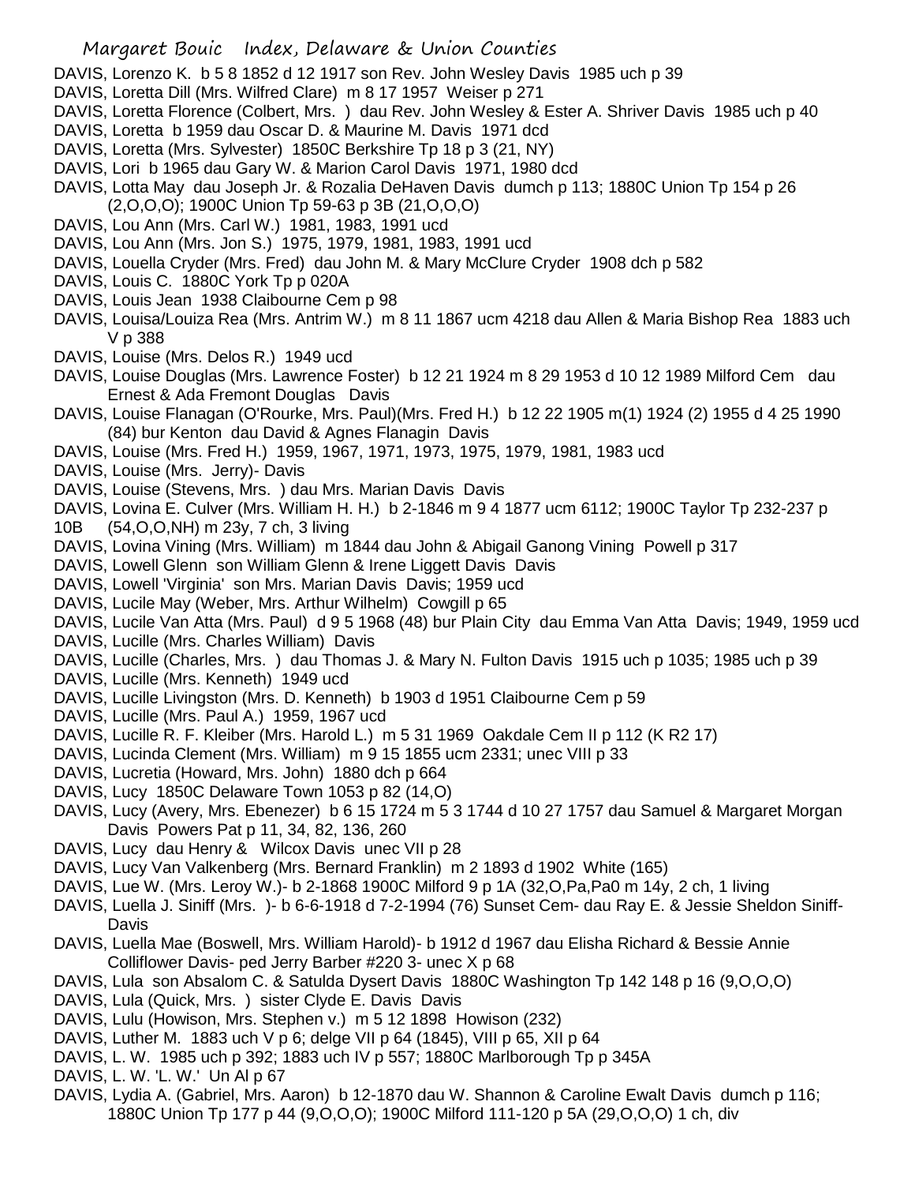DAVIS, Lorenzo K. b 5 8 1852 d 12 1917 son Rev. John Wesley Davis 1985 uch p 39
DAVIS, Loretta Dill (Mrs. Wilfred Clare) m 8 17 1957 Weiser p 271
DAVIS, Loretta Florence (Colbert, Mrs. ) dau Rev. John Wesley & Ester A. Shriver Davis 1985 uch p 40
DAVIS, Loretta b 1959 dau Oscar D. & Maurine M. Davis 1971 dcd
DAVIS, Loretta (Mrs. Sylvester) 1850C Berkshire Tp 18 p 3 (21, NY)
DAVIS, Lori b 1965 dau Gary W. & Marion Carol Davis 1971, 1980 dcd
DAVIS, Lotta May dau Joseph Jr. & Rozalia DeHaven Davis dumch p 113; 1880C Union Tp 154 p 26 (2,O,O,O); 1900C Union Tp 59-63 p 3B (21,O,O,O)
DAVIS, Lou Ann (Mrs. Carl W.) 1981, 1983, 1991 ucd
DAVIS, Lou Ann (Mrs. Jon S.) 1975, 1979, 1981, 1983, 1991 ucd
DAVIS, Louella Cryder (Mrs. Fred) dau John M. & Mary McClure Cryder 1908 dch p 582
DAVIS, Louis C. 1880C York Tp p 020A
DAVIS, Louis Jean 1938 Claibourne Cem p 98
DAVIS, Louisa/Louiza Rea (Mrs. Antrim W.) m 8 11 1867 ucm 4218 dau Allen & Maria Bishop Rea 1883 uch V p 388
DAVIS, Louise (Mrs. Delos R.) 1949 ucd
DAVIS, Louise Douglas (Mrs. Lawrence Foster) b 12 21 1924 m 8 29 1953 d 10 12 1989 Milford Cem dau Ernest & Ada Fremont Douglas Davis
DAVIS, Louise Flanagan (O'Rourke, Mrs. Paul)(Mrs. Fred H.) b 12 22 1905 m(1) 1924 (2) 1955 d 4 25 1990 (84) bur Kenton dau David & Agnes Flanagin Davis
DAVIS, Louise (Mrs. Fred H.) 1959, 1967, 1971, 1973, 1975, 1979, 1981, 1983 ucd
DAVIS, Louise (Mrs. Jerry)- Davis
DAVIS, Louise (Stevens, Mrs. ) dau Mrs. Marian Davis Davis
DAVIS, Lovina E. Culver (Mrs. William H. H.) b 2-1846 m 9 4 1877 ucm 6112; 1900C Taylor Tp 232-237 p 10B (54,O,O,NH) m 23y, 7 ch, 3 living
DAVIS, Lovina Vining (Mrs. William) m 1844 dau John & Abigail Ganong Vining Powell p 317
DAVIS, Lowell Glenn son William Glenn & Irene Liggett Davis Davis
DAVIS, Lowell 'Virginia' son Mrs. Marian Davis Davis; 1959 ucd
DAVIS, Lucile May (Weber, Mrs. Arthur Wilhelm) Cowgill p 65
DAVIS, Lucile Van Atta (Mrs. Paul) d 9 5 1968 (48) bur Plain City dau Emma Van Atta Davis; 1949, 1959 ucd
DAVIS, Lucille (Mrs. Charles William) Davis
DAVIS, Lucille (Charles, Mrs. ) dau Thomas J. & Mary N. Fulton Davis 1915 uch p 1035; 1985 uch p 39
DAVIS, Lucille (Mrs. Kenneth) 1949 ucd
DAVIS, Lucille Livingston (Mrs. D. Kenneth) b 1903 d 1951 Claibourne Cem p 59
DAVIS, Lucille (Mrs. Paul A.) 1959, 1967 ucd
DAVIS, Lucille R. F. Kleiber (Mrs. Harold L.) m 5 31 1969 Oakdale Cem II p 112 (K R2 17)
DAVIS, Lucinda Clement (Mrs. William) m 9 15 1855 ucm 2331; unec VIII p 33
DAVIS, Lucretia (Howard, Mrs. John) 1880 dch p 664
DAVIS, Lucy 1850C Delaware Town 1053 p 82 (14,O)
DAVIS, Lucy (Avery, Mrs. Ebenezer) b 6 15 1724 m 5 3 1744 d 10 27 1757 dau Samuel & Margaret Morgan Davis Powers Pat p 11, 34, 82, 136, 260
DAVIS, Lucy dau Henry & Wilcox Davis unec VII p 28
DAVIS, Lucy Van Valkenberg (Mrs. Bernard Franklin) m 2 1893 d 1902 White (165)
DAVIS, Lue W. (Mrs. Leroy W.)- b 2-1868 1900C Milford 9 p 1A (32,O,Pa,Pa0 m 14y, 2 ch, 1 living
DAVIS, Luella J. Siniff (Mrs. )- b 6-6-1918 d 7-2-1994 (76) Sunset Cem- dau Ray E. & Jessie Sheldon Siniff-Davis
DAVIS, Luella Mae (Boswell, Mrs. William Harold)- b 1912 d 1967 dau Elisha Richard & Bessie Annie Colliflower Davis- ped Jerry Barber #220 3- unec X p 68
DAVIS, Lula son Absalom C. & Satulda Dysert Davis 1880C Washington Tp 142 148 p 16 (9,O,O,O)
DAVIS, Lula (Quick, Mrs. ) sister Clyde E. Davis Davis
DAVIS, Lulu (Howison, Mrs. Stephen v.) m 5 12 1898 Howison (232)
DAVIS, Luther M. 1883 uch V p 6; delge VII p 64 (1845), VIII p 65, XII p 64
DAVIS, L. W. 1985 uch p 392; 1883 uch IV p 557; 1880C Marlborough Tp p 345A
DAVIS, L. W. 'L. W.' Un Al p 67
DAVIS, Lydia A. (Gabriel, Mrs. Aaron) b 12-1870 dau W. Shannon & Caroline Ewalt Davis dumch p 116; 1880C Union Tp 177 p 44 (9,O,O,O); 1900C Milford 111-120 p 5A (29,O,O,O) 1 ch, div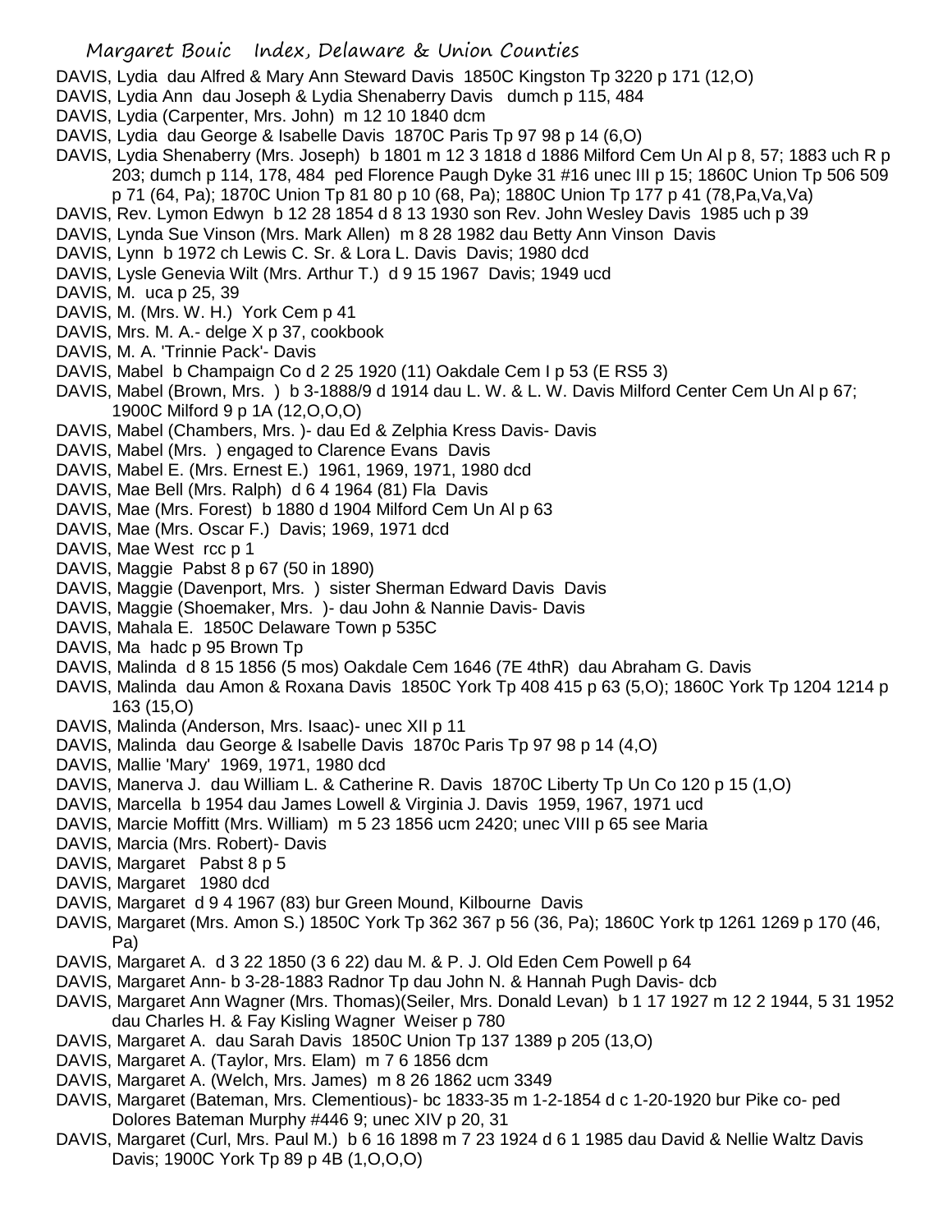DAVIS, Lydia dau Alfred & Mary Ann Steward Davis 1850C Kingston Tp 3220 p 171 (12,O)
DAVIS, Lydia Ann dau Joseph & Lydia Shenaberry Davis dumch p 115, 484
DAVIS, Lydia (Carpenter, Mrs. John) m 12 10 1840 dcm
DAVIS, Lydia dau George & Isabelle Davis 1870C Paris Tp 97 98 p 14 (6,O)
DAVIS, Lydia Shenaberry (Mrs. Joseph) b 1801 m 12 3 1818 d 1886 Milford Cem Un Al p 8, 57; 1883 uch R p 203; dumch p 114, 178, 484 ped Florence Paugh Dyke 31 #16 unec III p 15; 1860C Union Tp 506 509 p 71 (64, Pa); 1870C Union Tp 81 80 p 10 (68, Pa); 1880C Union Tp 177 p 41 (78,Pa,Va,Va)
DAVIS, Rev. Lymon Edwyn b 12 28 1854 d 8 13 1930 son Rev. John Wesley Davis 1985 uch p 39
DAVIS, Lynda Sue Vinson (Mrs. Mark Allen) m 8 28 1982 dau Betty Ann Vinson Davis
DAVIS, Lynn b 1972 ch Lewis C. Sr. & Lora L. Davis Davis; 1980 dcd
DAVIS, Lysle Genevia Wilt (Mrs. Arthur T.) d 9 15 1967 Davis; 1949 ucd
DAVIS, M. uca p 25, 39
DAVIS, M. (Mrs. W. H.) York Cem p 41
DAVIS, Mrs. M. A.- delge X p 37, cookbook
DAVIS, M. A. 'Trinnie Pack'- Davis
DAVIS, Mabel b Champaign Co d 2 25 1920 (11) Oakdale Cem I p 53 (E RS5 3)
DAVIS, Mabel (Brown, Mrs. ) b 3-1888/9 d 1914 dau L. W. & L. W. Davis Milford Center Cem Un Al p 67; 1900C Milford 9 p 1A (12,O,O,O)
DAVIS, Mabel (Chambers, Mrs. )- dau Ed & Zelphia Kress Davis- Davis
DAVIS, Mabel (Mrs. ) engaged to Clarence Evans Davis
DAVIS, Mabel E. (Mrs. Ernest E.) 1961, 1969, 1971, 1980 dcd
DAVIS, Mae Bell (Mrs. Ralph) d 6 4 1964 (81) Fla Davis
DAVIS, Mae (Mrs. Forest) b 1880 d 1904 Milford Cem Un Al p 63
DAVIS, Mae (Mrs. Oscar F.) Davis; 1969, 1971 dcd
DAVIS, Mae West rcc p 1
DAVIS, Maggie Pabst 8 p 67 (50 in 1890)
DAVIS, Maggie (Davenport, Mrs. ) sister Sherman Edward Davis Davis
DAVIS, Maggie (Shoemaker, Mrs. )- dau John & Nannie Davis- Davis
DAVIS, Mahala E. 1850C Delaware Town p 535C
DAVIS, Ma hadc p 95 Brown Tp
DAVIS, Malinda d 8 15 1856 (5 mos) Oakdale Cem 1646 (7E 4thR) dau Abraham G. Davis
DAVIS, Malinda dau Amon & Roxana Davis 1850C York Tp 408 415 p 63 (5,O); 1860C York Tp 1204 1214 p 163 (15,O)
DAVIS, Malinda (Anderson, Mrs. Isaac)- unec XII p 11
DAVIS, Malinda dau George & Isabelle Davis 1870c Paris Tp 97 98 p 14 (4,O)
DAVIS, Mallie 'Mary' 1969, 1971, 1980 dcd
DAVIS, Manerva J. dau William L. & Catherine R. Davis 1870C Liberty Tp Un Co 120 p 15 (1,O)
DAVIS, Marcella b 1954 dau James Lowell & Virginia J. Davis 1959, 1967, 1971 ucd
DAVIS, Marcie Moffitt (Mrs. William) m 5 23 1856 ucm 2420; unec VIII p 65 see Maria
DAVIS, Marcia (Mrs. Robert)- Davis
DAVIS, Margaret Pabst 8 p 5
DAVIS, Margaret 1980 dcd
DAVIS, Margaret d 9 4 1967 (83) bur Green Mound, Kilbourne Davis
DAVIS, Margaret (Mrs. Amon S.) 1850C York Tp 362 367 p 56 (36, Pa); 1860C York tp 1261 1269 p 170 (46, Pa)
DAVIS, Margaret A. d 3 22 1850 (3 6 22) dau M. & P. J. Old Eden Cem Powell p 64
DAVIS, Margaret Ann- b 3-28-1883 Radnor Tp dau John N. & Hannah Pugh Davis- dcb
DAVIS, Margaret Ann Wagner (Mrs. Thomas)(Seiler, Mrs. Donald Levan) b 1 17 1927 m 12 2 1944, 5 31 1952 dau Charles H. & Fay Kisling Wagner Weiser p 780
DAVIS, Margaret A. dau Sarah Davis 1850C Union Tp 137 1389 p 205 (13,O)
DAVIS, Margaret A. (Taylor, Mrs. Elam) m 7 6 1856 dcm
DAVIS, Margaret A. (Welch, Mrs. James) m 8 26 1862 ucm 3349
DAVIS, Margaret (Bateman, Mrs. Clementious)- bc 1833-35 m 1-2-1854 d c 1-20-1920 bur Pike co- ped Dolores Bateman Murphy #446 9; unec XIV p 20, 31
DAVIS, Margaret (Curl, Mrs. Paul M.) b 6 16 1898 m 7 23 1924 d 6 1 1985 dau David & Nellie Waltz Davis Davis; 1900C York Tp 89 p 4B (1,O,O,O)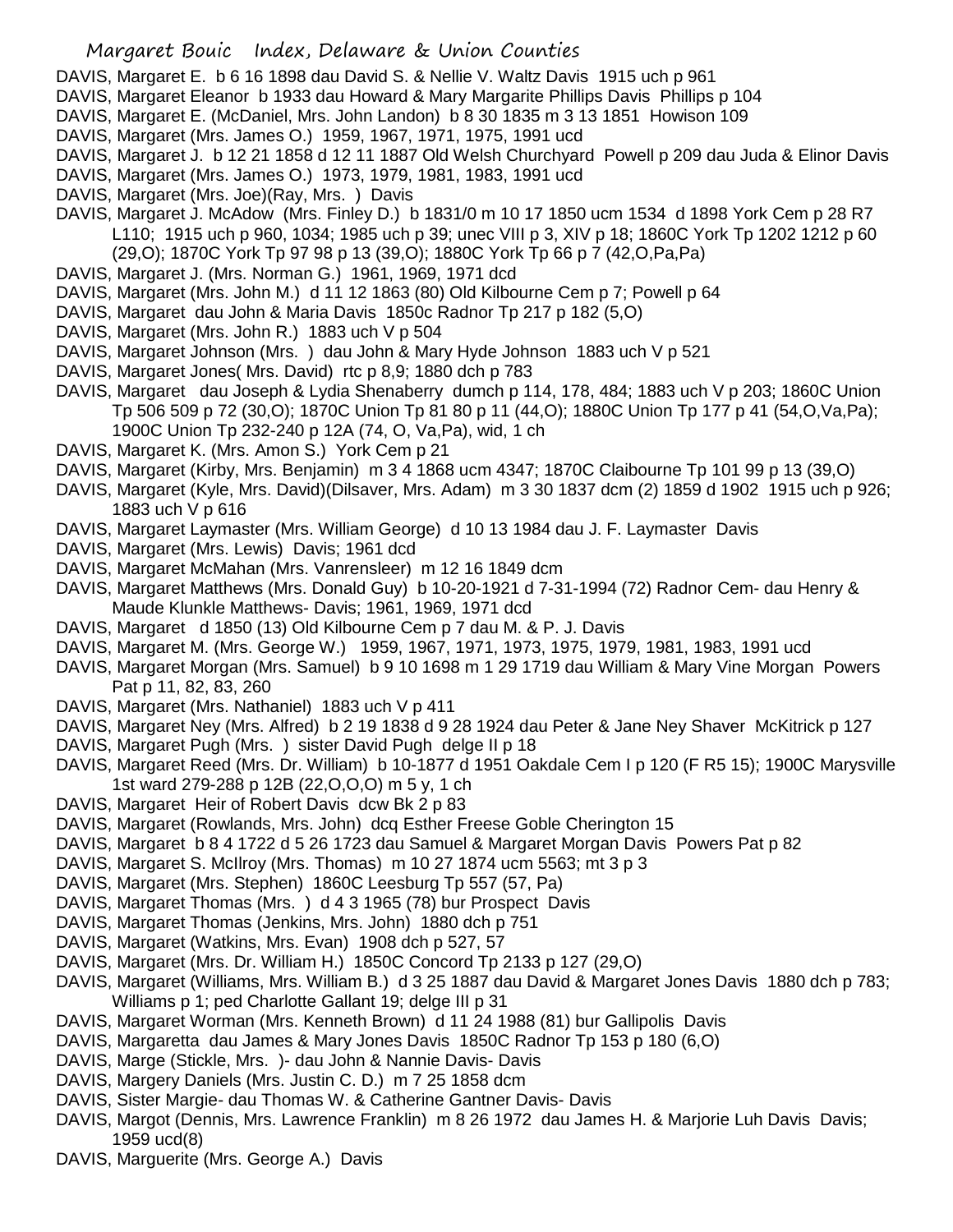DAVIS, Margaret E. b 6 16 1898 dau David S. & Nellie V. Waltz Davis 1915 uch p 961

DAVIS, Margaret Eleanor b 1933 dau Howard & Mary Margarite Phillips Davis Phillips p 104

DAVIS, Margaret E. (McDaniel, Mrs. John Landon) b 8 30 1835 m 3 13 1851 Howison 109

DAVIS, Margaret (Mrs. James O.) 1959, 1967, 1971, 1975, 1991 ucd

DAVIS, Margaret J. b 12 21 1858 d 12 11 1887 Old Welsh Churchyard Powell p 209 dau Juda & Elinor Davis

DAVIS, Margaret (Mrs. James O.) 1973, 1979, 1981, 1983, 1991 ucd

DAVIS, Margaret (Mrs. Joe)(Ray, Mrs. ) Davis

DAVIS, Margaret J. McAdow (Mrs. Finley D.) b 1831/0 m 10 17 1850 ucm 1534 d 1898 York Cem p 28 R7 L110; 1915 uch p 960, 1034; 1985 uch p 39; unec VIII p 3, XIV p 18; 1860C York Tp 1202 1212 p 60 (29,O); 1870C York Tp 97 98 p 13 (39,O); 1880C York Tp 66 p 7 (42,O,Pa,Pa)

DAVIS, Margaret J. (Mrs. Norman G.) 1961, 1969, 1971 dcd

DAVIS, Margaret (Mrs. John M.) d 11 12 1863 (80) Old Kilbourne Cem p 7; Powell p 64

DAVIS, Margaret dau John & Maria Davis 1850c Radnor Tp 217 p 182 (5,O)

DAVIS, Margaret (Mrs. John R.) 1883 uch V p 504

DAVIS, Margaret Johnson (Mrs. ) dau John & Mary Hyde Johnson 1883 uch V p 521

DAVIS, Margaret Jones( Mrs. David) rtc p 8,9; 1880 dch p 783

DAVIS, Margaret dau Joseph & Lydia Shenaberry dumch p 114, 178, 484; 1883 uch V p 203; 1860C Union Tp 506 509 p 72 (30,O); 1870C Union Tp 81 80 p 11 (44,O); 1880C Union Tp 177 p 41 (54,O,Va,Pa); 1900C Union Tp 232-240 p 12A (74, O, Va,Pa), wid, 1 ch

DAVIS, Margaret K. (Mrs. Amon S.) York Cem p 21

DAVIS, Margaret (Kirby, Mrs. Benjamin) m 3 4 1868 ucm 4347; 1870C Claibourne Tp 101 99 p 13 (39,O)

DAVIS, Margaret (Kyle, Mrs. David)(Dilsaver, Mrs. Adam) m 3 30 1837 dcm (2) 1859 d 1902 1915 uch p 926; 1883 uch V p 616

DAVIS, Margaret Laymaster (Mrs. William George) d 10 13 1984 dau J. F. Laymaster Davis

DAVIS, Margaret (Mrs. Lewis) Davis; 1961 dcd

DAVIS, Margaret McMahan (Mrs. Vanrensleer) m 12 16 1849 dcm

DAVIS, Margaret Matthews (Mrs. Donald Guy) b 10-20-1921 d 7-31-1994 (72) Radnor Cem- dau Henry & Maude Klunkle Matthews- Davis; 1961, 1969, 1971 dcd

DAVIS, Margaret d 1850 (13) Old Kilbourne Cem p 7 dau M. & P. J. Davis

DAVIS, Margaret M. (Mrs. George W.) 1959, 1967, 1971, 1973, 1975, 1979, 1981, 1983, 1991 ucd

DAVIS, Margaret Morgan (Mrs. Samuel) b 9 10 1698 m 1 29 1719 dau William & Mary Vine Morgan Powers Pat p 11, 82, 83, 260

DAVIS, Margaret (Mrs. Nathaniel) 1883 uch V p 411

DAVIS, Margaret Ney (Mrs. Alfred) b 2 19 1838 d 9 28 1924 dau Peter & Jane Ney Shaver McKitrick p 127

DAVIS, Margaret Pugh (Mrs. ) sister David Pugh delge II p 18

DAVIS, Margaret Reed (Mrs. Dr. William) b 10-1877 d 1951 Oakdale Cem I p 120 (F R5 15); 1900C Marysville 1st ward 279-288 p 12B (22,O,O,O) m 5 y, 1 ch

DAVIS, Margaret Heir of Robert Davis dcw Bk 2 p 83

DAVIS, Margaret (Rowlands, Mrs. John) dcq Esther Freese Goble Cherington 15

DAVIS, Margaret b 8 4 1722 d 5 26 1723 dau Samuel & Margaret Morgan Davis Powers Pat p 82

DAVIS, Margaret S. McIlroy (Mrs. Thomas) m 10 27 1874 ucm 5563; mt 3 p 3

DAVIS, Margaret (Mrs. Stephen) 1860C Leesburg Tp 557 (57, Pa)

DAVIS, Margaret Thomas (Mrs. ) d 4 3 1965 (78) bur Prospect Davis

DAVIS, Margaret Thomas (Jenkins, Mrs. John) 1880 dch p 751

DAVIS, Margaret (Watkins, Mrs. Evan) 1908 dch p 527, 57

DAVIS, Margaret (Mrs. Dr. William H.) 1850C Concord Tp 2133 p 127 (29,O)

DAVIS, Margaret (Williams, Mrs. William B.) d 3 25 1887 dau David & Margaret Jones Davis 1880 dch p 783; Williams p 1; ped Charlotte Gallant 19; delge III p 31

DAVIS, Margaret Worman (Mrs. Kenneth Brown) d 11 24 1988 (81) bur Gallipolis Davis

DAVIS, Margaretta dau James & Mary Jones Davis 1850C Radnor Tp 153 p 180 (6,O)

DAVIS, Marge (Stickle, Mrs. )- dau John & Nannie Davis- Davis

DAVIS, Margery Daniels (Mrs. Justin C. D.) m 7 25 1858 dcm

DAVIS, Sister Margie- dau Thomas W. & Catherine Gantner Davis- Davis

DAVIS, Margot (Dennis, Mrs. Lawrence Franklin) m 8 26 1972 dau James H. & Marjorie Luh Davis Davis; 1959 ucd(8)

DAVIS, Marguerite (Mrs. George A.) Davis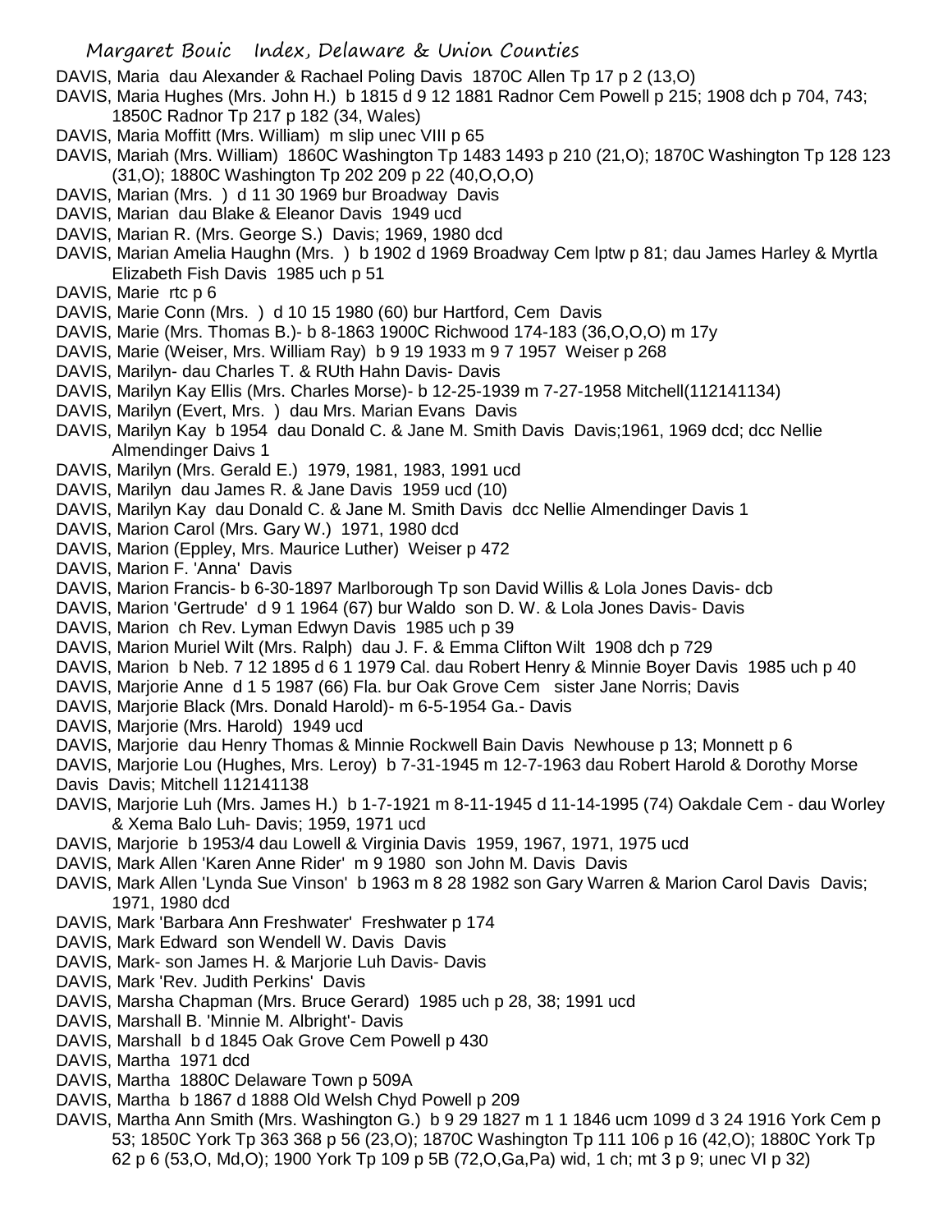DAVIS, Maria dau Alexander & Rachael Poling Davis 1870C Allen Tp 17 p 2 (13,O)

DAVIS, Maria Hughes (Mrs. John H.) b 1815 d 9 12 1881 Radnor Cem Powell p 215; 1908 dch p 704, 743; 1850C Radnor Tp 217 p 182 (34, Wales)

DAVIS, Maria Moffitt (Mrs. William) m slip unec VIII p 65

DAVIS, Mariah (Mrs. William) 1860C Washington Tp 1483 1493 p 210 (21,O); 1870C Washington Tp 128 123 (31,O); 1880C Washington Tp 202 209 p 22 (40,O,O,O)

DAVIS, Marian (Mrs. ) d 11 30 1969 bur Broadway Davis

DAVIS, Marian dau Blake & Eleanor Davis 1949 ucd

DAVIS, Marian R. (Mrs. George S.) Davis; 1969, 1980 dcd

DAVIS, Marian Amelia Haughn (Mrs. ) b 1902 d 1969 Broadway Cem lptw p 81; dau James Harley & Myrtla Elizabeth Fish Davis 1985 uch p 51

DAVIS, Marie rtc p 6

DAVIS, Marie Conn (Mrs. ) d 10 15 1980 (60) bur Hartford, Cem Davis

DAVIS, Marie (Mrs. Thomas B.)- b 8-1863 1900C Richwood 174-183 (36,O,O,O) m 17y

DAVIS, Marie (Weiser, Mrs. William Ray) b 9 19 1933 m 9 7 1957 Weiser p 268

DAVIS, Marilyn- dau Charles T. & RUth Hahn Davis- Davis

DAVIS, Marilyn Kay Ellis (Mrs. Charles Morse)- b 12-25-1939 m 7-27-1958 Mitchell(112141134)

DAVIS, Marilyn (Evert, Mrs. ) dau Mrs. Marian Evans Davis

DAVIS, Marilyn Kay b 1954 dau Donald C. & Jane M. Smith Davis Davis;1961, 1969 dcd; dcc Nellie Almendinger Daivs 1

DAVIS, Marilyn (Mrs. Gerald E.) 1979, 1981, 1983, 1991 ucd

DAVIS, Marilyn dau James R. & Jane Davis 1959 ucd (10)

DAVIS, Marilyn Kay dau Donald C. & Jane M. Smith Davis dcc Nellie Almendinger Davis 1

DAVIS, Marion Carol (Mrs. Gary W.) 1971, 1980 dcd

DAVIS, Marion (Eppley, Mrs. Maurice Luther) Weiser p 472

DAVIS, Marion F. 'Anna' Davis

DAVIS, Marion Francis- b 6-30-1897 Marlborough Tp son David Willis & Lola Jones Davis- dcb

DAVIS, Marion 'Gertrude' d 9 1 1964 (67) bur Waldo son D. W. & Lola Jones Davis- Davis

DAVIS, Marion ch Rev. Lyman Edwyn Davis 1985 uch p 39

DAVIS, Marion Muriel Wilt (Mrs. Ralph) dau J. F. & Emma Clifton Wilt 1908 dch p 729

DAVIS, Marion b Neb. 7 12 1895 d 6 1 1979 Cal. dau Robert Henry & Minnie Boyer Davis 1985 uch p 40

DAVIS, Marjorie Anne d 1 5 1987 (66) Fla. bur Oak Grove Cem sister Jane Norris; Davis

DAVIS, Marjorie Black (Mrs. Donald Harold)- m 6-5-1954 Ga.- Davis

DAVIS, Marjorie (Mrs. Harold) 1949 ucd

DAVIS, Marjorie dau Henry Thomas & Minnie Rockwell Bain Davis Newhouse p 13; Monnett p 6

DAVIS, Marjorie Lou (Hughes, Mrs. Leroy) b 7-31-1945 m 12-7-1963 dau Robert Harold & Dorothy Morse Davis Davis; Mitchell 112141138

DAVIS, Marjorie Luh (Mrs. James H.) b 1-7-1921 m 8-11-1945 d 11-14-1995 (74) Oakdale Cem - dau Worley & Xema Balo Luh- Davis; 1959, 1971 ucd

DAVIS, Marjorie b 1953/4 dau Lowell & Virginia Davis 1959, 1967, 1971, 1975 ucd

DAVIS, Mark Allen 'Karen Anne Rider' m 9 1980 son John M. Davis Davis

DAVIS, Mark Allen 'Lynda Sue Vinson' b 1963 m 8 28 1982 son Gary Warren & Marion Carol Davis Davis; 1971, 1980 dcd

DAVIS, Mark 'Barbara Ann Freshwater' Freshwater p 174

DAVIS, Mark Edward son Wendell W. Davis Davis

DAVIS, Mark- son James H. & Marjorie Luh Davis- Davis

DAVIS, Mark 'Rev. Judith Perkins' Davis

DAVIS, Marsha Chapman (Mrs. Bruce Gerard) 1985 uch p 28, 38; 1991 ucd

DAVIS, Marshall B. 'Minnie M. Albright'- Davis

DAVIS, Marshall b d 1845 Oak Grove Cem Powell p 430

DAVIS, Martha 1971 dcd

DAVIS, Martha 1880C Delaware Town p 509A

DAVIS, Martha b 1867 d 1888 Old Welsh Chyd Powell p 209

DAVIS, Martha Ann Smith (Mrs. Washington G.) b 9 29 1827 m 1 1 1846 ucm 1099 d 3 24 1916 York Cem p 53; 1850C York Tp 363 368 p 56 (23,O); 1870C Washington Tp 111 106 p 16 (42,O); 1880C York Tp 62 p 6 (53,O, Md,O); 1900 York Tp 109 p 5B (72,O,Ga,Pa) wid, 1 ch; mt 3 p 9; unec VI p 32)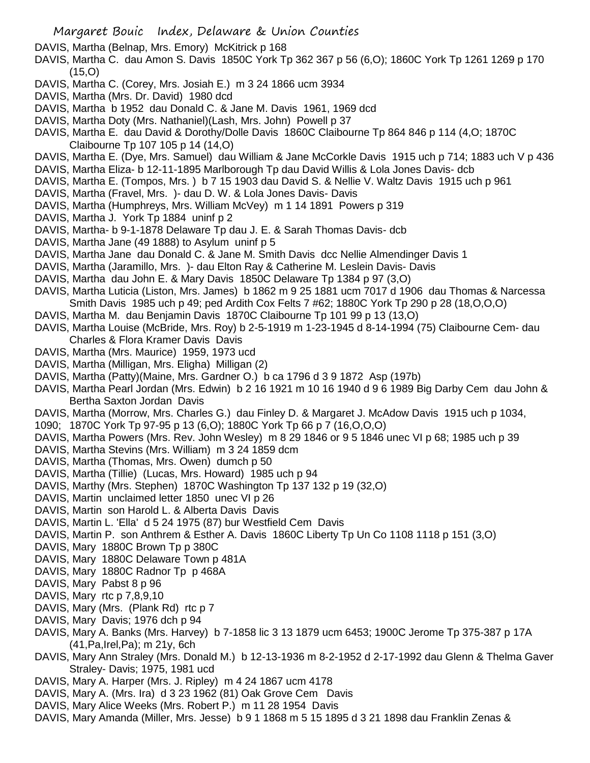DAVIS, Martha (Belnap, Mrs. Emory) McKitrick p 168

DAVIS, Martha C. dau Amon S. Davis 1850C York Tp 362 367 p 56 (6,O); 1860C York Tp 1261 1269 p 170 (15,O)

DAVIS, Martha C. (Corey, Mrs. Josiah E.) m 3 24 1866 ucm 3934

DAVIS, Martha (Mrs. Dr. David) 1980 dcd

DAVIS, Martha b 1952 dau Donald C. & Jane M. Davis 1961, 1969 dcd

DAVIS, Martha Doty (Mrs. Nathaniel)(Lash, Mrs. John) Powell p 37

DAVIS, Martha E. dau David & Dorothy/Dolle Davis 1860C Claibourne Tp 864 846 p 114 (4,O; 1870C Claibourne Tp 107 105 p 14 (14,O)

DAVIS, Martha E. (Dye, Mrs. Samuel) dau William & Jane McCorkle Davis 1915 uch p 714; 1883 uch V p 436

DAVIS, Martha Eliza- b 12-11-1895 Marlborough Tp dau David Willis & Lola Jones Davis- dcb

DAVIS, Martha E. (Tompos, Mrs. ) b 7 15 1903 dau David S. & Nellie V. Waltz Davis 1915 uch p 961

DAVIS, Martha (Fravel, Mrs. )- dau D. W. & Lola Jones Davis- Davis

DAVIS, Martha (Humphreys, Mrs. William McVey) m 1 14 1891 Powers p 319

DAVIS, Martha J. York Tp 1884 uninf p 2

DAVIS, Martha- b 9-1-1878 Delaware Tp dau J. E. & Sarah Thomas Davis- dcb

DAVIS, Martha Jane (49 1888) to Asylum uninf p 5

DAVIS, Martha Jane dau Donald C. & Jane M. Smith Davis dcc Nellie Almendinger Davis 1

DAVIS, Martha (Jaramillo, Mrs. )- dau Elton Ray & Catherine M. Leslein Davis- Davis

DAVIS, Martha dau John E. & Mary Davis 1850C Delaware Tp 1384 p 97 (3,O)

DAVIS, Martha Luticia (Liston, Mrs. James) b 1862 m 9 25 1881 ucm 7017 d 1906 dau Thomas & Narcessa Smith Davis 1985 uch p 49; ped Ardith Cox Felts 7 #62; 1880C York Tp 290 p 28 (18,O,O,O)

DAVIS, Martha M. dau Benjamin Davis 1870C Claibourne Tp 101 99 p 13 (13,O)

DAVIS, Martha Louise (McBride, Mrs. Roy) b 2-5-1919 m 1-23-1945 d 8-14-1994 (75) Claibourne Cem- dau Charles & Flora Kramer Davis Davis

DAVIS, Martha (Mrs. Maurice) 1959, 1973 ucd

DAVIS, Martha (Milligan, Mrs. Eligha) Milligan (2)

DAVIS, Martha (Patty)(Maine, Mrs. Gardner O.) b ca 1796 d 3 9 1872 Asp (197b)

DAVIS, Martha Pearl Jordan (Mrs. Edwin) b 2 16 1921 m 10 16 1940 d 9 6 1989 Big Darby Cem dau John & Bertha Saxton Jordan Davis

DAVIS, Martha (Morrow, Mrs. Charles G.) dau Finley D. & Margaret J. McAdow Davis 1915 uch p 1034, 1090; 1870C York Tp 97-95 p 13 (6,O); 1880C York Tp 66 p 7 (16,O,O,O)

DAVIS, Martha Powers (Mrs. Rev. John Wesley) m 8 29 1846 or 9 5 1846 unec VI p 68; 1985 uch p 39

DAVIS, Martha Stevins (Mrs. William) m 3 24 1859 dcm

DAVIS, Martha (Thomas, Mrs. Owen) dumch p 50

DAVIS, Martha (Tillie) (Lucas, Mrs. Howard) 1985 uch p 94

DAVIS, Marthy (Mrs. Stephen) 1870C Washington Tp 137 132 p 19 (32,O)

DAVIS, Martin unclaimed letter 1850 unec VI p 26

DAVIS, Martin son Harold L. & Alberta Davis Davis

DAVIS, Martin L. 'Ella' d 5 24 1975 (87) bur Westfield Cem Davis

DAVIS, Martin P. son Anthrem & Esther A. Davis 1860C Liberty Tp Un Co 1108 1118 p 151 (3,O)

DAVIS, Mary 1880C Brown Tp p 380C

DAVIS, Mary 1880C Delaware Town p 481A

DAVIS, Mary 1880C Radnor Tp p 468A

DAVIS, Mary Pabst 8 p 96

DAVIS, Mary rtc p 7,8,9,10

DAVIS, Mary (Mrs. (Plank Rd) rtc p 7

DAVIS, Mary Davis; 1976 dch p 94

DAVIS, Mary A. Banks (Mrs. Harvey) b 7-1858 lic 3 13 1879 ucm 6453; 1900C Jerome Tp 375-387 p 17A (41,Pa,Irel,Pa); m 21y, 6ch

DAVIS, Mary Ann Straley (Mrs. Donald M.) b 12-13-1936 m 8-2-1952 d 2-17-1992 dau Glenn & Thelma Gaver Straley- Davis; 1975, 1981 ucd

DAVIS, Mary A. Harper (Mrs. J. Ripley) m 4 24 1867 ucm 4178

DAVIS, Mary A. (Mrs. Ira) d 3 23 1962 (81) Oak Grove Cem Davis

DAVIS, Mary Alice Weeks (Mrs. Robert P.) m 11 28 1954 Davis

DAVIS, Mary Amanda (Miller, Mrs. Jesse) b 9 1 1868 m 5 15 1895 d 3 21 1898 dau Franklin Zenas &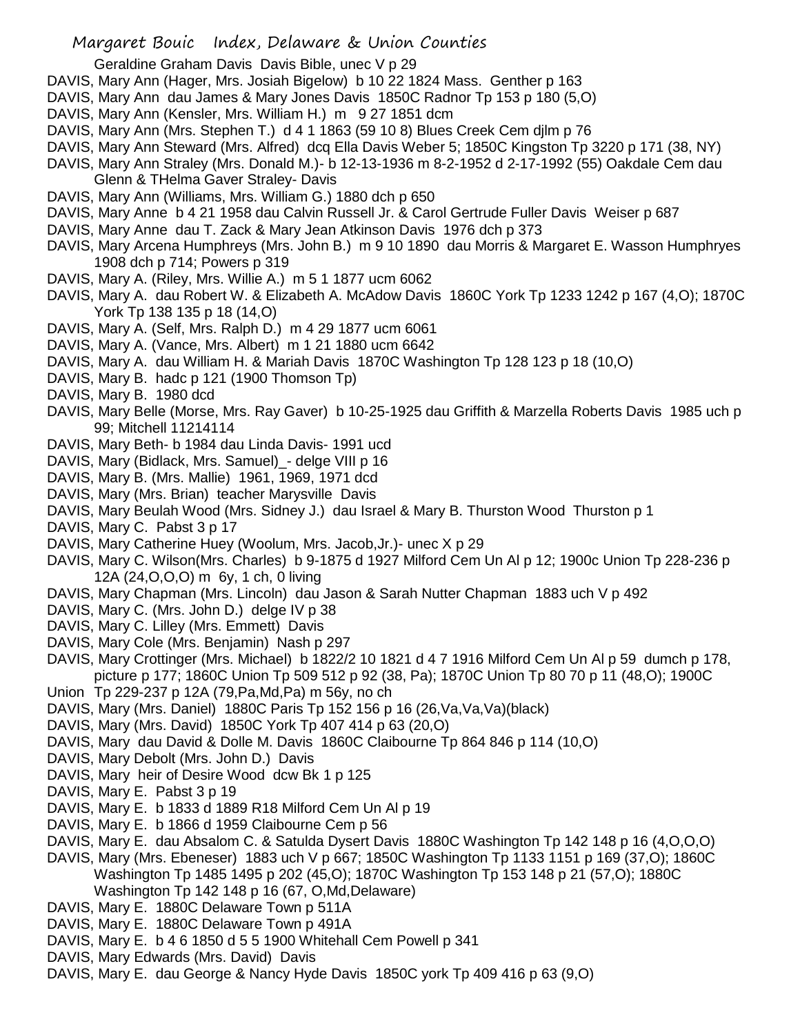Geraldine Graham Davis Davis Bible, unec V p 29

DAVIS, Mary Ann (Hager, Mrs. Josiah Bigelow) b 10 22 1824 Mass. Genther p 163

DAVIS, Mary Ann dau James & Mary Jones Davis 1850C Radnor Tp 153 p 180 (5,O)

DAVIS, Mary Ann (Kensler, Mrs. William H.) m 9 27 1851 dcm

DAVIS, Mary Ann (Mrs. Stephen T.) d 4 1 1863 (59 10 8) Blues Creek Cem djlm p 76

DAVIS, Mary Ann Steward (Mrs. Alfred) dcq Ella Davis Weber 5; 1850C Kingston Tp 3220 p 171 (38, NY)

DAVIS, Mary Ann Straley (Mrs. Donald M.)- b 12-13-1936 m 8-2-1952 d 2-17-1992 (55) Oakdale Cem dau Glenn & THelma Gaver Straley- Davis

DAVIS, Mary Ann (Williams, Mrs. William G.) 1880 dch p 650

DAVIS, Mary Anne b 4 21 1958 dau Calvin Russell Jr. & Carol Gertrude Fuller Davis Weiser p 687

DAVIS, Mary Anne dau T. Zack & Mary Jean Atkinson Davis 1976 dch p 373

DAVIS, Mary Arcena Humphreys (Mrs. John B.) m 9 10 1890 dau Morris & Margaret E. Wasson Humphryes 1908 dch p 714; Powers p 319

DAVIS, Mary A. (Riley, Mrs. Willie A.) m 5 1 1877 ucm 6062

DAVIS, Mary A. dau Robert W. & Elizabeth A. McAdow Davis 1860C York Tp 1233 1242 p 167 (4,O); 1870C York Tp 138 135 p 18 (14,O)

DAVIS, Mary A. (Self, Mrs. Ralph D.) m 4 29 1877 ucm 6061

DAVIS, Mary A. (Vance, Mrs. Albert) m 1 21 1880 ucm 6642

DAVIS, Mary A. dau William H. & Mariah Davis 1870C Washington Tp 128 123 p 18 (10,O)

DAVIS, Mary B. hadc p 121 (1900 Thomson Tp)

DAVIS, Mary B. 1980 dcd

DAVIS, Mary Belle (Morse, Mrs. Ray Gaver) b 10-25-1925 dau Griffith & Marzella Roberts Davis 1985 uch p 99; Mitchell 11214114

DAVIS, Mary Beth- b 1984 dau Linda Davis- 1991 ucd

DAVIS, Mary (Bidlack, Mrs. Samuel)_- delge VIII p 16

DAVIS, Mary B. (Mrs. Mallie) 1961, 1969, 1971 dcd

DAVIS, Mary (Mrs. Brian) teacher Marysville Davis

DAVIS, Mary Beulah Wood (Mrs. Sidney J.) dau Israel & Mary B. Thurston Wood Thurston p 1

DAVIS, Mary C. Pabst 3 p 17

DAVIS, Mary Catherine Huey (Woolum, Mrs. Jacob,Jr.)- unec X p 29

DAVIS, Mary C. Wilson(Mrs. Charles) b 9-1875 d 1927 Milford Cem Un Al p 12; 1900c Union Tp 228-236 p 12A (24,O,O,O) m 6y, 1 ch, 0 living

DAVIS, Mary Chapman (Mrs. Lincoln) dau Jason & Sarah Nutter Chapman 1883 uch V p 492

DAVIS, Mary C. (Mrs. John D.) delge IV p 38

DAVIS, Mary C. Lilley (Mrs. Emmett) Davis

DAVIS, Mary Cole (Mrs. Benjamin) Nash p 297

DAVIS, Mary Crottinger (Mrs. Michael) b 1822/2 10 1821 d 4 7 1916 Milford Cem Un Al p 59 dumch p 178, picture p 177; 1860C Union Tp 509 512 p 92 (38, Pa); 1870C Union Tp 80 70 p 11 (48,O); 1900C Union Tp 229-237 p 12A (79,Pa,Md,Pa) m 56y, no ch

DAVIS, Mary (Mrs. Daniel) 1880C Paris Tp 152 156 p 16 (26,Va,Va,Va)(black)

DAVIS, Mary (Mrs. David) 1850C York Tp 407 414 p 63 (20,O)

DAVIS, Mary dau David & Dolle M. Davis 1860C Claibourne Tp 864 846 p 114 (10,O)

DAVIS, Mary Debolt (Mrs. John D.) Davis

DAVIS, Mary heir of Desire Wood dcw Bk 1 p 125

DAVIS, Mary E. Pabst 3 p 19

DAVIS, Mary E. b 1833 d 1889 R18 Milford Cem Un Al p 19

DAVIS, Mary E. b 1866 d 1959 Claibourne Cem p 56

DAVIS, Mary E. dau Absalom C. & Satulda Dysert Davis 1880C Washington Tp 142 148 p 16 (4,O,O,O)

DAVIS, Mary (Mrs. Ebeneser) 1883 uch V p 667; 1850C Washington Tp 1133 1151 p 169 (37,O); 1860C Washington Tp 1485 1495 p 202 (45,O); 1870C Washington Tp 153 148 p 21 (57,O); 1880C Washington Tp 142 148 p 16 (67, O,Md,Delaware)

DAVIS, Mary E. 1880C Delaware Town p 511A

DAVIS, Mary E. 1880C Delaware Town p 491A

DAVIS, Mary E. b 4 6 1850 d 5 5 1900 Whitehall Cem Powell p 341

DAVIS, Mary Edwards (Mrs. David) Davis

DAVIS, Mary E. dau George & Nancy Hyde Davis 1850C york Tp 409 416 p 63 (9,O)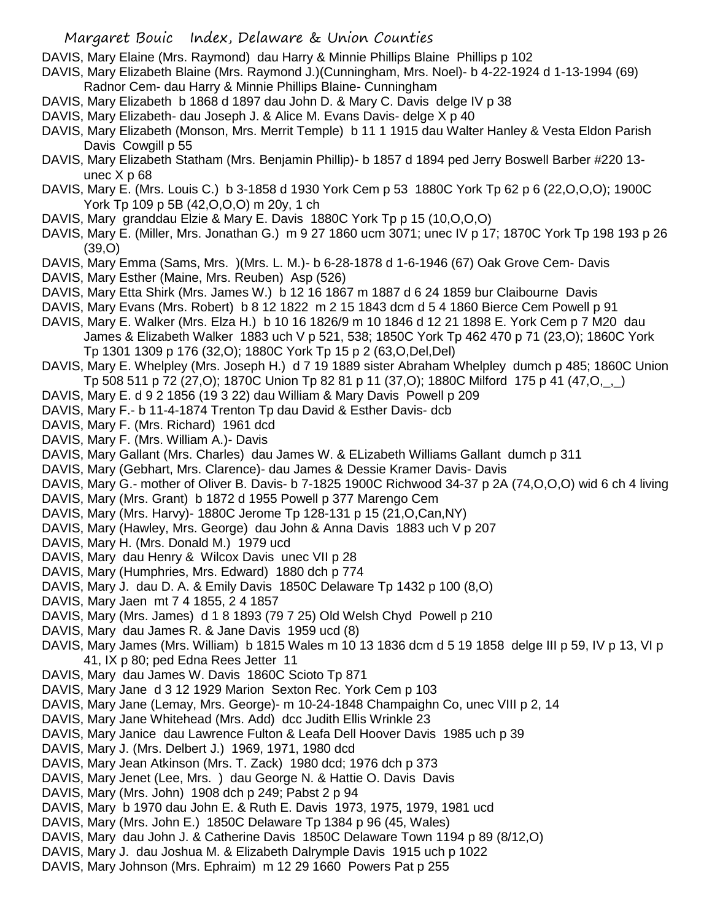DAVIS, Mary Elaine (Mrs. Raymond) dau Harry & Minnie Phillips Blaine Phillips p 102

DAVIS, Mary Elizabeth Blaine (Mrs. Raymond J.)(Cunningham, Mrs. Noel)- b 4-22-1924 d 1-13-1994 (69) Radnor Cem- dau Harry & Minnie Phillips Blaine- Cunningham

DAVIS, Mary Elizabeth b 1868 d 1897 dau John D. & Mary C. Davis delge IV p 38

DAVIS, Mary Elizabeth- dau Joseph J. & Alice M. Evans Davis- delge X p 40

DAVIS, Mary Elizabeth (Monson, Mrs. Merrit Temple) b 11 1 1915 dau Walter Hanley & Vesta Eldon Parish Davis Cowgill p 55

DAVIS, Mary Elizabeth Statham (Mrs. Benjamin Phillip)- b 1857 d 1894 ped Jerry Boswell Barber #220 13-unec X p 68

DAVIS, Mary E. (Mrs. Louis C.) b 3-1858 d 1930 York Cem p 53 1880C York Tp 62 p 6 (22,O,O,O); 1900C York Tp 109 p 5B (42,O,O,O) m 20y, 1 ch

DAVIS, Mary granddau Elzie & Mary E. Davis 1880C York Tp p 15 (10,O,O,O)

DAVIS, Mary E. (Miller, Mrs. Jonathan G.) m 9 27 1860 ucm 3071; unec IV p 17; 1870C York Tp 198 193 p 26 (39,O)

DAVIS, Mary Emma (Sams, Mrs. )(Mrs. L. M.)- b 6-28-1878 d 1-6-1946 (67) Oak Grove Cem- Davis

DAVIS, Mary Esther (Maine, Mrs. Reuben) Asp (526)

DAVIS, Mary Etta Shirk (Mrs. James W.) b 12 16 1867 m 1887 d 6 24 1859 bur Claibourne Davis

DAVIS, Mary Evans (Mrs. Robert) b 8 12 1822 m 2 15 1843 dcm d 5 4 1860 Bierce Cem Powell p 91

DAVIS, Mary E. Walker (Mrs. Elza H.) b 10 16 1826/9 m 10 1846 d 12 21 1898 E. York Cem p 7 M20 dau James & Elizabeth Walker 1883 uch V p 521, 538; 1850C York Tp 462 470 p 71 (23,O); 1860C York Tp 1301 1309 p 176 (32,O); 1880C York Tp 15 p 2 (63,O,Del,Del)

DAVIS, Mary E. Whelpley (Mrs. Joseph H.) d 7 19 1889 sister Abraham Whelpley dumch p 485; 1860C Union Tp 508 511 p 72 (27,O); 1870C Union Tp 82 81 p 11 (37,O); 1880C Milford 175 p 41 (47,O,_,_)

DAVIS, Mary E. d 9 2 1856 (19 3 22) dau William & Mary Davis Powell p 209

DAVIS, Mary F.- b 11-4-1874 Trenton Tp dau David & Esther Davis- dcb

DAVIS, Mary F. (Mrs. Richard) 1961 dcd

DAVIS, Mary F. (Mrs. William A.)- Davis

DAVIS, Mary Gallant (Mrs. Charles) dau James W. & ELizabeth Williams Gallant dumch p 311

DAVIS, Mary (Gebhart, Mrs. Clarence)- dau James & Dessie Kramer Davis- Davis

DAVIS, Mary G.- mother of Oliver B. Davis- b 7-1825 1900C Richwood 34-37 p 2A (74,O,O,O) wid 6 ch 4 living

DAVIS, Mary (Mrs. Grant) b 1872 d 1955 Powell p 377 Marengo Cem

DAVIS, Mary (Mrs. Harvy)- 1880C Jerome Tp 128-131 p 15 (21,O,Can,NY)

DAVIS, Mary (Hawley, Mrs. George) dau John & Anna Davis 1883 uch V p 207

DAVIS, Mary H. (Mrs. Donald M.) 1979 ucd

DAVIS, Mary dau Henry & Wilcox Davis unec VII p 28

DAVIS, Mary (Humphries, Mrs. Edward) 1880 dch p 774

DAVIS, Mary J. dau D. A. & Emily Davis 1850C Delaware Tp 1432 p 100 (8,O)

DAVIS, Mary Jaen mt 7 4 1855, 2 4 1857

DAVIS, Mary (Mrs. James) d 1 8 1893 (79 7 25) Old Welsh Chyd Powell p 210

DAVIS, Mary dau James R. & Jane Davis 1959 ucd (8)

DAVIS, Mary James (Mrs. William) b 1815 Wales m 10 13 1836 dcm d 5 19 1858 delge III p 59, IV p 13, VI p 41, IX p 80; ped Edna Rees Jetter 11

DAVIS, Mary dau James W. Davis 1860C Scioto Tp 871

DAVIS, Mary Jane d 3 12 1929 Marion Sexton Rec. York Cem p 103

DAVIS, Mary Jane (Lemay, Mrs. George)- m 10-24-1848 Champaighn Co, unec VIII p 2, 14

DAVIS, Mary Jane Whitehead (Mrs. Add) dcc Judith Ellis Wrinkle 23

DAVIS, Mary Janice dau Lawrence Fulton & Leafa Dell Hoover Davis 1985 uch p 39

DAVIS, Mary J. (Mrs. Delbert J.) 1969, 1971, 1980 dcd

DAVIS, Mary Jean Atkinson (Mrs. T. Zack) 1980 dcd; 1976 dch p 373

DAVIS, Mary Jenet (Lee, Mrs. ) dau George N. & Hattie O. Davis Davis

DAVIS, Mary (Mrs. John) 1908 dch p 249; Pabst 2 p 94

DAVIS, Mary b 1970 dau John E. & Ruth E. Davis 1973, 1975, 1979, 1981 ucd

DAVIS, Mary (Mrs. John E.) 1850C Delaware Tp 1384 p 96 (45, Wales)

DAVIS, Mary dau John J. & Catherine Davis 1850C Delaware Town 1194 p 89 (8/12,O)

DAVIS, Mary J. dau Joshua M. & Elizabeth Dalrymple Davis 1915 uch p 1022

DAVIS, Mary Johnson (Mrs. Ephraim) m 12 29 1660 Powers Pat p 255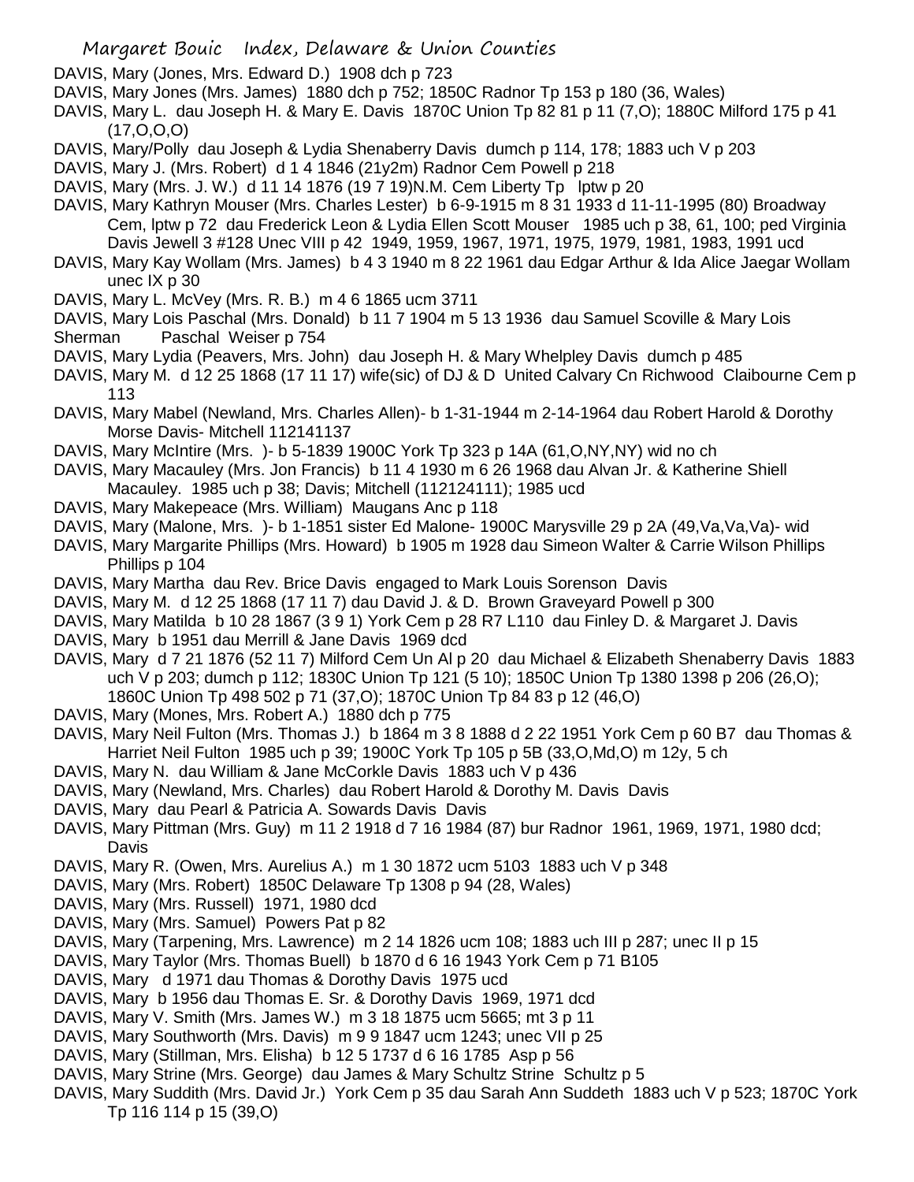DAVIS, Mary (Jones, Mrs. Edward D.) 1908 dch p 723

DAVIS, Mary Jones (Mrs. James) 1880 dch p 752; 1850C Radnor Tp 153 p 180 (36, Wales)

DAVIS, Mary L. dau Joseph H. & Mary E. Davis 1870C Union Tp 82 81 p 11 (7,O); 1880C Milford 175 p 41 (17,O,O,O)

DAVIS, Mary/Polly dau Joseph & Lydia Shenaberry Davis dumch p 114, 178; 1883 uch V p 203

DAVIS, Mary J. (Mrs. Robert) d 1 4 1846 (21y2m) Radnor Cem Powell p 218

DAVIS, Mary (Mrs. J. W.) d 11 14 1876 (19 7 19)N.M. Cem Liberty Tp lptw p 20

DAVIS, Mary Kathryn Mouser (Mrs. Charles Lester) b 6-9-1915 m 8 31 1933 d 11-11-1995 (80) Broadway Cem, lptw p 72 dau Frederick Leon & Lydia Ellen Scott Mouser 1985 uch p 38, 61, 100; ped Virginia Davis Jewell 3 #128 Unec VIII p 42 1949, 1959, 1967, 1971, 1975, 1979, 1981, 1983, 1991 ucd

DAVIS, Mary Kay Wollam (Mrs. James) b 4 3 1940 m 8 22 1961 dau Edgar Arthur & Ida Alice Jaegar Wollam unec IX p 30

DAVIS, Mary L. McVey (Mrs. R. B.) m 4 6 1865 ucm 3711

DAVIS, Mary Lois Paschal (Mrs. Donald) b 11 7 1904 m 5 13 1936 dau Samuel Scoville & Mary Lois Sherman Paschal Weiser p 754

DAVIS, Mary Lydia (Peavers, Mrs. John) dau Joseph H. & Mary Whelpley Davis dumch p 485

DAVIS, Mary M. d 12 25 1868 (17 11 17) wife(sic) of DJ & D United Calvary Cn Richwood Claibourne Cem p 113

DAVIS, Mary Mabel (Newland, Mrs. Charles Allen)- b 1-31-1944 m 2-14-1964 dau Robert Harold & Dorothy Morse Davis- Mitchell 112141137

DAVIS, Mary McIntire (Mrs. )- b 5-1839 1900C York Tp 323 p 14A (61,O,NY,NY) wid no ch

DAVIS, Mary Macauley (Mrs. Jon Francis) b 11 4 1930 m 6 26 1968 dau Alvan Jr. & Katherine Shiell Macauley. 1985 uch p 38; Davis; Mitchell (112124111); 1985 ucd

DAVIS, Mary Makepeace (Mrs. William) Maugans Anc p 118

DAVIS, Mary (Malone, Mrs. )- b 1-1851 sister Ed Malone- 1900C Marysville 29 p 2A (49,Va,Va,Va)- wid

DAVIS, Mary Margarite Phillips (Mrs. Howard) b 1905 m 1928 dau Simeon Walter & Carrie Wilson Phillips Phillips p 104

DAVIS, Mary Martha dau Rev. Brice Davis engaged to Mark Louis Sorenson Davis

DAVIS, Mary M. d 12 25 1868 (17 11 7) dau David J. & D. Brown Graveyard Powell p 300

DAVIS, Mary Matilda b 10 28 1867 (3 9 1) York Cem p 28 R7 L110 dau Finley D. & Margaret J. Davis

DAVIS, Mary b 1951 dau Merrill & Jane Davis 1969 dcd

DAVIS, Mary d 7 21 1876 (52 11 7) Milford Cem Un Al p 20 dau Michael & Elizabeth Shenaberry Davis 1883 uch V p 203; dumch p 112; 1830C Union Tp 121 (5 10); 1850C Union Tp 1380 1398 p 206 (26,O); 1860C Union Tp 498 502 p 71 (37,O); 1870C Union Tp 84 83 p 12 (46,O)

DAVIS, Mary (Mones, Mrs. Robert A.) 1880 dch p 775

DAVIS, Mary Neil Fulton (Mrs. Thomas J.) b 1864 m 3 8 1888 d 2 22 1951 York Cem p 60 B7 dau Thomas & Harriet Neil Fulton 1985 uch p 39; 1900C York Tp 105 p 5B (33,O,Md,O) m 12y, 5 ch

DAVIS, Mary N. dau William & Jane McCorkle Davis 1883 uch V p 436

DAVIS, Mary (Newland, Mrs. Charles) dau Robert Harold & Dorothy M. Davis Davis

DAVIS, Mary dau Pearl & Patricia A. Sowards Davis Davis

DAVIS, Mary Pittman (Mrs. Guy) m 11 2 1918 d 7 16 1984 (87) bur Radnor 1961, 1969, 1971, 1980 dcd; Davis

DAVIS, Mary R. (Owen, Mrs. Aurelius A.) m 1 30 1872 ucm 5103 1883 uch V p 348

DAVIS, Mary (Mrs. Robert) 1850C Delaware Tp 1308 p 94 (28, Wales)

DAVIS, Mary (Mrs. Russell) 1971, 1980 dcd

DAVIS, Mary (Mrs. Samuel) Powers Pat p 82

DAVIS, Mary (Tarpening, Mrs. Lawrence) m 2 14 1826 ucm 108; 1883 uch III p 287; unec II p 15

DAVIS, Mary Taylor (Mrs. Thomas Buell) b 1870 d 6 16 1943 York Cem p 71 B105

DAVIS, Mary d 1971 dau Thomas & Dorothy Davis 1975 ucd

DAVIS, Mary b 1956 dau Thomas E. Sr. & Dorothy Davis 1969, 1971 dcd

DAVIS, Mary V. Smith (Mrs. James W.) m 3 18 1875 ucm 5665; mt 3 p 11

DAVIS, Mary Southworth (Mrs. Davis) m 9 9 1847 ucm 1243; unec VII p 25

DAVIS, Mary (Stillman, Mrs. Elisha) b 12 5 1737 d 6 16 1785 Asp p 56

DAVIS, Mary Strine (Mrs. George) dau James & Mary Schultz Strine Schultz p 5

DAVIS, Mary Suddith (Mrs. David Jr.) York Cem p 35 dau Sarah Ann Suddeth 1883 uch V p 523; 1870C York Tp 116 114 p 15 (39,O)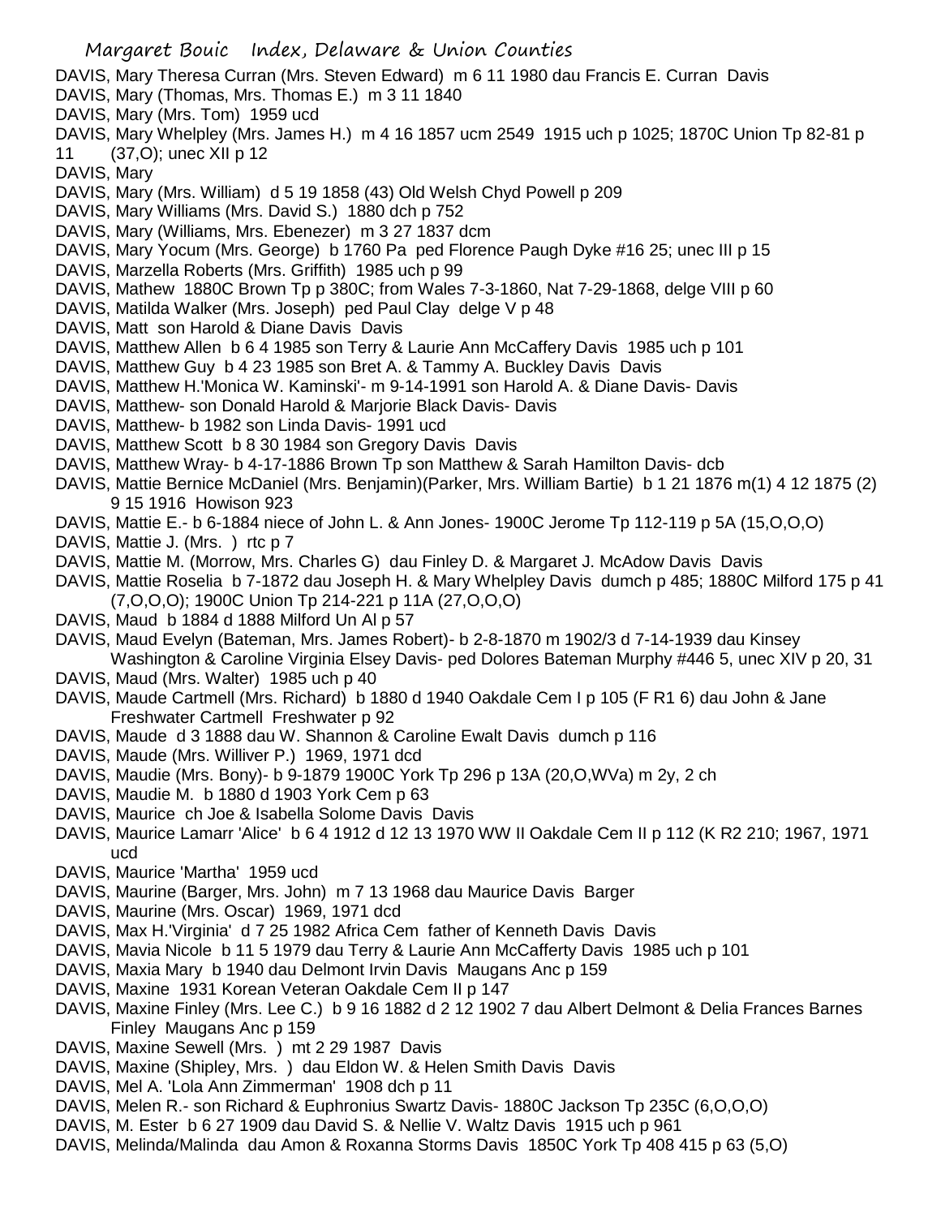DAVIS, Mary Theresa Curran (Mrs. Steven Edward) m 6 11 1980 dau Francis E. Curran Davis
DAVIS, Mary (Thomas, Mrs. Thomas E.) m 3 11 1840
DAVIS, Mary (Mrs. Tom) 1959 ucd
DAVIS, Mary Whelpley (Mrs. James H.) m 4 16 1857 ucm 2549 1915 uch p 1025; 1870C Union Tp 82-81 p 11 (37,O); unec XII p 12
DAVIS, Mary
DAVIS, Mary (Mrs. William) d 5 19 1858 (43) Old Welsh Chyd Powell p 209
DAVIS, Mary Williams (Mrs. David S.) 1880 dch p 752
DAVIS, Mary (Williams, Mrs. Ebenezer) m 3 27 1837 dcm
DAVIS, Mary Yocum (Mrs. George) b 1760 Pa ped Florence Paugh Dyke #16 25; unec III p 15
DAVIS, Marzella Roberts (Mrs. Griffith) 1985 uch p 99
DAVIS, Mathew 1880C Brown Tp p 380C; from Wales 7-3-1860, Nat 7-29-1868, delge VIII p 60
DAVIS, Matilda Walker (Mrs. Joseph) ped Paul Clay delge V p 48
DAVIS, Matt son Harold & Diane Davis Davis
DAVIS, Matthew Allen b 6 4 1985 son Terry & Laurie Ann McCaffery Davis 1985 uch p 101
DAVIS, Matthew Guy b 4 23 1985 son Bret A. & Tammy A. Buckley Davis Davis
DAVIS, Matthew H.'Monica W. Kaminski'- m 9-14-1991 son Harold A. & Diane Davis- Davis
DAVIS, Matthew- son Donald Harold & Marjorie Black Davis- Davis
DAVIS, Matthew- b 1982 son Linda Davis- 1991 ucd
DAVIS, Matthew Scott b 8 30 1984 son Gregory Davis Davis
DAVIS, Matthew Wray- b 4-17-1886 Brown Tp son Matthew & Sarah Hamilton Davis- dcb
DAVIS, Mattie Bernice McDaniel (Mrs. Benjamin)(Parker, Mrs. William Bartie) b 1 21 1876 m(1) 4 12 1875 (2) 9 15 1916 Howison 923
DAVIS, Mattie E.- b 6-1884 niece of John L. & Ann Jones- 1900C Jerome Tp 112-119 p 5A (15,O,O,O)
DAVIS, Mattie J. (Mrs. ) rtc p 7
DAVIS, Mattie M. (Morrow, Mrs. Charles G) dau Finley D. & Margaret J. McAdow Davis Davis
DAVIS, Mattie Roselia b 7-1872 dau Joseph H. & Mary Whelpley Davis dumch p 485; 1880C Milford 175 p 41 (7,O,O,O); 1900C Union Tp 214-221 p 11A (27,O,O,O)
DAVIS, Maud b 1884 d 1888 Milford Un Al p 57
DAVIS, Maud Evelyn (Bateman, Mrs. James Robert)- b 2-8-1870 m 1902/3 d 7-14-1939 dau Kinsey Washington & Caroline Virginia Elsey Davis- ped Dolores Bateman Murphy #446 5, unec XIV p 20, 31
DAVIS, Maud (Mrs. Walter) 1985 uch p 40
DAVIS, Maude Cartmell (Mrs. Richard) b 1880 d 1940 Oakdale Cem I p 105 (F R1 6) dau John & Jane Freshwater Cartmell Freshwater p 92
DAVIS, Maude d 3 1888 dau W. Shannon & Caroline Ewalt Davis dumch p 116
DAVIS, Maude (Mrs. Williver P.) 1969, 1971 dcd
DAVIS, Maudie (Mrs. Bony)- b 9-1879 1900C York Tp 296 p 13A (20,O,WVa) m 2y, 2 ch
DAVIS, Maudie M. b 1880 d 1903 York Cem p 63
DAVIS, Maurice ch Joe & Isabella Solome Davis Davis
DAVIS, Maurice Lamarr 'Alice' b 6 4 1912 d 12 13 1970 WW II Oakdale Cem II p 112 (K R2 210; 1967, 1971 ucd
DAVIS, Maurice 'Martha' 1959 ucd
DAVIS, Maurine (Barger, Mrs. John) m 7 13 1968 dau Maurice Davis Barger
DAVIS, Maurine (Mrs. Oscar) 1969, 1971 dcd
DAVIS, Max H.'Virginia' d 7 25 1982 Africa Cem father of Kenneth Davis Davis
DAVIS, Mavia Nicole b 11 5 1979 dau Terry & Laurie Ann McCafferty Davis 1985 uch p 101
DAVIS, Maxia Mary b 1940 dau Delmont Irvin Davis Maugans Anc p 159
DAVIS, Maxine 1931 Korean Veteran Oakdale Cem II p 147
DAVIS, Maxine Finley (Mrs. Lee C.) b 9 16 1882 d 2 12 1902 7 dau Albert Delmont & Delia Frances Barnes Finley Maugans Anc p 159
DAVIS, Maxine Sewell (Mrs. ) mt 2 29 1987 Davis
DAVIS, Maxine (Shipley, Mrs. ) dau Eldon W. & Helen Smith Davis Davis
DAVIS, Mel A. 'Lola Ann Zimmerman' 1908 dch p 11
DAVIS, Melen R.- son Richard & Euphronius Swartz Davis- 1880C Jackson Tp 235C (6,O,O,O)
DAVIS, M. Ester b 6 27 1909 dau David S. & Nellie V. Waltz Davis 1915 uch p 961
DAVIS, Melinda/Malinda dau Amon & Roxanna Storms Davis 1850C York Tp 408 415 p 63 (5,O)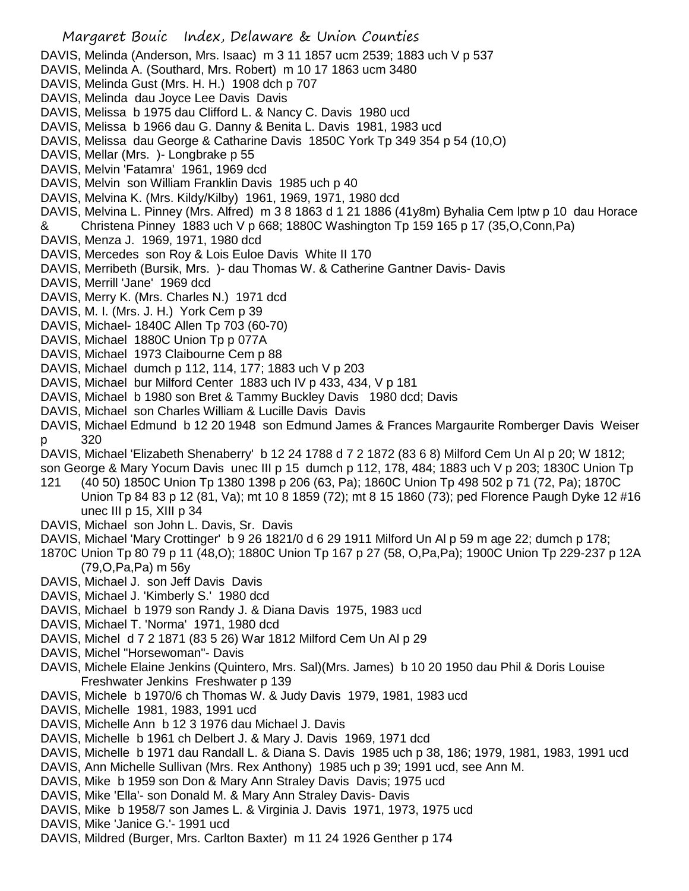DAVIS, Melinda (Anderson, Mrs. Isaac) m 3 11 1857 ucm 2539; 1883 uch V p 537
DAVIS, Melinda A. (Southard, Mrs. Robert) m 10 17 1863 ucm 3480
DAVIS, Melinda Gust (Mrs. H. H.) 1908 dch p 707
DAVIS, Melinda dau Joyce Lee Davis Davis
DAVIS, Melissa b 1975 dau Clifford L. & Nancy C. Davis 1980 ucd
DAVIS, Melissa b 1966 dau G. Danny & Benita L. Davis 1981, 1983 ucd
DAVIS, Melissa dau George & Catharine Davis 1850C York Tp 349 354 p 54 (10,O)
DAVIS, Mellar (Mrs. )- Longbrake p 55
DAVIS, Melvin 'Fatamra' 1961, 1969 dcd
DAVIS, Melvin son William Franklin Davis 1985 uch p 40
DAVIS, Melvina K. (Mrs. Kildy/Kilby) 1961, 1969, 1971, 1980 dcd
DAVIS, Melvina L. Pinney (Mrs. Alfred) m 3 8 1863 d 1 21 1886 (41y8m) Byhalia Cem lptw p 10 dau Horace & Christena Pinney 1883 uch V p 668; 1880C Washington Tp 159 165 p 17 (35,O,Conn,Pa)
DAVIS, Menza J. 1969, 1971, 1980 dcd
DAVIS, Mercedes son Roy & Lois Euloe Davis White II 170
DAVIS, Merribeth (Bursik, Mrs. )- dau Thomas W. & Catherine Gantner Davis- Davis
DAVIS, Merrill 'Jane' 1969 dcd
DAVIS, Merry K. (Mrs. Charles N.) 1971 dcd
DAVIS, M. I. (Mrs. J. H.) York Cem p 39
DAVIS, Michael- 1840C Allen Tp 703 (60-70)
DAVIS, Michael 1880C Union Tp p 077A
DAVIS, Michael 1973 Claibourne Cem p 88
DAVIS, Michael dumch p 112, 114, 177; 1883 uch V p 203
DAVIS, Michael bur Milford Center 1883 uch IV p 433, 434, V p 181
DAVIS, Michael b 1980 son Bret & Tammy Buckley Davis 1980 dcd; Davis
DAVIS, Michael son Charles William & Lucille Davis Davis
DAVIS, Michael Edmund b 12 20 1948 son Edmund James & Frances Margaurite Romberger Davis Weiser p 320
DAVIS, Michael 'Elizabeth Shenaberry' b 12 24 1788 d 7 2 1872 (83 6 8) Milford Cem Un Al p 20; W 1812; son George & Mary Yocum Davis unec III p 15 dumch p 112, 178, 484; 1883 uch V p 203; 1830C Union Tp 121 (40 50) 1850C Union Tp 1380 1398 p 206 (63, Pa); 1860C Union Tp 498 502 p 71 (72, Pa); 1870C Union Tp 84 83 p 12 (81, Va); mt 10 8 1859 (72); mt 8 15 1860 (73); ped Florence Paugh Dyke 12 #16 unec III p 15, XIII p 34
DAVIS, Michael son John L. Davis, Sr. Davis
DAVIS, Michael 'Mary Crottinger' b 9 26 1821/0 d 6 29 1911 Milford Un Al p 59 m age 22; dumch p 178; 1870C Union Tp 80 79 p 11 (48,O); 1880C Union Tp 167 p 27 (58, O,Pa,Pa); 1900C Union Tp 229-237 p 12A (79,O,Pa,Pa) m 56y
DAVIS, Michael J. son Jeff Davis Davis
DAVIS, Michael J. 'Kimberly S.' 1980 dcd
DAVIS, Michael b 1979 son Randy J. & Diana Davis 1975, 1983 ucd
DAVIS, Michael T. 'Norma' 1971, 1980 dcd
DAVIS, Michel d 7 2 1871 (83 5 26) War 1812 Milford Cem Un Al p 29
DAVIS, Michel "Horsewoman"- Davis
DAVIS, Michele Elaine Jenkins (Quintero, Mrs. Sal)(Mrs. James) b 10 20 1950 dau Phil & Doris Louise Freshwater Jenkins Freshwater p 139
DAVIS, Michele b 1970/6 ch Thomas W. & Judy Davis 1979, 1981, 1983 ucd
DAVIS, Michelle 1981, 1983, 1991 ucd
DAVIS, Michelle Ann b 12 3 1976 dau Michael J. Davis
DAVIS, Michelle b 1961 ch Delbert J. & Mary J. Davis 1969, 1971 dcd
DAVIS, Michelle b 1971 dau Randall L. & Diana S. Davis 1985 uch p 38, 186; 1979, 1981, 1983, 1991 ucd
DAVIS, Ann Michelle Sullivan (Mrs. Rex Anthony) 1985 uch p 39; 1991 ucd, see Ann M.
DAVIS, Mike b 1959 son Don & Mary Ann Straley Davis Davis; 1975 ucd
DAVIS, Mike 'Ella'- son Donald M. & Mary Ann Straley Davis- Davis
DAVIS, Mike b 1958/7 son James L. & Virginia J. Davis 1971, 1973, 1975 ucd
DAVIS, Mike 'Janice G.'- 1991 ucd
DAVIS, Mildred (Burger, Mrs. Carlton Baxter) m 11 24 1926 Genther p 174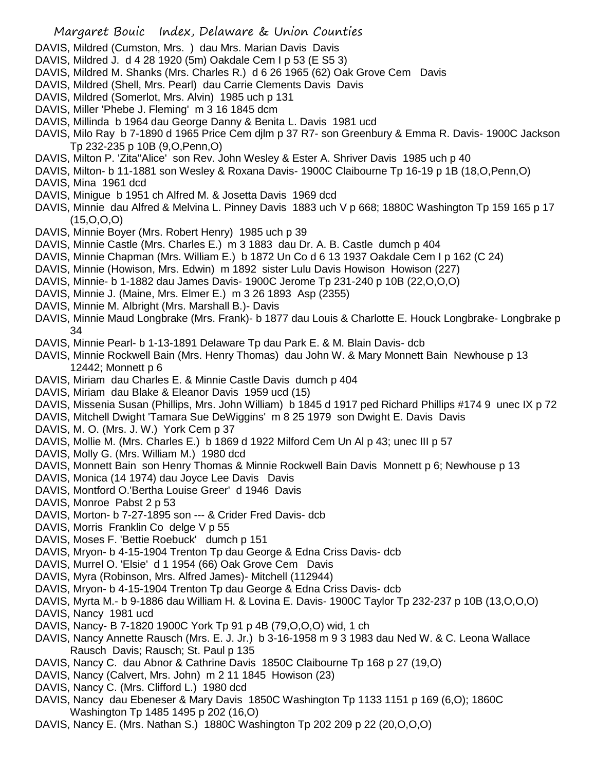DAVIS, Mildred (Cumston, Mrs. ) dau Mrs. Marian Davis Davis
DAVIS, Mildred J. d 4 28 1920 (5m) Oakdale Cem I p 53 (E S5 3)
DAVIS, Mildred M. Shanks (Mrs. Charles R.) d 6 26 1965 (62) Oak Grove Cem Davis
DAVIS, Mildred (Shell, Mrs. Pearl) dau Carrie Clements Davis Davis
DAVIS, Mildred (Somerlot, Mrs. Alvin) 1985 uch p 131
DAVIS, Miller 'Phebe J. Fleming' m 3 16 1845 dcm
DAVIS, Millinda b 1964 dau George Danny & Benita L. Davis 1981 ucd
DAVIS, Milo Ray b 7-1890 d 1965 Price Cem djlm p 37 R7- son Greenbury & Emma R. Davis- 1900C Jackson Tp 232-235 p 10B (9,O,Penn,O)
DAVIS, Milton P. 'Zita''Alice' son Rev. John Wesley & Ester A. Shriver Davis 1985 uch p 40
DAVIS, Milton- b 11-1881 son Wesley & Roxana Davis- 1900C Claibourne Tp 16-19 p 1B (18,O,Penn,O)
DAVIS, Mina 1961 dcd
DAVIS, Minigue b 1951 ch Alfred M. & Josetta Davis 1969 dcd
DAVIS, Minnie dau Alfred & Melvina L. Pinney Davis 1883 uch V p 668; 1880C Washington Tp 159 165 p 17 (15,O,O,O)
DAVIS, Minnie Boyer (Mrs. Robert Henry) 1985 uch p 39
DAVIS, Minnie Castle (Mrs. Charles E.) m 3 1883 dau Dr. A. B. Castle dumch p 404
DAVIS, Minnie Chapman (Mrs. William E.) b 1872 Un Co d 6 13 1937 Oakdale Cem I p 162 (C 24)
DAVIS, Minnie (Howison, Mrs. Edwin) m 1892 sister Lulu Davis Howison Howison (227)
DAVIS, Minnie- b 1-1882 dau James Davis- 1900C Jerome Tp 231-240 p 10B (22,O,O,O)
DAVIS, Minnie J. (Maine, Mrs. Elmer E.) m 3 26 1893 Asp (2355)
DAVIS, Minnie M. Albright (Mrs. Marshall B.)- Davis
DAVIS, Minnie Maud Longbrake (Mrs. Frank)- b 1877 dau Louis & Charlotte E. Houck Longbrake- Longbrake p 34
DAVIS, Minnie Pearl- b 1-13-1891 Delaware Tp dau Park E. & M. Blain Davis- dcb
DAVIS, Minnie Rockwell Bain (Mrs. Henry Thomas) dau John W. & Mary Monnett Bain Newhouse p 13 12442; Monnett p 6
DAVIS, Miriam dau Charles E. & Minnie Castle Davis dumch p 404
DAVIS, Miriam dau Blake & Eleanor Davis 1959 ucd (15)
DAVIS, Missenia Susan (Phillips, Mrs. John William) b 1845 d 1917 ped Richard Phillips #174 9 unec IX p 72
DAVIS, Mitchell Dwight 'Tamara Sue DeWiggins' m 8 25 1979 son Dwight E. Davis Davis
DAVIS, M. O. (Mrs. J. W.) York Cem p 37
DAVIS, Mollie M. (Mrs. Charles E.) b 1869 d 1922 Milford Cem Un Al p 43; unec III p 57
DAVIS, Molly G. (Mrs. William M.) 1980 dcd
DAVIS, Monnett Bain son Henry Thomas & Minnie Rockwell Bain Davis Monnett p 6; Newhouse p 13
DAVIS, Monica (14 1974) dau Joyce Lee Davis Davis
DAVIS, Montford O.'Bertha Louise Greer' d 1946 Davis
DAVIS, Monroe Pabst 2 p 53
DAVIS, Morton- b 7-27-1895 son --- & Crider Fred Davis- dcb
DAVIS, Morris Franklin Co delge V p 55
DAVIS, Moses F. 'Bettie Roebuck' dumch p 151
DAVIS, Mryon- b 4-15-1904 Trenton Tp dau George & Edna Criss Davis- dcb
DAVIS, Murrel O. 'Elsie' d 1 1954 (66) Oak Grove Cem Davis
DAVIS, Myra (Robinson, Mrs. Alfred James)- Mitchell (112944)
DAVIS, Mryon- b 4-15-1904 Trenton Tp dau George & Edna Criss Davis- dcb
DAVIS, Myrta M.- b 9-1886 dau William H. & Lovina E. Davis- 1900C Taylor Tp 232-237 p 10B (13,O,O,O)
DAVIS, Nancy 1981 ucd
DAVIS, Nancy- B 7-1820 1900C York Tp 91 p 4B (79,O,O,O) wid, 1 ch
DAVIS, Nancy Annette Rausch (Mrs. E. J. Jr.) b 3-16-1958 m 9 3 1983 dau Ned W. & C. Leona Wallace Rausch Davis; Rausch; St. Paul p 135
DAVIS, Nancy C. dau Abnor & Cathrine Davis 1850C Claibourne Tp 168 p 27 (19,O)
DAVIS, Nancy (Calvert, Mrs. John) m 2 11 1845 Howison (23)
DAVIS, Nancy C. (Mrs. Clifford L.) 1980 dcd
DAVIS, Nancy dau Ebeneser & Mary Davis 1850C Washington Tp 1133 1151 p 169 (6,O); 1860C Washington Tp 1485 1495 p 202 (16,O)
DAVIS, Nancy E. (Mrs. Nathan S.) 1880C Washington Tp 202 209 p 22 (20,O,O,O)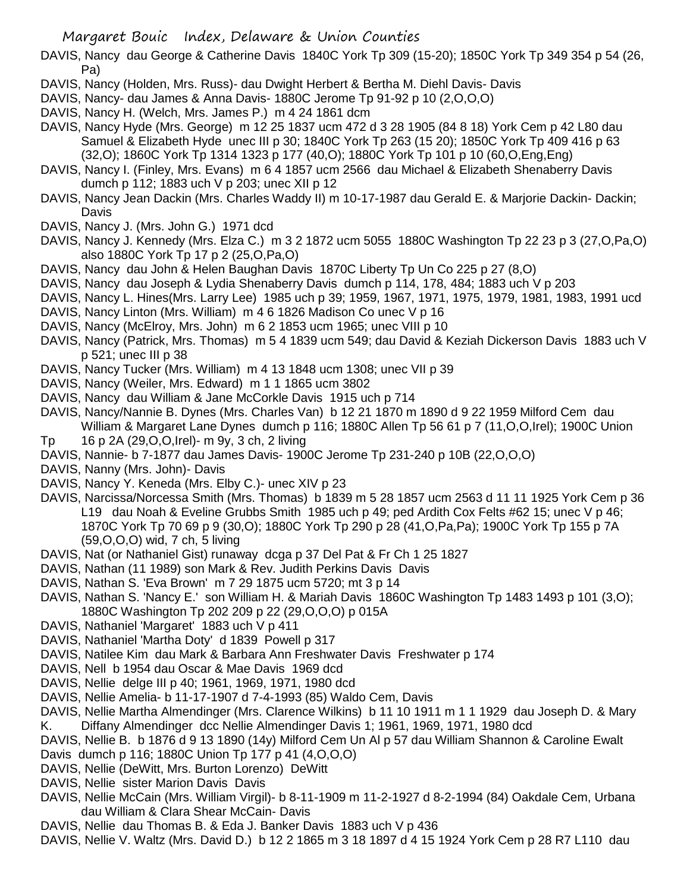DAVIS, Nancy dau George & Catherine Davis 1840C York Tp 309 (15-20); 1850C York Tp 349 354 p 54 (26, Pa)

DAVIS, Nancy (Holden, Mrs. Russ)- dau Dwight Herbert & Bertha M. Diehl Davis- Davis

DAVIS, Nancy- dau James & Anna Davis- 1880C Jerome Tp 91-92 p 10 (2,O,O,O)

DAVIS, Nancy H. (Welch, Mrs. James P.) m 4 24 1861 dcm

DAVIS, Nancy Hyde (Mrs. George) m 12 25 1837 ucm 472 d 3 28 1905 (84 8 18) York Cem p 42 L80 dau Samuel & Elizabeth Hyde unec III p 30; 1840C York Tp 263 (15 20); 1850C York Tp 409 416 p 63 (32,O); 1860C York Tp 1314 1323 p 177 (40,O); 1880C York Tp 101 p 10 (60,O,Eng,Eng)

DAVIS, Nancy I. (Finley, Mrs. Evans) m 6 4 1857 ucm 2566 dau Michael & Elizabeth Shenaberry Davis dumch p 112; 1883 uch V p 203; unec XII p 12

DAVIS, Nancy Jean Dackin (Mrs. Charles Waddy II) m 10-17-1987 dau Gerald E. & Marjorie Dackin- Dackin; Davis

DAVIS, Nancy J. (Mrs. John G.) 1971 dcd

DAVIS, Nancy J. Kennedy (Mrs. Elza C.) m 3 2 1872 ucm 5055 1880C Washington Tp 22 23 p 3 (27,O,Pa,O) also 1880C York Tp 17 p 2 (25,O,Pa,O)

DAVIS, Nancy dau John & Helen Baughan Davis 1870C Liberty Tp Un Co 225 p 27 (8,O)

DAVIS, Nancy dau Joseph & Lydia Shenaberry Davis dumch p 114, 178, 484; 1883 uch V p 203

DAVIS, Nancy L. Hines(Mrs. Larry Lee) 1985 uch p 39; 1959, 1967, 1971, 1975, 1979, 1981, 1983, 1991 ucd

DAVIS, Nancy Linton (Mrs. William) m 4 6 1826 Madison Co unec V p 16

DAVIS, Nancy (McElroy, Mrs. John) m 6 2 1853 ucm 1965; unec VIII p 10

DAVIS, Nancy (Patrick, Mrs. Thomas) m 5 4 1839 ucm 549; dau David & Keziah Dickerson Davis 1883 uch V p 521; unec III p 38

DAVIS, Nancy Tucker (Mrs. William) m 4 13 1848 ucm 1308; unec VII p 39

DAVIS, Nancy (Weiler, Mrs. Edward) m 1 1 1865 ucm 3802

DAVIS, Nancy dau William & Jane McCorkle Davis 1915 uch p 714

DAVIS, Nancy/Nannie B. Dynes (Mrs. Charles Van) b 12 21 1870 m 1890 d 9 22 1959 Milford Cem dau William & Margaret Lane Dynes dumch p 116; 1880C Allen Tp 56 61 p 7 (11,O,O,Irel); 1900C Union Tp 16 p 2A (29,O,O,Irel)- m 9y, 3 ch, 2 living

DAVIS, Nannie- b 7-1877 dau James Davis- 1900C Jerome Tp 231-240 p 10B (22,O,O,O)

DAVIS, Nanny (Mrs. John)- Davis

DAVIS, Nancy Y. Keneda (Mrs. Elby C.)- unec XIV p 23

DAVIS, Narcissa/Norcessa Smith (Mrs. Thomas) b 1839 m 5 28 1857 ucm 2563 d 11 11 1925 York Cem p 36 L19 dau Noah & Eveline Grubbs Smith 1985 uch p 49; ped Ardith Cox Felts #62 15; unec V p 46; 1870C York Tp 70 69 p 9 (30,O); 1880C York Tp 290 p 28 (41,O,Pa,Pa); 1900C York Tp 155 p 7A (59,O,O,O) wid, 7 ch, 5 living

DAVIS, Nat (or Nathaniel Gist) runaway dcga p 37 Del Pat & Fr Ch 1 25 1827

DAVIS, Nathan (11 1989) son Mark & Rev. Judith Perkins Davis Davis

DAVIS, Nathan S. 'Eva Brown' m 7 29 1875 ucm 5720; mt 3 p 14

DAVIS, Nathan S. 'Nancy E.' son William H. & Mariah Davis 1860C Washington Tp 1483 1493 p 101 (3,O); 1880C Washington Tp 202 209 p 22 (29,O,O,O) p 015A

DAVIS, Nathaniel 'Margaret' 1883 uch V p 411

DAVIS, Nathaniel 'Martha Doty' d 1839 Powell p 317

DAVIS, Natilee Kim dau Mark & Barbara Ann Freshwater Davis Freshwater p 174

DAVIS, Nell b 1954 dau Oscar & Mae Davis 1969 dcd

DAVIS, Nellie delge III p 40; 1961, 1969, 1971, 1980 dcd

DAVIS, Nellie Amelia- b 11-17-1907 d 7-4-1993 (85) Waldo Cem, Davis

DAVIS, Nellie Martha Almendinger (Mrs. Clarence Wilkins) b 11 10 1911 m 1 1 1929 dau Joseph D. & Mary K. Diffany Almendinger dcc Nellie Almendinger Davis 1; 1961, 1969, 1971, 1980 dcd

DAVIS, Nellie B. b 1876 d 9 13 1890 (14y) Milford Cem Un Al p 57 dau William Shannon & Caroline Ewalt Davis dumch p 116; 1880C Union Tp 177 p 41 (4,O,O,O)

DAVIS, Nellie (DeWitt, Mrs. Burton Lorenzo) DeWitt

DAVIS, Nellie sister Marion Davis Davis

DAVIS, Nellie McCain (Mrs. William Virgil)- b 8-11-1909 m 11-2-1927 d 8-2-1994 (84) Oakdale Cem, Urbana dau William & Clara Shear McCain- Davis

DAVIS, Nellie dau Thomas B. & Eda J. Banker Davis 1883 uch V p 436

DAVIS, Nellie V. Waltz (Mrs. David D.) b 12 2 1865 m 3 18 1897 d 4 15 1924 York Cem p 28 R7 L110 dau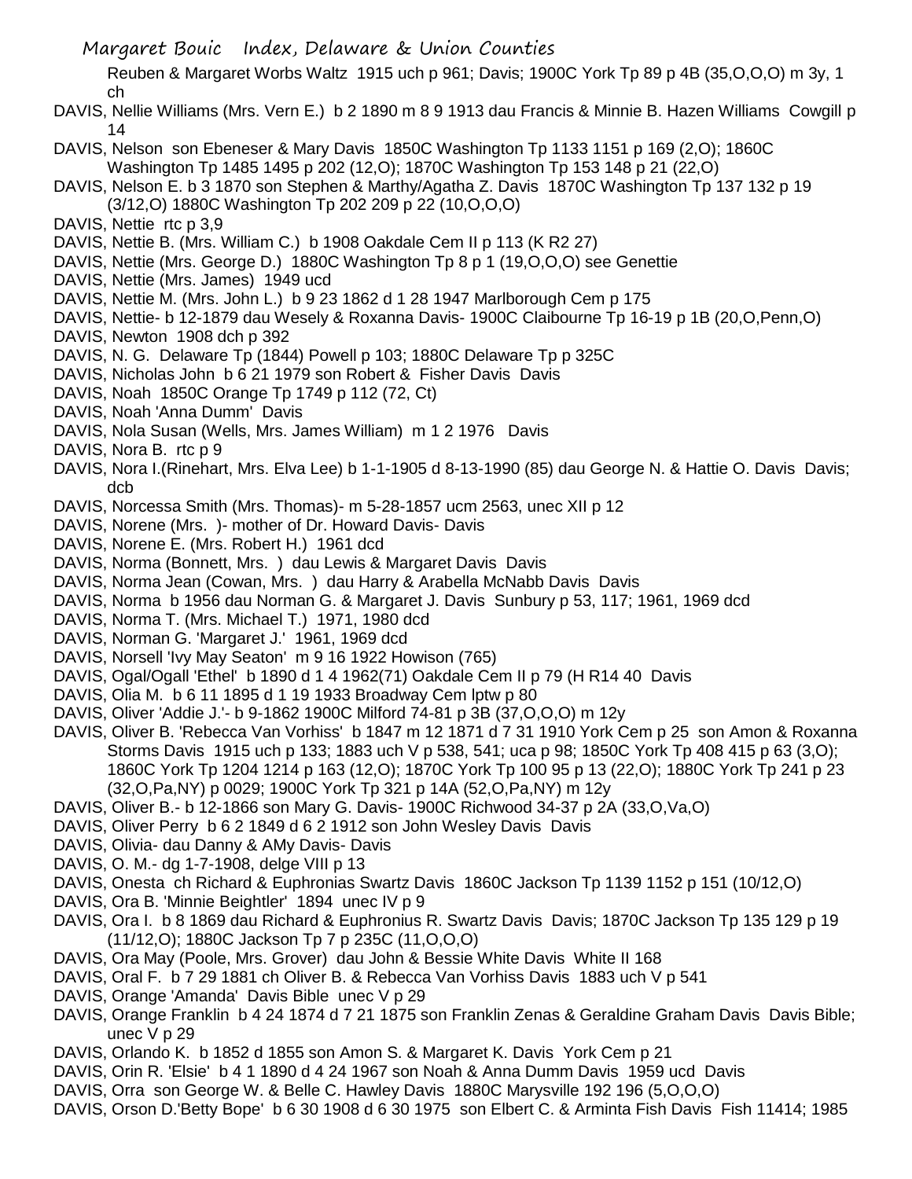Reuben & Margaret Worbs Waltz 1915 uch p 961; Davis; 1900C York Tp 89 p 4B (35,O,O,O) m 3y, 1 ch

DAVIS, Nellie Williams (Mrs. Vern E.) b 2 1890 m 8 9 1913 dau Francis & Minnie B. Hazen Williams Cowgill p 14

DAVIS, Nelson son Ebeneser & Mary Davis 1850C Washington Tp 1133 1151 p 169 (2,O); 1860C Washington Tp 1485 1495 p 202 (12,O); 1870C Washington Tp 153 148 p 21 (22,O)

DAVIS, Nelson E. b 3 1870 son Stephen & Marthy/Agatha Z. Davis 1870C Washington Tp 137 132 p 19 (3/12,O) 1880C Washington Tp 202 209 p 22 (10,O,O,O)

DAVIS, Nettie rtc p 3,9

DAVIS, Nettie B. (Mrs. William C.) b 1908 Oakdale Cem II p 113 (K R2 27)

DAVIS, Nettie (Mrs. George D.) 1880C Washington Tp 8 p 1 (19,O,O,O) see Genettie

DAVIS, Nettie (Mrs. James) 1949 ucd

DAVIS, Nettie M. (Mrs. John L.) b 9 23 1862 d 1 28 1947 Marlborough Cem p 175

DAVIS, Nettie- b 12-1879 dau Wesely & Roxanna Davis- 1900C Claibourne Tp 16-19 p 1B (20,O,Penn,O)

DAVIS, Newton 1908 dch p 392

DAVIS, N. G. Delaware Tp (1844) Powell p 103; 1880C Delaware Tp p 325C

DAVIS, Nicholas John b 6 21 1979 son Robert & Fisher Davis Davis

DAVIS, Noah 1850C Orange Tp 1749 p 112 (72, Ct)

DAVIS, Noah 'Anna Dumm' Davis

DAVIS, Nola Susan (Wells, Mrs. James William) m 1 2 1976 Davis

DAVIS, Nora B. rtc p 9

DAVIS, Nora I.(Rinehart, Mrs. Elva Lee) b 1-1-1905 d 8-13-1990 (85) dau George N. & Hattie O. Davis Davis; dcb

DAVIS, Norcessa Smith (Mrs. Thomas)- m 5-28-1857 ucm 2563, unec XII p 12

DAVIS, Norene (Mrs. )- mother of Dr. Howard Davis- Davis

DAVIS, Norene E. (Mrs. Robert H.) 1961 dcd

DAVIS, Norma (Bonnett, Mrs. ) dau Lewis & Margaret Davis Davis

DAVIS, Norma Jean (Cowan, Mrs. ) dau Harry & Arabella McNabb Davis Davis

DAVIS, Norma b 1956 dau Norman G. & Margaret J. Davis Sunbury p 53, 117; 1961, 1969 dcd

DAVIS, Norma T. (Mrs. Michael T.) 1971, 1980 dcd

DAVIS, Norman G. 'Margaret J.' 1961, 1969 dcd

DAVIS, Norsell 'Ivy May Seaton' m 9 16 1922 Howison (765)

DAVIS, Ogal/Ogall 'Ethel' b 1890 d 1 4 1962(71) Oakdale Cem II p 79 (H R14 40 Davis

DAVIS, Olia M. b 6 11 1895 d 1 19 1933 Broadway Cem lptw p 80

DAVIS, Oliver 'Addie J.'- b 9-1862 1900C Milford 74-81 p 3B (37,O,O,O) m 12y

DAVIS, Oliver B. 'Rebecca Van Vorhiss' b 1847 m 12 1871 d 7 31 1910 York Cem p 25 son Amon & Roxanna Storms Davis 1915 uch p 133; 1883 uch V p 538, 541; uca p 98; 1850C York Tp 408 415 p 63 (3,O); 1860C York Tp 1204 1214 p 163 (12,O); 1870C York Tp 100 95 p 13 (22,O); 1880C York Tp 241 p 23 (32,O,Pa,NY) p 0029; 1900C York Tp 321 p 14A (52,O,Pa,NY) m 12y

DAVIS, Oliver B.- b 12-1866 son Mary G. Davis- 1900C Richwood 34-37 p 2A (33,O,Va,O)

DAVIS, Oliver Perry b 6 2 1849 d 6 2 1912 son John Wesley Davis Davis

DAVIS, Olivia- dau Danny & AMy Davis- Davis

DAVIS, O. M.- dg 1-7-1908, delge VIII p 13

DAVIS, Onesta ch Richard & Euphronias Swartz Davis 1860C Jackson Tp 1139 1152 p 151 (10/12,O)

DAVIS, Ora B. 'Minnie Beightler' 1894 unec IV p 9

DAVIS, Ora I. b 8 1869 dau Richard & Euphronius R. Swartz Davis Davis; 1870C Jackson Tp 135 129 p 19 (11/12,O); 1880C Jackson Tp 7 p 235C (11,O,O,O)

DAVIS, Ora May (Poole, Mrs. Grover) dau John & Bessie White Davis White II 168

DAVIS, Oral F. b 7 29 1881 ch Oliver B. & Rebecca Van Vorhiss Davis 1883 uch V p 541

DAVIS, Orange 'Amanda' Davis Bible unec V p 29

DAVIS, Orange Franklin b 4 24 1874 d 7 21 1875 son Franklin Zenas & Geraldine Graham Davis Davis Bible; unec V p 29

DAVIS, Orlando K. b 1852 d 1855 son Amon S. & Margaret K. Davis York Cem p 21

DAVIS, Orin R. 'Elsie' b 4 1 1890 d 4 24 1967 son Noah & Anna Dumm Davis 1959 ucd Davis

DAVIS, Orra son George W. & Belle C. Hawley Davis 1880C Marysville 192 196 (5,O,O,O)

DAVIS, Orson D.'Betty Bope' b 6 30 1908 d 6 30 1975 son Elbert C. & Arminta Fish Davis Fish 11414; 1985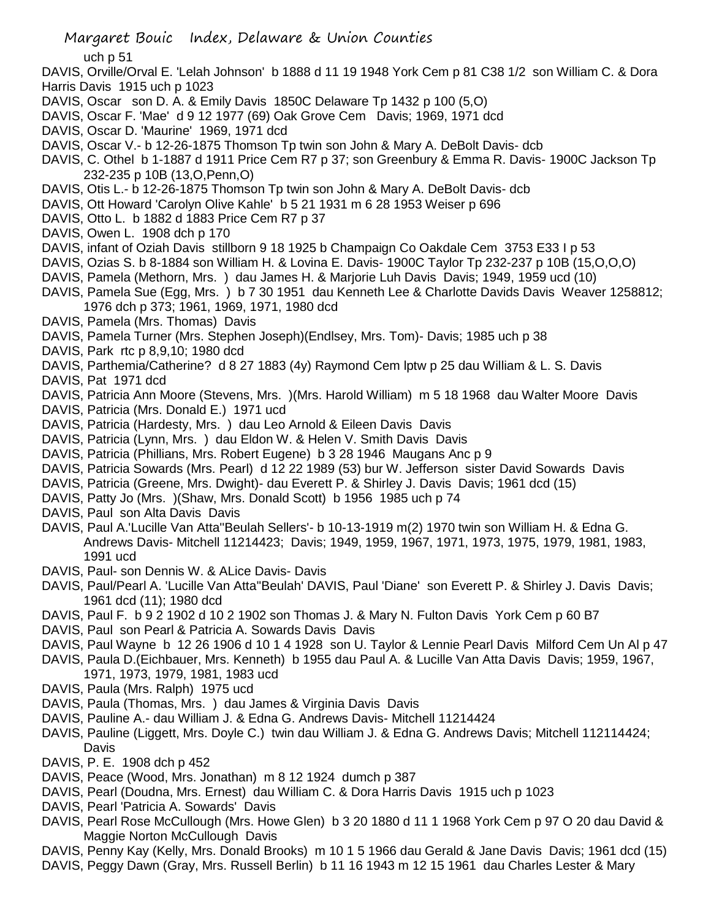uch p 51

DAVIS, Orville/Orval E. 'Lelah Johnson' b 1888 d 11 19 1948 York Cem p 81 C38 1/2 son William C. & Dora Harris Davis 1915 uch p 1023

DAVIS, Oscar son D. A. & Emily Davis 1850C Delaware Tp 1432 p 100 (5,O)

DAVIS, Oscar F. 'Mae' d 9 12 1977 (69) Oak Grove Cem Davis; 1969, 1971 dcd

DAVIS, Oscar D. 'Maurine' 1969, 1971 dcd

DAVIS, Oscar V.- b 12-26-1875 Thomson Tp twin son John & Mary A. DeBolt Davis- dcb

DAVIS, C. Othel b 1-1887 d 1911 Price Cem R7 p 37; son Greenbury & Emma R. Davis- 1900C Jackson Tp 232-235 p 10B (13,O,Penn,O)

DAVIS, Otis L.- b 12-26-1875 Thomson Tp twin son John & Mary A. DeBolt Davis- dcb

DAVIS, Ott Howard 'Carolyn Olive Kahle' b 5 21 1931 m 6 28 1953 Weiser p 696

DAVIS, Otto L. b 1882 d 1883 Price Cem R7 p 37

DAVIS, Owen L. 1908 dch p 170

DAVIS, infant of Oziah Davis stillborn 9 18 1925 b Champaign Co Oakdale Cem 3753 E33 I p 53

DAVIS, Ozias S. b 8-1884 son William H. & Lovina E. Davis- 1900C Taylor Tp 232-237 p 10B (15,O,O,O)

DAVIS, Pamela (Methorn, Mrs. ) dau James H. & Marjorie Luh Davis Davis; 1949, 1959 ucd (10)

DAVIS, Pamela Sue (Egg, Mrs. ) b 7 30 1951 dau Kenneth Lee & Charlotte Davids Davis Weaver 1258812; 1976 dch p 373; 1961, 1969, 1971, 1980 dcd

DAVIS, Pamela (Mrs. Thomas) Davis

DAVIS, Pamela Turner (Mrs. Stephen Joseph)(Endlsey, Mrs. Tom)- Davis; 1985 uch p 38

DAVIS, Park rtc p 8,9,10; 1980 dcd

DAVIS, Parthemia/Catherine? d 8 27 1883 (4y) Raymond Cem lptw p 25 dau William & L. S. Davis

DAVIS, Pat 1971 dcd

DAVIS, Patricia Ann Moore (Stevens, Mrs. )(Mrs. Harold William) m 5 18 1968 dau Walter Moore Davis

DAVIS, Patricia (Mrs. Donald E.) 1971 ucd

DAVIS, Patricia (Hardesty, Mrs. ) dau Leo Arnold & Eileen Davis Davis

DAVIS, Patricia (Lynn, Mrs. ) dau Eldon W. & Helen V. Smith Davis Davis

DAVIS, Patricia (Phillians, Mrs. Robert Eugene) b 3 28 1946 Maugans Anc p 9

DAVIS, Patricia Sowards (Mrs. Pearl) d 12 22 1989 (53) bur W. Jefferson sister David Sowards Davis

DAVIS, Patricia (Greene, Mrs. Dwight)- dau Everett P. & Shirley J. Davis Davis; 1961 dcd (15)

DAVIS, Patty Jo (Mrs. )(Shaw, Mrs. Donald Scott) b 1956 1985 uch p 74

DAVIS, Paul son Alta Davis Davis

DAVIS, Paul A.'Lucille Van Atta''Beulah Sellers'- b 10-13-1919 m(2) 1970 twin son William H. & Edna G. Andrews Davis- Mitchell 11214423; Davis; 1949, 1959, 1967, 1971, 1973, 1975, 1979, 1981, 1983, 1991 ucd

DAVIS, Paul- son Dennis W. & ALice Davis- Davis

DAVIS, Paul/Pearl A. 'Lucille Van Atta''Beulah' DAVIS, Paul 'Diane' son Everett P. & Shirley J. Davis Davis; 1961 dcd (11); 1980 dcd

DAVIS, Paul F. b 9 2 1902 d 10 2 1902 son Thomas J. & Mary N. Fulton Davis York Cem p 60 B7

DAVIS, Paul son Pearl & Patricia A. Sowards Davis Davis

DAVIS, Paul Wayne b 12 26 1906 d 10 1 4 1928 son U. Taylor & Lennie Pearl Davis Milford Cem Un Al p 47

DAVIS, Paula D.(Eichbauer, Mrs. Kenneth) b 1955 dau Paul A. & Lucille Van Atta Davis Davis; 1959, 1967, 1971, 1973, 1979, 1981, 1983 ucd

DAVIS, Paula (Mrs. Ralph) 1975 ucd

DAVIS, Paula (Thomas, Mrs. ) dau James & Virginia Davis Davis

DAVIS, Pauline A.- dau William J. & Edna G. Andrews Davis- Mitchell 11214424

DAVIS, Pauline (Liggett, Mrs. Doyle C.) twin dau William J. & Edna G. Andrews Davis; Mitchell 112114424; Davis

DAVIS, P. E. 1908 dch p 452

DAVIS, Peace (Wood, Mrs. Jonathan) m 8 12 1924 dumch p 387

DAVIS, Pearl (Doudna, Mrs. Ernest) dau William C. & Dora Harris Davis 1915 uch p 1023

DAVIS, Pearl 'Patricia A. Sowards' Davis

DAVIS, Pearl Rose McCullough (Mrs. Howe Glen) b 3 20 1880 d 11 1 1968 York Cem p 97 O 20 dau David & Maggie Norton McCullough Davis

DAVIS, Penny Kay (Kelly, Mrs. Donald Brooks) m 10 1 5 1966 dau Gerald & Jane Davis Davis; 1961 dcd (15)

DAVIS, Peggy Dawn (Gray, Mrs. Russell Berlin) b 11 16 1943 m 12 15 1961 dau Charles Lester & Mary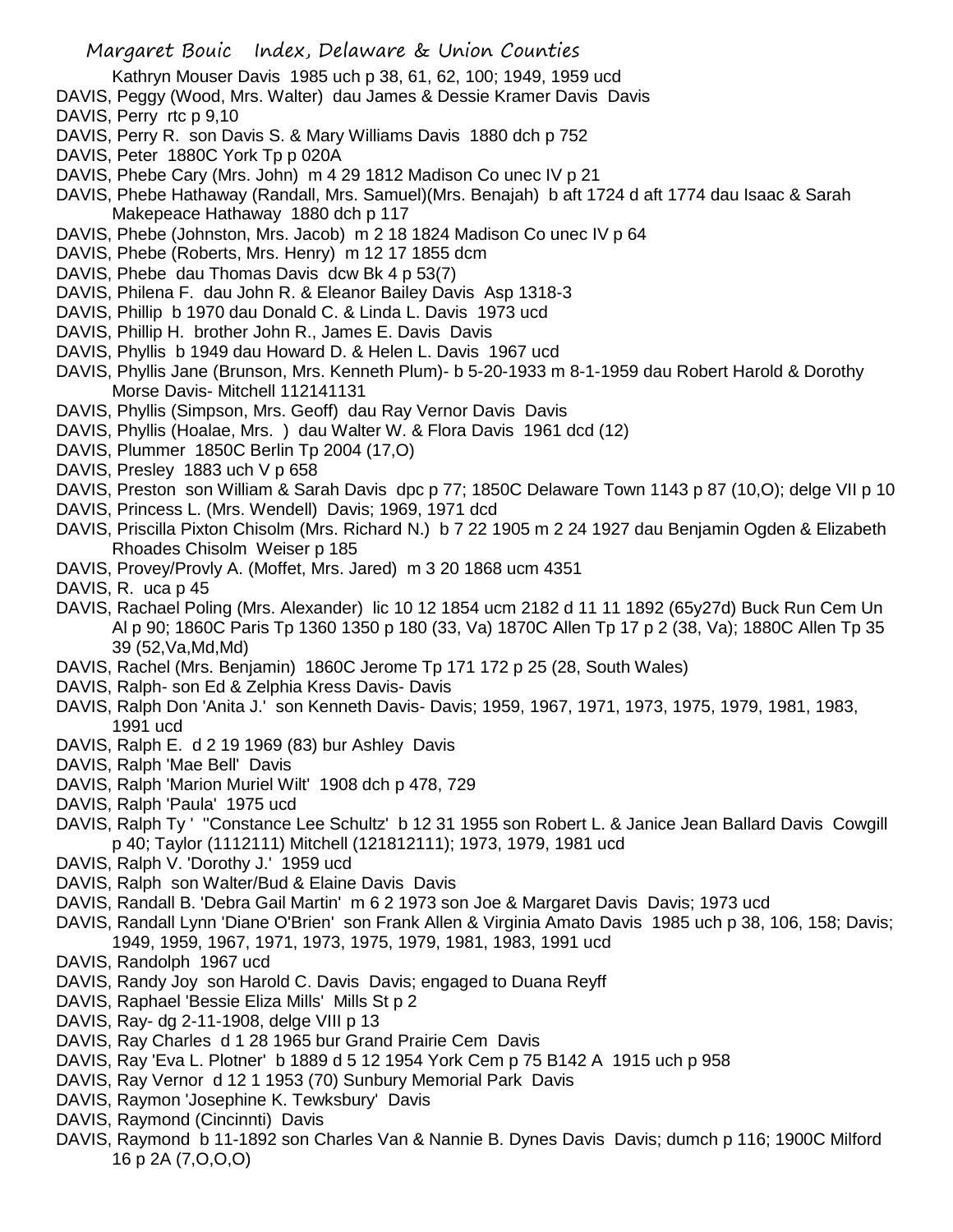Kathryn Mouser Davis 1985 uch p 38, 61, 62, 100; 1949, 1959 ucd

DAVIS, Peggy (Wood, Mrs. Walter) dau James & Dessie Kramer Davis Davis

DAVIS, Perry rtc p 9,10

DAVIS, Perry R. son Davis S. & Mary Williams Davis 1880 dch p 752

DAVIS, Peter 1880C York Tp p 020A

DAVIS, Phebe Cary (Mrs. John) m 4 29 1812 Madison Co unec IV p 21

DAVIS, Phebe Hathaway (Randall, Mrs. Samuel)(Mrs. Benajah) b aft 1724 d aft 1774 dau Isaac & Sarah Makepeace Hathaway 1880 dch p 117

DAVIS, Phebe (Johnston, Mrs. Jacob) m 2 18 1824 Madison Co unec IV p 64

DAVIS, Phebe (Roberts, Mrs. Henry) m 12 17 1855 dcm

DAVIS, Phebe dau Thomas Davis dcw Bk 4 p 53(7)

DAVIS, Philena F. dau John R. & Eleanor Bailey Davis Asp 1318-3

DAVIS, Phillip b 1970 dau Donald C. & Linda L. Davis 1973 ucd

DAVIS, Phillip H. brother John R., James E. Davis Davis

DAVIS, Phyllis b 1949 dau Howard D. & Helen L. Davis 1967 ucd

DAVIS, Phyllis Jane (Brunson, Mrs. Kenneth Plum)- b 5-20-1933 m 8-1-1959 dau Robert Harold & Dorothy Morse Davis- Mitchell 112141131

DAVIS, Phyllis (Simpson, Mrs. Geoff) dau Ray Vernor Davis Davis

DAVIS, Phyllis (Hoalae, Mrs. ) dau Walter W. & Flora Davis 1961 dcd (12)

DAVIS, Plummer 1850C Berlin Tp 2004 (17,O)

DAVIS, Presley 1883 uch V p 658

DAVIS, Preston son William & Sarah Davis dpc p 77; 1850C Delaware Town 1143 p 87 (10,O); delge VII p 10

DAVIS, Princess L. (Mrs. Wendell) Davis; 1969, 1971 dcd

DAVIS, Priscilla Pixton Chisolm (Mrs. Richard N.) b 7 22 1905 m 2 24 1927 dau Benjamin Ogden & Elizabeth Rhoades Chisolm Weiser p 185

DAVIS, Provey/Provly A. (Moffet, Mrs. Jared) m 3 20 1868 ucm 4351

DAVIS, R. uca p 45

DAVIS, Rachael Poling (Mrs. Alexander) lic 10 12 1854 ucm 2182 d 11 11 1892 (65y27d) Buck Run Cem Un Al p 90; 1860C Paris Tp 1360 1350 p 180 (33, Va) 1870C Allen Tp 17 p 2 (38, Va); 1880C Allen Tp 35 39 (52,Va,Md,Md)

DAVIS, Rachel (Mrs. Benjamin) 1860C Jerome Tp 171 172 p 25 (28, South Wales)

DAVIS, Ralph- son Ed & Zelphia Kress Davis- Davis

DAVIS, Ralph Don 'Anita J.' son Kenneth Davis- Davis; 1959, 1967, 1971, 1973, 1975, 1979, 1981, 1983, 1991 ucd

DAVIS, Ralph E. d 2 19 1969 (83) bur Ashley Davis

DAVIS, Ralph 'Mae Bell' Davis

DAVIS, Ralph 'Marion Muriel Wilt' 1908 dch p 478, 729

DAVIS, Ralph 'Paula' 1975 ucd

DAVIS, Ralph Ty ' ''Constance Lee Schultz' b 12 31 1955 son Robert L. & Janice Jean Ballard Davis Cowgill p 40; Taylor (1112111) Mitchell (121812111); 1973, 1979, 1981 ucd

DAVIS, Ralph V. 'Dorothy J.' 1959 ucd

DAVIS, Ralph son Walter/Bud & Elaine Davis Davis

DAVIS, Randall B. 'Debra Gail Martin' m 6 2 1973 son Joe & Margaret Davis Davis; 1973 ucd

DAVIS, Randall Lynn 'Diane O'Brien' son Frank Allen & Virginia Amato Davis 1985 uch p 38, 106, 158; Davis; 1949, 1959, 1967, 1971, 1973, 1975, 1979, 1981, 1983, 1991 ucd

DAVIS, Randolph 1967 ucd

DAVIS, Randy Joy son Harold C. Davis Davis; engaged to Duana Reyff

DAVIS, Raphael 'Bessie Eliza Mills' Mills St p 2

DAVIS, Ray- dg 2-11-1908, delge VIII p 13

DAVIS, Ray Charles d 1 28 1965 bur Grand Prairie Cem Davis

DAVIS, Ray 'Eva L. Plotner' b 1889 d 5 12 1954 York Cem p 75 B142 A 1915 uch p 958

DAVIS, Ray Vernor d 12 1 1953 (70) Sunbury Memorial Park Davis

DAVIS, Raymon 'Josephine K. Tewksbury' Davis

DAVIS, Raymond (Cincinnti) Davis

DAVIS, Raymond b 11-1892 son Charles Van & Nannie B. Dynes Davis Davis; dumch p 116; 1900C Milford 16 p 2A (7,O,O,O)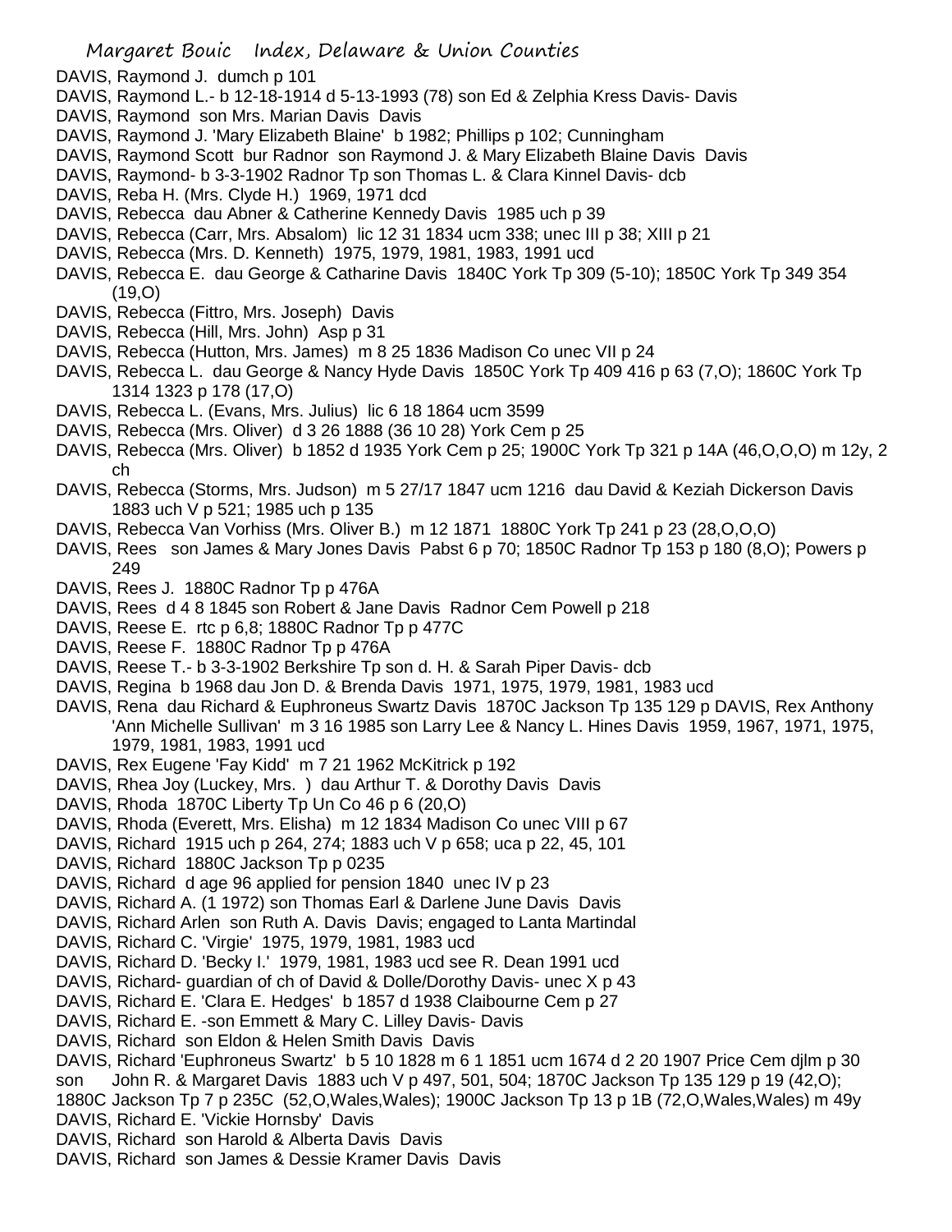DAVIS, Raymond J. dumch p 101
DAVIS, Raymond L.- b 12-18-1914 d 5-13-1993 (78) son Ed & Zelphia Kress Davis- Davis
DAVIS, Raymond son Mrs. Marian Davis Davis
DAVIS, Raymond J. 'Mary Elizabeth Blaine' b 1982; Phillips p 102; Cunningham
DAVIS, Raymond Scott bur Radnor son Raymond J. & Mary Elizabeth Blaine Davis Davis
DAVIS, Raymond- b 3-3-1902 Radnor Tp son Thomas L. & Clara Kinnel Davis- dcb
DAVIS, Reba H. (Mrs. Clyde H.) 1969, 1971 dcd
DAVIS, Rebecca dau Abner & Catherine Kennedy Davis 1985 uch p 39
DAVIS, Rebecca (Carr, Mrs. Absalom) lic 12 31 1834 ucm 338; unec III p 38; XIII p 21
DAVIS, Rebecca (Mrs. D. Kenneth) 1975, 1979, 1981, 1983, 1991 ucd
DAVIS, Rebecca E. dau George & Catharine Davis 1840C York Tp 309 (5-10); 1850C York Tp 349 354 (19,O)
DAVIS, Rebecca (Fittro, Mrs. Joseph) Davis
DAVIS, Rebecca (Hill, Mrs. John) Asp p 31
DAVIS, Rebecca (Hutton, Mrs. James) m 8 25 1836 Madison Co unec VII p 24
DAVIS, Rebecca L. dau George & Nancy Hyde Davis 1850C York Tp 409 416 p 63 (7,O); 1860C York Tp 1314 1323 p 178 (17,O)
DAVIS, Rebecca L. (Evans, Mrs. Julius) lic 6 18 1864 ucm 3599
DAVIS, Rebecca (Mrs. Oliver) d 3 26 1888 (36 10 28) York Cem p 25
DAVIS, Rebecca (Mrs. Oliver) b 1852 d 1935 York Cem p 25; 1900C York Tp 321 p 14A (46,O,O,O) m 12y, 2 ch
DAVIS, Rebecca (Storms, Mrs. Judson) m 5 27/17 1847 ucm 1216 dau David & Keziah Dickerson Davis 1883 uch V p 521; 1985 uch p 135
DAVIS, Rebecca Van Vorhiss (Mrs. Oliver B.) m 12 1871 1880C York Tp 241 p 23 (28,O,O,O)
DAVIS, Rees son James & Mary Jones Davis Pabst 6 p 70; 1850C Radnor Tp 153 p 180 (8,O); Powers p 249
DAVIS, Rees J. 1880C Radnor Tp p 476A
DAVIS, Rees d 4 8 1845 son Robert & Jane Davis Radnor Cem Powell p 218
DAVIS, Reese E. rtc p 6,8; 1880C Radnor Tp p 477C
DAVIS, Reese F. 1880C Radnor Tp p 476A
DAVIS, Reese T.- b 3-3-1902 Berkshire Tp son d. H. & Sarah Piper Davis- dcb
DAVIS, Regina b 1968 dau Jon D. & Brenda Davis 1971, 1975, 1979, 1981, 1983 ucd
DAVIS, Rena dau Richard & Euphroneus Swartz Davis 1870C Jackson Tp 135 129 p DAVIS, Rex Anthony 'Ann Michelle Sullivan' m 3 16 1985 son Larry Lee & Nancy L. Hines Davis 1959, 1967, 1971, 1975, 1979, 1981, 1983, 1991 ucd
DAVIS, Rex Eugene 'Fay Kidd' m 7 21 1962 McKitrick p 192
DAVIS, Rhea Joy (Luckey, Mrs. ) dau Arthur T. & Dorothy Davis Davis
DAVIS, Rhoda 1870C Liberty Tp Un Co 46 p 6 (20,O)
DAVIS, Rhoda (Everett, Mrs. Elisha) m 12 1834 Madison Co unec VIII p 67
DAVIS, Richard 1915 uch p 264, 274; 1883 uch V p 658; uca p 22, 45, 101
DAVIS, Richard 1880C Jackson Tp p 0235
DAVIS, Richard d age 96 applied for pension 1840 unec IV p 23
DAVIS, Richard A. (1 1972) son Thomas Earl & Darlene June Davis Davis
DAVIS, Richard Arlen son Ruth A. Davis Davis; engaged to Lanta Martindal
DAVIS, Richard C. 'Virgie' 1975, 1979, 1981, 1983 ucd
DAVIS, Richard D. 'Becky I.' 1979, 1981, 1983 ucd see R. Dean 1991 ucd
DAVIS, Richard- guardian of ch of David & Dolle/Dorothy Davis- unec X p 43
DAVIS, Richard E. 'Clara E. Hedges' b 1857 d 1938 Claibourne Cem p 27
DAVIS, Richard E. -son Emmett & Mary C. Lilley Davis- Davis
DAVIS, Richard son Eldon & Helen Smith Davis Davis
DAVIS, Richard 'Euphroneus Swartz' b 5 10 1828 m 6 1 1851 ucm 1674 d 2 20 1907 Price Cem djlm p 30 son John R. & Margaret Davis 1883 uch V p 497, 501, 504; 1870C Jackson Tp 135 129 p 19 (42,O); 1880C Jackson Tp 7 p 235C (52,O,Wales,Wales); 1900C Jackson Tp 13 p 1B (72,O,Wales,Wales) m 49y
DAVIS, Richard E. 'Vickie Hornsby' Davis
DAVIS, Richard son Harold & Alberta Davis Davis
DAVIS, Richard son James & Dessie Kramer Davis Davis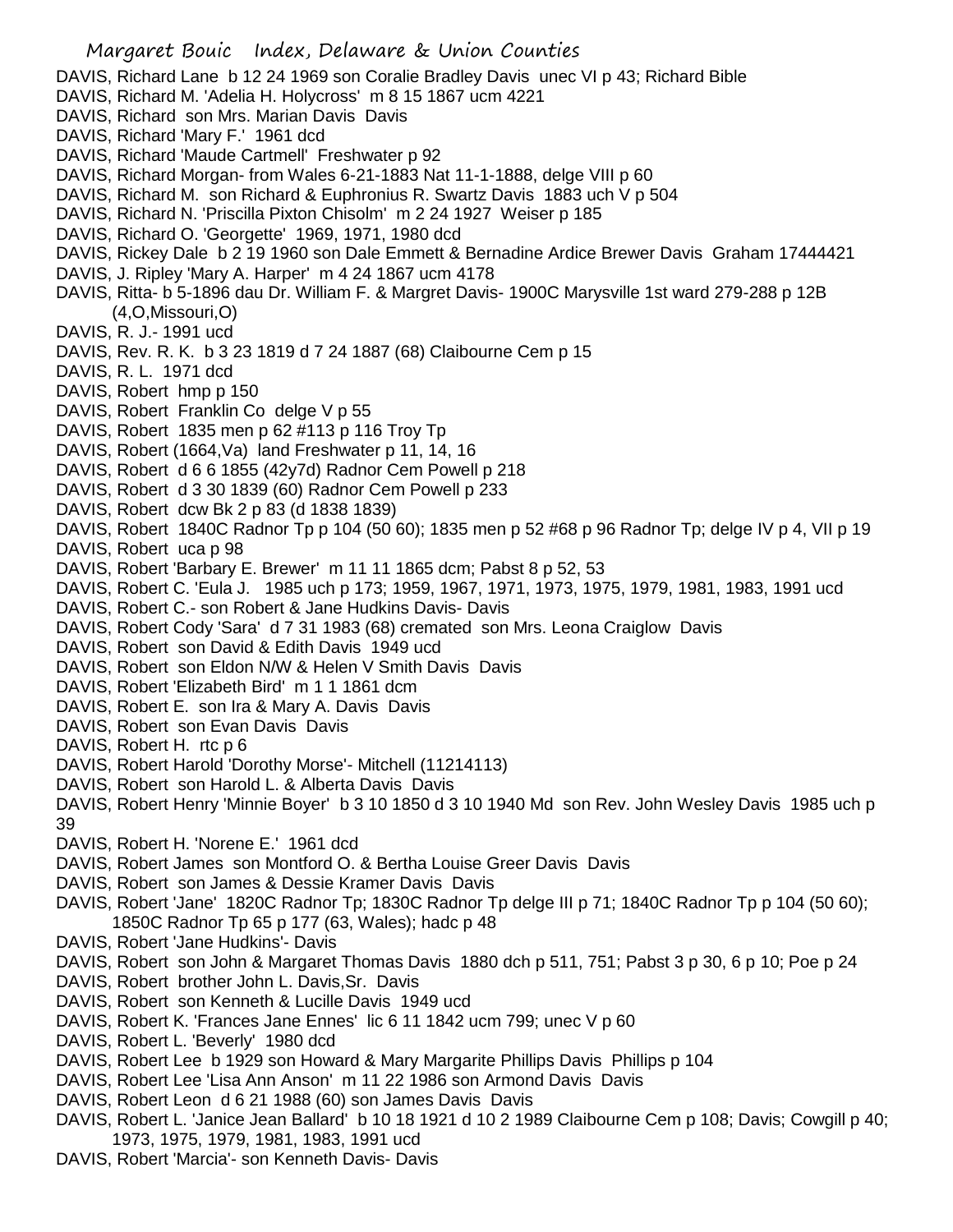DAVIS, Richard Lane b 12 24 1969 son Coralie Bradley Davis unec VI p 43; Richard Bible
DAVIS, Richard M. 'Adelia H. Holycross' m 8 15 1867 ucm 4221
DAVIS, Richard son Mrs. Marian Davis Davis
DAVIS, Richard 'Mary F.' 1961 dcd
DAVIS, Richard 'Maude Cartmell' Freshwater p 92
DAVIS, Richard Morgan- from Wales 6-21-1883 Nat 11-1-1888, delge VIII p 60
DAVIS, Richard M. son Richard & Euphronius R. Swartz Davis 1883 uch V p 504
DAVIS, Richard N. 'Priscilla Pixton Chisolm' m 2 24 1927 Weiser p 185
DAVIS, Richard O. 'Georgette' 1969, 1971, 1980 dcd
DAVIS, Rickey Dale b 2 19 1960 son Dale Emmett & Bernadine Ardice Brewer Davis Graham 17444421
DAVIS, J. Ripley 'Mary A. Harper' m 4 24 1867 ucm 4178
DAVIS, Ritta- b 5-1896 dau Dr. William F. & Margret Davis- 1900C Marysville 1st ward 279-288 p 12B (4,O,Missouri,O)
DAVIS, R. J.- 1991 ucd
DAVIS, Rev. R. K. b 3 23 1819 d 7 24 1887 (68) Claibourne Cem p 15
DAVIS, R. L. 1971 dcd
DAVIS, Robert hmp p 150
DAVIS, Robert Franklin Co delge V p 55
DAVIS, Robert 1835 men p 62 #113 p 116 Troy Tp
DAVIS, Robert (1664,Va) land Freshwater p 11, 14, 16
DAVIS, Robert d 6 6 1855 (42y7d) Radnor Cem Powell p 218
DAVIS, Robert d 3 30 1839 (60) Radnor Cem Powell p 233
DAVIS, Robert dcw Bk 2 p 83 (d 1838 1839)
DAVIS, Robert 1840C Radnor Tp p 104 (50 60); 1835 men p 52 #68 p 96 Radnor Tp; delge IV p 4, VII p 19
DAVIS, Robert uca p 98
DAVIS, Robert 'Barbary E. Brewer' m 11 11 1865 dcm; Pabst 8 p 52, 53
DAVIS, Robert C. 'Eula J. 1985 uch p 173; 1959, 1967, 1971, 1973, 1975, 1979, 1981, 1983, 1991 ucd
DAVIS, Robert C.- son Robert & Jane Hudkins Davis- Davis
DAVIS, Robert Cody 'Sara' d 7 31 1983 (68) cremated son Mrs. Leona Craiglow Davis
DAVIS, Robert son David & Edith Davis 1949 ucd
DAVIS, Robert son Eldon N/W & Helen V Smith Davis Davis
DAVIS, Robert 'Elizabeth Bird' m 1 1 1861 dcm
DAVIS, Robert E. son Ira & Mary A. Davis Davis
DAVIS, Robert son Evan Davis Davis
DAVIS, Robert H. rtc p 6
DAVIS, Robert Harold 'Dorothy Morse'- Mitchell (11214113)
DAVIS, Robert son Harold L. & Alberta Davis Davis
DAVIS, Robert Henry 'Minnie Boyer' b 3 10 1850 d 3 10 1940 Md son Rev. John Wesley Davis 1985 uch p 39
DAVIS, Robert H. 'Norene E.' 1961 dcd
DAVIS, Robert James son Montford O. & Bertha Louise Greer Davis Davis
DAVIS, Robert son James & Dessie Kramer Davis Davis
DAVIS, Robert 'Jane' 1820C Radnor Tp; 1830C Radnor Tp delge III p 71; 1840C Radnor Tp p 104 (50 60); 1850C Radnor Tp 65 p 177 (63, Wales); hadc p 48
DAVIS, Robert 'Jane Hudkins'- Davis
DAVIS, Robert son John & Margaret Thomas Davis 1880 dch p 511, 751; Pabst 3 p 30, 6 p 10; Poe p 24
DAVIS, Robert brother John L. Davis,Sr. Davis
DAVIS, Robert son Kenneth & Lucille Davis 1949 ucd
DAVIS, Robert K. 'Frances Jane Ennes' lic 6 11 1842 ucm 799; unec V p 60
DAVIS, Robert L. 'Beverly' 1980 dcd
DAVIS, Robert Lee b 1929 son Howard & Mary Margarite Phillips Davis Phillips p 104
DAVIS, Robert Lee 'Lisa Ann Anson' m 11 22 1986 son Armond Davis Davis
DAVIS, Robert Leon d 6 21 1988 (60) son James Davis Davis
DAVIS, Robert L. 'Janice Jean Ballard' b 10 18 1921 d 10 2 1989 Claibourne Cem p 108; Davis; Cowgill p 40; 1973, 1975, 1979, 1981, 1983, 1991 ucd
DAVIS, Robert 'Marcia'- son Kenneth Davis- Davis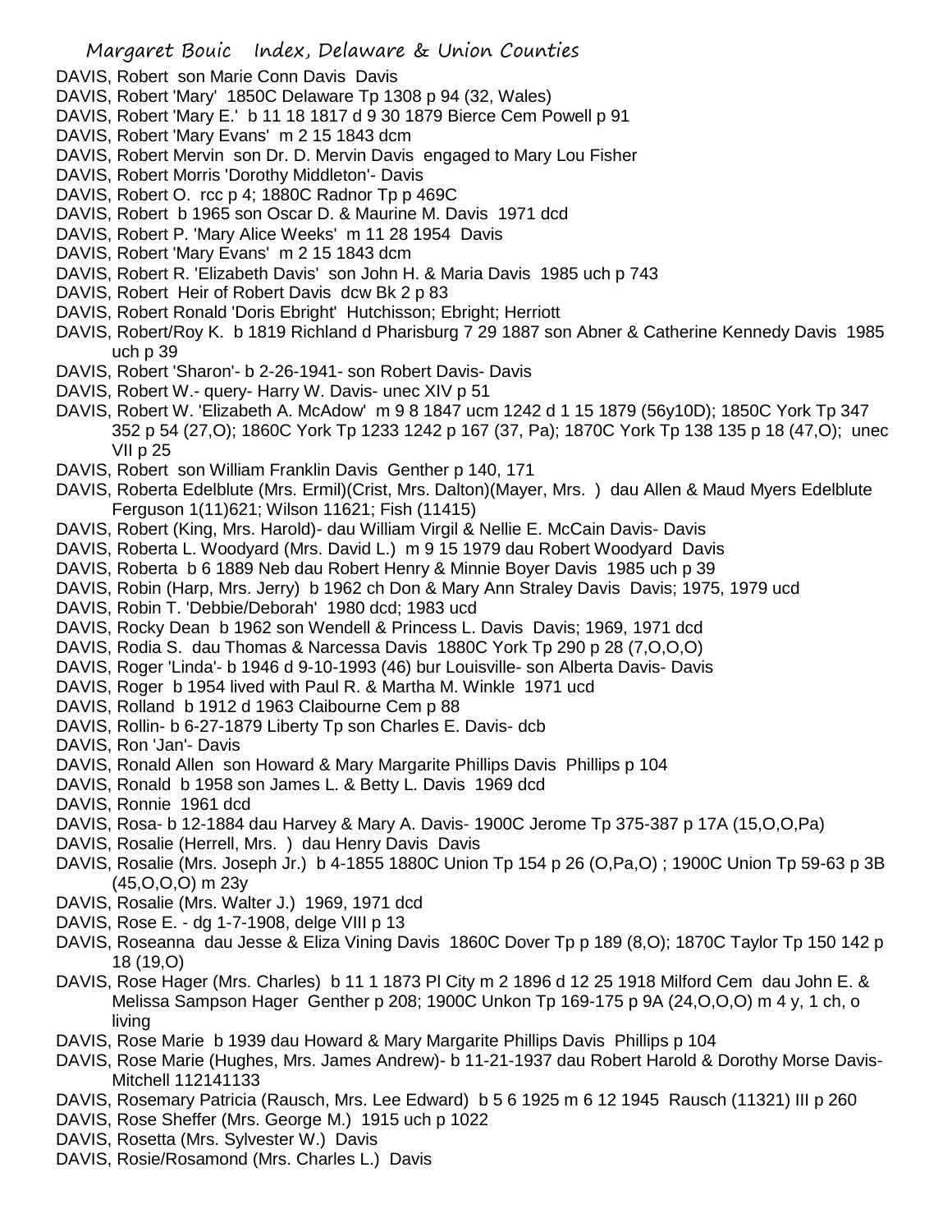DAVIS, Robert son Marie Conn Davis Davis
DAVIS, Robert 'Mary' 1850C Delaware Tp 1308 p 94 (32, Wales)
DAVIS, Robert 'Mary E.' b 11 18 1817 d 9 30 1879 Bierce Cem Powell p 91
DAVIS, Robert 'Mary Evans' m 2 15 1843 dcm
DAVIS, Robert Mervin son Dr. D. Mervin Davis engaged to Mary Lou Fisher
DAVIS, Robert Morris 'Dorothy Middleton'- Davis
DAVIS, Robert O. rcc p 4; 1880C Radnor Tp p 469C
DAVIS, Robert b 1965 son Oscar D. & Maurine M. Davis 1971 dcd
DAVIS, Robert P. 'Mary Alice Weeks' m 11 28 1954 Davis
DAVIS, Robert 'Mary Evans' m 2 15 1843 dcm
DAVIS, Robert R. 'Elizabeth Davis' son John H. & Maria Davis 1985 uch p 743
DAVIS, Robert Heir of Robert Davis dcw Bk 2 p 83
DAVIS, Robert Ronald 'Doris Ebright' Hutchisson; Ebright; Herriott
DAVIS, Robert/Roy K. b 1819 Richland d Pharisburg 7 29 1887 son Abner & Catherine Kennedy Davis 1985 uch p 39
DAVIS, Robert 'Sharon'- b 2-26-1941- son Robert Davis- Davis
DAVIS, Robert W.- query- Harry W. Davis- unec XIV p 51
DAVIS, Robert W. 'Elizabeth A. McAdow' m 9 8 1847 ucm 1242 d 1 15 1879 (56y10D); 1850C York Tp 347 352 p 54 (27,O); 1860C York Tp 1233 1242 p 167 (37, Pa); 1870C York Tp 138 135 p 18 (47,O); unec VII p 25
DAVIS, Robert son William Franklin Davis Genther p 140, 171
DAVIS, Roberta Edelblute (Mrs. Ermil)(Crist, Mrs. Dalton)(Mayer, Mrs. ) dau Allen & Maud Myers Edelblute Ferguson 1(11)621; Wilson 11621; Fish (11415)
DAVIS, Robert (King, Mrs. Harold)- dau William Virgil & Nellie E. McCain Davis- Davis
DAVIS, Roberta L. Woodyard (Mrs. David L.) m 9 15 1979 dau Robert Woodyard Davis
DAVIS, Roberta b 6 1889 Neb dau Robert Henry & Minnie Boyer Davis 1985 uch p 39
DAVIS, Robin (Harp, Mrs. Jerry) b 1962 ch Don & Mary Ann Straley Davis Davis; 1975, 1979 ucd
DAVIS, Robin T. 'Debbie/Deborah' 1980 dcd; 1983 ucd
DAVIS, Rocky Dean b 1962 son Wendell & Princess L. Davis Davis; 1969, 1971 dcd
DAVIS, Rodia S. dau Thomas & Narcessa Davis 1880C York Tp 290 p 28 (7,O,O,O)
DAVIS, Roger 'Linda'- b 1946 d 9-10-1993 (46) bur Louisville- son Alberta Davis- Davis
DAVIS, Roger b 1954 lived with Paul R. & Martha M. Winkle 1971 ucd
DAVIS, Rolland b 1912 d 1963 Claibourne Cem p 88
DAVIS, Rollin- b 6-27-1879 Liberty Tp son Charles E. Davis- dcb
DAVIS, Ron 'Jan'- Davis
DAVIS, Ronald Allen son Howard & Mary Margarite Phillips Davis Phillips p 104
DAVIS, Ronald b 1958 son James L. & Betty L. Davis 1969 dcd
DAVIS, Ronnie 1961 dcd
DAVIS, Rosa- b 12-1884 dau Harvey & Mary A. Davis- 1900C Jerome Tp 375-387 p 17A (15,O,O,Pa)
DAVIS, Rosalie (Herrell, Mrs. ) dau Henry Davis Davis
DAVIS, Rosalie (Mrs. Joseph Jr.) b 4-1855 1880C Union Tp 154 p 26 (O,Pa,O) ; 1900C Union Tp 59-63 p 3B (45,O,O,O) m 23y
DAVIS, Rosalie (Mrs. Walter J.) 1969, 1971 dcd
DAVIS, Rose E. - dg 1-7-1908, delge VIII p 13
DAVIS, Roseanna dau Jesse & Eliza Vining Davis 1860C Dover Tp p 189 (8,O); 1870C Taylor Tp 150 142 p 18 (19,O)
DAVIS, Rose Hager (Mrs. Charles) b 11 1 1873 Pl City m 2 1896 d 12 25 1918 Milford Cem dau John E. & Melissa Sampson Hager Genther p 208; 1900C Unkon Tp 169-175 p 9A (24,O,O,O) m 4 y, 1 ch, o living
DAVIS, Rose Marie b 1939 dau Howard & Mary Margarite Phillips Davis Phillips p 104
DAVIS, Rose Marie (Hughes, Mrs. James Andrew)- b 11-21-1937 dau Robert Harold & Dorothy Morse Davis- Mitchell 112141133
DAVIS, Rosemary Patricia (Rausch, Mrs. Lee Edward) b 5 6 1925 m 6 12 1945 Rausch (11321) III p 260
DAVIS, Rose Sheffer (Mrs. George M.) 1915 uch p 1022
DAVIS, Rosetta (Mrs. Sylvester W.) Davis
DAVIS, Rosie/Rosamond (Mrs. Charles L.) Davis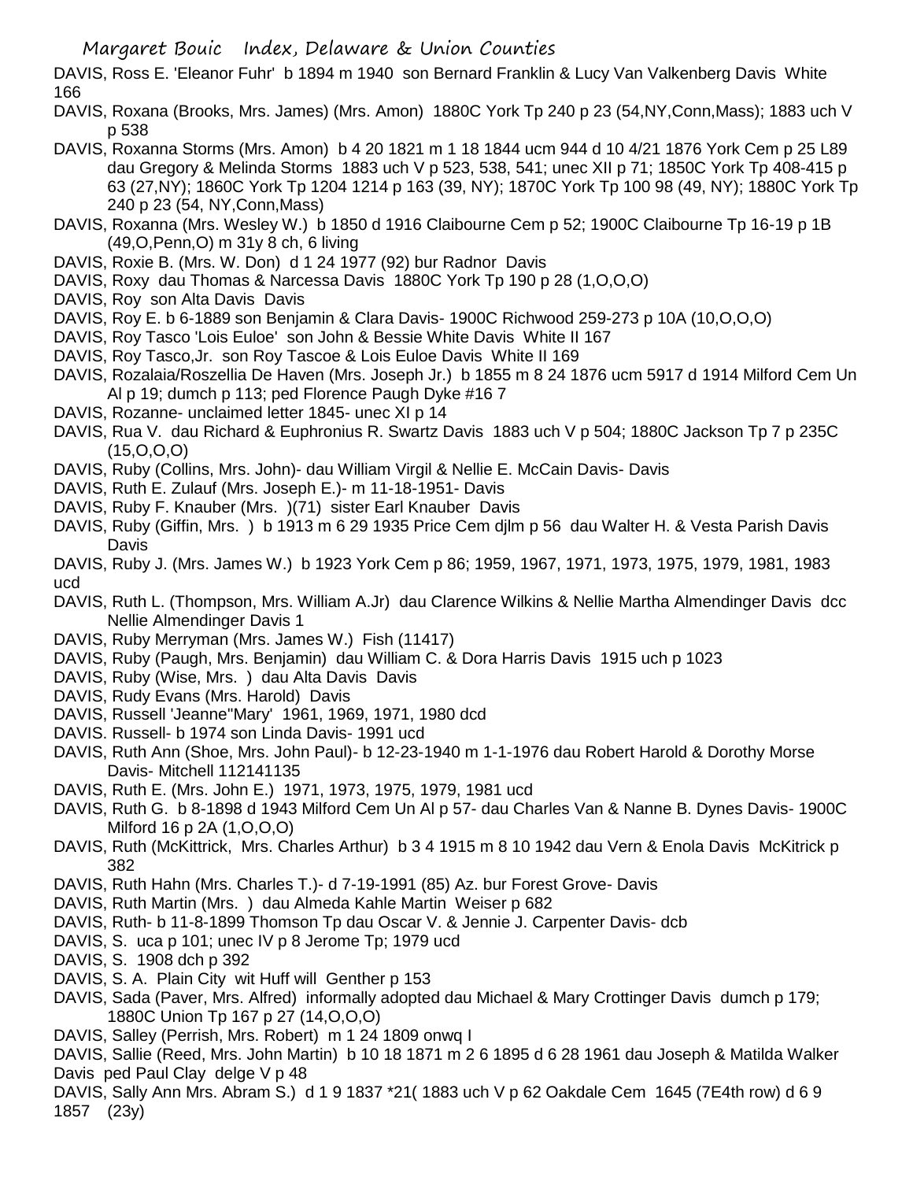DAVIS, Ross E. 'Eleanor Fuhr' b 1894 m 1940 son Bernard Franklin & Lucy Van Valkenberg Davis White 166

DAVIS, Roxana (Brooks, Mrs. James) (Mrs. Amon) 1880C York Tp 240 p 23 (54,NY,Conn,Mass); 1883 uch V p 538

DAVIS, Roxanna Storms (Mrs. Amon) b 4 20 1821 m 1 18 1844 ucm 944 d 10 4/21 1876 York Cem p 25 L89 dau Gregory & Melinda Storms 1883 uch V p 523, 538, 541; unec XII p 71; 1850C York Tp 408-415 p 63 (27,NY); 1860C York Tp 1204 1214 p 163 (39, NY); 1870C York Tp 100 98 (49, NY); 1880C York Tp 240 p 23 (54, NY,Conn,Mass)

DAVIS, Roxanna (Mrs. Wesley W.) b 1850 d 1916 Claibourne Cem p 52; 1900C Claibourne Tp 16-19 p 1B (49,O,Penn,O) m 31y 8 ch, 6 living

DAVIS, Roxie B. (Mrs. W. Don) d 1 24 1977 (92) bur Radnor Davis

DAVIS, Roxy dau Thomas & Narcessa Davis 1880C York Tp 190 p 28 (1,O,O,O)

DAVIS, Roy son Alta Davis Davis

DAVIS, Roy E. b 6-1889 son Benjamin & Clara Davis- 1900C Richwood 259-273 p 10A (10,O,O,O)

DAVIS, Roy Tasco 'Lois Euloe' son John & Bessie White Davis White II 167

DAVIS, Roy Tasco,Jr. son Roy Tascoe & Lois Euloe Davis White II 169

DAVIS, Rozalaia/Roszellia De Haven (Mrs. Joseph Jr.) b 1855 m 8 24 1876 ucm 5917 d 1914 Milford Cem Un Al p 19; dumch p 113; ped Florence Paugh Dyke #16 7

DAVIS, Rozanne- unclaimed letter 1845- unec XI p 14

DAVIS, Rua V. dau Richard & Euphronius R. Swartz Davis 1883 uch V p 504; 1880C Jackson Tp 7 p 235C (15,O,O,O)

DAVIS, Ruby (Collins, Mrs. John)- dau William Virgil & Nellie E. McCain Davis- Davis

DAVIS, Ruth E. Zulauf (Mrs. Joseph E.)- m 11-18-1951- Davis

DAVIS, Ruby F. Knauber (Mrs. )(71) sister Earl Knauber Davis

DAVIS, Ruby (Giffin, Mrs. ) b 1913 m 6 29 1935 Price Cem djlm p 56 dau Walter H. & Vesta Parish Davis Davis

DAVIS, Ruby J. (Mrs. James W.) b 1923 York Cem p 86; 1959, 1967, 1971, 1973, 1975, 1979, 1981, 1983 ucd

DAVIS, Ruth L. (Thompson, Mrs. William A.Jr) dau Clarence Wilkins & Nellie Martha Almendinger Davis dcc Nellie Almendinger Davis 1

DAVIS, Ruby Merryman (Mrs. James W.) Fish (11417)

DAVIS, Ruby (Paugh, Mrs. Benjamin) dau William C. & Dora Harris Davis 1915 uch p 1023

DAVIS, Ruby (Wise, Mrs. ) dau Alta Davis Davis

DAVIS, Rudy Evans (Mrs. Harold) Davis

DAVIS, Russell 'Jeanne''Mary' 1961, 1969, 1971, 1980 dcd

DAVIS. Russell- b 1974 son Linda Davis- 1991 ucd

DAVIS, Ruth Ann (Shoe, Mrs. John Paul)- b 12-23-1940 m 1-1-1976 dau Robert Harold & Dorothy Morse Davis- Mitchell 112141135

DAVIS, Ruth E. (Mrs. John E.) 1971, 1973, 1975, 1979, 1981 ucd

DAVIS, Ruth G. b 8-1898 d 1943 Milford Cem Un Al p 57- dau Charles Van & Nanne B. Dynes Davis- 1900C Milford 16 p 2A (1,O,O,O)

DAVIS, Ruth (McKittrick, Mrs. Charles Arthur) b 3 4 1915 m 8 10 1942 dau Vern & Enola Davis McKitrick p 382

DAVIS, Ruth Hahn (Mrs. Charles T.)- d 7-19-1991 (85) Az. bur Forest Grove- Davis

DAVIS, Ruth Martin (Mrs. ) dau Almeda Kahle Martin Weiser p 682

DAVIS, Ruth- b 11-8-1899 Thomson Tp dau Oscar V. & Jennie J. Carpenter Davis- dcb

DAVIS, S. uca p 101; unec IV p 8 Jerome Tp; 1979 ucd

DAVIS, S. 1908 dch p 392

DAVIS, S. A. Plain City wit Huff will Genther p 153

DAVIS, Sada (Paver, Mrs. Alfred) informally adopted dau Michael & Mary Crottinger Davis dumch p 179; 1880C Union Tp 167 p 27 (14,O,O,O)

DAVIS, Salley (Perrish, Mrs. Robert) m 1 24 1809 onwq I

DAVIS, Sallie (Reed, Mrs. John Martin) b 10 18 1871 m 2 6 1895 d 6 28 1961 dau Joseph & Matilda Walker Davis ped Paul Clay delge V p 48

DAVIS, Sally Ann Mrs. Abram S.) d 1 9 1837 *21( 1883 uch V p 62 Oakdale Cem 1645 (7E4th row) d 6 9 1857 (23y)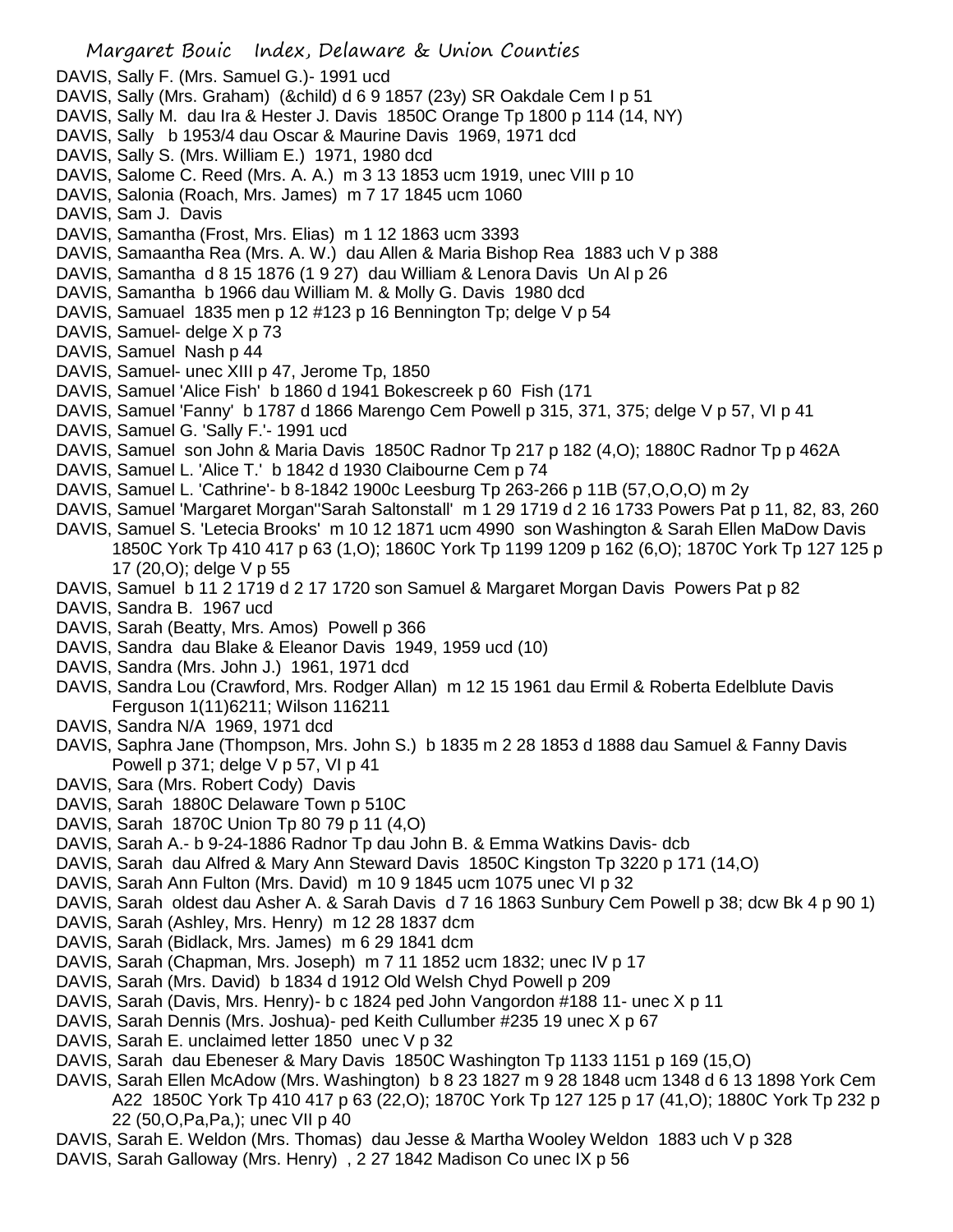DAVIS, Sally F. (Mrs. Samuel G.)- 1991 ucd
DAVIS, Sally (Mrs. Graham) (&child) d 6 9 1857 (23y) SR Oakdale Cem I p 51
DAVIS, Sally M. dau Ira & Hester J. Davis 1850C Orange Tp 1800 p 114 (14, NY)
DAVIS, Sally b 1953/4 dau Oscar & Maurine Davis 1969, 1971 dcd
DAVIS, Sally S. (Mrs. William E.) 1971, 1980 dcd
DAVIS, Salome C. Reed (Mrs. A. A.) m 3 13 1853 ucm 1919, unec VIII p 10
DAVIS, Salonia (Roach, Mrs. James) m 7 17 1845 ucm 1060
DAVIS, Sam J. Davis
DAVIS, Samantha (Frost, Mrs. Elias) m 1 12 1863 ucm 3393
DAVIS, Samaantha Rea (Mrs. A. W.) dau Allen & Maria Bishop Rea 1883 uch V p 388
DAVIS, Samantha d 8 15 1876 (1 9 27) dau William & Lenora Davis Un Al p 26
DAVIS, Samantha b 1966 dau William M. & Molly G. Davis 1980 dcd
DAVIS, Samuael 1835 men p 12 #123 p 16 Bennington Tp; delge V p 54
DAVIS, Samuel- delge X p 73
DAVIS, Samuel Nash p 44
DAVIS, Samuel- unec XIII p 47, Jerome Tp, 1850
DAVIS, Samuel 'Alice Fish' b 1860 d 1941 Bokescreek p 60 Fish (171
DAVIS, Samuel 'Fanny' b 1787 d 1866 Marengo Cem Powell p 315, 371, 375; delge V p 57, VI p 41
DAVIS, Samuel G. 'Sally F.'- 1991 ucd
DAVIS, Samuel son John & Maria Davis 1850C Radnor Tp 217 p 182 (4,O); 1880C Radnor Tp p 462A
DAVIS, Samuel L. 'Alice T.' b 1842 d 1930 Claibourne Cem p 74
DAVIS, Samuel L. 'Cathrine'- b 8-1842 1900c Leesburg Tp 263-266 p 11B (57,O,O,O) m 2y
DAVIS, Samuel 'Margaret Morgan''Sarah Saltonstall' m 1 29 1719 d 2 16 1733 Powers Pat p 11, 82, 83, 260
DAVIS, Samuel S. 'Letecia Brooks' m 10 12 1871 ucm 4990 son Washington & Sarah Ellen MaDow Davis 1850C York Tp 410 417 p 63 (1,O); 1860C York Tp 1199 1209 p 162 (6,O); 1870C York Tp 127 125 p 17 (20,O); delge V p 55
DAVIS, Samuel b 11 2 1719 d 2 17 1720 son Samuel & Margaret Morgan Davis Powers Pat p 82
DAVIS, Sandra B. 1967 ucd
DAVIS, Sarah (Beatty, Mrs. Amos) Powell p 366
DAVIS, Sandra dau Blake & Eleanor Davis 1949, 1959 ucd (10)
DAVIS, Sandra (Mrs. John J.) 1961, 1971 dcd
DAVIS, Sandra Lou (Crawford, Mrs. Rodger Allan) m 12 15 1961 dau Ermil & Roberta Edelblute Davis Ferguson 1(11)6211; Wilson 116211
DAVIS, Sandra N/A 1969, 1971 dcd
DAVIS, Saphra Jane (Thompson, Mrs. John S.) b 1835 m 2 28 1853 d 1888 dau Samuel & Fanny Davis Powell p 371; delge V p 57, VI p 41
DAVIS, Sara (Mrs. Robert Cody) Davis
DAVIS, Sarah 1880C Delaware Town p 510C
DAVIS, Sarah 1870C Union Tp 80 79 p 11 (4,O)
DAVIS, Sarah A.- b 9-24-1886 Radnor Tp dau John B. & Emma Watkins Davis- dcb
DAVIS, Sarah dau Alfred & Mary Ann Steward Davis 1850C Kingston Tp 3220 p 171 (14,O)
DAVIS, Sarah Ann Fulton (Mrs. David) m 10 9 1845 ucm 1075 unec VI p 32
DAVIS, Sarah oldest dau Asher A. & Sarah Davis d 7 16 1863 Sunbury Cem Powell p 38; dcw Bk 4 p 90 1)
DAVIS, Sarah (Ashley, Mrs. Henry) m 12 28 1837 dcm
DAVIS, Sarah (Bidlack, Mrs. James) m 6 29 1841 dcm
DAVIS, Sarah (Chapman, Mrs. Joseph) m 7 11 1852 ucm 1832; unec IV p 17
DAVIS, Sarah (Mrs. David) b 1834 d 1912 Old Welsh Chyd Powell p 209
DAVIS, Sarah (Davis, Mrs. Henry)- b c 1824 ped John Vangordon #188 11- unec X p 11
DAVIS, Sarah Dennis (Mrs. Joshua)- ped Keith Cullumber #235 19 unec X p 67
DAVIS, Sarah E. unclaimed letter 1850 unec V p 32
DAVIS, Sarah dau Ebeneser & Mary Davis 1850C Washington Tp 1133 1151 p 169 (15,O)
DAVIS, Sarah Ellen McAdow (Mrs. Washington) b 8 23 1827 m 9 28 1848 ucm 1348 d 6 13 1898 York Cem A22 1850C York Tp 410 417 p 63 (22,O); 1870C York Tp 127 125 p 17 (41,O); 1880C York Tp 232 p 22 (50,O,Pa,Pa,); unec VII p 40
DAVIS, Sarah E. Weldon (Mrs. Thomas) dau Jesse & Martha Wooley Weldon 1883 uch V p 328
DAVIS, Sarah Galloway (Mrs. Henry) , 2 27 1842 Madison Co unec IX p 56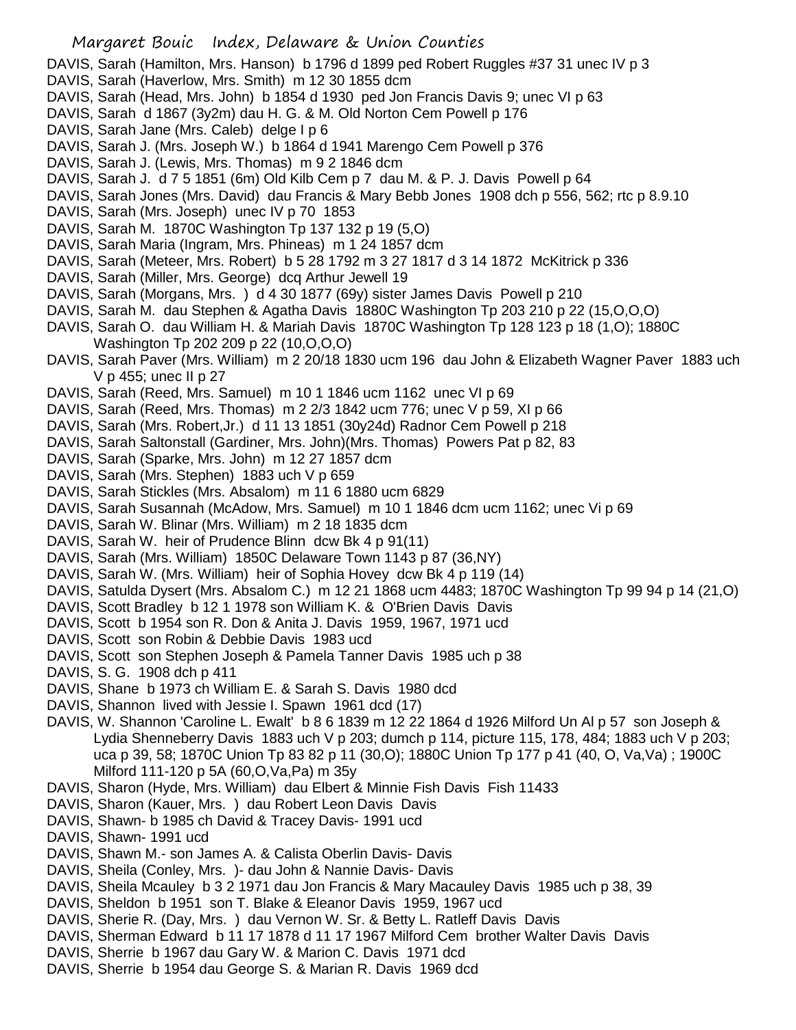DAVIS, Sarah (Hamilton, Mrs. Hanson) b 1796 d 1899 ped Robert Ruggles #37 31 unec IV p 3

DAVIS, Sarah (Haverlow, Mrs. Smith) m 12 30 1855 dcm

DAVIS, Sarah (Head, Mrs. John) b 1854 d 1930 ped Jon Francis Davis 9; unec VI p 63

DAVIS, Sarah d 1867 (3y2m) dau H. G. & M. Old Norton Cem Powell p 176

DAVIS, Sarah Jane (Mrs. Caleb) delge I p 6

DAVIS, Sarah J. (Mrs. Joseph W.) b 1864 d 1941 Marengo Cem Powell p 376

DAVIS, Sarah J. (Lewis, Mrs. Thomas) m 9 2 1846 dcm

DAVIS, Sarah J. d 7 5 1851 (6m) Old Kilb Cem p 7 dau M. & P. J. Davis Powell p 64

DAVIS, Sarah Jones (Mrs. David) dau Francis & Mary Bebb Jones 1908 dch p 556, 562; rtc p 8.9.10

DAVIS, Sarah (Mrs. Joseph) unec IV p 70 1853

DAVIS, Sarah M. 1870C Washington Tp 137 132 p 19 (5,O)

DAVIS, Sarah Maria (Ingram, Mrs. Phineas) m 1 24 1857 dcm

DAVIS, Sarah (Meteer, Mrs. Robert) b 5 28 1792 m 3 27 1817 d 3 14 1872 McKitrick p 336

DAVIS, Sarah (Miller, Mrs. George) dcq Arthur Jewell 19

DAVIS, Sarah (Morgans, Mrs. ) d 4 30 1877 (69y) sister James Davis Powell p 210

DAVIS, Sarah M. dau Stephen & Agatha Davis 1880C Washington Tp 203 210 p 22 (15,O,O,O)

DAVIS, Sarah O. dau William H. & Mariah Davis 1870C Washington Tp 128 123 p 18 (1,O); 1880C Washington Tp 202 209 p 22 (10,O,O,O)

DAVIS, Sarah Paver (Mrs. William) m 2 20/18 1830 ucm 196 dau John & Elizabeth Wagner Paver 1883 uch V p 455; unec II p 27

DAVIS, Sarah (Reed, Mrs. Samuel) m 10 1 1846 ucm 1162 unec VI p 69

DAVIS, Sarah (Reed, Mrs. Thomas) m 2 2/3 1842 ucm 776; unec V p 59, XI p 66

DAVIS, Sarah (Mrs. Robert,Jr.) d 11 13 1851 (30y24d) Radnor Cem Powell p 218

DAVIS, Sarah Saltonstall (Gardiner, Mrs. John)(Mrs. Thomas) Powers Pat p 82, 83

DAVIS, Sarah (Sparke, Mrs. John) m 12 27 1857 dcm

DAVIS, Sarah (Mrs. Stephen) 1883 uch V p 659

DAVIS, Sarah Stickles (Mrs. Absalom) m 11 6 1880 ucm 6829

DAVIS, Sarah Susannah (McAdow, Mrs. Samuel) m 10 1 1846 dcm ucm 1162; unec Vi p 69

DAVIS, Sarah W. Blinar (Mrs. William) m 2 18 1835 dcm

DAVIS, Sarah W. heir of Prudence Blinn dcw Bk 4 p 91(11)

DAVIS, Sarah (Mrs. William) 1850C Delaware Town 1143 p 87 (36,NY)

DAVIS, Sarah W. (Mrs. William) heir of Sophia Hovey dcw Bk 4 p 119 (14)

DAVIS, Satulda Dysert (Mrs. Absalom C.) m 12 21 1868 ucm 4483; 1870C Washington Tp 99 94 p 14 (21,O)

DAVIS, Scott Bradley b 12 1 1978 son William K. & O'Brien Davis Davis

DAVIS, Scott b 1954 son R. Don & Anita J. Davis 1959, 1967, 1971 ucd

DAVIS, Scott son Robin & Debbie Davis 1983 ucd

DAVIS, Scott son Stephen Joseph & Pamela Tanner Davis 1985 uch p 38

DAVIS, S. G. 1908 dch p 411

DAVIS, Shane b 1973 ch William E. & Sarah S. Davis 1980 dcd

DAVIS, Shannon lived with Jessie I. Spawn 1961 dcd (17)

DAVIS, W. Shannon 'Caroline L. Ewalt' b 8 6 1839 m 12 22 1864 d 1926 Milford Un Al p 57 son Joseph & Lydia Shenneberry Davis 1883 uch V p 203; dumch p 114, picture 115, 178, 484; 1883 uch V p 203; uca p 39, 58; 1870C Union Tp 83 82 p 11 (30,O); 1880C Union Tp 177 p 41 (40, O, Va,Va) ; 1900C Milford 111-120 p 5A (60,O,Va,Pa) m 35y

DAVIS, Sharon (Hyde, Mrs. William) dau Elbert & Minnie Fish Davis Fish 11433

DAVIS, Sharon (Kauer, Mrs. ) dau Robert Leon Davis Davis

DAVIS, Shawn- b 1985 ch David & Tracey Davis- 1991 ucd

DAVIS, Shawn- 1991 ucd

DAVIS, Shawn M.- son James A. & Calista Oberlin Davis- Davis

DAVIS, Sheila (Conley, Mrs. )- dau John & Nannie Davis- Davis

DAVIS, Sheila Mcauley b 3 2 1971 dau Jon Francis & Mary Macauley Davis 1985 uch p 38, 39

DAVIS, Sheldon b 1951 son T. Blake & Eleanor Davis 1959, 1967 ucd

DAVIS, Sherie R. (Day, Mrs. ) dau Vernon W. Sr. & Betty L. Ratleff Davis Davis

DAVIS, Sherman Edward b 11 17 1878 d 11 17 1967 Milford Cem brother Walter Davis Davis

DAVIS, Sherrie b 1967 dau Gary W. & Marion C. Davis 1971 dcd

DAVIS, Sherrie b 1954 dau George S. & Marian R. Davis 1969 dcd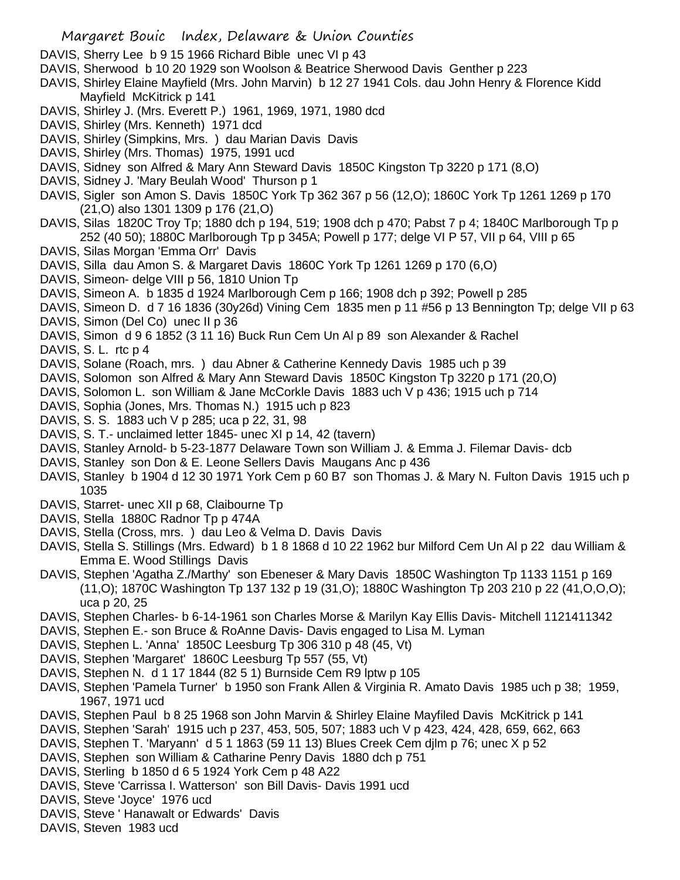DAVIS, Sherry Lee b 9 15 1966 Richard Bible unec VI p 43
DAVIS, Sherwood b 10 20 1929 son Woolson & Beatrice Sherwood Davis Genther p 223
DAVIS, Shirley Elaine Mayfield (Mrs. John Marvin) b 12 27 1941 Cols. dau John Henry & Florence Kidd Mayfield McKitrick p 141
DAVIS, Shirley J. (Mrs. Everett P.) 1961, 1969, 1971, 1980 dcd
DAVIS, Shirley (Mrs. Kenneth) 1971 dcd
DAVIS, Shirley (Simpkins, Mrs. ) dau Marian Davis Davis
DAVIS, Shirley (Mrs. Thomas) 1975, 1991 ucd
DAVIS, Sidney son Alfred & Mary Ann Steward Davis 1850C Kingston Tp 3220 p 171 (8,O)
DAVIS, Sidney J. 'Mary Beulah Wood' Thurson p 1
DAVIS, Sigler son Amon S. Davis 1850C York Tp 362 367 p 56 (12,O); 1860C York Tp 1261 1269 p 170 (21,O) also 1301 1309 p 176 (21,O)
DAVIS, Silas 1820C Troy Tp; 1880 dch p 194, 519; 1908 dch p 470; Pabst 7 p 4; 1840C Marlborough Tp p 252 (40 50); 1880C Marlborough Tp p 345A; Powell p 177; delge VI P 57, VII p 64, VIII p 65
DAVIS, Silas Morgan 'Emma Orr' Davis
DAVIS, Silla dau Amon S. & Margaret Davis 1860C York Tp 1261 1269 p 170 (6,O)
DAVIS, Simeon- delge VIII p 56, 1810 Union Tp
DAVIS, Simeon A. b 1835 d 1924 Marlborough Cem p 166; 1908 dch p 392; Powell p 285
DAVIS, Simeon D. d 7 16 1836 (30y26d) Vining Cem 1835 men p 11 #56 p 13 Bennington Tp; delge VII p 63
DAVIS, Simon (Del Co) unec II p 36
DAVIS, Simon d 9 6 1852 (3 11 16) Buck Run Cem Un Al p 89 son Alexander & Rachel
DAVIS, S. L. rtc p 4
DAVIS, Solane (Roach, mrs. ) dau Abner & Catherine Kennedy Davis 1985 uch p 39
DAVIS, Solomon son Alfred & Mary Ann Steward Davis 1850C Kingston Tp 3220 p 171 (20,O)
DAVIS, Solomon L. son William & Jane McCorkle Davis 1883 uch V p 436; 1915 uch p 714
DAVIS, Sophia (Jones, Mrs. Thomas N.) 1915 uch p 823
DAVIS, S. S. 1883 uch V p 285; uca p 22, 31, 98
DAVIS, S. T.- unclaimed letter 1845- unec XI p 14, 42 (tavern)
DAVIS, Stanley Arnold- b 5-23-1877 Delaware Town son William J. & Emma J. Filemar Davis- dcb
DAVIS, Stanley son Don & E. Leone Sellers Davis Maugans Anc p 436
DAVIS, Stanley b 1904 d 12 30 1971 York Cem p 60 B7 son Thomas J. & Mary N. Fulton Davis 1915 uch p 1035
DAVIS, Starret- unec XII p 68, Claibourne Tp
DAVIS, Stella 1880C Radnor Tp p 474A
DAVIS, Stella (Cross, mrs. ) dau Leo & Velma D. Davis Davis
DAVIS, Stella S. Stillings (Mrs. Edward) b 1 8 1868 d 10 22 1962 bur Milford Cem Un Al p 22 dau William & Emma E. Wood Stillings Davis
DAVIS, Stephen 'Agatha Z./Marthy' son Ebeneser & Mary Davis 1850C Washington Tp 1133 1151 p 169 (11,O); 1870C Washington Tp 137 132 p 19 (31,O); 1880C Washington Tp 203 210 p 22 (41,O,O,O); uca p 20, 25
DAVIS, Stephen Charles- b 6-14-1961 son Charles Morse & Marilyn Kay Ellis Davis- Mitchell 1121411342
DAVIS, Stephen E.- son Bruce & RoAnne Davis- Davis engaged to Lisa M. Lyman
DAVIS, Stephen L. 'Anna' 1850C Leesburg Tp 306 310 p 48 (45, Vt)
DAVIS, Stephen 'Margaret' 1860C Leesburg Tp 557 (55, Vt)
DAVIS, Stephen N. d 1 17 1844 (82 5 1) Burnside Cem R9 lptw p 105
DAVIS, Stephen 'Pamela Turner' b 1950 son Frank Allen & Virginia R. Amato Davis 1985 uch p 38; 1959, 1967, 1971 ucd
DAVIS, Stephen Paul b 8 25 1968 son John Marvin & Shirley Elaine Mayfiled Davis McKitrick p 141
DAVIS, Stephen 'Sarah' 1915 uch p 237, 453, 505, 507; 1883 uch V p 423, 424, 428, 659, 662, 663
DAVIS, Stephen T. 'Maryann' d 5 1 1863 (59 11 13) Blues Creek Cem djlm p 76; unec X p 52
DAVIS, Stephen son William & Catharine Penry Davis 1880 dch p 751
DAVIS, Sterling b 1850 d 6 5 1924 York Cem p 48 A22
DAVIS, Steve 'Carrissa I. Watterson' son Bill Davis- Davis 1991 ucd
DAVIS, Steve 'Joyce' 1976 ucd
DAVIS, Steve ' Hanawalt or Edwards' Davis
DAVIS, Steven 1983 ucd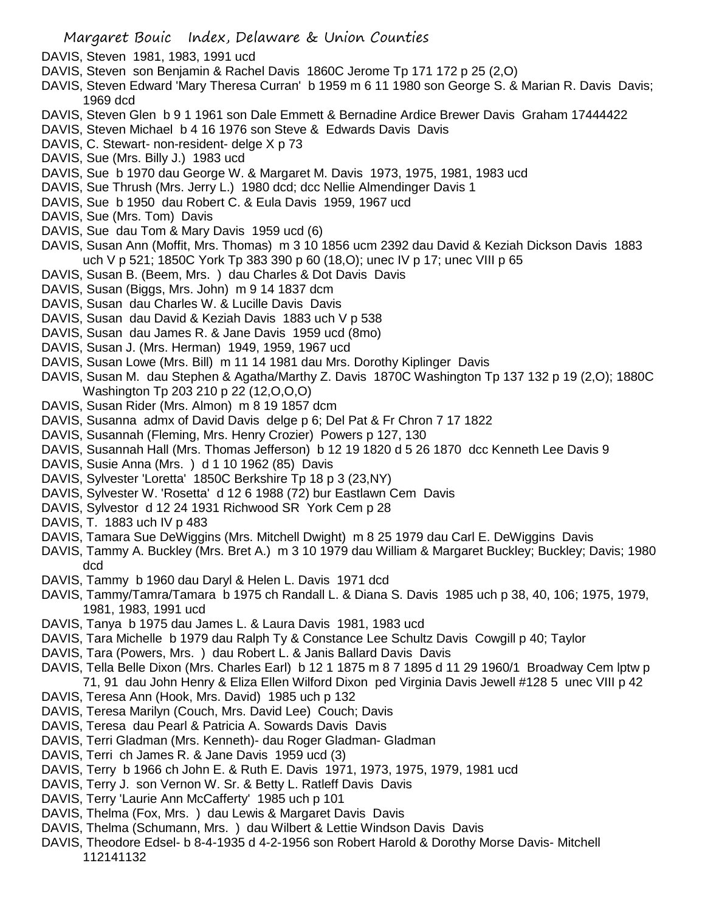DAVIS, Steven 1981, 1983, 1991 ucd

DAVIS, Steven son Benjamin & Rachel Davis 1860C Jerome Tp 171 172 p 25 (2,O)

DAVIS, Steven Edward 'Mary Theresa Curran' b 1959 m 6 11 1980 son George S. & Marian R. Davis Davis; 1969 dcd

DAVIS, Steven Glen b 9 1 1961 son Dale Emmett & Bernadine Ardice Brewer Davis Graham 17444422

DAVIS, Steven Michael b 4 16 1976 son Steve & Edwards Davis Davis

DAVIS, C. Stewart- non-resident- delge X p 73

DAVIS, Sue (Mrs. Billy J.) 1983 ucd

DAVIS, Sue b 1970 dau George W. & Margaret M. Davis 1973, 1975, 1981, 1983 ucd

DAVIS, Sue Thrush (Mrs. Jerry L.) 1980 dcd; dcc Nellie Almendinger Davis 1

DAVIS, Sue b 1950 dau Robert C. & Eula Davis 1959, 1967 ucd

DAVIS, Sue (Mrs. Tom) Davis

DAVIS, Sue dau Tom & Mary Davis 1959 ucd (6)

DAVIS, Susan Ann (Moffit, Mrs. Thomas) m 3 10 1856 ucm 2392 dau David & Keziah Dickson Davis 1883 uch V p 521; 1850C York Tp 383 390 p 60 (18,O); unec IV p 17; unec VIII p 65

DAVIS, Susan B. (Beem, Mrs. ) dau Charles & Dot Davis Davis

DAVIS, Susan (Biggs, Mrs. John) m 9 14 1837 dcm

DAVIS, Susan dau Charles W. & Lucille Davis Davis

DAVIS, Susan dau David & Keziah Davis 1883 uch V p 538

DAVIS, Susan dau James R. & Jane Davis 1959 ucd (8mo)

DAVIS, Susan J. (Mrs. Herman) 1949, 1959, 1967 ucd

DAVIS, Susan Lowe (Mrs. Bill) m 11 14 1981 dau Mrs. Dorothy Kiplinger Davis

DAVIS, Susan M. dau Stephen & Agatha/Marthy Z. Davis 1870C Washington Tp 137 132 p 19 (2,O); 1880C Washington Tp 203 210 p 22 (12,O,O,O)

DAVIS, Susan Rider (Mrs. Almon) m 8 19 1857 dcm

DAVIS, Susanna admx of David Davis delge p 6; Del Pat & Fr Chron 7 17 1822

DAVIS, Susannah (Fleming, Mrs. Henry Crozier) Powers p 127, 130

DAVIS, Susannah Hall (Mrs. Thomas Jefferson) b 12 19 1820 d 5 26 1870 dcc Kenneth Lee Davis 9

DAVIS, Susie Anna (Mrs. ) d 1 10 1962 (85) Davis

DAVIS, Sylvester 'Loretta' 1850C Berkshire Tp 18 p 3 (23,NY)

DAVIS, Sylvester W. 'Rosetta' d 12 6 1988 (72) bur Eastlawn Cem Davis

DAVIS, Sylvestor d 12 24 1931 Richwood SR York Cem p 28

DAVIS, T. 1883 uch IV p 483

DAVIS, Tamara Sue DeWiggins (Mrs. Mitchell Dwight) m 8 25 1979 dau Carl E. DeWiggins Davis

DAVIS, Tammy A. Buckley (Mrs. Bret A.) m 3 10 1979 dau William & Margaret Buckley; Buckley; Davis; 1980 dcd

DAVIS, Tammy b 1960 dau Daryl & Helen L. Davis 1971 dcd

DAVIS, Tammy/Tamra/Tamara b 1975 ch Randall L. & Diana S. Davis 1985 uch p 38, 40, 106; 1975, 1979, 1981, 1983, 1991 ucd

DAVIS, Tanya b 1975 dau James L. & Laura Davis 1981, 1983 ucd

DAVIS, Tara Michelle b 1979 dau Ralph Ty & Constance Lee Schultz Davis Cowgill p 40; Taylor

DAVIS, Tara (Powers, Mrs. ) dau Robert L. & Janis Ballard Davis Davis

DAVIS, Tella Belle Dixon (Mrs. Charles Earl) b 12 1 1875 m 8 7 1895 d 11 29 1960/1 Broadway Cem lptw p 71, 91 dau John Henry & Eliza Ellen Wilford Dixon ped Virginia Davis Jewell #128 5 unec VIII p 42

DAVIS, Teresa Ann (Hook, Mrs. David) 1985 uch p 132

DAVIS, Teresa Marilyn (Couch, Mrs. David Lee) Couch; Davis

DAVIS, Teresa dau Pearl & Patricia A. Sowards Davis Davis

DAVIS, Terri Gladman (Mrs. Kenneth)- dau Roger Gladman- Gladman

DAVIS, Terri ch James R. & Jane Davis 1959 ucd (3)

DAVIS, Terry b 1966 ch John E. & Ruth E. Davis 1971, 1973, 1975, 1979, 1981 ucd

DAVIS, Terry J. son Vernon W. Sr. & Betty L. Ratleff Davis Davis

DAVIS, Terry 'Laurie Ann McCafferty' 1985 uch p 101

DAVIS, Thelma (Fox, Mrs. ) dau Lewis & Margaret Davis Davis

DAVIS, Thelma (Schumann, Mrs. ) dau Wilbert & Lettie Windson Davis Davis

DAVIS, Theodore Edsel- b 8-4-1935 d 4-2-1956 son Robert Harold & Dorothy Morse Davis- Mitchell 112141132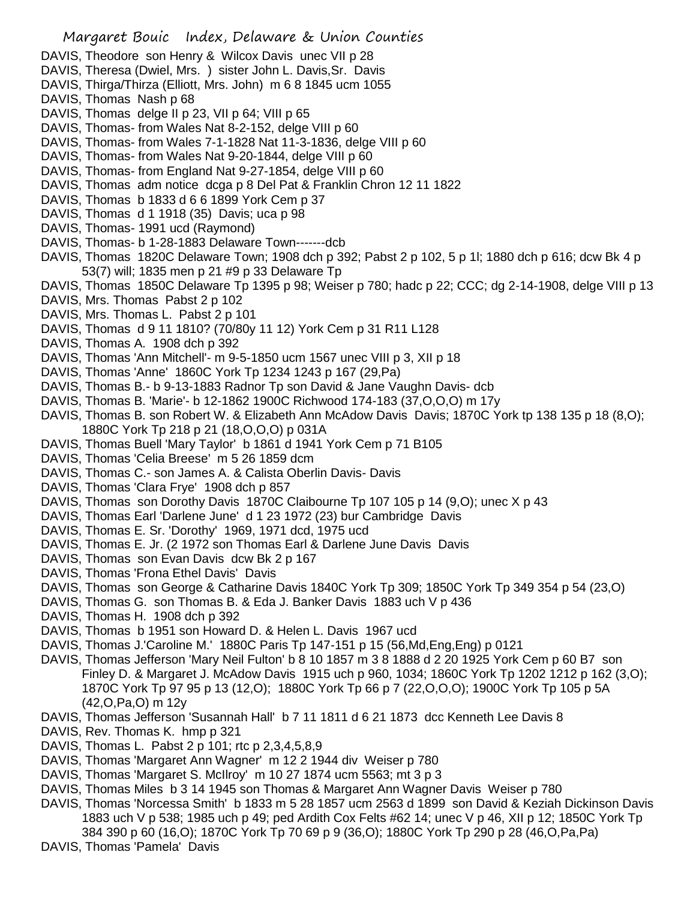DAVIS, Theodore son Henry & Wilcox Davis unec VII p 28
DAVIS, Theresa (Dwiel, Mrs. ) sister John L. Davis,Sr. Davis
DAVIS, Thirga/Thirza (Elliott, Mrs. John) m 6 8 1845 ucm 1055
DAVIS, Thomas Nash p 68
DAVIS, Thomas delge II p 23, VII p 64; VIII p 65
DAVIS, Thomas- from Wales Nat 8-2-152, delge VIII p 60
DAVIS, Thomas- from Wales 7-1-1828 Nat 11-3-1836, delge VIII p 60
DAVIS, Thomas- from Wales Nat 9-20-1844, delge VIII p 60
DAVIS, Thomas- from England Nat 9-27-1854, delge VIII p 60
DAVIS, Thomas adm notice dcga p 8 Del Pat & Franklin Chron 12 11 1822
DAVIS, Thomas b 1833 d 6 6 1899 York Cem p 37
DAVIS, Thomas d 1 1918 (35) Davis; uca p 98
DAVIS, Thomas- 1991 ucd (Raymond)
DAVIS, Thomas- b 1-28-1883 Delaware Town-------dcb
DAVIS, Thomas 1820C Delaware Town; 1908 dch p 392; Pabst 2 p 102, 5 p 1l; 1880 dch p 616; dcw Bk 4 p 53(7) will; 1835 men p 21 #9 p 33 Delaware Tp
DAVIS, Thomas 1850C Delaware Tp 1395 p 98; Weiser p 780; hadc p 22; CCC; dg 2-14-1908, delge VIII p 13
DAVIS, Mrs. Thomas Pabst 2 p 102
DAVIS, Mrs. Thomas L. Pabst 2 p 101
DAVIS, Thomas d 9 11 1810? (70/80y 11 12) York Cem p 31 R11 L128
DAVIS, Thomas A. 1908 dch p 392
DAVIS, Thomas 'Ann Mitchell'- m 9-5-1850 ucm 1567 unec VIII p 3, XII p 18
DAVIS, Thomas 'Anne' 1860C York Tp 1234 1243 p 167 (29,Pa)
DAVIS, Thomas B.- b 9-13-1883 Radnor Tp son David & Jane Vaughn Davis- dcb
DAVIS, Thomas B. 'Marie'- b 12-1862 1900C Richwood 174-183 (37,O,O,O) m 17y
DAVIS, Thomas B. son Robert W. & Elizabeth Ann McAdow Davis Davis; 1870C York tp 138 135 p 18 (8,O); 1880C York Tp 218 p 21 (18,O,O,O) p 031A
DAVIS, Thomas Buell 'Mary Taylor' b 1861 d 1941 York Cem p 71 B105
DAVIS, Thomas 'Celia Breese' m 5 26 1859 dcm
DAVIS, Thomas C.- son James A. & Calista Oberlin Davis- Davis
DAVIS, Thomas 'Clara Frye' 1908 dch p 857
DAVIS, Thomas son Dorothy Davis 1870C Claibourne Tp 107 105 p 14 (9,O); unec X p 43
DAVIS, Thomas Earl 'Darlene June' d 1 23 1972 (23) bur Cambridge Davis
DAVIS, Thomas E. Sr. 'Dorothy' 1969, 1971 dcd, 1975 ucd
DAVIS, Thomas E. Jr. (2 1972 son Thomas Earl & Darlene June Davis Davis
DAVIS, Thomas son Evan Davis dcw Bk 2 p 167
DAVIS, Thomas 'Frona Ethel Davis' Davis
DAVIS, Thomas son George & Catharine Davis 1840C York Tp 309; 1850C York Tp 349 354 p 54 (23,O)
DAVIS, Thomas G. son Thomas B. & Eda J. Banker Davis 1883 uch V p 436
DAVIS, Thomas H. 1908 dch p 392
DAVIS, Thomas b 1951 son Howard D. & Helen L. Davis 1967 ucd
DAVIS, Thomas J.'Caroline M.' 1880C Paris Tp 147-151 p 15 (56,Md,Eng,Eng) p 0121
DAVIS, Thomas Jefferson 'Mary Neil Fulton' b 8 10 1857 m 3 8 1888 d 2 20 1925 York Cem p 60 B7 son Finley D. & Margaret J. McAdow Davis 1915 uch p 960, 1034; 1860C York Tp 1202 1212 p 162 (3,O); 1870C York Tp 97 95 p 13 (12,O); 1880C York Tp 66 p 7 (22,O,O,O); 1900C York Tp 105 p 5A (42,O,Pa,O) m 12y
DAVIS, Thomas Jefferson 'Susannah Hall' b 7 11 1811 d 6 21 1873 dcc Kenneth Lee Davis 8
DAVIS, Rev. Thomas K. hmp p 321
DAVIS, Thomas L. Pabst 2 p 101; rtc p 2,3,4,5,8,9
DAVIS, Thomas 'Margaret Ann Wagner' m 12 2 1944 div Weiser p 780
DAVIS, Thomas 'Margaret S. McIlroy' m 10 27 1874 ucm 5563; mt 3 p 3
DAVIS, Thomas Miles b 3 14 1945 son Thomas & Margaret Ann Wagner Davis Weiser p 780
DAVIS, Thomas 'Norcessa Smith' b 1833 m 5 28 1857 ucm 2563 d 1899 son David & Keziah Dickinson Davis 1883 uch V p 538; 1985 uch p 49; ped Ardith Cox Felts #62 14; unec V p 46, XII p 12; 1850C York Tp 384 390 p 60 (16,O); 1870C York Tp 70 69 p 9 (36,O); 1880C York Tp 290 p 28 (46,O,Pa,Pa)
DAVIS, Thomas 'Pamela' Davis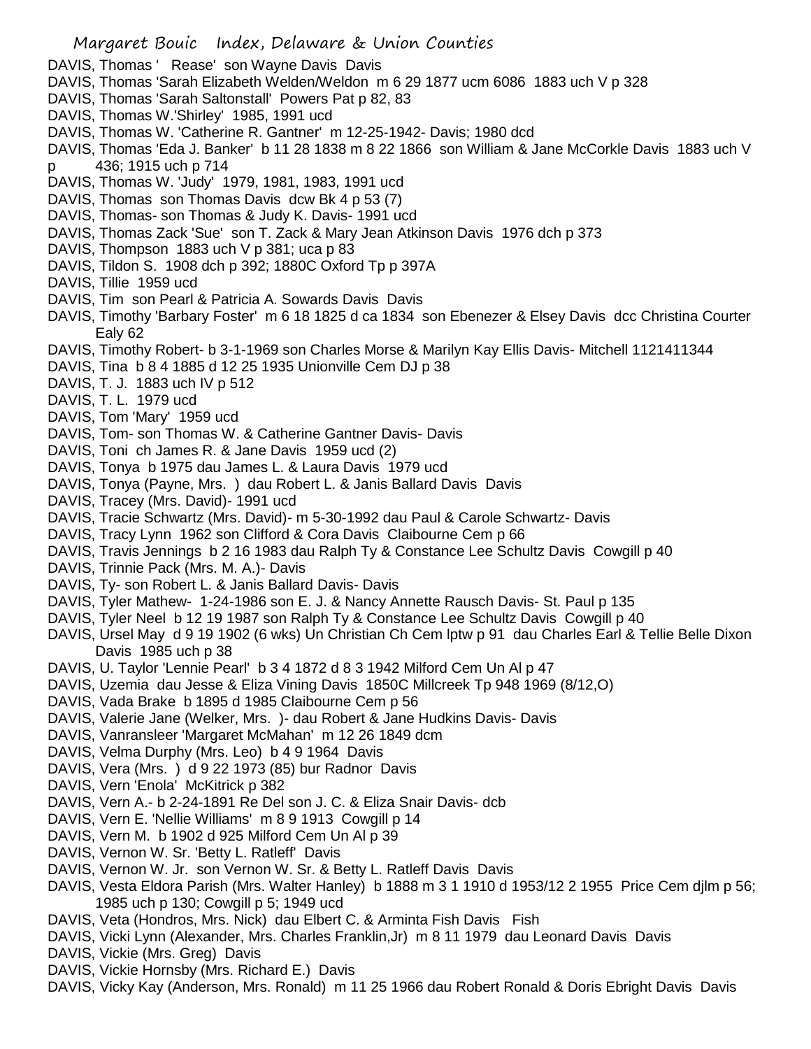DAVIS, Thomas ' Rease' son Wayne Davis Davis
DAVIS, Thomas 'Sarah Elizabeth Welden/Weldon m 6 29 1877 ucm 6086 1883 uch V p 328
DAVIS, Thomas 'Sarah Saltonstall' Powers Pat p 82, 83
DAVIS, Thomas W.'Shirley' 1985, 1991 ucd
DAVIS, Thomas W. 'Catherine R. Gantner' m 12-25-1942- Davis; 1980 dcd
DAVIS, Thomas 'Eda J. Banker' b 11 28 1838 m 8 22 1866 son William & Jane McCorkle Davis 1883 uch V p 436; 1915 uch p 714
DAVIS, Thomas W. 'Judy' 1979, 1981, 1983, 1991 ucd
DAVIS, Thomas son Thomas Davis dcw Bk 4 p 53 (7)
DAVIS, Thomas- son Thomas & Judy K. Davis- 1991 ucd
DAVIS, Thomas Zack 'Sue' son T. Zack & Mary Jean Atkinson Davis 1976 dch p 373
DAVIS, Thompson 1883 uch V p 381; uca p 83
DAVIS, Tildon S. 1908 dch p 392; 1880C Oxford Tp p 397A
DAVIS, Tillie 1959 ucd
DAVIS, Tim son Pearl & Patricia A. Sowards Davis Davis
DAVIS, Timothy 'Barbary Foster' m 6 18 1825 d ca 1834 son Ebenezer & Elsey Davis dcc Christina Courter Ealy 62
DAVIS, Timothy Robert- b 3-1-1969 son Charles Morse & Marilyn Kay Ellis Davis- Mitchell 1121411344
DAVIS, Tina b 8 4 1885 d 12 25 1935 Unionville Cem DJ p 38
DAVIS, T. J. 1883 uch IV p 512
DAVIS, T. L. 1979 ucd
DAVIS, Tom 'Mary' 1959 ucd
DAVIS, Tom- son Thomas W. & Catherine Gantner Davis- Davis
DAVIS, Toni ch James R. & Jane Davis 1959 ucd (2)
DAVIS, Tonya b 1975 dau James L. & Laura Davis 1979 ucd
DAVIS, Tonya (Payne, Mrs. ) dau Robert L. & Janis Ballard Davis Davis
DAVIS, Tracey (Mrs. David)- 1991 ucd
DAVIS, Tracie Schwartz (Mrs. David)- m 5-30-1992 dau Paul & Carole Schwartz- Davis
DAVIS, Tracy Lynn 1962 son Clifford & Cora Davis Claibourne Cem p 66
DAVIS, Travis Jennings b 2 16 1983 dau Ralph Ty & Constance Lee Schultz Davis Cowgill p 40
DAVIS, Trinnie Pack (Mrs. M. A.)- Davis
DAVIS, Ty- son Robert L. & Janis Ballard Davis- Davis
DAVIS, Tyler Mathew- 1-24-1986 son E. J. & Nancy Annette Rausch Davis- St. Paul p 135
DAVIS, Tyler Neel b 12 19 1987 son Ralph Ty & Constance Lee Schultz Davis Cowgill p 40
DAVIS, Ursel May d 9 19 1902 (6 wks) Un Christian Ch Cem lptw p 91 dau Charles Earl & Tellie Belle Dixon Davis 1985 uch p 38
DAVIS, U. Taylor 'Lennie Pearl' b 3 4 1872 d 8 3 1942 Milford Cem Un Al p 47
DAVIS, Uzemia dau Jesse & Eliza Vining Davis 1850C Millcreek Tp 948 1969 (8/12,O)
DAVIS, Vada Brake b 1895 d 1985 Claibourne Cem p 56
DAVIS, Valerie Jane (Welker, Mrs. )- dau Robert & Jane Hudkins Davis- Davis
DAVIS, Vanransleer 'Margaret McMahan' m 12 26 1849 dcm
DAVIS, Velma Durphy (Mrs. Leo) b 4 9 1964 Davis
DAVIS, Vera (Mrs. ) d 9 22 1973 (85) bur Radnor Davis
DAVIS, Vern 'Enola' McKitrick p 382
DAVIS, Vern A.- b 2-24-1891 Re Del son J. C. & Eliza Snair Davis- dcb
DAVIS, Vern E. 'Nellie Williams' m 8 9 1913 Cowgill p 14
DAVIS, Vern M. b 1902 d 925 Milford Cem Un Al p 39
DAVIS, Vernon W. Sr. 'Betty L. Ratleff' Davis
DAVIS, Vernon W. Jr. son Vernon W. Sr. & Betty L. Ratleff Davis Davis
DAVIS, Vesta Eldora Parish (Mrs. Walter Hanley) b 1888 m 3 1 1910 d 1953/12 2 1955 Price Cem djlm p 56; 1985 uch p 130; Cowgill p 5; 1949 ucd
DAVIS, Veta (Hondros, Mrs. Nick) dau Elbert C. & Arminta Fish Davis Fish
DAVIS, Vicki Lynn (Alexander, Mrs. Charles Franklin,Jr) m 8 11 1979 dau Leonard Davis Davis
DAVIS, Vickie (Mrs. Greg) Davis
DAVIS, Vickie Hornsby (Mrs. Richard E.) Davis
DAVIS, Vicky Kay (Anderson, Mrs. Ronald) m 11 25 1966 dau Robert Ronald & Doris Ebright Davis Davis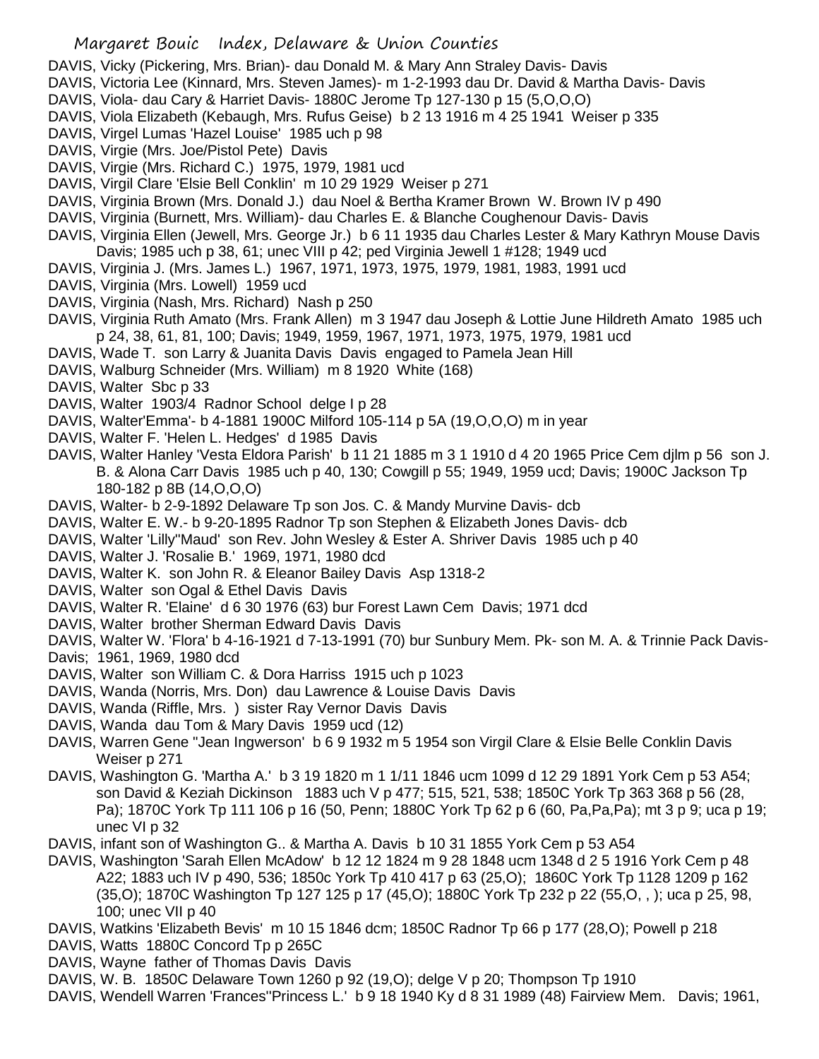DAVIS, Vicky (Pickering, Mrs. Brian)- dau Donald M. & Mary Ann Straley Davis- Davis
DAVIS, Victoria Lee (Kinnard, Mrs. Steven James)- m 1-2-1993 dau Dr. David & Martha Davis- Davis
DAVIS, Viola- dau Cary & Harriet Davis- 1880C Jerome Tp 127-130 p 15 (5,O,O,O)
DAVIS, Viola Elizabeth (Kebaugh, Mrs. Rufus Geise) b 2 13 1916 m 4 25 1941 Weiser p 335
DAVIS, Virgel Lumas 'Hazel Louise' 1985 uch p 98
DAVIS, Virgie (Mrs. Joe/Pistol Pete) Davis
DAVIS, Virgie (Mrs. Richard C.) 1975, 1979, 1981 ucd
DAVIS, Virgil Clare 'Elsie Bell Conklin' m 10 29 1929 Weiser p 271
DAVIS, Virginia Brown (Mrs. Donald J.) dau Noel & Bertha Kramer Brown W. Brown IV p 490
DAVIS, Virginia (Burnett, Mrs. William)- dau Charles E. & Blanche Coughenour Davis- Davis
DAVIS, Virginia Ellen (Jewell, Mrs. George Jr.) b 6 11 1935 dau Charles Lester & Mary Kathryn Mouse Davis Davis; 1985 uch p 38, 61; unec VIII p 42; ped Virginia Jewell 1 #128; 1949 ucd
DAVIS, Virginia J. (Mrs. James L.) 1967, 1971, 1973, 1975, 1979, 1981, 1983, 1991 ucd
DAVIS, Virginia (Mrs. Lowell) 1959 ucd
DAVIS, Virginia (Nash, Mrs. Richard) Nash p 250
DAVIS, Virginia Ruth Amato (Mrs. Frank Allen) m 3 1947 dau Joseph & Lottie June Hildreth Amato 1985 uch p 24, 38, 61, 81, 100; Davis; 1949, 1959, 1967, 1971, 1973, 1975, 1979, 1981 ucd
DAVIS, Wade T. son Larry & Juanita Davis Davis engaged to Pamela Jean Hill
DAVIS, Walburg Schneider (Mrs. William) m 8 1920 White (168)
DAVIS, Walter Sbc p 33
DAVIS, Walter 1903/4 Radnor School delge I p 28
DAVIS, Walter'Emma'- b 4-1881 1900C Milford 105-114 p 5A (19,O,O,O) m in year
DAVIS, Walter F. 'Helen L. Hedges' d 1985 Davis
DAVIS, Walter Hanley 'Vesta Eldora Parish' b 11 21 1885 m 3 1 1910 d 4 20 1965 Price Cem djlm p 56 son J. B. & Alona Carr Davis 1985 uch p 40, 130; Cowgill p 55; 1949, 1959 ucd; Davis; 1900C Jackson Tp 180-182 p 8B (14,O,O,O)
DAVIS, Walter- b 2-9-1892 Delaware Tp son Jos. C. & Mandy Murvine Davis- dcb
DAVIS, Walter E. W.- b 9-20-1895 Radnor Tp son Stephen & Elizabeth Jones Davis- dcb
DAVIS, Walter 'Lilly''Maud' son Rev. John Wesley & Ester A. Shriver Davis 1985 uch p 40
DAVIS, Walter J. 'Rosalie B.' 1969, 1971, 1980 dcd
DAVIS, Walter K. son John R. & Eleanor Bailey Davis Asp 1318-2
DAVIS, Walter son Ogal & Ethel Davis Davis
DAVIS, Walter R. 'Elaine' d 6 30 1976 (63) bur Forest Lawn Cem Davis; 1971 dcd
DAVIS, Walter brother Sherman Edward Davis Davis
DAVIS, Walter W. 'Flora' b 4-16-1921 d 7-13-1991 (70) bur Sunbury Mem. Pk- son M. A. & Trinnie Pack Davis- Davis; 1961, 1969, 1980 dcd
DAVIS, Walter son William C. & Dora Harriss 1915 uch p 1023
DAVIS, Wanda (Norris, Mrs. Don) dau Lawrence & Louise Davis Davis
DAVIS, Wanda (Riffle, Mrs. ) sister Ray Vernor Davis Davis
DAVIS, Wanda dau Tom & Mary Davis 1959 ucd (12)
DAVIS, Warren Gene ''Jean Ingwerson' b 6 9 1932 m 5 1954 son Virgil Clare & Elsie Belle Conklin Davis Weiser p 271
DAVIS, Washington G. 'Martha A.' b 3 19 1820 m 1 1/11 1846 ucm 1099 d 12 29 1891 York Cem p 53 A54; son David & Keziah Dickinson 1883 uch V p 477; 515, 521, 538; 1850C York Tp 363 368 p 56 (28, Pa); 1870C York Tp 111 106 p 16 (50, Penn; 1880C York Tp 62 p 6 (60, Pa,Pa,Pa); mt 3 p 9; uca p 19; unec VI p 32
DAVIS, infant son of Washington G.. & Martha A. Davis b 10 31 1855 York Cem p 53 A54
DAVIS, Washington 'Sarah Ellen McAdow' b 12 12 1824 m 9 28 1848 ucm 1348 d 2 5 1916 York Cem p 48 A22; 1883 uch IV p 490, 536; 1850c York Tp 410 417 p 63 (25,O); 1860C York Tp 1128 1209 p 162 (35,O); 1870C Washington Tp 127 125 p 17 (45,O); 1880C York Tp 232 p 22 (55,O, , ); uca p 25, 98, 100; unec VII p 40
DAVIS, Watkins 'Elizabeth Bevis' m 10 15 1846 dcm; 1850C Radnor Tp 66 p 177 (28,O); Powell p 218
DAVIS, Watts 1880C Concord Tp p 265C
DAVIS, Wayne father of Thomas Davis Davis
DAVIS, W. B. 1850C Delaware Town 1260 p 92 (19,O); delge V p 20; Thompson Tp 1910
DAVIS, Wendell Warren 'Frances''Princess L.' b 9 18 1940 Ky d 8 31 1989 (48) Fairview Mem. Davis; 1961,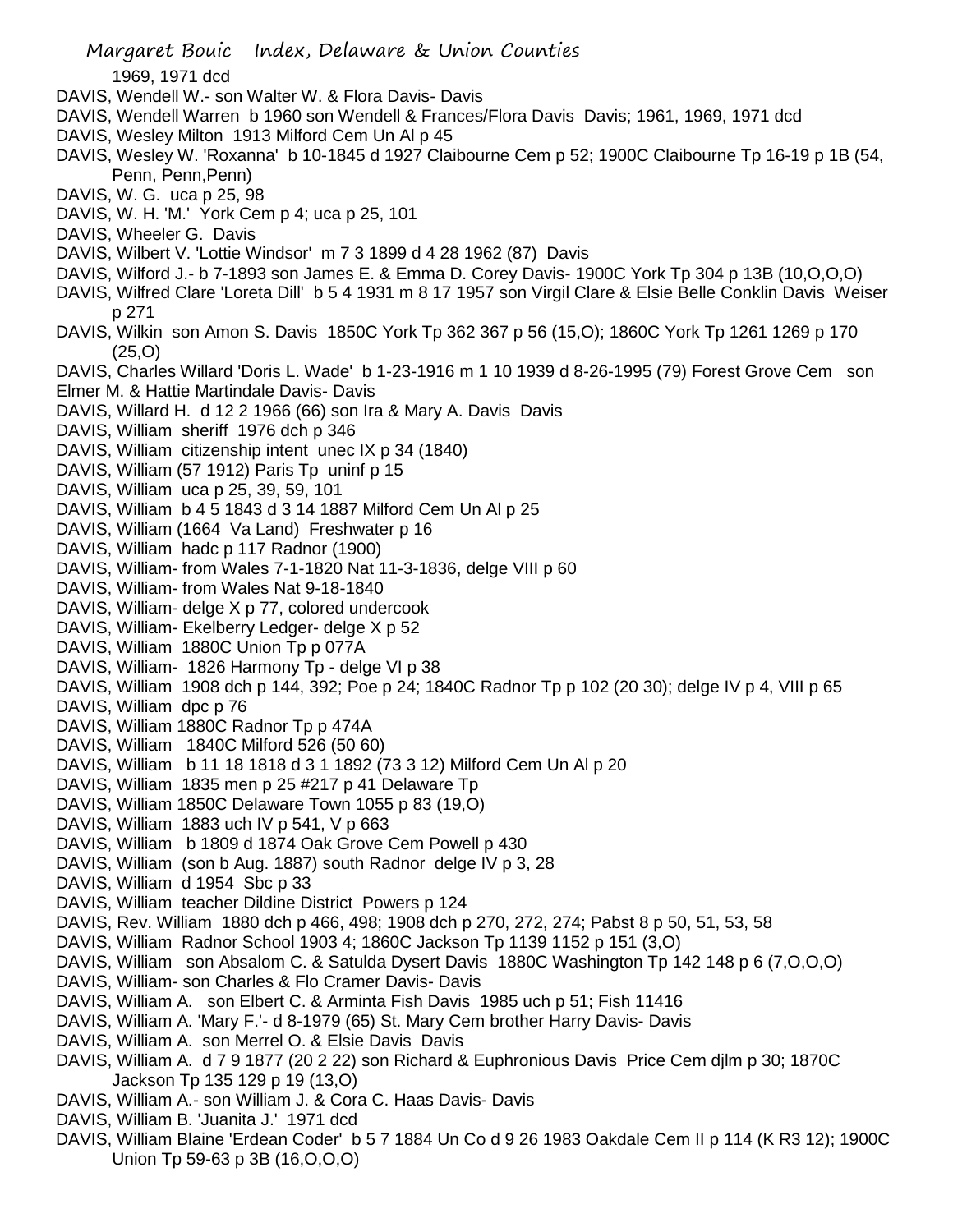1969, 1971 dcd

DAVIS, Wendell W.- son Walter W. & Flora Davis- Davis

DAVIS, Wendell Warren b 1960 son Wendell & Frances/Flora Davis Davis; 1961, 1969, 1971 dcd

DAVIS, Wesley Milton 1913 Milford Cem Un Al p 45

DAVIS, Wesley W. 'Roxanna' b 10-1845 d 1927 Claibourne Cem p 52; 1900C Claibourne Tp 16-19 p 1B (54, Penn, Penn,Penn)

DAVIS, W. G. uca p 25, 98

DAVIS, W. H. 'M.' York Cem p 4; uca p 25, 101

DAVIS, Wheeler G. Davis

DAVIS, Wilbert V. 'Lottie Windsor' m 7 3 1899 d 4 28 1962 (87) Davis

DAVIS, Wilford J.- b 7-1893 son James E. & Emma D. Corey Davis- 1900C York Tp 304 p 13B (10,O,O,O)

DAVIS, Wilfred Clare 'Loreta Dill' b 5 4 1931 m 8 17 1957 son Virgil Clare & Elsie Belle Conklin Davis Weiser p 271

DAVIS, Wilkin son Amon S. Davis 1850C York Tp 362 367 p 56 (15,O); 1860C York Tp 1261 1269 p 170 (25,O)

DAVIS, Charles Willard 'Doris L. Wade' b 1-23-1916 m 1 10 1939 d 8-26-1995 (79) Forest Grove Cem son Elmer M. & Hattie Martindale Davis- Davis

DAVIS, Willard H. d 12 2 1966 (66) son Ira & Mary A. Davis Davis

DAVIS, William sheriff 1976 dch p 346

DAVIS, William citizenship intent unec IX p 34 (1840)

DAVIS, William (57 1912) Paris Tp uninf p 15

DAVIS, William uca p 25, 39, 59, 101

DAVIS, William b 4 5 1843 d 3 14 1887 Milford Cem Un Al p 25

DAVIS, William (1664 Va Land) Freshwater p 16

DAVIS, William hadc p 117 Radnor (1900)

DAVIS, William- from Wales 7-1-1820 Nat 11-3-1836, delge VIII p 60

DAVIS, William- from Wales Nat 9-18-1840

DAVIS, William- delge X p 77, colored undercook

DAVIS, William- Ekelberry Ledger- delge X p 52

DAVIS, William 1880C Union Tp p 077A

DAVIS, William- 1826 Harmony Tp - delge VI p 38

DAVIS, William 1908 dch p 144, 392; Poe p 24; 1840C Radnor Tp p 102 (20 30); delge IV p 4, VIII p 65

DAVIS, William dpc p 76

DAVIS, William 1880C Radnor Tp p 474A

DAVIS, William 1840C Milford 526 (50 60)

DAVIS, William b 11 18 1818 d 3 1 1892 (73 3 12) Milford Cem Un Al p 20

DAVIS, William 1835 men p 25 #217 p 41 Delaware Tp

DAVIS, William 1850C Delaware Town 1055 p 83 (19,O)

DAVIS, William 1883 uch IV p 541, V p 663

DAVIS, William b 1809 d 1874 Oak Grove Cem Powell p 430

DAVIS, William (son b Aug. 1887) south Radnor delge IV p 3, 28

DAVIS, William d 1954 Sbc p 33

DAVIS, William teacher Dildine District Powers p 124

DAVIS, Rev. William 1880 dch p 466, 498; 1908 dch p 270, 272, 274; Pabst 8 p 50, 51, 53, 58

DAVIS, William Radnor School 1903 4; 1860C Jackson Tp 1139 1152 p 151 (3,O)

DAVIS, William son Absalom C. & Satulda Dysert Davis 1880C Washington Tp 142 148 p 6 (7,O,O,O)

DAVIS, William- son Charles & Flo Cramer Davis- Davis

DAVIS, William A. son Elbert C. & Arminta Fish Davis 1985 uch p 51; Fish 11416

DAVIS, William A. 'Mary F.'- d 8-1979 (65) St. Mary Cem brother Harry Davis- Davis

DAVIS, William A. son Merrel O. & Elsie Davis Davis

DAVIS, William A. d 7 9 1877 (20 2 22) son Richard & Euphronious Davis Price Cem djlm p 30; 1870C Jackson Tp 135 129 p 19 (13,O)

DAVIS, William A.- son William J. & Cora C. Haas Davis- Davis

DAVIS, William B. 'Juanita J.' 1971 dcd

DAVIS, William Blaine 'Erdean Coder' b 5 7 1884 Un Co d 9 26 1983 Oakdale Cem II p 114 (K R3 12); 1900C Union Tp 59-63 p 3B (16,O,O,O)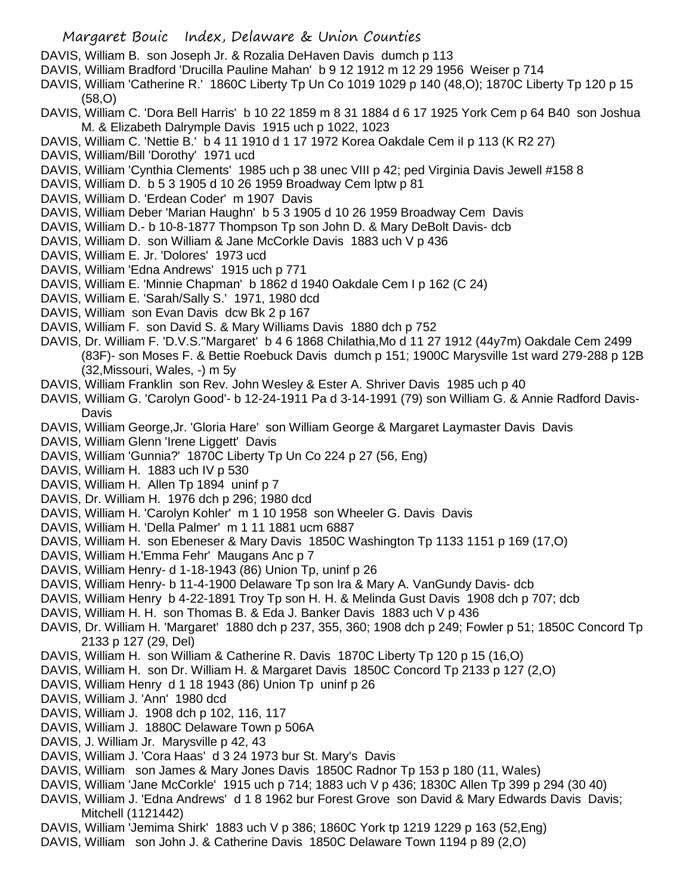DAVIS, William B. son Joseph Jr. & Rozalia DeHaven Davis dumch p 113

DAVIS, William Bradford 'Drucilla Pauline Mahan' b 9 12 1912 m 12 29 1956 Weiser p 714

DAVIS, William 'Catherine R.' 1860C Liberty Tp Un Co 1019 1029 p 140 (48,O); 1870C Liberty Tp 120 p 15 (58,O)

DAVIS, William C. 'Dora Bell Harris' b 10 22 1859 m 8 31 1884 d 6 17 1925 York Cem p 64 B40 son Joshua M. & Elizabeth Dalrymple Davis 1915 uch p 1022, 1023

DAVIS, William C. 'Nettie B.' b 4 11 1910 d 1 17 1972 Korea Oakdale Cem iI p 113 (K R2 27)

DAVIS, William/Bill 'Dorothy' 1971 ucd

DAVIS, William 'Cynthia Clements' 1985 uch p 38 unec VIII p 42; ped Virginia Davis Jewell #158 8

DAVIS, William D. b 5 3 1905 d 10 26 1959 Broadway Cem lptw p 81

DAVIS, William D. 'Erdean Coder' m 1907 Davis

DAVIS, William Deber 'Marian Haughn' b 5 3 1905 d 10 26 1959 Broadway Cem Davis

DAVIS, William D.- b 10-8-1877 Thompson Tp son John D. & Mary DeBolt Davis- dcb

DAVIS, William D. son William & Jane McCorkle Davis 1883 uch V p 436

DAVIS, William E. Jr. 'Dolores' 1973 ucd

DAVIS, William 'Edna Andrews' 1915 uch p 771

DAVIS, William E. 'Minnie Chapman' b 1862 d 1940 Oakdale Cem I p 162 (C 24)

DAVIS, William E. 'Sarah/Sally S.' 1971, 1980 dcd

DAVIS, William son Evan Davis dcw Bk 2 p 167

DAVIS, William F. son David S. & Mary Williams Davis 1880 dch p 752

DAVIS, Dr. William F. 'D.V.S.''Margaret' b 4 6 1868 Chilathia,Mo d 11 27 1912 (44y7m) Oakdale Cem 2499 (83F)- son Moses F. & Bettie Roebuck Davis dumch p 151; 1900C Marysville 1st ward 279-288 p 12B (32,Missouri, Wales, -) m 5y

DAVIS, William Franklin son Rev. John Wesley & Ester A. Shriver Davis 1985 uch p 40

DAVIS, William G. 'Carolyn Good'- b 12-24-1911 Pa d 3-14-1991 (79) son William G. & Annie Radford Davis- Davis

DAVIS, William George,Jr. 'Gloria Hare' son William George & Margaret Laymaster Davis Davis

DAVIS, William Glenn 'Irene Liggett' Davis

DAVIS, William 'Gunnia?' 1870C Liberty Tp Un Co 224 p 27 (56, Eng)

DAVIS, William H. 1883 uch IV p 530

DAVIS, William H. Allen Tp 1894 uninf p 7

DAVIS, Dr. William H. 1976 dch p 296; 1980 dcd

DAVIS, William H. 'Carolyn Kohler' m 1 10 1958 son Wheeler G. Davis Davis

DAVIS, William H. 'Della Palmer' m 1 11 1881 ucm 6887

DAVIS, William H. son Ebeneser & Mary Davis 1850C Washington Tp 1133 1151 p 169 (17,O)

DAVIS, William H.'Emma Fehr' Maugans Anc p 7

DAVIS, William Henry- d 1-18-1943 (86) Union Tp, uninf p 26

DAVIS, William Henry- b 11-4-1900 Delaware Tp son Ira & Mary A. VanGundy Davis- dcb

DAVIS, William Henry b 4-22-1891 Troy Tp son H. H. & Melinda Gust Davis 1908 dch p 707; dcb

DAVIS, William H. H. son Thomas B. & Eda J. Banker Davis 1883 uch V p 436

DAVIS, Dr. William H. 'Margaret' 1880 dch p 237, 355, 360; 1908 dch p 249; Fowler p 51; 1850C Concord Tp 2133 p 127 (29, Del)

DAVIS, William H. son William & Catherine R. Davis 1870C Liberty Tp 120 p 15 (16,O)

DAVIS, William H. son Dr. William H. & Margaret Davis 1850C Concord Tp 2133 p 127 (2,O)

DAVIS, William Henry d 1 18 1943 (86) Union Tp uninf p 26

DAVIS, William J. 'Ann' 1980 dcd

DAVIS, William J. 1908 dch p 102, 116, 117

DAVIS, William J. 1880C Delaware Town p 506A

DAVIS, J. William Jr. Marysville p 42, 43

DAVIS, William J. 'Cora Haas' d 3 24 1973 bur St. Mary's Davis

DAVIS, William son James & Mary Jones Davis 1850C Radnor Tp 153 p 180 (11, Wales)

DAVIS, William 'Jane McCorkle' 1915 uch p 714; 1883 uch V p 436; 1830C Allen Tp 399 p 294 (30 40)

DAVIS, William J. 'Edna Andrews' d 1 8 1962 bur Forest Grove son David & Mary Edwards Davis Davis; Mitchell (1121442)

DAVIS, William 'Jemima Shirk' 1883 uch V p 386; 1860C York tp 1219 1229 p 163 (52,Eng)

DAVIS, William son John J. & Catherine Davis 1850C Delaware Town 1194 p 89 (2,O)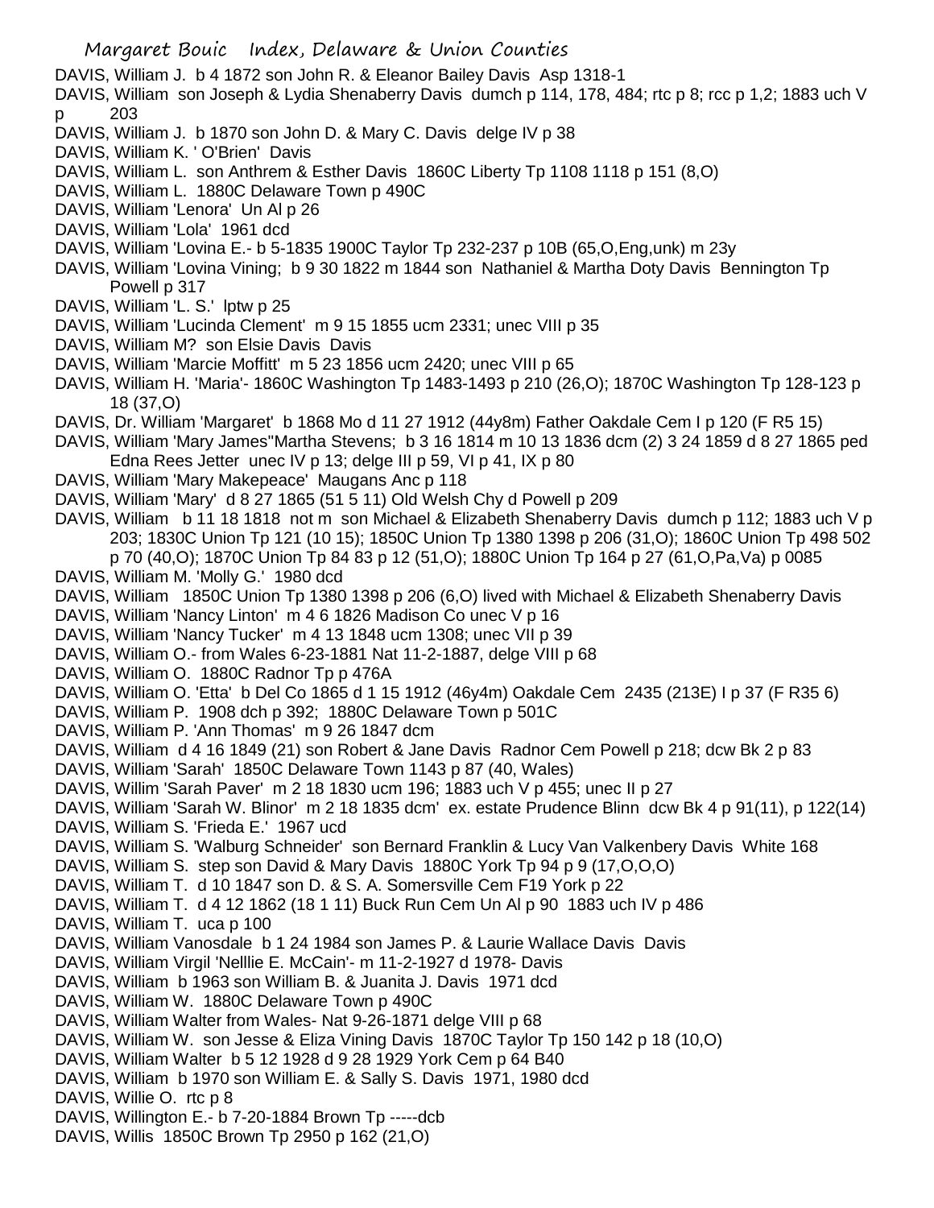DAVIS, William J. b 4 1872 son John R. & Eleanor Bailey Davis Asp 1318-1

DAVIS, William son Joseph & Lydia Shenaberry Davis dumch p 114, 178, 484; rtc p 8; rcc p 1,2; 1883 uch V p 203

DAVIS, William J. b 1870 son John D. & Mary C. Davis delge IV p 38

DAVIS, William K. ' O'Brien' Davis

DAVIS, William L. son Anthrem & Esther Davis 1860C Liberty Tp 1108 1118 p 151 (8,O)

DAVIS, William L. 1880C Delaware Town p 490C

DAVIS, William 'Lenora' Un Al p 26

DAVIS, William 'Lola' 1961 dcd

DAVIS, William 'Lovina E.- b 5-1835 1900C Taylor Tp 232-237 p 10B (65,O,Eng,unk) m 23y

DAVIS, William 'Lovina Vining; b 9 30 1822 m 1844 son Nathaniel & Martha Doty Davis Bennington Tp Powell p 317

DAVIS, William 'L. S.' lptw p 25

DAVIS, William 'Lucinda Clement' m 9 15 1855 ucm 2331; unec VIII p 35

DAVIS, William M? son Elsie Davis Davis

DAVIS, William 'Marcie Moffitt' m 5 23 1856 ucm 2420; unec VIII p 65

DAVIS, William H. 'Maria'- 1860C Washington Tp 1483-1493 p 210 (26,O); 1870C Washington Tp 128-123 p 18 (37,O)

DAVIS, Dr. William 'Margaret' b 1868 Mo d 11 27 1912 (44y8m) Father Oakdale Cem I p 120 (F R5 15)

DAVIS, William 'Mary James''Martha Stevens; b 3 16 1814 m 10 13 1836 dcm (2) 3 24 1859 d 8 27 1865 ped Edna Rees Jetter unec IV p 13; delge III p 59, VI p 41, IX p 80

DAVIS, William 'Mary Makepeace' Maugans Anc p 118

DAVIS, William 'Mary' d 8 27 1865 (51 5 11) Old Welsh Chy d Powell p 209

DAVIS, William b 11 18 1818 not m son Michael & Elizabeth Shenaberry Davis dumch p 112; 1883 uch V p 203; 1830C Union Tp 121 (10 15); 1850C Union Tp 1380 1398 p 206 (31,O); 1860C Union Tp 498 502 p 70 (40,O); 1870C Union Tp 84 83 p 12 (51,O); 1880C Union Tp 164 p 27 (61,O,Pa,Va) p 0085

DAVIS, William M. 'Molly G.' 1980 dcd

DAVIS, William 1850C Union Tp 1380 1398 p 206 (6,O) lived with Michael & Elizabeth Shenaberry Davis

DAVIS, William 'Nancy Linton' m 4 6 1826 Madison Co unec V p 16

DAVIS, William 'Nancy Tucker' m 4 13 1848 ucm 1308; unec VII p 39

DAVIS, William O.- from Wales 6-23-1881 Nat 11-2-1887, delge VIII p 68

DAVIS, William O. 1880C Radnor Tp p 476A

DAVIS, William O. 'Etta' b Del Co 1865 d 1 15 1912 (46y4m) Oakdale Cem 2435 (213E) I p 37 (F R35 6)

DAVIS, William P. 1908 dch p 392; 1880C Delaware Town p 501C

DAVIS, William P. 'Ann Thomas' m 9 26 1847 dcm

DAVIS, William d 4 16 1849 (21) son Robert & Jane Davis Radnor Cem Powell p 218; dcw Bk 2 p 83

DAVIS, William 'Sarah' 1850C Delaware Town 1143 p 87 (40, Wales)

DAVIS, Willim 'Sarah Paver' m 2 18 1830 ucm 196; 1883 uch V p 455; unec II p 27

DAVIS, William 'Sarah W. Blinor' m 2 18 1835 dcm' ex. estate Prudence Blinn dcw Bk 4 p 91(11), p 122(14)

DAVIS, William S. 'Frieda E.' 1967 ucd

DAVIS, William S. 'Walburg Schneider' son Bernard Franklin & Lucy Van Valkenbery Davis White 168

DAVIS, William S. step son David & Mary Davis 1880C York Tp 94 p 9 (17,O,O,O)

DAVIS, William T. d 10 1847 son D. & S. A. Somersville Cem F19 York p 22

DAVIS, William T. d 4 12 1862 (18 1 11) Buck Run Cem Un Al p 90 1883 uch IV p 486

DAVIS, William T. uca p 100

DAVIS, William Vanosdale b 1 24 1984 son James P. & Laurie Wallace Davis Davis

DAVIS, William Virgil 'Nelllie E. McCain'- m 11-2-1927 d 1978- Davis

DAVIS, William b 1963 son William B. & Juanita J. Davis 1971 dcd

DAVIS, William W. 1880C Delaware Town p 490C

DAVIS, William Walter from Wales- Nat 9-26-1871 delge VIII p 68

DAVIS, William W. son Jesse & Eliza Vining Davis 1870C Taylor Tp 150 142 p 18 (10,O)

DAVIS, William Walter b 5 12 1928 d 9 28 1929 York Cem p 64 B40

DAVIS, William b 1970 son William E. & Sally S. Davis 1971, 1980 dcd

DAVIS, Willie O. rtc p 8

DAVIS, Willington E.- b 7-20-1884 Brown Tp -----dcb

DAVIS, Willis 1850C Brown Tp 2950 p 162 (21,O)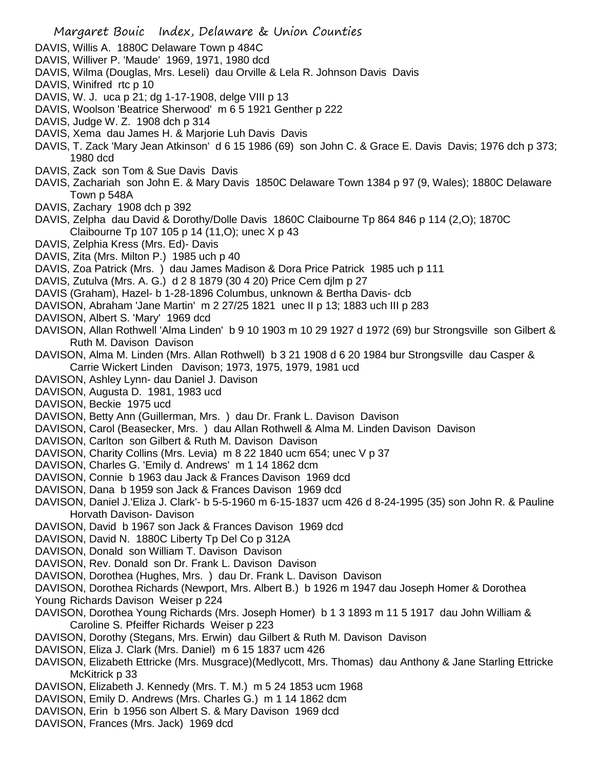DAVIS, Willis A. 1880C Delaware Town p 484C
DAVIS, Williver P. 'Maude' 1969, 1971, 1980 dcd
DAVIS, Wilma (Douglas, Mrs. Leseli) dau Orville & Lela R. Johnson Davis Davis
DAVIS, Winifred rtc p 10
DAVIS, W. J. uca p 21; dg 1-17-1908, delge VIII p 13
DAVIS, Woolson 'Beatrice Sherwood' m 6 5 1921 Genther p 222
DAVIS, Judge W. Z. 1908 dch p 314
DAVIS, Xema dau James H. & Marjorie Luh Davis Davis
DAVIS, T. Zack 'Mary Jean Atkinson' d 6 15 1986 (69) son John C. & Grace E. Davis Davis; 1976 dch p 373; 1980 dcd
DAVIS, Zack son Tom & Sue Davis Davis
DAVIS, Zachariah son John E. & Mary Davis 1850C Delaware Town 1384 p 97 (9, Wales); 1880C Delaware Town p 548A
DAVIS, Zachary 1908 dch p 392
DAVIS, Zelpha dau David & Dorothy/Dolle Davis 1860C Claibourne Tp 864 846 p 114 (2,O); 1870C Claibourne Tp 107 105 p 14 (11,O); unec X p 43
DAVIS, Zelphia Kress (Mrs. Ed)- Davis
DAVIS, Zita (Mrs. Milton P.) 1985 uch p 40
DAVIS, Zoa Patrick (Mrs. ) dau James Madison & Dora Price Patrick 1985 uch p 111
DAVIS, Zutulva (Mrs. A. G.) d 2 8 1879 (30 4 20) Price Cem djlm p 27
DAVIS (Graham), Hazel- b 1-28-1896 Columbus, unknown & Bertha Davis- dcb
DAVISON, Abraham 'Jane Martin' m 2 27/25 1821 unec II p 13; 1883 uch III p 283
DAVISON, Albert S. 'Mary' 1969 dcd
DAVISON, Allan Rothwell 'Alma Linden' b 9 10 1903 m 10 29 1927 d 1972 (69) bur Strongsville son Gilbert & Ruth M. Davison Davison
DAVISON, Alma M. Linden (Mrs. Allan Rothwell) b 3 21 1908 d 6 20 1984 bur Strongsville dau Casper & Carrie Wickert Linden Davison; 1973, 1975, 1979, 1981 ucd
DAVISON, Ashley Lynn- dau Daniel J. Davison
DAVISON, Augusta D. 1981, 1983 ucd
DAVISON, Beckie 1975 ucd
DAVISON, Betty Ann (Guillerman, Mrs. ) dau Dr. Frank L. Davison Davison
DAVISON, Carol (Beasecker, Mrs. ) dau Allan Rothwell & Alma M. Linden Davison Davison
DAVISON, Carlton son Gilbert & Ruth M. Davison Davison
DAVISON, Charity Collins (Mrs. Levia) m 8 22 1840 ucm 654; unec V p 37
DAVISON, Charles G. 'Emily d. Andrews' m 1 14 1862 dcm
DAVISON, Connie b 1963 dau Jack & Frances Davison 1969 dcd
DAVISON, Dana b 1959 son Jack & Frances Davison 1969 dcd
DAVISON, Daniel J.'Eliza J. Clark'- b 5-5-1960 m 6-15-1837 ucm 426 d 8-24-1995 (35) son John R. & Pauline Horvath Davison- Davison
DAVISON, David b 1967 son Jack & Frances Davison 1969 dcd
DAVISON, David N. 1880C Liberty Tp Del Co p 312A
DAVISON, Donald son William T. Davison Davison
DAVISON, Rev. Donald son Dr. Frank L. Davison Davison
DAVISON, Dorothea (Hughes, Mrs. ) dau Dr. Frank L. Davison Davison
DAVISON, Dorothea Richards (Newport, Mrs. Albert B.) b 1926 m 1947 dau Joseph Homer & Dorothea Young Richards Davison Weiser p 224
DAVISON, Dorothea Young Richards (Mrs. Joseph Homer) b 1 3 1893 m 11 5 1917 dau John William & Caroline S. Pfeiffer Richards Weiser p 223
DAVISON, Dorothy (Stegans, Mrs. Erwin) dau Gilbert & Ruth M. Davison Davison
DAVISON, Eliza J. Clark (Mrs. Daniel) m 6 15 1837 ucm 426
DAVISON, Elizabeth Ettricke (Mrs. Musgrace)(Medlycott, Mrs. Thomas) dau Anthony & Jane Starling Ettricke McKitrick p 33
DAVISON, Elizabeth J. Kennedy (Mrs. T. M.) m 5 24 1853 ucm 1968
DAVISON, Emily D. Andrews (Mrs. Charles G.) m 1 14 1862 dcm
DAVISON, Erin b 1956 son Albert S. & Mary Davison 1969 dcd
DAVISON, Frances (Mrs. Jack) 1969 dcd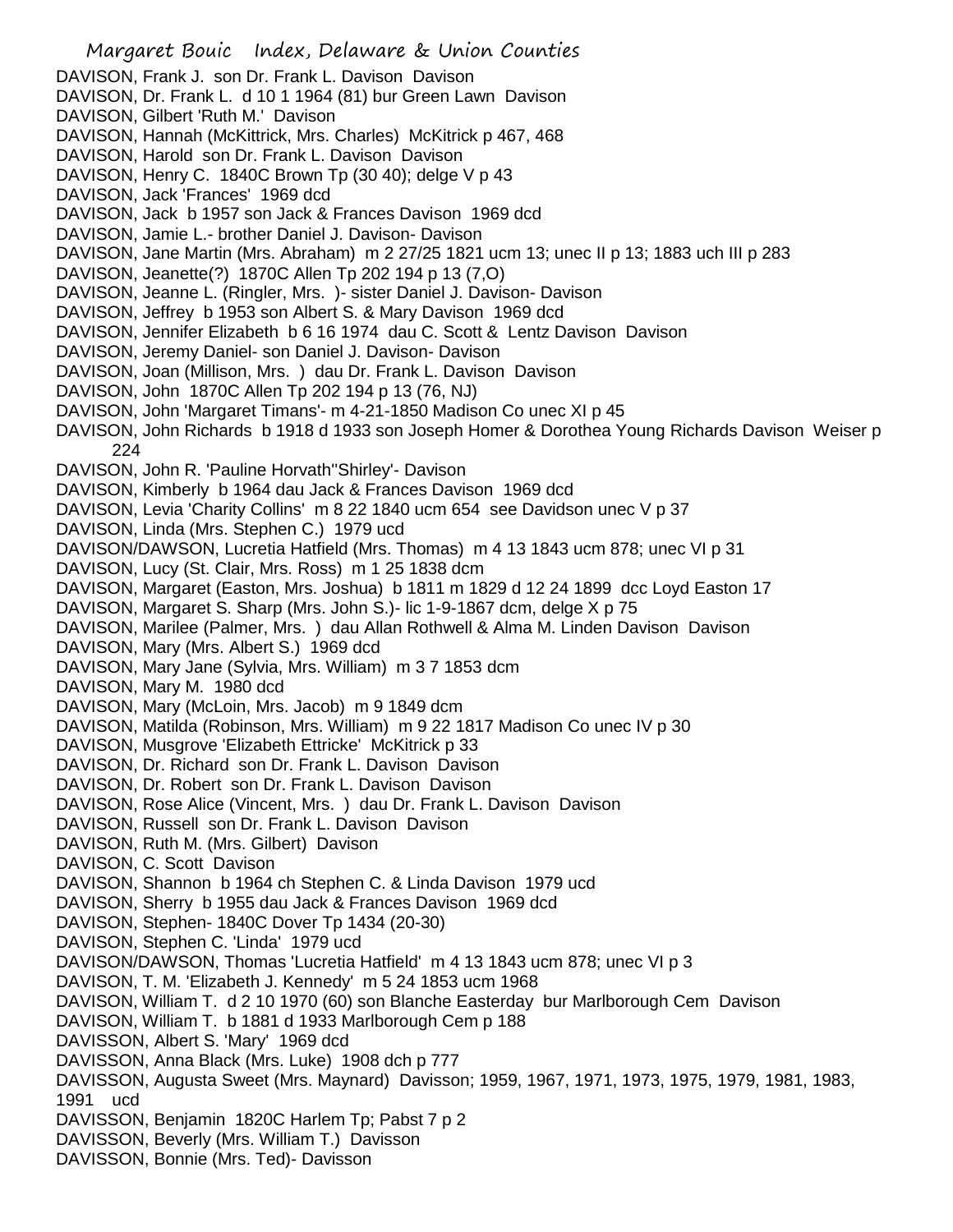DAVISON, Frank J. son Dr. Frank L. Davison Davison
DAVISON, Dr. Frank L. d 10 1 1964 (81) bur Green Lawn Davison
DAVISON, Gilbert 'Ruth M.' Davison
DAVISON, Hannah (McKittrick, Mrs. Charles) McKitrick p 467, 468
DAVISON, Harold son Dr. Frank L. Davison Davison
DAVISON, Henry C. 1840C Brown Tp (30 40); delge V p 43
DAVISON, Jack 'Frances' 1969 dcd
DAVISON, Jack b 1957 son Jack & Frances Davison 1969 dcd
DAVISON, Jamie L.- brother Daniel J. Davison- Davison
DAVISON, Jane Martin (Mrs. Abraham) m 2 27/25 1821 ucm 13; unec II p 13; 1883 uch III p 283
DAVISON, Jeanette(?) 1870C Allen Tp 202 194 p 13 (7,O)
DAVISON, Jeanne L. (Ringler, Mrs. )- sister Daniel J. Davison- Davison
DAVISON, Jeffrey b 1953 son Albert S. & Mary Davison 1969 dcd
DAVISON, Jennifer Elizabeth b 6 16 1974 dau C. Scott & Lentz Davison Davison
DAVISON, Jeremy Daniel- son Daniel J. Davison- Davison
DAVISON, Joan (Millison, Mrs. ) dau Dr. Frank L. Davison Davison
DAVISON, John 1870C Allen Tp 202 194 p 13 (76, NJ)
DAVISON, John 'Margaret Timans'- m 4-21-1850 Madison Co unec XI p 45
DAVISON, John Richards b 1918 d 1933 son Joseph Homer & Dorothea Young Richards Davison Weiser p 224
DAVISON, John R. 'Pauline Horvath''Shirley'- Davison
DAVISON, Kimberly b 1964 dau Jack & Frances Davison 1969 dcd
DAVISON, Levia 'Charity Collins' m 8 22 1840 ucm 654 see Davidson unec V p 37
DAVISON, Linda (Mrs. Stephen C.) 1979 ucd
DAVISON/DAWSON, Lucretia Hatfield (Mrs. Thomas) m 4 13 1843 ucm 878; unec VI p 31
DAVISON, Lucy (St. Clair, Mrs. Ross) m 1 25 1838 dcm
DAVISON, Margaret (Easton, Mrs. Joshua) b 1811 m 1829 d 12 24 1899 dcc Loyd Easton 17
DAVISON, Margaret S. Sharp (Mrs. John S.)- lic 1-9-1867 dcm, delge X p 75
DAVISON, Marilee (Palmer, Mrs. ) dau Allan Rothwell & Alma M. Linden Davison Davison
DAVISON, Mary (Mrs. Albert S.) 1969 dcd
DAVISON, Mary Jane (Sylvia, Mrs. William) m 3 7 1853 dcm
DAVISON, Mary M. 1980 dcd
DAVISON, Mary (McLoin, Mrs. Jacob) m 9 1849 dcm
DAVISON, Matilda (Robinson, Mrs. William) m 9 22 1817 Madison Co unec IV p 30
DAVISON, Musgrove 'Elizabeth Ettricke' McKitrick p 33
DAVISON, Dr. Richard son Dr. Frank L. Davison Davison
DAVISON, Dr. Robert son Dr. Frank L. Davison Davison
DAVISON, Rose Alice (Vincent, Mrs. ) dau Dr. Frank L. Davison Davison
DAVISON, Russell son Dr. Frank L. Davison Davison
DAVISON, Ruth M. (Mrs. Gilbert) Davison
DAVISON, C. Scott Davison
DAVISON, Shannon b 1964 ch Stephen C. & Linda Davison 1979 ucd
DAVISON, Sherry b 1955 dau Jack & Frances Davison 1969 dcd
DAVISON, Stephen- 1840C Dover Tp 1434 (20-30)
DAVISON, Stephen C. 'Linda' 1979 ucd
DAVISON/DAWSON, Thomas 'Lucretia Hatfield' m 4 13 1843 ucm 878; unec VI p 3
DAVISON, T. M. 'Elizabeth J. Kennedy' m 5 24 1853 ucm 1968
DAVISON, William T. d 2 10 1970 (60) son Blanche Easterday bur Marlborough Cem Davison
DAVISON, William T. b 1881 d 1933 Marlborough Cem p 188
DAVISSON, Albert S. 'Mary' 1969 dcd
DAVISSON, Anna Black (Mrs. Luke) 1908 dch p 777
DAVISSON, Augusta Sweet (Mrs. Maynard) Davisson; 1959, 1967, 1971, 1973, 1975, 1979, 1981, 1983, 1991 ucd
DAVISSON, Benjamin 1820C Harlem Tp; Pabst 7 p 2
DAVISSON, Beverly (Mrs. William T.) Davisson
DAVISSON, Bonnie (Mrs. Ted)- Davisson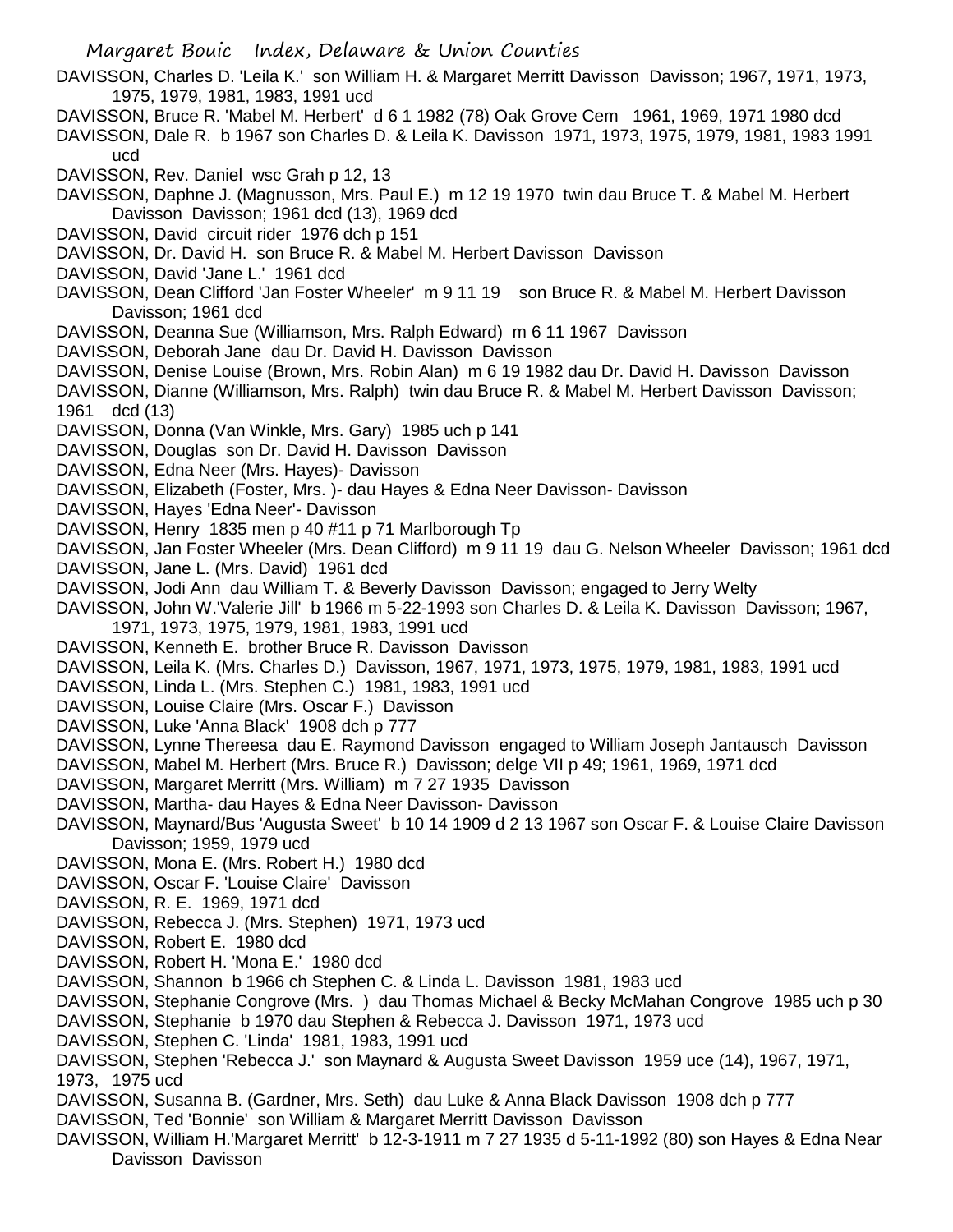DAVISSON, Charles D. 'Leila K.' son William H. & Margaret Merritt Davisson Davisson; 1967, 1971, 1973, 1975, 1979, 1981, 1983, 1991 ucd

DAVISSON, Bruce R. 'Mabel M. Herbert' d 6 1 1982 (78) Oak Grove Cem 1961, 1969, 1971 1980 dcd

DAVISSON, Dale R. b 1967 son Charles D. & Leila K. Davisson 1971, 1973, 1975, 1979, 1981, 1983 1991 ucd

DAVISSON, Rev. Daniel wsc Grah p 12, 13

DAVISSON, Daphne J. (Magnusson, Mrs. Paul E.) m 12 19 1970 twin dau Bruce T. & Mabel M. Herbert Davisson Davisson; 1961 dcd (13), 1969 dcd

DAVISSON, David circuit rider 1976 dch p 151

DAVISSON, Dr. David H. son Bruce R. & Mabel M. Herbert Davisson Davisson

DAVISSON, David 'Jane L.' 1961 dcd

DAVISSON, Dean Clifford 'Jan Foster Wheeler' m 9 11 19 son Bruce R. & Mabel M. Herbert Davisson Davisson; 1961 dcd

DAVISSON, Deanna Sue (Williamson, Mrs. Ralph Edward) m 6 11 1967 Davisson

DAVISSON, Deborah Jane dau Dr. David H. Davisson Davisson

DAVISSON, Denise Louise (Brown, Mrs. Robin Alan) m 6 19 1982 dau Dr. David H. Davisson Davisson

DAVISSON, Dianne (Williamson, Mrs. Ralph) twin dau Bruce R. & Mabel M. Herbert Davisson Davisson; 1961 dcd (13)

DAVISSON, Donna (Van Winkle, Mrs. Gary) 1985 uch p 141

DAVISSON, Douglas son Dr. David H. Davisson Davisson

DAVISSON, Edna Neer (Mrs. Hayes)- Davisson

DAVISSON, Elizabeth (Foster, Mrs. )- dau Hayes & Edna Neer Davisson- Davisson

DAVISSON, Hayes 'Edna Neer'- Davisson

DAVISSON, Henry 1835 men p 40 #11 p 71 Marlborough Tp

DAVISSON, Jan Foster Wheeler (Mrs. Dean Clifford) m 9 11 19 dau G. Nelson Wheeler Davisson; 1961 dcd

DAVISSON, Jane L. (Mrs. David) 1961 dcd

DAVISSON, Jodi Ann dau William T. & Beverly Davisson Davisson; engaged to Jerry Welty

DAVISSON, John W.'Valerie Jill' b 1966 m 5-22-1993 son Charles D. & Leila K. Davisson Davisson; 1967, 1971, 1973, 1975, 1979, 1981, 1983, 1991 ucd

DAVISSON, Kenneth E. brother Bruce R. Davisson Davisson

DAVISSON, Leila K. (Mrs. Charles D.) Davisson, 1967, 1971, 1973, 1975, 1979, 1981, 1983, 1991 ucd

DAVISSON, Linda L. (Mrs. Stephen C.) 1981, 1983, 1991 ucd

DAVISSON, Louise Claire (Mrs. Oscar F.) Davisson

DAVISSON, Luke 'Anna Black' 1908 dch p 777

DAVISSON, Lynne Thereesa dau E. Raymond Davisson engaged to William Joseph Jantausch Davisson

DAVISSON, Mabel M. Herbert (Mrs. Bruce R.) Davisson; delge VII p 49; 1961, 1969, 1971 dcd

DAVISSON, Margaret Merritt (Mrs. William) m 7 27 1935 Davisson

DAVISSON, Martha- dau Hayes & Edna Neer Davisson- Davisson

DAVISSON, Maynard/Bus 'Augusta Sweet' b 10 14 1909 d 2 13 1967 son Oscar F. & Louise Claire Davisson Davisson; 1959, 1979 ucd

DAVISSON, Mona E. (Mrs. Robert H.) 1980 dcd

DAVISSON, Oscar F. 'Louise Claire' Davisson

DAVISSON, R. E. 1969, 1971 dcd

DAVISSON, Rebecca J. (Mrs. Stephen) 1971, 1973 ucd

DAVISSON, Robert E. 1980 dcd

DAVISSON, Robert H. 'Mona E.' 1980 dcd

DAVISSON, Shannon b 1966 ch Stephen C. & Linda L. Davisson 1981, 1983 ucd

DAVISSON, Stephanie Congrove (Mrs. ) dau Thomas Michael & Becky McMahan Congrove 1985 uch p 30

DAVISSON, Stephanie b 1970 dau Stephen & Rebecca J. Davisson 1971, 1973 ucd

DAVISSON, Stephen C. 'Linda' 1981, 1983, 1991 ucd

DAVISSON, Stephen 'Rebecca J.' son Maynard & Augusta Sweet Davisson 1959 uce (14), 1967, 1971, 1973, 1975 ucd

DAVISSON, Susanna B. (Gardner, Mrs. Seth) dau Luke & Anna Black Davisson 1908 dch p 777

DAVISSON, Ted 'Bonnie' son William & Margaret Merritt Davisson Davisson

DAVISSON, William H.'Margaret Merritt' b 12-3-1911 m 7 27 1935 d 5-11-1992 (80) son Hayes & Edna Near Davisson Davisson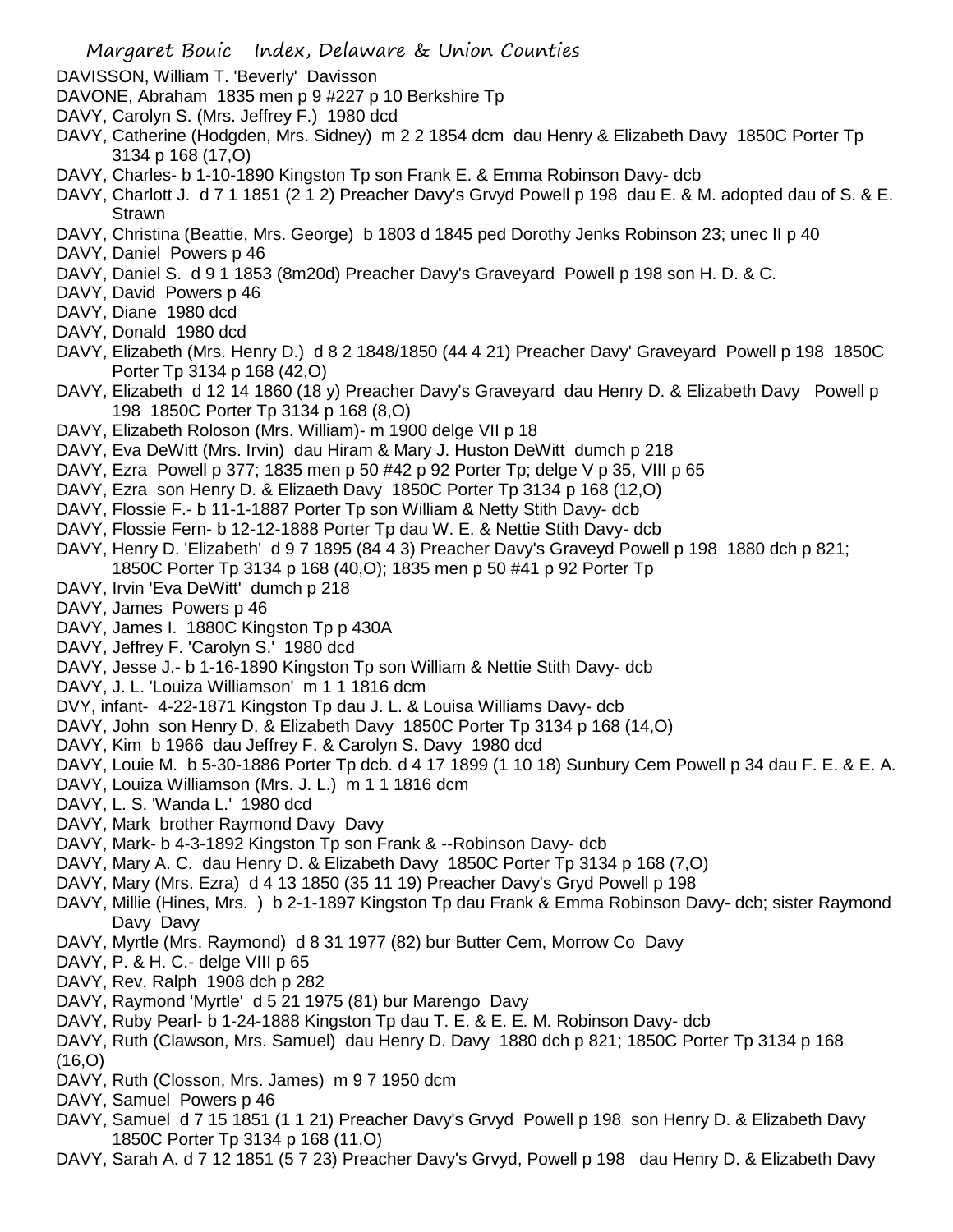DAVISSON, William T. 'Beverly' Davisson
DAVONE, Abraham 1835 men p 9 #227 p 10 Berkshire Tp
DAVY, Carolyn S. (Mrs. Jeffrey F.) 1980 dcd
DAVY, Catherine (Hodgden, Mrs. Sidney) m 2 2 1854 dcm dau Henry & Elizabeth Davy 1850C Porter Tp 3134 p 168 (17,O)
DAVY, Charles- b 1-10-1890 Kingston Tp son Frank E. & Emma Robinson Davy- dcb
DAVY, Charlott J. d 7 1 1851 (2 1 2) Preacher Davy's Grvyd Powell p 198 dau E. & M. adopted dau of S. & E. Strawn
DAVY, Christina (Beattie, Mrs. George) b 1803 d 1845 ped Dorothy Jenks Robinson 23; unec II p 40
DAVY, Daniel Powers p 46
DAVY, Daniel S. d 9 1 1853 (8m20d) Preacher Davy's Graveyard Powell p 198 son H. D. & C.
DAVY, David Powers p 46
DAVY, Diane 1980 dcd
DAVY, Donald 1980 dcd
DAVY, Elizabeth (Mrs. Henry D.) d 8 2 1848/1850 (44 4 21) Preacher Davy' Graveyard Powell p 198 1850C Porter Tp 3134 p 168 (42,O)
DAVY, Elizabeth d 12 14 1860 (18 y) Preacher Davy's Graveyard dau Henry D. & Elizabeth Davy Powell p 198 1850C Porter Tp 3134 p 168 (8,O)
DAVY, Elizabeth Roloson (Mrs. William)- m 1900 delge VII p 18
DAVY, Eva DeWitt (Mrs. Irvin) dau Hiram & Mary J. Huston DeWitt dumch p 218
DAVY, Ezra Powell p 377; 1835 men p 50 #42 p 92 Porter Tp; delge V p 35, VIII p 65
DAVY, Ezra son Henry D. & Elizaeth Davy 1850C Porter Tp 3134 p 168 (12,O)
DAVY, Flossie F.- b 11-1-1887 Porter Tp son William & Netty Stith Davy- dcb
DAVY, Flossie Fern- b 12-12-1888 Porter Tp dau W. E. & Nettie Stith Davy- dcb
DAVY, Henry D. 'Elizabeth' d 9 7 1895 (84 4 3) Preacher Davy's Graveyd Powell p 198 1880 dch p 821; 1850C Porter Tp 3134 p 168 (40,O); 1835 men p 50 #41 p 92 Porter Tp
DAVY, Irvin 'Eva DeWitt' dumch p 218
DAVY, James Powers p 46
DAVY, James I. 1880C Kingston Tp p 430A
DAVY, Jeffrey F. 'Carolyn S.' 1980 dcd
DAVY, Jesse J.- b 1-16-1890 Kingston Tp son William & Nettie Stith Davy- dcb
DAVY, J. L. 'Louiza Williamson' m 1 1 1816 dcm
DVY, infant- 4-22-1871 Kingston Tp dau J. L. & Louisa Williams Davy- dcb
DAVY, John son Henry D. & Elizabeth Davy 1850C Porter Tp 3134 p 168 (14,O)
DAVY, Kim b 1966 dau Jeffrey F. & Carolyn S. Davy 1980 dcd
DAVY, Louie M. b 5-30-1886 Porter Tp dcb. d 4 17 1899 (1 10 18) Sunbury Cem Powell p 34 dau F. E. & E. A.
DAVY, Louiza Williamson (Mrs. J. L.) m 1 1 1816 dcm
DAVY, L. S. 'Wanda L.' 1980 dcd
DAVY, Mark brother Raymond Davy Davy
DAVY, Mark- b 4-3-1892 Kingston Tp son Frank & --Robinson Davy- dcb
DAVY, Mary A. C. dau Henry D. & Elizabeth Davy 1850C Porter Tp 3134 p 168 (7,O)
DAVY, Mary (Mrs. Ezra) d 4 13 1850 (35 11 19) Preacher Davy's Gryd Powell p 198
DAVY, Millie (Hines, Mrs. ) b 2-1-1897 Kingston Tp dau Frank & Emma Robinson Davy- dcb; sister Raymond Davy Davy
DAVY, Myrtle (Mrs. Raymond) d 8 31 1977 (82) bur Butter Cem, Morrow Co Davy
DAVY, P. & H. C.- delge VIII p 65
DAVY, Rev. Ralph 1908 dch p 282
DAVY, Raymond 'Myrtle' d 5 21 1975 (81) bur Marengo Davy
DAVY, Ruby Pearl- b 1-24-1888 Kingston Tp dau T. E. & E. E. M. Robinson Davy- dcb
DAVY, Ruth (Clawson, Mrs. Samuel) dau Henry D. Davy 1880 dch p 821; 1850C Porter Tp 3134 p 168 (16,O)
DAVY, Ruth (Closson, Mrs. James) m 9 7 1950 dcm
DAVY, Samuel Powers p 46
DAVY, Samuel d 7 15 1851 (1 1 21) Preacher Davy's Grvyd Powell p 198 son Henry D. & Elizabeth Davy 1850C Porter Tp 3134 p 168 (11,O)
DAVY, Sarah A. d 7 12 1851 (5 7 23) Preacher Davy's Grvyd, Powell p 198 dau Henry D. & Elizabeth Davy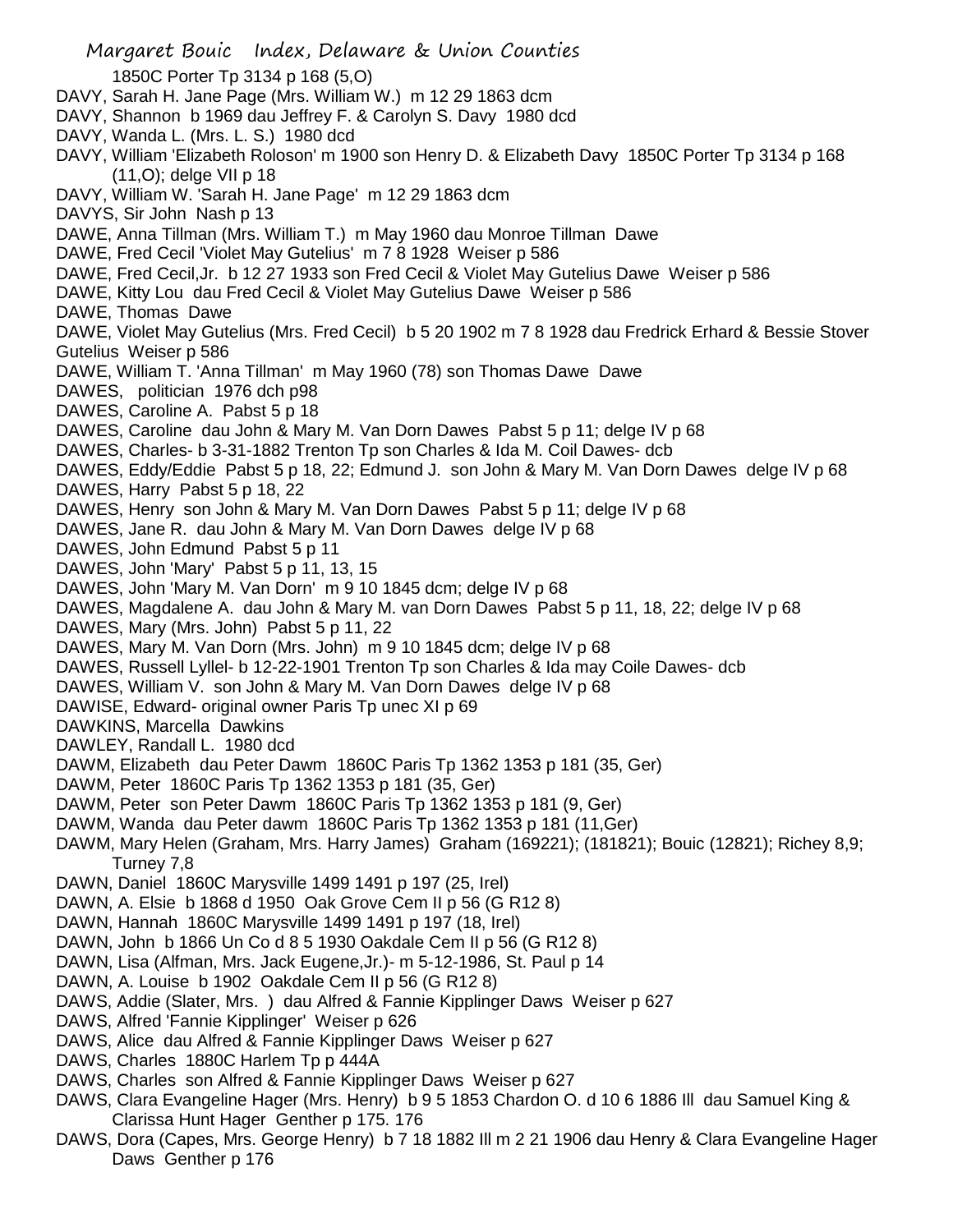1850C Porter Tp 3134 p 168 (5,O)

DAVY, Sarah H. Jane Page (Mrs. William W.) m 12 29 1863 dcm

DAVY, Shannon b 1969 dau Jeffrey F. & Carolyn S. Davy 1980 dcd

DAVY, Wanda L. (Mrs. L. S.) 1980 dcd

DAVY, William 'Elizabeth Roloson' m 1900 son Henry D. & Elizabeth Davy 1850C Porter Tp 3134 p 168 (11,O); delge VII p 18

DAVY, William W. 'Sarah H. Jane Page' m 12 29 1863 dcm

DAVYS, Sir John Nash p 13

DAWE, Anna Tillman (Mrs. William T.) m May 1960 dau Monroe Tillman Dawe

DAWE, Fred Cecil 'Violet May Gutelius' m 7 8 1928 Weiser p 586

DAWE, Fred Cecil,Jr. b 12 27 1933 son Fred Cecil & Violet May Gutelius Dawe Weiser p 586

DAWE, Kitty Lou dau Fred Cecil & Violet May Gutelius Dawe Weiser p 586

DAWE, Thomas Dawe

DAWE, Violet May Gutelius (Mrs. Fred Cecil) b 5 20 1902 m 7 8 1928 dau Fredrick Erhard & Bessie Stover Gutelius Weiser p 586

DAWE, William T. 'Anna Tillman' m May 1960 (78) son Thomas Dawe Dawe

DAWES, politician 1976 dch p98

DAWES, Caroline A. Pabst 5 p 18

DAWES, Caroline dau John & Mary M. Van Dorn Dawes Pabst 5 p 11; delge IV p 68

DAWES, Charles- b 3-31-1882 Trenton Tp son Charles & Ida M. Coil Dawes- dcb

DAWES, Eddy/Eddie Pabst 5 p 18, 22; Edmund J. son John & Mary M. Van Dorn Dawes delge IV p 68

DAWES, Harry Pabst 5 p 18, 22

DAWES, Henry son John & Mary M. Van Dorn Dawes Pabst 5 p 11; delge IV p 68

DAWES, Jane R. dau John & Mary M. Van Dorn Dawes delge IV p 68

DAWES, John Edmund Pabst 5 p 11

DAWES, John 'Mary' Pabst 5 p 11, 13, 15

DAWES, John 'Mary M. Van Dorn' m 9 10 1845 dcm; delge IV p 68

DAWES, Magdalene A. dau John & Mary M. van Dorn Dawes Pabst 5 p 11, 18, 22; delge IV p 68

DAWES, Mary (Mrs. John) Pabst 5 p 11, 22

DAWES, Mary M. Van Dorn (Mrs. John) m 9 10 1845 dcm; delge IV p 68

DAWES, Russell Lyllel- b 12-22-1901 Trenton Tp son Charles & Ida may Coile Dawes- dcb

DAWES, William V. son John & Mary M. Van Dorn Dawes delge IV p 68

DAWISE, Edward- original owner Paris Tp unec XI p 69

DAWKINS, Marcella Dawkins

DAWLEY, Randall L. 1980 dcd

DAWM, Elizabeth dau Peter Dawm 1860C Paris Tp 1362 1353 p 181 (35, Ger)

DAWM, Peter 1860C Paris Tp 1362 1353 p 181 (35, Ger)

DAWM, Peter son Peter Dawm 1860C Paris Tp 1362 1353 p 181 (9, Ger)

DAWM, Wanda dau Peter dawm 1860C Paris Tp 1362 1353 p 181 (11,Ger)

DAWM, Mary Helen (Graham, Mrs. Harry James) Graham (169221); (181821); Bouic (12821); Richey 8,9; Turney 7,8

DAWN, Daniel 1860C Marysville 1499 1491 p 197 (25, Irel)

DAWN, A. Elsie b 1868 d 1950 Oak Grove Cem II p 56 (G R12 8)

DAWN, Hannah 1860C Marysville 1499 1491 p 197 (18, Irel)

DAWN, John b 1866 Un Co d 8 5 1930 Oakdale Cem II p 56 (G R12 8)

DAWN, Lisa (Alfman, Mrs. Jack Eugene,Jr.)- m 5-12-1986, St. Paul p 14

DAWN, A. Louise b 1902 Oakdale Cem II p 56 (G R12 8)

DAWS, Addie (Slater, Mrs. ) dau Alfred & Fannie Kipplinger Daws Weiser p 627

DAWS, Alfred 'Fannie Kipplinger' Weiser p 626

DAWS, Alice dau Alfred & Fannie Kipplinger Daws Weiser p 627

DAWS, Charles 1880C Harlem Tp p 444A

DAWS, Charles son Alfred & Fannie Kipplinger Daws Weiser p 627

DAWS, Clara Evangeline Hager (Mrs. Henry) b 9 5 1853 Chardon O. d 10 6 1886 Ill dau Samuel King & Clarissa Hunt Hager Genther p 175. 176

DAWS, Dora (Capes, Mrs. George Henry) b 7 18 1882 Ill m 2 21 1906 dau Henry & Clara Evangeline Hager Daws Genther p 176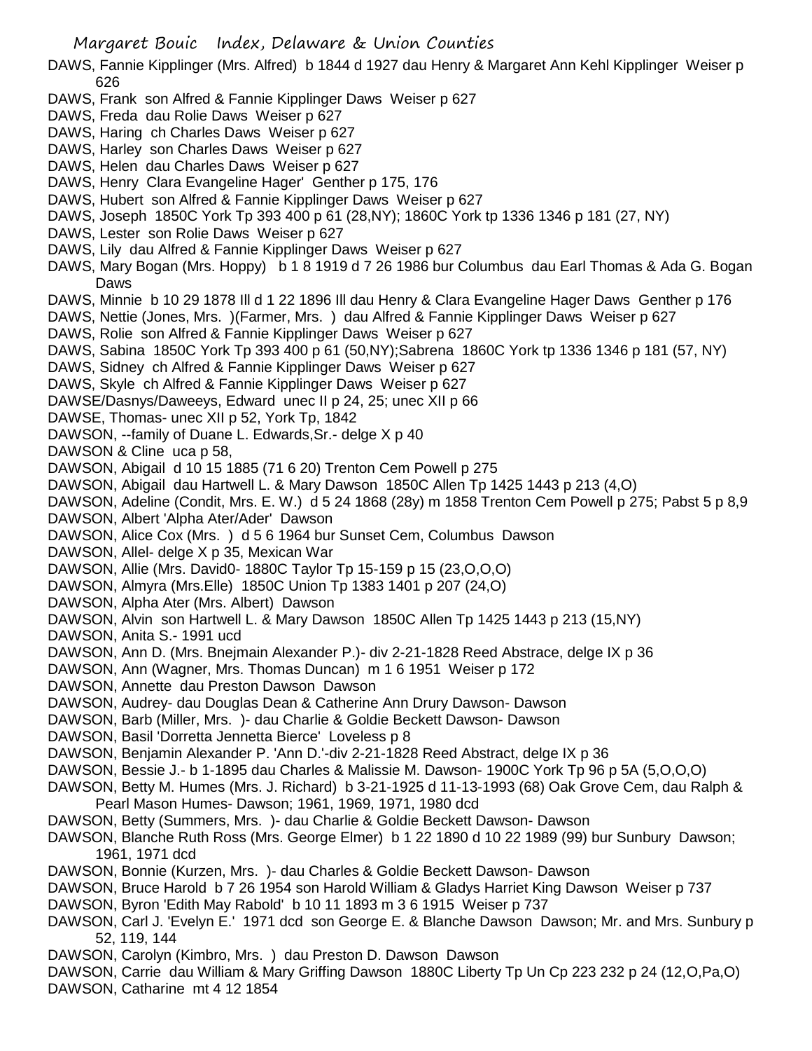DAWS, Fannie Kipplinger (Mrs. Alfred) b 1844 d 1927 dau Henry & Margaret Ann Kehl Kipplinger Weiser p 626

DAWS, Frank son Alfred & Fannie Kipplinger Daws Weiser p 627

DAWS, Freda dau Rolie Daws Weiser p 627

DAWS, Haring ch Charles Daws Weiser p 627

DAWS, Harley son Charles Daws Weiser p 627

DAWS, Helen dau Charles Daws Weiser p 627

DAWS, Henry Clara Evangeline Hager' Genther p 175, 176

DAWS, Hubert son Alfred & Fannie Kipplinger Daws Weiser p 627

DAWS, Joseph 1850C York Tp 393 400 p 61 (28,NY); 1860C York tp 1336 1346 p 181 (27, NY)

DAWS, Lester son Rolie Daws Weiser p 627

DAWS, Lily dau Alfred & Fannie Kipplinger Daws Weiser p 627

DAWS, Mary Bogan (Mrs. Hoppy) b 1 8 1919 d 7 26 1986 bur Columbus dau Earl Thomas & Ada G. Bogan Daws

DAWS, Minnie b 10 29 1878 Ill d 1 22 1896 Ill dau Henry & Clara Evangeline Hager Daws Genther p 176

DAWS, Nettie (Jones, Mrs. )(Farmer, Mrs. ) dau Alfred & Fannie Kipplinger Daws Weiser p 627

DAWS, Rolie son Alfred & Fannie Kipplinger Daws Weiser p 627

DAWS, Sabina 1850C York Tp 393 400 p 61 (50,NY);Sabrena 1860C York tp 1336 1346 p 181 (57, NY)

DAWS, Sidney ch Alfred & Fannie Kipplinger Daws Weiser p 627

DAWS, Skyle ch Alfred & Fannie Kipplinger Daws Weiser p 627

DAWSE/Dasnys/Daweeys, Edward unec II p 24, 25; unec XII p 66

DAWSE, Thomas- unec XII p 52, York Tp, 1842

DAWSON, --family of Duane L. Edwards,Sr.- delge X p 40

DAWSON & Cline uca p 58,

DAWSON, Abigail d 10 15 1885 (71 6 20) Trenton Cem Powell p 275

DAWSON, Abigail dau Hartwell L. & Mary Dawson 1850C Allen Tp 1425 1443 p 213 (4,O)

DAWSON, Adeline (Condit, Mrs. E. W.) d 5 24 1868 (28y) m 1858 Trenton Cem Powell p 275; Pabst 5 p 8,9

DAWSON, Albert 'Alpha Ater/Ader' Dawson

DAWSON, Alice Cox (Mrs. ) d 5 6 1964 bur Sunset Cem, Columbus Dawson

DAWSON, Allel- delge X p 35, Mexican War

DAWSON, Allie (Mrs. David0- 1880C Taylor Tp 15-159 p 15 (23,O,O,O)

DAWSON, Almyra (Mrs.Elle) 1850C Union Tp 1383 1401 p 207 (24,O)

DAWSON, Alpha Ater (Mrs. Albert) Dawson

DAWSON, Alvin son Hartwell L. & Mary Dawson 1850C Allen Tp 1425 1443 p 213 (15,NY)

DAWSON, Anita S.- 1991 ucd

DAWSON, Ann D. (Mrs. Bnejmain Alexander P.)- div 2-21-1828 Reed Abstrace, delge IX p 36

DAWSON, Ann (Wagner, Mrs. Thomas Duncan) m 1 6 1951 Weiser p 172

DAWSON, Annette dau Preston Dawson Dawson

DAWSON, Audrey- dau Douglas Dean & Catherine Ann Drury Dawson- Dawson

DAWSON, Barb (Miller, Mrs. )- dau Charlie & Goldie Beckett Dawson- Dawson

DAWSON, Basil 'Dorretta Jennetta Bierce' Loveless p 8

DAWSON, Benjamin Alexander P. 'Ann D.'-div 2-21-1828 Reed Abstract, delge IX p 36

DAWSON, Bessie J.- b 1-1895 dau Charles & Malissie M. Dawson- 1900C York Tp 96 p 5A (5,O,O,O)

DAWSON, Betty M. Humes (Mrs. J. Richard) b 3-21-1925 d 11-13-1993 (68) Oak Grove Cem, dau Ralph & Pearl Mason Humes- Dawson; 1961, 1969, 1971, 1980 dcd

DAWSON, Betty (Summers, Mrs. )- dau Charlie & Goldie Beckett Dawson- Dawson

DAWSON, Blanche Ruth Ross (Mrs. George Elmer) b 1 22 1890 d 10 22 1989 (99) bur Sunbury Dawson; 1961, 1971 dcd

DAWSON, Bonnie (Kurzen, Mrs. )- dau Charles & Goldie Beckett Dawson- Dawson

DAWSON, Bruce Harold b 7 26 1954 son Harold William & Gladys Harriet King Dawson Weiser p 737

DAWSON, Byron 'Edith May Rabold' b 10 11 1893 m 3 6 1915 Weiser p 737

DAWSON, Carl J. 'Evelyn E.' 1971 dcd son George E. & Blanche Dawson Dawson; Mr. and Mrs. Sunbury p 52, 119, 144

DAWSON, Carolyn (Kimbro, Mrs. ) dau Preston D. Dawson Dawson

DAWSON, Carrie dau William & Mary Griffing Dawson 1880C Liberty Tp Un Cp 223 232 p 24 (12,O,Pa,O)

DAWSON, Catharine mt 4 12 1854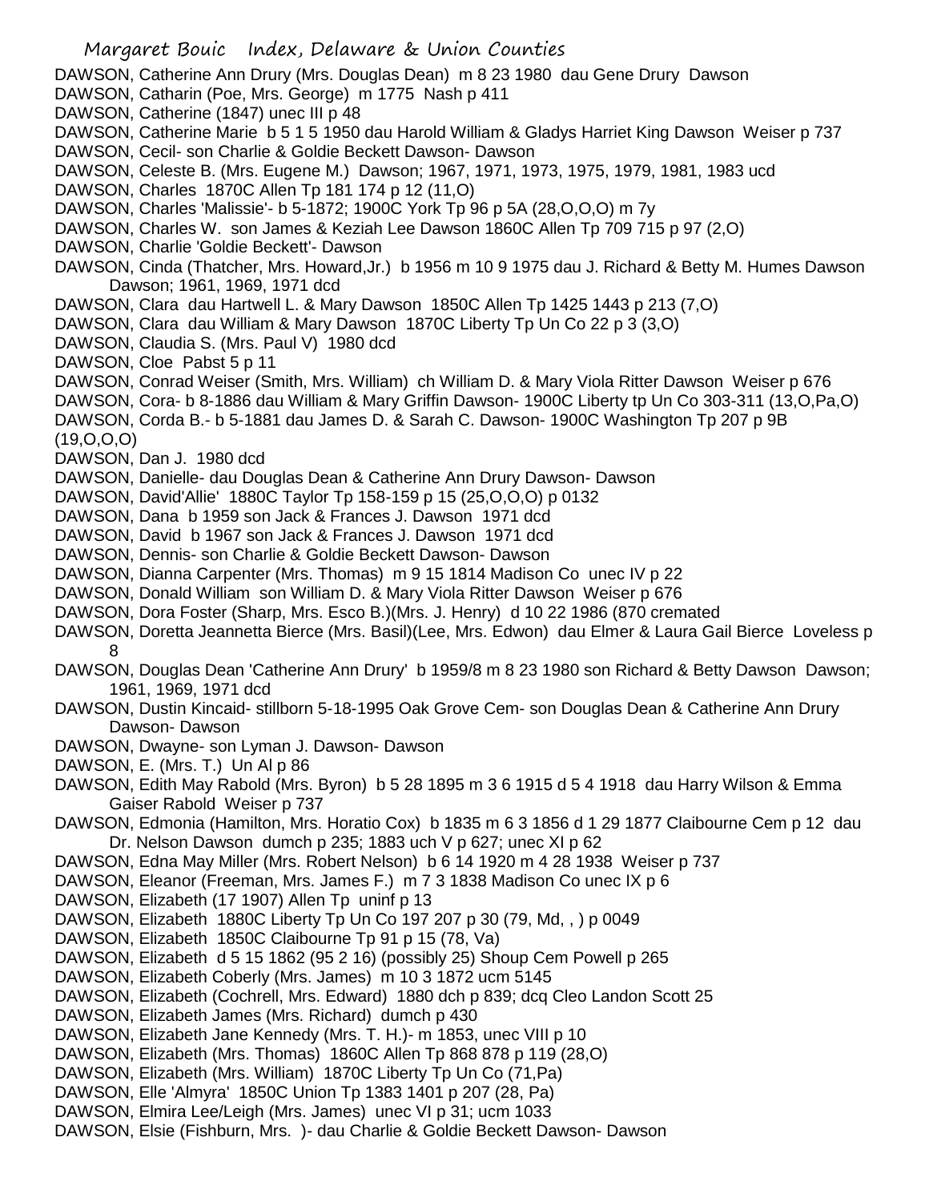Margaret Bouic Index, Delaware & Union Counties

DAWSON, Catherine Ann Drury (Mrs. Douglas Dean) m 8 23 1980 dau Gene Drury Dawson
DAWSON, Catharin (Poe, Mrs. George) m 1775 Nash p 411
DAWSON, Catherine (1847) unec III p 48
DAWSON, Catherine Marie b 5 1 5 1950 dau Harold William & Gladys Harriet King Dawson Weiser p 737
DAWSON, Cecil- son Charlie & Goldie Beckett Dawson- Dawson
DAWSON, Celeste B. (Mrs. Eugene M.) Dawson; 1967, 1971, 1973, 1975, 1979, 1981, 1983 ucd
DAWSON, Charles 1870C Allen Tp 181 174 p 12 (11,O)
DAWSON, Charles 'Malissie'- b 5-1872; 1900C York Tp 96 p 5A (28,O,O,O) m 7y
DAWSON, Charles W. son James & Keziah Lee Dawson 1860C Allen Tp 709 715 p 97 (2,O)
DAWSON, Charlie 'Goldie Beckett'- Dawson
DAWSON, Cinda (Thatcher, Mrs. Howard,Jr.) b 1956 m 10 9 1975 dau J. Richard & Betty M. Humes Dawson Dawson; 1961, 1969, 1971 dcd
DAWSON, Clara dau Hartwell L. & Mary Dawson 1850C Allen Tp 1425 1443 p 213 (7,O)
DAWSON, Clara dau William & Mary Dawson 1870C Liberty Tp Un Co 22 p 3 (3,O)
DAWSON, Claudia S. (Mrs. Paul V) 1980 dcd
DAWSON, Cloe Pabst 5 p 11
DAWSON, Conrad Weiser (Smith, Mrs. William) ch William D. & Mary Viola Ritter Dawson Weiser p 676
DAWSON, Cora- b 8-1886 dau William & Mary Griffin Dawson- 1900C Liberty tp Un Co 303-311 (13,O,Pa,O)
DAWSON, Corda B.- b 5-1881 dau James D. & Sarah C. Dawson- 1900C Washington Tp 207 p 9B (19,O,O,O)
DAWSON, Dan J. 1980 dcd
DAWSON, Danielle- dau Douglas Dean & Catherine Ann Drury Dawson- Dawson
DAWSON, David'Allie' 1880C Taylor Tp 158-159 p 15 (25,O,O,O) p 0132
DAWSON, Dana b 1959 son Jack & Frances J. Dawson 1971 dcd
DAWSON, David b 1967 son Jack & Frances J. Dawson 1971 dcd
DAWSON, Dennis- son Charlie & Goldie Beckett Dawson- Dawson
DAWSON, Dianna Carpenter (Mrs. Thomas) m 9 15 1814 Madison Co unec IV p 22
DAWSON, Donald William son William D. & Mary Viola Ritter Dawson Weiser p 676
DAWSON, Dora Foster (Sharp, Mrs. Esco B.)(Mrs. J. Henry) d 10 22 1986 (870 cremated
DAWSON, Doretta Jeannetta Bierce (Mrs. Basil)(Lee, Mrs. Edwon) dau Elmer & Laura Gail Bierce Loveless p 8
DAWSON, Douglas Dean 'Catherine Ann Drury' b 1959/8 m 8 23 1980 son Richard & Betty Dawson Dawson; 1961, 1969, 1971 dcd
DAWSON, Dustin Kincaid- stillborn 5-18-1995 Oak Grove Cem- son Douglas Dean & Catherine Ann Drury Dawson- Dawson
DAWSON, Dwayne- son Lyman J. Dawson- Dawson
DAWSON, E. (Mrs. T.) Un Al p 86
DAWSON, Edith May Rabold (Mrs. Byron) b 5 28 1895 m 3 6 1915 d 5 4 1918 dau Harry Wilson & Emma Gaiser Rabold Weiser p 737
DAWSON, Edmonia (Hamilton, Mrs. Horatio Cox) b 1835 m 6 3 1856 d 1 29 1877 Claibourne Cem p 12 dau Dr. Nelson Dawson dumch p 235; 1883 uch V p 627; unec XI p 62
DAWSON, Edna May Miller (Mrs. Robert Nelson) b 6 14 1920 m 4 28 1938 Weiser p 737
DAWSON, Eleanor (Freeman, Mrs. James F.) m 7 3 1838 Madison Co unec IX p 6
DAWSON, Elizabeth (17 1907) Allen Tp uninf p 13
DAWSON, Elizabeth 1880C Liberty Tp Un Co 197 207 p 30 (79, Md, , ) p 0049
DAWSON, Elizabeth 1850C Claibourne Tp 91 p 15 (78, Va)
DAWSON, Elizabeth d 5 15 1862 (95 2 16) (possibly 25) Shoup Cem Powell p 265
DAWSON, Elizabeth Coberly (Mrs. James) m 10 3 1872 ucm 5145
DAWSON, Elizabeth (Cochrell, Mrs. Edward) 1880 dch p 839; dcq Cleo Landon Scott 25
DAWSON, Elizabeth James (Mrs. Richard) dumch p 430
DAWSON, Elizabeth Jane Kennedy (Mrs. T. H.)- m 1853, unec VIII p 10
DAWSON, Elizabeth (Mrs. Thomas) 1860C Allen Tp 868 878 p 119 (28,O)
DAWSON, Elizabeth (Mrs. William) 1870C Liberty Tp Un Co (71,Pa)
DAWSON, Elle 'Almyra' 1850C Union Tp 1383 1401 p 207 (28, Pa)
DAWSON, Elmira Lee/Leigh (Mrs. James) unec VI p 31; ucm 1033
DAWSON, Elsie (Fishburn, Mrs. )- dau Charlie & Goldie Beckett Dawson- Dawson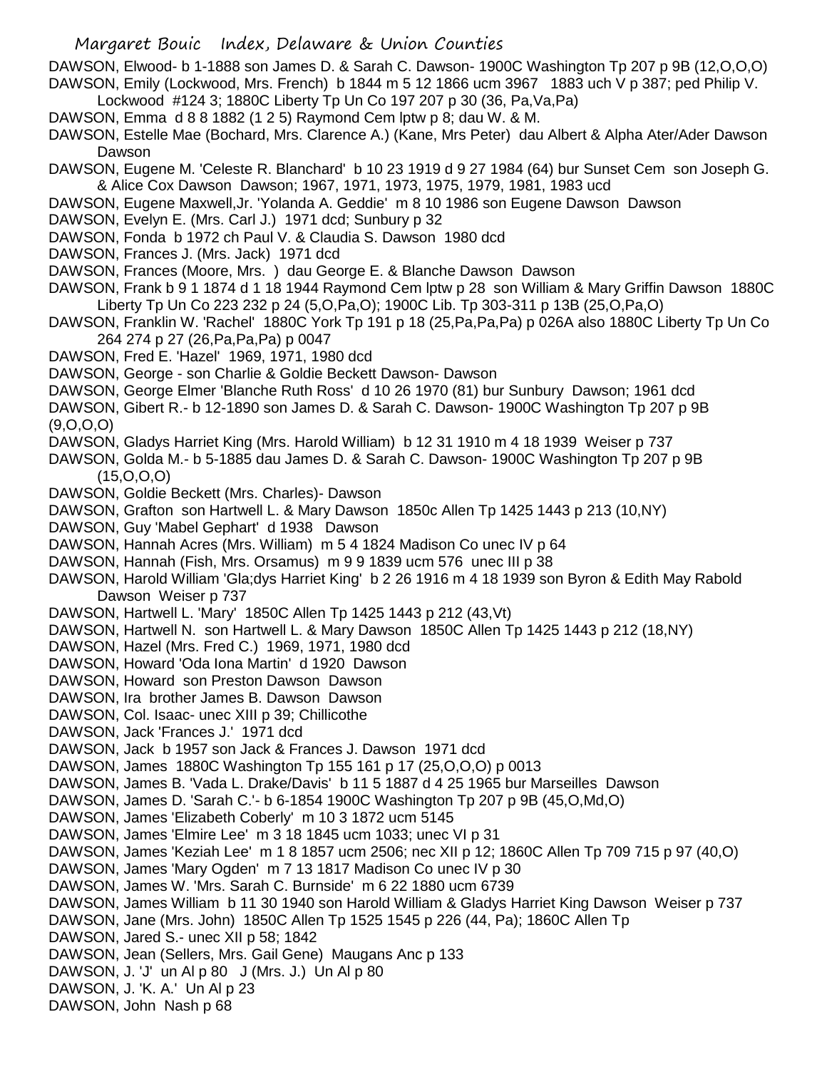DAWSON, Elwood- b 1-1888 son James D. & Sarah C. Dawson- 1900C Washington Tp 207 p 9B (12,O,O,O)

DAWSON, Emily (Lockwood, Mrs. French) b 1844 m 5 12 1866 ucm 3967 1883 uch V p 387; ped Philip V. Lockwood #124 3; 1880C Liberty Tp Un Co 197 207 p 30 (36, Pa,Va,Pa)

DAWSON, Emma d 8 8 1882 (1 2 5) Raymond Cem lptw p 8; dau W. & M.

DAWSON, Estelle Mae (Bochard, Mrs. Clarence A.) (Kane, Mrs Peter) dau Albert & Alpha Ater/Ader Dawson Dawson

DAWSON, Eugene M. 'Celeste R. Blanchard' b 10 23 1919 d 9 27 1984 (64) bur Sunset Cem son Joseph G. & Alice Cox Dawson Dawson; 1967, 1971, 1973, 1975, 1979, 1981, 1983 ucd

DAWSON, Eugene Maxwell,Jr. 'Yolanda A. Geddie' m 8 10 1986 son Eugene Dawson Dawson

DAWSON, Evelyn E. (Mrs. Carl J.) 1971 dcd; Sunbury p 32

DAWSON, Fonda b 1972 ch Paul V. & Claudia S. Dawson 1980 dcd

DAWSON, Frances J. (Mrs. Jack) 1971 dcd

DAWSON, Frances (Moore, Mrs. ) dau George E. & Blanche Dawson Dawson

DAWSON, Frank b 9 1 1874 d 1 18 1944 Raymond Cem lptw p 28 son William & Mary Griffin Dawson 1880C Liberty Tp Un Co 223 232 p 24 (5,O,Pa,O); 1900C Lib. Tp 303-311 p 13B (25,O,Pa,O)

DAWSON, Franklin W. 'Rachel' 1880C York Tp 191 p 18 (25,Pa,Pa,Pa) p 026A also 1880C Liberty Tp Un Co 264 274 p 27 (26,Pa,Pa,Pa) p 0047

DAWSON, Fred E. 'Hazel' 1969, 1971, 1980 dcd

DAWSON, George - son Charlie & Goldie Beckett Dawson- Dawson

DAWSON, George Elmer 'Blanche Ruth Ross' d 10 26 1970 (81) bur Sunbury Dawson; 1961 dcd

DAWSON, Gibert R.- b 12-1890 son James D. & Sarah C. Dawson- 1900C Washington Tp 207 p 9B (9,O,O,O)

DAWSON, Gladys Harriet King (Mrs. Harold William) b 12 31 1910 m 4 18 1939 Weiser p 737

DAWSON, Golda M.- b 5-1885 dau James D. & Sarah C. Dawson- 1900C Washington Tp 207 p 9B (15,O,O,O)

DAWSON, Goldie Beckett (Mrs. Charles)- Dawson

DAWSON, Grafton son Hartwell L. & Mary Dawson 1850c Allen Tp 1425 1443 p 213 (10,NY)

DAWSON, Guy 'Mabel Gephart' d 1938 Dawson

DAWSON, Hannah Acres (Mrs. William) m 5 4 1824 Madison Co unec IV p 64

DAWSON, Hannah (Fish, Mrs. Orsamus) m 9 9 1839 ucm 576 unec III p 38

DAWSON, Harold William 'Gla;dys Harriet King' b 2 26 1916 m 4 18 1939 son Byron & Edith May Rabold Dawson Weiser p 737

DAWSON, Hartwell L. 'Mary' 1850C Allen Tp 1425 1443 p 212 (43,Vt)

DAWSON, Hartwell N. son Hartwell L. & Mary Dawson 1850C Allen Tp 1425 1443 p 212 (18,NY)

DAWSON, Hazel (Mrs. Fred C.) 1969, 1971, 1980 dcd

DAWSON, Howard 'Oda Iona Martin' d 1920 Dawson

DAWSON, Howard son Preston Dawson Dawson

DAWSON, Ira brother James B. Dawson Dawson

DAWSON, Col. Isaac- unec XIII p 39; Chillicothe

DAWSON, Jack 'Frances J.' 1971 dcd

DAWSON, Jack b 1957 son Jack & Frances J. Dawson 1971 dcd

DAWSON, James 1880C Washington Tp 155 161 p 17 (25,O,O,O) p 0013

DAWSON, James B. 'Vada L. Drake/Davis' b 11 5 1887 d 4 25 1965 bur Marseilles Dawson

DAWSON, James D. 'Sarah C.'- b 6-1854 1900C Washington Tp 207 p 9B (45,O,Md,O)

DAWSON, James 'Elizabeth Coberly' m 10 3 1872 ucm 5145

DAWSON, James 'Elmire Lee' m 3 18 1845 ucm 1033; unec VI p 31

DAWSON, James 'Keziah Lee' m 1 8 1857 ucm 2506; nec XII p 12; 1860C Allen Tp 709 715 p 97 (40,O)

DAWSON, James 'Mary Ogden' m 7 13 1817 Madison Co unec IV p 30

DAWSON, James W. 'Mrs. Sarah C. Burnside' m 6 22 1880 ucm 6739

DAWSON, James William b 11 30 1940 son Harold William & Gladys Harriet King Dawson Weiser p 737

DAWSON, Jane (Mrs. John) 1850C Allen Tp 1525 1545 p 226 (44, Pa); 1860C Allen Tp

DAWSON, Jared S.- unec XII p 58; 1842

DAWSON, Jean (Sellers, Mrs. Gail Gene) Maugans Anc p 133

DAWSON, J. 'J' un Al p 80 J (Mrs. J.) Un Al p 80

DAWSON, J. 'K. A.' Un Al p 23

DAWSON, John Nash p 68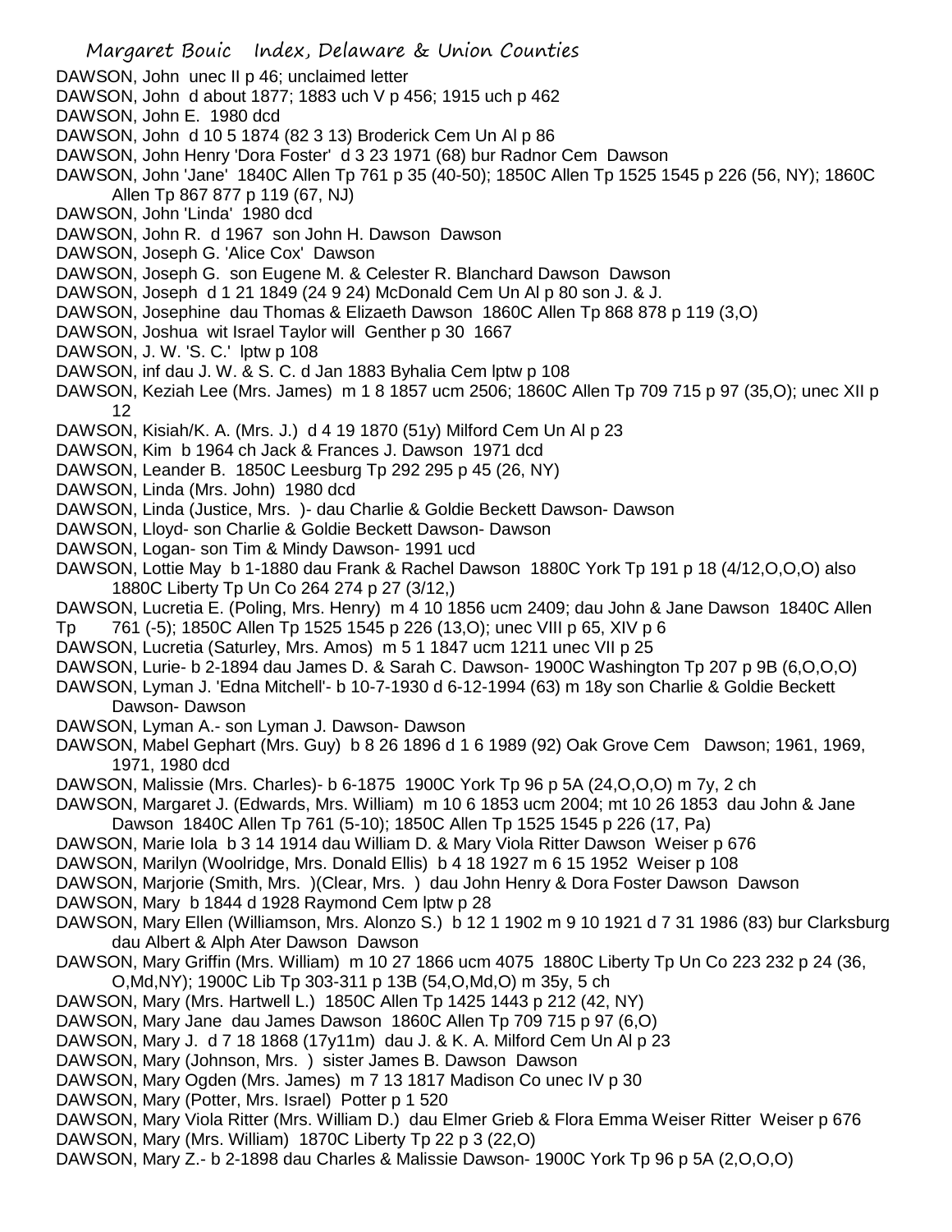DAWSON, John unec II p 46; unclaimed letter
DAWSON, John d about 1877; 1883 uch V p 456; 1915 uch p 462
DAWSON, John E. 1980 dcd
DAWSON, John d 10 5 1874 (82 3 13) Broderick Cem Un Al p 86
DAWSON, John Henry 'Dora Foster' d 3 23 1971 (68) bur Radnor Cem Dawson
DAWSON, John 'Jane' 1840C Allen Tp 761 p 35 (40-50); 1850C Allen Tp 1525 1545 p 226 (56, NY); 1860C Allen Tp 867 877 p 119 (67, NJ)
DAWSON, John 'Linda' 1980 dcd
DAWSON, John R. d 1967 son John H. Dawson Dawson
DAWSON, Joseph G. 'Alice Cox' Dawson
DAWSON, Joseph G. son Eugene M. & Celester R. Blanchard Dawson Dawson
DAWSON, Joseph d 1 21 1849 (24 9 24) McDonald Cem Un Al p 80 son J. & J.
DAWSON, Josephine dau Thomas & Elizaeth Dawson 1860C Allen Tp 868 878 p 119 (3,O)
DAWSON, Joshua wit Israel Taylor will Genther p 30 1667
DAWSON, J. W. 'S. C.' lptw p 108
DAWSON, inf dau J. W. & S. C. d Jan 1883 Byhalia Cem lptw p 108
DAWSON, Keziah Lee (Mrs. James) m 1 8 1857 ucm 2506; 1860C Allen Tp 709 715 p 97 (35,O); unec XII p 12
DAWSON, Kisiah/K. A. (Mrs. J.) d 4 19 1870 (51y) Milford Cem Un Al p 23
DAWSON, Kim b 1964 ch Jack & Frances J. Dawson 1971 dcd
DAWSON, Leander B. 1850C Leesburg Tp 292 295 p 45 (26, NY)
DAWSON, Linda (Mrs. John) 1980 dcd
DAWSON, Linda (Justice, Mrs. )- dau Charlie & Goldie Beckett Dawson- Dawson
DAWSON, Lloyd- son Charlie & Goldie Beckett Dawson- Dawson
DAWSON, Logan- son Tim & Mindy Dawson- 1991 ucd
DAWSON, Lottie May b 1-1880 dau Frank & Rachel Dawson 1880C York Tp 191 p 18 (4/12,O,O,O) also 1880C Liberty Tp Un Co 264 274 p 27 (3/12,)
DAWSON, Lucretia E. (Poling, Mrs. Henry) m 4 10 1856 ucm 2409; dau John & Jane Dawson 1840C Allen Tp 761 (-5); 1850C Allen Tp 1525 1545 p 226 (13,O); unec VIII p 65, XIV p 6
DAWSON, Lucretia (Saturley, Mrs. Amos) m 5 1 1847 ucm 1211 unec VII p 25
DAWSON, Lurie- b 2-1894 dau James D. & Sarah C. Dawson- 1900C Washington Tp 207 p 9B (6,O,O,O)
DAWSON, Lyman J. 'Edna Mitchell'- b 10-7-1930 d 6-12-1994 (63) m 18y son Charlie & Goldie Beckett Dawson- Dawson
DAWSON, Lyman A.- son Lyman J. Dawson- Dawson
DAWSON, Mabel Gephart (Mrs. Guy) b 8 26 1896 d 1 6 1989 (92) Oak Grove Cem Dawson; 1961, 1969, 1971, 1980 dcd
DAWSON, Malissie (Mrs. Charles)- b 6-1875 1900C York Tp 96 p 5A (24,O,O,O) m 7y, 2 ch
DAWSON, Margaret J. (Edwards, Mrs. William) m 10 6 1853 ucm 2004; mt 10 26 1853 dau John & Jane Dawson 1840C Allen Tp 761 (5-10); 1850C Allen Tp 1525 1545 p 226 (17, Pa)
DAWSON, Marie Iola b 3 14 1914 dau William D. & Mary Viola Ritter Dawson Weiser p 676
DAWSON, Marilyn (Woolridge, Mrs. Donald Ellis) b 4 18 1927 m 6 15 1952 Weiser p 108
DAWSON, Marjorie (Smith, Mrs. )(Clear, Mrs. ) dau John Henry & Dora Foster Dawson Dawson
DAWSON, Mary b 1844 d 1928 Raymond Cem lptw p 28
DAWSON, Mary Ellen (Williamson, Mrs. Alonzo S.) b 12 1 1902 m 9 10 1921 d 7 31 1986 (83) bur Clarksburg dau Albert & Alph Ater Dawson Dawson
DAWSON, Mary Griffin (Mrs. William) m 10 27 1866 ucm 4075 1880C Liberty Tp Un Co 223 232 p 24 (36, O,Md,NY); 1900C Lib Tp 303-311 p 13B (54,O,Md,O) m 35y, 5 ch
DAWSON, Mary (Mrs. Hartwell L.) 1850C Allen Tp 1425 1443 p 212 (42, NY)
DAWSON, Mary Jane dau James Dawson 1860C Allen Tp 709 715 p 97 (6,O)
DAWSON, Mary J. d 7 18 1868 (17y11m) dau J. & K. A. Milford Cem Un Al p 23
DAWSON, Mary (Johnson, Mrs. ) sister James B. Dawson Dawson
DAWSON, Mary Ogden (Mrs. James) m 7 13 1817 Madison Co unec IV p 30
DAWSON, Mary (Potter, Mrs. Israel) Potter p 1 520
DAWSON, Mary Viola Ritter (Mrs. William D.) dau Elmer Grieb & Flora Emma Weiser Ritter Weiser p 676
DAWSON, Mary (Mrs. William) 1870C Liberty Tp 22 p 3 (22,O)
DAWSON, Mary Z.- b 2-1898 dau Charles & Malissie Dawson- 1900C York Tp 96 p 5A (2,O,O,O)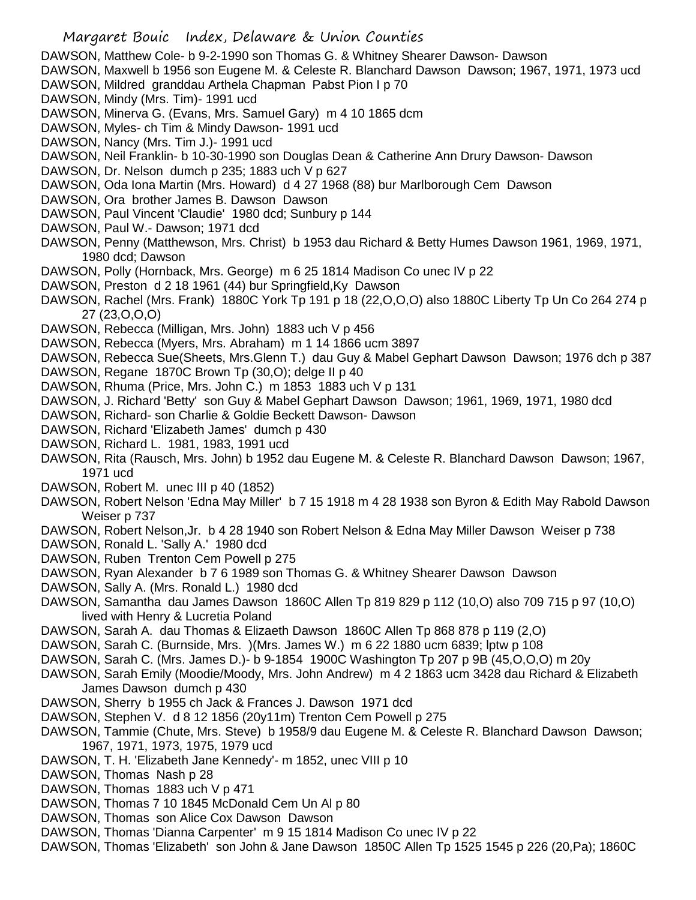DAWSON, Matthew Cole- b 9-2-1990 son Thomas G. & Whitney Shearer Dawson- Dawson
DAWSON, Maxwell b 1956 son Eugene M. & Celeste R. Blanchard Dawson Dawson; 1967, 1971, 1973 ucd
DAWSON, Mildred granddau Arthela Chapman Pabst Pion I p 70
DAWSON, Mindy (Mrs. Tim)- 1991 ucd
DAWSON, Minerva G. (Evans, Mrs. Samuel Gary) m 4 10 1865 dcm
DAWSON, Myles- ch Tim & Mindy Dawson- 1991 ucd
DAWSON, Nancy (Mrs. Tim J.)- 1991 ucd
DAWSON, Neil Franklin- b 10-30-1990 son Douglas Dean & Catherine Ann Drury Dawson- Dawson
DAWSON, Dr. Nelson dumch p 235; 1883 uch V p 627
DAWSON, Oda Iona Martin (Mrs. Howard) d 4 27 1968 (88) bur Marlborough Cem Dawson
DAWSON, Ora brother James B. Dawson Dawson
DAWSON, Paul Vincent 'Claudie' 1980 dcd; Sunbury p 144
DAWSON, Paul W.- Dawson; 1971 dcd
DAWSON, Penny (Matthewson, Mrs. Christ) b 1953 dau Richard & Betty Humes Dawson 1961, 1969, 1971, 1980 dcd; Dawson
DAWSON, Polly (Hornback, Mrs. George) m 6 25 1814 Madison Co unec IV p 22
DAWSON, Preston d 2 18 1961 (44) bur Springfield,Ky Dawson
DAWSON, Rachel (Mrs. Frank) 1880C York Tp 191 p 18 (22,O,O,O) also 1880C Liberty Tp Un Co 264 274 p 27 (23,O,O,O)
DAWSON, Rebecca (Milligan, Mrs. John) 1883 uch V p 456
DAWSON, Rebecca (Myers, Mrs. Abraham) m 1 14 1866 ucm 3897
DAWSON, Rebecca Sue(Sheets, Mrs.Glenn T.) dau Guy & Mabel Gephart Dawson Dawson; 1976 dch p 387
DAWSON, Regane 1870C Brown Tp (30,O); delge II p 40
DAWSON, Rhuma (Price, Mrs. John C.) m 1853 1883 uch V p 131
DAWSON, J. Richard 'Betty' son Guy & Mabel Gephart Dawson Dawson; 1961, 1969, 1971, 1980 dcd
DAWSON, Richard- son Charlie & Goldie Beckett Dawson- Dawson
DAWSON, Richard 'Elizabeth James' dumch p 430
DAWSON, Richard L. 1981, 1983, 1991 ucd
DAWSON, Rita (Rausch, Mrs. John) b 1952 dau Eugene M. & Celeste R. Blanchard Dawson Dawson; 1967, 1971 ucd
DAWSON, Robert M. unec III p 40 (1852)
DAWSON, Robert Nelson 'Edna May Miller' b 7 15 1918 m 4 28 1938 son Byron & Edith May Rabold Dawson Weiser p 737
DAWSON, Robert Nelson,Jr. b 4 28 1940 son Robert Nelson & Edna May Miller Dawson Weiser p 738
DAWSON, Ronald L. 'Sally A.' 1980 dcd
DAWSON, Ruben Trenton Cem Powell p 275
DAWSON, Ryan Alexander b 7 6 1989 son Thomas G. & Whitney Shearer Dawson Dawson
DAWSON, Sally A. (Mrs. Ronald L.) 1980 dcd
DAWSON, Samantha dau James Dawson 1860C Allen Tp 819 829 p 112 (10,O) also 709 715 p 97 (10,O) lived with Henry & Lucretia Poland
DAWSON, Sarah A. dau Thomas & Elizaeth Dawson 1860C Allen Tp 868 878 p 119 (2,O)
DAWSON, Sarah C. (Burnside, Mrs. )(Mrs. James W.) m 6 22 1880 ucm 6839; lptw p 108
DAWSON, Sarah C. (Mrs. James D.)- b 9-1854 1900C Washington Tp 207 p 9B (45,O,O,O) m 20y
DAWSON, Sarah Emily (Moodie/Moody, Mrs. John Andrew) m 4 2 1863 ucm 3428 dau Richard & Elizabeth James Dawson dumch p 430
DAWSON, Sherry b 1955 ch Jack & Frances J. Dawson 1971 dcd
DAWSON, Stephen V. d 8 12 1856 (20y11m) Trenton Cem Powell p 275
DAWSON, Tammie (Chute, Mrs. Steve) b 1958/9 dau Eugene M. & Celeste R. Blanchard Dawson Dawson; 1967, 1971, 1973, 1975, 1979 ucd
DAWSON, T. H. 'Elizabeth Jane Kennedy'- m 1852, unec VIII p 10
DAWSON, Thomas Nash p 28
DAWSON, Thomas 1883 uch V p 471
DAWSON, Thomas 7 10 1845 McDonald Cem Un Al p 80
DAWSON, Thomas son Alice Cox Dawson Dawson
DAWSON, Thomas 'Dianna Carpenter' m 9 15 1814 Madison Co unec IV p 22
DAWSON, Thomas 'Elizabeth' son John & Jane Dawson 1850C Allen Tp 1525 1545 p 226 (20,Pa); 1860C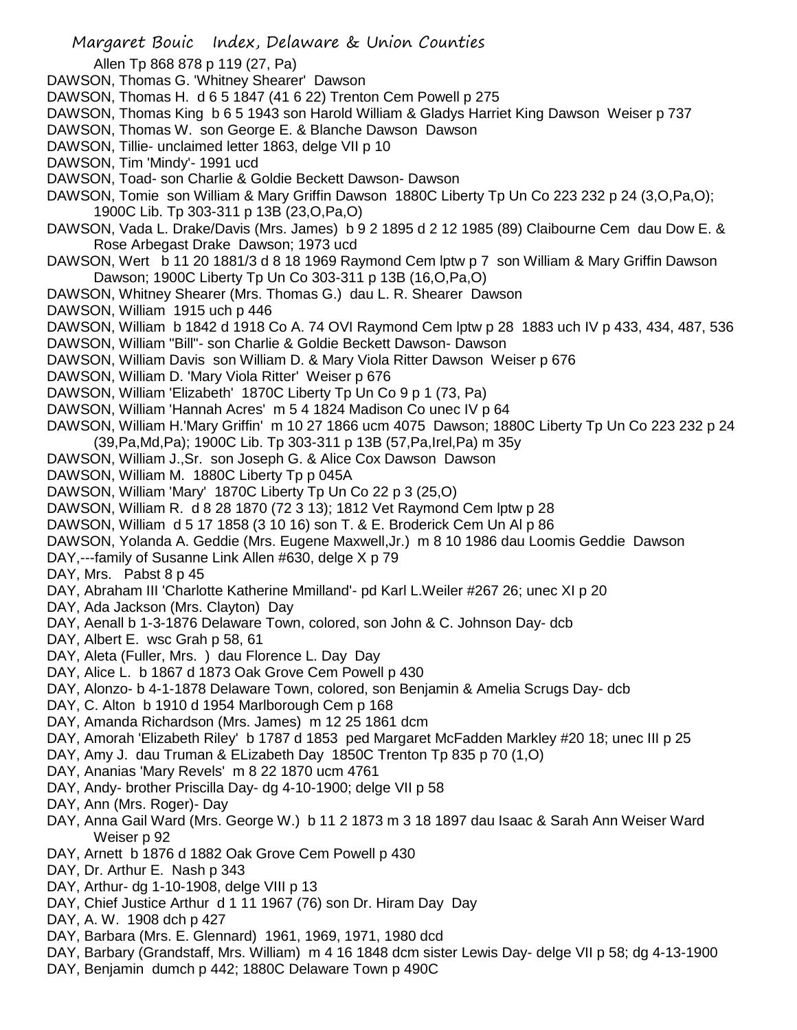Allen Tp 868 878 p 119 (27, Pa)
DAWSON, Thomas G. 'Whitney Shearer' Dawson
DAWSON, Thomas H. d 6 5 1847 (41 6 22) Trenton Cem Powell p 275
DAWSON, Thomas King b 6 5 1943 son Harold William & Gladys Harriet King Dawson Weiser p 737
DAWSON, Thomas W. son George E. & Blanche Dawson Dawson
DAWSON, Tillie- unclaimed letter 1863, delge VII p 10
DAWSON, Tim 'Mindy'- 1991 ucd
DAWSON, Toad- son Charlie & Goldie Beckett Dawson- Dawson
DAWSON, Tomie son William & Mary Griffin Dawson 1880C Liberty Tp Un Co 223 232 p 24 (3,O,Pa,O); 1900C Lib. Tp 303-311 p 13B (23,O,Pa,O)
DAWSON, Vada L. Drake/Davis (Mrs. James) b 9 2 1895 d 2 12 1985 (89) Claibourne Cem dau Dow E. & Rose Arbegast Drake Dawson; 1973 ucd
DAWSON, Wert b 11 20 1881/3 d 8 18 1969 Raymond Cem lptw p 7 son William & Mary Griffin Dawson Dawson; 1900C Liberty Tp Un Co 303-311 p 13B (16,O,Pa,O)
DAWSON, Whitney Shearer (Mrs. Thomas G.) dau L. R. Shearer Dawson
DAWSON, William 1915 uch p 446
DAWSON, William b 1842 d 1918 Co A. 74 OVI Raymond Cem lptw p 28 1883 uch IV p 433, 434, 487, 536
DAWSON, William "Bill"- son Charlie & Goldie Beckett Dawson- Dawson
DAWSON, William Davis son William D. & Mary Viola Ritter Dawson Weiser p 676
DAWSON, William D. 'Mary Viola Ritter' Weiser p 676
DAWSON, William 'Elizabeth' 1870C Liberty Tp Un Co 9 p 1 (73, Pa)
DAWSON, William 'Hannah Acres' m 5 4 1824 Madison Co unec IV p 64
DAWSON, William H.'Mary Griffin' m 10 27 1866 ucm 4075 Dawson; 1880C Liberty Tp Un Co 223 232 p 24 (39,Pa,Md,Pa); 1900C Lib. Tp 303-311 p 13B (57,Pa,Irel,Pa) m 35y
DAWSON, William J.,Sr. son Joseph G. & Alice Cox Dawson Dawson
DAWSON, William M. 1880C Liberty Tp p 045A
DAWSON, William 'Mary' 1870C Liberty Tp Un Co 22 p 3 (25,O)
DAWSON, William R. d 8 28 1870 (72 3 13); 1812 Vet Raymond Cem lptw p 28
DAWSON, William d 5 17 1858 (3 10 16) son T. & E. Broderick Cem Un Al p 86
DAWSON, Yolanda A. Geddie (Mrs. Eugene Maxwell,Jr.) m 8 10 1986 dau Loomis Geddie Dawson
DAY,---family of Susanne Link Allen #630, delge X p 79
DAY, Mrs. Pabst 8 p 45
DAY, Abraham III 'Charlotte Katherine Mmilland'- pd Karl L.Weiler #267 26; unec XI p 20
DAY, Ada Jackson (Mrs. Clayton) Day
DAY, Aenall b 1-3-1876 Delaware Town, colored, son John & C. Johnson Day- dcb
DAY, Albert E. wsc Grah p 58, 61
DAY, Aleta (Fuller, Mrs. ) dau Florence L. Day Day
DAY, Alice L. b 1867 d 1873 Oak Grove Cem Powell p 430
DAY, Alonzo- b 4-1-1878 Delaware Town, colored, son Benjamin & Amelia Scrugs Day- dcb
DAY, C. Alton b 1910 d 1954 Marlborough Cem p 168
DAY, Amanda Richardson (Mrs. James) m 12 25 1861 dcm
DAY, Amorah 'Elizabeth Riley' b 1787 d 1853 ped Margaret McFadden Markley #20 18; unec III p 25
DAY, Amy J. dau Truman & ELizabeth Day 1850C Trenton Tp 835 p 70 (1,O)
DAY, Ananias 'Mary Revels' m 8 22 1870 ucm 4761
DAY, Andy- brother Priscilla Day- dg 4-10-1900; delge VII p 58
DAY, Ann (Mrs. Roger)- Day
DAY, Anna Gail Ward (Mrs. George W.) b 11 2 1873 m 3 18 1897 dau Isaac & Sarah Ann Weiser Ward Weiser p 92
DAY, Arnett b 1876 d 1882 Oak Grove Cem Powell p 430
DAY, Dr. Arthur E. Nash p 343
DAY, Arthur- dg 1-10-1908, delge VIII p 13
DAY, Chief Justice Arthur d 1 11 1967 (76) son Dr. Hiram Day Day
DAY, A. W. 1908 dch p 427
DAY, Barbara (Mrs. E. Glennard) 1961, 1969, 1971, 1980 dcd
DAY, Barbary (Grandstaff, Mrs. William) m 4 16 1848 dcm sister Lewis Day- delge VII p 58; dg 4-13-1900
DAY, Benjamin dumch p 442; 1880C Delaware Town p 490C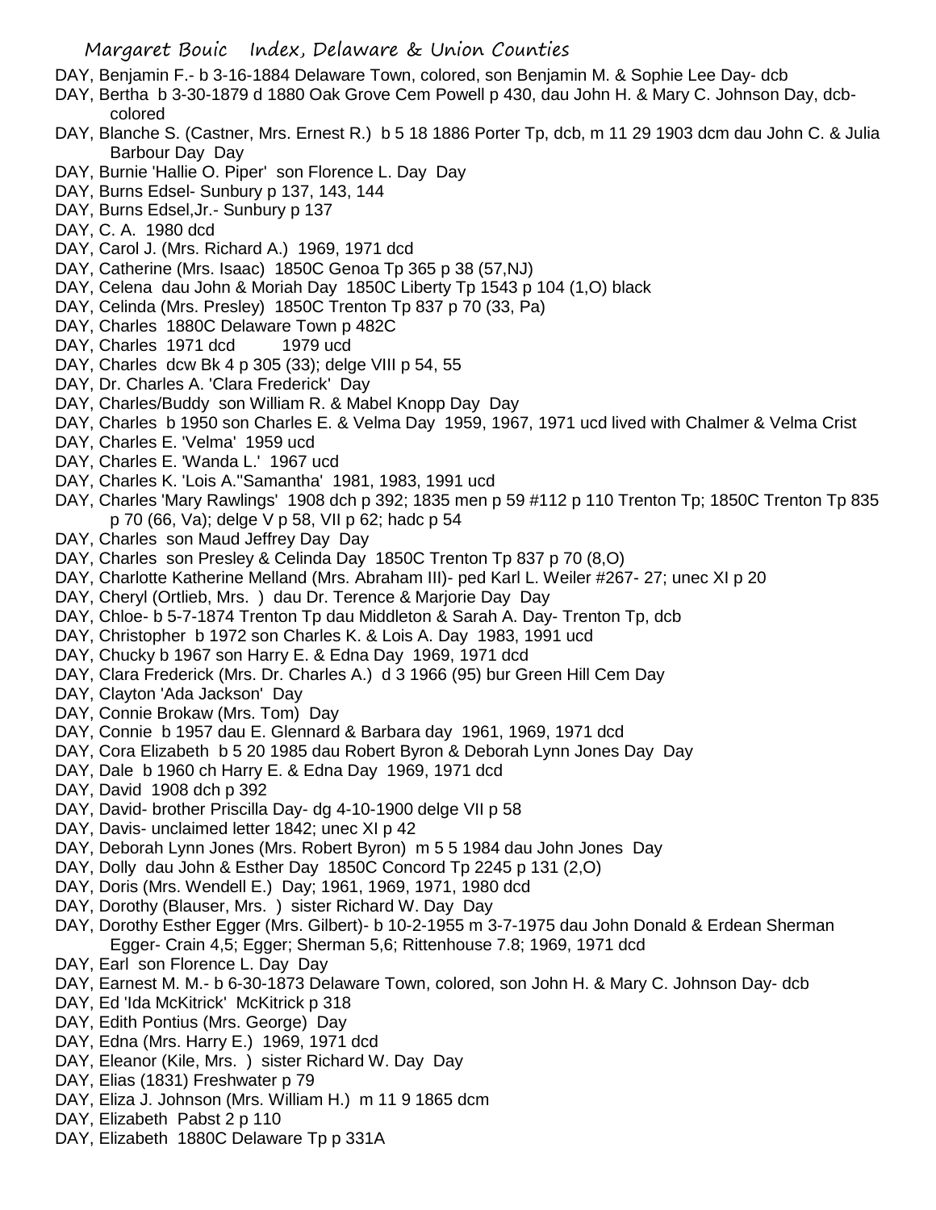DAY, Benjamin F.- b 3-16-1884 Delaware Town, colored, son Benjamin M. & Sophie Lee Day- dcb

DAY, Bertha b 3-30-1879 d 1880 Oak Grove Cem Powell p 430, dau John H. & Mary C. Johnson Day, dcb-colored

DAY, Blanche S. (Castner, Mrs. Ernest R.) b 5 18 1886 Porter Tp, dcb, m 11 29 1903 dcm dau John C. & Julia Barbour Day Day

DAY, Burnie 'Hallie O. Piper' son Florence L. Day Day

DAY, Burns Edsel- Sunbury p 137, 143, 144

DAY, Burns Edsel,Jr.- Sunbury p 137

DAY, C. A. 1980 dcd

DAY, Carol J. (Mrs. Richard A.) 1969, 1971 dcd

DAY, Catherine (Mrs. Isaac) 1850C Genoa Tp 365 p 38 (57,NJ)

DAY, Celena dau John & Moriah Day 1850C Liberty Tp 1543 p 104 (1,O) black

DAY, Celinda (Mrs. Presley) 1850C Trenton Tp 837 p 70 (33, Pa)

DAY, Charles 1880C Delaware Town p 482C

DAY, Charles 1971 dcd 1979 ucd

DAY, Charles dcw Bk 4 p 305 (33); delge VIII p 54, 55

DAY, Dr. Charles A. 'Clara Frederick' Day

DAY, Charles/Buddy son William R. & Mabel Knopp Day Day

DAY, Charles b 1950 son Charles E. & Velma Day 1959, 1967, 1971 ucd lived with Chalmer & Velma Crist

DAY, Charles E. 'Velma' 1959 ucd

DAY, Charles E. 'Wanda L.' 1967 ucd

DAY, Charles K. 'Lois A.''Samantha' 1981, 1983, 1991 ucd

DAY, Charles 'Mary Rawlings' 1908 dch p 392; 1835 men p 59 #112 p 110 Trenton Tp; 1850C Trenton Tp 835 p 70 (66, Va); delge V p 58, VII p 62; hadc p 54

DAY, Charles son Maud Jeffrey Day Day

DAY, Charles son Presley & Celinda Day 1850C Trenton Tp 837 p 70 (8,O)

DAY, Charlotte Katherine Melland (Mrs. Abraham III)- ped Karl L. Weiler #267- 27; unec XI p 20

DAY, Cheryl (Ortlieb, Mrs. ) dau Dr. Terence & Marjorie Day Day

DAY, Chloe- b 5-7-1874 Trenton Tp dau Middleton & Sarah A. Day- Trenton Tp, dcb

DAY, Christopher b 1972 son Charles K. & Lois A. Day 1983, 1991 ucd

DAY, Chucky b 1967 son Harry E. & Edna Day 1969, 1971 dcd

DAY, Clara Frederick (Mrs. Dr. Charles A.) d 3 1966 (95) bur Green Hill Cem Day

DAY, Clayton 'Ada Jackson' Day

DAY, Connie Brokaw (Mrs. Tom) Day

DAY, Connie b 1957 dau E. Glennard & Barbara day 1961, 1969, 1971 dcd

DAY, Cora Elizabeth b 5 20 1985 dau Robert Byron & Deborah Lynn Jones Day Day

DAY, Dale b 1960 ch Harry E. & Edna Day 1969, 1971 dcd

DAY, David 1908 dch p 392

DAY, David- brother Priscilla Day- dg 4-10-1900 delge VII p 58

DAY, Davis- unclaimed letter 1842; unec XI p 42

DAY, Deborah Lynn Jones (Mrs. Robert Byron) m 5 5 1984 dau John Jones Day

DAY, Dolly dau John & Esther Day 1850C Concord Tp 2245 p 131 (2,O)

DAY, Doris (Mrs. Wendell E.) Day; 1961, 1969, 1971, 1980 dcd

DAY, Dorothy (Blauser, Mrs. ) sister Richard W. Day Day

DAY, Dorothy Esther Egger (Mrs. Gilbert)- b 10-2-1955 m 3-7-1975 dau John Donald & Erdean Sherman Egger- Crain 4,5; Egger; Sherman 5,6; Rittenhouse 7.8; 1969, 1971 dcd

DAY, Earl son Florence L. Day Day

DAY, Earnest M. M.- b 6-30-1873 Delaware Town, colored, son John H. & Mary C. Johnson Day- dcb

DAY, Ed 'Ida McKitrick' McKitrick p 318

DAY, Edith Pontius (Mrs. George) Day

DAY, Edna (Mrs. Harry E.) 1969, 1971 dcd

DAY, Eleanor (Kile, Mrs. ) sister Richard W. Day Day

DAY, Elias (1831) Freshwater p 79

DAY, Eliza J. Johnson (Mrs. William H.) m 11 9 1865 dcm

DAY, Elizabeth Pabst 2 p 110

DAY, Elizabeth 1880C Delaware Tp p 331A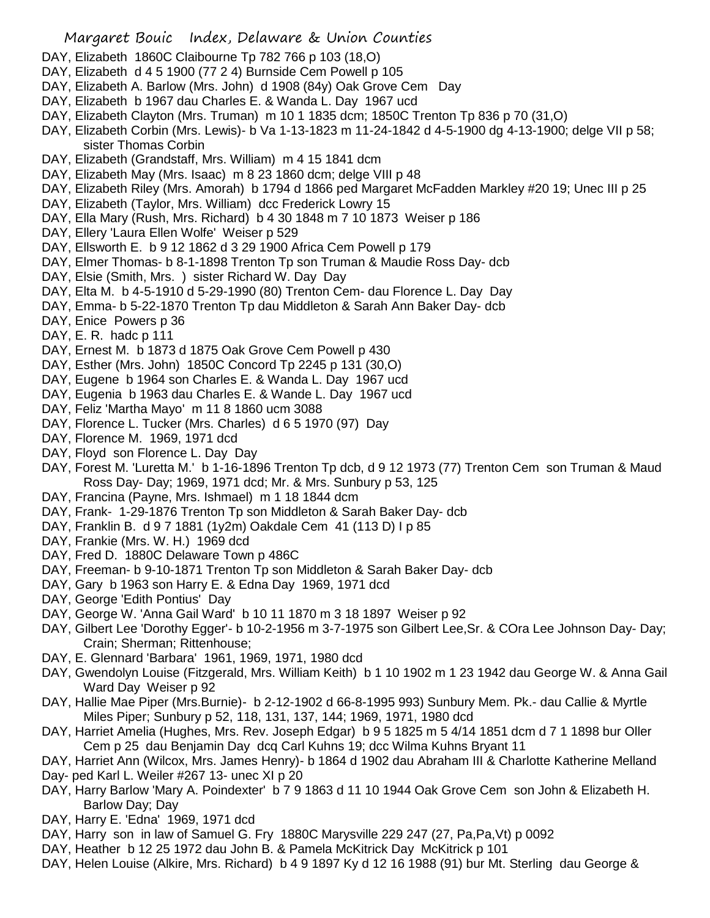DAY, Elizabeth 1860C Claibourne Tp 782 766 p 103 (18,O)
DAY, Elizabeth d 4 5 1900 (77 2 4) Burnside Cem Powell p 105
DAY, Elizabeth A. Barlow (Mrs. John) d 1908 (84y) Oak Grove Cem Day
DAY, Elizabeth b 1967 dau Charles E. & Wanda L. Day 1967 ucd
DAY, Elizabeth Clayton (Mrs. Truman) m 10 1 1835 dcm; 1850C Trenton Tp 836 p 70 (31,O)
DAY, Elizabeth Corbin (Mrs. Lewis)- b Va 1-13-1823 m 11-24-1842 d 4-5-1900 dg 4-13-1900; delge VII p 58; sister Thomas Corbin
DAY, Elizabeth (Grandstaff, Mrs. William) m 4 15 1841 dcm
DAY, Elizabeth May (Mrs. Isaac) m 8 23 1860 dcm; delge VIII p 48
DAY, Elizabeth Riley (Mrs. Amorah) b 1794 d 1866 ped Margaret McFadden Markley #20 19; Unec III p 25
DAY, Elizabeth (Taylor, Mrs. William) dcc Frederick Lowry 15
DAY, Ella Mary (Rush, Mrs. Richard) b 4 30 1848 m 7 10 1873 Weiser p 186
DAY, Ellery 'Laura Ellen Wolfe' Weiser p 529
DAY, Ellsworth E. b 9 12 1862 d 3 29 1900 Africa Cem Powell p 179
DAY, Elmer Thomas- b 8-1-1898 Trenton Tp son Truman & Maudie Ross Day- dcb
DAY, Elsie (Smith, Mrs. ) sister Richard W. Day Day
DAY, Elta M. b 4-5-1910 d 5-29-1990 (80) Trenton Cem- dau Florence L. Day Day
DAY, Emma- b 5-22-1870 Trenton Tp dau Middleton & Sarah Ann Baker Day- dcb
DAY, Enice Powers p 36
DAY, E. R. hadc p 111
DAY, Ernest M. b 1873 d 1875 Oak Grove Cem Powell p 430
DAY, Esther (Mrs. John) 1850C Concord Tp 2245 p 131 (30,O)
DAY, Eugene b 1964 son Charles E. & Wanda L. Day 1967 ucd
DAY, Eugenia b 1963 dau Charles E. & Wande L. Day 1967 ucd
DAY, Feliz 'Martha Mayo' m 11 8 1860 ucm 3088
DAY, Florence L. Tucker (Mrs. Charles) d 6 5 1970 (97) Day
DAY, Florence M. 1969, 1971 dcd
DAY, Floyd son Florence L. Day Day
DAY, Forest M. 'Luretta M.' b 1-16-1896 Trenton Tp dcb, d 9 12 1973 (77) Trenton Cem son Truman & Maud Ross Day- Day; 1969, 1971 dcd; Mr. & Mrs. Sunbury p 53, 125
DAY, Francina (Payne, Mrs. Ishmael) m 1 18 1844 dcm
DAY, Frank- 1-29-1876 Trenton Tp son Middleton & Sarah Baker Day- dcb
DAY, Franklin B. d 9 7 1881 (1y2m) Oakdale Cem 41 (113 D) I p 85
DAY, Frankie (Mrs. W. H.) 1969 dcd
DAY, Fred D. 1880C Delaware Town p 486C
DAY, Freeman- b 9-10-1871 Trenton Tp son Middleton & Sarah Baker Day- dcb
DAY, Gary b 1963 son Harry E. & Edna Day 1969, 1971 dcd
DAY, George 'Edith Pontius' Day
DAY, George W. 'Anna Gail Ward' b 10 11 1870 m 3 18 1897 Weiser p 92
DAY, Gilbert Lee 'Dorothy Egger'- b 10-2-1956 m 3-7-1975 son Gilbert Lee,Sr. & COra Lee Johnson Day- Day; Crain; Sherman; Rittenhouse;
DAY, E. Glennard 'Barbara' 1961, 1969, 1971, 1980 dcd
DAY, Gwendolyn Louise (Fitzgerald, Mrs. William Keith) b 1 10 1902 m 1 23 1942 dau George W. & Anna Gail Ward Day Weiser p 92
DAY, Hallie Mae Piper (Mrs.Burnie)- b 2-12-1902 d 66-8-1995 993) Sunbury Mem. Pk.- dau Callie & Myrtle Miles Piper; Sunbury p 52, 118, 131, 137, 144; 1969, 1971, 1980 dcd
DAY, Harriet Amelia (Hughes, Mrs. Rev. Joseph Edgar) b 9 5 1825 m 5 4/14 1851 dcm d 7 1 1898 bur Oller Cem p 25 dau Benjamin Day dcq Carl Kuhns 19; dcc Wilma Kuhns Bryant 11
DAY, Harriet Ann (Wilcox, Mrs. James Henry)- b 1864 d 1902 dau Abraham III & Charlotte Katherine Melland Day- ped Karl L. Weiler #267 13- unec XI p 20
DAY, Harry Barlow 'Mary A. Poindexter' b 7 9 1863 d 11 10 1944 Oak Grove Cem son John & Elizabeth H. Barlow Day; Day
DAY, Harry E. 'Edna' 1969, 1971 dcd
DAY, Harry son in law of Samuel G. Fry 1880C Marysville 229 247 (27, Pa,Pa,Vt) p 0092
DAY, Heather b 12 25 1972 dau John B. & Pamela McKitrick Day McKitrick p 101
DAY, Helen Louise (Alkire, Mrs. Richard) b 4 9 1897 Ky d 12 16 1988 (91) bur Mt. Sterling dau George &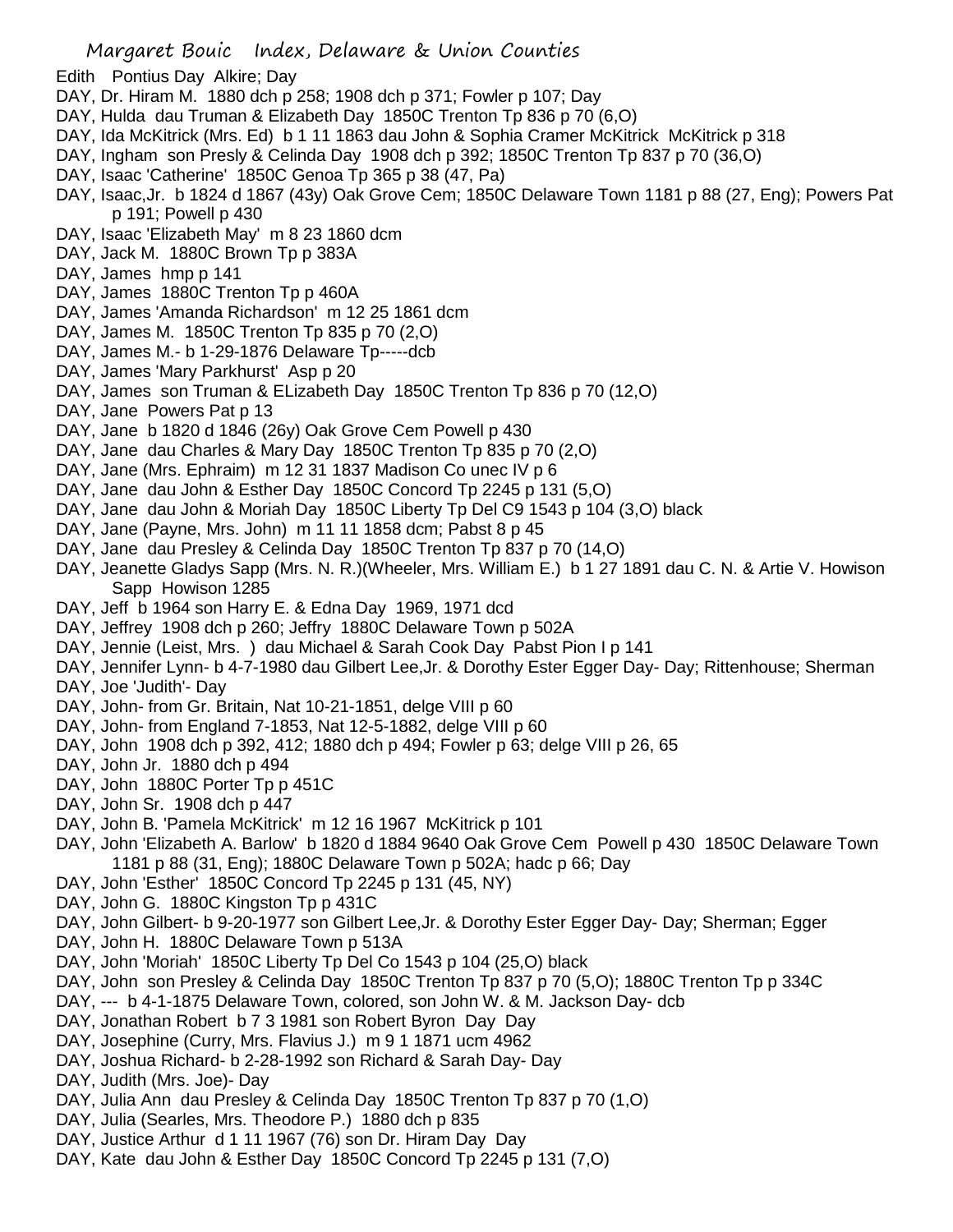Edith Pontius Day Alkire; Day
DAY, Dr. Hiram M. 1880 dch p 258; 1908 dch p 371; Fowler p 107; Day
DAY, Hulda dau Truman & Elizabeth Day 1850C Trenton Tp 836 p 70 (6,O)
DAY, Ida McKitrick (Mrs. Ed) b 1 11 1863 dau John & Sophia Cramer McKitrick McKitrick p 318
DAY, Ingham son Presly & Celinda Day 1908 dch p 392; 1850C Trenton Tp 837 p 70 (36,O)
DAY, Isaac 'Catherine' 1850C Genoa Tp 365 p 38 (47, Pa)
DAY, Isaac,Jr. b 1824 d 1867 (43y) Oak Grove Cem; 1850C Delaware Town 1181 p 88 (27, Eng); Powers Pat p 191; Powell p 430
DAY, Isaac 'Elizabeth May' m 8 23 1860 dcm
DAY, Jack M. 1880C Brown Tp p 383A
DAY, James hmp p 141
DAY, James 1880C Trenton Tp p 460A
DAY, James 'Amanda Richardson' m 12 25 1861 dcm
DAY, James M. 1850C Trenton Tp 835 p 70 (2,O)
DAY, James M.- b 1-29-1876 Delaware Tp-----dcb
DAY, James 'Mary Parkhurst' Asp p 20
DAY, James son Truman & ELizabeth Day 1850C Trenton Tp 836 p 70 (12,O)
DAY, Jane Powers Pat p 13
DAY, Jane b 1820 d 1846 (26y) Oak Grove Cem Powell p 430
DAY, Jane dau Charles & Mary Day 1850C Trenton Tp 835 p 70 (2,O)
DAY, Jane (Mrs. Ephraim) m 12 31 1837 Madison Co unec IV p 6
DAY, Jane dau John & Esther Day 1850C Concord Tp 2245 p 131 (5,O)
DAY, Jane dau John & Moriah Day 1850C Liberty Tp Del C9 1543 p 104 (3,O) black
DAY, Jane (Payne, Mrs. John) m 11 11 1858 dcm; Pabst 8 p 45
DAY, Jane dau Presley & Celinda Day 1850C Trenton Tp 837 p 70 (14,O)
DAY, Jeanette Gladys Sapp (Mrs. N. R.)(Wheeler, Mrs. William E.) b 1 27 1891 dau C. N. & Artie V. Howison Sapp Howison 1285
DAY, Jeff b 1964 son Harry E. & Edna Day 1969, 1971 dcd
DAY, Jeffrey 1908 dch p 260; Jeffry 1880C Delaware Town p 502A
DAY, Jennie (Leist, Mrs. ) dau Michael & Sarah Cook Day Pabst Pion I p 141
DAY, Jennifer Lynn- b 4-7-1980 dau Gilbert Lee,Jr. & Dorothy Ester Egger Day- Day; Rittenhouse; Sherman
DAY, Joe 'Judith'- Day
DAY, John- from Gr. Britain, Nat 10-21-1851, delge VIII p 60
DAY, John- from England 7-1853, Nat 12-5-1882, delge VIII p 60
DAY, John 1908 dch p 392, 412; 1880 dch p 494; Fowler p 63; delge VIII p 26, 65
DAY, John Jr. 1880 dch p 494
DAY, John 1880C Porter Tp p 451C
DAY, John Sr. 1908 dch p 447
DAY, John B. 'Pamela McKitrick' m 12 16 1967 McKitrick p 101
DAY, John 'Elizabeth A. Barlow' b 1820 d 1884 9640 Oak Grove Cem Powell p 430 1850C Delaware Town 1181 p 88 (31, Eng); 1880C Delaware Town p 502A; hadc p 66; Day
DAY, John 'Esther' 1850C Concord Tp 2245 p 131 (45, NY)
DAY, John G. 1880C Kingston Tp p 431C
DAY, John Gilbert- b 9-20-1977 son Gilbert Lee,Jr. & Dorothy Ester Egger Day- Day; Sherman; Egger
DAY, John H. 1880C Delaware Town p 513A
DAY, John 'Moriah' 1850C Liberty Tp Del Co 1543 p 104 (25,O) black
DAY, John son Presley & Celinda Day 1850C Trenton Tp 837 p 70 (5,O); 1880C Trenton Tp p 334C
DAY, --- b 4-1-1875 Delaware Town, colored, son John W. & M. Jackson Day- dcb
DAY, Jonathan Robert b 7 3 1981 son Robert Byron Day Day
DAY, Josephine (Curry, Mrs. Flavius J.) m 9 1 1871 ucm 4962
DAY, Joshua Richard- b 2-28-1992 son Richard & Sarah Day- Day
DAY, Judith (Mrs. Joe)- Day
DAY, Julia Ann dau Presley & Celinda Day 1850C Trenton Tp 837 p 70 (1,O)
DAY, Julia (Searles, Mrs. Theodore P.) 1880 dch p 835
DAY, Justice Arthur d 1 11 1967 (76) son Dr. Hiram Day Day
DAY, Kate dau John & Esther Day 1850C Concord Tp 2245 p 131 (7,O)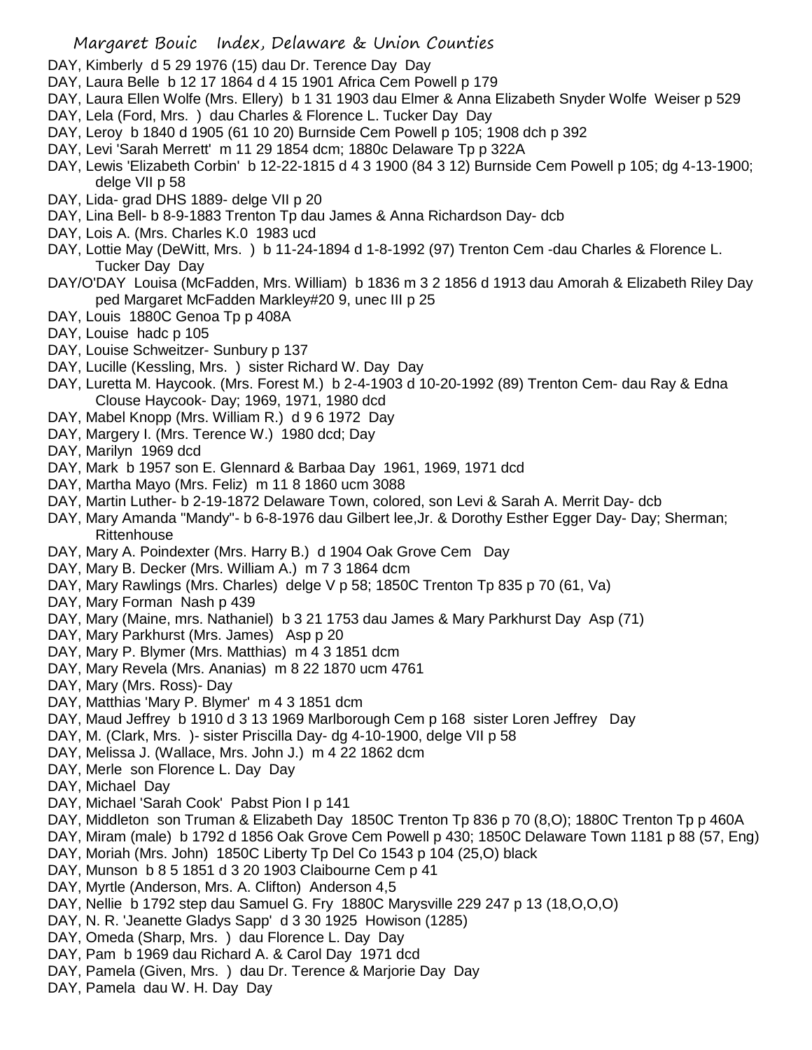DAY, Kimberly d 5 29 1976 (15) dau Dr. Terence Day Day

DAY, Laura Belle b 12 17 1864 d 4 15 1901 Africa Cem Powell p 179

DAY, Laura Ellen Wolfe (Mrs. Ellery) b 1 31 1903 dau Elmer & Anna Elizabeth Snyder Wolfe Weiser p 529

DAY, Lela (Ford, Mrs. ) dau Charles & Florence L. Tucker Day Day

DAY, Leroy b 1840 d 1905 (61 10 20) Burnside Cem Powell p 105; 1908 dch p 392

DAY, Levi 'Sarah Merrett' m 11 29 1854 dcm; 1880c Delaware Tp p 322A

DAY, Lewis 'Elizabeth Corbin' b 12-22-1815 d 4 3 1900 (84 3 12) Burnside Cem Powell p 105; dg 4-13-1900; delge VII p 58

DAY, Lida- grad DHS 1889- delge VII p 20

DAY, Lina Bell- b 8-9-1883 Trenton Tp dau James & Anna Richardson Day- dcb

DAY, Lois A. (Mrs. Charles K.0 1983 ucd

DAY, Lottie May (DeWitt, Mrs. ) b 11-24-1894 d 1-8-1992 (97) Trenton Cem -dau Charles & Florence L. Tucker Day Day

DAY/O'DAY Louisa (McFadden, Mrs. William) b 1836 m 3 2 1856 d 1913 dau Amorah & Elizabeth Riley Day ped Margaret McFadden Markley#20 9, unec III p 25

DAY, Louis 1880C Genoa Tp p 408A

DAY, Louise hadc p 105

DAY, Louise Schweitzer- Sunbury p 137

DAY, Lucille (Kessling, Mrs. ) sister Richard W. Day Day

DAY, Luretta M. Haycook. (Mrs. Forest M.) b 2-4-1903 d 10-20-1992 (89) Trenton Cem- dau Ray & Edna Clouse Haycook- Day; 1969, 1971, 1980 dcd

DAY, Mabel Knopp (Mrs. William R.) d 9 6 1972 Day

DAY, Margery I. (Mrs. Terence W.) 1980 dcd; Day

DAY, Marilyn 1969 dcd

DAY, Mark b 1957 son E. Glennard & Barbaa Day 1961, 1969, 1971 dcd

DAY, Martha Mayo (Mrs. Feliz) m 11 8 1860 ucm 3088

DAY, Martin Luther- b 2-19-1872 Delaware Town, colored, son Levi & Sarah A. Merrit Day- dcb

DAY, Mary Amanda "Mandy"- b 6-8-1976 dau Gilbert lee,Jr. & Dorothy Esther Egger Day- Day; Sherman; Rittenhouse

DAY, Mary A. Poindexter (Mrs. Harry B.) d 1904 Oak Grove Cem Day

DAY, Mary B. Decker (Mrs. William A.) m 7 3 1864 dcm

DAY, Mary Rawlings (Mrs. Charles) delge V p 58; 1850C Trenton Tp 835 p 70 (61, Va)

DAY, Mary Forman Nash p 439

DAY, Mary (Maine, mrs. Nathaniel) b 3 21 1753 dau James & Mary Parkhurst Day Asp (71)

DAY, Mary Parkhurst (Mrs. James) Asp p 20

DAY, Mary P. Blymer (Mrs. Matthias) m 4 3 1851 dcm

DAY, Mary Revela (Mrs. Ananias) m 8 22 1870 ucm 4761

DAY, Mary (Mrs. Ross)- Day

DAY, Matthias 'Mary P. Blymer' m 4 3 1851 dcm

DAY, Maud Jeffrey b 1910 d 3 13 1969 Marlborough Cem p 168 sister Loren Jeffrey Day

DAY, M. (Clark, Mrs. )- sister Priscilla Day- dg 4-10-1900, delge VII p 58

DAY, Melissa J. (Wallace, Mrs. John J.) m 4 22 1862 dcm

DAY, Merle son Florence L. Day Day

DAY, Michael Day

DAY, Michael 'Sarah Cook' Pabst Pion I p 141

DAY, Middleton son Truman & Elizabeth Day 1850C Trenton Tp 836 p 70 (8,O); 1880C Trenton Tp p 460A

DAY, Miram (male) b 1792 d 1856 Oak Grove Cem Powell p 430; 1850C Delaware Town 1181 p 88 (57, Eng)

DAY, Moriah (Mrs. John) 1850C Liberty Tp Del Co 1543 p 104 (25,O) black

DAY, Munson b 8 5 1851 d 3 20 1903 Claibourne Cem p 41

DAY, Myrtle (Anderson, Mrs. A. Clifton) Anderson 4,5

DAY, Nellie b 1792 step dau Samuel G. Fry 1880C Marysville 229 247 p 13 (18,O,O,O)

DAY, N. R. 'Jeanette Gladys Sapp' d 3 30 1925 Howison (1285)

DAY, Omeda (Sharp, Mrs. ) dau Florence L. Day Day

DAY, Pam b 1969 dau Richard A. & Carol Day 1971 dcd

DAY, Pamela (Given, Mrs. ) dau Dr. Terence & Marjorie Day Day

DAY, Pamela dau W. H. Day Day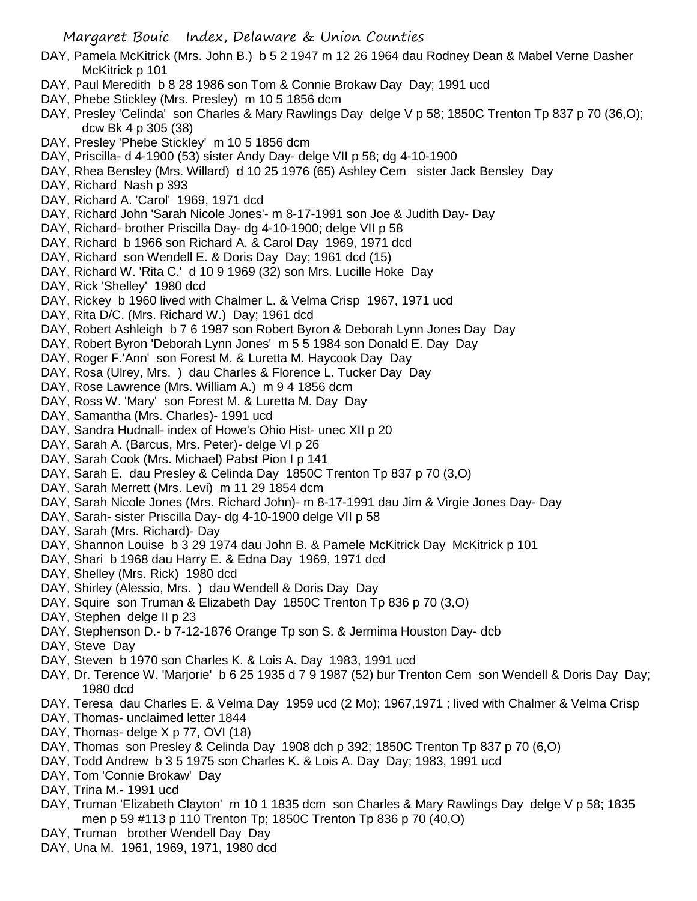DAY, Pamela McKitrick (Mrs. John B.) b 5 2 1947 m 12 26 1964 dau Rodney Dean & Mabel Verne Dasher McKitrick p 101

DAY, Paul Meredith b 8 28 1986 son Tom & Connie Brokaw Day Day; 1991 ucd

DAY, Phebe Stickley (Mrs. Presley) m 10 5 1856 dcm

DAY, Presley 'Celinda' son Charles & Mary Rawlings Day delge V p 58; 1850C Trenton Tp 837 p 70 (36,O); dcw Bk 4 p 305 (38)

DAY, Presley 'Phebe Stickley' m 10 5 1856 dcm

DAY, Priscilla- d 4-1900 (53) sister Andy Day- delge VII p 58; dg 4-10-1900

DAY, Rhea Bensley (Mrs. Willard) d 10 25 1976 (65) Ashley Cem sister Jack Bensley Day

DAY, Richard Nash p 393

DAY, Richard A. 'Carol' 1969, 1971 dcd

DAY, Richard John 'Sarah Nicole Jones'- m 8-17-1991 son Joe & Judith Day- Day

DAY, Richard- brother Priscilla Day- dg 4-10-1900; delge VII p 58

DAY, Richard b 1966 son Richard A. & Carol Day 1969, 1971 dcd

DAY, Richard son Wendell E. & Doris Day Day; 1961 dcd (15)

DAY, Richard W. 'Rita C.' d 10 9 1969 (32) son Mrs. Lucille Hoke Day

DAY, Rick 'Shelley' 1980 dcd

DAY, Rickey b 1960 lived with Chalmer L. & Velma Crisp 1967, 1971 ucd

DAY, Rita D/C. (Mrs. Richard W.) Day; 1961 dcd

DAY, Robert Ashleigh b 7 6 1987 son Robert Byron & Deborah Lynn Jones Day Day

DAY, Robert Byron 'Deborah Lynn Jones' m 5 5 1984 son Donald E. Day Day

DAY, Roger F.'Ann' son Forest M. & Luretta M. Haycook Day Day

DAY, Rosa (Ulrey, Mrs. ) dau Charles & Florence L. Tucker Day Day

DAY, Rose Lawrence (Mrs. William A.) m 9 4 1856 dcm

DAY, Ross W. 'Mary' son Forest M. & Luretta M. Day Day

DAY, Samantha (Mrs. Charles)- 1991 ucd

DAY, Sandra Hudnall- index of Howe's Ohio Hist- unec XII p 20

DAY, Sarah A. (Barcus, Mrs. Peter)- delge VI p 26

DAY, Sarah Cook (Mrs. Michael) Pabst Pion I p 141

DAY, Sarah E. dau Presley & Celinda Day 1850C Trenton Tp 837 p 70 (3,O)

DAY, Sarah Merrett (Mrs. Levi) m 11 29 1854 dcm

DAY, Sarah Nicole Jones (Mrs. Richard John)- m 8-17-1991 dau Jim & Virgie Jones Day- Day

DAY, Sarah- sister Priscilla Day- dg 4-10-1900 delge VII p 58

DAY, Sarah (Mrs. Richard)- Day

DAY, Shannon Louise b 3 29 1974 dau John B. & Pamele McKitrick Day McKitrick p 101

DAY, Shari b 1968 dau Harry E. & Edna Day 1969, 1971 dcd

DAY, Shelley (Mrs. Rick) 1980 dcd

DAY, Shirley (Alessio, Mrs. ) dau Wendell & Doris Day Day

DAY, Squire son Truman & Elizabeth Day 1850C Trenton Tp 836 p 70 (3,O)

DAY, Stephen delge II p 23

DAY, Stephenson D.- b 7-12-1876 Orange Tp son S. & Jermima Houston Day- dcb

DAY, Steve Day

DAY, Steven b 1970 son Charles K. & Lois A. Day 1983, 1991 ucd

DAY, Dr. Terence W. 'Marjorie' b 6 25 1935 d 7 9 1987 (52) bur Trenton Cem son Wendell & Doris Day Day; 1980 dcd

DAY, Teresa dau Charles E. & Velma Day 1959 ucd (2 Mo); 1967,1971 ; lived with Chalmer & Velma Crisp

DAY, Thomas- unclaimed letter 1844

DAY, Thomas- delge X p 77, OVI (18)

DAY, Thomas son Presley & Celinda Day 1908 dch p 392; 1850C Trenton Tp 837 p 70 (6,O)

DAY, Todd Andrew b 3 5 1975 son Charles K. & Lois A. Day Day; 1983, 1991 ucd

DAY, Tom 'Connie Brokaw' Day

DAY, Trina M.- 1991 ucd

DAY, Truman 'Elizabeth Clayton' m 10 1 1835 dcm son Charles & Mary Rawlings Day delge V p 58; 1835 men p 59 #113 p 110 Trenton Tp; 1850C Trenton Tp 836 p 70 (40,O)

DAY, Truman brother Wendell Day Day

DAY, Una M. 1961, 1969, 1971, 1980 dcd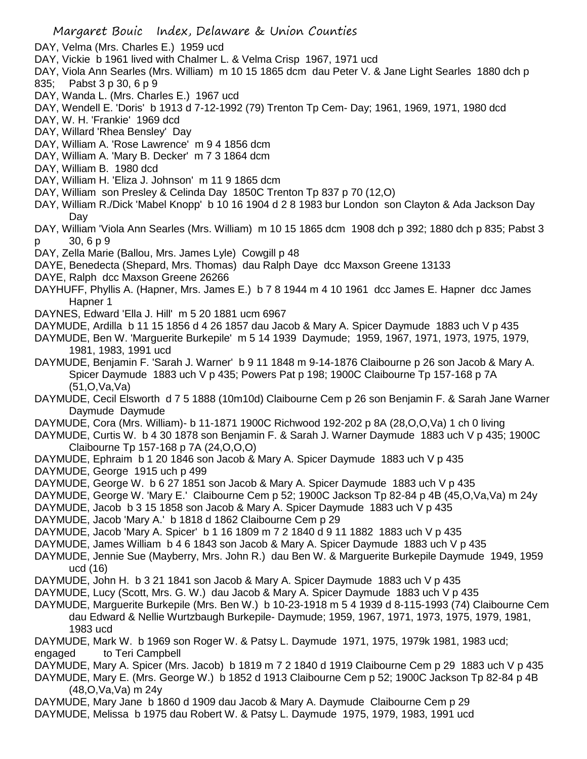DAY, Velma (Mrs. Charles E.) 1959 ucd

DAY, Vickie b 1961 lived with Chalmer L. & Velma Crisp 1967, 1971 ucd

DAY, Viola Ann Searles (Mrs. William) m 10 15 1865 dcm dau Peter V. & Jane Light Searles 1880 dch p 835; Pabst 3 p 30, 6 p 9

DAY, Wanda L. (Mrs. Charles E.) 1967 ucd

DAY, Wendell E. 'Doris' b 1913 d 7-12-1992 (79) Trenton Tp Cem- Day; 1961, 1969, 1971, 1980 dcd

DAY, W. H. 'Frankie' 1969 dcd

DAY, Willard 'Rhea Bensley' Day

DAY, William A. 'Rose Lawrence' m 9 4 1856 dcm

DAY, William A. 'Mary B. Decker' m 7 3 1864 dcm

DAY, William B. 1980 dcd

DAY, William H. 'Eliza J. Johnson' m 11 9 1865 dcm

DAY, William son Presley & Celinda Day 1850C Trenton Tp 837 p 70 (12,O)

DAY, William R./Dick 'Mabel Knopp' b 10 16 1904 d 2 8 1983 bur London son Clayton & Ada Jackson Day Day

DAY, William 'Viola Ann Searles (Mrs. William) m 10 15 1865 dcm 1908 dch p 392; 1880 dch p 835; Pabst 3 p 30, 6 p 9

DAY, Zella Marie (Ballou, Mrs. James Lyle) Cowgill p 48

DAYE, Benedecta (Shepard, Mrs. Thomas) dau Ralph Daye dcc Maxson Greene 13133

DAYE, Ralph dcc Maxson Greene 26266

DAYHUFF, Phyllis A. (Hapner, Mrs. James E.) b 7 8 1944 m 4 10 1961 dcc James E. Hapner dcc James Hapner 1

DAYNES, Edward 'Ella J. Hill' m 5 20 1881 ucm 6967

DAYMUDE, Ardilla b 11 15 1856 d 4 26 1857 dau Jacob & Mary A. Spicer Daymude 1883 uch V p 435

DAYMUDE, Ben W. 'Marguerite Burkepile' m 5 14 1939 Daymude; 1959, 1967, 1971, 1973, 1975, 1979, 1981, 1983, 1991 ucd

DAYMUDE, Benjamin F. 'Sarah J. Warner' b 9 11 1848 m 9-14-1876 Claibourne p 26 son Jacob & Mary A. Spicer Daymude 1883 uch V p 435; Powers Pat p 198; 1900C Claibourne Tp 157-168 p 7A (51,O,Va,Va)

DAYMUDE, Cecil Elsworth d 7 5 1888 (10m10d) Claibourne Cem p 26 son Benjamin F. & Sarah Jane Warner Daymude Daymude

DAYMUDE, Cora (Mrs. William)- b 11-1871 1900C Richwood 192-202 p 8A (28,O,O,Va) 1 ch 0 living

DAYMUDE, Curtis W. b 4 30 1878 son Benjamin F. & Sarah J. Warner Daymude 1883 uch V p 435; 1900C Claibourne Tp 157-168 p 7A (24,O,O,O)

DAYMUDE, Ephraim b 1 20 1846 son Jacob & Mary A. Spicer Daymude 1883 uch V p 435

DAYMUDE, George 1915 uch p 499

DAYMUDE, George W. b 6 27 1851 son Jacob & Mary A. Spicer Daymude 1883 uch V p 435

DAYMUDE, George W. 'Mary E.' Claibourne Cem p 52; 1900C Jackson Tp 82-84 p 4B (45,O,Va,Va) m 24y

DAYMUDE, Jacob b 3 15 1858 son Jacob & Mary A. Spicer Daymude 1883 uch V p 435

DAYMUDE, Jacob 'Mary A.' b 1818 d 1862 Claibourne Cem p 29

DAYMUDE, Jacob 'Mary A. Spicer' b 1 16 1809 m 7 2 1840 d 9 11 1882 1883 uch V p 435

DAYMUDE, James William b 4 6 1843 son Jacob & Mary A. Spicer Daymude 1883 uch V p 435

DAYMUDE, Jennie Sue (Mayberry, Mrs. John R.) dau Ben W. & Marguerite Burkepile Daymude 1949, 1959 ucd (16)

DAYMUDE, John H. b 3 21 1841 son Jacob & Mary A. Spicer Daymude 1883 uch V p 435

DAYMUDE, Lucy (Scott, Mrs. G. W.) dau Jacob & Mary A. Spicer Daymude 1883 uch V p 435

DAYMUDE, Marguerite Burkepile (Mrs. Ben W.) b 10-23-1918 m 5 4 1939 d 8-115-1993 (74) Claibourne Cem dau Edward & Nellie Wurtzbaugh Burkepile- Daymude; 1959, 1967, 1971, 1973, 1975, 1979, 1981, 1983 ucd

DAYMUDE, Mark W. b 1969 son Roger W. & Patsy L. Daymude 1971, 1975, 1979k 1981, 1983 ucd; engaged to Teri Campbell

DAYMUDE, Mary A. Spicer (Mrs. Jacob) b 1819 m 7 2 1840 d 1919 Claibourne Cem p 29 1883 uch V p 435

DAYMUDE, Mary E. (Mrs. George W.) b 1852 d 1913 Claibourne Cem p 52; 1900C Jackson Tp 82-84 p 4B (48,O,Va,Va) m 24y

DAYMUDE, Mary Jane b 1860 d 1909 dau Jacob & Mary A. Daymude Claibourne Cem p 29

DAYMUDE, Melissa b 1975 dau Robert W. & Patsy L. Daymude 1975, 1979, 1983, 1991 ucd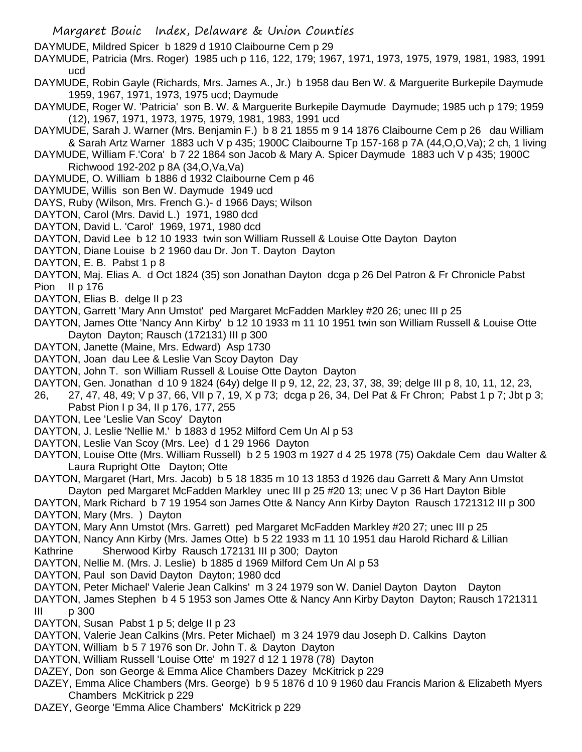DAYMUDE, Mildred Spicer b 1829 d 1910 Claibourne Cem p 29

DAYMUDE, Patricia (Mrs. Roger) 1985 uch p 116, 122, 179; 1967, 1971, 1973, 1975, 1979, 1981, 1983, 1991 ucd

DAYMUDE, Robin Gayle (Richards, Mrs. James A., Jr.) b 1958 dau Ben W. & Marguerite Burkepile Daymude 1959, 1967, 1971, 1973, 1975 ucd; Daymude

DAYMUDE, Roger W. 'Patricia' son B. W. & Marguerite Burkepile Daymude Daymude; 1985 uch p 179; 1959 (12), 1967, 1971, 1973, 1975, 1979, 1981, 1983, 1991 ucd

DAYMUDE, Sarah J. Warner (Mrs. Benjamin F.) b 8 21 1855 m 9 14 1876 Claibourne Cem p 26 dau William & Sarah Artz Warner 1883 uch V p 435; 1900C Claibourne Tp 157-168 p 7A (44,O,O,Va); 2 ch, 1 living

DAYMUDE, William F.'Cora' b 7 22 1864 son Jacob & Mary A. Spicer Daymude 1883 uch V p 435; 1900C Richwood 192-202 p 8A (34,O,Va,Va)

DAYMUDE, O. William b 1886 d 1932 Claibourne Cem p 46

DAYMUDE, Willis son Ben W. Daymude 1949 ucd

DAYS, Ruby (Wilson, Mrs. French G.)- d 1966 Days; Wilson

DAYTON, Carol (Mrs. David L.) 1971, 1980 dcd

DAYTON, David L. 'Carol' 1969, 1971, 1980 dcd

DAYTON, David Lee b 12 10 1933 twin son William Russell & Louise Otte Dayton Dayton

DAYTON, Diane Louise b 2 1960 dau Dr. Jon T. Dayton Dayton

DAYTON, E. B. Pabst 1 p 8

DAYTON, Maj. Elias A. d Oct 1824 (35) son Jonathan Dayton dcga p 26 Del Patron & Fr Chronicle Pabst Pion II p 176

DAYTON, Elias B. delge II p 23

DAYTON, Garrett 'Mary Ann Umstot' ped Margaret McFadden Markley #20 26; unec III p 25

DAYTON, James Otte 'Nancy Ann Kirby' b 12 10 1933 m 11 10 1951 twin son William Russell & Louise Otte Dayton Dayton; Rausch (172131) III p 300

DAYTON, Janette (Maine, Mrs. Edward) Asp 1730

DAYTON, Joan dau Lee & Leslie Van Scoy Dayton Day

DAYTON, John T. son William Russell & Louise Otte Dayton Dayton

DAYTON, Gen. Jonathan d 10 9 1824 (64y) delge II p 9, 12, 22, 23, 37, 38, 39; delge III p 8, 10, 11, 12, 23, 26, 27, 47, 48, 49; V p 37, 66, VII p 7, 19, X p 73; dcga p 26, 34, Del Pat & Fr Chron; Pabst 1 p 7; Jbt p 3; Pabst Pion I p 34, II p 176, 177, 255

DAYTON, Lee 'Leslie Van Scoy' Dayton

DAYTON, J. Leslie 'Nellie M.' b 1883 d 1952 Milford Cem Un Al p 53

DAYTON, Leslie Van Scoy (Mrs. Lee) d 1 29 1966 Dayton

DAYTON, Louise Otte (Mrs. William Russell) b 2 5 1903 m 1927 d 4 25 1978 (75) Oakdale Cem dau Walter & Laura Rupright Otte Dayton; Otte

DAYTON, Margaret (Hart, Mrs. Jacob) b 5 18 1835 m 10 13 1853 d 1926 dau Garrett & Mary Ann Umstot Dayton ped Margaret McFadden Markley unec III p 25 #20 13; unec V p 36 Hart Dayton Bible

DAYTON, Mark Richard b 7 19 1954 son James Otte & Nancy Ann Kirby Dayton Rausch 1721312 III p 300

DAYTON, Mary (Mrs. ) Dayton

DAYTON, Mary Ann Umstot (Mrs. Garrett) ped Margaret McFadden Markley #20 27; unec III p 25

DAYTON, Nancy Ann Kirby (Mrs. James Otte) b 5 22 1933 m 11 10 1951 dau Harold Richard & Lillian Kathrine Sherwood Kirby Rausch 172131 III p 300; Dayton

DAYTON, Nellie M. (Mrs. J. Leslie) b 1885 d 1969 Milford Cem Un Al p 53

DAYTON, Paul son David Dayton Dayton; 1980 dcd

DAYTON, Peter Michael' Valerie Jean Calkins' m 3 24 1979 son W. Daniel Dayton Dayton Dayton

DAYTON, James Stephen b 4 5 1953 son James Otte & Nancy Ann Kirby Dayton Dayton; Rausch 1721311 III p 300

DAYTON, Susan Pabst 1 p 5; delge II p 23

DAYTON, Valerie Jean Calkins (Mrs. Peter Michael) m 3 24 1979 dau Joseph D. Calkins Dayton

DAYTON, William b 5 7 1976 son Dr. John T. & Dayton Dayton

DAYTON, William Russell 'Louise Otte' m 1927 d 12 1 1978 (78) Dayton

DAZEY, Don son George & Emma Alice Chambers Dazey McKitrick p 229

DAZEY, Emma Alice Chambers (Mrs. George) b 9 5 1876 d 10 9 1960 dau Francis Marion & Elizabeth Myers Chambers McKitrick p 229

DAZEY, George 'Emma Alice Chambers' McKitrick p 229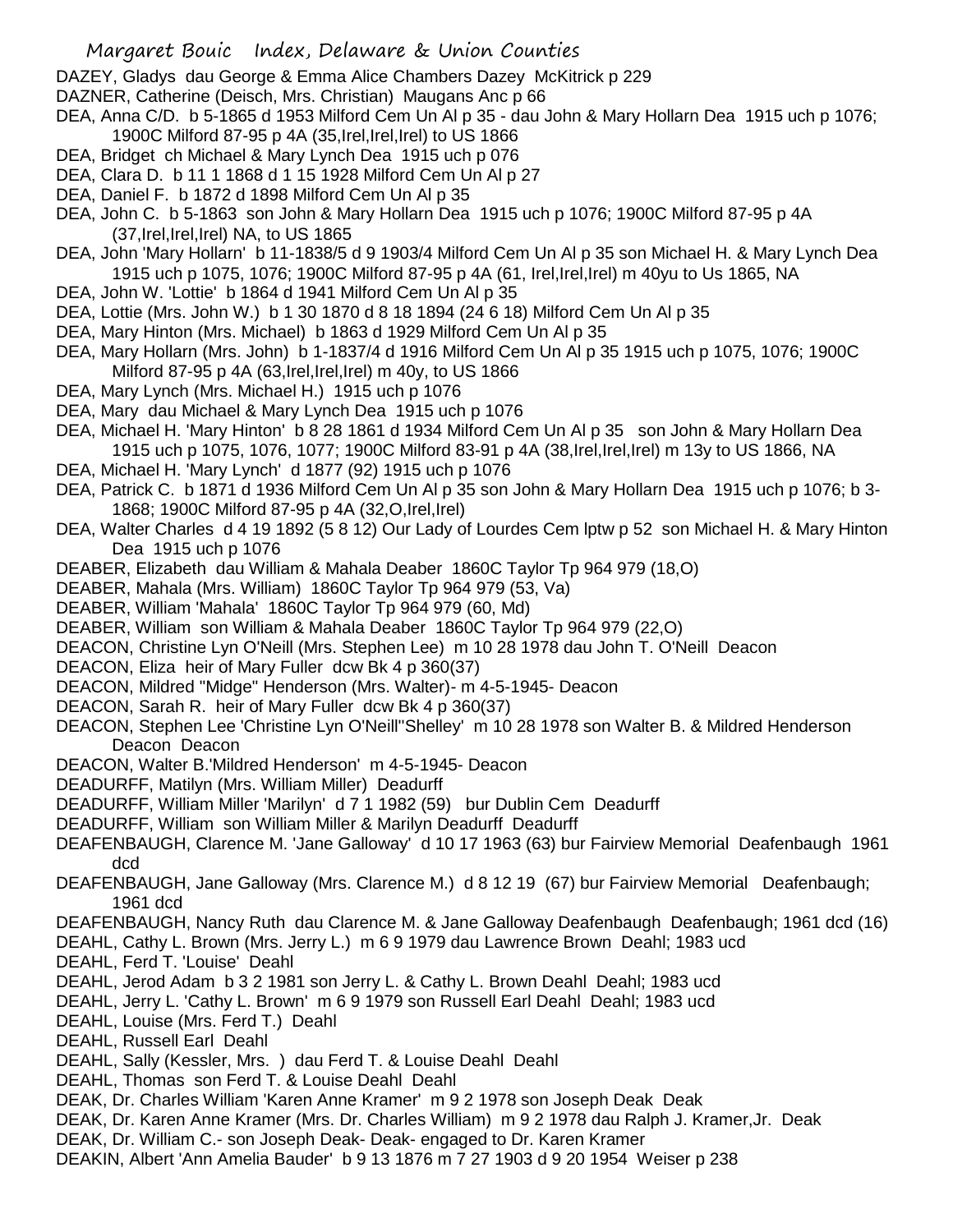DAZEY, Gladys dau George & Emma Alice Chambers Dazey McKitrick p 229

DAZNER, Catherine (Deisch, Mrs. Christian) Maugans Anc p 66

DEA, Anna C/D. b 5-1865 d 1953 Milford Cem Un Al p 35 - dau John & Mary Hollarn Dea 1915 uch p 1076; 1900C Milford 87-95 p 4A (35,Irel,Irel,Irel) to US 1866

DEA, Bridget ch Michael & Mary Lynch Dea 1915 uch p 076

DEA, Clara D. b 11 1 1868 d 1 15 1928 Milford Cem Un Al p 27

DEA, Daniel F. b 1872 d 1898 Milford Cem Un Al p 35

DEA, John C. b 5-1863 son John & Mary Hollarn Dea 1915 uch p 1076; 1900C Milford 87-95 p 4A (37,Irel,Irel,Irel) NA, to US 1865

DEA, John 'Mary Hollarn' b 11-1838/5 d 9 1903/4 Milford Cem Un Al p 35 son Michael H. & Mary Lynch Dea 1915 uch p 1075, 1076; 1900C Milford 87-95 p 4A (61, Irel,Irel,Irel) m 40yu to Us 1865, NA

DEA, John W. 'Lottie' b 1864 d 1941 Milford Cem Un Al p 35

DEA, Lottie (Mrs. John W.) b 1 30 1870 d 8 18 1894 (24 6 18) Milford Cem Un Al p 35

DEA, Mary Hinton (Mrs. Michael) b 1863 d 1929 Milford Cem Un Al p 35

DEA, Mary Hollarn (Mrs. John) b 1-1837/4 d 1916 Milford Cem Un Al p 35 1915 uch p 1075, 1076; 1900C Milford 87-95 p 4A (63,Irel,Irel,Irel) m 40y, to US 1866

DEA, Mary Lynch (Mrs. Michael H.) 1915 uch p 1076

DEA, Mary dau Michael & Mary Lynch Dea 1915 uch p 1076

DEA, Michael H. 'Mary Hinton' b 8 28 1861 d 1934 Milford Cem Un Al p 35 son John & Mary Hollarn Dea 1915 uch p 1075, 1076, 1077; 1900C Milford 83-91 p 4A (38,Irel,Irel,Irel) m 13y to US 1866, NA

DEA, Michael H. 'Mary Lynch' d 1877 (92) 1915 uch p 1076

DEA, Patrick C. b 1871 d 1936 Milford Cem Un Al p 35 son John & Mary Hollarn Dea 1915 uch p 1076; b 3-1868; 1900C Milford 87-95 p 4A (32,O,Irel,Irel)

DEA, Walter Charles d 4 19 1892 (5 8 12) Our Lady of Lourdes Cem lptw p 52 son Michael H. & Mary Hinton Dea 1915 uch p 1076

DEABER, Elizabeth dau William & Mahala Deaber 1860C Taylor Tp 964 979 (18,O)

DEABER, Mahala (Mrs. William) 1860C Taylor Tp 964 979 (53, Va)

DEABER, William 'Mahala' 1860C Taylor Tp 964 979 (60, Md)

DEABER, William son William & Mahala Deaber 1860C Taylor Tp 964 979 (22,O)

DEACON, Christine Lyn O'Neill (Mrs. Stephen Lee) m 10 28 1978 dau John T. O'Neill Deacon

DEACON, Eliza heir of Mary Fuller dcw Bk 4 p 360(37)

DEACON, Mildred "Midge" Henderson (Mrs. Walter)- m 4-5-1945- Deacon

DEACON, Sarah R. heir of Mary Fuller dcw Bk 4 p 360(37)

DEACON, Stephen Lee 'Christine Lyn O'Neill''Shelley' m 10 28 1978 son Walter B. & Mildred Henderson Deacon Deacon

DEACON, Walter B.'Mildred Henderson' m 4-5-1945- Deacon

DEADURFF, Matilyn (Mrs. William Miller) Deadurff

DEADURFF, William Miller 'Marilyn' d 7 1 1982 (59) bur Dublin Cem Deadurff

DEADURFF, William son William Miller & Marilyn Deadurff Deadurff

DEAFENBAUGH, Clarence M. 'Jane Galloway' d 10 17 1963 (63) bur Fairview Memorial Deafenbaugh 1961 dcd

DEAFENBAUGH, Jane Galloway (Mrs. Clarence M.) d 8 12 19 (67) bur Fairview Memorial Deafenbaugh; 1961 dcd

DEAFENBAUGH, Nancy Ruth dau Clarence M. & Jane Galloway Deafenbaugh Deafenbaugh; 1961 dcd (16)

DEAHL, Cathy L. Brown (Mrs. Jerry L.) m 6 9 1979 dau Lawrence Brown Deahl; 1983 ucd

DEAHL, Ferd T. 'Louise' Deahl

DEAHL, Jerod Adam b 3 2 1981 son Jerry L. & Cathy L. Brown Deahl Deahl; 1983 ucd

DEAHL, Jerry L. 'Cathy L. Brown' m 6 9 1979 son Russell Earl Deahl Deahl; 1983 ucd

DEAHL, Louise (Mrs. Ferd T.) Deahl

DEAHL, Russell Earl Deahl

DEAHL, Sally (Kessler, Mrs. ) dau Ferd T. & Louise Deahl Deahl

DEAHL, Thomas son Ferd T. & Louise Deahl Deahl

DEAK, Dr. Charles William 'Karen Anne Kramer' m 9 2 1978 son Joseph Deak Deak

DEAK, Dr. Karen Anne Kramer (Mrs. Dr. Charles William) m 9 2 1978 dau Ralph J. Kramer,Jr. Deak

DEAK, Dr. William C.- son Joseph Deak- Deak- engaged to Dr. Karen Kramer

DEAKIN, Albert 'Ann Amelia Bauder' b 9 13 1876 m 7 27 1903 d 9 20 1954 Weiser p 238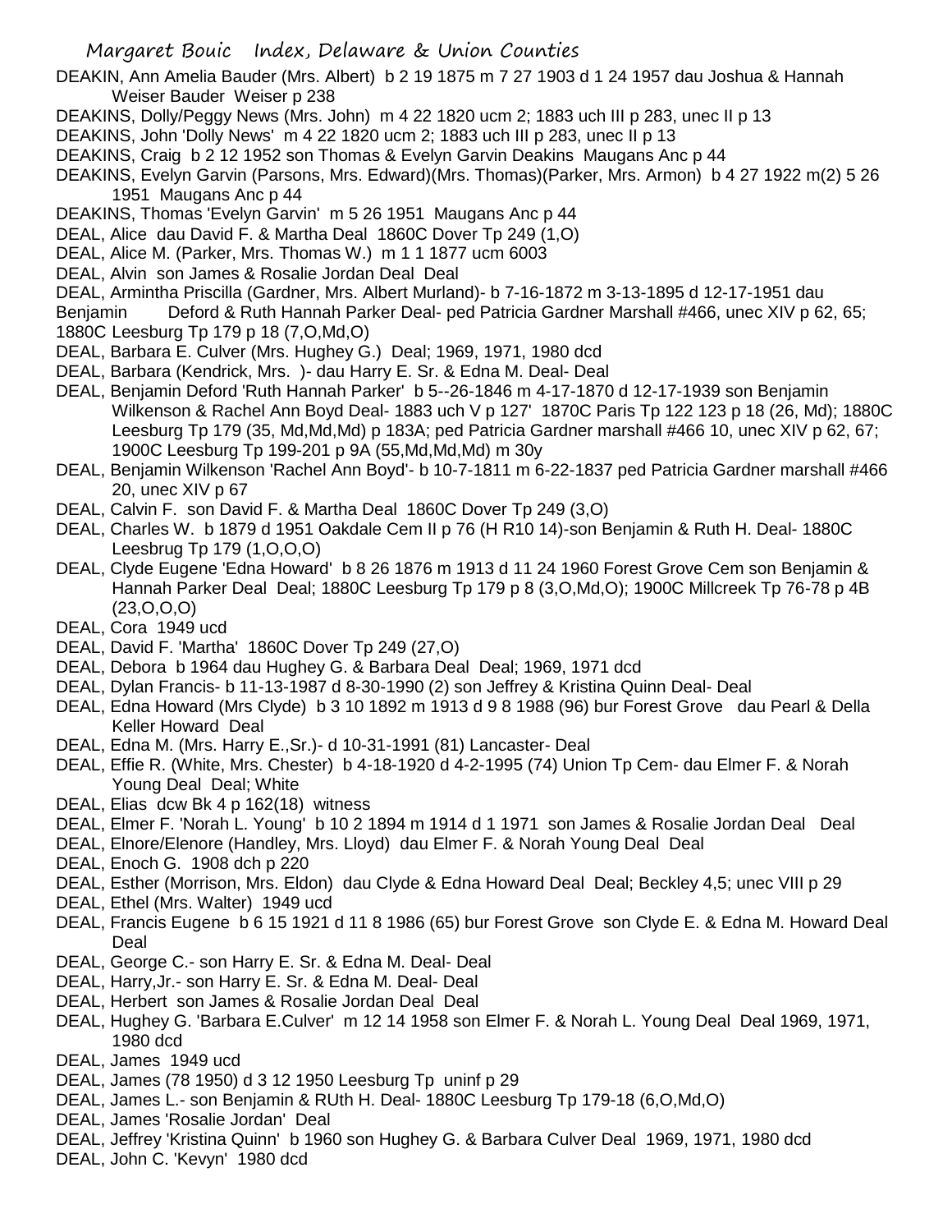DEAKIN, Ann Amelia Bauder (Mrs. Albert) b 2 19 1875 m 7 27 1903 d 1 24 1957 dau Joshua & Hannah Weiser Bauder Weiser p 238

DEAKINS, Dolly/Peggy News (Mrs. John) m 4 22 1820 ucm 2; 1883 uch III p 283, unec II p 13

DEAKINS, John 'Dolly News' m 4 22 1820 ucm 2; 1883 uch III p 283, unec II p 13

DEAKINS, Craig b 2 12 1952 son Thomas & Evelyn Garvin Deakins Maugans Anc p 44

DEAKINS, Evelyn Garvin (Parsons, Mrs. Edward)(Mrs. Thomas)(Parker, Mrs. Armon) b 4 27 1922 m(2) 5 26 1951 Maugans Anc p 44

DEAKINS, Thomas 'Evelyn Garvin' m 5 26 1951 Maugans Anc p 44

DEAL, Alice dau David F. & Martha Deal 1860C Dover Tp 249 (1,O)

DEAL, Alice M. (Parker, Mrs. Thomas W.) m 1 1 1877 ucm 6003

DEAL, Alvin son James & Rosalie Jordan Deal Deal

DEAL, Armintha Priscilla (Gardner, Mrs. Albert Murland)- b 7-16-1872 m 3-13-1895 d 12-17-1951 dau Benjamin Deford & Ruth Hannah Parker Deal- ped Patricia Gardner Marshall #466, unec XIV p 62, 65; 1880C Leesburg Tp 179 p 18 (7,O,Md,O)

DEAL, Barbara E. Culver (Mrs. Hughey G.) Deal; 1969, 1971, 1980 dcd

DEAL, Barbara (Kendrick, Mrs. )- dau Harry E. Sr. & Edna M. Deal- Deal

DEAL, Benjamin Deford 'Ruth Hannah Parker' b 5--26-1846 m 4-17-1870 d 12-17-1939 son Benjamin Wilkenson & Rachel Ann Boyd Deal- 1883 uch V p 127' 1870C Paris Tp 122 123 p 18 (26, Md); 1880C Leesburg Tp 179 (35, Md,Md,Md) p 183A; ped Patricia Gardner marshall #466 10, unec XIV p 62, 67; 1900C Leesburg Tp 199-201 p 9A (55,Md,Md,Md) m 30y

DEAL, Benjamin Wilkenson 'Rachel Ann Boyd'- b 10-7-1811 m 6-22-1837 ped Patricia Gardner marshall #466 20, unec XIV p 67

DEAL, Calvin F. son David F. & Martha Deal 1860C Dover Tp 249 (3,O)

DEAL, Charles W. b 1879 d 1951 Oakdale Cem II p 76 (H R10 14)-son Benjamin & Ruth H. Deal- 1880C Leesbrug Tp 179 (1,O,O,O)

DEAL, Clyde Eugene 'Edna Howard' b 8 26 1876 m 1913 d 11 24 1960 Forest Grove Cem son Benjamin & Hannah Parker Deal Deal; 1880C Leesburg Tp 179 p 8 (3,O,Md,O); 1900C Millcreek Tp 76-78 p 4B (23,O,O,O)

DEAL, Cora 1949 ucd

DEAL, David F. 'Martha' 1860C Dover Tp 249 (27,O)

DEAL, Debora b 1964 dau Hughey G. & Barbara Deal Deal; 1969, 1971 dcd

DEAL, Dylan Francis- b 11-13-1987 d 8-30-1990 (2) son Jeffrey & Kristina Quinn Deal- Deal

DEAL, Edna Howard (Mrs Clyde) b 3 10 1892 m 1913 d 9 8 1988 (96) bur Forest Grove dau Pearl & Della Keller Howard Deal

DEAL, Edna M. (Mrs. Harry E.,Sr.)- d 10-31-1991 (81) Lancaster- Deal

DEAL, Effie R. (White, Mrs. Chester) b 4-18-1920 d 4-2-1995 (74) Union Tp Cem- dau Elmer F. & Norah Young Deal Deal; White

DEAL, Elias dcw Bk 4 p 162(18) witness

DEAL, Elmer F. 'Norah L. Young' b 10 2 1894 m 1914 d 1 1971 son James & Rosalie Jordan Deal Deal

DEAL, Elnore/Elenore (Handley, Mrs. Lloyd) dau Elmer F. & Norah Young Deal Deal

DEAL, Enoch G. 1908 dch p 220

DEAL, Esther (Morrison, Mrs. Eldon) dau Clyde & Edna Howard Deal Deal; Beckley 4,5; unec VIII p 29

DEAL, Ethel (Mrs. Walter) 1949 ucd

DEAL, Francis Eugene b 6 15 1921 d 11 8 1986 (65) bur Forest Grove son Clyde E. & Edna M. Howard Deal Deal

DEAL, George C.- son Harry E. Sr. & Edna M. Deal- Deal

DEAL, Harry,Jr.- son Harry E. Sr. & Edna M. Deal- Deal

DEAL, Herbert son James & Rosalie Jordan Deal Deal

DEAL, Hughey G. 'Barbara E.Culver' m 12 14 1958 son Elmer F. & Norah L. Young Deal Deal 1969, 1971, 1980 dcd

DEAL, James 1949 ucd

DEAL, James (78 1950) d 3 12 1950 Leesburg Tp uninf p 29

DEAL, James L.- son Benjamin & RUth H. Deal- 1880C Leesburg Tp 179-18 (6,O,Md,O)

DEAL, James 'Rosalie Jordan' Deal

DEAL, Jeffrey 'Kristina Quinn' b 1960 son Hughey G. & Barbara Culver Deal 1969, 1971, 1980 dcd

DEAL, John C. 'Kevyn' 1980 dcd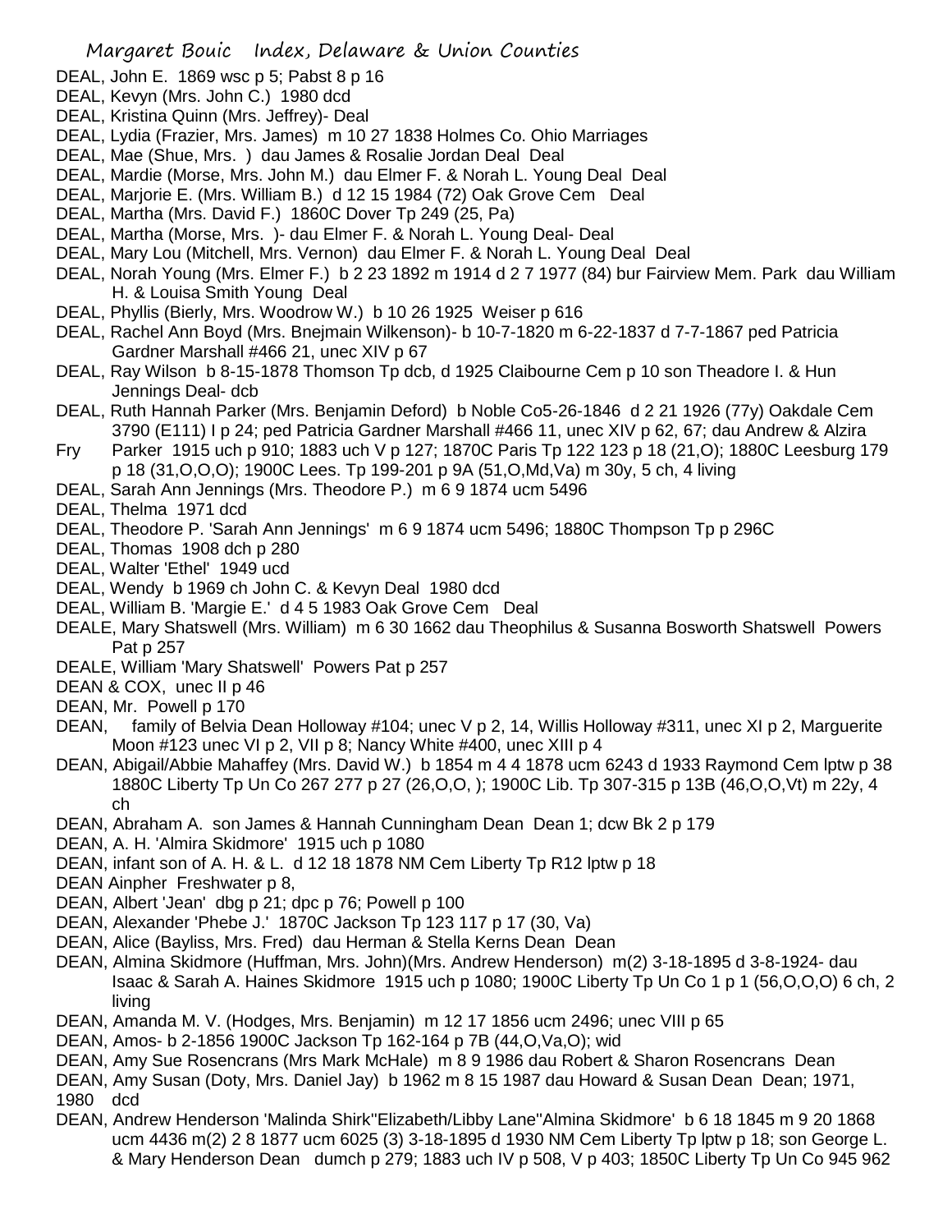DEAL, John E. 1869 wsc p 5; Pabst 8 p 16

DEAL, Kevyn (Mrs. John C.) 1980 dcd

DEAL, Kristina Quinn (Mrs. Jeffrey)- Deal

DEAL, Lydia (Frazier, Mrs. James) m 10 27 1838 Holmes Co. Ohio Marriages

DEAL, Mae (Shue, Mrs. ) dau James & Rosalie Jordan Deal Deal

DEAL, Mardie (Morse, Mrs. John M.) dau Elmer F. & Norah L. Young Deal Deal

DEAL, Marjorie E. (Mrs. William B.) d 12 15 1984 (72) Oak Grove Cem Deal

DEAL, Martha (Mrs. David F.) 1860C Dover Tp 249 (25, Pa)

DEAL, Martha (Morse, Mrs. )- dau Elmer F. & Norah L. Young Deal- Deal

DEAL, Mary Lou (Mitchell, Mrs. Vernon) dau Elmer F. & Norah L. Young Deal Deal

DEAL, Norah Young (Mrs. Elmer F.) b 2 23 1892 m 1914 d 2 7 1977 (84) bur Fairview Mem. Park dau William H. & Louisa Smith Young Deal

DEAL, Phyllis (Bierly, Mrs. Woodrow W.) b 10 26 1925 Weiser p 616

DEAL, Rachel Ann Boyd (Mrs. Bnejmain Wilkenson)- b 10-7-1820 m 6-22-1837 d 7-7-1867 ped Patricia Gardner Marshall #466 21, unec XIV p 67

DEAL, Ray Wilson b 8-15-1878 Thomson Tp dcb, d 1925 Claibourne Cem p 10 son Theadore I. & Hun Jennings Deal- dcb

DEAL, Ruth Hannah Parker (Mrs. Benjamin Deford) b Noble Co5-26-1846 d 2 21 1926 (77y) Oakdale Cem 3790 (E111) I p 24; ped Patricia Gardner Marshall #466 11, unec XIV p 62, 67; dau Andrew & Alzira Fry Parker 1915 uch p 910; 1883 uch V p 127; 1870C Paris Tp 122 123 p 18 (21,O); 1880C Leesburg 179 p 18 (31,O,O,O); 1900C Lees. Tp 199-201 p 9A (51,O,Md,Va) m 30y, 5 ch, 4 living

DEAL, Sarah Ann Jennings (Mrs. Theodore P.) m 6 9 1874 ucm 5496

DEAL, Thelma 1971 dcd

DEAL, Theodore P. 'Sarah Ann Jennings' m 6 9 1874 ucm 5496; 1880C Thompson Tp p 296C

DEAL, Thomas 1908 dch p 280

DEAL, Walter 'Ethel' 1949 ucd

DEAL, Wendy b 1969 ch John C. & Kevyn Deal 1980 dcd

DEAL, William B. 'Margie E.' d 4 5 1983 Oak Grove Cem Deal

DEALE, Mary Shatswell (Mrs. William) m 6 30 1662 dau Theophilus & Susanna Bosworth Shatswell Powers Pat p 257

DEALE, William 'Mary Shatswell' Powers Pat p 257

DEAN & COX, unec II p 46

DEAN, Mr. Powell p 170

DEAN, family of Belvia Dean Holloway #104; unec V p 2, 14, Willis Holloway #311, unec XI p 2, Marguerite Moon #123 unec VI p 2, VII p 8; Nancy White #400, unec XIII p 4

DEAN, Abigail/Abbie Mahaffey (Mrs. David W.) b 1854 m 4 4 1878 ucm 6243 d 1933 Raymond Cem lptw p 38 1880C Liberty Tp Un Co 267 277 p 27 (26,O,O, ); 1900C Lib. Tp 307-315 p 13B (46,O,O,Vt) m 22y, 4 ch

DEAN, Abraham A. son James & Hannah Cunningham Dean Dean 1; dcw Bk 2 p 179

DEAN, A. H. 'Almira Skidmore' 1915 uch p 1080

DEAN, infant son of A. H. & L. d 12 18 1878 NM Cem Liberty Tp R12 lptw p 18

DEAN Ainpher Freshwater p 8,

DEAN, Albert 'Jean' dbg p 21; dpc p 76; Powell p 100

DEAN, Alexander 'Phebe J.' 1870C Jackson Tp 123 117 p 17 (30, Va)

DEAN, Alice (Bayliss, Mrs. Fred) dau Herman & Stella Kerns Dean Dean

DEAN, Almina Skidmore (Huffman, Mrs. John)(Mrs. Andrew Henderson) m(2) 3-18-1895 d 3-8-1924- dau Isaac & Sarah A. Haines Skidmore 1915 uch p 1080; 1900C Liberty Tp Un Co 1 p 1 (56,O,O,O) 6 ch, 2 living

DEAN, Amanda M. V. (Hodges, Mrs. Benjamin) m 12 17 1856 ucm 2496; unec VIII p 65

DEAN, Amos- b 2-1856 1900C Jackson Tp 162-164 p 7B (44,O,Va,O); wid

DEAN, Amy Sue Rosencrans (Mrs Mark McHale) m 8 9 1986 dau Robert & Sharon Rosencrans Dean

DEAN, Amy Susan (Doty, Mrs. Daniel Jay) b 1962 m 8 15 1987 dau Howard & Susan Dean Dean; 1971, 1980 dcd

DEAN, Andrew Henderson 'Malinda Shirk''Elizabeth/Libby Lane''Almina Skidmore' b 6 18 1845 m 9 20 1868 ucm 4436 m(2) 2 8 1877 ucm 6025 (3) 3-18-1895 d 1930 NM Cem Liberty Tp lptw p 18; son George L. & Mary Henderson Dean dumch p 279; 1883 uch IV p 508, V p 403; 1850C Liberty Tp Un Co 945 962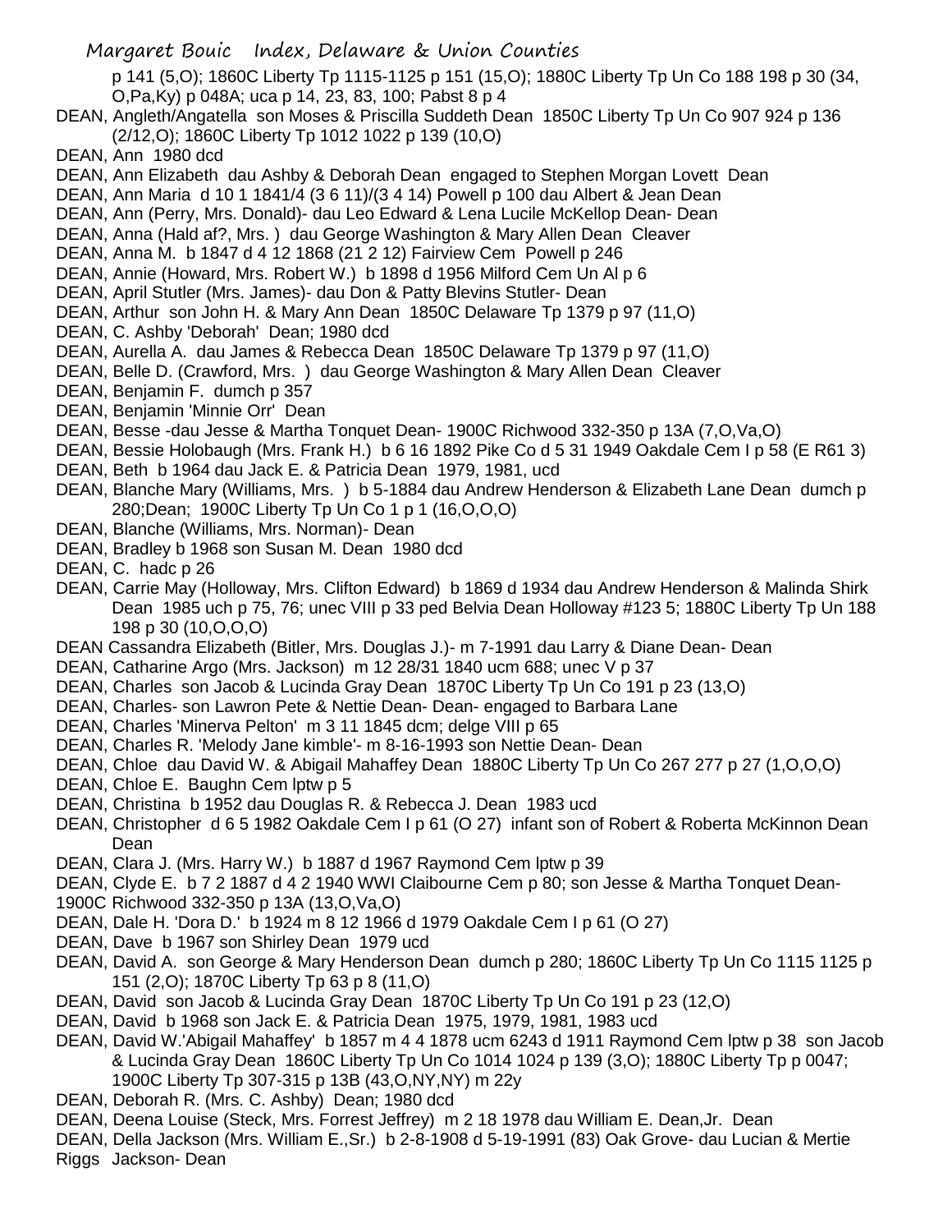p 141 (5,O); 1860C Liberty Tp 1115-1125 p 151 (15,O); 1880C Liberty Tp Un Co 188 198 p 30 (34, O,Pa,Ky) p 048A; uca p 14, 23, 83, 100; Pabst 8 p 4

DEAN, Angleth/Angatella son Moses & Priscilla Suddeth Dean 1850C Liberty Tp Un Co 907 924 p 136 (2/12,O); 1860C Liberty Tp 1012 1022 p 139 (10,O)

DEAN, Ann 1980 dcd

DEAN, Ann Elizabeth dau Ashby & Deborah Dean engaged to Stephen Morgan Lovett Dean

DEAN, Ann Maria d 10 1 1841/4 (3 6 11)/(3 4 14) Powell p 100 dau Albert & Jean Dean

DEAN, Ann (Perry, Mrs. Donald)- dau Leo Edward & Lena Lucile McKellop Dean- Dean

DEAN, Anna (Hald af?, Mrs. ) dau George Washington & Mary Allen Dean Cleaver

DEAN, Anna M. b 1847 d 4 12 1868 (21 2 12) Fairview Cem Powell p 246

DEAN, Annie (Howard, Mrs. Robert W.) b 1898 d 1956 Milford Cem Un Al p 6

DEAN, April Stutler (Mrs. James)- dau Don & Patty Blevins Stutler- Dean

DEAN, Arthur son John H. & Mary Ann Dean 1850C Delaware Tp 1379 p 97 (11,O)

DEAN, C. Ashby 'Deborah' Dean; 1980 dcd

DEAN, Aurella A. dau James & Rebecca Dean 1850C Delaware Tp 1379 p 97 (11,O)

DEAN, Belle D. (Crawford, Mrs. ) dau George Washington & Mary Allen Dean Cleaver

DEAN, Benjamin F. dumch p 357

DEAN, Benjamin 'Minnie Orr' Dean

DEAN, Besse -dau Jesse & Martha Tonquet Dean- 1900C Richwood 332-350 p 13A (7,O,Va,O)

DEAN, Bessie Holobaugh (Mrs. Frank H.) b 6 16 1892 Pike Co d 5 31 1949 Oakdale Cem I p 58 (E R61 3)

DEAN, Beth b 1964 dau Jack E. & Patricia Dean 1979, 1981, ucd

DEAN, Blanche Mary (Williams, Mrs. ) b 5-1884 dau Andrew Henderson & Elizabeth Lane Dean dumch p 280;Dean; 1900C Liberty Tp Un Co 1 p 1 (16,O,O,O)

DEAN, Blanche (Williams, Mrs. Norman)- Dean

DEAN, Bradley b 1968 son Susan M. Dean 1980 dcd

DEAN, C. hadc p 26

DEAN, Carrie May (Holloway, Mrs. Clifton Edward) b 1869 d 1934 dau Andrew Henderson & Malinda Shirk Dean 1985 uch p 75, 76; unec VIII p 33 ped Belvia Dean Holloway #123 5; 1880C Liberty Tp Un 188 198 p 30 (10,O,O,O)

DEAN Cassandra Elizabeth (Bitler, Mrs. Douglas J.)- m 7-1991 dau Larry & Diane Dean- Dean

DEAN, Catharine Argo (Mrs. Jackson) m 12 28/31 1840 ucm 688; unec V p 37

DEAN, Charles son Jacob & Lucinda Gray Dean 1870C Liberty Tp Un Co 191 p 23 (13,O)

DEAN, Charles- son Lawron Pete & Nettie Dean- Dean- engaged to Barbara Lane

DEAN, Charles 'Minerva Pelton' m 3 11 1845 dcm; delge VIII p 65

DEAN, Charles R. 'Melody Jane kimble'- m 8-16-1993 son Nettie Dean- Dean

DEAN, Chloe dau David W. & Abigail Mahaffey Dean 1880C Liberty Tp Un Co 267 277 p 27 (1,O,O,O)

DEAN, Chloe E. Baughn Cem lptw p 5

DEAN, Christina b 1952 dau Douglas R. & Rebecca J. Dean 1983 ucd

DEAN, Christopher d 6 5 1982 Oakdale Cem I p 61 (O 27) infant son of Robert & Roberta McKinnon Dean Dean

DEAN, Clara J. (Mrs. Harry W.) b 1887 d 1967 Raymond Cem lptw p 39

DEAN, Clyde E. b 7 2 1887 d 4 2 1940 WWI Claibourne Cem p 80; son Jesse & Martha Tonquet Dean- 1900C Richwood 332-350 p 13A (13,O,Va,O)

DEAN, Dale H. 'Dora D.' b 1924 m 8 12 1966 d 1979 Oakdale Cem I p 61 (O 27)

DEAN, Dave b 1967 son Shirley Dean 1979 ucd

DEAN, David A. son George & Mary Henderson Dean dumch p 280; 1860C Liberty Tp Un Co 1115 1125 p 151 (2,O); 1870C Liberty Tp 63 p 8 (11,O)

DEAN, David son Jacob & Lucinda Gray Dean 1870C Liberty Tp Un Co 191 p 23 (12,O)

DEAN, David b 1968 son Jack E. & Patricia Dean 1975, 1979, 1981, 1983 ucd

DEAN, David W.'Abigail Mahaffey' b 1857 m 4 4 1878 ucm 6243 d 1911 Raymond Cem lptw p 38 son Jacob & Lucinda Gray Dean 1860C Liberty Tp Un Co 1014 1024 p 139 (3,O); 1880C Liberty Tp p 0047; 1900C Liberty Tp 307-315 p 13B (43,O,NY,NY) m 22y

DEAN, Deborah R. (Mrs. C. Ashby) Dean; 1980 dcd

DEAN, Deena Louise (Steck, Mrs. Forrest Jeffrey) m 2 18 1978 dau William E. Dean,Jr. Dean

DEAN, Della Jackson (Mrs. William E.,Sr.) b 2-8-1908 d 5-19-1991 (83) Oak Grove- dau Lucian & Mertie Riggs Jackson- Dean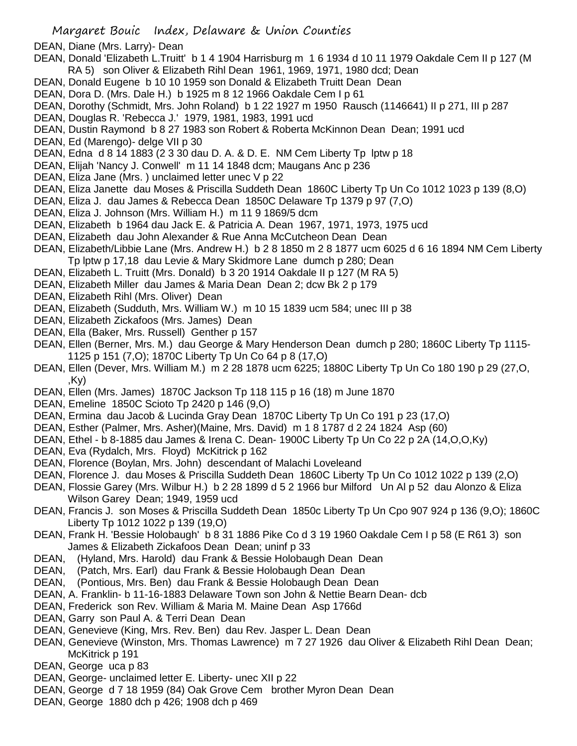DEAN, Diane (Mrs. Larry)- Dean

DEAN, Donald 'Elizabeth L.Truitt' b 1 4 1904 Harrisburg m 1 6 1934 d 10 11 1979 Oakdale Cem II p 127 (M RA 5) son Oliver & Elizabeth Rihl Dean 1961, 1969, 1971, 1980 dcd; Dean

DEAN, Donald Eugene b 10 10 1959 son Donald & Elizabeth Truitt Dean Dean

DEAN, Dora D. (Mrs. Dale H.) b 1925 m 8 12 1966 Oakdale Cem I p 61

DEAN, Dorothy (Schmidt, Mrs. John Roland) b 1 22 1927 m 1950 Rausch (1146641) II p 271, III p 287

DEAN, Douglas R. 'Rebecca J.' 1979, 1981, 1983, 1991 ucd

DEAN, Dustin Raymond b 8 27 1983 son Robert & Roberta McKinnon Dean Dean; 1991 ucd

DEAN, Ed (Marengo)- delge VII p 30

DEAN, Edna d 8 14 1883 (2 3 30 dau D. A. & D. E. NM Cem Liberty Tp lptw p 18

DEAN, Elijah 'Nancy J. Conwell' m 11 14 1848 dcm; Maugans Anc p 236

DEAN, Eliza Jane (Mrs. ) unclaimed letter unec V p 22

DEAN, Eliza Janette dau Moses & Priscilla Suddeth Dean 1860C Liberty Tp Un Co 1012 1023 p 139 (8,O)

DEAN, Eliza J. dau James & Rebecca Dean 1850C Delaware Tp 1379 p 97 (7,O)

DEAN, Eliza J. Johnson (Mrs. William H.) m 11 9 1869/5 dcm

DEAN, Elizabeth b 1964 dau Jack E. & Patricia A. Dean 1967, 1971, 1973, 1975 ucd

DEAN, Elizabeth dau John Alexander & Rue Anna McCutcheon Dean Dean

DEAN, Elizabeth/Libbie Lane (Mrs. Andrew H.) b 2 8 1850 m 2 8 1877 ucm 6025 d 6 16 1894 NM Cem Liberty Tp lptw p 17,18 dau Levie & Mary Skidmore Lane dumch p 280; Dean

DEAN, Elizabeth L. Truitt (Mrs. Donald) b 3 20 1914 Oakdale II p 127 (M RA 5)

DEAN, Elizabeth Miller dau James & Maria Dean Dean 2; dcw Bk 2 p 179

DEAN, Elizabeth Rihl (Mrs. Oliver) Dean

DEAN, Elizabeth (Sudduth, Mrs. William W.) m 10 15 1839 ucm 584; unec III p 38

DEAN, Elizabeth Zickafoos (Mrs. James) Dean

DEAN, Ella (Baker, Mrs. Russell) Genther p 157

DEAN, Ellen (Berner, Mrs. M.) dau George & Mary Henderson Dean dumch p 280; 1860C Liberty Tp 1115-1125 p 151 (7,O); 1870C Liberty Tp Un Co 64 p 8 (17,O)

DEAN, Ellen (Dever, Mrs. William M.) m 2 28 1878 ucm 6225; 1880C Liberty Tp Un Co 180 190 p 29 (27,O, ,Ky)

DEAN, Ellen (Mrs. James) 1870C Jackson Tp 118 115 p 16 (18) m June 1870

DEAN, Emeline 1850C Scioto Tp 2420 p 146 (9,O)

DEAN, Ermina dau Jacob & Lucinda Gray Dean 1870C Liberty Tp Un Co 191 p 23 (17,O)

DEAN, Esther (Palmer, Mrs. Asher)(Maine, Mrs. David) m 1 8 1787 d 2 24 1824 Asp (60)

DEAN, Ethel - b 8-1885 dau James & Irena C. Dean- 1900C Liberty Tp Un Co 22 p 2A (14,O,O,Ky)

DEAN, Eva (Rydalch, Mrs. Floyd) McKitrick p 162

DEAN, Florence (Boylan, Mrs. John) descendant of Malachi Loveleand

DEAN, Florence J. dau Moses & Priscilla Suddeth Dean 1860C Liberty Tp Un Co 1012 1022 p 139 (2,O)

DEAN, Flossie Garey (Mrs. Wilbur H.) b 2 28 1899 d 5 2 1966 bur Milford Un Al p 52 dau Alonzo & Eliza Wilson Garey Dean; 1949, 1959 ucd

DEAN, Francis J. son Moses & Priscilla Suddeth Dean 1850c Liberty Tp Un Cpo 907 924 p 136 (9,O); 1860C Liberty Tp 1012 1022 p 139 (19,O)

DEAN, Frank H. 'Bessie Holobaugh' b 8 31 1886 Pike Co d 3 19 1960 Oakdale Cem I p 58 (E R61 3) son James & Elizabeth Zickafoos Dean Dean; uninf p 33

DEAN, (Hyland, Mrs. Harold) dau Frank & Bessie Holobaugh Dean Dean

DEAN, (Patch, Mrs. Earl) dau Frank & Bessie Holobaugh Dean Dean

DEAN, (Pontious, Mrs. Ben) dau Frank & Bessie Holobaugh Dean Dean

DEAN, A. Franklin- b 11-16-1883 Delaware Town son John & Nettie Bearn Dean- dcb

DEAN, Frederick son Rev. William & Maria M. Maine Dean Asp 1766d

DEAN, Garry son Paul A. & Terri Dean Dean

DEAN, Genevieve (King, Mrs. Rev. Ben) dau Rev. Jasper L. Dean Dean

DEAN, Genevieve (Winston, Mrs. Thomas Lawrence) m 7 27 1926 dau Oliver & Elizabeth Rihl Dean Dean; McKitrick p 191

DEAN, George uca p 83

DEAN, George- unclaimed letter E. Liberty- unec XII p 22

DEAN, George d 7 18 1959 (84) Oak Grove Cem brother Myron Dean Dean

DEAN, George 1880 dch p 426; 1908 dch p 469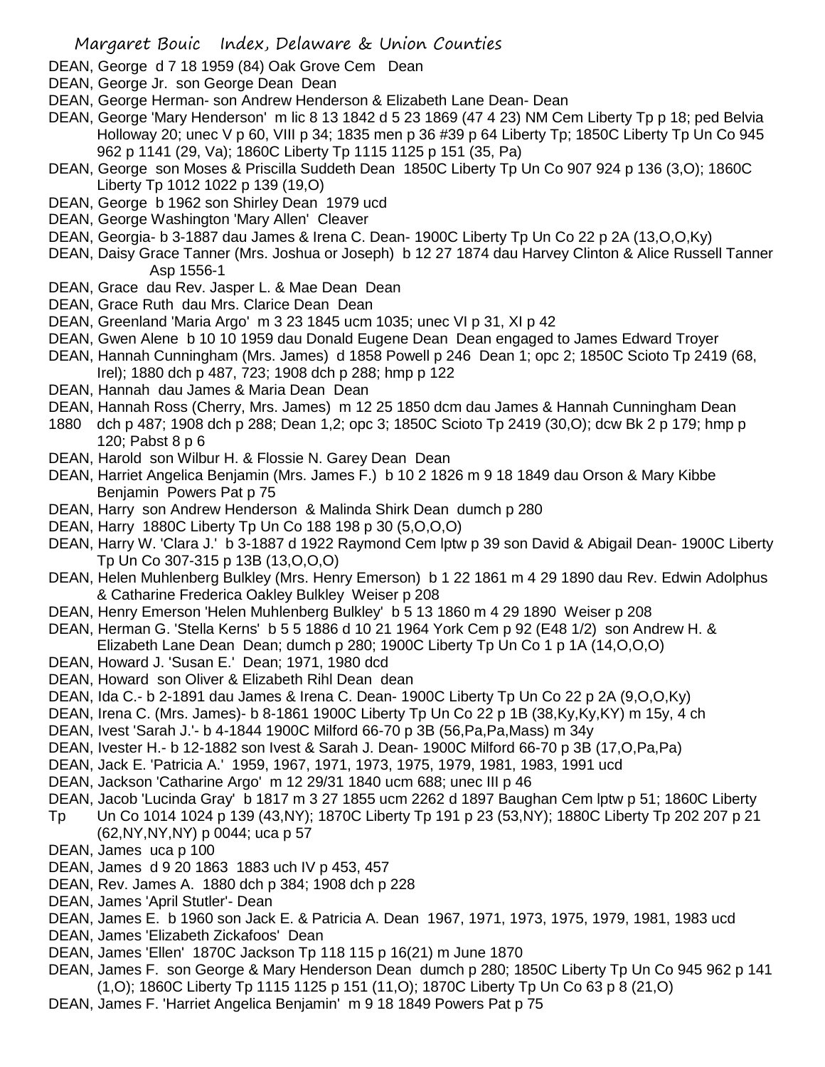DEAN, George d 7 18 1959 (84) Oak Grove Cem Dean

DEAN, George Jr. son George Dean Dean

DEAN, George Herman- son Andrew Henderson & Elizabeth Lane Dean- Dean

DEAN, George 'Mary Henderson' m lic 8 13 1842 d 5 23 1869 (47 4 23) NM Cem Liberty Tp p 18; ped Belvia Holloway 20; unec V p 60, VIII p 34; 1835 men p 36 #39 p 64 Liberty Tp; 1850C Liberty Tp Un Co 945 962 p 1141 (29, Va); 1860C Liberty Tp 1115 1125 p 151 (35, Pa)

DEAN, George son Moses & Priscilla Suddeth Dean 1850C Liberty Tp Un Co 907 924 p 136 (3,O); 1860C Liberty Tp 1012 1022 p 139 (19,O)

DEAN, George b 1962 son Shirley Dean 1979 ucd

DEAN, George Washington 'Mary Allen' Cleaver

DEAN, Georgia- b 3-1887 dau James & Irena C. Dean- 1900C Liberty Tp Un Co 22 p 2A (13,O,O,Ky)

DEAN, Daisy Grace Tanner (Mrs. Joshua or Joseph) b 12 27 1874 dau Harvey Clinton & Alice Russell Tanner Asp 1556-1

DEAN, Grace dau Rev. Jasper L. & Mae Dean Dean

DEAN, Grace Ruth dau Mrs. Clarice Dean Dean

DEAN, Greenland 'Maria Argo' m 3 23 1845 ucm 1035; unec VI p 31, XI p 42

DEAN, Gwen Alene b 10 10 1959 dau Donald Eugene Dean Dean engaged to James Edward Troyer

DEAN, Hannah Cunningham (Mrs. James) d 1858 Powell p 246 Dean 1; opc 2; 1850C Scioto Tp 2419 (68, Irel); 1880 dch p 487, 723; 1908 dch p 288; hmp p 122

DEAN, Hannah dau James & Maria Dean Dean

DEAN, Hannah Ross (Cherry, Mrs. James) m 12 25 1850 dcm dau James & Hannah Cunningham Dean 1880 dch p 487; 1908 dch p 288; Dean 1,2; opc 3; 1850C Scioto Tp 2419 (30,O); dcw Bk 2 p 179; hmp p 120; Pabst 8 p 6

DEAN, Harold son Wilbur H. & Flossie N. Garey Dean Dean

DEAN, Harriet Angelica Benjamin (Mrs. James F.) b 10 2 1826 m 9 18 1849 dau Orson & Mary Kibbe Benjamin Powers Pat p 75

DEAN, Harry son Andrew Henderson & Malinda Shirk Dean dumch p 280

DEAN, Harry 1880C Liberty Tp Un Co 188 198 p 30 (5,O,O,O)

DEAN, Harry W. 'Clara J.' b 3-1887 d 1922 Raymond Cem lptw p 39 son David & Abigail Dean- 1900C Liberty Tp Un Co 307-315 p 13B (13,O,O,O)

DEAN, Helen Muhlenberg Bulkley (Mrs. Henry Emerson) b 1 22 1861 m 4 29 1890 dau Rev. Edwin Adolphus & Catharine Frederica Oakley Bulkley Weiser p 208

DEAN, Henry Emerson 'Helen Muhlenberg Bulkley' b 5 13 1860 m 4 29 1890 Weiser p 208

DEAN, Herman G. 'Stella Kerns' b 5 5 1886 d 10 21 1964 York Cem p 92 (E48 1/2) son Andrew H. & Elizabeth Lane Dean Dean; dumch p 280; 1900C Liberty Tp Un Co 1 p 1A (14,O,O,O)

DEAN, Howard J. 'Susan E.' Dean; 1971, 1980 dcd

DEAN, Howard son Oliver & Elizabeth Rihl Dean dean

DEAN, Ida C.- b 2-1891 dau James & Irena C. Dean- 1900C Liberty Tp Un Co 22 p 2A (9,O,O,Ky)

DEAN, Irena C. (Mrs. James)- b 8-1861 1900C Liberty Tp Un Co 22 p 1B (38,Ky,Ky,KY) m 15y, 4 ch

DEAN, Ivest 'Sarah J.'- b 4-1844 1900C Milford 66-70 p 3B (56,Pa,Pa,Mass) m 34y

DEAN, Ivester H.- b 12-1882 son Ivest & Sarah J. Dean- 1900C Milford 66-70 p 3B (17,O,Pa,Pa)

DEAN, Jack E. 'Patricia A.' 1959, 1967, 1971, 1973, 1975, 1979, 1981, 1983, 1991 ucd

DEAN, Jackson 'Catharine Argo' m 12 29/31 1840 ucm 688; unec III p 46

DEAN, Jacob 'Lucinda Gray' b 1817 m 3 27 1855 ucm 2262 d 1897 Baughan Cem lptw p 51; 1860C Liberty Tp Un Co 1014 1024 p 139 (43,NY); 1870C Liberty Tp 191 p 23 (53,NY); 1880C Liberty Tp 202 207 p 21 (62,NY,NY,NY) p 0044; uca p 57

DEAN, James uca p 100

DEAN, James d 9 20 1863 1883 uch IV p 453, 457

DEAN, Rev. James A. 1880 dch p 384; 1908 dch p 228

DEAN, James 'April Stutler'- Dean

DEAN, James E. b 1960 son Jack E. & Patricia A. Dean 1967, 1971, 1973, 1975, 1979, 1981, 1983 ucd

DEAN, James 'Elizabeth Zickafoos' Dean

DEAN, James 'Ellen' 1870C Jackson Tp 118 115 p 16(21) m June 1870

DEAN, James F. son George & Mary Henderson Dean dumch p 280; 1850C Liberty Tp Un Co 945 962 p 141 (1,O); 1860C Liberty Tp 1115 1125 p 151 (11,O); 1870C Liberty Tp Un Co 63 p 8 (21,O)

DEAN, James F. 'Harriet Angelica Benjamin' m 9 18 1849 Powers Pat p 75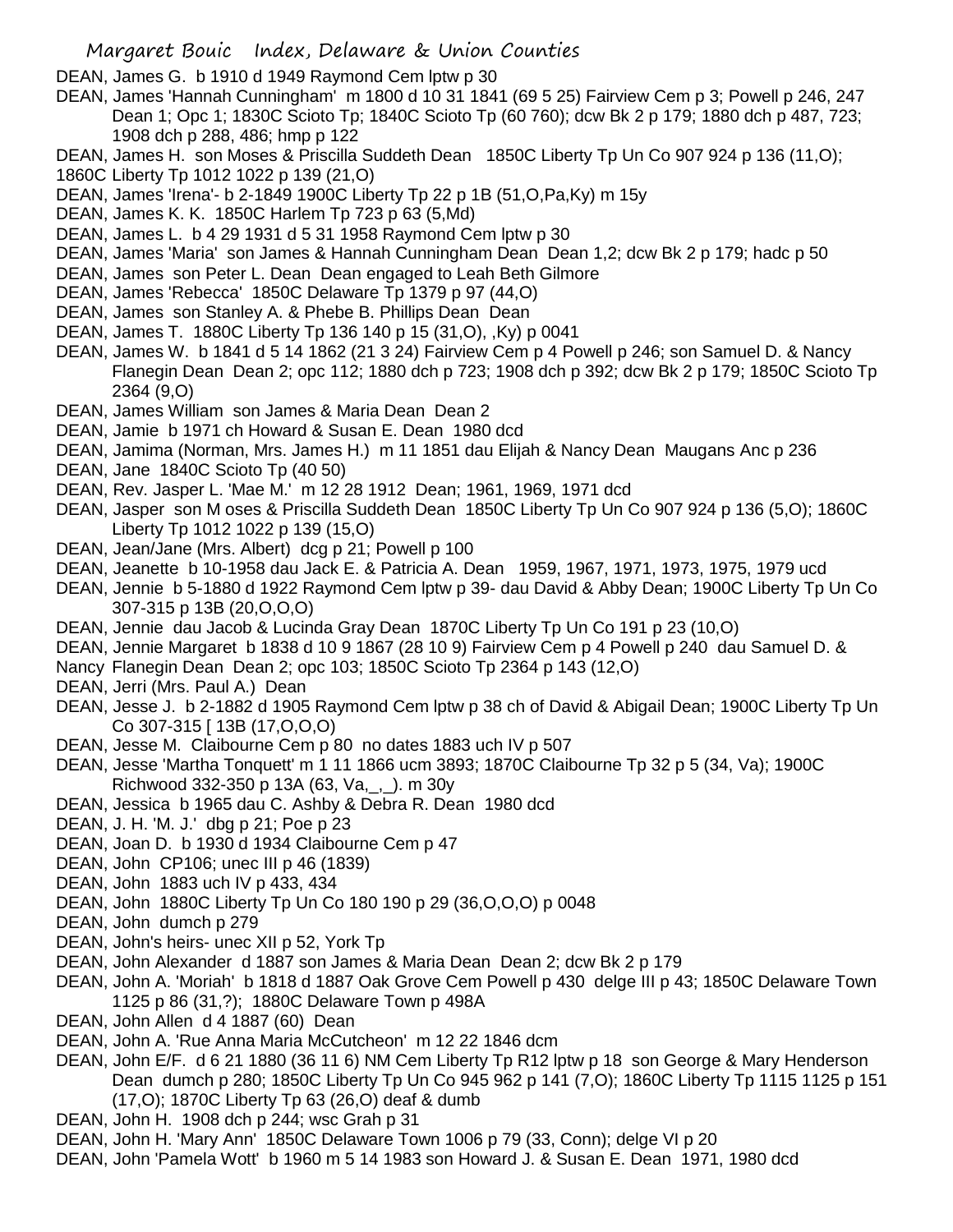DEAN, James G. b 1910 d 1949 Raymond Cem lptw p 30

DEAN, James 'Hannah Cunningham' m 1800 d 10 31 1841 (69 5 25) Fairview Cem p 3; Powell p 246, 247 Dean 1; Opc 1; 1830C Scioto Tp; 1840C Scioto Tp (60 760); dcw Bk 2 p 179; 1880 dch p 487, 723; 1908 dch p 288, 486; hmp p 122

DEAN, James H. son Moses & Priscilla Suddeth Dean 1850C Liberty Tp Un Co 907 924 p 136 (11,O); 1860C Liberty Tp 1012 1022 p 139 (21,O)

DEAN, James 'Irena'- b 2-1849 1900C Liberty Tp 22 p 1B (51,O,Pa,Ky) m 15y

DEAN, James K. K. 1850C Harlem Tp 723 p 63 (5,Md)

DEAN, James L. b 4 29 1931 d 5 31 1958 Raymond Cem lptw p 30

DEAN, James 'Maria' son James & Hannah Cunningham Dean Dean 1,2; dcw Bk 2 p 179; hadc p 50

DEAN, James son Peter L. Dean Dean engaged to Leah Beth Gilmore

DEAN, James 'Rebecca' 1850C Delaware Tp 1379 p 97 (44,O)

DEAN, James son Stanley A. & Phebe B. Phillips Dean Dean

DEAN, James T. 1880C Liberty Tp 136 140 p 15 (31,O), ,Ky) p 0041

DEAN, James W. b 1841 d 5 14 1862 (21 3 24) Fairview Cem p 4 Powell p 246; son Samuel D. & Nancy Flanegin Dean Dean 2; opc 112; 1880 dch p 723; 1908 dch p 392; dcw Bk 2 p 179; 1850C Scioto Tp 2364 (9,O)

DEAN, James William son James & Maria Dean Dean 2

DEAN, Jamie b 1971 ch Howard & Susan E. Dean 1980 dcd

DEAN, Jamima (Norman, Mrs. James H.) m 11 1851 dau Elijah & Nancy Dean Maugans Anc p 236

DEAN, Jane 1840C Scioto Tp (40 50)

DEAN, Rev. Jasper L. 'Mae M.' m 12 28 1912 Dean; 1961, 1969, 1971 dcd

DEAN, Jasper son M oses & Priscilla Suddeth Dean 1850C Liberty Tp Un Co 907 924 p 136 (5,O); 1860C Liberty Tp 1012 1022 p 139 (15,O)

DEAN, Jean/Jane (Mrs. Albert) dcg p 21; Powell p 100

DEAN, Jeanette b 10-1958 dau Jack E. & Patricia A. Dean 1959, 1967, 1971, 1973, 1975, 1979 ucd

DEAN, Jennie b 5-1880 d 1922 Raymond Cem lptw p 39- dau David & Abby Dean; 1900C Liberty Tp Un Co 307-315 p 13B (20,O,O,O)

DEAN, Jennie dau Jacob & Lucinda Gray Dean 1870C Liberty Tp Un Co 191 p 23 (10,O)

DEAN, Jennie Margaret b 1838 d 10 9 1867 (28 10 9) Fairview Cem p 4 Powell p 240 dau Samuel D. & Nancy Flanegin Dean Dean 2; opc 103; 1850C Scioto Tp 2364 p 143 (12,O)

DEAN, Jerri (Mrs. Paul A.) Dean

DEAN, Jesse J. b 2-1882 d 1905 Raymond Cem lptw p 38 ch of David & Abigail Dean; 1900C Liberty Tp Un Co 307-315 [ 13B (17,O,O,O)

DEAN, Jesse M. Claibourne Cem p 80 no dates 1883 uch IV p 507

DEAN, Jesse 'Martha Tonquett' m 1 11 1866 ucm 3893; 1870C Claibourne Tp 32 p 5 (34, Va); 1900C Richwood 332-350 p 13A (63, Va,_,_). m 30y

DEAN, Jessica b 1965 dau C. Ashby & Debra R. Dean 1980 dcd

DEAN, J. H. 'M. J.' dbg p 21; Poe p 23

DEAN, Joan D. b 1930 d 1934 Claibourne Cem p 47

DEAN, John CP106; unec III p 46 (1839)

DEAN, John 1883 uch IV p 433, 434

DEAN, John 1880C Liberty Tp Un Co 180 190 p 29 (36,O,O,O) p 0048

DEAN, John dumch p 279

DEAN, John's heirs- unec XII p 52, York Tp

DEAN, John Alexander d 1887 son James & Maria Dean Dean 2; dcw Bk 2 p 179

DEAN, John A. 'Moriah' b 1818 d 1887 Oak Grove Cem Powell p 430 delge III p 43; 1850C Delaware Town 1125 p 86 (31,?); 1880C Delaware Town p 498A

DEAN, John Allen d 4 1887 (60) Dean

DEAN, John A. 'Rue Anna Maria McCutcheon' m 12 22 1846 dcm

DEAN, John E/F. d 6 21 1880 (36 11 6) NM Cem Liberty Tp R12 lptw p 18 son George & Mary Henderson Dean dumch p 280; 1850C Liberty Tp Un Co 945 962 p 141 (7,O); 1860C Liberty Tp 1115 1125 p 151 (17,O); 1870C Liberty Tp 63 (26,O) deaf & dumb

DEAN, John H. 1908 dch p 244; wsc Grah p 31

DEAN, John H. 'Mary Ann' 1850C Delaware Town 1006 p 79 (33, Conn); delge VI p 20

DEAN, John 'Pamela Wott' b 1960 m 5 14 1983 son Howard J. & Susan E. Dean 1971, 1980 dcd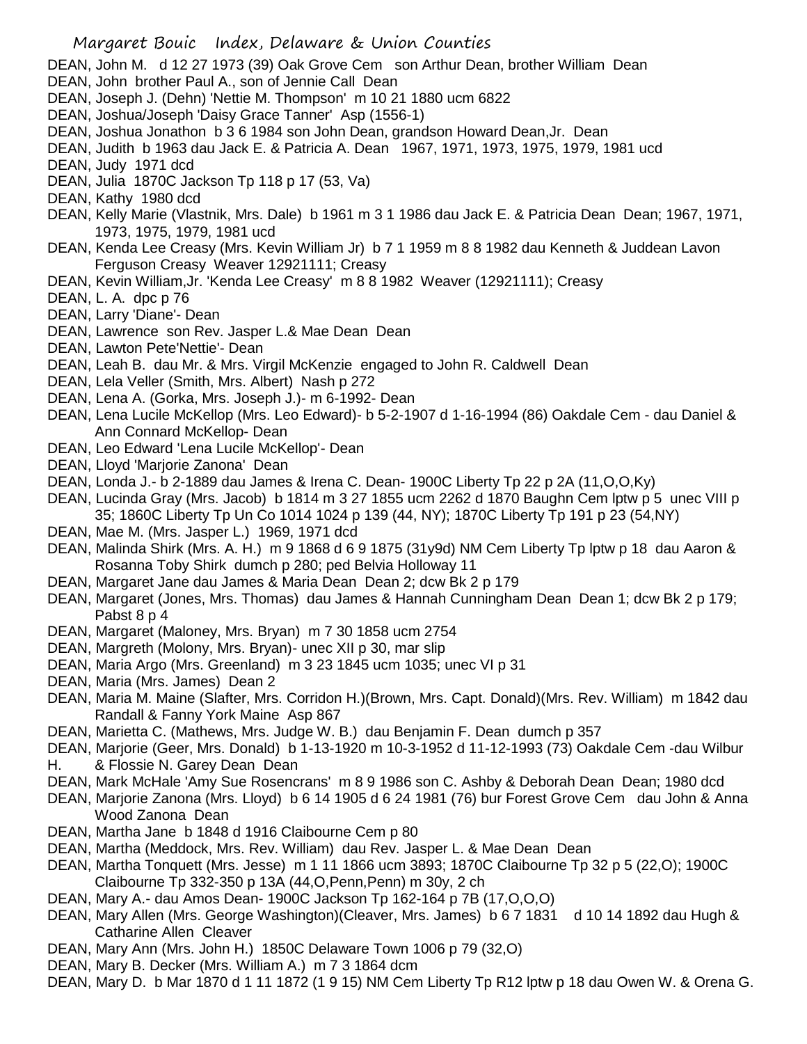DEAN, John M.  d 12 27 1973 (39) Oak Grove Cem  son Arthur Dean, brother William  Dean
DEAN, John  brother Paul A., son of Jennie Call  Dean
DEAN, Joseph J. (Dehn) 'Nettie M. Thompson'  m 10 21 1880 ucm 6822
DEAN, Joshua/Joseph 'Daisy Grace Tanner'  Asp (1556-1)
DEAN, Joshua Jonathon  b 3 6 1984 son John Dean, grandson Howard Dean,Jr.  Dean
DEAN, Judith  b 1963 dau Jack E. & Patricia A. Dean  1967, 1971, 1973, 1975, 1979, 1981 ucd
DEAN, Judy  1971 dcd
DEAN, Julia  1870C Jackson Tp 118 p 17 (53, Va)
DEAN, Kathy  1980 dcd
DEAN, Kelly Marie (Vlastnik, Mrs. Dale)  b 1961 m 3 1 1986 dau Jack E. & Patricia Dean  Dean; 1967, 1971, 1973, 1975, 1979, 1981 ucd
DEAN, Kenda Lee Creasy (Mrs. Kevin William Jr)  b 7 1 1959 m 8 8 1982 dau Kenneth & Juddean Lavon Ferguson Creasy  Weaver 12921111; Creasy
DEAN, Kevin William,Jr. 'Kenda Lee Creasy'  m 8 8 1982  Weaver (12921111); Creasy
DEAN, L. A.  dpc p 76
DEAN, Larry 'Diane'- Dean
DEAN, Lawrence  son Rev. Jasper L.& Mae Dean  Dean
DEAN, Lawton Pete'Nettie'- Dean
DEAN, Leah B.  dau Mr. & Mrs. Virgil McKenzie  engaged to John R. Caldwell  Dean
DEAN, Lela Veller (Smith, Mrs. Albert)  Nash p 272
DEAN, Lena A. (Gorka, Mrs. Joseph J.)- m 6-1992- Dean
DEAN, Lena Lucile McKellop (Mrs. Leo Edward)- b 5-2-1907 d 1-16-1994 (86) Oakdale Cem - dau Daniel & Ann Connard McKellop- Dean
DEAN, Leo Edward 'Lena Lucile McKellop'- Dean
DEAN, Lloyd 'Marjorie Zanona'  Dean
DEAN, Londa J.- b 2-1889 dau James & Irena C. Dean- 1900C Liberty Tp 22 p 2A (11,O,O,Ky)
DEAN, Lucinda Gray (Mrs. Jacob)  b 1814 m 3 27 1855 ucm 2262 d 1870 Baughn Cem lptw p 5  unec VIII p 35; 1860C Liberty Tp Un Co 1014 1024 p 139 (44, NY); 1870C Liberty Tp 191 p 23 (54,NY)
DEAN, Mae M. (Mrs. Jasper L.)  1969, 1971 dcd
DEAN, Malinda Shirk (Mrs. A. H.)  m 9 1868 d 6 9 1875 (31y9d) NM Cem Liberty Tp lptw p 18  dau Aaron & Rosanna Toby Shirk  dumch p 280; ped Belvia Holloway 11
DEAN, Margaret Jane dau James & Maria Dean  Dean 2; dcw Bk 2 p 179
DEAN, Margaret (Jones, Mrs. Thomas)  dau James & Hannah Cunningham Dean  Dean 1; dcw Bk 2 p 179; Pabst 8 p 4
DEAN, Margaret (Maloney, Mrs. Bryan)  m 7 30 1858 ucm 2754
DEAN, Margreth (Molony, Mrs. Bryan)- unec XII p 30, mar slip
DEAN, Maria Argo (Mrs. Greenland)  m 3 23 1845 ucm 1035; unec VI p 31
DEAN, Maria (Mrs. James)  Dean 2
DEAN, Maria M. Maine (Slafter, Mrs. Corridon H.)(Brown, Mrs. Capt. Donald)(Mrs. Rev. William)  m 1842 dau Randall & Fanny York Maine  Asp 867
DEAN, Marietta C. (Mathews, Mrs. Judge W. B.)  dau Benjamin F. Dean  dumch p 357
DEAN, Marjorie (Geer, Mrs. Donald)  b 1-13-1920 m 10-3-1952 d 11-12-1993 (73) Oakdale Cem -dau Wilbur H.  & Flossie N. Garey Dean  Dean
DEAN, Mark McHale 'Amy Sue Rosencrans'  m 8 9 1986 son C. Ashby & Deborah Dean  Dean; 1980 dcd
DEAN, Marjorie Zanona (Mrs. Lloyd)  b 6 14 1905 d 6 24 1981 (76) bur Forest Grove Cem  dau John & Anna Wood Zanona  Dean
DEAN, Martha Jane  b 1848 d 1916 Claibourne Cem p 80
DEAN, Martha (Meddock, Mrs. Rev. William)  dau Rev. Jasper L. & Mae Dean  Dean
DEAN, Martha Tonquett (Mrs. Jesse)  m 1 11 1866 ucm 3893; 1870C Claibourne Tp 32 p 5 (22,O); 1900C Claibourne Tp 332-350 p 13A (44,O,Penn,Penn) m 30y, 2 ch
DEAN, Mary A.- dau Amos Dean- 1900C Jackson Tp 162-164 p 7B (17,O,O,O)
DEAN, Mary Allen (Mrs. George Washington)(Cleaver, Mrs. James)  b 6 7 1831  d 10 14 1892 dau Hugh & Catharine Allen  Cleaver
DEAN, Mary Ann (Mrs. John H.)  1850C Delaware Town 1006 p 79 (32,O)
DEAN, Mary B. Decker (Mrs. William A.)  m 7 3 1864 dcm
DEAN, Mary D.  b Mar 1870 d 1 11 1872 (1 9 15) NM Cem Liberty Tp R12 lptw p 18 dau Owen W. & Orena G.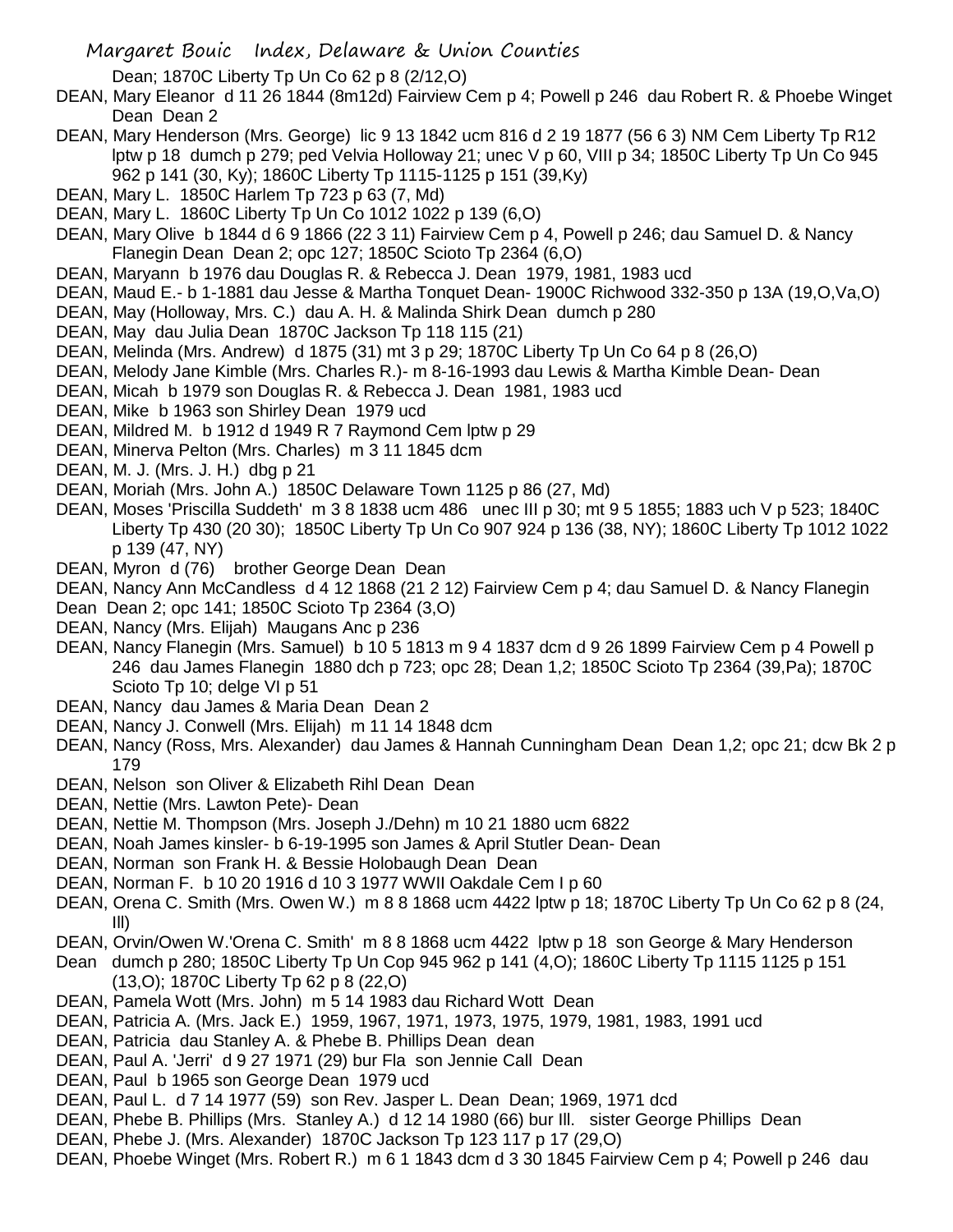Dean; 1870C Liberty Tp Un Co 62 p 8 (2/12,O)

DEAN, Mary Eleanor d 11 26 1844 (8m12d) Fairview Cem p 4; Powell p 246 dau Robert R. & Phoebe Winget Dean Dean 2

DEAN, Mary Henderson (Mrs. George) lic 9 13 1842 ucm 816 d 2 19 1877 (56 6 3) NM Cem Liberty Tp R12 lptw p 18 dumch p 279; ped Velvia Holloway 21; unec V p 60, VIII p 34; 1850C Liberty Tp Un Co 945 962 p 141 (30, Ky); 1860C Liberty Tp 1115-1125 p 151 (39,Ky)

DEAN, Mary L. 1850C Harlem Tp 723 p 63 (7, Md)

DEAN, Mary L. 1860C Liberty Tp Un Co 1012 1022 p 139 (6,O)

DEAN, Mary Olive b 1844 d 6 9 1866 (22 3 11) Fairview Cem p 4, Powell p 246; dau Samuel D. & Nancy Flanegin Dean Dean 2; opc 127; 1850C Scioto Tp 2364 (6,O)

DEAN, Maryann b 1976 dau Douglas R. & Rebecca J. Dean 1979, 1981, 1983 ucd

DEAN, Maud E.- b 1-1881 dau Jesse & Martha Tonquet Dean- 1900C Richwood 332-350 p 13A (19,O,Va,O)

DEAN, May (Holloway, Mrs. C.) dau A. H. & Malinda Shirk Dean dumch p 280

DEAN, May dau Julia Dean 1870C Jackson Tp 118 115 (21)

DEAN, Melinda (Mrs. Andrew) d 1875 (31) mt 3 p 29; 1870C Liberty Tp Un Co 64 p 8 (26,O)

DEAN, Melody Jane Kimble (Mrs. Charles R.)- m 8-16-1993 dau Lewis & Martha Kimble Dean- Dean

DEAN, Micah b 1979 son Douglas R. & Rebecca J. Dean 1981, 1983 ucd

DEAN, Mike b 1963 son Shirley Dean 1979 ucd

DEAN, Mildred M. b 1912 d 1949 R 7 Raymond Cem lptw p 29

DEAN, Minerva Pelton (Mrs. Charles) m 3 11 1845 dcm

DEAN, M. J. (Mrs. J. H.) dbg p 21

DEAN, Moriah (Mrs. John A.) 1850C Delaware Town 1125 p 86 (27, Md)

DEAN, Moses 'Priscilla Suddeth' m 3 8 1838 ucm 486 unec III p 30; mt 9 5 1855; 1883 uch V p 523; 1840C Liberty Tp 430 (20 30); 1850C Liberty Tp Un Co 907 924 p 136 (38, NY); 1860C Liberty Tp 1012 1022 p 139 (47, NY)

DEAN, Myron d (76) brother George Dean Dean

DEAN, Nancy Ann McCandless d 4 12 1868 (21 2 12) Fairview Cem p 4; dau Samuel D. & Nancy Flanegin Dean Dean 2; opc 141; 1850C Scioto Tp 2364 (3,O)

DEAN, Nancy (Mrs. Elijah) Maugans Anc p 236

DEAN, Nancy Flanegin (Mrs. Samuel) b 10 5 1813 m 9 4 1837 dcm d 9 26 1899 Fairview Cem p 4 Powell p 246 dau James Flanegin 1880 dch p 723; opc 28; Dean 1,2; 1850C Scioto Tp 2364 (39,Pa); 1870C Scioto Tp 10; delge VI p 51

DEAN, Nancy dau James & Maria Dean Dean 2

DEAN, Nancy J. Conwell (Mrs. Elijah) m 11 14 1848 dcm

DEAN, Nancy (Ross, Mrs. Alexander) dau James & Hannah Cunningham Dean Dean 1,2; opc 21; dcw Bk 2 p 179

DEAN, Nelson son Oliver & Elizabeth Rihl Dean Dean

DEAN, Nettie (Mrs. Lawton Pete)- Dean

DEAN, Nettie M. Thompson (Mrs. Joseph J./Dehn) m 10 21 1880 ucm 6822

DEAN, Noah James kinsler- b 6-19-1995 son James & April Stutler Dean- Dean

DEAN, Norman son Frank H. & Bessie Holobaugh Dean Dean

DEAN, Norman F. b 10 20 1916 d 10 3 1977 WWII Oakdale Cem I p 60

DEAN, Orena C. Smith (Mrs. Owen W.) m 8 8 1868 ucm 4422 lptw p 18; 1870C Liberty Tp Un Co 62 p 8 (24, Ill)

DEAN, Orvin/Owen W.'Orena C. Smith' m 8 8 1868 ucm 4422 lptw p 18 son George & Mary Henderson Dean dumch p 280; 1850C Liberty Tp Un Cop 945 962 p 141 (4,O); 1860C Liberty Tp 1115 1125 p 151 (13,O); 1870C Liberty Tp 62 p 8 (22,O)

DEAN, Pamela Wott (Mrs. John) m 5 14 1983 dau Richard Wott Dean

DEAN, Patricia A. (Mrs. Jack E.) 1959, 1967, 1971, 1973, 1975, 1979, 1981, 1983, 1991 ucd

DEAN, Patricia dau Stanley A. & Phebe B. Phillips Dean dean

DEAN, Paul A. 'Jerri' d 9 27 1971 (29) bur Fla son Jennie Call Dean

DEAN, Paul b 1965 son George Dean 1979 ucd

DEAN, Paul L. d 7 14 1977 (59) son Rev. Jasper L. Dean Dean; 1969, 1971 dcd

DEAN, Phebe B. Phillips (Mrs. Stanley A.) d 12 14 1980 (66) bur Ill. sister George Phillips Dean

DEAN, Phebe J. (Mrs. Alexander) 1870C Jackson Tp 123 117 p 17 (29,O)

DEAN, Phoebe Winget (Mrs. Robert R.) m 6 1 1843 dcm d 3 30 1845 Fairview Cem p 4; Powell p 246 dau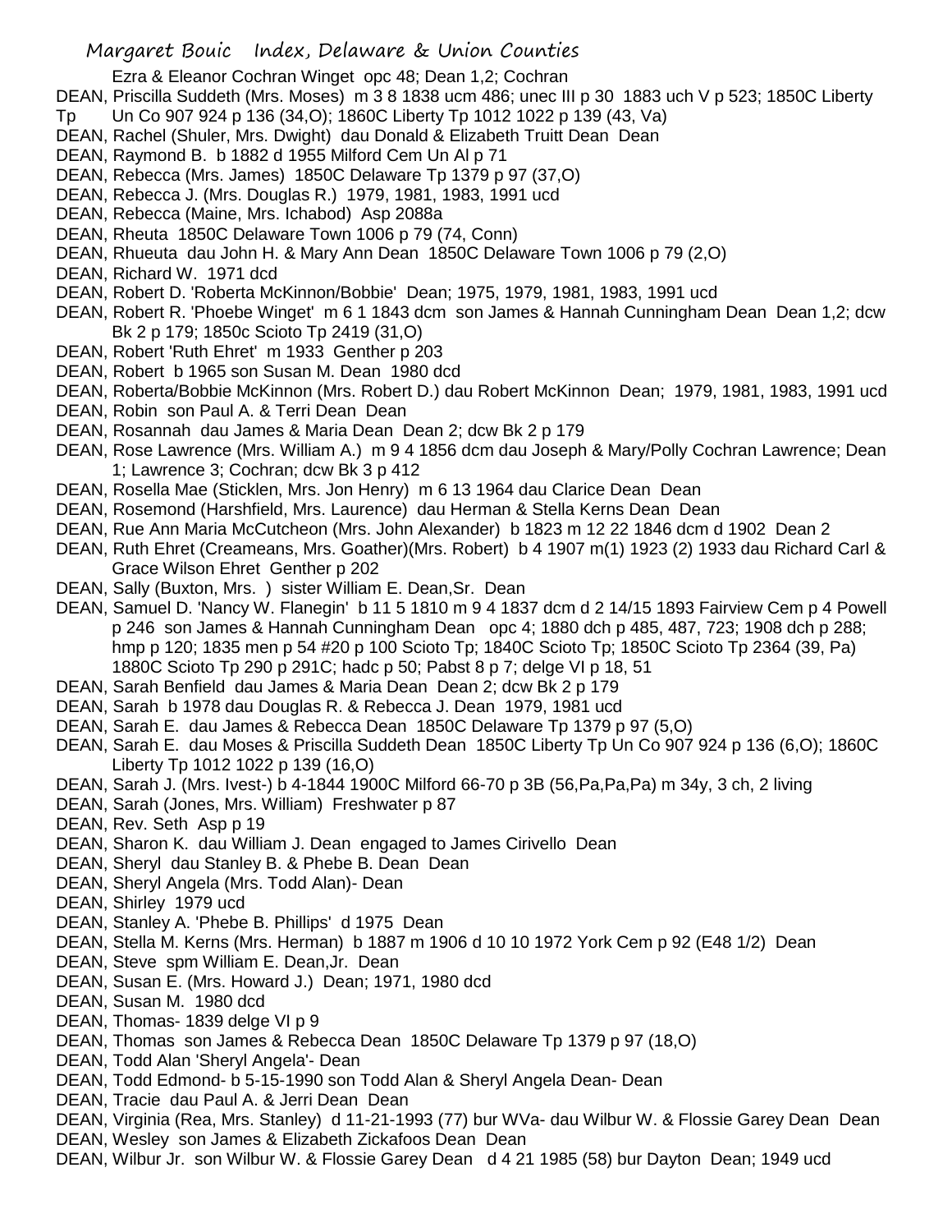Ezra & Eleanor Cochran Winget opc 48; Dean 1,2; Cochran

DEAN, Priscilla Suddeth (Mrs. Moses) m 3 8 1838 ucm 486; unec III p 30 1883 uch V p 523; 1850C Liberty Tp Un Co 907 924 p 136 (34,O); 1860C Liberty Tp 1012 1022 p 139 (43, Va)

DEAN, Rachel (Shuler, Mrs. Dwight) dau Donald & Elizabeth Truitt Dean Dean

DEAN, Raymond B. b 1882 d 1955 Milford Cem Un Al p 71

DEAN, Rebecca (Mrs. James) 1850C Delaware Tp 1379 p 97 (37,O)

DEAN, Rebecca J. (Mrs. Douglas R.) 1979, 1981, 1983, 1991 ucd

DEAN, Rebecca (Maine, Mrs. Ichabod) Asp 2088a

DEAN, Rheuta 1850C Delaware Town 1006 p 79 (74, Conn)

DEAN, Rhueuta dau John H. & Mary Ann Dean 1850C Delaware Town 1006 p 79 (2,O)

DEAN, Richard W. 1971 dcd

DEAN, Robert D. 'Roberta McKinnon/Bobbie' Dean; 1975, 1979, 1981, 1983, 1991 ucd

DEAN, Robert R. 'Phoebe Winget' m 6 1 1843 dcm son James & Hannah Cunningham Dean Dean 1,2; dcw Bk 2 p 179; 1850c Scioto Tp 2419 (31,O)

DEAN, Robert 'Ruth Ehret' m 1933 Genther p 203

DEAN, Robert b 1965 son Susan M. Dean 1980 dcd

DEAN, Roberta/Bobbie McKinnon (Mrs. Robert D.) dau Robert McKinnon Dean; 1979, 1981, 1983, 1991 ucd

DEAN, Robin son Paul A. & Terri Dean Dean

DEAN, Rosannah dau James & Maria Dean Dean 2; dcw Bk 2 p 179

DEAN, Rose Lawrence (Mrs. William A.) m 9 4 1856 dcm dau Joseph & Mary/Polly Cochran Lawrence; Dean 1; Lawrence 3; Cochran; dcw Bk 3 p 412

DEAN, Rosella Mae (Sticklen, Mrs. Jon Henry) m 6 13 1964 dau Clarice Dean Dean

DEAN, Rosemond (Harshfield, Mrs. Laurence) dau Herman & Stella Kerns Dean Dean

DEAN, Rue Ann Maria McCutcheon (Mrs. John Alexander) b 1823 m 12 22 1846 dcm d 1902 Dean 2

DEAN, Ruth Ehret (Creameans, Mrs. Goather)(Mrs. Robert) b 4 1907 m(1) 1923 (2) 1933 dau Richard Carl & Grace Wilson Ehret Genther p 202

DEAN, Sally (Buxton, Mrs. ) sister William E. Dean,Sr. Dean

DEAN, Samuel D. 'Nancy W. Flanegin' b 11 5 1810 m 9 4 1837 dcm d 2 14/15 1893 Fairview Cem p 4 Powell p 246 son James & Hannah Cunningham Dean opc 4; 1880 dch p 485, 487, 723; 1908 dch p 288; hmp p 120; 1835 men p 54 #20 p 100 Scioto Tp; 1840C Scioto Tp; 1850C Scioto Tp 2364 (39, Pa) 1880C Scioto Tp 290 p 291C; hadc p 50; Pabst 8 p 7; delge VI p 18, 51

DEAN, Sarah Benfield dau James & Maria Dean Dean 2; dcw Bk 2 p 179

DEAN, Sarah b 1978 dau Douglas R. & Rebecca J. Dean 1979, 1981 ucd

DEAN, Sarah E. dau James & Rebecca Dean 1850C Delaware Tp 1379 p 97 (5,O)

DEAN, Sarah E. dau Moses & Priscilla Suddeth Dean 1850C Liberty Tp Un Co 907 924 p 136 (6,O); 1860C Liberty Tp 1012 1022 p 139 (16,O)

DEAN, Sarah J. (Mrs. Ivest-) b 4-1844 1900C Milford 66-70 p 3B (56,Pa,Pa,Pa) m 34y, 3 ch, 2 living

DEAN, Sarah (Jones, Mrs. William) Freshwater p 87

DEAN, Rev. Seth Asp p 19

DEAN, Sharon K. dau William J. Dean engaged to James Cirivello Dean

DEAN, Sheryl dau Stanley B. & Phebe B. Dean Dean

DEAN, Sheryl Angela (Mrs. Todd Alan)- Dean

DEAN, Shirley 1979 ucd

DEAN, Stanley A. 'Phebe B. Phillips' d 1975 Dean

DEAN, Stella M. Kerns (Mrs. Herman) b 1887 m 1906 d 10 10 1972 York Cem p 92 (E48 1/2) Dean

DEAN, Steve spm William E. Dean,Jr. Dean

DEAN, Susan E. (Mrs. Howard J.) Dean; 1971, 1980 dcd

DEAN, Susan M. 1980 dcd

DEAN, Thomas- 1839 delge VI p 9

DEAN, Thomas son James & Rebecca Dean 1850C Delaware Tp 1379 p 97 (18,O)

DEAN, Todd Alan 'Sheryl Angela'- Dean

DEAN, Todd Edmond- b 5-15-1990 son Todd Alan & Sheryl Angela Dean- Dean

DEAN, Tracie dau Paul A. & Jerri Dean Dean

DEAN, Virginia (Rea, Mrs. Stanley) d 11-21-1993 (77) bur WVa- dau Wilbur W. & Flossie Garey Dean Dean

DEAN, Wesley son James & Elizabeth Zickafoos Dean Dean

DEAN, Wilbur Jr. son Wilbur W. & Flossie Garey Dean d 4 21 1985 (58) bur Dayton Dean; 1949 ucd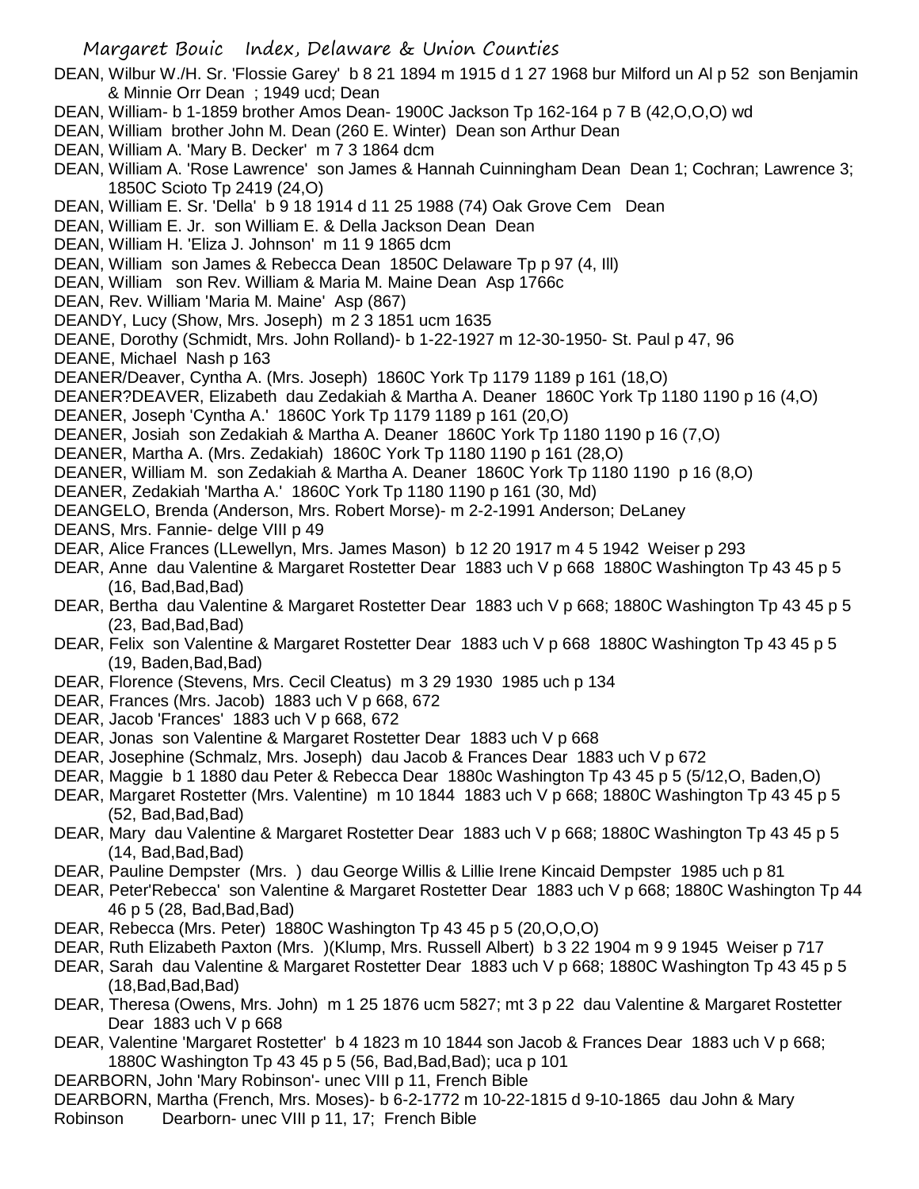DEAN, Wilbur W./H. Sr. 'Flossie Garey' b 8 21 1894 m 1915 d 1 27 1968 bur Milford un Al p 52 son Benjamin & Minnie Orr Dean ; 1949 ucd; Dean

DEAN, William- b 1-1859 brother Amos Dean- 1900C Jackson Tp 162-164 p 7 B (42,O,O,O) wd

DEAN, William brother John M. Dean (260 E. Winter) Dean son Arthur Dean

DEAN, William A. 'Mary B. Decker' m 7 3 1864 dcm

DEAN, William A. 'Rose Lawrence' son James & Hannah Cuinningham Dean Dean 1; Cochran; Lawrence 3; 1850C Scioto Tp 2419 (24,O)

DEAN, William E. Sr. 'Della' b 9 18 1914 d 11 25 1988 (74) Oak Grove Cem Dean

DEAN, William E. Jr. son William E. & Della Jackson Dean Dean

DEAN, William H. 'Eliza J. Johnson' m 11 9 1865 dcm

DEAN, William son James & Rebecca Dean 1850C Delaware Tp p 97 (4, Ill)

DEAN, William son Rev. William & Maria M. Maine Dean Asp 1766c

DEAN, Rev. William 'Maria M. Maine' Asp (867)

DEANDY, Lucy (Show, Mrs. Joseph) m 2 3 1851 ucm 1635

DEANE, Dorothy (Schmidt, Mrs. John Rolland)- b 1-22-1927 m 12-30-1950- St. Paul p 47, 96

DEANE, Michael Nash p 163

DEANER/Deaver, Cyntha A. (Mrs. Joseph) 1860C York Tp 1179 1189 p 161 (18,O)

DEANER?DEAVER, Elizabeth dau Zedakiah & Martha A. Deaner 1860C York Tp 1180 1190 p 16 (4,O)

DEANER, Joseph 'Cyntha A.' 1860C York Tp 1179 1189 p 161 (20,O)

DEANER, Josiah son Zedakiah & Martha A. Deaner 1860C York Tp 1180 1190 p 16 (7,O)

DEANER, Martha A. (Mrs. Zedakiah) 1860C York Tp 1180 1190 p 161 (28,O)

DEANER, William M. son Zedakiah & Martha A. Deaner 1860C York Tp 1180 1190 p 16 (8,O)

DEANER, Zedakiah 'Martha A.' 1860C York Tp 1180 1190 p 161 (30, Md)

DEANGELO, Brenda (Anderson, Mrs. Robert Morse)- m 2-2-1991 Anderson; DeLaney

DEANS, Mrs. Fannie- delge VIII p 49

DEAR, Alice Frances (LLewellyn, Mrs. James Mason) b 12 20 1917 m 4 5 1942 Weiser p 293

DEAR, Anne dau Valentine & Margaret Rostetter Dear 1883 uch V p 668 1880C Washington Tp 43 45 p 5 (16, Bad,Bad,Bad)

DEAR, Bertha dau Valentine & Margaret Rostetter Dear 1883 uch V p 668; 1880C Washington Tp 43 45 p 5 (23, Bad,Bad,Bad)

DEAR, Felix son Valentine & Margaret Rostetter Dear 1883 uch V p 668 1880C Washington Tp 43 45 p 5 (19, Baden,Bad,Bad)

DEAR, Florence (Stevens, Mrs. Cecil Cleatus) m 3 29 1930 1985 uch p 134

DEAR, Frances (Mrs. Jacob) 1883 uch V p 668, 672

DEAR, Jacob 'Frances' 1883 uch V p 668, 672

DEAR, Jonas son Valentine & Margaret Rostetter Dear 1883 uch V p 668

DEAR, Josephine (Schmalz, Mrs. Joseph) dau Jacob & Frances Dear 1883 uch V p 672

DEAR, Maggie b 1 1880 dau Peter & Rebecca Dear 1880c Washington Tp 43 45 p 5 (5/12,O, Baden,O)

DEAR, Margaret Rostetter (Mrs. Valentine) m 10 1844 1883 uch V p 668; 1880C Washington Tp 43 45 p 5 (52, Bad,Bad,Bad)

DEAR, Mary dau Valentine & Margaret Rostetter Dear 1883 uch V p 668; 1880C Washington Tp 43 45 p 5 (14, Bad,Bad,Bad)

DEAR, Pauline Dempster (Mrs. ) dau George Willis & Lillie Irene Kincaid Dempster 1985 uch p 81

DEAR, Peter'Rebecca' son Valentine & Margaret Rostetter Dear 1883 uch V p 668; 1880C Washington Tp 44 46 p 5 (28, Bad,Bad,Bad)

DEAR, Rebecca (Mrs. Peter) 1880C Washington Tp 43 45 p 5 (20,O,O,O)

DEAR, Ruth Elizabeth Paxton (Mrs. )(Klump, Mrs. Russell Albert) b 3 22 1904 m 9 9 1945 Weiser p 717

DEAR, Sarah dau Valentine & Margaret Rostetter Dear 1883 uch V p 668; 1880C Washington Tp 43 45 p 5 (18,Bad,Bad,Bad)

DEAR, Theresa (Owens, Mrs. John) m 1 25 1876 ucm 5827; mt 3 p 22 dau Valentine & Margaret Rostetter Dear 1883 uch V p 668

DEAR, Valentine 'Margaret Rostetter' b 4 1823 m 10 1844 son Jacob & Frances Dear 1883 uch V p 668; 1880C Washington Tp 43 45 p 5 (56, Bad,Bad,Bad); uca p 101

DEARBORN, John 'Mary Robinson'- unec VIII p 11, French Bible

DEARBORN, Martha (French, Mrs. Moses)- b 6-2-1772 m 10-22-1815 d 9-10-1865 dau John & Mary Robinson Dearborn- unec VIII p 11, 17; French Bible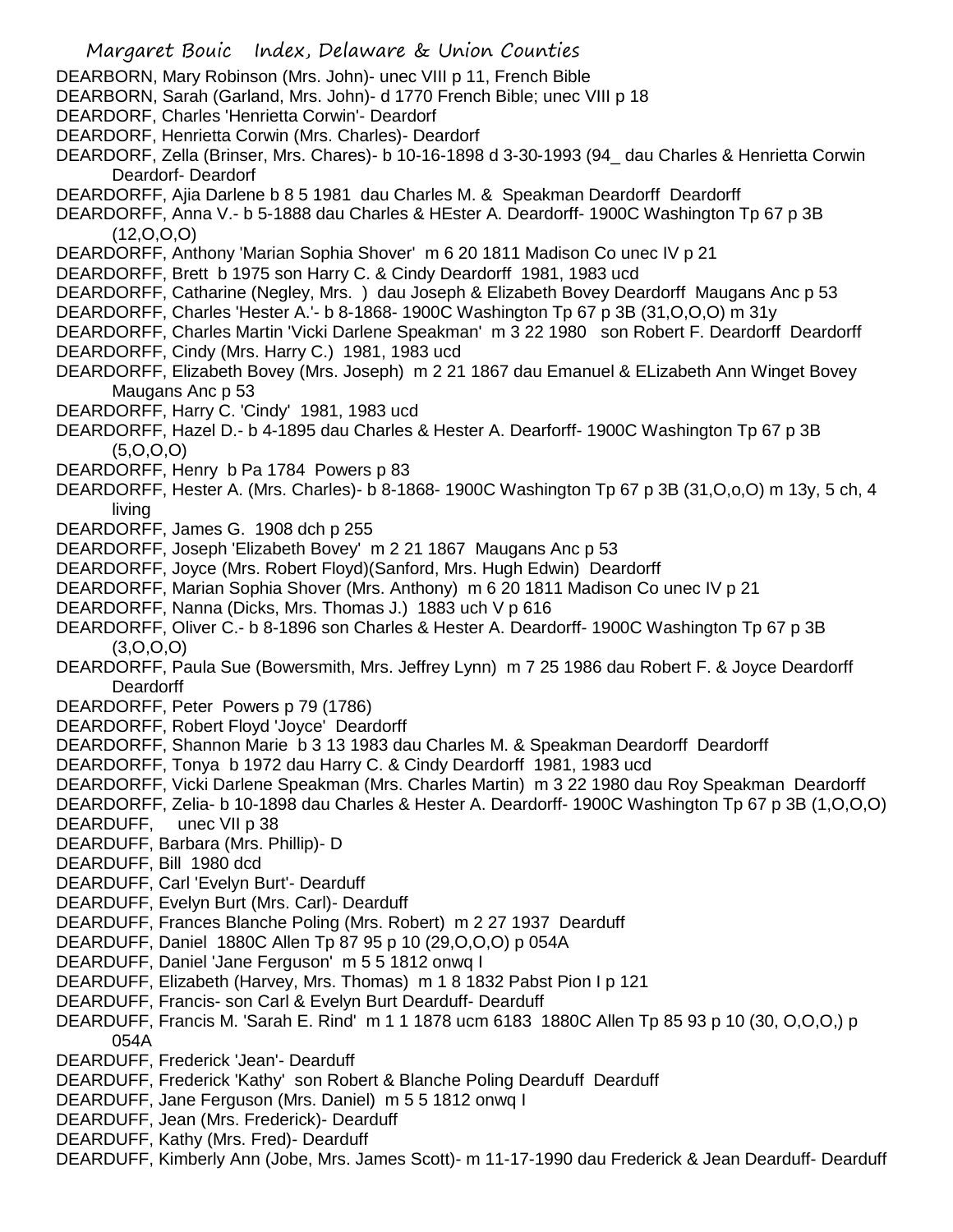DEARBORN, Mary Robinson (Mrs. John)- unec VIII p 11, French Bible
DEARBORN, Sarah (Garland, Mrs. John)- d 1770 French Bible; unec VIII p 18
DEARDORF, Charles 'Henrietta Corwin'- Deardorf
DEARDORF, Henrietta Corwin (Mrs. Charles)- Deardorf
DEARDORF, Zella (Brinser, Mrs. Chares)- b 10-16-1898 d 3-30-1993 (94_ dau Charles & Henrietta Corwin Deardorf- Deardorf
DEARDORFF, Ajia Darlene b 8 5 1981 dau Charles M. & Speakman Deardorff Deardorff
DEARDORFF, Anna V.- b 5-1888 dau Charles & HEster A. Deardorff- 1900C Washington Tp 67 p 3B (12,O,O,O)
DEARDORFF, Anthony 'Marian Sophia Shover' m 6 20 1811 Madison Co unec IV p 21
DEARDORFF, Brett b 1975 son Harry C. & Cindy Deardorff 1981, 1983 ucd
DEARDORFF, Catharine (Negley, Mrs. ) dau Joseph & Elizabeth Bovey Deardorff Maugans Anc p 53
DEARDORFF, Charles 'Hester A.'- b 8-1868- 1900C Washington Tp 67 p 3B (31,O,O,O) m 31y
DEARDORFF, Charles Martin 'Vicki Darlene Speakman' m 3 22 1980 son Robert F. Deardorff Deardorff
DEARDORFF, Cindy (Mrs. Harry C.) 1981, 1983 ucd
DEARDORFF, Elizabeth Bovey (Mrs. Joseph) m 2 21 1867 dau Emanuel & ELizabeth Ann Winget Bovey Maugans Anc p 53
DEARDORFF, Harry C. 'Cindy' 1981, 1983 ucd
DEARDORFF, Hazel D.- b 4-1895 dau Charles & Hester A. Dearforff- 1900C Washington Tp 67 p 3B (5,O,O,O)
DEARDORFF, Henry b Pa 1784 Powers p 83
DEARDORFF, Hester A. (Mrs. Charles)- b 8-1868- 1900C Washington Tp 67 p 3B (31,O,o,O) m 13y, 5 ch, 4 living
DEARDORFF, James G. 1908 dch p 255
DEARDORFF, Joseph 'Elizabeth Bovey' m 2 21 1867 Maugans Anc p 53
DEARDORFF, Joyce (Mrs. Robert Floyd)(Sanford, Mrs. Hugh Edwin) Deardorff
DEARDORFF, Marian Sophia Shover (Mrs. Anthony) m 6 20 1811 Madison Co unec IV p 21
DEARDORFF, Nanna (Dicks, Mrs. Thomas J.) 1883 uch V p 616
DEARDORFF, Oliver C.- b 8-1896 son Charles & Hester A. Deardorff- 1900C Washington Tp 67 p 3B (3,O,O,O)
DEARDORFF, Paula Sue (Bowersmith, Mrs. Jeffrey Lynn) m 7 25 1986 dau Robert F. & Joyce Deardorff Deardorff
DEARDORFF, Peter Powers p 79 (1786)
DEARDORFF, Robert Floyd 'Joyce' Deardorff
DEARDORFF, Shannon Marie b 3 13 1983 dau Charles M. & Speakman Deardorff Deardorff
DEARDORFF, Tonya b 1972 dau Harry C. & Cindy Deardorff 1981, 1983 ucd
DEARDORFF, Vicki Darlene Speakman (Mrs. Charles Martin) m 3 22 1980 dau Roy Speakman Deardorff
DEARDORFF, Zelia- b 10-1898 dau Charles & Hester A. Deardorff- 1900C Washington Tp 67 p 3B (1,O,O,O)
DEARDUFF, unec VII p 38
DEARDUFF, Barbara (Mrs. Phillip)- D
DEARDUFF, Bill 1980 dcd
DEARDUFF, Carl 'Evelyn Burt'- Dearduff
DEARDUFF, Evelyn Burt (Mrs. Carl)- Dearduff
DEARDUFF, Frances Blanche Poling (Mrs. Robert) m 2 27 1937 Dearduff
DEARDUFF, Daniel 1880C Allen Tp 87 95 p 10 (29,O,O,O) p 054A
DEARDUFF, Daniel 'Jane Ferguson' m 5 5 1812 onwq I
DEARDUFF, Elizabeth (Harvey, Mrs. Thomas) m 1 8 1832 Pabst Pion I p 121
DEARDUFF, Francis- son Carl & Evelyn Burt Dearduff- Dearduff
DEARDUFF, Francis M. 'Sarah E. Rind' m 1 1 1878 ucm 6183 1880C Allen Tp 85 93 p 10 (30, O,O,O,) p 054A
DEARDUFF, Frederick 'Jean'- Dearduff
DEARDUFF, Frederick 'Kathy' son Robert & Blanche Poling Dearduff Dearduff
DEARDUFF, Jane Ferguson (Mrs. Daniel) m 5 5 1812 onwq I
DEARDUFF, Jean (Mrs. Frederick)- Dearduff
DEARDUFF, Kathy (Mrs. Fred)- Dearduff
DEARDUFF, Kimberly Ann (Jobe, Mrs. James Scott)- m 11-17-1990 dau Frederick & Jean Dearduff- Dearduff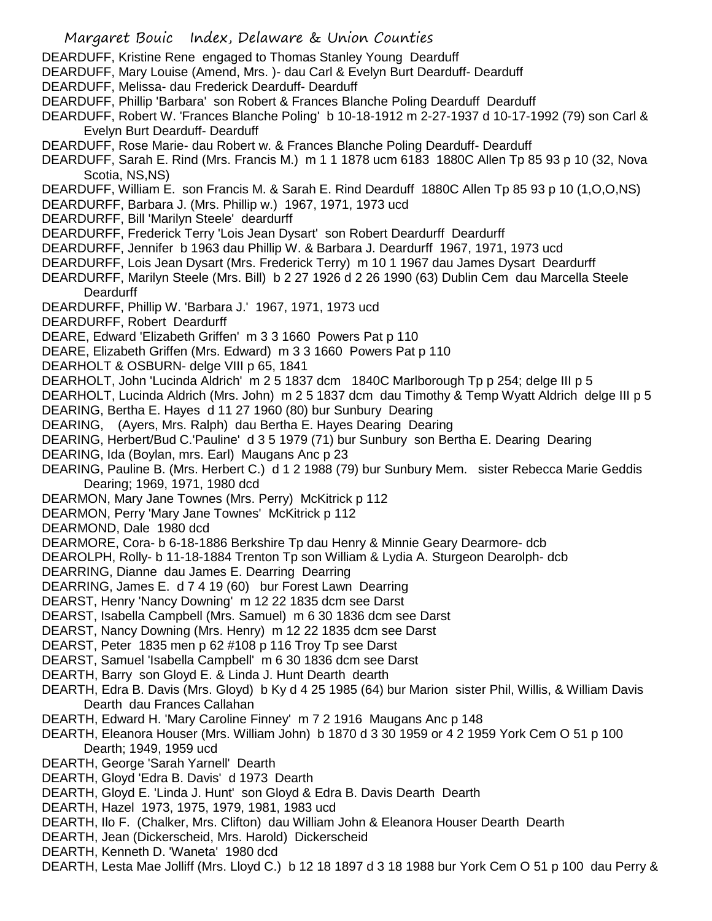DEARDUFF, Kristine Rene engaged to Thomas Stanley Young Dearduff
DEARDUFF, Mary Louise (Amend, Mrs. )- dau Carl & Evelyn Burt Dearduff- Dearduff
DEARDUFF, Melissa- dau Frederick Dearduff- Dearduff
DEARDUFF, Phillip 'Barbara' son Robert & Frances Blanche Poling Dearduff Dearduff
DEARDUFF, Robert W. 'Frances Blanche Poling' b 10-18-1912 m 2-27-1937 d 10-17-1992 (79) son Carl & Evelyn Burt Dearduff- Dearduff
DEARDUFF, Rose Marie- dau Robert w. & Frances Blanche Poling Dearduff- Dearduff
DEARDUFF, Sarah E. Rind (Mrs. Francis M.) m 1 1 1878 ucm 6183 1880C Allen Tp 85 93 p 10 (32, Nova Scotia, NS,NS)
DEARDUFF, William E. son Francis M. & Sarah E. Rind Dearduff 1880C Allen Tp 85 93 p 10 (1,O,O,NS)
DEARDURFF, Barbara J. (Mrs. Phillip w.) 1967, 1971, 1973 ucd
DEARDURFF, Bill 'Marilyn Steele' deardurff
DEARDURFF, Frederick Terry 'Lois Jean Dysart' son Robert Deardurff Deardurff
DEARDURFF, Jennifer b 1963 dau Phillip W. & Barbara J. Deardurff 1967, 1971, 1973 ucd
DEARDURFF, Lois Jean Dysart (Mrs. Frederick Terry) m 10 1 1967 dau James Dysart Deardurff
DEARDURFF, Marilyn Steele (Mrs. Bill) b 2 27 1926 d 2 26 1990 (63) Dublin Cem dau Marcella Steele Deardurff
DEARDURFF, Phillip W. 'Barbara J.' 1967, 1971, 1973 ucd
DEARDURFF, Robert Deardurff
DEARE, Edward 'Elizabeth Griffen' m 3 3 1660 Powers Pat p 110
DEARE, Elizabeth Griffen (Mrs. Edward) m 3 3 1660 Powers Pat p 110
DEARHOLT & OSBURN- delge VIII p 65, 1841
DEARHOLT, John 'Lucinda Aldrich' m 2 5 1837 dcm 1840C Marlborough Tp p 254; delge III p 5
DEARHOLT, Lucinda Aldrich (Mrs. John) m 2 5 1837 dcm dau Timothy & Temp Wyatt Aldrich delge III p 5
DEARING, Bertha E. Hayes d 11 27 1960 (80) bur Sunbury Dearing
DEARING, (Ayers, Mrs. Ralph) dau Bertha E. Hayes Dearing Dearing
DEARING, Herbert/Bud C.'Pauline' d 3 5 1979 (71) bur Sunbury son Bertha E. Dearing Dearing
DEARING, Ida (Boylan, mrs. Earl) Maugans Anc p 23
DEARING, Pauline B. (Mrs. Herbert C.) d 1 2 1988 (79) bur Sunbury Mem. sister Rebecca Marie Geddis Dearing; 1969, 1971, 1980 dcd
DEARMON, Mary Jane Townes (Mrs. Perry) McKitrick p 112
DEARMON, Perry 'Mary Jane Townes' McKitrick p 112
DEARMOND, Dale 1980 dcd
DEARMORE, Cora- b 6-18-1886 Berkshire Tp dau Henry & Minnie Geary Dearmore- dcb
DEAROLPH, Rolly- b 11-18-1884 Trenton Tp son William & Lydia A. Sturgeon Dearolph- dcb
DEARRING, Dianne dau James E. Dearring Dearring
DEARRING, James E. d 7 4 19 (60) bur Forest Lawn Dearring
DEARST, Henry 'Nancy Downing' m 12 22 1835 dcm see Darst
DEARST, Isabella Campbell (Mrs. Samuel) m 6 30 1836 dcm see Darst
DEARST, Nancy Downing (Mrs. Henry) m 12 22 1835 dcm see Darst
DEARST, Peter 1835 men p 62 #108 p 116 Troy Tp see Darst
DEARST, Samuel 'Isabella Campbell' m 6 30 1836 dcm see Darst
DEARTH, Barry son Gloyd E. & Linda J. Hunt Dearth dearth
DEARTH, Edra B. Davis (Mrs. Gloyd) b Ky d 4 25 1985 (64) bur Marion sister Phil, Willis, & William Davis Dearth dau Frances Callahan
DEARTH, Edward H. 'Mary Caroline Finney' m 7 2 1916 Maugans Anc p 148
DEARTH, Eleanora Houser (Mrs. William John) b 1870 d 3 30 1959 or 4 2 1959 York Cem O 51 p 100 Dearth; 1949, 1959 ucd
DEARTH, George 'Sarah Yarnell' Dearth
DEARTH, Gloyd 'Edra B. Davis' d 1973 Dearth
DEARTH, Gloyd E. 'Linda J. Hunt' son Gloyd & Edra B. Davis Dearth Dearth
DEARTH, Hazel 1973, 1975, 1979, 1981, 1983 ucd
DEARTH, Ilo F. (Chalker, Mrs. Clifton) dau William John & Eleanora Houser Dearth Dearth
DEARTH, Jean (Dickerscheid, Mrs. Harold) Dickerscheid
DEARTH, Kenneth D. 'Waneta' 1980 dcd
DEARTH, Lesta Mae Jolliff (Mrs. Lloyd C.) b 12 18 1897 d 3 18 1988 bur York Cem O 51 p 100 dau Perry &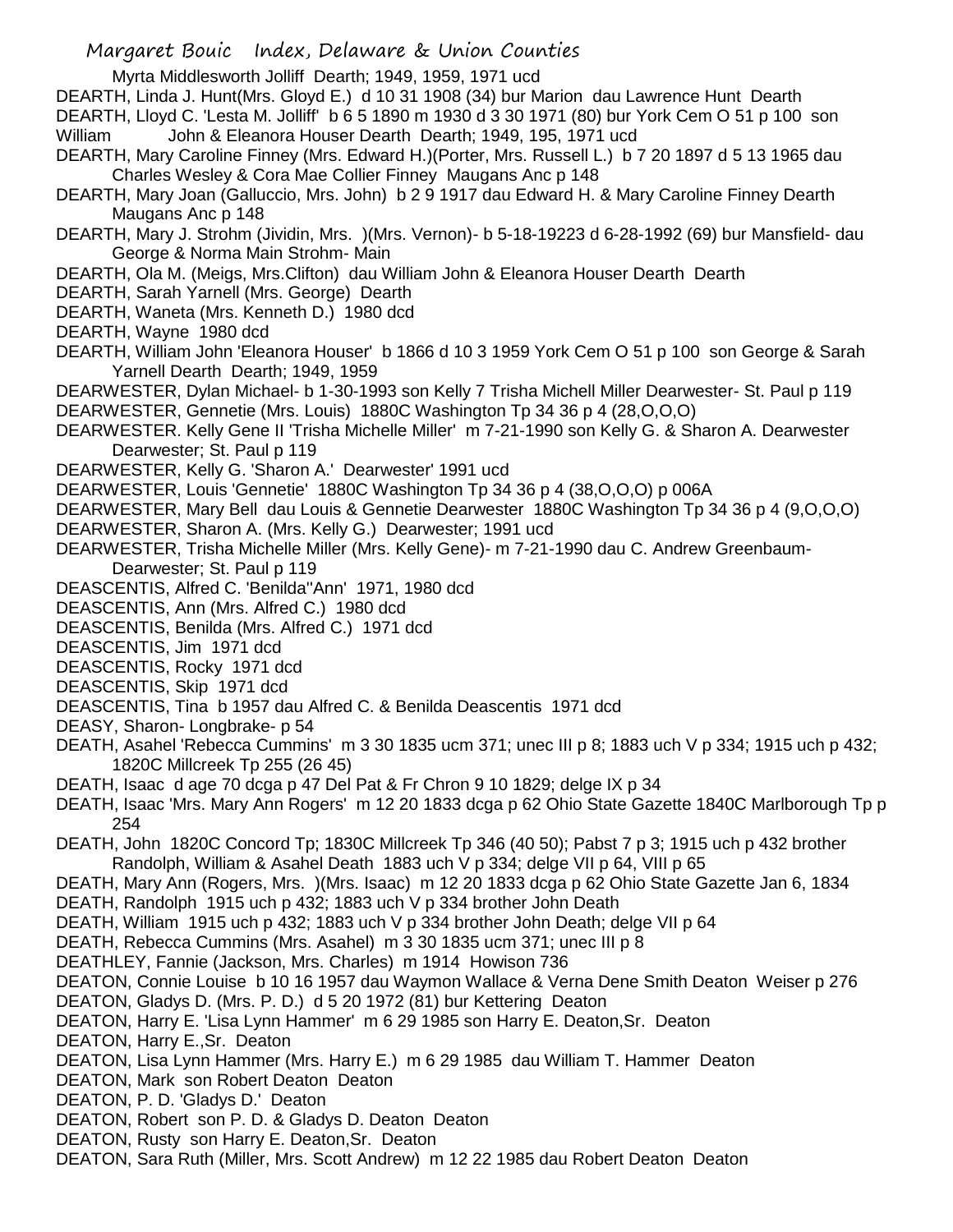Myrta Middlesworth Jolliff Dearth; 1949, 1959, 1971 ucd

DEARTH, Linda J. Hunt(Mrs. Gloyd E.) d 10 31 1908 (34) bur Marion dau Lawrence Hunt Dearth

DEARTH, Lloyd C. 'Lesta M. Jolliff' b 6 5 1890 m 1930 d 3 30 1971 (80) bur York Cem O 51 p 100 son William John & Eleanora Houser Dearth Dearth; 1949, 195, 1971 ucd

DEARTH, Mary Caroline Finney (Mrs. Edward H.)(Porter, Mrs. Russell L.) b 7 20 1897 d 5 13 1965 dau Charles Wesley & Cora Mae Collier Finney Maugans Anc p 148

DEARTH, Mary Joan (Galluccio, Mrs. John) b 2 9 1917 dau Edward H. & Mary Caroline Finney Dearth Maugans Anc p 148

DEARTH, Mary J. Strohm (Jividin, Mrs. )(Mrs. Vernon)- b 5-18-19223 d 6-28-1992 (69) bur Mansfield- dau George & Norma Main Strohm- Main

DEARTH, Ola M. (Meigs, Mrs.Clifton) dau William John & Eleanora Houser Dearth Dearth

DEARTH, Sarah Yarnell (Mrs. George) Dearth

DEARTH, Waneta (Mrs. Kenneth D.) 1980 dcd

DEARTH, Wayne 1980 dcd

DEARTH, William John 'Eleanora Houser' b 1866 d 10 3 1959 York Cem O 51 p 100 son George & Sarah Yarnell Dearth Dearth; 1949, 1959

DEARWESTER, Dylan Michael- b 1-30-1993 son Kelly 7 Trisha Michell Miller Dearwester- St. Paul p 119

DEARWESTER, Gennetie (Mrs. Louis) 1880C Washington Tp 34 36 p 4 (28,O,O,O)

DEARWESTER. Kelly Gene II 'Trisha Michelle Miller' m 7-21-1990 son Kelly G. & Sharon A. Dearwester Dearwester; St. Paul p 119

DEARWESTER, Kelly G. 'Sharon A.' Dearwester' 1991 ucd

DEARWESTER, Louis 'Gennetie' 1880C Washington Tp 34 36 p 4 (38,O,O,O) p 006A

DEARWESTER, Mary Bell dau Louis & Gennetie Dearwester 1880C Washington Tp 34 36 p 4 (9,O,O,O)

DEARWESTER, Sharon A. (Mrs. Kelly G.) Dearwester; 1991 ucd

DEARWESTER, Trisha Michelle Miller (Mrs. Kelly Gene)- m 7-21-1990 dau C. Andrew Greenbaum- Dearwester; St. Paul p 119

DEASCENTIS, Alfred C. 'Benilda''Ann' 1971, 1980 dcd

DEASCENTIS, Ann (Mrs. Alfred C.) 1980 dcd

DEASCENTIS, Benilda (Mrs. Alfred C.) 1971 dcd

DEASCENTIS, Jim 1971 dcd

DEASCENTIS, Rocky 1971 dcd

DEASCENTIS, Skip 1971 dcd

DEASCENTIS, Tina b 1957 dau Alfred C. & Benilda Deascentis 1971 dcd

DEASY, Sharon- Longbrake- p 54

DEATH, Asahel 'Rebecca Cummins' m 3 30 1835 ucm 371; unec III p 8; 1883 uch V p 334; 1915 uch p 432; 1820C Millcreek Tp 255 (26 45)

DEATH, Isaac d age 70 dcga p 47 Del Pat & Fr Chron 9 10 1829; delge IX p 34

DEATH, Isaac 'Mrs. Mary Ann Rogers' m 12 20 1833 dcga p 62 Ohio State Gazette 1840C Marlborough Tp p 254

DEATH, John 1820C Concord Tp; 1830C Millcreek Tp 346 (40 50); Pabst 7 p 3; 1915 uch p 432 brother Randolph, William & Asahel Death 1883 uch V p 334; delge VII p 64, VIII p 65

DEATH, Mary Ann (Rogers, Mrs. )(Mrs. Isaac) m 12 20 1833 dcga p 62 Ohio State Gazette Jan 6, 1834

DEATH, Randolph 1915 uch p 432; 1883 uch V p 334 brother John Death

DEATH, William 1915 uch p 432; 1883 uch V p 334 brother John Death; delge VII p 64

DEATH, Rebecca Cummins (Mrs. Asahel) m 3 30 1835 ucm 371; unec III p 8

DEATHLEY, Fannie (Jackson, Mrs. Charles) m 1914 Howison 736

DEATON, Connie Louise b 10 16 1957 dau Waymon Wallace & Verna Dene Smith Deaton Weiser p 276

DEATON, Gladys D. (Mrs. P. D.) d 5 20 1972 (81) bur Kettering Deaton

DEATON, Harry E. 'Lisa Lynn Hammer' m 6 29 1985 son Harry E. Deaton,Sr. Deaton

DEATON, Harry E.,Sr. Deaton

DEATON, Lisa Lynn Hammer (Mrs. Harry E.) m 6 29 1985 dau William T. Hammer Deaton

DEATON, Mark son Robert Deaton Deaton

DEATON, P. D. 'Gladys D.' Deaton

DEATON, Robert son P. D. & Gladys D. Deaton Deaton

DEATON, Rusty son Harry E. Deaton,Sr. Deaton

DEATON, Sara Ruth (Miller, Mrs. Scott Andrew) m 12 22 1985 dau Robert Deaton Deaton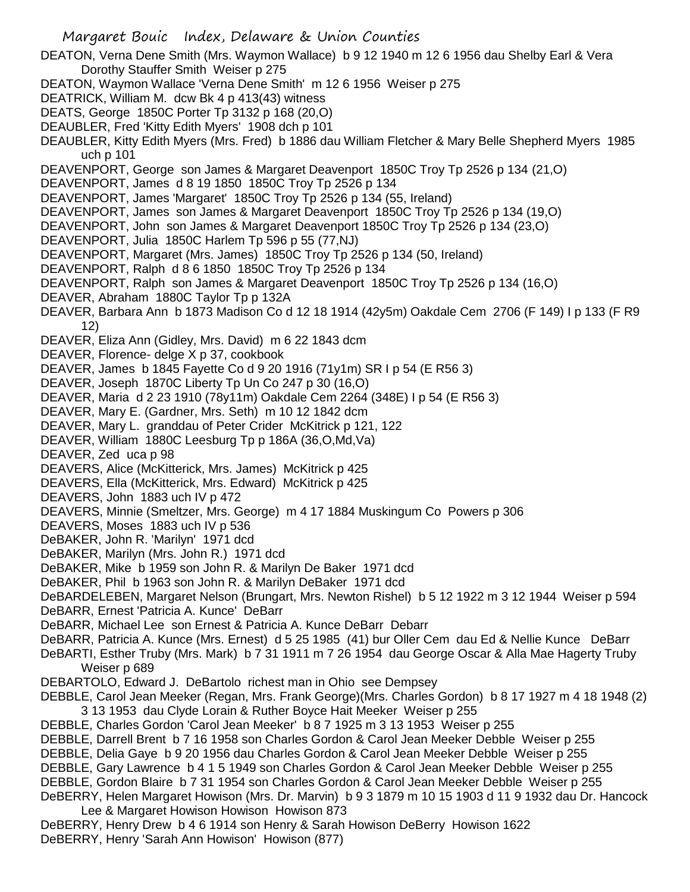DEATON, Verna Dene Smith (Mrs. Waymon Wallace) b 9 12 1940 m 12 6 1956 dau Shelby Earl & Vera Dorothy Stauffer Smith Weiser p 275
DEATON, Waymon Wallace 'Verna Dene Smith' m 12 6 1956 Weiser p 275
DEATRICK, William M. dcw Bk 4 p 413(43) witness
DEATS, George 1850C Porter Tp 3132 p 168 (20,O)
DEAUBLER, Fred 'Kitty Edith Myers' 1908 dch p 101
DEAUBLER, Kitty Edith Myers (Mrs. Fred) b 1886 dau William Fletcher & Mary Belle Shepherd Myers 1985 uch p 101
DEAVENPORT, George son James & Margaret Deavenport 1850C Troy Tp 2526 p 134 (21,O)
DEAVENPORT, James d 8 19 1850 1850C Troy Tp 2526 p 134
DEAVENPORT, James 'Margaret' 1850C Troy Tp 2526 p 134 (55, Ireland)
DEAVENPORT, James son James & Margaret Deavenport 1850C Troy Tp 2526 p 134 (19,O)
DEAVENPORT, John son James & Margaret Deavenport 1850C Troy Tp 2526 p 134 (23,O)
DEAVENPORT, Julia 1850C Harlem Tp 596 p 55 (77,NJ)
DEAVENPORT, Margaret (Mrs. James) 1850C Troy Tp 2526 p 134 (50, Ireland)
DEAVENPORT, Ralph d 8 6 1850 1850C Troy Tp 2526 p 134
DEAVENPORT, Ralph son James & Margaret Deavenport 1850C Troy Tp 2526 p 134 (16,O)
DEAVER, Abraham 1880C Taylor Tp p 132A
DEAVER, Barbara Ann b 1873 Madison Co d 12 18 1914 (42y5m) Oakdale Cem 2706 (F 149) I p 133 (F R9 12)
DEAVER, Eliza Ann (Gidley, Mrs. David) m 6 22 1843 dcm
DEAVER, Florence- delge X p 37, cookbook
DEAVER, James b 1845 Fayette Co d 9 20 1916 (71y1m) SR I p 54 (E R56 3)
DEAVER, Joseph 1870C Liberty Tp Un Co 247 p 30 (16,O)
DEAVER, Maria d 2 23 1910 (78y11m) Oakdale Cem 2264 (348E) I p 54 (E R56 3)
DEAVER, Mary E. (Gardner, Mrs. Seth) m 10 12 1842 dcm
DEAVER, Mary L. granddau of Peter Crider McKitrick p 121, 122
DEAVER, William 1880C Leesburg Tp p 186A (36,O,Md,Va)
DEAVER, Zed uca p 98
DEAVERS, Alice (McKitterick, Mrs. James) McKitrick p 425
DEAVERS, Ella (McKitterick, Mrs. Edward) McKitrick p 425
DEAVERS, John 1883 uch IV p 472
DEAVERS, Minnie (Smeltzer, Mrs. George) m 4 17 1884 Muskingum Co Powers p 306
DEAVERS, Moses 1883 uch IV p 536
DeBAKER, John R. 'Marilyn' 1971 dcd
DeBAKER, Marilyn (Mrs. John R.) 1971 dcd
DeBAKER, Mike b 1959 son John R. & Marilyn De Baker 1971 dcd
DeBAKER, Phil b 1963 son John R. & Marilyn DeBaker 1971 dcd
DeBARDELEBEN, Margaret Nelson (Brungart, Mrs. Newton Rishel) b 5 12 1922 m 3 12 1944 Weiser p 594
DeBARR, Ernest 'Patricia A. Kunce' DeBarr
DeBARR, Michael Lee son Ernest & Patricia A. Kunce DeBarr Debarr
DeBARR, Patricia A. Kunce (Mrs. Ernest) d 5 25 1985 (41) bur Oller Cem dau Ed & Nellie Kunce DeBarr
DeBARTI, Esther Truby (Mrs. Mark) b 7 31 1911 m 7 26 1954 dau George Oscar & Alla Mae Hagerty Truby Weiser p 689
DEBARTOLO, Edward J. DeBartolo richest man in Ohio see Dempsey
DEBBLE, Carol Jean Meeker (Regan, Mrs. Frank George)(Mrs. Charles Gordon) b 8 17 1927 m 4 18 1948 (2) 3 13 1953 dau Clyde Lorain & Ruther Boyce Hait Meeker Weiser p 255
DEBBLE, Charles Gordon 'Carol Jean Meeker' b 8 7 1925 m 3 13 1953 Weiser p 255
DEBBLE, Darrell Brent b 7 16 1958 son Charles Gordon & Carol Jean Meeker Debble Weiser p 255
DEBBLE, Delia Gaye b 9 20 1956 dau Charles Gordon & Carol Jean Meeker Debble Weiser p 255
DEBBLE, Gary Lawrence b 4 1 5 1949 son Charles Gordon & Carol Jean Meeker Debble Weiser p 255
DEBBLE, Gordon Blaire b 7 31 1954 son Charles Gordon & Carol Jean Meeker Debble Weiser p 255
DeBERRY, Helen Margaret Howison (Mrs. Dr. Marvin) b 9 3 1879 m 10 15 1903 d 11 9 1932 dau Dr. Hancock Lee & Margaret Howison Howison Howison 873
DeBERRY, Henry Drew b 4 6 1914 son Henry & Sarah Howison DeBerry Howison 1622
DeBERRY, Henry 'Sarah Ann Howison' Howison (877)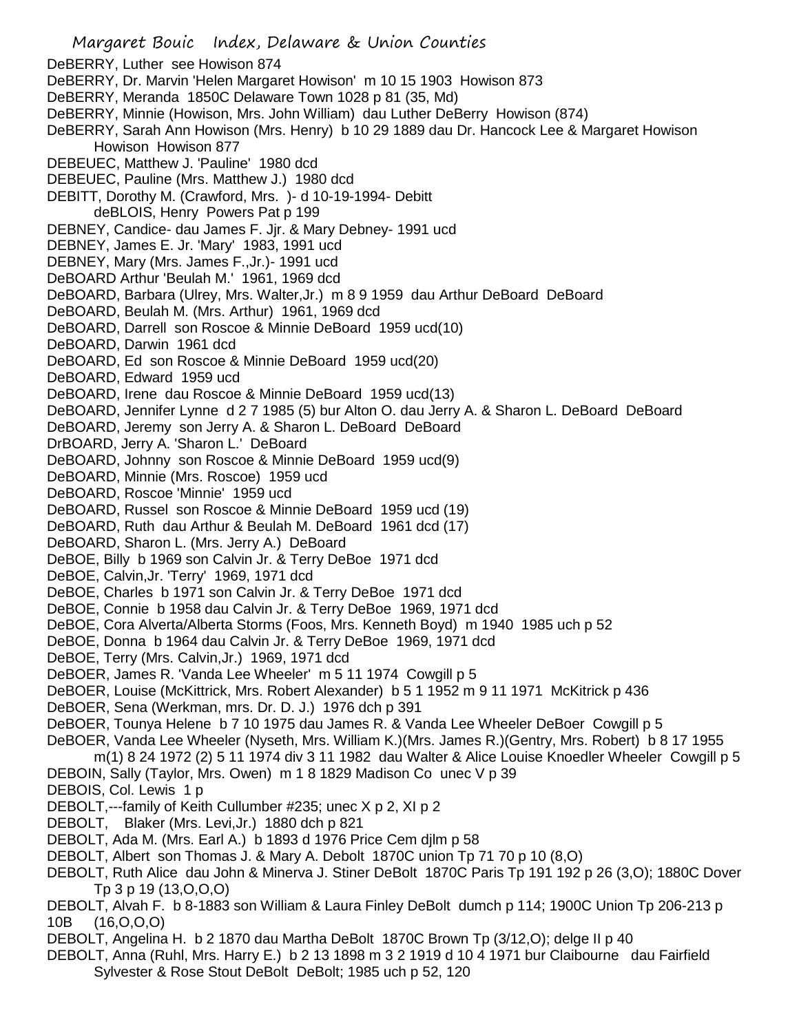DeBERRY, Luther see Howison 874

DeBERRY, Dr. Marvin 'Helen Margaret Howison' m 10 15 1903 Howison 873

DeBERRY, Meranda 1850C Delaware Town 1028 p 81 (35, Md)

DeBERRY, Minnie (Howison, Mrs. John William) dau Luther DeBerry Howison (874)

DeBERRY, Sarah Ann Howison (Mrs. Henry) b 10 29 1889 dau Dr. Hancock Lee & Margaret Howison Howison Howison 877

DEBEUEC, Matthew J. 'Pauline' 1980 dcd

DEBEUEC, Pauline (Mrs. Matthew J.) 1980 dcd

DEBITT, Dorothy M. (Crawford, Mrs. )- d 10-19-1994- Debitt

deBLOIS, Henry Powers Pat p 199

DEBNEY, Candice- dau James F. Jjr. & Mary Debney- 1991 ucd

DEBNEY, James E. Jr. 'Mary' 1983, 1991 ucd

DEBNEY, Mary (Mrs. James F.,Jr.)- 1991 ucd

DeBOARD Arthur 'Beulah M.' 1961, 1969 dcd

DeBOARD, Barbara (Ulrey, Mrs. Walter,Jr.) m 8 9 1959 dau Arthur DeBoard DeBoard

DeBOARD, Beulah M. (Mrs. Arthur) 1961, 1969 dcd

DeBOARD, Darrell son Roscoe & Minnie DeBoard 1959 ucd(10)

DeBOARD, Darwin 1961 dcd

DeBOARD, Ed son Roscoe & Minnie DeBoard 1959 ucd(20)

DeBOARD, Edward 1959 ucd

DeBOARD, Irene dau Roscoe & Minnie DeBoard 1959 ucd(13)

DeBOARD, Jennifer Lynne d 2 7 1985 (5) bur Alton O. dau Jerry A. & Sharon L. DeBoard DeBoard

DeBOARD, Jeremy son Jerry A. & Sharon L. DeBoard DeBoard

DrBOARD, Jerry A. 'Sharon L.' DeBoard

DeBOARD, Johnny son Roscoe & Minnie DeBoard 1959 ucd(9)

DeBOARD, Minnie (Mrs. Roscoe) 1959 ucd

DeBOARD, Roscoe 'Minnie' 1959 ucd

DeBOARD, Russel son Roscoe & Minnie DeBoard 1959 ucd (19)

DeBOARD, Ruth dau Arthur & Beulah M. DeBoard 1961 dcd (17)

DeBOARD, Sharon L. (Mrs. Jerry A.) DeBoard

DeBOE, Billy b 1969 son Calvin Jr. & Terry DeBoe 1971 dcd

DeBOE, Calvin,Jr. 'Terry' 1969, 1971 dcd

DeBOE, Charles b 1971 son Calvin Jr. & Terry DeBoe 1971 dcd

DeBOE, Connie b 1958 dau Calvin Jr. & Terry DeBoe 1969, 1971 dcd

DeBOE, Cora Alverta/Alberta Storms (Foos, Mrs. Kenneth Boyd) m 1940 1985 uch p 52

DeBOE, Donna b 1964 dau Calvin Jr. & Terry DeBoe 1969, 1971 dcd

DeBOE, Terry (Mrs. Calvin,Jr.) 1969, 1971 dcd

DeBOER, James R. 'Vanda Lee Wheeler' m 5 11 1974 Cowgill p 5

DeBOER, Louise (McKittrick, Mrs. Robert Alexander) b 5 1 1952 m 9 11 1971 McKitrick p 436

DeBOER, Sena (Werkman, mrs. Dr. D. J.) 1976 dch p 391

DeBOER, Tounya Helene b 7 10 1975 dau James R. & Vanda Lee Wheeler DeBoer Cowgill p 5

DeBOER, Vanda Lee Wheeler (Nyseth, Mrs. William K.)(Mrs. James R.)(Gentry, Mrs. Robert) b 8 17 1955 m(1) 8 24 1972 (2) 5 11 1974 div 3 11 1982 dau Walter & Alice Louise Knoedler Wheeler Cowgill p 5

DEBOIN, Sally (Taylor, Mrs. Owen) m 1 8 1829 Madison Co unec V p 39

DEBOIS, Col. Lewis 1 p

DEBOLT,---family of Keith Cullumber #235; unec X p 2, XI p 2

DEBOLT, Blaker (Mrs. Levi,Jr.) 1880 dch p 821

DEBOLT, Ada M. (Mrs. Earl A.) b 1893 d 1976 Price Cem djlm p 58

DEBOLT, Albert son Thomas J. & Mary A. Debolt 1870C union Tp 71 70 p 10 (8,O)

DEBOLT, Ruth Alice dau John & Minerva J. Stiner DeBolt 1870C Paris Tp 191 192 p 26 (3,O); 1880C Dover Tp 3 p 19 (13,O,O,O)

DEBOLT, Alvah F. b 8-1883 son William & Laura Finley DeBolt dumch p 114; 1900C Union Tp 206-213 p 10B (16,O,O,O)

DEBOLT, Angelina H. b 2 1870 dau Martha DeBolt 1870C Brown Tp (3/12,O); delge II p 40

DEBOLT, Anna (Ruhl, Mrs. Harry E.) b 2 13 1898 m 3 2 1919 d 10 4 1971 bur Claibourne dau Fairfield Sylvester & Rose Stout DeBolt DeBolt; 1985 uch p 52, 120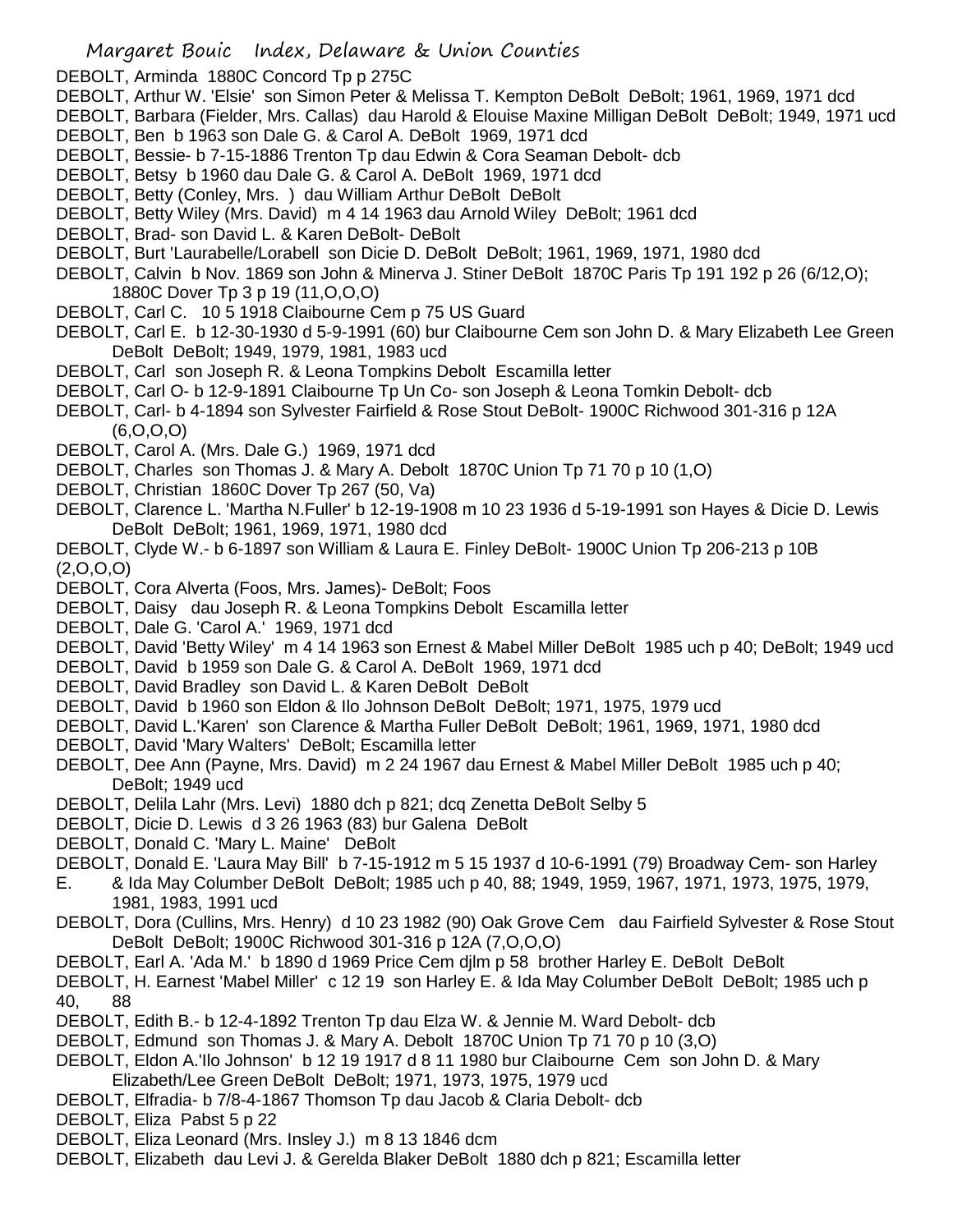DEBOLT, Arminda 1880C Concord Tp p 275C
DEBOLT, Arthur W. 'Elsie' son Simon Peter & Melissa T. Kempton DeBolt DeBolt; 1961, 1969, 1971 dcd
DEBOLT, Barbara (Fielder, Mrs. Callas) dau Harold & Elouise Maxine Milligan DeBolt DeBolt; 1949, 1971 ucd
DEBOLT, Ben b 1963 son Dale G. & Carol A. DeBolt 1969, 1971 dcd
DEBOLT, Bessie- b 7-15-1886 Trenton Tp dau Edwin & Cora Seaman Debolt- dcb
DEBOLT, Betsy b 1960 dau Dale G. & Carol A. DeBolt 1969, 1971 dcd
DEBOLT, Betty (Conley, Mrs. ) dau William Arthur DeBolt DeBolt
DEBOLT, Betty Wiley (Mrs. David) m 4 14 1963 dau Arnold Wiley DeBolt; 1961 dcd
DEBOLT, Brad- son David L. & Karen DeBolt- DeBolt
DEBOLT, Burt 'Laurabelle/Lorabell son Dicie D. DeBolt DeBolt; 1961, 1969, 1971, 1980 dcd
DEBOLT, Calvin b Nov. 1869 son John & Minerva J. Stiner DeBolt 1870C Paris Tp 191 192 p 26 (6/12,O); 1880C Dover Tp 3 p 19 (11,O,O,O)
DEBOLT, Carl C. 10 5 1918 Claibourne Cem p 75 US Guard
DEBOLT, Carl E. b 12-30-1930 d 5-9-1991 (60) bur Claibourne Cem son John D. & Mary Elizabeth Lee Green DeBolt DeBolt; 1949, 1979, 1981, 1983 ucd
DEBOLT, Carl son Joseph R. & Leona Tompkins Debolt Escamilla letter
DEBOLT, Carl O- b 12-9-1891 Claibourne Tp Un Co- son Joseph & Leona Tomkin Debolt- dcb
DEBOLT, Carl- b 4-1894 son Sylvester Fairfield & Rose Stout DeBolt- 1900C Richwood 301-316 p 12A (6,O,O,O)
DEBOLT, Carol A. (Mrs. Dale G.) 1969, 1971 dcd
DEBOLT, Charles son Thomas J. & Mary A. Debolt 1870C Union Tp 71 70 p 10 (1,O)
DEBOLT, Christian 1860C Dover Tp 267 (50, Va)
DEBOLT, Clarence L. 'Martha N.Fuller' b 12-19-1908 m 10 23 1936 d 5-19-1991 son Hayes & Dicie D. Lewis DeBolt DeBolt; 1961, 1969, 1971, 1980 dcd
DEBOLT, Clyde W.- b 6-1897 son William & Laura E. Finley DeBolt- 1900C Union Tp 206-213 p 10B (2,O,O,O)
DEBOLT, Cora Alverta (Foos, Mrs. James)- DeBolt; Foos
DEBOLT, Daisy dau Joseph R. & Leona Tompkins Debolt Escamilla letter
DEBOLT, Dale G. 'Carol A.' 1969, 1971 dcd
DEBOLT, David 'Betty Wiley' m 4 14 1963 son Ernest & Mabel Miller DeBolt 1985 uch p 40; DeBolt; 1949 ucd
DEBOLT, David b 1959 son Dale G. & Carol A. DeBolt 1969, 1971 dcd
DEBOLT, David Bradley son David L. & Karen DeBolt DeBolt
DEBOLT, David b 1960 son Eldon & Ilo Johnson DeBolt DeBolt; 1971, 1975, 1979 ucd
DEBOLT, David L.'Karen' son Clarence & Martha Fuller DeBolt DeBolt; 1961, 1969, 1971, 1980 dcd
DEBOLT, David 'Mary Walters' DeBolt; Escamilla letter
DEBOLT, Dee Ann (Payne, Mrs. David) m 2 24 1967 dau Ernest & Mabel Miller DeBolt 1985 uch p 40; DeBolt; 1949 ucd
DEBOLT, Delila Lahr (Mrs. Levi) 1880 dch p 821; dcq Zenetta DeBolt Selby 5
DEBOLT, Dicie D. Lewis d 3 26 1963 (83) bur Galena DeBolt
DEBOLT, Donald C. 'Mary L. Maine' DeBolt
DEBOLT, Donald E. 'Laura May Bill' b 7-15-1912 m 5 15 1937 d 10-6-1991 (79) Broadway Cem- son Harley E. & Ida May Columber DeBolt DeBolt; 1985 uch p 40, 88; 1949, 1959, 1967, 1971, 1973, 1975, 1979, 1981, 1983, 1991 ucd
DEBOLT, Dora (Cullins, Mrs. Henry) d 10 23 1982 (90) Oak Grove Cem dau Fairfield Sylvester & Rose Stout DeBolt DeBolt; 1900C Richwood 301-316 p 12A (7,O,O,O)
DEBOLT, Earl A. 'Ada M.' b 1890 d 1969 Price Cem djlm p 58 brother Harley E. DeBolt DeBolt
DEBOLT, H. Earnest 'Mabel Miller' c 12 19 son Harley E. & Ida May Columber DeBolt DeBolt; 1985 uch p 40, 88
DEBOLT, Edith B.- b 12-4-1892 Trenton Tp dau Elza W. & Jennie M. Ward Debolt- dcb
DEBOLT, Edmund son Thomas J. & Mary A. Debolt 1870C Union Tp 71 70 p 10 (3,O)
DEBOLT, Eldon A.'Ilo Johnson' b 12 19 1917 d 8 11 1980 bur Claibourne Cem son John D. & Mary Elizabeth/Lee Green DeBolt DeBolt; 1971, 1973, 1975, 1979 ucd
DEBOLT, Elfradia- b 7/8-4-1867 Thomson Tp dau Jacob & Claria Debolt- dcb
DEBOLT, Eliza Pabst 5 p 22
DEBOLT, Eliza Leonard (Mrs. Insley J.) m 8 13 1846 dcm
DEBOLT, Elizabeth dau Levi J. & Gerelda Blaker DeBolt 1880 dch p 821; Escamilla letter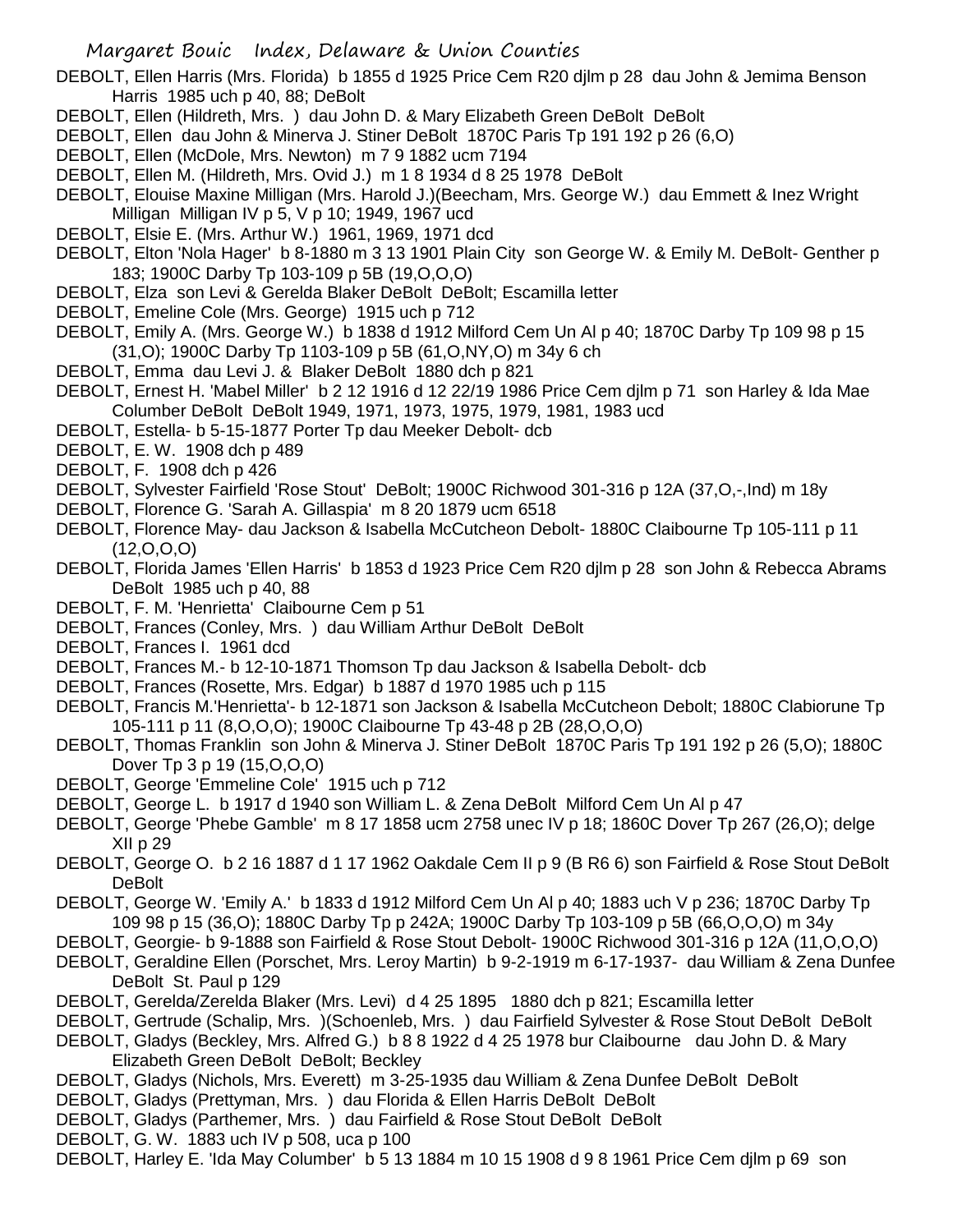DEBOLT, Ellen Harris (Mrs. Florida) b 1855 d 1925 Price Cem R20 djlm p 28 dau John & Jemima Benson Harris 1985 uch p 40, 88; DeBolt

DEBOLT, Ellen (Hildreth, Mrs. ) dau John D. & Mary Elizabeth Green DeBolt DeBolt

DEBOLT, Ellen dau John & Minerva J. Stiner DeBolt 1870C Paris Tp 191 192 p 26 (6,O)

DEBOLT, Ellen (McDole, Mrs. Newton) m 7 9 1882 ucm 7194

DEBOLT, Ellen M. (Hildreth, Mrs. Ovid J.) m 1 8 1934 d 8 25 1978 DeBolt

DEBOLT, Elouise Maxine Milligan (Mrs. Harold J.)(Beecham, Mrs. George W.) dau Emmett & Inez Wright Milligan Milligan IV p 5, V p 10; 1949, 1967 ucd

DEBOLT, Elsie E. (Mrs. Arthur W.) 1961, 1969, 1971 dcd

DEBOLT, Elton 'Nola Hager' b 8-1880 m 3 13 1901 Plain City son George W. & Emily M. DeBolt- Genther p 183; 1900C Darby Tp 103-109 p 5B (19,O,O,O)

DEBOLT, Elza son Levi & Gerelda Blaker DeBolt DeBolt; Escamilla letter

DEBOLT, Emeline Cole (Mrs. George) 1915 uch p 712

DEBOLT, Emily A. (Mrs. George W.) b 1838 d 1912 Milford Cem Un Al p 40; 1870C Darby Tp 109 98 p 15 (31,O); 1900C Darby Tp 1103-109 p 5B (61,O,NY,O) m 34y 6 ch

DEBOLT, Emma dau Levi J. & Blaker DeBolt 1880 dch p 821

DEBOLT, Ernest H. 'Mabel Miller' b 2 12 1916 d 12 22/19 1986 Price Cem djlm p 71 son Harley & Ida Mae Columber DeBolt DeBolt 1949, 1971, 1973, 1975, 1979, 1981, 1983 ucd

DEBOLT, Estella- b 5-15-1877 Porter Tp dau Meeker Debolt- dcb

DEBOLT, E. W. 1908 dch p 489

DEBOLT, F. 1908 dch p 426

DEBOLT, Sylvester Fairfield 'Rose Stout' DeBolt; 1900C Richwood 301-316 p 12A (37,O,-,Ind) m 18y

DEBOLT, Florence G. 'Sarah A. Gillaspia' m 8 20 1879 ucm 6518

DEBOLT, Florence May- dau Jackson & Isabella McCutcheon Debolt- 1880C Claibourne Tp 105-111 p 11 (12,O,O,O)

DEBOLT, Florida James 'Ellen Harris' b 1853 d 1923 Price Cem R20 djlm p 28 son John & Rebecca Abrams DeBolt 1985 uch p 40, 88

DEBOLT, F. M. 'Henrietta' Claibourne Cem p 51

DEBOLT, Frances (Conley, Mrs. ) dau William Arthur DeBolt DeBolt

DEBOLT, Frances I. 1961 dcd

DEBOLT, Frances M.- b 12-10-1871 Thomson Tp dau Jackson & Isabella Debolt- dcb

DEBOLT, Frances (Rosette, Mrs. Edgar) b 1887 d 1970 1985 uch p 115

DEBOLT, Francis M.'Henrietta'- b 12-1871 son Jackson & Isabella McCutcheon Debolt; 1880C Clabiorune Tp 105-111 p 11 (8,O,O,O); 1900C Claibourne Tp 43-48 p 2B (28,O,O,O)

DEBOLT, Thomas Franklin son John & Minerva J. Stiner DeBolt 1870C Paris Tp 191 192 p 26 (5,O); 1880C Dover Tp 3 p 19 (15,O,O,O)

DEBOLT, George 'Emmeline Cole' 1915 uch p 712

DEBOLT, George L. b 1917 d 1940 son William L. & Zena DeBolt Milford Cem Un Al p 47

DEBOLT, George 'Phebe Gamble' m 8 17 1858 ucm 2758 unec IV p 18; 1860C Dover Tp 267 (26,O); delge XII p 29

DEBOLT, George O. b 2 16 1887 d 1 17 1962 Oakdale Cem II p 9 (B R6 6) son Fairfield & Rose Stout DeBolt DeBolt

DEBOLT, George W. 'Emily A.' b 1833 d 1912 Milford Cem Un Al p 40; 1883 uch V p 236; 1870C Darby Tp 109 98 p 15 (36,O); 1880C Darby Tp p 242A; 1900C Darby Tp 103-109 p 5B (66,O,O,O) m 34y

DEBOLT, Georgie- b 9-1888 son Fairfield & Rose Stout Debolt- 1900C Richwood 301-316 p 12A (11,O,O,O)

DEBOLT, Geraldine Ellen (Porschet, Mrs. Leroy Martin) b 9-2-1919 m 6-17-1937- dau William & Zena Dunfee DeBolt St. Paul p 129

DEBOLT, Gerelda/Zerelda Blaker (Mrs. Levi) d 4 25 1895 1880 dch p 821; Escamilla letter

DEBOLT, Gertrude (Schalip, Mrs. )(Schoenleb, Mrs. ) dau Fairfield Sylvester & Rose Stout DeBolt DeBolt

DEBOLT, Gladys (Beckley, Mrs. Alfred G.) b 8 8 1922 d 4 25 1978 bur Claibourne dau John D. & Mary Elizabeth Green DeBolt DeBolt; Beckley

DEBOLT, Gladys (Nichols, Mrs. Everett) m 3-25-1935 dau William & Zena Dunfee DeBolt DeBolt

DEBOLT, Gladys (Prettyman, Mrs. ) dau Florida & Ellen Harris DeBolt DeBolt

DEBOLT, Gladys (Parthemer, Mrs. ) dau Fairfield & Rose Stout DeBolt DeBolt

DEBOLT, G. W. 1883 uch IV p 508, uca p 100

DEBOLT, Harley E. 'Ida May Columber' b 5 13 1884 m 10 15 1908 d 9 8 1961 Price Cem djlm p 69 son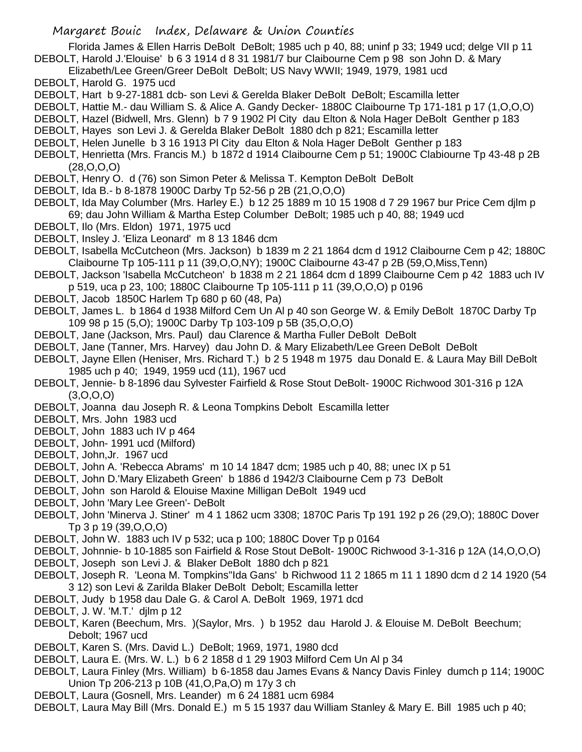Florida James & Ellen Harris DeBolt DeBolt; 1985 uch p 40, 88; uninf p 33; 1949 ucd; delge VII p 11

DEBOLT, Harold J.'Elouise' b 6 3 1914 d 8 31 1981/7 bur Claibourne Cem p 98 son John D. & Mary Elizabeth/Lee Green/Greer DeBolt DeBolt; US Navy WWII; 1949, 1979, 1981 ucd

DEBOLT, Harold G. 1975 ucd

DEBOLT, Hart b 9-27-1881 dcb- son Levi & Gerelda Blaker DeBolt DeBolt; Escamilla letter

DEBOLT, Hattie M.- dau William S. & Alice A. Gandy Decker- 1880C Claibourne Tp 171-181 p 17 (1,O,O,O)

DEBOLT, Hazel (Bidwell, Mrs. Glenn) b 7 9 1902 Pl City dau Elton & Nola Hager DeBolt Genther p 183

DEBOLT, Hayes son Levi J. & Gerelda Blaker DeBolt 1880 dch p 821; Escamilla letter

DEBOLT, Helen Junelle b 3 16 1913 Pl City dau Elton & Nola Hager DeBolt Genther p 183

DEBOLT, Henrietta (Mrs. Francis M.) b 1872 d 1914 Claibourne Cem p 51; 1900C Clabiourne Tp 43-48 p 2B (28,O,O,O)

DEBOLT, Henry O. d (76) son Simon Peter & Melissa T. Kempton DeBolt DeBolt

DEBOLT, Ida B.- b 8-1878 1900C Darby Tp 52-56 p 2B (21,O,O,O)

DEBOLT, Ida May Columber (Mrs. Harley E.) b 12 25 1889 m 10 15 1908 d 7 29 1967 bur Price Cem djlm p 69; dau John William & Martha Estep Columber DeBolt; 1985 uch p 40, 88; 1949 ucd

DEBOLT, Ilo (Mrs. Eldon) 1971, 1975 ucd

DEBOLT, Insley J. 'Eliza Leonard' m 8 13 1846 dcm

DEBOLT, Isabella McCutcheon (Mrs. Jackson) b 1839 m 2 21 1864 dcm d 1912 Claibourne Cem p 42; 1880C Claibourne Tp 105-111 p 11 (39,O,O,NY); 1900C Claibourne 43-47 p 2B (59,O,Miss,Tenn)

DEBOLT, Jackson 'Isabella McCutcheon' b 1838 m 2 21 1864 dcm d 1899 Claibourne Cem p 42 1883 uch IV p 519, uca p 23, 100; 1880C Claibourne Tp 105-111 p 11 (39,O,O,O) p 0196

DEBOLT, Jacob 1850C Harlem Tp 680 p 60 (48, Pa)

DEBOLT, James L. b 1864 d 1938 Milford Cem Un Al p 40 son George W. & Emily DeBolt 1870C Darby Tp 109 98 p 15 (5,O); 1900C Darby Tp 103-109 p 5B (35,O,O,O)

DEBOLT, Jane (Jackson, Mrs. Paul) dau Clarence & Martha Fuller DeBolt DeBolt

DEBOLT, Jane (Tanner, Mrs. Harvey) dau John D. & Mary Elizabeth/Lee Green DeBolt DeBolt

DEBOLT, Jayne Ellen (Heniser, Mrs. Richard T.) b 2 5 1948 m 1975 dau Donald E. & Laura May Bill DeBolt 1985 uch p 40; 1949, 1959 ucd (11), 1967 ucd

DEBOLT, Jennie- b 8-1896 dau Sylvester Fairfield & Rose Stout DeBolt- 1900C Richwood 301-316 p 12A (3,O,O,O)

DEBOLT, Joanna dau Joseph R. & Leona Tompkins Debolt Escamilla letter

DEBOLT, Mrs. John 1983 ucd

DEBOLT, John 1883 uch IV p 464

DEBOLT, John- 1991 ucd (Milford)

DEBOLT, John,Jr. 1967 ucd

DEBOLT, John A. 'Rebecca Abrams' m 10 14 1847 dcm; 1985 uch p 40, 88; unec IX p 51

DEBOLT, John D.'Mary Elizabeth Green' b 1886 d 1942/3 Claibourne Cem p 73 DeBolt

DEBOLT, John son Harold & Elouise Maxine Milligan DeBolt 1949 ucd

DEBOLT, John 'Mary Lee Green'- DeBolt

DEBOLT, John 'Minerva J. Stiner' m 4 1 1862 ucm 3308; 1870C Paris Tp 191 192 p 26 (29,O); 1880C Dover Tp 3 p 19 (39,O,O,O)

DEBOLT, John W. 1883 uch IV p 532; uca p 100; 1880C Dover Tp p 0164

DEBOLT, Johnnie- b 10-1885 son Fairfield & Rose Stout DeBolt- 1900C Richwood 3-1-316 p 12A (14,O,O,O)

DEBOLT, Joseph son Levi J. & Blaker DeBolt 1880 dch p 821

DEBOLT, Joseph R. 'Leona M. Tompkins''Ida Gans' b Richwood 11 2 1865 m 11 1 1890 dcm d 2 14 1920 (54 3 12) son Levi & Zarilda Blaker DeBolt Debolt; Escamilla letter

DEBOLT, Judy b 1958 dau Dale G. & Carol A. DeBolt 1969, 1971 dcd

DEBOLT, J. W. 'M.T.' djlm p 12

DEBOLT, Karen (Beechum, Mrs. )(Saylor, Mrs. ) b 1952 dau Harold J. & Elouise M. DeBolt Beechum; Debolt; 1967 ucd

DEBOLT, Karen S. (Mrs. David L.) DeBolt; 1969, 1971, 1980 dcd

DEBOLT, Laura E. (Mrs. W. L.) b 6 2 1858 d 1 29 1903 Milford Cem Un Al p 34

DEBOLT, Laura Finley (Mrs. William) b 6-1858 dau James Evans & Nancy Davis Finley dumch p 114; 1900C Union Tp 206-213 p 10B (41,O,Pa,O) m 17y 3 ch

DEBOLT, Laura (Gosnell, Mrs. Leander) m 6 24 1881 ucm 6984

DEBOLT, Laura May Bill (Mrs. Donald E.) m 5 15 1937 dau William Stanley & Mary E. Bill 1985 uch p 40;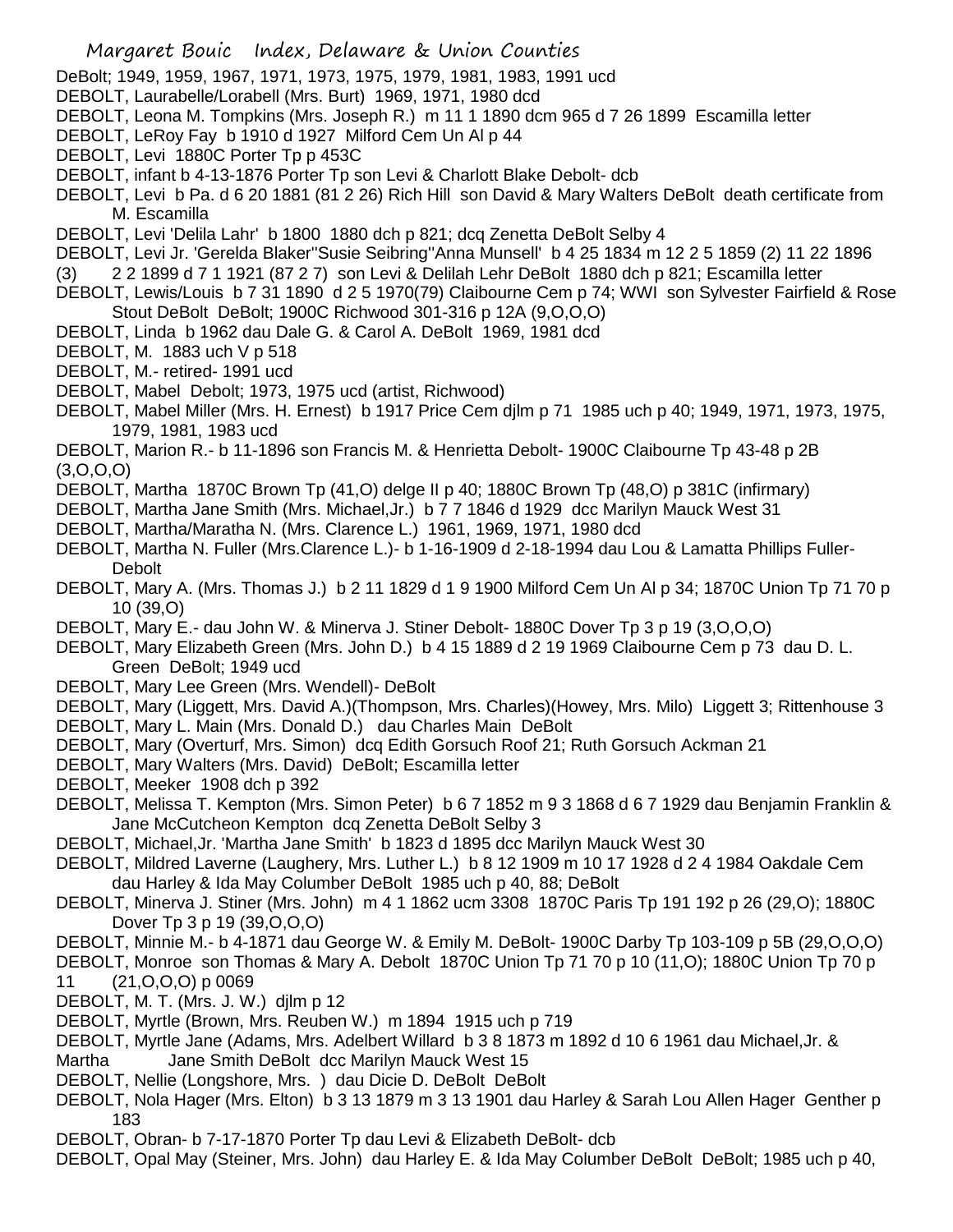DeBolt; 1949, 1959, 1967, 1971, 1973, 1975, 1979, 1981, 1983, 1991 ucd

DEBOLT, Laurabelle/Lorabell (Mrs. Burt) 1969, 1971, 1980 dcd

DEBOLT, Leona M. Tompkins (Mrs. Joseph R.) m 11 1 1890 dcm 965 d 7 26 1899 Escamilla letter

DEBOLT, LeRoy Fay b 1910 d 1927 Milford Cem Un Al p 44

DEBOLT, Levi 1880C Porter Tp p 453C

DEBOLT, infant b 4-13-1876 Porter Tp son Levi & Charlott Blake Debolt- dcb

DEBOLT, Levi b Pa. d 6 20 1881 (81 2 26) Rich Hill son David & Mary Walters DeBolt death certificate from M. Escamilla

DEBOLT, Levi 'Delila Lahr' b 1800 1880 dch p 821; dcq Zenetta DeBolt Selby 4

DEBOLT, Levi Jr. 'Gerelda Blaker''Susie Seibring''Anna Munsell' b 4 25 1834 m 12 2 5 1859 (2) 11 22 1896 (3) 2 2 1899 d 7 1 1921 (87 2 7) son Levi & Delilah Lehr DeBolt 1880 dch p 821; Escamilla letter

DEBOLT, Lewis/Louis b 7 31 1890 d 2 5 1970(79) Claibourne Cem p 74; WWI son Sylvester Fairfield & Rose Stout DeBolt DeBolt; 1900C Richwood 301-316 p 12A (9,O,O,O)

DEBOLT, Linda b 1962 dau Dale G. & Carol A. DeBolt 1969, 1981 dcd

DEBOLT, M. 1883 uch V p 518

DEBOLT, M.- retired- 1991 ucd

DEBOLT, Mabel Debolt; 1973, 1975 ucd (artist, Richwood)

DEBOLT, Mabel Miller (Mrs. H. Ernest) b 1917 Price Cem djlm p 71 1985 uch p 40; 1949, 1971, 1973, 1975, 1979, 1981, 1983 ucd

DEBOLT, Marion R.- b 11-1896 son Francis M. & Henrietta Debolt- 1900C Claibourne Tp 43-48 p 2B (3,O,O,O)

DEBOLT, Martha 1870C Brown Tp (41,O) delge II p 40; 1880C Brown Tp (48,O) p 381C (infirmary)

DEBOLT, Martha Jane Smith (Mrs. Michael,Jr.) b 7 7 1846 d 1929 dcc Marilyn Mauck West 31

DEBOLT, Martha/Maratha N. (Mrs. Clarence L.) 1961, 1969, 1971, 1980 dcd

DEBOLT, Martha N. Fuller (Mrs.Clarence L.)- b 1-16-1909 d 2-18-1994 dau Lou & Lamatta Phillips Fuller- Debolt

DEBOLT, Mary A. (Mrs. Thomas J.) b 2 11 1829 d 1 9 1900 Milford Cem Un Al p 34; 1870C Union Tp 71 70 p 10 (39,O)

DEBOLT, Mary E.- dau John W. & Minerva J. Stiner Debolt- 1880C Dover Tp 3 p 19 (3,O,O,O)

DEBOLT, Mary Elizabeth Green (Mrs. John D.) b 4 15 1889 d 2 19 1969 Claibourne Cem p 73 dau D. L. Green DeBolt; 1949 ucd

DEBOLT, Mary Lee Green (Mrs. Wendell)- DeBolt

DEBOLT, Mary (Liggett, Mrs. David A.)(Thompson, Mrs. Charles)(Howey, Mrs. Milo) Liggett 3; Rittenhouse 3

DEBOLT, Mary L. Main (Mrs. Donald D.) dau Charles Main DeBolt

DEBOLT, Mary (Overturf, Mrs. Simon) dcq Edith Gorsuch Roof 21; Ruth Gorsuch Ackman 21

DEBOLT, Mary Walters (Mrs. David) DeBolt; Escamilla letter

DEBOLT, Meeker 1908 dch p 392

DEBOLT, Melissa T. Kempton (Mrs. Simon Peter) b 6 7 1852 m 9 3 1868 d 6 7 1929 dau Benjamin Franklin & Jane McCutcheon Kempton dcq Zenetta DeBolt Selby 3

DEBOLT, Michael,Jr. 'Martha Jane Smith' b 1823 d 1895 dcc Marilyn Mauck West 30

DEBOLT, Mildred Laverne (Laughery, Mrs. Luther L.) b 8 12 1909 m 10 17 1928 d 2 4 1984 Oakdale Cem dau Harley & Ida May Columber DeBolt 1985 uch p 40, 88; DeBolt

DEBOLT, Minerva J. Stiner (Mrs. John) m 4 1 1862 ucm 3308 1870C Paris Tp 191 192 p 26 (29,O); 1880C Dover Tp 3 p 19 (39,O,O,O)

DEBOLT, Minnie M.- b 4-1871 dau George W. & Emily M. DeBolt- 1900C Darby Tp 103-109 p 5B (29,O,O,O)

DEBOLT, Monroe son Thomas & Mary A. Debolt 1870C Union Tp 71 70 p 10 (11,O); 1880C Union Tp 70 p 11 (21,O,O,O) p 0069

DEBOLT, M. T. (Mrs. J. W.) djlm p 12

DEBOLT, Myrtle (Brown, Mrs. Reuben W.) m 1894 1915 uch p 719

DEBOLT, Myrtle Jane (Adams, Mrs. Adelbert Willard b 3 8 1873 m 1892 d 10 6 1961 dau Michael,Jr. & Martha Jane Smith DeBolt dcc Marilyn Mauck West 15

DEBOLT, Nellie (Longshore, Mrs. ) dau Dicie D. DeBolt DeBolt

DEBOLT, Nola Hager (Mrs. Elton) b 3 13 1879 m 3 13 1901 dau Harley & Sarah Lou Allen Hager Genther p 183

DEBOLT, Obran- b 7-17-1870 Porter Tp dau Levi & Elizabeth DeBolt- dcb

DEBOLT, Opal May (Steiner, Mrs. John) dau Harley E. & Ida May Columber DeBolt DeBolt; 1985 uch p 40,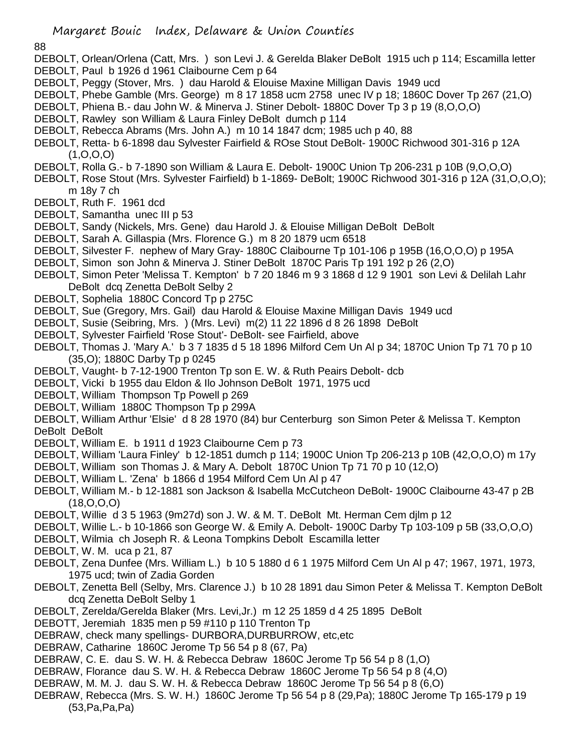DEBOLT, Orlean/Orlena (Catt, Mrs. ) son Levi J. & Gerelda Blaker DeBolt 1915 uch p 114; Escamilla letter
DEBOLT, Paul b 1926 d 1961 Claibourne Cem p 64
DEBOLT, Peggy (Stover, Mrs. ) dau Harold & Elouise Maxine Milligan Davis 1949 ucd
DEBOLT, Phebe Gamble (Mrs. George) m 8 17 1858 ucm 2758 unec IV p 18; 1860C Dover Tp 267 (21,O)
DEBOLT, Phiena B.- dau John W. & Minerva J. Stiner Debolt- 1880C Dover Tp 3 p 19 (8,O,O,O)
DEBOLT, Rawley son William & Laura Finley DeBolt dumch p 114
DEBOLT, Rebecca Abrams (Mrs. John A.) m 10 14 1847 dcm; 1985 uch p 40, 88
DEBOLT, Retta- b 6-1898 dau Sylvester Fairfield & ROse Stout DeBolt- 1900C Richwood 301-316 p 12A (1,O,O,O)
DEBOLT, Rolla G.- b 7-1890 son William & Laura E. Debolt- 1900C Union Tp 206-231 p 10B (9,O,O,O)
DEBOLT, Rose Stout (Mrs. Sylvester Fairfield) b 1-1869- DeBolt; 1900C Richwood 301-316 p 12A (31,O,O,O); m 18y 7 ch
DEBOLT, Ruth F. 1961 dcd
DEBOLT, Samantha unec III p 53
DEBOLT, Sandy (Nickels, Mrs. Gene) dau Harold J. & Elouise Milligan DeBolt DeBolt
DEBOLT, Sarah A. Gillaspia (Mrs. Florence G.) m 8 20 1879 ucm 6518
DEBOLT, Silvester F. nephew of Mary Gray- 1880C Claibourne Tp 101-106 p 195B (16,O,O,O) p 195A
DEBOLT, Simon son John & Minerva J. Stiner DeBolt 1870C Paris Tp 191 192 p 26 (2,O)
DEBOLT, Simon Peter 'Melissa T. Kempton' b 7 20 1846 m 9 3 1868 d 12 9 1901 son Levi & Delilah Lahr DeBolt dcq Zenetta DeBolt Selby 2
DEBOLT, Sophelia 1880C Concord Tp p 275C
DEBOLT, Sue (Gregory, Mrs. Gail) dau Harold & Elouise Maxine Milligan Davis 1949 ucd
DEBOLT, Susie (Seibring, Mrs. ) (Mrs. Levi) m(2) 11 22 1896 d 8 26 1898 DeBolt
DEBOLT, Sylvester Fairfield 'Rose Stout'- DeBolt- see Fairfield, above
DEBOLT, Thomas J. 'Mary A.' b 3 7 1835 d 5 18 1896 Milford Cem Un Al p 34; 1870C Union Tp 71 70 p 10 (35,O); 1880C Darby Tp p 0245
DEBOLT, Vaught- b 7-12-1900 Trenton Tp son E. W. & Ruth Peairs Debolt- dcb
DEBOLT, Vicki b 1955 dau Eldon & Ilo Johnson DeBolt 1971, 1975 ucd
DEBOLT, William Thompson Tp Powell p 269
DEBOLT, William 1880C Thompson Tp p 299A
DEBOLT, William Arthur 'Elsie' d 8 28 1970 (84) bur Centerburg son Simon Peter & Melissa T. Kempton DeBolt DeBolt
DEBOLT, William E. b 1911 d 1923 Claibourne Cem p 73
DEBOLT, William 'Laura Finley' b 12-1851 dumch p 114; 1900C Union Tp 206-213 p 10B (42,O,O,O) m 17y
DEBOLT, William son Thomas J. & Mary A. Debolt 1870C Union Tp 71 70 p 10 (12,O)
DEBOLT, William L. 'Zena' b 1866 d 1954 Milford Cem Un Al p 47
DEBOLT, William M.- b 12-1881 son Jackson & Isabella McCutcheon DeBolt- 1900C Claibourne 43-47 p 2B (18,O,O,O)
DEBOLT, Willie d 3 5 1963 (9m27d) son J. W. & M. T. DeBolt Mt. Herman Cem djlm p 12
DEBOLT, Willie L.- b 10-1866 son George W. & Emily A. Debolt- 1900C Darby Tp 103-109 p 5B (33,O,O,O)
DEBOLT, Wilmia ch Joseph R. & Leona Tompkins Debolt Escamilla letter
DEBOLT, W. M. uca p 21, 87
DEBOLT, Zena Dunfee (Mrs. William L.) b 10 5 1880 d 6 1 1975 Milford Cem Un Al p 47; 1967, 1971, 1973, 1975 ucd; twin of Zadia Gorden
DEBOLT, Zenetta Bell (Selby, Mrs. Clarence J.) b 10 28 1891 dau Simon Peter & Melissa T. Kempton DeBolt dcq Zenetta DeBolt Selby 1
DEBOLT, Zerelda/Gerelda Blaker (Mrs. Levi,Jr.) m 12 25 1859 d 4 25 1895 DeBolt
DEBOTT, Jeremiah 1835 men p 59 #110 p 110 Trenton Tp
DEBRAW, check many spellings- DURBORA,DURBURROW, etc,etc
DEBRAW, Catharine 1860C Jerome Tp 56 54 p 8 (67, Pa)
DEBRAW, C. E. dau S. W. H. & Rebecca Debraw 1860C Jerome Tp 56 54 p 8 (1,O)
DEBRAW, Florance dau S. W. H. & Rebecca Debraw 1860C Jerome Tp 56 54 p 8 (4,O)
DEBRAW, M. M. J. dau S. W. H. & Rebecca Debraw 1860C Jerome Tp 56 54 p 8 (6,O)
DEBRAW, Rebecca (Mrs. S. W. H.) 1860C Jerome Tp 56 54 p 8 (29,Pa); 1880C Jerome Tp 165-179 p 19 (53,Pa,Pa,Pa)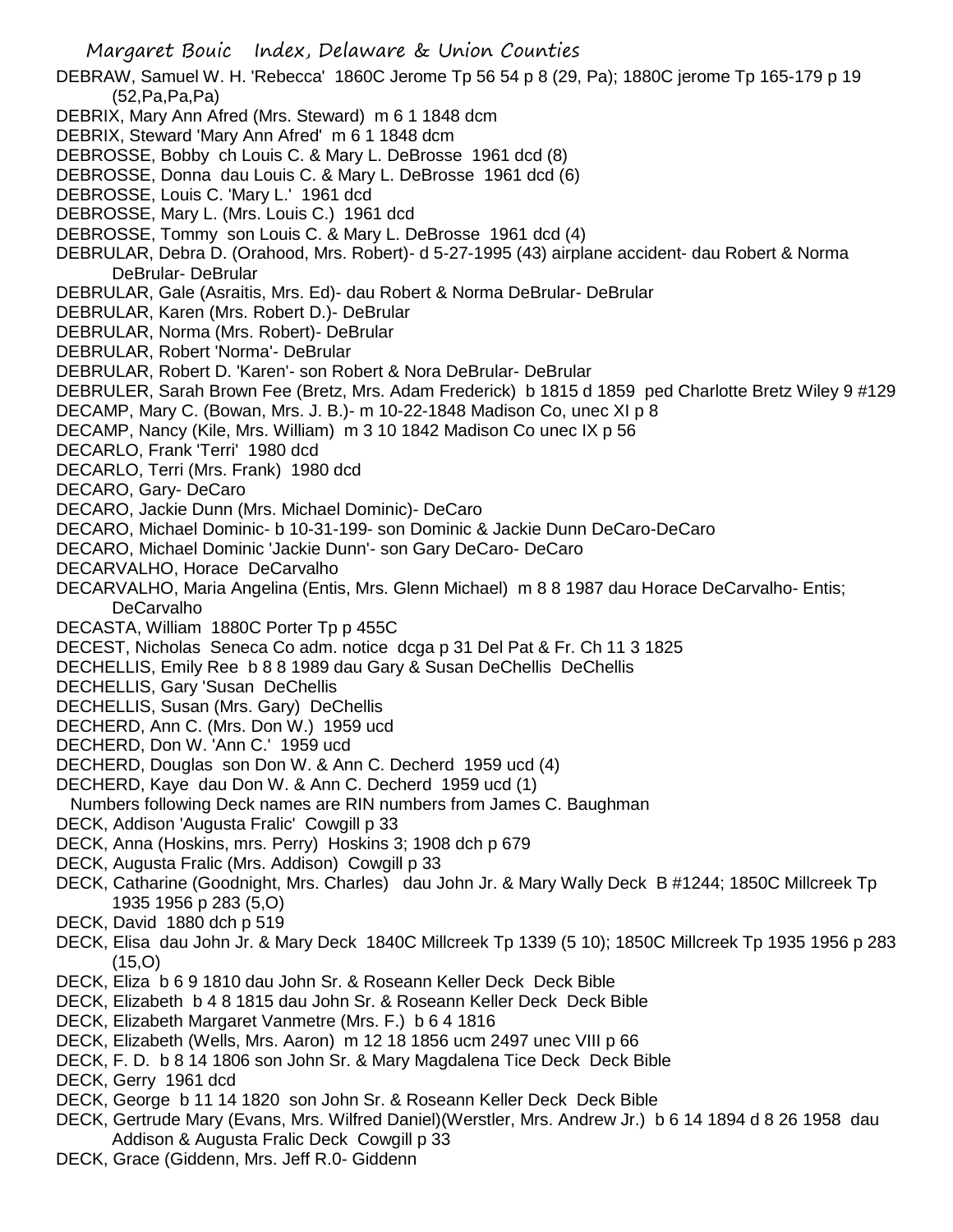DEBRAW, Samuel W. H. 'Rebecca' 1860C Jerome Tp 56 54 p 8 (29, Pa); 1880C jerome Tp 165-179 p 19 (52,Pa,Pa,Pa)

DEBRIX, Mary Ann Afred (Mrs. Steward) m 6 1 1848 dcm

DEBRIX, Steward 'Mary Ann Afred' m 6 1 1848 dcm

DEBROSSE, Bobby ch Louis C. & Mary L. DeBrosse 1961 dcd (8)

DEBROSSE, Donna dau Louis C. & Mary L. DeBrosse 1961 dcd (6)

DEBROSSE, Louis C. 'Mary L.' 1961 dcd

DEBROSSE, Mary L. (Mrs. Louis C.) 1961 dcd

DEBROSSE, Tommy son Louis C. & Mary L. DeBrosse 1961 dcd (4)

DEBRULAR, Debra D. (Orahood, Mrs. Robert)- d 5-27-1995 (43) airplane accident- dau Robert & Norma DeBrular- DeBrular

DEBRULAR, Gale (Asraitis, Mrs. Ed)- dau Robert & Norma DeBrular- DeBrular

DEBRULAR, Karen (Mrs. Robert D.)- DeBrular

DEBRULAR, Norma (Mrs. Robert)- DeBrular

DEBRULAR, Robert 'Norma'- DeBrular

DEBRULAR, Robert D. 'Karen'- son Robert & Nora DeBrular- DeBrular

DEBRULER, Sarah Brown Fee (Bretz, Mrs. Adam Frederick) b 1815 d 1859 ped Charlotte Bretz Wiley 9 #129

DECAMP, Mary C. (Bowan, Mrs. J. B.)- m 10-22-1848 Madison Co, unec XI p 8

DECAMP, Nancy (Kile, Mrs. William) m 3 10 1842 Madison Co unec IX p 56

DECARLO, Frank 'Terri' 1980 dcd

DECARLO, Terri (Mrs. Frank) 1980 dcd

DECARO, Gary- DeCaro

DECARO, Jackie Dunn (Mrs. Michael Dominic)- DeCaro

DECARO, Michael Dominic- b 10-31-199- son Dominic & Jackie Dunn DeCaro-DeCaro

DECARO, Michael Dominic 'Jackie Dunn'- son Gary DeCaro- DeCaro

DECARVALHO, Horace DeCarvalho

DECARVALHO, Maria Angelina (Entis, Mrs. Glenn Michael) m 8 8 1987 dau Horace DeCarvalho- Entis; DeCarvalho

DECASTA, William 1880C Porter Tp p 455C

DECEST, Nicholas Seneca Co adm. notice dcga p 31 Del Pat & Fr. Ch 11 3 1825

DECHELLIS, Emily Ree b 8 8 1989 dau Gary & Susan DeChellis DeChellis

DECHELLIS, Gary 'Susan DeChellis

DECHELLIS, Susan (Mrs. Gary) DeChellis

DECHERD, Ann C. (Mrs. Don W.) 1959 ucd

DECHERD, Don W. 'Ann C.' 1959 ucd

DECHERD, Douglas son Don W. & Ann C. Decherd 1959 ucd (4)

DECHERD, Kaye dau Don W. & Ann C. Decherd 1959 ucd (1)

Numbers following Deck names are RIN numbers from James C. Baughman

DECK, Addison 'Augusta Fralic' Cowgill p 33

DECK, Anna (Hoskins, mrs. Perry) Hoskins 3; 1908 dch p 679

DECK, Augusta Fralic (Mrs. Addison) Cowgill p 33

DECK, Catharine (Goodnight, Mrs. Charles) dau John Jr. & Mary Wally Deck B #1244; 1850C Millcreek Tp 1935 1956 p 283 (5,O)

DECK, David 1880 dch p 519

DECK, Elisa dau John Jr. & Mary Deck 1840C Millcreek Tp 1339 (5 10); 1850C Millcreek Tp 1935 1956 p 283 (15,O)

DECK, Eliza b 6 9 1810 dau John Sr. & Roseann Keller Deck Deck Bible

DECK, Elizabeth b 4 8 1815 dau John Sr. & Roseann Keller Deck Deck Bible

DECK, Elizabeth Margaret Vanmetre (Mrs. F.) b 6 4 1816

DECK, Elizabeth (Wells, Mrs. Aaron) m 12 18 1856 ucm 2497 unec VIII p 66

DECK, F. D. b 8 14 1806 son John Sr. & Mary Magdalena Tice Deck Deck Bible

DECK, Gerry 1961 dcd

DECK, George b 11 14 1820 son John Sr. & Roseann Keller Deck Deck Bible

DECK, Gertrude Mary (Evans, Mrs. Wilfred Daniel)(Werstler, Mrs. Andrew Jr.) b 6 14 1894 d 8 26 1958 dau Addison & Augusta Fralic Deck Cowgill p 33

DECK, Grace (Giddenn, Mrs. Jeff R.0- Giddenn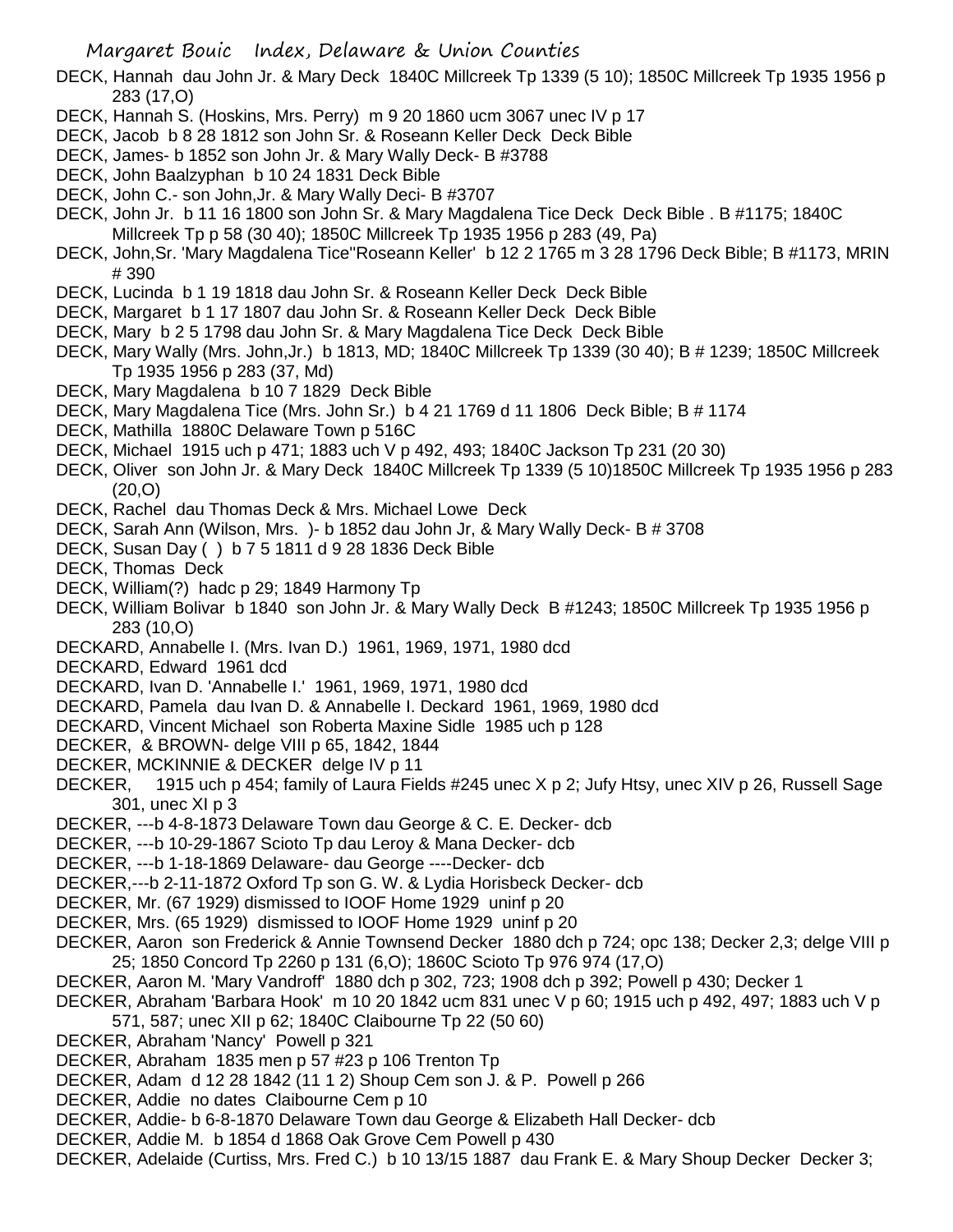DECK, Hannah dau John Jr. & Mary Deck 1840C Millcreek Tp 1339 (5 10); 1850C Millcreek Tp 1935 1956 p 283 (17,O)

DECK, Hannah S. (Hoskins, Mrs. Perry) m 9 20 1860 ucm 3067 unec IV p 17

DECK, Jacob b 8 28 1812 son John Sr. & Roseann Keller Deck Deck Bible

DECK, James- b 1852 son John Jr. & Mary Wally Deck- B #3788

DECK, John Baalzyphan b 10 24 1831 Deck Bible

DECK, John C.- son John,Jr. & Mary Wally Deci- B #3707

DECK, John Jr. b 11 16 1800 son John Sr. & Mary Magdalena Tice Deck Deck Bible . B #1175; 1840C Millcreek Tp p 58 (30 40); 1850C Millcreek Tp 1935 1956 p 283 (49, Pa)

DECK, John,Sr. 'Mary Magdalena Tice''Roseann Keller' b 12 2 1765 m 3 28 1796 Deck Bible; B #1173, MRIN # 390

DECK, Lucinda b 1 19 1818 dau John Sr. & Roseann Keller Deck Deck Bible

DECK, Margaret b 1 17 1807 dau John Sr. & Roseann Keller Deck Deck Bible

DECK, Mary b 2 5 1798 dau John Sr. & Mary Magdalena Tice Deck Deck Bible

DECK, Mary Wally (Mrs. John,Jr.) b 1813, MD; 1840C Millcreek Tp 1339 (30 40); B # 1239; 1850C Millcreek Tp 1935 1956 p 283 (37, Md)

DECK, Mary Magdalena b 10 7 1829 Deck Bible

DECK, Mary Magdalena Tice (Mrs. John Sr.) b 4 21 1769 d 11 1806 Deck Bible; B # 1174

DECK, Mathilla 1880C Delaware Town p 516C

DECK, Michael 1915 uch p 471; 1883 uch V p 492, 493; 1840C Jackson Tp 231 (20 30)

DECK, Oliver son John Jr. & Mary Deck 1840C Millcreek Tp 1339 (5 10)1850C Millcreek Tp 1935 1956 p 283 (20,O)

DECK, Rachel dau Thomas Deck & Mrs. Michael Lowe Deck

DECK, Sarah Ann (Wilson, Mrs. )- b 1852 dau John Jr, & Mary Wally Deck- B # 3708

DECK, Susan Day ( ) b 7 5 1811 d 9 28 1836 Deck Bible

DECK, Thomas Deck

DECK, William(?) hadc p 29; 1849 Harmony Tp

DECK, William Bolivar b 1840 son John Jr. & Mary Wally Deck B #1243; 1850C Millcreek Tp 1935 1956 p 283 (10,O)

DECKARD, Annabelle I. (Mrs. Ivan D.) 1961, 1969, 1971, 1980 dcd

DECKARD, Edward 1961 dcd

DECKARD, Ivan D. 'Annabelle I.' 1961, 1969, 1971, 1980 dcd

DECKARD, Pamela dau Ivan D. & Annabelle I. Deckard 1961, 1969, 1980 dcd

DECKARD, Vincent Michael son Roberta Maxine Sidle 1985 uch p 128

DECKER, & BROWN- delge VIII p 65, 1842, 1844

DECKER, MCKINNIE & DECKER delge IV p 11

DECKER, 1915 uch p 454; family of Laura Fields #245 unec X p 2; Jufy Htsy, unec XIV p 26, Russell Sage 301, unec XI p 3

DECKER, ---b 4-8-1873 Delaware Town dau George & C. E. Decker- dcb

DECKER, ---b 10-29-1867 Scioto Tp dau Leroy & Mana Decker- dcb

DECKER, ---b 1-18-1869 Delaware- dau George ----Decker- dcb

DECKER,---b 2-11-1872 Oxford Tp son G. W. & Lydia Horisbeck Decker- dcb

DECKER, Mr. (67 1929) dismissed to IOOF Home 1929 uninf p 20

DECKER, Mrs. (65 1929) dismissed to IOOF Home 1929 uninf p 20

DECKER, Aaron son Frederick & Annie Townsend Decker 1880 dch p 724; opc 138; Decker 2,3; delge VIII p 25; 1850 Concord Tp 2260 p 131 (6,O); 1860C Scioto Tp 976 974 (17,O)

DECKER, Aaron M. 'Mary Vandroff' 1880 dch p 302, 723; 1908 dch p 392; Powell p 430; Decker 1

DECKER, Abraham 'Barbara Hook' m 10 20 1842 ucm 831 unec V p 60; 1915 uch p 492, 497; 1883 uch V p 571, 587; unec XII p 62; 1840C Claibourne Tp 22 (50 60)

DECKER, Abraham 'Nancy' Powell p 321

DECKER, Abraham 1835 men p 57 #23 p 106 Trenton Tp

DECKER, Adam d 12 28 1842 (11 1 2) Shoup Cem son J. & P. Powell p 266

DECKER, Addie no dates Claibourne Cem p 10

DECKER, Addie- b 6-8-1870 Delaware Town dau George & Elizabeth Hall Decker- dcb

DECKER, Addie M. b 1854 d 1868 Oak Grove Cem Powell p 430

DECKER, Adelaide (Curtiss, Mrs. Fred C.) b 10 13/15 1887 dau Frank E. & Mary Shoup Decker Decker 3;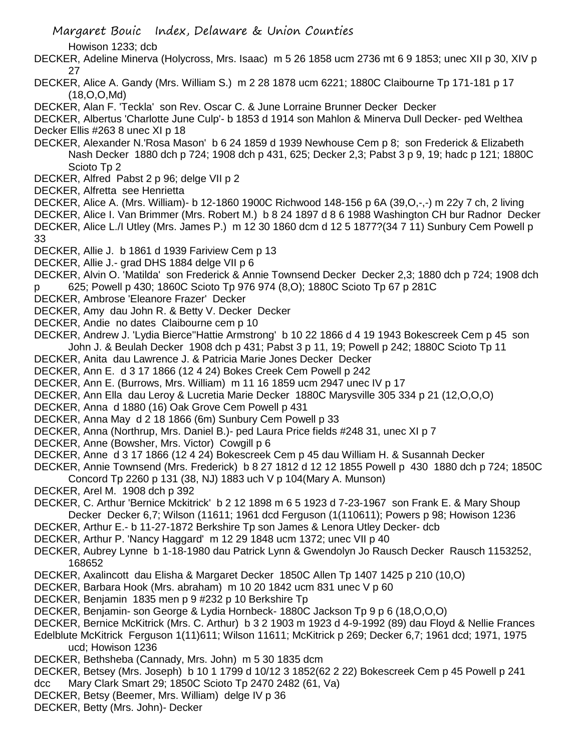Howison 1233; dcb

DECKER, Adeline Minerva (Holycross, Mrs. Isaac) m 5 26 1858 ucm 2736 mt 6 9 1853; unec XII p 30, XIV p 27

DECKER, Alice A. Gandy (Mrs. William S.) m 2 28 1878 ucm 6221; 1880C Claibourne Tp 171-181 p 17 (18,O,O,Md)

DECKER, Alan F. 'Teckla' son Rev. Oscar C. & June Lorraine Brunner Decker Decker

DECKER, Albertus 'Charlotte June Culp'- b 1853 d 1914 son Mahlon & Minerva Dull Decker- ped Welthea Decker Ellis #263 8 unec XI p 18

DECKER, Alexander N.'Rosa Mason' b 6 24 1859 d 1939 Newhouse Cem p 8; son Frederick & Elizabeth Nash Decker 1880 dch p 724; 1908 dch p 431, 625; Decker 2,3; Pabst 3 p 9, 19; hadc p 121; 1880C Scioto Tp 2

DECKER, Alfred Pabst 2 p 96; delge VII p 2

DECKER, Alfretta see Henrietta

DECKER, Alice A. (Mrs. William)- b 12-1860 1900C Richwood 148-156 p 6A (39,O,-,-) m 22y 7 ch, 2 living

DECKER, Alice I. Van Brimmer (Mrs. Robert M.) b 8 24 1897 d 8 6 1988 Washington CH bur Radnor Decker

DECKER, Alice L./I Utley (Mrs. James P.) m 12 30 1860 dcm d 12 5 1877?(34 7 11) Sunbury Cem Powell p 33

DECKER, Allie J. b 1861 d 1939 Fariview Cem p 13

DECKER, Allie J.- grad DHS 1884 delge VII p 6

DECKER, Alvin O. 'Matilda' son Frederick & Annie Townsend Decker Decker 2,3; 1880 dch p 724; 1908 dch p 625; Powell p 430; 1860C Scioto Tp 976 974 (8,O); 1880C Scioto Tp 67 p 281C

DECKER, Ambrose 'Eleanore Frazer' Decker

DECKER, Amy dau John R. & Betty V. Decker Decker

DECKER, Andie no dates Claibourne cem p 10

DECKER, Andrew J. 'Lydia Bierce''Hattie Armstrong' b 10 22 1866 d 4 19 1943 Bokescreek Cem p 45 son John J. & Beulah Decker 1908 dch p 431; Pabst 3 p 11, 19; Powell p 242; 1880C Scioto Tp 11

DECKER, Anita dau Lawrence J. & Patricia Marie Jones Decker Decker

DECKER, Ann E. d 3 17 1866 (12 4 24) Bokes Creek Cem Powell p 242

DECKER, Ann E. (Burrows, Mrs. William) m 11 16 1859 ucm 2947 unec IV p 17

DECKER, Ann Ella dau Leroy & Lucretia Marie Decker 1880C Marysville 305 334 p 21 (12,O,O,O)

DECKER, Anna d 1880 (16) Oak Grove Cem Powell p 431

DECKER, Anna May d 2 18 1866 (6m) Sunbury Cem Powell p 33

DECKER, Anna (Northrup, Mrs. Daniel B.)- ped Laura Price fields #248 31, unec XI p 7

DECKER, Anne (Bowsher, Mrs. Victor) Cowgill p 6

DECKER, Anne d 3 17 1866 (12 4 24) Bokescreek Cem p 45 dau William H. & Susannah Decker

DECKER, Annie Townsend (Mrs. Frederick) b 8 27 1812 d 12 12 1855 Powell p 430 1880 dch p 724; 1850C Concord Tp 2260 p 131 (38, NJ) 1883 uch V p 104(Mary A. Munson)

DECKER, Arel M. 1908 dch p 392

DECKER, C. Arthur 'Bernice Mckitrick' b 2 12 1898 m 6 5 1923 d 7-23-1967 son Frank E. & Mary Shoup Decker Decker 6,7; Wilson (11611; 1961 dcd Ferguson (1(110611); Powers p 98; Howison 1236

DECKER, Arthur E.- b 11-27-1872 Berkshire Tp son James & Lenora Utley Decker- dcb

DECKER, Arthur P. 'Nancy Haggard' m 12 29 1848 ucm 1372; unec VII p 40

DECKER, Aubrey Lynne b 1-18-1980 dau Patrick Lynn & Gwendolyn Jo Rausch Decker Rausch 1153252, 168652

DECKER, Axalincott dau Elisha & Margaret Decker 1850C Allen Tp 1407 1425 p 210 (10,O)

DECKER, Barbara Hook (Mrs. abraham) m 10 20 1842 ucm 831 unec V p 60

DECKER, Benjamin 1835 men p 9 #232 p 10 Berkshire Tp

DECKER, Benjamin- son George & Lydia Hornbeck- 1880C Jackson Tp 9 p 6 (18,O,O,O)

DECKER, Bernice McKitrick (Mrs. C. Arthur) b 3 2 1903 m 1923 d 4-9-1992 (89) dau Floyd & Nellie Frances Edelblute McKitrick Ferguson 1(11)611; Wilson 11611; McKitrick p 269; Decker 6,7; 1961 dcd; 1971, 1975 ucd; Howison 1236

DECKER, Bethsheba (Cannady, Mrs. John) m 5 30 1835 dcm

DECKER, Betsey (Mrs. Joseph) b 10 1 1799 d 10/12 3 1852(62 2 22) Bokescreek Cem p 45 Powell p 241 dcc Mary Clark Smart 29; 1850C Scioto Tp 2470 2482 (61, Va)

DECKER, Betsy (Beemer, Mrs. William) delge IV p 36

DECKER, Betty (Mrs. John)- Decker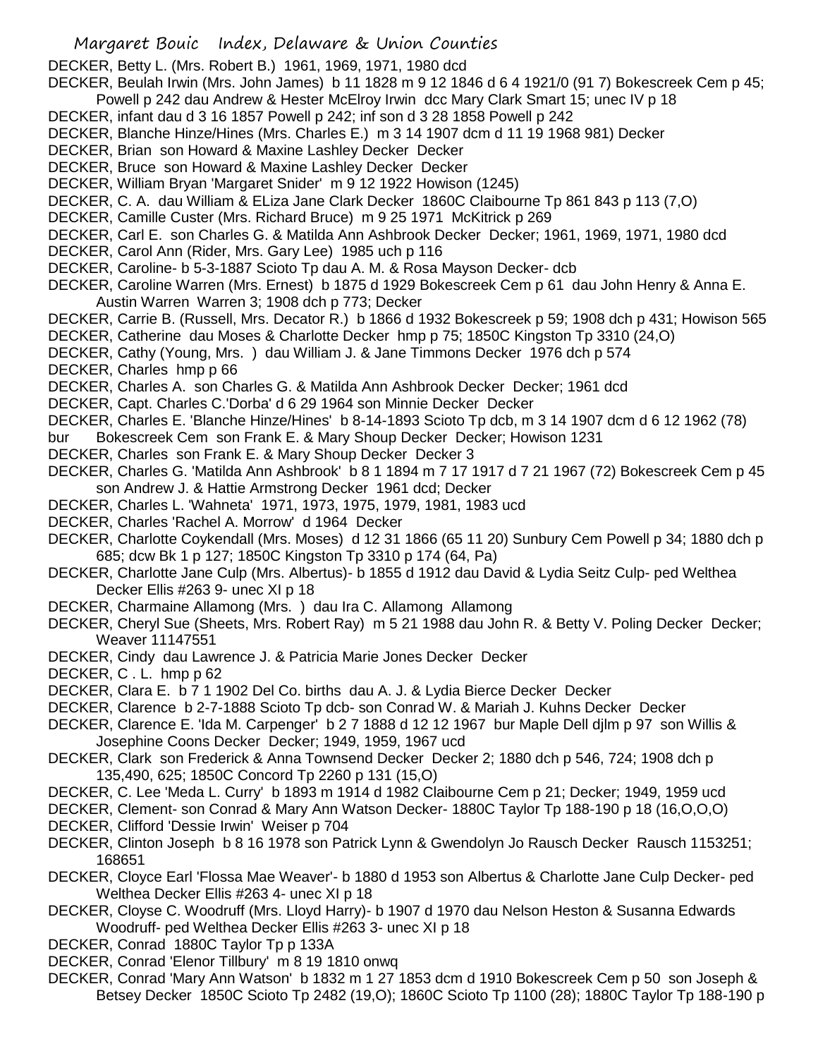DECKER, Betty L. (Mrs. Robert B.) 1961, 1969, 1971, 1980 dcd

DECKER, Beulah Irwin (Mrs. John James) b 11 1828 m 9 12 1846 d 6 4 1921/0 (91 7) Bokescreek Cem p 45; Powell p 242 dau Andrew & Hester McElroy Irwin dcc Mary Clark Smart 15; unec IV p 18

DECKER, infant dau d 3 16 1857 Powell p 242; inf son d 3 28 1858 Powell p 242

DECKER, Blanche Hinze/Hines (Mrs. Charles E.) m 3 14 1907 dcm d 11 19 1968 981) Decker

DECKER, Brian son Howard & Maxine Lashley Decker Decker

DECKER, Bruce son Howard & Maxine Lashley Decker Decker

DECKER, William Bryan 'Margaret Snider' m 9 12 1922 Howison (1245)

DECKER, C. A. dau William & ELiza Jane Clark Decker 1860C Claibourne Tp 861 843 p 113 (7,O)

DECKER, Camille Custer (Mrs. Richard Bruce) m 9 25 1971 McKitrick p 269

DECKER, Carl E. son Charles G. & Matilda Ann Ashbrook Decker Decker; 1961, 1969, 1971, 1980 dcd

DECKER, Carol Ann (Rider, Mrs. Gary Lee) 1985 uch p 116

DECKER, Caroline- b 5-3-1887 Scioto Tp dau A. M. & Rosa Mayson Decker- dcb

DECKER, Caroline Warren (Mrs. Ernest) b 1875 d 1929 Bokescreek Cem p 61 dau John Henry & Anna E. Austin Warren Warren 3; 1908 dch p 773; Decker

DECKER, Carrie B. (Russell, Mrs. Decator R.) b 1866 d 1932 Bokescreek p 59; 1908 dch p 431; Howison 565

DECKER, Catherine dau Moses & Charlotte Decker hmp p 75; 1850C Kingston Tp 3310 (24,O)

DECKER, Cathy (Young, Mrs. ) dau William J. & Jane Timmons Decker 1976 dch p 574

DECKER, Charles hmp p 66

DECKER, Charles A. son Charles G. & Matilda Ann Ashbrook Decker Decker; 1961 dcd

DECKER, Capt. Charles C.'Dorba' d 6 29 1964 son Minnie Decker Decker

DECKER, Charles E. 'Blanche Hinze/Hines' b 8-14-1893 Scioto Tp dcb, m 3 14 1907 dcm d 6 12 1962 (78) bur Bokescreek Cem son Frank E. & Mary Shoup Decker Decker; Howison 1231

DECKER, Charles son Frank E. & Mary Shoup Decker Decker 3

DECKER, Charles G. 'Matilda Ann Ashbrook' b 8 1 1894 m 7 17 1917 d 7 21 1967 (72) Bokescreek Cem p 45 son Andrew J. & Hattie Armstrong Decker 1961 dcd; Decker

DECKER, Charles L. 'Wahneta' 1971, 1973, 1975, 1979, 1981, 1983 ucd

DECKER, Charles 'Rachel A. Morrow' d 1964 Decker

DECKER, Charlotte Coykendall (Mrs. Moses) d 12 31 1866 (65 11 20) Sunbury Cem Powell p 34; 1880 dch p 685; dcw Bk 1 p 127; 1850C Kingston Tp 3310 p 174 (64, Pa)

DECKER, Charlotte Jane Culp (Mrs. Albertus)- b 1855 d 1912 dau David & Lydia Seitz Culp- ped Welthea Decker Ellis #263 9- unec XI p 18

DECKER, Charmaine Allamong (Mrs. ) dau Ira C. Allamong Allamong

DECKER, Cheryl Sue (Sheets, Mrs. Robert Ray) m 5 21 1988 dau John R. & Betty V. Poling Decker Decker; Weaver 11147551

DECKER, Cindy dau Lawrence J. & Patricia Marie Jones Decker Decker

DECKER, C . L. hmp p 62

DECKER, Clara E. b 7 1 1902 Del Co. births dau A. J. & Lydia Bierce Decker Decker

DECKER, Clarence b 2-7-1888 Scioto Tp dcb- son Conrad W. & Mariah J. Kuhns Decker Decker

DECKER, Clarence E. 'Ida M. Carpenger' b 2 7 1888 d 12 12 1967 bur Maple Dell djlm p 97 son Willis & Josephine Coons Decker Decker; 1949, 1959, 1967 ucd

DECKER, Clark son Frederick & Anna Townsend Decker Decker 2; 1880 dch p 546, 724; 1908 dch p 135,490, 625; 1850C Concord Tp 2260 p 131 (15,O)

DECKER, C. Lee 'Meda L. Curry' b 1893 m 1914 d 1982 Claibourne Cem p 21; Decker; 1949, 1959 ucd

DECKER, Clement- son Conrad & Mary Ann Watson Decker- 1880C Taylor Tp 188-190 p 18 (16,O,O,O)

DECKER, Clifford 'Dessie Irwin' Weiser p 704

DECKER, Clinton Joseph b 8 16 1978 son Patrick Lynn & Gwendolyn Jo Rausch Decker Rausch 1153251; 168651

DECKER, Cloyce Earl 'Flossa Mae Weaver'- b 1880 d 1953 son Albertus & Charlotte Jane Culp Decker- ped Welthea Decker Ellis #263 4- unec XI p 18

DECKER, Cloyse C. Woodruff (Mrs. Lloyd Harry)- b 1907 d 1970 dau Nelson Heston & Susanna Edwards Woodruff- ped Welthea Decker Ellis #263 3- unec XI p 18

DECKER, Conrad 1880C Taylor Tp p 133A

DECKER, Conrad 'Elenor Tillbury' m 8 19 1810 onwq

DECKER, Conrad 'Mary Ann Watson' b 1832 m 1 27 1853 dcm d 1910 Bokescreek Cem p 50 son Joseph & Betsey Decker 1850C Scioto Tp 2482 (19,O); 1860C Scioto Tp 1100 (28); 1880C Taylor Tp 188-190 p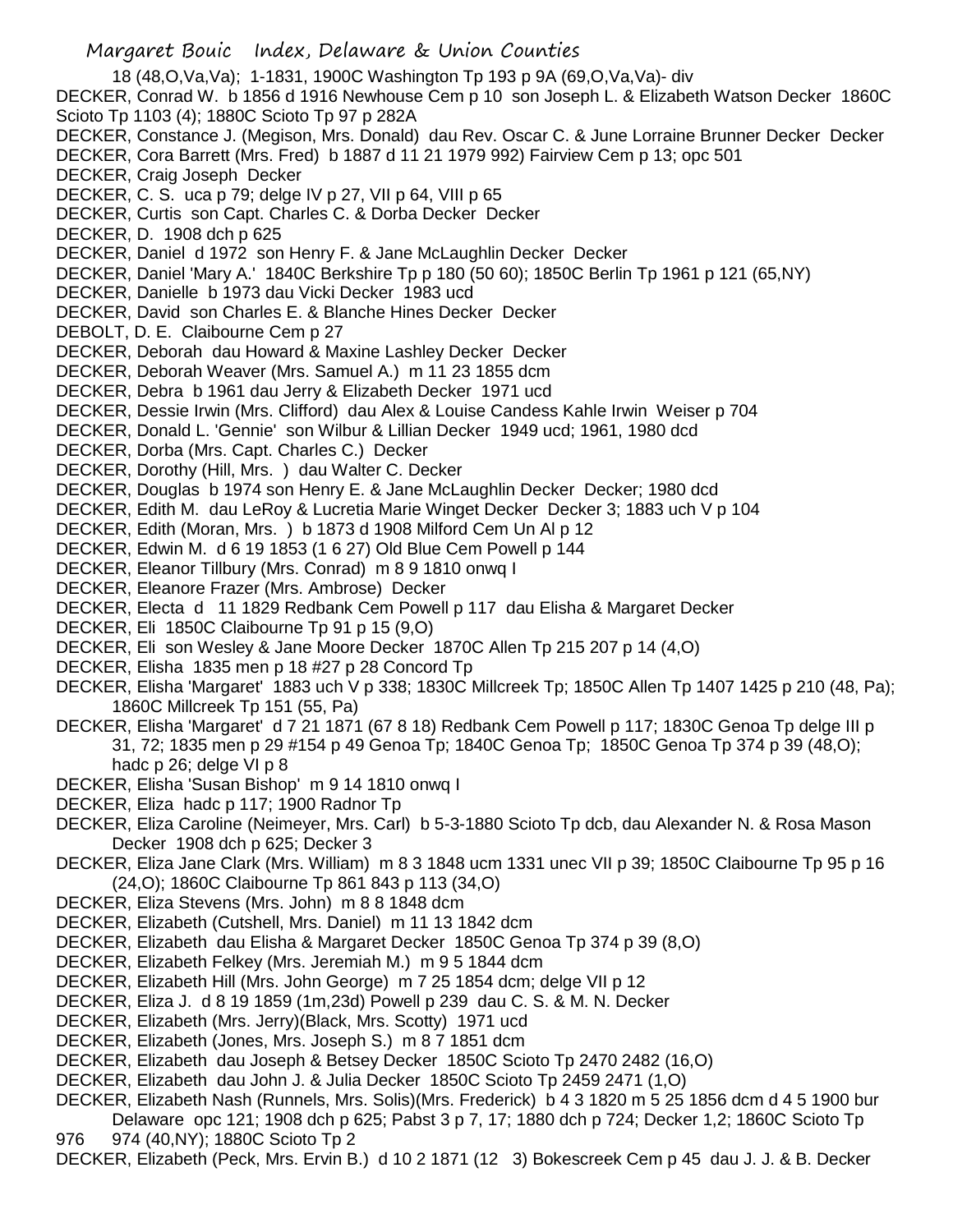18 (48,O,Va,Va); 1-1831, 1900C Washington Tp 193 p 9A (69,O,Va,Va)- div

DECKER, Conrad W. b 1856 d 1916 Newhouse Cem p 10 son Joseph L. & Elizabeth Watson Decker 1860C Scioto Tp 1103 (4); 1880C Scioto Tp 97 p 282A

DECKER, Constance J. (Megison, Mrs. Donald) dau Rev. Oscar C. & June Lorraine Brunner Decker Decker

DECKER, Cora Barrett (Mrs. Fred) b 1887 d 11 21 1979 992) Fairview Cem p 13; opc 501

DECKER, Craig Joseph Decker

DECKER, C. S. uca p 79; delge IV p 27, VII p 64, VIII p 65

DECKER, Curtis son Capt. Charles C. & Dorba Decker Decker

DECKER, D. 1908 dch p 625

DECKER, Daniel d 1972 son Henry F. & Jane McLaughlin Decker Decker

DECKER, Daniel 'Mary A.' 1840C Berkshire Tp p 180 (50 60); 1850C Berlin Tp 1961 p 121 (65,NY)

DECKER, Danielle b 1973 dau Vicki Decker 1983 ucd

DECKER, David son Charles E. & Blanche Hines Decker Decker

DEBOLT, D. E. Claibourne Cem p 27

DECKER, Deborah dau Howard & Maxine Lashley Decker Decker

DECKER, Deborah Weaver (Mrs. Samuel A.) m 11 23 1855 dcm

DECKER, Debra b 1961 dau Jerry & Elizabeth Decker 1971 ucd

DECKER, Dessie Irwin (Mrs. Clifford) dau Alex & Louise Candess Kahle Irwin Weiser p 704

DECKER, Donald L. 'Gennie' son Wilbur & Lillian Decker 1949 ucd; 1961, 1980 dcd

DECKER, Dorba (Mrs. Capt. Charles C.) Decker

DECKER, Dorothy (Hill, Mrs. ) dau Walter C. Decker

DECKER, Douglas b 1974 son Henry E. & Jane McLaughlin Decker Decker; 1980 dcd

DECKER, Edith M. dau LeRoy & Lucretia Marie Winget Decker Decker 3; 1883 uch V p 104

DECKER, Edith (Moran, Mrs. ) b 1873 d 1908 Milford Cem Un Al p 12

DECKER, Edwin M. d 6 19 1853 (1 6 27) Old Blue Cem Powell p 144

DECKER, Eleanor Tillbury (Mrs. Conrad) m 8 9 1810 onwq I

DECKER, Eleanore Frazer (Mrs. Ambrose) Decker

DECKER, Electa d 11 1829 Redbank Cem Powell p 117 dau Elisha & Margaret Decker

DECKER, Eli 1850C Claibourne Tp 91 p 15 (9,O)

DECKER, Eli son Wesley & Jane Moore Decker 1870C Allen Tp 215 207 p 14 (4,O)

DECKER, Elisha 1835 men p 18 #27 p 28 Concord Tp

DECKER, Elisha 'Margaret' 1883 uch V p 338; 1830C Millcreek Tp; 1850C Allen Tp 1407 1425 p 210 (48, Pa); 1860C Millcreek Tp 151 (55, Pa)

DECKER, Elisha 'Margaret' d 7 21 1871 (67 8 18) Redbank Cem Powell p 117; 1830C Genoa Tp delge III p 31, 72; 1835 men p 29 #154 p 49 Genoa Tp; 1840C Genoa Tp; 1850C Genoa Tp 374 p 39 (48,O); hadc p 26; delge VI p 8

DECKER, Elisha 'Susan Bishop' m 9 14 1810 onwq I

DECKER, Eliza hadc p 117; 1900 Radnor Tp

DECKER, Eliza Caroline (Neimeyer, Mrs. Carl) b 5-3-1880 Scioto Tp dcb, dau Alexander N. & Rosa Mason Decker 1908 dch p 625; Decker 3

DECKER, Eliza Jane Clark (Mrs. William) m 8 3 1848 ucm 1331 unec VII p 39; 1850C Claibourne Tp 95 p 16 (24,O); 1860C Claibourne Tp 861 843 p 113 (34,O)

DECKER, Eliza Stevens (Mrs. John) m 8 8 1848 dcm

DECKER, Elizabeth (Cutshell, Mrs. Daniel) m 11 13 1842 dcm

DECKER, Elizabeth dau Elisha & Margaret Decker 1850C Genoa Tp 374 p 39 (8,O)

DECKER, Elizabeth Felkey (Mrs. Jeremiah M.) m 9 5 1844 dcm

DECKER, Elizabeth Hill (Mrs. John George) m 7 25 1854 dcm; delge VII p 12

DECKER, Eliza J. d 8 19 1859 (1m,23d) Powell p 239 dau C. S. & M. N. Decker

DECKER, Elizabeth (Mrs. Jerry)(Black, Mrs. Scotty) 1971 ucd

DECKER, Elizabeth (Jones, Mrs. Joseph S.) m 8 7 1851 dcm

DECKER, Elizabeth dau Joseph & Betsey Decker 1850C Scioto Tp 2470 2482 (16,O)

DECKER, Elizabeth dau John J. & Julia Decker 1850C Scioto Tp 2459 2471 (1,O)

DECKER, Elizabeth Nash (Runnels, Mrs. Solis)(Mrs. Frederick) b 4 3 1820 m 5 25 1856 dcm d 4 5 1900 bur Delaware opc 121; 1908 dch p 625; Pabst 3 p 7, 17; 1880 dch p 724; Decker 1,2; 1860C Scioto Tp 976 974 (40,NY); 1880C Scioto Tp 2

DECKER, Elizabeth (Peck, Mrs. Ervin B.) d 10 2 1871 (12 3) Bokescreek Cem p 45 dau J. J. & B. Decker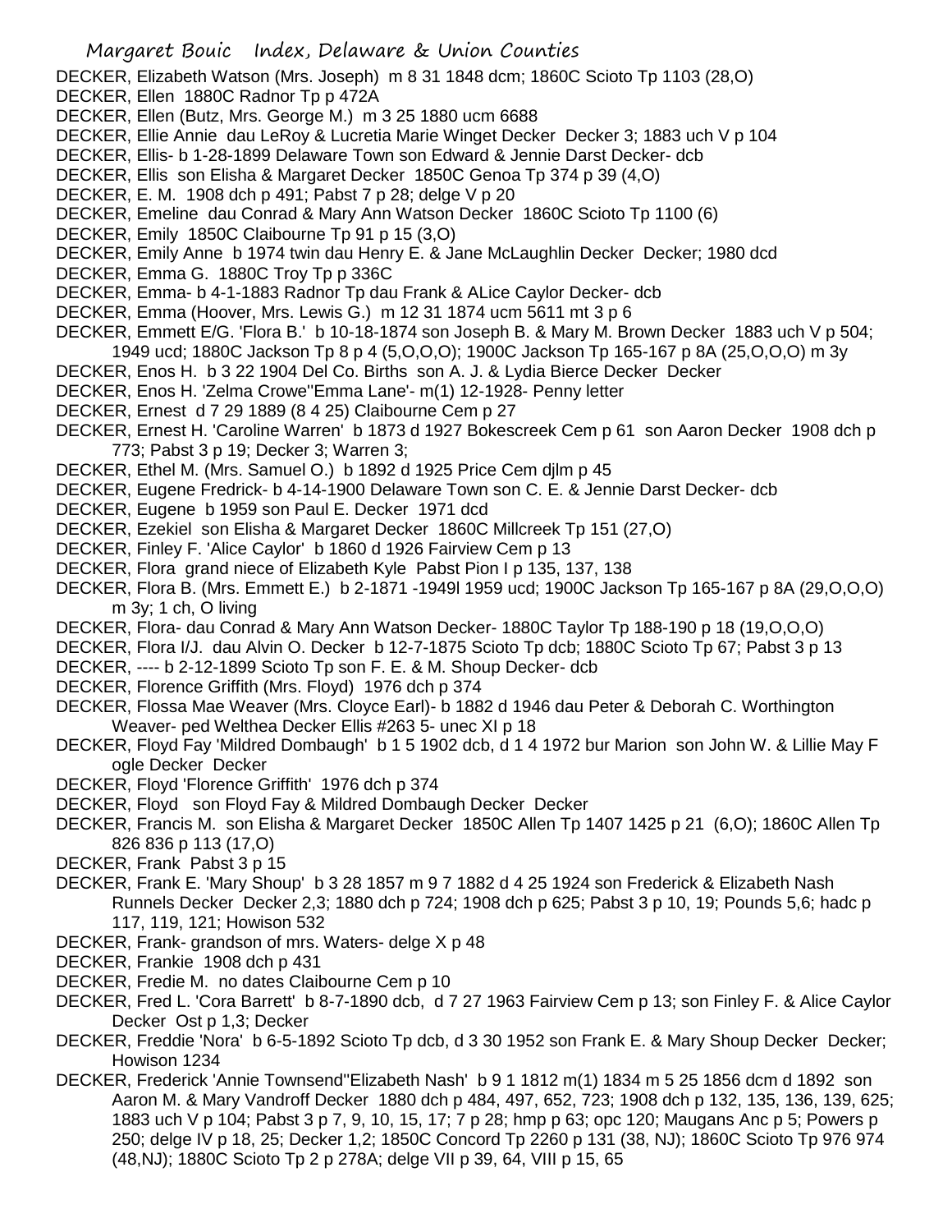DECKER, Elizabeth Watson (Mrs. Joseph) m 8 31 1848 dcm; 1860C Scioto Tp 1103 (28,O)

DECKER, Ellen 1880C Radnor Tp p 472A

DECKER, Ellen (Butz, Mrs. George M.) m 3 25 1880 ucm 6688

DECKER, Ellie Annie dau LeRoy & Lucretia Marie Winget Decker Decker 3; 1883 uch V p 104

DECKER, Ellis- b 1-28-1899 Delaware Town son Edward & Jennie Darst Decker- dcb

DECKER, Ellis son Elisha & Margaret Decker 1850C Genoa Tp 374 p 39 (4,O)

DECKER, E. M. 1908 dch p 491; Pabst 7 p 28; delge V p 20

DECKER, Emeline dau Conrad & Mary Ann Watson Decker 1860C Scioto Tp 1100 (6)

DECKER, Emily 1850C Claibourne Tp 91 p 15 (3,O)

DECKER, Emily Anne b 1974 twin dau Henry E. & Jane McLaughlin Decker Decker; 1980 dcd

DECKER, Emma G. 1880C Troy Tp p 336C

DECKER, Emma- b 4-1-1883 Radnor Tp dau Frank & ALice Caylor Decker- dcb

DECKER, Emma (Hoover, Mrs. Lewis G.) m 12 31 1874 ucm 5611 mt 3 p 6

DECKER, Emmett E/G. 'Flora B.' b 10-18-1874 son Joseph B. & Mary M. Brown Decker 1883 uch V p 504; 1949 ucd; 1880C Jackson Tp 8 p 4 (5,O,O,O); 1900C Jackson Tp 165-167 p 8A (25,O,O,O) m 3y

DECKER, Enos H. b 3 22 1904 Del Co. Births son A. J. & Lydia Bierce Decker Decker

DECKER, Enos H. 'Zelma Crowe''Emma Lane'- m(1) 12-1928- Penny letter

DECKER, Ernest d 7 29 1889 (8 4 25) Claibourne Cem p 27

DECKER, Ernest H. 'Caroline Warren' b 1873 d 1927 Bokescreek Cem p 61 son Aaron Decker 1908 dch p 773; Pabst 3 p 19; Decker 3; Warren 3;

DECKER, Ethel M. (Mrs. Samuel O.) b 1892 d 1925 Price Cem djlm p 45

DECKER, Eugene Fredrick- b 4-14-1900 Delaware Town son C. E. & Jennie Darst Decker- dcb

DECKER, Eugene b 1959 son Paul E. Decker 1971 dcd

DECKER, Ezekiel son Elisha & Margaret Decker 1860C Millcreek Tp 151 (27,O)

DECKER, Finley F. 'Alice Caylor' b 1860 d 1926 Fairview Cem p 13

DECKER, Flora grand niece of Elizabeth Kyle Pabst Pion I p 135, 137, 138

DECKER, Flora B. (Mrs. Emmett E.) b 2-1871 -1949l 1959 ucd; 1900C Jackson Tp 165-167 p 8A (29,O,O,O) m 3y; 1 ch, O living

DECKER, Flora- dau Conrad & Mary Ann Watson Decker- 1880C Taylor Tp 188-190 p 18 (19,O,O,O)

DECKER, Flora I/J. dau Alvin O. Decker b 12-7-1875 Scioto Tp dcb; 1880C Scioto Tp 67; Pabst 3 p 13

DECKER, ---- b 2-12-1899 Scioto Tp son F. E. & M. Shoup Decker- dcb

DECKER, Florence Griffith (Mrs. Floyd) 1976 dch p 374

DECKER, Flossa Mae Weaver (Mrs. Cloyce Earl)- b 1882 d 1946 dau Peter & Deborah C. Worthington Weaver- ped Welthea Decker Ellis #263 5- unec XI p 18

DECKER, Floyd Fay 'Mildred Dombaugh' b 1 5 1902 dcb, d 1 4 1972 bur Marion son John W. & Lillie May F ogle Decker Decker

DECKER, Floyd 'Florence Griffith' 1976 dch p 374

DECKER, Floyd son Floyd Fay & Mildred Dombaugh Decker Decker

DECKER, Francis M. son Elisha & Margaret Decker 1850C Allen Tp 1407 1425 p 21 (6,O); 1860C Allen Tp 826 836 p 113 (17,O)

DECKER, Frank Pabst 3 p 15

DECKER, Frank E. 'Mary Shoup' b 3 28 1857 m 9 7 1882 d 4 25 1924 son Frederick & Elizabeth Nash Runnels Decker Decker 2,3; 1880 dch p 724; 1908 dch p 625; Pabst 3 p 10, 19; Pounds 5,6; hadc p 117, 119, 121; Howison 532

DECKER, Frank- grandson of mrs. Waters- delge X p 48

DECKER, Frankie 1908 dch p 431

DECKER, Fredie M. no dates Claibourne Cem p 10

DECKER, Fred L. 'Cora Barrett' b 8-7-1890 dcb, d 7 27 1963 Fairview Cem p 13; son Finley F. & Alice Caylor Decker Ost p 1,3; Decker

DECKER, Freddie 'Nora' b 6-5-1892 Scioto Tp dcb, d 3 30 1952 son Frank E. & Mary Shoup Decker Decker; Howison 1234

DECKER, Frederick 'Annie Townsend''Elizabeth Nash' b 9 1 1812 m(1) 1834 m 5 25 1856 dcm d 1892 son Aaron M. & Mary Vandroff Decker 1880 dch p 484, 497, 652, 723; 1908 dch p 132, 135, 136, 139, 625; 1883 uch V p 104; Pabst 3 p 7, 9, 10, 15, 17; 7 p 28; hmp p 63; opc 120; Maugans Anc p 5; Powers p 250; delge IV p 18, 25; Decker 1,2; 1850C Concord Tp 2260 p 131 (38, NJ); 1860C Scioto Tp 976 974 (48,NJ); 1880C Scioto Tp 2 p 278A; delge VII p 39, 64, VIII p 15, 65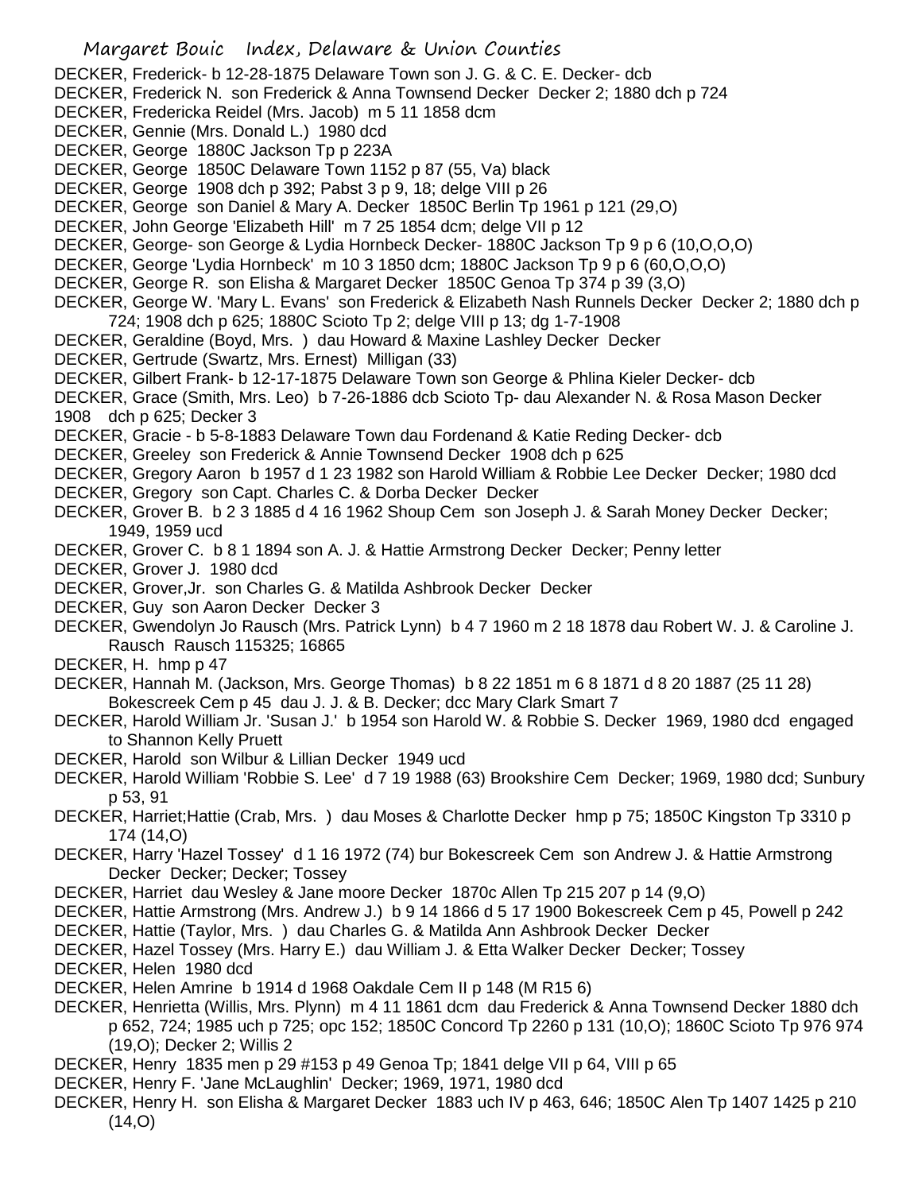DECKER, Frederick- b 12-28-1875 Delaware Town son J. G. & C. E. Decker- dcb
DECKER, Frederick N. son Frederick & Anna Townsend Decker Decker 2; 1880 dch p 724
DECKER, Fredericka Reidel (Mrs. Jacob) m 5 11 1858 dcm
DECKER, Gennie (Mrs. Donald L.) 1980 dcd
DECKER, George 1880C Jackson Tp p 223A
DECKER, George 1850C Delaware Town 1152 p 87 (55, Va) black
DECKER, George 1908 dch p 392; Pabst 3 p 9, 18; delge VIII p 26
DECKER, George son Daniel & Mary A. Decker 1850C Berlin Tp 1961 p 121 (29,O)
DECKER, John George 'Elizabeth Hill' m 7 25 1854 dcm; delge VII p 12
DECKER, George- son George & Lydia Hornbeck Decker- 1880C Jackson Tp 9 p 6 (10,O,O,O)
DECKER, George 'Lydia Hornbeck' m 10 3 1850 dcm; 1880C Jackson Tp 9 p 6 (60,O,O,O)
DECKER, George R. son Elisha & Margaret Decker 1850C Genoa Tp 374 p 39 (3,O)
DECKER, George W. 'Mary L. Evans' son Frederick & Elizabeth Nash Runnels Decker Decker 2; 1880 dch p 724; 1908 dch p 625; 1880C Scioto Tp 2; delge VIII p 13; dg 1-7-1908
DECKER, Geraldine (Boyd, Mrs. ) dau Howard & Maxine Lashley Decker Decker
DECKER, Gertrude (Swartz, Mrs. Ernest) Milligan (33)
DECKER, Gilbert Frank- b 12-17-1875 Delaware Town son George & Phlina Kieler Decker- dcb
DECKER, Grace (Smith, Mrs. Leo) b 7-26-1886 dcb Scioto Tp- dau Alexander N. & Rosa Mason Decker 1908 dch p 625; Decker 3
DECKER, Gracie - b 5-8-1883 Delaware Town dau Fordenand & Katie Reding Decker- dcb
DECKER, Greeley son Frederick & Annie Townsend Decker 1908 dch p 625
DECKER, Gregory Aaron b 1957 d 1 23 1982 son Harold William & Robbie Lee Decker Decker; 1980 dcd
DECKER, Gregory son Capt. Charles C. & Dorba Decker Decker
DECKER, Grover B. b 2 3 1885 d 4 16 1962 Shoup Cem son Joseph J. & Sarah Money Decker Decker; 1949, 1959 ucd
DECKER, Grover C. b 8 1 1894 son A. J. & Hattie Armstrong Decker Decker; Penny letter
DECKER, Grover J. 1980 dcd
DECKER, Grover,Jr. son Charles G. & Matilda Ashbrook Decker Decker
DECKER, Guy son Aaron Decker Decker 3
DECKER, Gwendolyn Jo Rausch (Mrs. Patrick Lynn) b 4 7 1960 m 2 18 1878 dau Robert W. J. & Caroline J. Rausch Rausch 115325; 16865
DECKER, H. hmp p 47
DECKER, Hannah M. (Jackson, Mrs. George Thomas) b 8 22 1851 m 6 8 1871 d 8 20 1887 (25 11 28) Bokescreek Cem p 45 dau J. J. & B. Decker; dcc Mary Clark Smart 7
DECKER, Harold William Jr. 'Susan J.' b 1954 son Harold W. & Robbie S. Decker 1969, 1980 dcd engaged to Shannon Kelly Pruett
DECKER, Harold son Wilbur & Lillian Decker 1949 ucd
DECKER, Harold William 'Robbie S. Lee' d 7 19 1988 (63) Brookshire Cem Decker; 1969, 1980 dcd; Sunbury p 53, 91
DECKER, Harriet;Hattie (Crab, Mrs. ) dau Moses & Charlotte Decker hmp p 75; 1850C Kingston Tp 3310 p 174 (14,O)
DECKER, Harry 'Hazel Tossey' d 1 16 1972 (74) bur Bokescreek Cem son Andrew J. & Hattie Armstrong Decker Decker; Decker; Tossey
DECKER, Harriet dau Wesley & Jane moore Decker 1870c Allen Tp 215 207 p 14 (9,O)
DECKER, Hattie Armstrong (Mrs. Andrew J.) b 9 14 1866 d 5 17 1900 Bokescreek Cem p 45, Powell p 242
DECKER, Hattie (Taylor, Mrs. ) dau Charles G. & Matilda Ann Ashbrook Decker Decker
DECKER, Hazel Tossey (Mrs. Harry E.) dau William J. & Etta Walker Decker Decker; Tossey
DECKER, Helen 1980 dcd
DECKER, Helen Amrine b 1914 d 1968 Oakdale Cem II p 148 (M R15 6)
DECKER, Henrietta (Willis, Mrs. Plynn) m 4 11 1861 dcm dau Frederick & Anna Townsend Decker 1880 dch p 652, 724; 1985 uch p 725; opc 152; 1850C Concord Tp 2260 p 131 (10,O); 1860C Scioto Tp 976 974 (19,O); Decker 2; Willis 2
DECKER, Henry 1835 men p 29 #153 p 49 Genoa Tp; 1841 delge VII p 64, VIII p 65
DECKER, Henry F. 'Jane McLaughlin' Decker; 1969, 1971, 1980 dcd
DECKER, Henry H. son Elisha & Margaret Decker 1883 uch IV p 463, 646; 1850C Alen Tp 1407 1425 p 210 (14,O)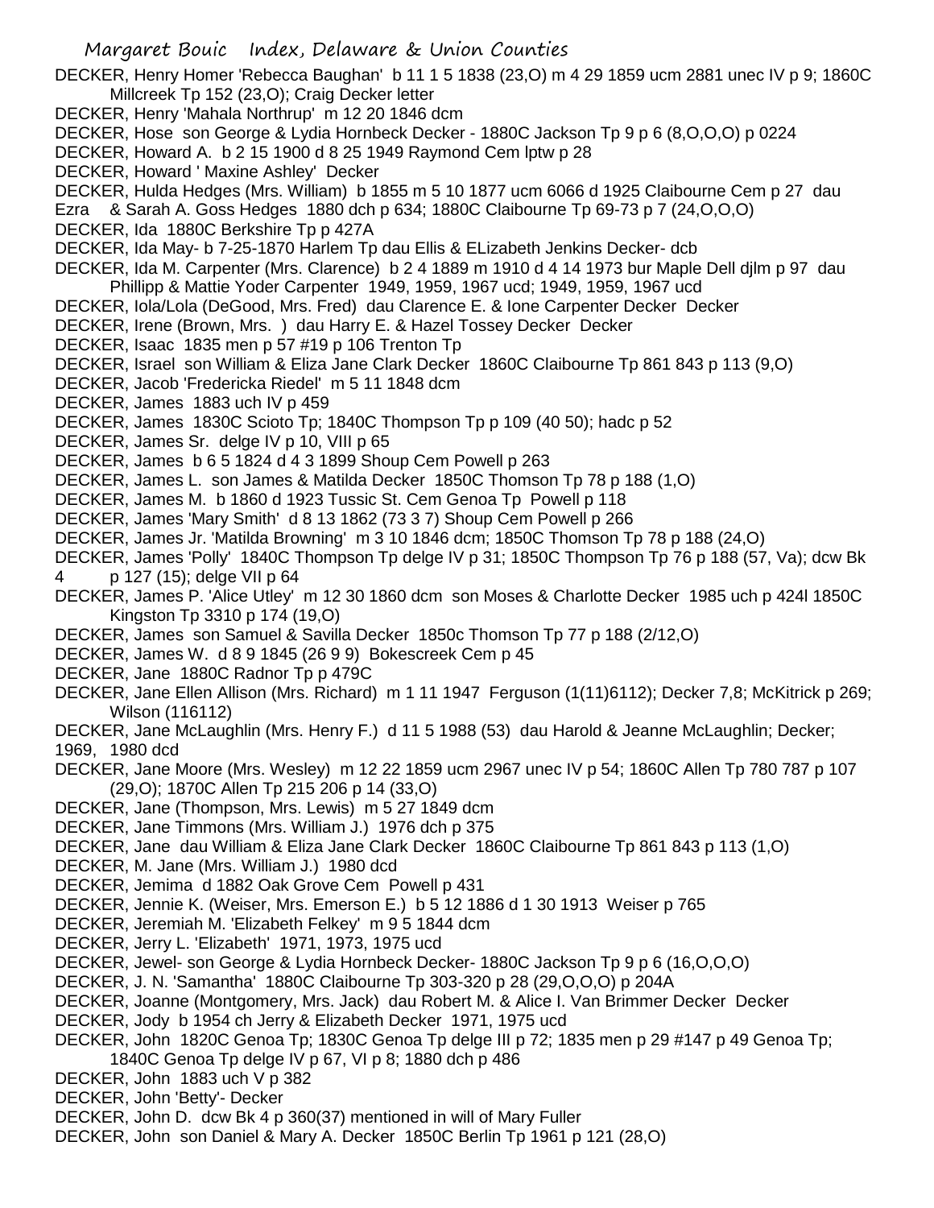DECKER, Henry Homer 'Rebecca Baughan' b 11 1 5 1838 (23,O) m 4 29 1859 ucm 2881 unec IV p 9; 1860C Millcreek Tp 152 (23,O); Craig Decker letter

DECKER, Henry 'Mahala Northrup' m 12 20 1846 dcm

DECKER, Hose son George & Lydia Hornbeck Decker - 1880C Jackson Tp 9 p 6 (8,O,O,O) p 0224

DECKER, Howard A. b 2 15 1900 d 8 25 1949 Raymond Cem lptw p 28

DECKER, Howard ' Maxine Ashley' Decker

DECKER, Hulda Hedges (Mrs. William) b 1855 m 5 10 1877 ucm 6066 d 1925 Claibourne Cem p 27 dau Ezra & Sarah A. Goss Hedges 1880 dch p 634; 1880C Claibourne Tp 69-73 p 7 (24,O,O,O)

DECKER, Ida 1880C Berkshire Tp p 427A

DECKER, Ida May- b 7-25-1870 Harlem Tp dau Ellis & ELizabeth Jenkins Decker- dcb

DECKER, Ida M. Carpenter (Mrs. Clarence) b 2 4 1889 m 1910 d 4 14 1973 bur Maple Dell djlm p 97 dau Phillipp & Mattie Yoder Carpenter 1949, 1959, 1967 ucd; 1949, 1959, 1967 ucd

DECKER, Iola/Lola (DeGood, Mrs. Fred) dau Clarence E. & Ione Carpenter Decker Decker

DECKER, Irene (Brown, Mrs. ) dau Harry E. & Hazel Tossey Decker Decker

DECKER, Isaac 1835 men p 57 #19 p 106 Trenton Tp

DECKER, Israel son William & Eliza Jane Clark Decker 1860C Claibourne Tp 861 843 p 113 (9,O)

DECKER, Jacob 'Fredericka Riedel' m 5 11 1848 dcm

DECKER, James 1883 uch IV p 459

DECKER, James 1830C Scioto Tp; 1840C Thompson Tp p 109 (40 50); hadc p 52

DECKER, James Sr. delge IV p 10, VIII p 65

DECKER, James b 6 5 1824 d 4 3 1899 Shoup Cem Powell p 263

DECKER, James L. son James & Matilda Decker 1850C Thomson Tp 78 p 188 (1,O)

DECKER, James M. b 1860 d 1923 Tussic St. Cem Genoa Tp Powell p 118

DECKER, James 'Mary Smith' d 8 13 1862 (73 3 7) Shoup Cem Powell p 266

DECKER, James Jr. 'Matilda Browning' m 3 10 1846 dcm; 1850C Thomson Tp 78 p 188 (24,O)

DECKER, James 'Polly' 1840C Thompson Tp delge IV p 31; 1850C Thompson Tp 76 p 188 (57, Va); dcw Bk 4 p 127 (15); delge VII p 64

DECKER, James P. 'Alice Utley' m 12 30 1860 dcm son Moses & Charlotte Decker 1985 uch p 424l 1850C Kingston Tp 3310 p 174 (19,O)

DECKER, James son Samuel & Savilla Decker 1850c Thomson Tp 77 p 188 (2/12,O)

DECKER, James W. d 8 9 1845 (26 9 9) Bokescreek Cem p 45

DECKER, Jane 1880C Radnor Tp p 479C

DECKER, Jane Ellen Allison (Mrs. Richard) m 1 11 1947 Ferguson (1(11)6112); Decker 7,8; McKitrick p 269; Wilson (116112)

DECKER, Jane McLaughlin (Mrs. Henry F.) d 11 5 1988 (53) dau Harold & Jeanne McLaughlin; Decker; 1969, 1980 dcd

DECKER, Jane Moore (Mrs. Wesley) m 12 22 1859 ucm 2967 unec IV p 54; 1860C Allen Tp 780 787 p 107 (29,O); 1870C Allen Tp 215 206 p 14 (33,O)

DECKER, Jane (Thompson, Mrs. Lewis) m 5 27 1849 dcm

DECKER, Jane Timmons (Mrs. William J.) 1976 dch p 375

DECKER, Jane dau William & Eliza Jane Clark Decker 1860C Claibourne Tp 861 843 p 113 (1,O)

DECKER, M. Jane (Mrs. William J.) 1980 dcd

DECKER, Jemima d 1882 Oak Grove Cem Powell p 431

DECKER, Jennie K. (Weiser, Mrs. Emerson E.) b 5 12 1886 d 1 30 1913 Weiser p 765

DECKER, Jeremiah M. 'Elizabeth Felkey' m 9 5 1844 dcm

DECKER, Jerry L. 'Elizabeth' 1971, 1973, 1975 ucd

DECKER, Jewel- son George & Lydia Hornbeck Decker- 1880C Jackson Tp 9 p 6 (16,O,O,O)

DECKER, J. N. 'Samantha' 1880C Claibourne Tp 303-320 p 28 (29,O,O,O) p 204A

DECKER, Joanne (Montgomery, Mrs. Jack) dau Robert M. & Alice I. Van Brimmer Decker Decker

DECKER, Jody b 1954 ch Jerry & Elizabeth Decker 1971, 1975 ucd

DECKER, John 1820C Genoa Tp; 1830C Genoa Tp delge III p 72; 1835 men p 29 #147 p 49 Genoa Tp; 1840C Genoa Tp delge IV p 67, VI p 8; 1880 dch p 486

DECKER, John 1883 uch V p 382

DECKER, John 'Betty'- Decker

DECKER, John D. dcw Bk 4 p 360(37) mentioned in will of Mary Fuller

DECKER, John son Daniel & Mary A. Decker 1850C Berlin Tp 1961 p 121 (28,O)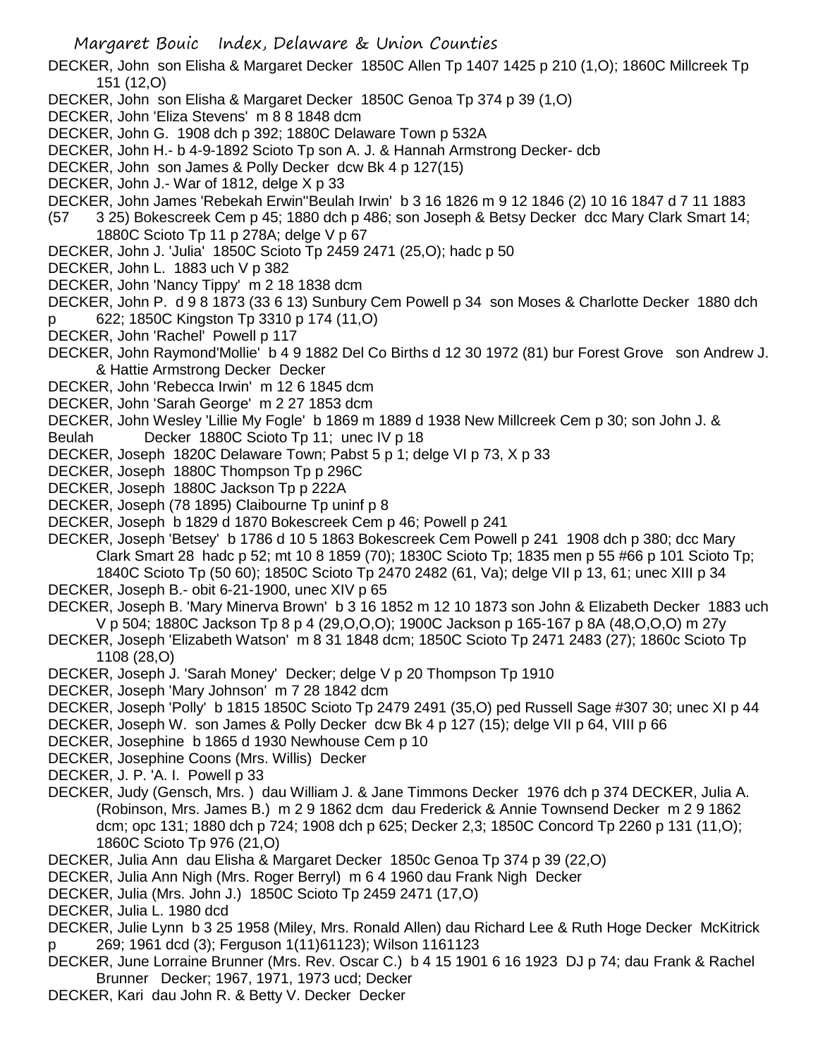DECKER, John son Elisha & Margaret Decker 1850C Allen Tp 1407 1425 p 210 (1,O); 1860C Millcreek Tp 151 (12,O)

DECKER, John son Elisha & Margaret Decker 1850C Genoa Tp 374 p 39 (1,O)

DECKER, John 'Eliza Stevens' m 8 8 1848 dcm

DECKER, John G. 1908 dch p 392; 1880C Delaware Town p 532A

DECKER, John H.- b 4-9-1892 Scioto Tp son A. J. & Hannah Armstrong Decker- dcb

DECKER, John son James & Polly Decker dcw Bk 4 p 127(15)

DECKER, John J.- War of 1812, delge X p 33

DECKER, John James 'Rebekah Erwin''Beulah Irwin' b 3 16 1826 m 9 12 1846 (2) 10 16 1847 d 7 11 1883 (57 3 25) Bokescreek Cem p 45; 1880 dch p 486; son Joseph & Betsy Decker dcc Mary Clark Smart 14; 1880C Scioto Tp 11 p 278A; delge V p 67

DECKER, John J. 'Julia' 1850C Scioto Tp 2459 2471 (25,O); hadc p 50

DECKER, John L. 1883 uch V p 382

DECKER, John 'Nancy Tippy' m 2 18 1838 dcm

DECKER, John P. d 9 8 1873 (33 6 13) Sunbury Cem Powell p 34 son Moses & Charlotte Decker 1880 dch p 622; 1850C Kingston Tp 3310 p 174 (11,O)

DECKER, John 'Rachel' Powell p 117

DECKER, John Raymond'Mollie' b 4 9 1882 Del Co Births d 12 30 1972 (81) bur Forest Grove son Andrew J. & Hattie Armstrong Decker Decker

DECKER, John 'Rebecca Irwin' m 12 6 1845 dcm

DECKER, John 'Sarah George' m 2 27 1853 dcm

DECKER, John Wesley 'Lillie My Fogle' b 1869 m 1889 d 1938 New Millcreek Cem p 30; son John J. & Beulah Decker 1880C Scioto Tp 11; unec IV p 18

DECKER, Joseph 1820C Delaware Town; Pabst 5 p 1; delge VI p 73, X p 33

DECKER, Joseph 1880C Thompson Tp p 296C

DECKER, Joseph 1880C Jackson Tp p 222A

DECKER, Joseph (78 1895) Claibourne Tp uninf p 8

DECKER, Joseph b 1829 d 1870 Bokescreek Cem p 46; Powell p 241

DECKER, Joseph 'Betsey' b 1786 d 10 5 1863 Bokescreek Cem Powell p 241 1908 dch p 380; dcc Mary Clark Smart 28 hadc p 52; mt 10 8 1859 (70); 1830C Scioto Tp; 1835 men p 55 #66 p 101 Scioto Tp; 1840C Scioto Tp (50 60); 1850C Scioto Tp 2470 2482 (61, Va); delge VII p 13, 61; unec XIII p 34

DECKER, Joseph B.- obit 6-21-1900, unec XIV p 65

DECKER, Joseph B. 'Mary Minerva Brown' b 3 16 1852 m 12 10 1873 son John & Elizabeth Decker 1883 uch V p 504; 1880C Jackson Tp 8 p 4 (29,O,O,O); 1900C Jackson p 165-167 p 8A (48,O,O,O) m 27y

DECKER, Joseph 'Elizabeth Watson' m 8 31 1848 dcm; 1850C Scioto Tp 2471 2483 (27); 1860c Scioto Tp 1108 (28,O)

DECKER, Joseph J. 'Sarah Money' Decker; delge V p 20 Thompson Tp 1910

DECKER, Joseph 'Mary Johnson' m 7 28 1842 dcm

DECKER, Joseph 'Polly' b 1815 1850C Scioto Tp 2479 2491 (35,O) ped Russell Sage #307 30; unec XI p 44

DECKER, Joseph W. son James & Polly Decker dcw Bk 4 p 127 (15); delge VII p 64, VIII p 66

DECKER, Josephine b 1865 d 1930 Newhouse Cem p 10

DECKER, Josephine Coons (Mrs. Willis) Decker

DECKER, J. P. 'A. I. Powell p 33

DECKER, Judy (Gensch, Mrs. ) dau William J. & Jane Timmons Decker 1976 dch p 374 DECKER, Julia A. (Robinson, Mrs. James B.) m 2 9 1862 dcm dau Frederick & Annie Townsend Decker m 2 9 1862 dcm; opc 131; 1880 dch p 724; 1908 dch p 625; Decker 2,3; 1850C Concord Tp 2260 p 131 (11,O); 1860C Scioto Tp 976 (21,O)

DECKER, Julia Ann dau Elisha & Margaret Decker 1850c Genoa Tp 374 p 39 (22,O)

DECKER, Julia Ann Nigh (Mrs. Roger Berryl) m 6 4 1960 dau Frank Nigh Decker

DECKER, Julia (Mrs. John J.) 1850C Scioto Tp 2459 2471 (17,O)

DECKER, Julia L. 1980 dcd

DECKER, Julie Lynn b 3 25 1958 (Miley, Mrs. Ronald Allen) dau Richard Lee & Ruth Hoge Decker McKitrick p 269; 1961 dcd (3); Ferguson 1(11)61123); Wilson 1161123

DECKER, June Lorraine Brunner (Mrs. Rev. Oscar C.) b 4 15 1901 6 16 1923 DJ p 74; dau Frank & Rachel Brunner Decker; 1967, 1971, 1973 ucd; Decker

DECKER, Kari dau John R. & Betty V. Decker Decker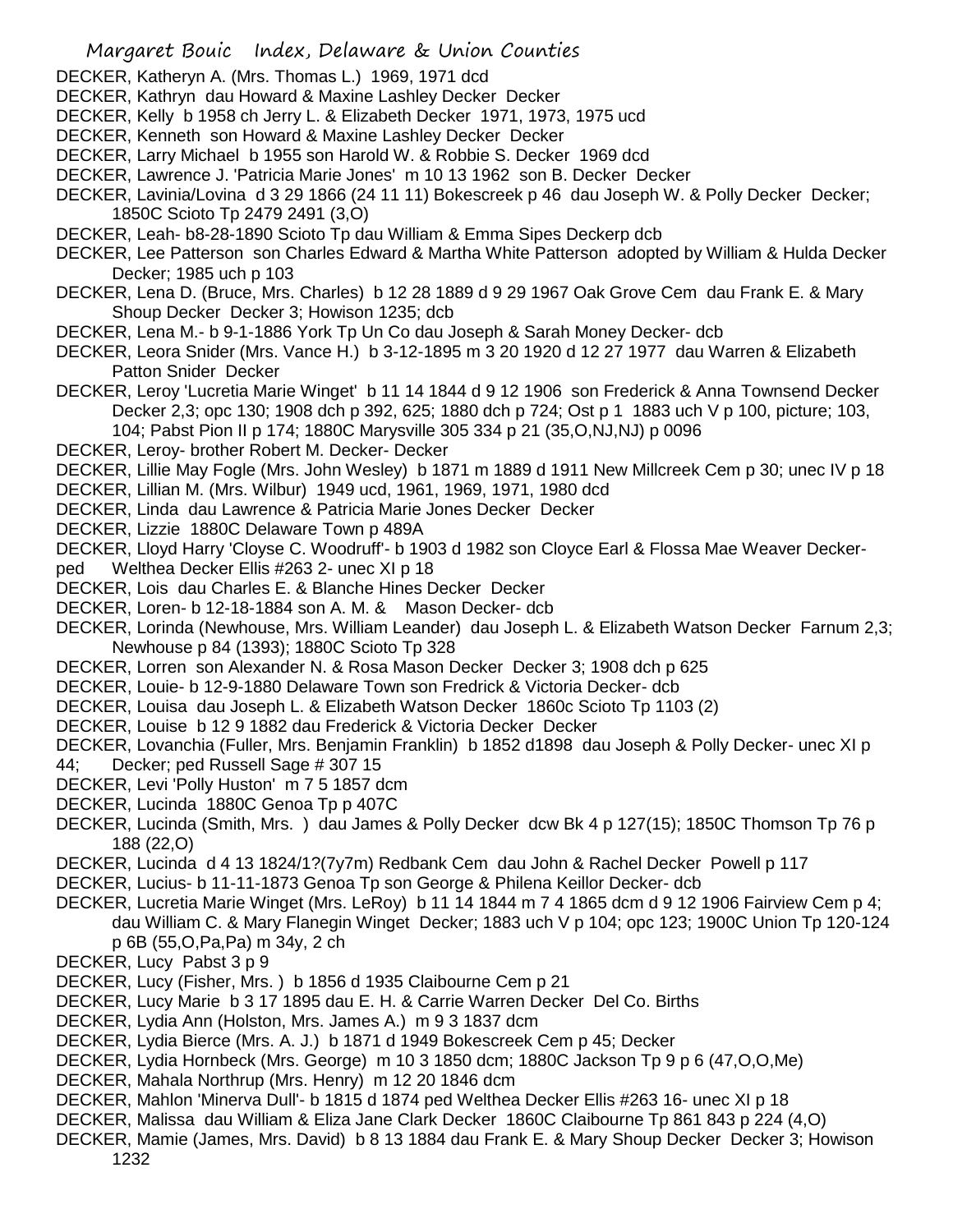DECKER, Katheryn A. (Mrs. Thomas L.) 1969, 1971 dcd

DECKER, Kathryn dau Howard & Maxine Lashley Decker Decker

DECKER, Kelly b 1958 ch Jerry L. & Elizabeth Decker 1971, 1973, 1975 ucd

DECKER, Kenneth son Howard & Maxine Lashley Decker Decker

DECKER, Larry Michael b 1955 son Harold W. & Robbie S. Decker 1969 dcd

DECKER, Lawrence J. 'Patricia Marie Jones' m 10 13 1962 son B. Decker Decker

DECKER, Lavinia/Lovina d 3 29 1866 (24 11 11) Bokescreek p 46 dau Joseph W. & Polly Decker Decker; 1850C Scioto Tp 2479 2491 (3,O)

DECKER, Leah- b8-28-1890 Scioto Tp dau William & Emma Sipes Deckerp dcb

DECKER, Lee Patterson son Charles Edward & Martha White Patterson adopted by William & Hulda Decker Decker; 1985 uch p 103

DECKER, Lena D. (Bruce, Mrs. Charles) b 12 28 1889 d 9 29 1967 Oak Grove Cem dau Frank E. & Mary Shoup Decker Decker 3; Howison 1235; dcb

DECKER, Lena M.- b 9-1-1886 York Tp Un Co dau Joseph & Sarah Money Decker- dcb

DECKER, Leora Snider (Mrs. Vance H.) b 3-12-1895 m 3 20 1920 d 12 27 1977 dau Warren & Elizabeth Patton Snider Decker

DECKER, Leroy 'Lucretia Marie Winget' b 11 14 1844 d 9 12 1906 son Frederick & Anna Townsend Decker Decker 2,3; opc 130; 1908 dch p 392, 625; 1880 dch p 724; Ost p 1 1883 uch V p 100, picture; 103, 104; Pabst Pion II p 174; 1880C Marysville 305 334 p 21 (35,O,NJ,NJ) p 0096

DECKER, Leroy- brother Robert M. Decker- Decker

DECKER, Lillie May Fogle (Mrs. John Wesley) b 1871 m 1889 d 1911 New Millcreek Cem p 30; unec IV p 18

DECKER, Lillian M. (Mrs. Wilbur) 1949 ucd, 1961, 1969, 1971, 1980 dcd

DECKER, Linda dau Lawrence & Patricia Marie Jones Decker Decker

DECKER, Lizzie 1880C Delaware Town p 489A

DECKER, Lloyd Harry 'Cloyse C. Woodruff'- b 1903 d 1982 son Cloyce Earl & Flossa Mae Weaver Decker-ped Welthea Decker Ellis #263 2- unec XI p 18

DECKER, Lois dau Charles E. & Blanche Hines Decker Decker

DECKER, Loren- b 12-18-1884 son A. M. & Mason Decker- dcb

DECKER, Lorinda (Newhouse, Mrs. William Leander) dau Joseph L. & Elizabeth Watson Decker Farnum 2,3; Newhouse p 84 (1393); 1880C Scioto Tp 328

DECKER, Lorren son Alexander N. & Rosa Mason Decker Decker 3; 1908 dch p 625

DECKER, Louie- b 12-9-1880 Delaware Town son Fredrick & Victoria Decker- dcb

DECKER, Louisa dau Joseph L. & Elizabeth Watson Decker 1860c Scioto Tp 1103 (2)

DECKER, Louise b 12 9 1882 dau Frederick & Victoria Decker Decker

DECKER, Lovanchia (Fuller, Mrs. Benjamin Franklin) b 1852 d1898 dau Joseph & Polly Decker- unec XI p 44; Decker; ped Russell Sage # 307 15

DECKER, Levi 'Polly Huston' m 7 5 1857 dcm

DECKER, Lucinda 1880C Genoa Tp p 407C

DECKER, Lucinda (Smith, Mrs. ) dau James & Polly Decker dcw Bk 4 p 127(15); 1850C Thomson Tp 76 p 188 (22,O)

DECKER, Lucinda d 4 13 1824/1?(7y7m) Redbank Cem dau John & Rachel Decker Powell p 117

DECKER, Lucius- b 11-11-1873 Genoa Tp son George & Philena Keillor Decker- dcb

DECKER, Lucretia Marie Winget (Mrs. LeRoy) b 11 14 1844 m 7 4 1865 dcm d 9 12 1906 Fairview Cem p 4; dau William C. & Mary Flanegin Winget Decker; 1883 uch V p 104; opc 123; 1900C Union Tp 120-124 p 6B (55,O,Pa,Pa) m 34y, 2 ch

DECKER, Lucy Pabst 3 p 9

DECKER, Lucy (Fisher, Mrs. ) b 1856 d 1935 Claibourne Cem p 21

DECKER, Lucy Marie b 3 17 1895 dau E. H. & Carrie Warren Decker Del Co. Births

DECKER, Lydia Ann (Holston, Mrs. James A.) m 9 3 1837 dcm

DECKER, Lydia Bierce (Mrs. A. J.) b 1871 d 1949 Bokescreek Cem p 45; Decker

DECKER, Lydia Hornbeck (Mrs. George) m 10 3 1850 dcm; 1880C Jackson Tp 9 p 6 (47,O,O,Me)

DECKER, Mahala Northrup (Mrs. Henry) m 12 20 1846 dcm

DECKER, Mahlon 'Minerva Dull'- b 1815 d 1874 ped Welthea Decker Ellis #263 16- unec XI p 18

DECKER, Malissa dau William & Eliza Jane Clark Decker 1860C Claibourne Tp 861 843 p 224 (4,O)

DECKER, Mamie (James, Mrs. David) b 8 13 1884 dau Frank E. & Mary Shoup Decker Decker 3; Howison 1232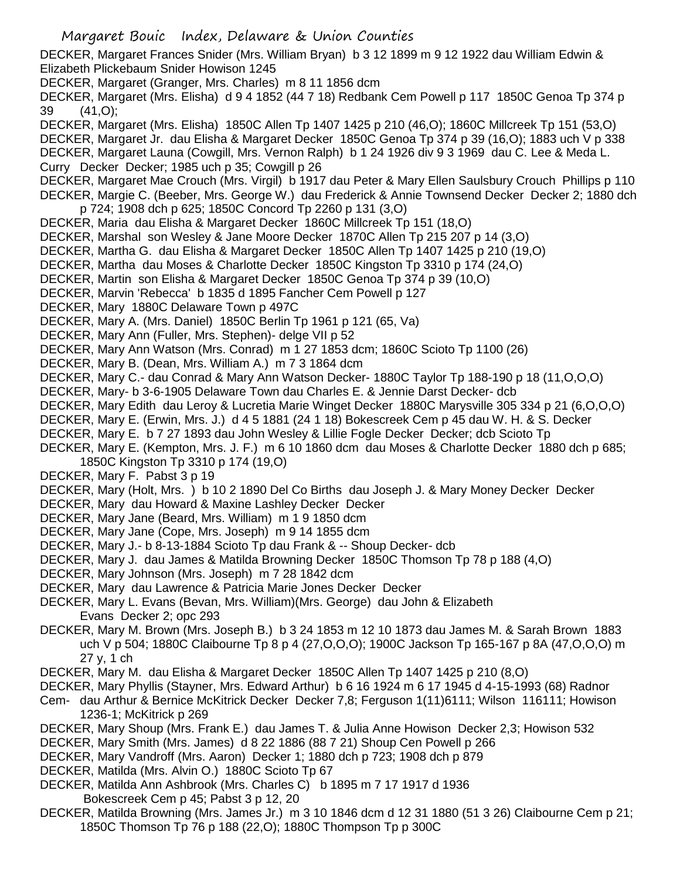DECKER, Margaret Frances Snider (Mrs. William Bryan) b 3 12 1899 m 9 12 1922 dau William Edwin & Elizabeth Plickebaum Snider Howison 1245

DECKER, Margaret (Granger, Mrs. Charles) m 8 11 1856 dcm

DECKER, Margaret (Mrs. Elisha) d 9 4 1852 (44 7 18) Redbank Cem Powell p 117 1850C Genoa Tp 374 p 39 (41,O);

DECKER, Margaret (Mrs. Elisha) 1850C Allen Tp 1407 1425 p 210 (46,O); 1860C Millcreek Tp 151 (53,O)

DECKER, Margaret Jr. dau Elisha & Margaret Decker 1850C Genoa Tp 374 p 39 (16,O); 1883 uch V p 338

DECKER, Margaret Launa (Cowgill, Mrs. Vernon Ralph) b 1 24 1926 div 9 3 1969 dau C. Lee & Meda L. Curry Decker Decker; 1985 uch p 35; Cowgill p 26

DECKER, Margaret Mae Crouch (Mrs. Virgil) b 1917 dau Peter & Mary Ellen Saulsbury Crouch Phillips p 110

DECKER, Margie C. (Beeber, Mrs. George W.) dau Frederick & Annie Townsend Decker Decker 2; 1880 dch p 724; 1908 dch p 625; 1850C Concord Tp 2260 p 131 (3,O)

DECKER, Maria dau Elisha & Margaret Decker 1860C Millcreek Tp 151 (18,O)

DECKER, Marshal son Wesley & Jane Moore Decker 1870C Allen Tp 215 207 p 14 (3,O)

DECKER, Martha G. dau Elisha & Margaret Decker 1850C Allen Tp 1407 1425 p 210 (19,O)

DECKER, Martha dau Moses & Charlotte Decker 1850C Kingston Tp 3310 p 174 (24,O)

DECKER, Martin son Elisha & Margaret Decker 1850C Genoa Tp 374 p 39 (10,O)

DECKER, Marvin 'Rebecca' b 1835 d 1895 Fancher Cem Powell p 127

DECKER, Mary 1880C Delaware Town p 497C

DECKER, Mary A. (Mrs. Daniel) 1850C Berlin Tp 1961 p 121 (65, Va)

DECKER, Mary Ann (Fuller, Mrs. Stephen)- delge VII p 52

DECKER, Mary Ann Watson (Mrs. Conrad) m 1 27 1853 dcm; 1860C Scioto Tp 1100 (26)

DECKER, Mary B. (Dean, Mrs. William A.) m 7 3 1864 dcm

DECKER, Mary C.- dau Conrad & Mary Ann Watson Decker- 1880C Taylor Tp 188-190 p 18 (11,O,O,O)

DECKER, Mary- b 3-6-1905 Delaware Town dau Charles E. & Jennie Darst Decker- dcb

DECKER, Mary Edith dau Leroy & Lucretia Marie Winget Decker 1880C Marysville 305 334 p 21 (6,O,O,O)

DECKER, Mary E. (Erwin, Mrs. J.) d 4 5 1881 (24 1 18) Bokescreek Cem p 45 dau W. H. & S. Decker

DECKER, Mary E. b 7 27 1893 dau John Wesley & Lillie Fogle Decker Decker; dcb Scioto Tp

DECKER, Mary E. (Kempton, Mrs. J. F.) m 6 10 1860 dcm dau Moses & Charlotte Decker 1880 dch p 685; 1850C Kingston Tp 3310 p 174 (19,O)

DECKER, Mary F. Pabst 3 p 19

DECKER, Mary (Holt, Mrs. ) b 10 2 1890 Del Co Births dau Joseph J. & Mary Money Decker Decker

DECKER, Mary dau Howard & Maxine Lashley Decker Decker

DECKER, Mary Jane (Beard, Mrs. William) m 1 9 1850 dcm

DECKER, Mary Jane (Cope, Mrs. Joseph) m 9 14 1855 dcm

DECKER, Mary J.- b 8-13-1884 Scioto Tp dau Frank & -- Shoup Decker- dcb

DECKER, Mary J. dau James & Matilda Browning Decker 1850C Thomson Tp 78 p 188 (4,O)

DECKER, Mary Johnson (Mrs. Joseph) m 7 28 1842 dcm

DECKER, Mary dau Lawrence & Patricia Marie Jones Decker Decker

DECKER, Mary L. Evans (Bevan, Mrs. William)(Mrs. George) dau John & Elizabeth Evans Decker 2; opc 293

DECKER, Mary M. Brown (Mrs. Joseph B.) b 3 24 1853 m 12 10 1873 dau James M. & Sarah Brown 1883 uch V p 504; 1880C Claibourne Tp 8 p 4 (27,O,O,O); 1900C Jackson Tp 165-167 p 8A (47,O,O,O) m 27 y, 1 ch

DECKER, Mary M. dau Elisha & Margaret Decker 1850C Allen Tp 1407 1425 p 210 (8,O)

DECKER, Mary Phyllis (Stayner, Mrs. Edward Arthur) b 6 16 1924 m 6 17 1945 d 4-15-1993 (68) Radnor Cem- dau Arthur & Bernice McKitrick Decker Decker 7,8; Ferguson 1(11)6111; Wilson 116111; Howison 1236-1; McKitrick p 269

DECKER, Mary Shoup (Mrs. Frank E.) dau James T. & Julia Anne Howison Decker 2,3; Howison 532

DECKER, Mary Smith (Mrs. James) d 8 22 1886 (88 7 21) Shoup Cen Powell p 266

DECKER, Mary Vandroff (Mrs. Aaron) Decker 1; 1880 dch p 723; 1908 dch p 879

DECKER, Matilda (Mrs. Alvin O.) 1880C Scioto Tp 67

DECKER, Matilda Ann Ashbrook (Mrs. Charles C) b 1895 m 7 17 1917 d 1936 Bokescreek Cem p 45; Pabst 3 p 12, 20

DECKER, Matilda Browning (Mrs. James Jr.) m 3 10 1846 dcm d 12 31 1880 (51 3 26) Claibourne Cem p 21; 1850C Thomson Tp 76 p 188 (22,O); 1880C Thompson Tp p 300C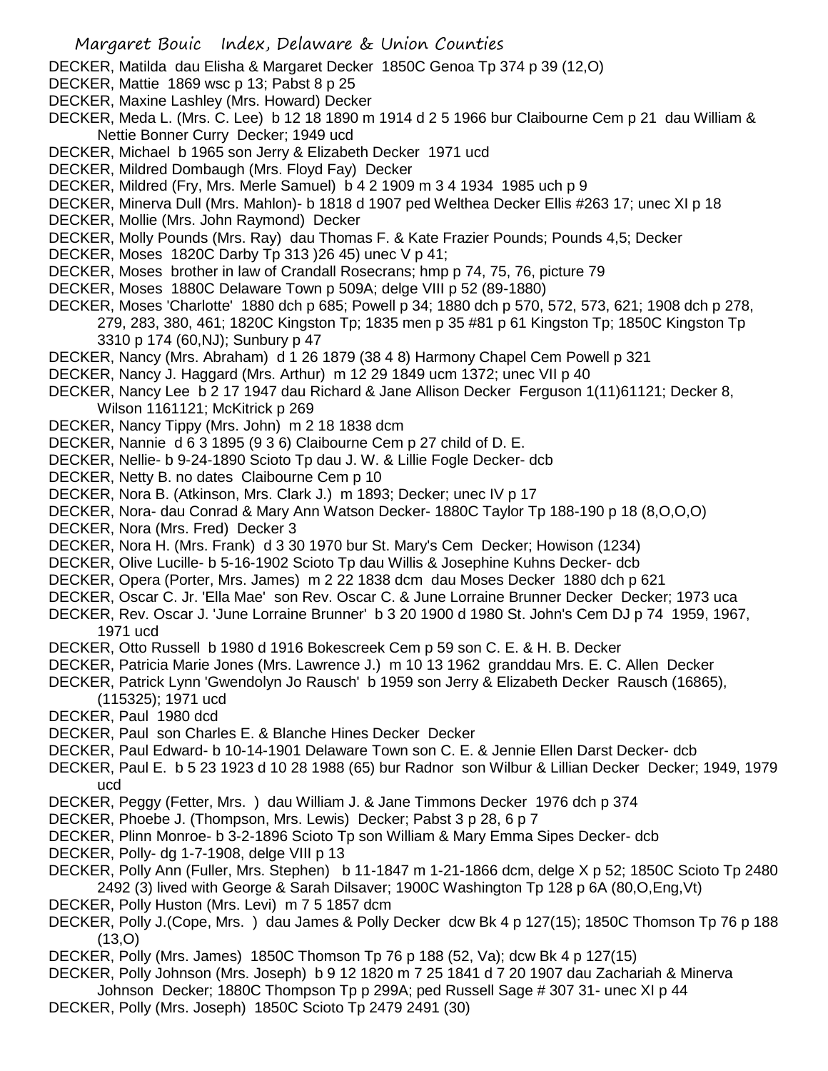DECKER, Matilda dau Elisha & Margaret Decker 1850C Genoa Tp 374 p 39 (12,O)
DECKER, Mattie 1869 wsc p 13; Pabst 8 p 25
DECKER, Maxine Lashley (Mrs. Howard) Decker
DECKER, Meda L. (Mrs. C. Lee) b 12 18 1890 m 1914 d 2 5 1966 bur Claibourne Cem p 21 dau William & Nettie Bonner Curry Decker; 1949 ucd
DECKER, Michael b 1965 son Jerry & Elizabeth Decker 1971 ucd
DECKER, Mildred Dombaugh (Mrs. Floyd Fay) Decker
DECKER, Mildred (Fry, Mrs. Merle Samuel) b 4 2 1909 m 3 4 1934 1985 uch p 9
DECKER, Minerva Dull (Mrs. Mahlon)- b 1818 d 1907 ped Welthea Decker Ellis #263 17; unec XI p 18
DECKER, Mollie (Mrs. John Raymond) Decker
DECKER, Molly Pounds (Mrs. Ray) dau Thomas F. & Kate Frazier Pounds; Pounds 4,5; Decker
DECKER, Moses 1820C Darby Tp 313 )26 45) unec V p 41;
DECKER, Moses brother in law of Crandall Rosecrans; hmp p 74, 75, 76, picture 79
DECKER, Moses 1880C Delaware Town p 509A; delge VIII p 52 (89-1880)
DECKER, Moses 'Charlotte' 1880 dch p 685; Powell p 34; 1880 dch p 570, 572, 573, 621; 1908 dch p 278, 279, 283, 380, 461; 1820C Kingston Tp; 1835 men p 35 #81 p 61 Kingston Tp; 1850C Kingston Tp 3310 p 174 (60,NJ); Sunbury p 47
DECKER, Nancy (Mrs. Abraham) d 1 26 1879 (38 4 8) Harmony Chapel Cem Powell p 321
DECKER, Nancy J. Haggard (Mrs. Arthur) m 12 29 1849 ucm 1372; unec VII p 40
DECKER, Nancy Lee b 2 17 1947 dau Richard & Jane Allison Decker Ferguson 1(11)61121; Decker 8, Wilson 1161121; McKitrick p 269
DECKER, Nancy Tippy (Mrs. John) m 2 18 1838 dcm
DECKER, Nannie d 6 3 1895 (9 3 6) Claibourne Cem p 27 child of D. E.
DECKER, Nellie- b 9-24-1890 Scioto Tp dau J. W. & Lillie Fogle Decker- dcb
DECKER, Netty B. no dates Claibourne Cem p 10
DECKER, Nora B. (Atkinson, Mrs. Clark J.) m 1893; Decker; unec IV p 17
DECKER, Nora- dau Conrad & Mary Ann Watson Decker- 1880C Taylor Tp 188-190 p 18 (8,O,O,O)
DECKER, Nora (Mrs. Fred) Decker 3
DECKER, Nora H. (Mrs. Frank) d 3 30 1970 bur St. Mary's Cem Decker; Howison (1234)
DECKER, Olive Lucille- b 5-16-1902 Scioto Tp dau Willis & Josephine Kuhns Decker- dcb
DECKER, Opera (Porter, Mrs. James) m 2 22 1838 dcm dau Moses Decker 1880 dch p 621
DECKER, Oscar C. Jr. 'Ella Mae' son Rev. Oscar C. & June Lorraine Brunner Decker Decker; 1973 uca
DECKER, Rev. Oscar J. 'June Lorraine Brunner' b 3 20 1900 d 1980 St. John's Cem DJ p 74 1959, 1967, 1971 ucd
DECKER, Otto Russell b 1980 d 1916 Bokescreek Cem p 59 son C. E. & H. B. Decker
DECKER, Patricia Marie Jones (Mrs. Lawrence J.) m 10 13 1962 granddau Mrs. E. C. Allen Decker
DECKER, Patrick Lynn 'Gwendolyn Jo Rausch' b 1959 son Jerry & Elizabeth Decker Rausch (16865), (115325); 1971 ucd
DECKER, Paul 1980 dcd
DECKER, Paul son Charles E. & Blanche Hines Decker Decker
DECKER, Paul Edward- b 10-14-1901 Delaware Town son C. E. & Jennie Ellen Darst Decker- dcb
DECKER, Paul E. b 5 23 1923 d 10 28 1988 (65) bur Radnor son Wilbur & Lillian Decker Decker; 1949, 1979 ucd
DECKER, Peggy (Fetter, Mrs. ) dau William J. & Jane Timmons Decker 1976 dch p 374
DECKER, Phoebe J. (Thompson, Mrs. Lewis) Decker; Pabst 3 p 28, 6 p 7
DECKER, Plinn Monroe- b 3-2-1896 Scioto Tp son William & Mary Emma Sipes Decker- dcb
DECKER, Polly- dg 1-7-1908, delge VIII p 13
DECKER, Polly Ann (Fuller, Mrs. Stephen) b 11-1847 m 1-21-1866 dcm, delge X p 52; 1850C Scioto Tp 2480 2492 (3) lived with George & Sarah Dilsaver; 1900C Washington Tp 128 p 6A (80,O,Eng,Vt)
DECKER, Polly Huston (Mrs. Levi) m 7 5 1857 dcm
DECKER, Polly J.(Cope, Mrs. ) dau James & Polly Decker dcw Bk 4 p 127(15); 1850C Thomson Tp 76 p 188 (13,O)
DECKER, Polly (Mrs. James) 1850C Thomson Tp 76 p 188 (52, Va); dcw Bk 4 p 127(15)
DECKER, Polly Johnson (Mrs. Joseph) b 9 12 1820 m 7 25 1841 d 7 20 1907 dau Zachariah & Minerva Johnson Decker; 1880C Thompson Tp p 299A; ped Russell Sage # 307 31- unec XI p 44
DECKER, Polly (Mrs. Joseph) 1850C Scioto Tp 2479 2491 (30)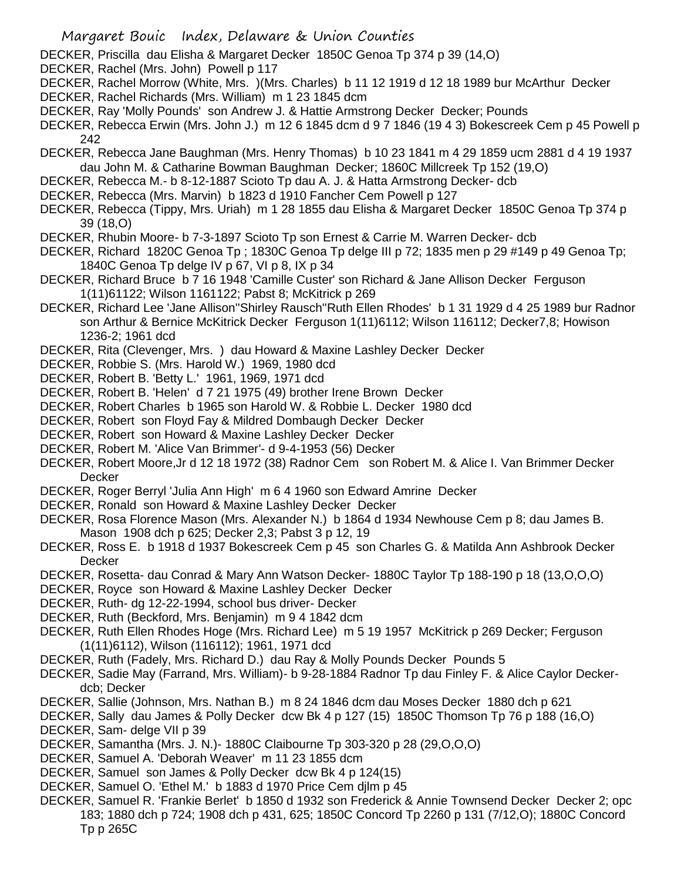DECKER, Priscilla dau Elisha & Margaret Decker 1850C Genoa Tp 374 p 39 (14,O)

DECKER, Rachel (Mrs. John) Powell p 117

DECKER, Rachel Morrow (White, Mrs. )(Mrs. Charles) b 11 12 1919 d 12 18 1989 bur McArthur Decker

DECKER, Rachel Richards (Mrs. William) m 1 23 1845 dcm

DECKER, Ray 'Molly Pounds' son Andrew J. & Hattie Armstrong Decker Decker; Pounds

DECKER, Rebecca Erwin (Mrs. John J.) m 12 6 1845 dcm d 9 7 1846 (19 4 3) Bokescreek Cem p 45 Powell p 242

DECKER, Rebecca Jane Baughman (Mrs. Henry Thomas) b 10 23 1841 m 4 29 1859 ucm 2881 d 4 19 1937 dau John M. & Catharine Bowman Baughman Decker; 1860C Millcreek Tp 152 (19,O)

DECKER, Rebecca M.- b 8-12-1887 Scioto Tp dau A. J. & Hatta Armstrong Decker- dcb

DECKER, Rebecca (Mrs. Marvin) b 1823 d 1910 Fancher Cem Powell p 127

DECKER, Rebecca (Tippy, Mrs. Uriah) m 1 28 1855 dau Elisha & Margaret Decker 1850C Genoa Tp 374 p 39 (18,O)

DECKER, Rhubin Moore- b 7-3-1897 Scioto Tp son Ernest & Carrie M. Warren Decker- dcb

DECKER, Richard 1820C Genoa Tp ; 1830C Genoa Tp delge III p 72; 1835 men p 29 #149 p 49 Genoa Tp; 1840C Genoa Tp delge IV p 67, VI p 8, IX p 34

DECKER, Richard Bruce b 7 16 1948 'Camille Custer' son Richard & Jane Allison Decker Ferguson 1(11)61122; Wilson 1161122; Pabst 8; McKitrick p 269

DECKER, Richard Lee 'Jane Allison''Shirley Rausch''Ruth Ellen Rhodes' b 1 31 1929 d 4 25 1989 bur Radnor son Arthur & Bernice McKitrick Decker Ferguson 1(11)6112; Wilson 116112; Decker7,8; Howison 1236-2; 1961 dcd

DECKER, Rita (Clevenger, Mrs. ) dau Howard & Maxine Lashley Decker Decker

DECKER, Robbie S. (Mrs. Harold W.) 1969, 1980 dcd

DECKER, Robert B. 'Betty L.' 1961, 1969, 1971 dcd

DECKER, Robert B. 'Helen' d 7 21 1975 (49) brother Irene Brown Decker

DECKER, Robert Charles b 1965 son Harold W. & Robbie L. Decker 1980 dcd

DECKER, Robert son Floyd Fay & Mildred Dombaugh Decker Decker

DECKER, Robert son Howard & Maxine Lashley Decker Decker

DECKER, Robert M. 'Alice Van Brimmer'- d 9-4-1953 (56) Decker

DECKER, Robert Moore,Jr d 12 18 1972 (38) Radnor Cem son Robert M. & Alice I. Van Brimmer Decker Decker

DECKER, Roger Berryl 'Julia Ann High' m 6 4 1960 son Edward Amrine Decker

DECKER, Ronald son Howard & Maxine Lashley Decker Decker

DECKER, Rosa Florence Mason (Mrs. Alexander N.) b 1864 d 1934 Newhouse Cem p 8; dau James B. Mason 1908 dch p 625; Decker 2,3; Pabst 3 p 12, 19

DECKER, Ross E. b 1918 d 1937 Bokescreek Cem p 45 son Charles G. & Matilda Ann Ashbrook Decker Decker

DECKER, Rosetta- dau Conrad & Mary Ann Watson Decker- 1880C Taylor Tp 188-190 p 18 (13,O,O,O)

DECKER, Royce son Howard & Maxine Lashley Decker Decker

DECKER, Ruth- dg 12-22-1994, school bus driver- Decker

DECKER, Ruth (Beckford, Mrs. Benjamin) m 9 4 1842 dcm

DECKER, Ruth Ellen Rhodes Hoge (Mrs. Richard Lee) m 5 19 1957 McKitrick p 269 Decker; Ferguson (1(11)6112), Wilson (116112); 1961, 1971 dcd

DECKER, Ruth (Fadely, Mrs. Richard D.) dau Ray & Molly Pounds Decker Pounds 5

DECKER, Sadie May (Farrand, Mrs. William)- b 9-28-1884 Radnor Tp dau Finley F. & Alice Caylor Decker- dcb; Decker

DECKER, Sallie (Johnson, Mrs. Nathan B.) m 8 24 1846 dcm dau Moses Decker 1880 dch p 621

DECKER, Sally dau James & Polly Decker dcw Bk 4 p 127 (15) 1850C Thomson Tp 76 p 188 (16,O)

DECKER, Sam- delge VII p 39

DECKER, Samantha (Mrs. J. N.)- 1880C Claibourne Tp 303-320 p 28 (29,O,O,O)

DECKER, Samuel A. 'Deborah Weaver' m 11 23 1855 dcm

DECKER, Samuel son James & Polly Decker dcw Bk 4 p 124(15)

DECKER, Samuel O. 'Ethel M.' b 1883 d 1970 Price Cem djlm p 45

DECKER, Samuel R. 'Frankie Berlet' b 1850 d 1932 son Frederick & Annie Townsend Decker Decker 2; opc 183; 1880 dch p 724; 1908 dch p 431, 625; 1850C Concord Tp 2260 p 131 (7/12,O); 1880C Concord Tp p 265C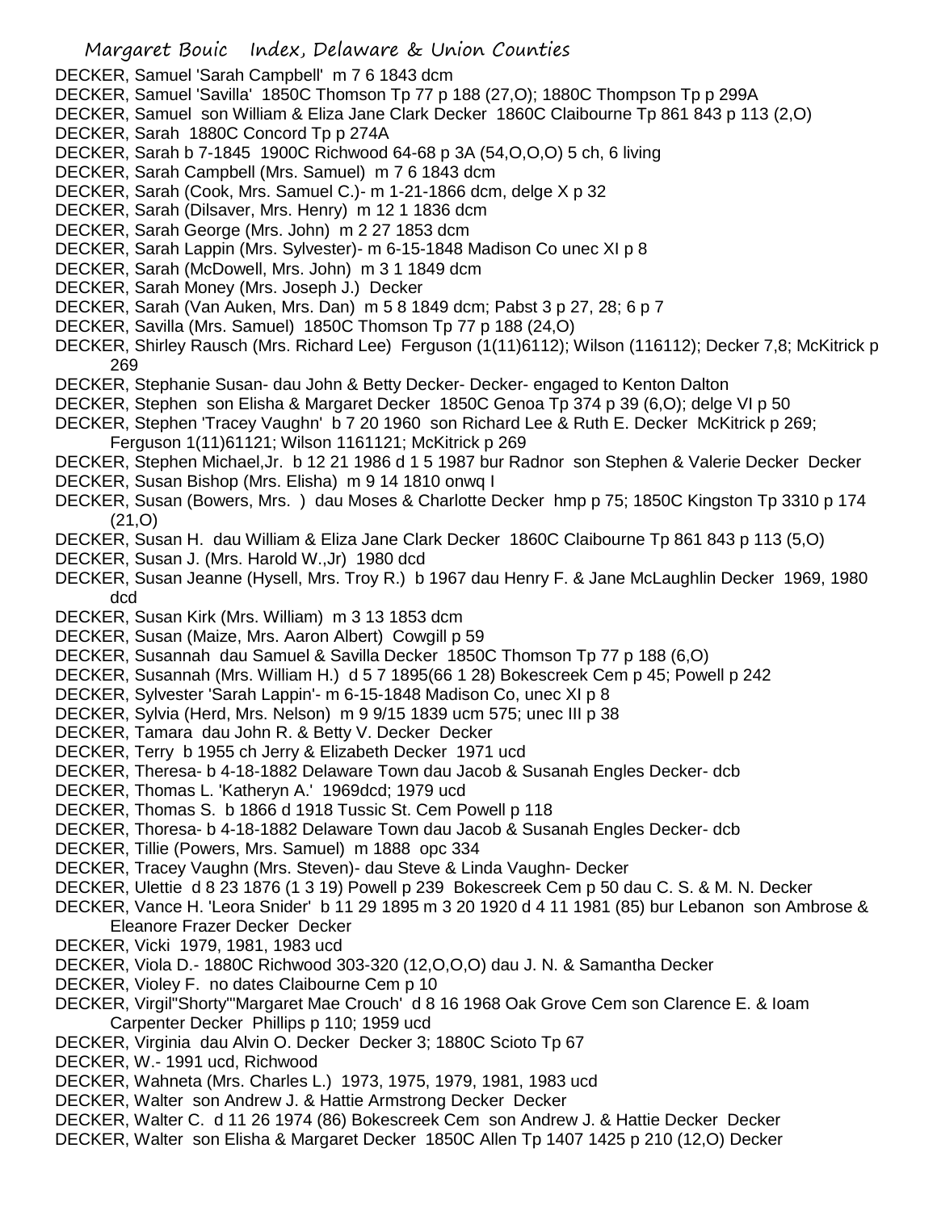DECKER, Samuel 'Sarah Campbell' m 7 6 1843 dcm
DECKER, Samuel 'Savilla' 1850C Thomson Tp 77 p 188 (27,O); 1880C Thompson Tp p 299A
DECKER, Samuel son William & Eliza Jane Clark Decker 1860C Claibourne Tp 861 843 p 113 (2,O)
DECKER, Sarah 1880C Concord Tp p 274A
DECKER, Sarah b 7-1845 1900C Richwood 64-68 p 3A (54,O,O,O) 5 ch, 6 living
DECKER, Sarah Campbell (Mrs. Samuel) m 7 6 1843 dcm
DECKER, Sarah (Cook, Mrs. Samuel C.)- m 1-21-1866 dcm, delge X p 32
DECKER, Sarah (Dilsaver, Mrs. Henry) m 12 1 1836 dcm
DECKER, Sarah George (Mrs. John) m 2 27 1853 dcm
DECKER, Sarah Lappin (Mrs. Sylvester)- m 6-15-1848 Madison Co unec XI p 8
DECKER, Sarah (McDowell, Mrs. John) m 3 1 1849 dcm
DECKER, Sarah Money (Mrs. Joseph J.) Decker
DECKER, Sarah (Van Auken, Mrs. Dan) m 5 8 1849 dcm; Pabst 3 p 27, 28; 6 p 7
DECKER, Savilla (Mrs. Samuel) 1850C Thomson Tp 77 p 188 (24,O)
DECKER, Shirley Rausch (Mrs. Richard Lee) Ferguson (1(11)6112); Wilson (116112); Decker 7,8; McKitrick p 269
DECKER, Stephanie Susan- dau John & Betty Decker- Decker- engaged to Kenton Dalton
DECKER, Stephen son Elisha & Margaret Decker 1850C Genoa Tp 374 p 39 (6,O); delge VI p 50
DECKER, Stephen 'Tracey Vaughn' b 7 20 1960 son Richard Lee & Ruth E. Decker McKitrick p 269; Ferguson 1(11)61121; Wilson 1161121; McKitrick p 269
DECKER, Stephen Michael,Jr. b 12 21 1986 d 1 5 1987 bur Radnor son Stephen & Valerie Decker Decker
DECKER, Susan Bishop (Mrs. Elisha) m 9 14 1810 onwq I
DECKER, Susan (Bowers, Mrs. ) dau Moses & Charlotte Decker hmp p 75; 1850C Kingston Tp 3310 p 174 (21,O)
DECKER, Susan H. dau William & Eliza Jane Clark Decker 1860C Claibourne Tp 861 843 p 113 (5,O)
DECKER, Susan J. (Mrs. Harold W.,Jr) 1980 dcd
DECKER, Susan Jeanne (Hysell, Mrs. Troy R.) b 1967 dau Henry F. & Jane McLaughlin Decker 1969, 1980 dcd
DECKER, Susan Kirk (Mrs. William) m 3 13 1853 dcm
DECKER, Susan (Maize, Mrs. Aaron Albert) Cowgill p 59
DECKER, Susannah dau Samuel & Savilla Decker 1850C Thomson Tp 77 p 188 (6,O)
DECKER, Susannah (Mrs. William H.) d 5 7 1895(66 1 28) Bokescreek Cem p 45; Powell p 242
DECKER, Sylvester 'Sarah Lappin'- m 6-15-1848 Madison Co, unec XI p 8
DECKER, Sylvia (Herd, Mrs. Nelson) m 9 9/15 1839 ucm 575; unec III p 38
DECKER, Tamara dau John R. & Betty V. Decker Decker
DECKER, Terry b 1955 ch Jerry & Elizabeth Decker 1971 ucd
DECKER, Theresa- b 4-18-1882 Delaware Town dau Jacob & Susanah Engles Decker- dcb
DECKER, Thomas L. 'Katheryn A.' 1969dcd; 1979 ucd
DECKER, Thomas S. b 1866 d 1918 Tussic St. Cem Powell p 118
DECKER, Thoresa- b 4-18-1882 Delaware Town dau Jacob & Susanah Engles Decker- dcb
DECKER, Tillie (Powers, Mrs. Samuel) m 1888 opc 334
DECKER, Tracey Vaughn (Mrs. Steven)- dau Steve & Linda Vaughn- Decker
DECKER, Ulettie d 8 23 1876 (1 3 19) Powell p 239 Bokescreek Cem p 50 dau C. S. & M. N. Decker
DECKER, Vance H. 'Leora Snider' b 11 29 1895 m 3 20 1920 d 4 11 1981 (85) bur Lebanon son Ambrose & Eleanore Frazer Decker Decker
DECKER, Vicki 1979, 1981, 1983 ucd
DECKER, Viola D.- 1880C Richwood 303-320 (12,O,O,O) dau J. N. & Samantha Decker
DECKER, Violey F. no dates Claibourne Cem p 10
DECKER, Virgil"Shorty"'Margaret Mae Crouch' d 8 16 1968 Oak Grove Cem son Clarence E. & Ioam Carpenter Decker Phillips p 110; 1959 ucd
DECKER, Virginia dau Alvin O. Decker Decker 3; 1880C Scioto Tp 67
DECKER, W.- 1991 ucd, Richwood
DECKER, Wahneta (Mrs. Charles L.) 1973, 1975, 1979, 1981, 1983 ucd
DECKER, Walter son Andrew J. & Hattie Armstrong Decker Decker
DECKER, Walter C. d 11 26 1974 (86) Bokescreek Cem son Andrew J. & Hattie Decker Decker
DECKER, Walter son Elisha & Margaret Decker 1850C Allen Tp 1407 1425 p 210 (12,O) Decker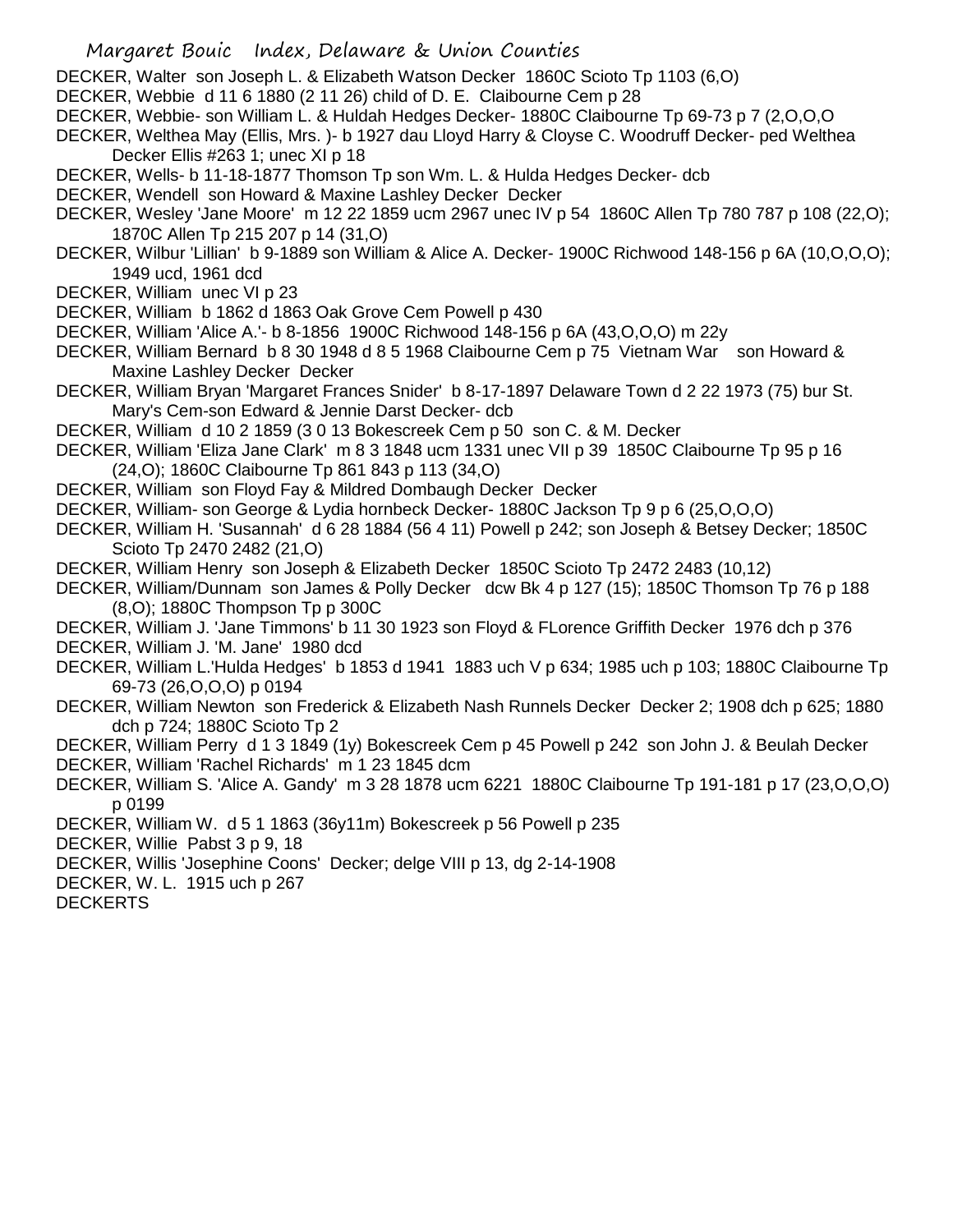DECKER, Walter son Joseph L. & Elizabeth Watson Decker 1860C Scioto Tp 1103 (6,O)
DECKER, Webbie d 11 6 1880 (2 11 26) child of D. E. Claibourne Cem p 28
DECKER, Webbie- son William L. & Huldah Hedges Decker- 1880C Claibourne Tp 69-73 p 7 (2,O,O,O
DECKER, Welthea May (Ellis, Mrs. )- b 1927 dau Lloyd Harry & Cloyse C. Woodruff Decker- ped Welthea Decker Ellis #263 1; unec XI p 18
DECKER, Wells- b 11-18-1877 Thomson Tp son Wm. L. & Hulda Hedges Decker- dcb
DECKER, Wendell son Howard & Maxine Lashley Decker Decker
DECKER, Wesley 'Jane Moore' m 12 22 1859 ucm 2967 unec IV p 54 1860C Allen Tp 780 787 p 108 (22,O); 1870C Allen Tp 215 207 p 14 (31,O)
DECKER, Wilbur 'Lillian' b 9-1889 son William & Alice A. Decker- 1900C Richwood 148-156 p 6A (10,O,O,O); 1949 ucd, 1961 dcd
DECKER, William unec VI p 23
DECKER, William b 1862 d 1863 Oak Grove Cem Powell p 430
DECKER, William 'Alice A.'- b 8-1856 1900C Richwood 148-156 p 6A (43,O,O,O) m 22y
DECKER, William Bernard b 8 30 1948 d 8 5 1968 Claibourne Cem p 75 Vietnam War son Howard & Maxine Lashley Decker Decker
DECKER, William Bryan 'Margaret Frances Snider' b 8-17-1897 Delaware Town d 2 22 1973 (75) bur St. Mary's Cem-son Edward & Jennie Darst Decker- dcb
DECKER, William d 10 2 1859 (3 0 13 Bokescreek Cem p 50 son C. & M. Decker
DECKER, William 'Eliza Jane Clark' m 8 3 1848 ucm 1331 unec VII p 39 1850C Claibourne Tp 95 p 16 (24,O); 1860C Claibourne Tp 861 843 p 113 (34,O)
DECKER, William son Floyd Fay & Mildred Dombaugh Decker Decker
DECKER, William- son George & Lydia hornbeck Decker- 1880C Jackson Tp 9 p 6 (25,O,O,O)
DECKER, William H. 'Susannah' d 6 28 1884 (56 4 11) Powell p 242; son Joseph & Betsey Decker; 1850C Scioto Tp 2470 2482 (21,O)
DECKER, William Henry son Joseph & Elizabeth Decker 1850C Scioto Tp 2472 2483 (10,12)
DECKER, William/Dunnam son James & Polly Decker dcw Bk 4 p 127 (15); 1850C Thomson Tp 76 p 188 (8,O); 1880C Thompson Tp p 300C
DECKER, William J. 'Jane Timmons' b 11 30 1923 son Floyd & FLorence Griffith Decker 1976 dch p 376
DECKER, William J. 'M. Jane' 1980 dcd
DECKER, William L.'Hulda Hedges' b 1853 d 1941 1883 uch V p 634; 1985 uch p 103; 1880C Claibourne Tp 69-73 (26,O,O,O) p 0194
DECKER, William Newton son Frederick & Elizabeth Nash Runnels Decker Decker 2; 1908 dch p 625; 1880 dch p 724; 1880C Scioto Tp 2
DECKER, William Perry d 1 3 1849 (1y) Bokescreek Cem p 45 Powell p 242 son John J. & Beulah Decker
DECKER, William 'Rachel Richards' m 1 23 1845 dcm
DECKER, William S. 'Alice A. Gandy' m 3 28 1878 ucm 6221 1880C Claibourne Tp 191-181 p 17 (23,O,O,O) p 0199
DECKER, William W. d 5 1 1863 (36y11m) Bokescreek p 56 Powell p 235
DECKER, Willie Pabst 3 p 9, 18
DECKER, Willis 'Josephine Coons' Decker; delge VIII p 13, dg 2-14-1908
DECKER, W. L. 1915 uch p 267
DECKERTS